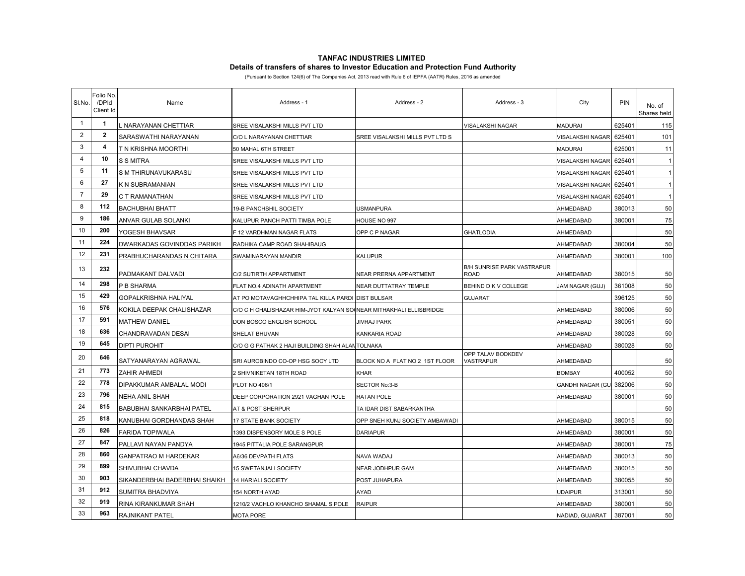# TANFAC INDUSTRIES LIMITED

## Details of transfers of shares to Investor Education and Protection Fund Authority

(Pursuant to Section 124(6) of The Companies Act, 2013 read with Rule 6 of IEPFA (AATR) Rules, 2016 as amended

| Sl.No. | Folio No. /DPId Client Id | Name | Address - 1 | Address - 2 | Address - 3 | City | PIN | No. of Shares held |
|---|---|---|---|---|---|---|---|---|
| 1 | 1 | L NARAYANAN CHETTIAR | SREE VISALAKSHI MILLS PVT LTD | | VISALAKSHI NAGAR | MADURAI | 625401 | 115 |
| 2 | 2 | SARASWATHI NARAYANAN | C/O L NARAYANAN CHETTIAR | SREE VISALAKSHI MILLS PVT LTD S | | VISALAKSHI NAGAR | 625401 | 101 |
| 3 | 4 | T N KRISHNA MOORTHI | 50 MAHAL 6TH STREET | | | MADURAI | 625001 | 11 |
| 4 | 10 | S S MITRA | SREE VISALAKSHI MILLS PVT LTD | | | VISALAKSHI NAGAR | 625401 | 1 |
| 5 | 11 | S M THIRUNAVUKARASU | SREE VISALAKSHI MILLS PVT LTD | | | VISALAKSHI NAGAR | 625401 | 1 |
| 6 | 27 | K N SUBRAMANIAN | SREE VISALAKSHI MILLS PVT LTD | | | VISALAKSHI NAGAR | 625401 | 1 |
| 7 | 29 | C T RAMANATHAN | SREE VISALAKSHI MILLS PVT LTD | | | VISALAKSHI NAGAR | 625401 | 1 |
| 8 | 112 | BACHUBHAI BHATT | 19-B PANCHSHIL SOCIETY | USMANPURA | | AHMEDABAD | 380013 | 50 |
| 9 | 186 | ANVAR GULAB SOLANKI | KALUPUR PANCH PATTI TIMBA POLE | HOUSE NO 997 | | AHMEDABAD | 380001 | 75 |
| 10 | 200 | YOGESH BHAVSAR | F 12 VARDHMAN NAGAR FLATS | OPP C P NAGAR | GHATLODIA | AHMEDABAD | | 50 |
| 11 | 224 | DWARKADAS GOVINDDAS PARIKH | RADHIKA CAMP ROAD SHAHIBAUG | | | AHMEDABAD | 380004 | 50 |
| 12 | 231 | PRABHUCHARANDAS N CHITARA | SWAMINARAYAN MANDIR | KALUPUR | | AHMEDABAD | 380001 | 100 |
| 13 | 232 | PADMAKANT DALVADI | C/2 SUTIRTH APPARTMENT | NEAR PRERNA APPARTMENT | B/H SUNRISE PARK VASTRAPUR ROAD | AHMEDABAD | 380015 | 50 |
| 14 | 298 | P B SHARMA | FLAT NO.4 ADINATH APARTMENT | NEAR DUTTATRAY TEMPLE | BEHIND D K V COLLEGE | JAM NAGAR (GUJ) | 361008 | 50 |
| 15 | 429 | GOPALKRISHNA HALIYAL | AT PO MOTAVAGHHCHHIPA TAL KILLA PARDI | DIST BULSAR | GUJARAT | | 396125 | 50 |
| 16 | 576 | KOKILA DEEPAK CHALISHAZAR | C/O C H CHALISHAZAR HIM-JYOT KALYAN SO | NEAR MITHAKHALI ELLISBRIDGE | | AHMEDABAD | 380006 | 50 |
| 17 | 591 | MATHEW DANIEL | DON BOSCO ENGLISH SCHOOL | JIVRAJ PARK | | AHMEDABAD | 380051 | 50 |
| 18 | 636 | CHANDRAVADAN DESAI | SHELAT BHUVAN | KANKARIA ROAD | | AHMEDABAD | 380028 | 50 |
| 19 | 645 | DIPTI PUROHIT | C/O G G PATHAK 2 HAJI BUILDING SHAH ALAM | TOLNAKA | | AHMEDABAD | 380028 | 50 |
| 20 | 646 | SATYANARAYAN AGRAWAL | SRI AUROBINDO CO-OP HSG SOCY LTD | BLOCK NO A FLAT NO 2 1ST FLOOR | OPP TALAV BODKDEV VASTRAPUR | AHMEDABAD | | 50 |
| 21 | 773 | ZAHIR AHMEDI | 2 SHIVNIKETAN 18TH ROAD | KHAR | | BOMBAY | 400052 | 50 |
| 22 | 778 | DIPAKKUMAR AMBALAL MODI | PLOT NO 406/1 | SECTOR No:3-B | | GANDHI NAGAR (GU | 382006 | 50 |
| 23 | 796 | NEHA ANIL SHAH | DEEP CORPORATION 2921 VAGHAN POLE | RATAN POLE | | AHMEDABAD | 380001 | 50 |
| 24 | 815 | BABUBHAI SANKARBHAI PATEL | AT & POST SHERPUR | TA IDAR DIST SABARKANTHA | | | | 50 |
| 25 | 818 | KANUBHAI GORDHANDAS SHAH | 17 STATE BANK SOCIETY | OPP SNEH KUNJ SOCIETY AMBAWADI | | AHMEDABAD | 380015 | 50 |
| 26 | 826 | FARIDA TOPIWALA | 1393 DISPENSORY MOLE S POLE | DARIAPUR | | AHMEDABAD | 380001 | 50 |
| 27 | 847 | PALLAVI NAYAN PANDYA | 1945 PITTALIA POLE SARANGPUR | | | AHMEDABAD | 380001 | 75 |
| 28 | 860 | GANPATRAO M HARDEKAR | A6/36 DEVPATH FLATS | NAVA WADAJ | | AHMEDABAD | 380013 | 50 |
| 29 | 899 | SHIVUBHAI CHAVDA | 15 SWETANJALI SOCIETY | NEAR JODHPUR GAM | | AHMEDABAD | 380015 | 50 |
| 30 | 903 | SIKANDERBHAI BADERBHAI SHAIKH | 14 HARIALI SOCIETY | POST JUHAPURA | | AHMEDABAD | 380055 | 50 |
| 31 | 912 | SUMITRA BHADVIYA | 154 NORTH AYAD | AYAD | | UDAIPUR | 313001 | 50 |
| 32 | 919 | RINA KIRANKUMAR SHAH | 1210/2 VACHLO KHANCHO SHAMAL S POLE | RAIPUR | | AHMEDABAD | 380001 | 50 |
| 33 | 963 | RAJNIKANT PATEL | MOTA PORE | | | NADIAD, GUJARAT | 387001 | 50 |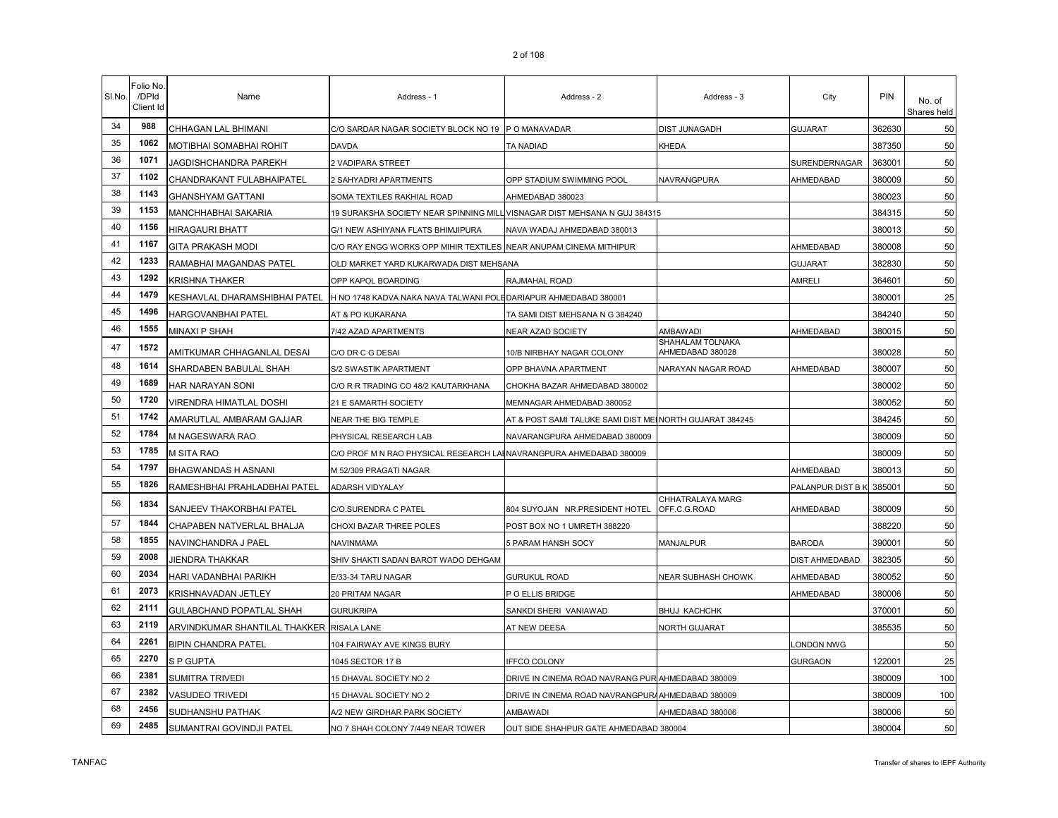| Sl.No. | Folio No. /DPId Client Id | Name | Address - 1 | Address - 2 | Address - 3 | City | PIN | No. of Shares held |
|---|---|---|---|---|---|---|---|---|
| 34 | 988 | CHHAGAN LAL BHIMANI | C/O SARDAR NAGAR SOCIETY BLOCK NO 19 | P O MANAVADAR | DIST JUNAGADH | GUJARAT | 362630 | 50 |
| 35 | 1062 | MOTIBHAI SOMABHAI ROHIT | DAVDA | TA NADIAD | KHEDA | | 387350 | 50 |
| 36 | 1071 | JAGDISHCHANDRA PAREKH | 2 VADIPARA STREET | | | SURENDERNAGAR | 363001 | 50 |
| 37 | 1102 | CHANDRAKANT FULABHAIPATEL | 2 SAHYADRI APARTMENTS | OPP STADIUM SWIMMING POOL | NAVRANGPURA | AHMEDABAD | 380009 | 50 |
| 38 | 1143 | GHANSHYAM GATTANI | SOMA TEXTILES RAKHIAL ROAD | AHMEDABAD 380023 | | | 380023 | 50 |
| 39 | 1153 | MANCHHABHAI SAKARIA | 19 SURAKSHA SOCIETY NEAR SPINNING MILL | VISNAGAR DIST MEHSANA N GUJ 384315 | | | 384315 | 50 |
| 40 | 1156 | HIRAGAURI BHATT | G/1 NEW ASHIYANA FLATS BHIMJIPURA | NAVA WADAJ AHMEDABAD 380013 | | | 380013 | 50 |
| 41 | 1167 | GITA PRAKASH MODI | C/O RAY ENGG WORKS OPP MIHIR TEXTILES | NEAR ANUPAM CINEMA MITHIPUR | | AHMEDABAD | 380008 | 50 |
| 42 | 1233 | RAMABHAI MAGANDAS PATEL | OLD MARKET YARD KUKARWADA DIST MEHSANA | | | GUJARAT | 382830 | 50 |
| 43 | 1292 | KRISHNA THAKER | OPP KAPOL BOARDING | RAJMAHAL ROAD | | AMRELI | 364601 | 50 |
| 44 | 1479 | KESHAVLAL DHARAMSHIBHAI PATEL | H NO 1748 KADVA NAKA NAVA TALWANI POLE | DARIAPUR AHMEDABAD 380001 | | | 380001 | 25 |
| 45 | 1496 | HARGOVANBHAI PATEL | AT & PO KUKARANA | TA SAMI DIST MEHSANA N G 384240 | | | 384240 | 50 |
| 46 | 1555 | MINAXI P SHAH | 7/42 AZAD APARTMENTS | NEAR AZAD SOCIETY | AMBAWADI | AHMEDABAD | 380015 | 50 |
| 47 | 1572 | AMITKUMAR CHHAGANLAL DESAI | C/O DR C G DESAI | 10/B NIRBHAY NAGAR COLONY | SHAHALAM TOLNAKA AHMEDABAD 380028 | | 380028 | 50 |
| 48 | 1614 | SHARDABEN BABULAL SHAH | S/2 SWASTIK APARTMENT | OPP BHAVNA APARTMENT | NARAYAN NAGAR ROAD | AHMEDABAD | 380007 | 50 |
| 49 | 1689 | HAR NARAYAN SONI | C/O R R TRADING CO 48/2 KAUTARKHANA | CHOKHA BAZAR AHMEDABAD 380002 | | | 380002 | 50 |
| 50 | 1720 | VIRENDRA HIMATLAL DOSHI | 21 E SAMARTH SOCIETY | MEMNAGAR AHMEDABAD 380052 | | | 380052 | 50 |
| 51 | 1742 | AMARUTLAL AMBARAM GAJJAR | NEAR THE BIG TEMPLE | AT & POST SAMI TALUKE SAMI DIST MEI | NORTH GUJARAT 384245 | | 384245 | 50 |
| 52 | 1784 | M NAGESWARA RAO | PHYSICAL RESEARCH LAB | NAVARANGPURA AHMEDABAD 380009 | | | 380009 | 50 |
| 53 | 1785 | M SITA RAO | C/O PROF M N RAO PHYSICAL RESEARCH LAI | NAVRANGPURA AHMEDABAD 380009 | | | 380009 | 50 |
| 54 | 1797 | BHAGWANDAS H ASNANI | M 52/309 PRAGATI NAGAR | | | AHMEDABAD | 380013 | 50 |
| 55 | 1826 | RAMESHBHAI PRAHLADBHAI PATEL | ADARSH VIDYALAY | | | PALANPUR DIST B K | 385001 | 50 |
| 56 | 1834 | SANJEEV THAKORBHAI PATEL | C/O.SURENDRA C PATEL | 804 SUYOJAN NR.PRESIDENT HOTEL | CHHATRALAYA MARG OFF.C.G.ROAD | AHMEDABAD | 380009 | 50 |
| 57 | 1844 | CHAPABEN NATVERLAL BHALJA | CHOXI BAZAR THREE POLES | POST BOX NO 1 UMRETH 388220 | | | 388220 | 50 |
| 58 | 1855 | NAVINCHANDRA J PAEL | NAVINMAMA | 5 PARAM HANSH SOCY | MANJALPUR | BARODA | 390001 | 50 |
| 59 | 2008 | JIENDRA THAKKAR | SHIV SHAKTI SADAN BAROT WADO DEHGAM | | | DIST AHMEDABAD | 382305 | 50 |
| 60 | 2034 | HARI VADANBHAI PARIKH | E/33-34 TARU NAGAR | GURUKUL ROAD | NEAR SUBHASH CHOWK | AHMEDABAD | 380052 | 50 |
| 61 | 2073 | KRISHNAVADAN JETLEY | 20 PRITAM NAGAR | P O ELLIS BRIDGE | | AHMEDABAD | 380006 | 50 |
| 62 | 2111 | GULABCHAND POPATLAL SHAH | GURUKRIPA | SANKDI SHERI VANIAWAD | BHUJ KACHCHK | | 370001 | 50 |
| 63 | 2119 | ARVINDKUMAR SHANTILAL THAKKER | RISALA LANE | AT NEW DEESA | NORTH GUJARAT | | 385535 | 50 |
| 64 | 2261 | BIPIN CHANDRA PATEL | 104 FAIRWAY AVE KINGS BURY | | | LONDON NWG | | 50 |
| 65 | 2270 | S P GUPTA | 1045 SECTOR 17 B | IFFCO COLONY | | GURGAON | 122001 | 25 |
| 66 | 2381 | SUMITRA TRIVEDI | 15 DHAVAL SOCIETY NO 2 | DRIVE IN CINEMA ROAD NAVRANG PUR | AHMEDABAD 380009 | | 380009 | 100 |
| 67 | 2382 | VASUDEO TRIVEDI | 15 DHAVAL SOCIETY NO 2 | DRIVE IN CINEMA ROAD NAVRANGPURA | AHMEDABAD 380009 | | 380009 | 100 |
| 68 | 2456 | SUDHANSHU PATHAK | A/2 NEW GIRDHAR PARK SOCIETY | AMBAWADI | AHMEDABAD 380006 | | 380006 | 50 |
| 69 | 2485 | SUMANTRAI GOVINDJI PATEL | NO 7 SHAH COLONY 7/449 NEAR TOWER | OUT SIDE SHAHPUR GATE AHMEDABAD 380004 | | | 380004 | 50 |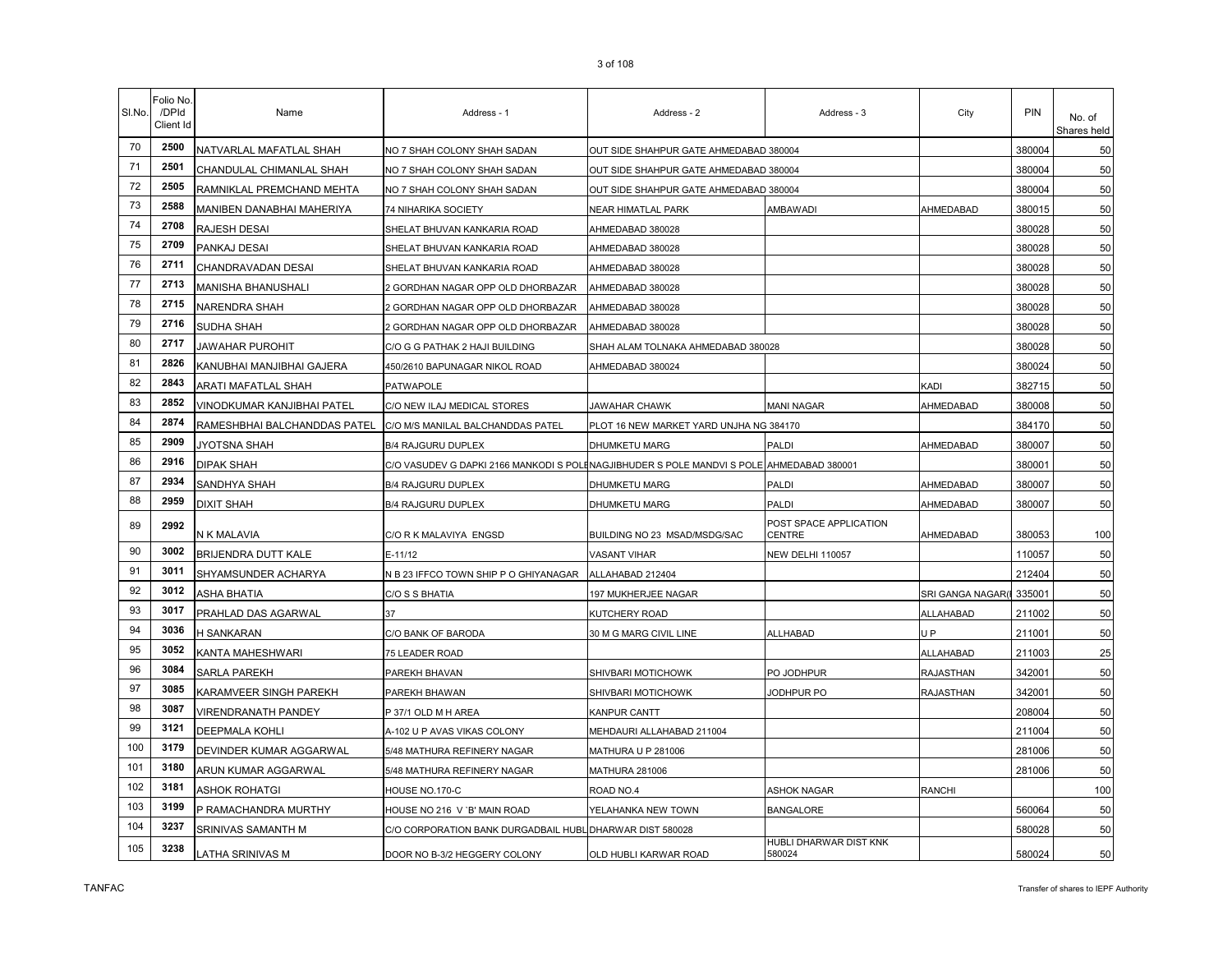| Sl.No. | Folio No. /DPId Client Id | Name | Address - 1 | Address - 2 | Address - 3 | City | PIN | No. of Shares held |
|---|---|---|---|---|---|---|---|---|
| 70 | 2500 | NATVARLAL MAFATLAL SHAH | NO 7 SHAH COLONY SHAH SADAN | OUT SIDE SHAHPUR GATE AHMEDABAD 380004 | | | 380004 | 50 |
| 71 | 2501 | CHANDULAL CHIMANLAL SHAH | NO 7 SHAH COLONY SHAH SADAN | OUT SIDE SHAHPUR GATE AHMEDABAD 380004 | | | 380004 | 50 |
| 72 | 2505 | RAMNIKLAL PREMCHAND MEHTA | NO 7 SHAH COLONY SHAH SADAN | OUT SIDE SHAHPUR GATE AHMEDABAD 380004 | | | 380004 | 50 |
| 73 | 2588 | MANIBEN DANABHAI MAHERIYA | 74 NIHARIKA SOCIETY | NEAR HIMATLAL PARK | AMBAWADI | AHMEDABAD | 380015 | 50 |
| 74 | 2708 | RAJESH DESAI | SHELAT BHUVAN KANKARIA ROAD | AHMEDABAD 380028 | | | 380028 | 50 |
| 75 | 2709 | PANKAJ DESAI | SHELAT BHUVAN KANKARIA ROAD | AHMEDABAD 380028 | | | 380028 | 50 |
| 76 | 2711 | CHANDRAVADAN DESAI | SHELAT BHUVAN KANKARIA ROAD | AHMEDABAD 380028 | | | 380028 | 50 |
| 77 | 2713 | MANISHA BHANUSHALI | 2 GORDHAN NAGAR OPP OLD DHORBAZAR | AHMEDABAD 380028 | | | 380028 | 50 |
| 78 | 2715 | NARENDRA SHAH | 2 GORDHAN NAGAR OPP OLD DHORBAZAR | AHMEDABAD 380028 | | | 380028 | 50 |
| 79 | 2716 | SUDHA SHAH | 2 GORDHAN NAGAR OPP OLD DHORBAZAR | AHMEDABAD 380028 | | | 380028 | 50 |
| 80 | 2717 | JAWAHAR PUROHIT | C/O G G PATHAK 2 HAJI BUILDING | SHAH ALAM TOLNAKA AHMEDABAD 380028 | | | 380028 | 50 |
| 81 | 2826 | KANUBHAI MANJIBHAI GAJERA | 450/2610 BAPUNAGAR NIKOL ROAD | AHMEDABAD 380024 | | | 380024 | 50 |
| 82 | 2843 | ARATI MAFATLAL SHAH | PATWAPOLE | | | KADI | 382715 | 50 |
| 83 | 2852 | VINODKUMAR KANJIBHAI PATEL | C/O NEW ILAJ MEDICAL STORES | JAWAHAR CHAWK | MANI NAGAR | AHMEDABAD | 380008 | 50 |
| 84 | 2874 | RAMESHBHAI BALCHANDDAS PATEL | C/O M/S MANILAL BALCHANDDAS PATEL | PLOT 16 NEW MARKET YARD UNJHA NG 384170 | | | 384170 | 50 |
| 85 | 2909 | JYOTSNA SHAH | B/4 RAJGURU DUPLEX | DHUMKETU MARG | PALDI | AHMEDABAD | 380007 | 50 |
| 86 | 2916 | DIPAK SHAH | C/O VASUDEV G DAPKI 2166 MANKODI S POLE | NAGJIBHUDER S POLE MANDVI S POLE | AHMEDABAD 380001 | | 380001 | 50 |
| 87 | 2934 | SANDHYA SHAH | B/4 RAJGURU DUPLEX | DHUMKETU MARG | PALDI | AHMEDABAD | 380007 | 50 |
| 88 | 2959 | DIXIT SHAH | B/4 RAJGURU DUPLEX | DHUMKETU MARG | PALDI | AHMEDABAD | 380007 | 50 |
| 89 | 2992 | N K MALAVIA | C/O R K MALAVIYA ENGSD | BUILDING NO 23 MSAD/MSDG/SAC | POST SPACE APPLICATION CENTRE | AHMEDABAD | 380053 | 100 |
| 90 | 3002 | BRIJENDRA DUTT KALE | E-11/12 | VASANT VIHAR | NEW DELHI 110057 | | 110057 | 50 |
| 91 | 3011 | SHYAMSUNDER ACHARYA | N B 23 IFFCO TOWN SHIP P O GHIYANAGAR | ALLAHABAD 212404 | | | 212404 | 50 |
| 92 | 3012 | ASHA BHATIA | C/O S S BHATIA | 197 MUKHERJEE NAGAR | | SRI GANGA NAGAR( | 335001 | 50 |
| 93 | 3017 | PRAHLAD DAS AGARWAL | 37 | KUTCHERY ROAD | | ALLAHABAD | 211002 | 50 |
| 94 | 3036 | H SANKARAN | C/O BANK OF BARODA | 30 M G MARG CIVIL LINE | ALLHABAD | U P | 211001 | 50 |
| 95 | 3052 | KANTA MAHESHWARI | 75 LEADER ROAD | | | ALLAHABAD | 211003 | 25 |
| 96 | 3084 | SARLA PAREKH | PAREKH BHAVAN | SHIVBARI MOTICHOWK | PO JODHPUR | RAJASTHAN | 342001 | 50 |
| 97 | 3085 | KARAMVEER SINGH PAREKH | PAREKH BHAWAN | SHIVBARI MOTICHOWK | JODHPUR PO | RAJASTHAN | 342001 | 50 |
| 98 | 3087 | VIRENDRANATH PANDEY | P 37/1 OLD M H AREA | KANPUR CANTT | | | 208004 | 50 |
| 99 | 3121 | DEEPMALA KOHLI | A-102 U P AVAS VIKAS COLONY | MEHDAURI ALLAHABAD 211004 | | | 211004 | 50 |
| 100 | 3179 | DEVINDER KUMAR AGGARWAL | 5/48 MATHURA REFINERY NAGAR | MATHURA U P 281006 | | | 281006 | 50 |
| 101 | 3180 | ARUN KUMAR AGGARWAL | 5/48 MATHURA REFINERY NAGAR | MATHURA 281006 | | | 281006 | 50 |
| 102 | 3181 | ASHOK ROHATGI | HOUSE NO.170-C | ROAD NO.4 | ASHOK NAGAR | RANCHI | | 100 |
| 103 | 3199 | P RAMACHANDRA MURTHY | HOUSE NO 216 V `B' MAIN ROAD | YELAHANKA NEW TOWN | BANGALORE | | 560064 | 50 |
| 104 | 3237 | SRINIVAS SAMANTH M | C/O CORPORATION BANK DURGADBAIL HUBL | DHARWAR DIST 580028 | | | 580028 | 50 |
| 105 | 3238 | LATHA SRINIVAS M | DOOR NO B-3/2 HEGGERY COLONY | OLD HUBLI KARWAR ROAD | HUBLI DHARWAR DIST KNK 580024 | | 580024 | 50 |

TANFAC

Transfer of shares to IEPF Authority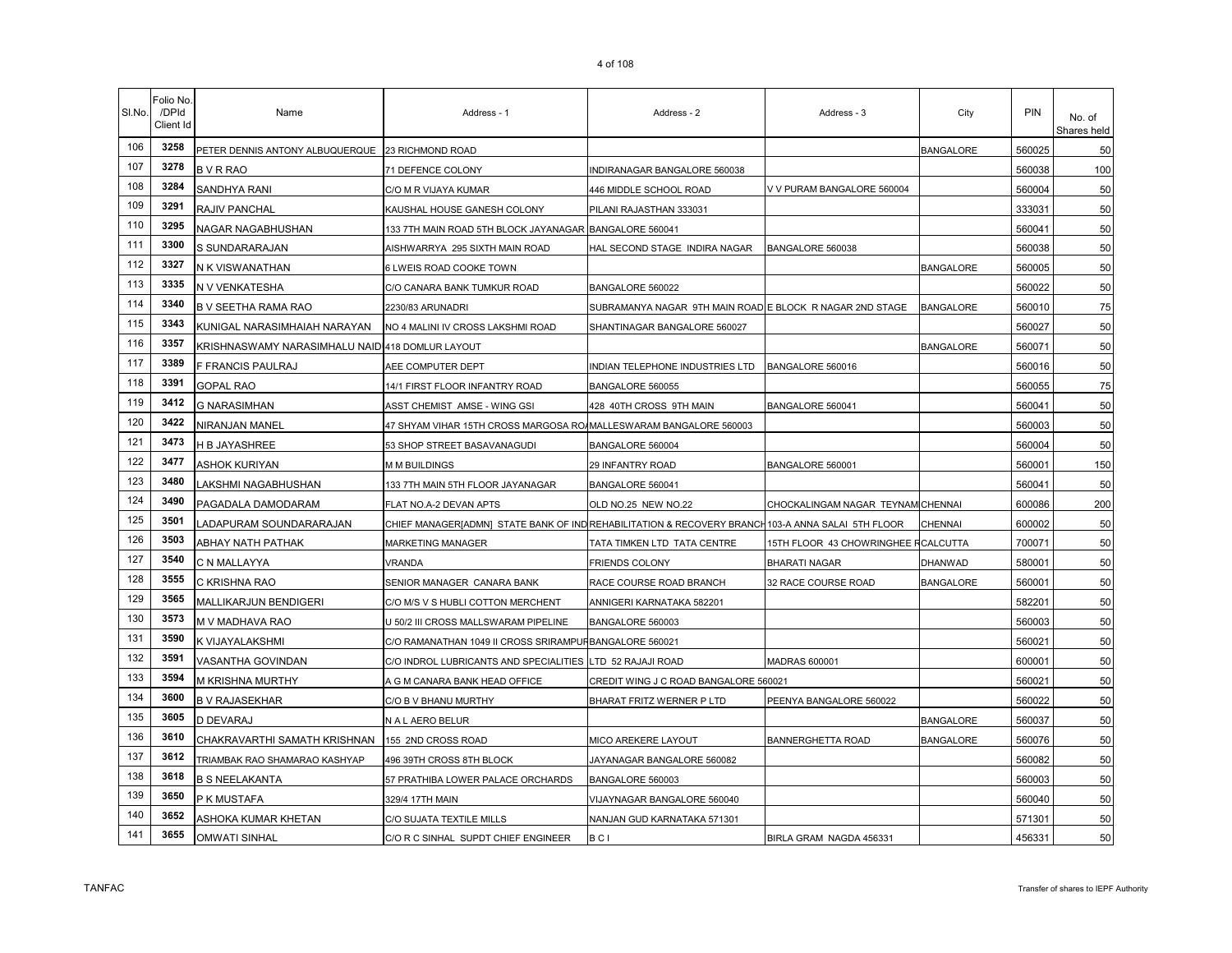| Sl.No. | Folio No. /DPId Client Id | Name | Address - 1 | Address - 2 | Address - 3 | City | PIN | No. of Shares held |
|---|---|---|---|---|---|---|---|---|
| 106 | 3258 | PETER DENNIS ANTONY ALBUQUERQUE | 23 RICHMOND ROAD | | | BANGALORE | 560025 | 50 |
| 107 | 3278 | B V R RAO | 71 DEFENCE COLONY | INDIRANAGAR BANGALORE 560038 | | | 560038 | 100 |
| 108 | 3284 | SANDHYA RANI | C/O M R VIJAYA KUMAR | 446 MIDDLE SCHOOL ROAD | V V PURAM BANGALORE 560004 | | 560004 | 50 |
| 109 | 3291 | RAJIV PANCHAL | KAUSHAL HOUSE GANESH COLONY | PILANI RAJASTHAN 333031 | | | 333031 | 50 |
| 110 | 3295 | NAGAR NAGABHUSHAN | 133 7TH MAIN ROAD 5TH BLOCK JAYANAGAR | BANGALORE 560041 | | | 560041 | 50 |
| 111 | 3300 | S SUNDARARAJAN | AISHWARRYA 295 SIXTH MAIN ROAD | HAL SECOND STAGE INDIRA NAGAR | BANGALORE 560038 | | 560038 | 50 |
| 112 | 3327 | N K VISWANATHAN | 6 LWEIS ROAD COOKE TOWN | | | BANGALORE | 560005 | 50 |
| 113 | 3335 | N V VENKATESHA | C/O CANARA BANK TUMKUR ROAD | BANGALORE 560022 | | | 560022 | 50 |
| 114 | 3340 | B V SEETHA RAMA RAO | 2230/83 ARUNADRI | SUBRAMANYA NAGAR 9TH MAIN ROAD | E BLOCK R NAGAR 2ND STAGE | BANGALORE | 560010 | 75 |
| 115 | 3343 | KUNIGAL NARASIMHAIAH NARAYAN | NO 4 MALINI IV CROSS LAKSHMI ROAD | SHANTINAGAR BANGALORE 560027 | | | 560027 | 50 |
| 116 | 3357 | KRISHNASWAMY NARASIMHALU NAID | 418 DOMLUR LAYOUT | | | BANGALORE | 560071 | 50 |
| 117 | 3389 | F FRANCIS PAULRAJ | AEE COMPUTER DEPT | INDIAN TELEPHONE INDUSTRIES LTD | BANGALORE 560016 | | 560016 | 50 |
| 118 | 3391 | GOPAL RAO | 14/1 FIRST FLOOR INFANTRY ROAD | BANGALORE 560055 | | | 560055 | 75 |
| 119 | 3412 | G NARASIMHAN | ASST CHEMIST AMSE - WING GSI | 428 40TH CROSS 9TH MAIN | BANGALORE 560041 | | 560041 | 50 |
| 120 | 3422 | NIRANJAN MANEL | 47 SHYAM VIHAR 15TH CROSS MARGOSA RO | MALLESWARAM BANGALORE 560003 | | | 560003 | 50 |
| 121 | 3473 | H B JAYASHREE | 53 SHOP STREET BASAVANAGUDI | BANGALORE 560004 | | | 560004 | 50 |
| 122 | 3477 | ASHOK KURIYAN | M M BUILDINGS | 29 INFANTRY ROAD | BANGALORE 560001 | | 560001 | 150 |
| 123 | 3480 | LAKSHMI NAGABHUSHAN | 133 7TH MAIN 5TH FLOOR JAYANAGAR | BANGALORE 560041 | | | 560041 | 50 |
| 124 | 3490 | PAGADALA DAMODARAM | FLAT NO.A-2 DEVAN APTS | OLD NO.25 NEW NO.22 | CHOCKALINGAM NAGAR TEYNAM | CHENNAI | 600086 | 200 |
| 125 | 3501 | LADAPURAM SOUNDARARAJAN | CHIEF MANAGER[ADMN] STATE BANK OF IND | REHABILITATION & RECOVERY BRANCH | 103-A ANNA SALAI 5TH FLOOR | CHENNAI | 600002 | 50 |
| 126 | 3503 | ABHAY NATH PATHAK | MARKETING MANAGER | TATA TIMKEN LTD TATA CENTRE | 15TH FLOOR 43 CHOWRINGHEE R | CALCUTTA | 700071 | 50 |
| 127 | 3540 | C N MALLAYYA | VRANDA | FRIENDS COLONY | BHARATI NAGAR | DHANWAD | 580001 | 50 |
| 128 | 3555 | C KRISHNA RAO | SENIOR MANAGER CANARA BANK | RACE COURSE ROAD BRANCH | 32 RACE COURSE ROAD | BANGALORE | 560001 | 50 |
| 129 | 3565 | MALLIKARJUN BENDIGERI | C/O M/S V S HUBLI COTTON MERCHENT | ANNIGERI KARNATAKA 582201 | | | 582201 | 50 |
| 130 | 3573 | M V MADHAVA RAO | U 50/2 III CROSS MALLSWARAM PIPELINE | BANGALORE 560003 | | | 560003 | 50 |
| 131 | 3590 | K VIJAYALAKSHMI | C/O RAMANATHAN 1049 II CROSS SRIRAMPUR | BANGALORE 560021 | | | 560021 | 50 |
| 132 | 3591 | VASANTHA GOVINDAN | C/O INDROL LUBRICANTS AND SPECIALITIES | LTD 52 RAJAJI ROAD | MADRAS 600001 | | 600001 | 50 |
| 133 | 3594 | M KRISHNA MURTHY | A G M CANARA BANK HEAD OFFICE | CREDIT WING J C ROAD BANGALORE 560021 | | | 560021 | 50 |
| 134 | 3600 | B V RAJASEKHAR | C/O B V BHANU MURTHY | BHARAT FRITZ WERNER P LTD | PEENYA BANGALORE 560022 | | 560022 | 50 |
| 135 | 3605 | D DEVARAJ | N A L AERO BELUR | | | BANGALORE | 560037 | 50 |
| 136 | 3610 | CHAKRAVARTHI SAMATH KRISHNAN | 155 2ND CROSS ROAD | MICO AREKERE LAYOUT | BANNERGHETTA ROAD | BANGALORE | 560076 | 50 |
| 137 | 3612 | TRIAMBAK RAO SHAMARAO KASHYAP | 496 39TH CROSS 8TH BLOCK | JAYANAGAR BANGALORE 560082 | | | 560082 | 50 |
| 138 | 3618 | B S NEELAKANTA | 57 PRATHIBA LOWER PALACE ORCHARDS | BANGALORE 560003 | | | 560003 | 50 |
| 139 | 3650 | P K MUSTAFA | 329/4 17TH MAIN | VIJAYNAGAR BANGALORE 560040 | | | 560040 | 50 |
| 140 | 3652 | ASHOKA KUMAR KHETAN | C/O SUJATA TEXTILE MILLS | NANJAN GUD KARNATAKA 571301 | | | 571301 | 50 |
| 141 | 3655 | OMWATI SINHAL | C/O R C SINHAL SUPDT CHIEF ENGINEER | B C I | BIRLA GRAM NAGDA 456331 | | 456331 | 50 |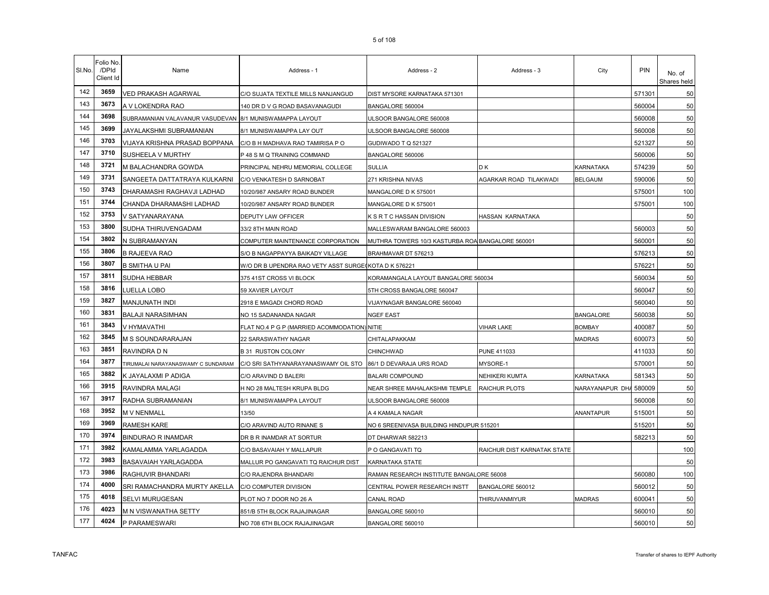| Sl.No. | Folio No. /DPId Client Id | Name | Address - 1 | Address - 2 | Address - 3 | City | PIN | No. of Shares held |
|---|---|---|---|---|---|---|---|---|
| 142 | 3659 | VED PRAKASH AGARWAL | C/O SUJATA TEXTILE MILLS NANJANGUD | DIST MYSORE KARNATAKA 571301 | | | 571301 | 50 |
| 143 | 3673 | A V LOKENDRA RAO | 140 DR D V G ROAD BASAVANAGUDI | BANGALORE 560004 | | | 560004 | 50 |
| 144 | 3698 | SUBRAMANIAN VALAVANUR VASUDEVAN | 8/1 MUNISWAMAPPA LAYOUT | ULSOOR BANGALORE 560008 | | | 560008 | 50 |
| 145 | 3699 | JAYALAKSHMI SUBRAMANIAN | 8/1 MUNISWAMAPPA LAY OUT | ULSOOR BANGALORE 560008 | | | 560008 | 50 |
| 146 | 3703 | VIJAYA KRISHNA PRASAD BOPPANA | C/O B H MADHAVA RAO TAMIRISA P O | GUDIWADO T Q 521327 | | | 521327 | 50 |
| 147 | 3710 | SUSHEELA V MURTHY | P 48 S M Q TRAINING COMMAND | BANGALORE 560006 | | | 560006 | 50 |
| 148 | 3721 | M BALACHANDRA GOWDA | PRINCIPAL NEHRU MEMORIAL COLLEGE | SULLIA | D K | KARNATAKA | 574239 | 50 |
| 149 | 3731 | SANGEETA DATTATRAYA KULKARNI | C/O VENKATESH D SARNOBAT | 271 KRISHNA NIVAS | AGARKAR ROAD TILAKWADI | BELGAUM | 590006 | 50 |
| 150 | 3743 | DHARAMASHI RAGHAVJI LADHAD | 10/20/987 ANSARY ROAD BUNDER | MANGALORE D K 575001 | | | 575001 | 100 |
| 151 | 3744 | CHANDA DHARAMASHI LADHAD | 10/20/987 ANSARY ROAD BUNDER | MANGALORE D K 575001 | | | 575001 | 100 |
| 152 | 3753 | V SATYANARAYANA | DEPUTY LAW OFFICER | K S R T C HASSAN DIVISION | HASSAN KARNATAKA | | | 50 |
| 153 | 3800 | SUDHA THIRUVENGADAM | 33/2 8TH MAIN ROAD | MALLESWARAM BANGALORE 560003 | | | 560003 | 50 |
| 154 | 3802 | N SUBRAMANYAN | COMPUTER MAINTENANCE CORPORATION | MUTHRA TOWERS 10/3 KASTURBA ROA BANGALORE 560001 | | | 560001 | 50 |
| 155 | 3806 | B RAJEEVA RAO | S/O B NAGAPPAYYA BAIKADY VILLAGE | BRAHMAVAR DT 576213 | | | 576213 | 50 |
| 156 | 3807 | B SMITHA U PAI | W/O DR B UPENDRA RAO VETY ASST SURGE( KOTA D K 576221 | | | | 576221 | 50 |
| 157 | 3811 | SUDHA HEBBAR | 375 41ST CROSS VI BLOCK | KORAMANGALA LAYOUT BANGALORE 560034 | | | 560034 | 50 |
| 158 | 3816 | LUELLA LOBO | 59 XAVIER LAYOUT | 5TH CROSS BANGALORE 560047 | | | 560047 | 50 |
| 159 | 3827 | MANJUNATH INDI | 2918 E MAGADI CHORD ROAD | VIJAYNAGAR BANGALORE 560040 | | | 560040 | 50 |
| 160 | 3831 | BALAJI NARASIMHAN | NO 15 SADANANDA NAGAR | NGEF EAST | | BANGALORE | 560038 | 50 |
| 161 | 3843 | V HYMAVATHI | FLAT NO.4 P G P (MARRIED ACCOMMODATION) NITIE | | VIHAR LAKE | BOMBAY | 400087 | 50 |
| 162 | 3845 | M S SOUNDARARAJAN | 22 SARASWATHY NAGAR | CHITALAPAKKAM | | MADRAS | 600073 | 50 |
| 163 | 3851 | RAVINDRA D N | B 31 RUSTON COLONY | CHINCHWAD | PUNE 411033 | | 411033 | 50 |
| 164 | 3877 | TIRUMALAI NARAYANASWAMY C SUNDARAM | C/O SRI SATHYANARAYANASWAMY OIL STO | 86/1 D DEVARAJA URS ROAD | MYSORE-1 | | 570001 | 50 |
| 165 | 3882 | K JAYALAXMI P ADIGA | C/O ARAVIND D BALERI | BALARI COMPOUND | NEHIKERI KUMTA | KARNATAKA | 581343 | 50 |
| 166 | 3915 | RAVINDRA MALAGI | H NO 28 MALTESH KRUPA BLDG | NEAR SHREE MAHALAKSHMI TEMPLE | RAICHUR PLOTS | NARAYANAPUR DHA | 580009 | 50 |
| 167 | 3917 | RADHA SUBRAMANIAN | 8/1 MUNISWAMAPPA LAYOUT | ULSOOR BANGALORE 560008 | | | 560008 | 50 |
| 168 | 3952 | M V NENMALL | 13/50 | A 4 KAMALA NAGAR | | ANANTAPUR | 515001 | 50 |
| 169 | 3969 | RAMESH KARE | C/O ARAVIND AUTO RINANE S | NO 6 SREENIVASA BUILDING HINDUPUR 515201 | | | 515201 | 50 |
| 170 | 3974 | BINDURAO R INAMDAR | DR B R INAMDAR AT SORTUR | DT DHARWAR 582213 | | | 582213 | 50 |
| 171 | 3982 | KAMALAMMA YARLAGADDA | C/O BASAVAIAH Y MALLAPUR | P O GANGAVATI TQ | RAICHUR DIST KARNATAK STATE | | | 100 |
| 172 | 3983 | BASAVAIAH YARLAGADDA | MALLUR PO GANGAVATI TQ RAICHUR DIST | KARNATAKA STATE | | | | 50 |
| 173 | 3986 | RAGHUVIR BHANDARI | C/O RAJENDRA BHANDARI | RAMAN RESEARCH INSTITUTE BANGALORE 56008 | | | 560080 | 100 |
| 174 | 4000 | SRI RAMACHANDRA MURTY AKELLA | C/O COMPUTER DIVISION | CENTRAL POWER RESEARCH INSTT | BANGALORE 560012 | | 560012 | 50 |
| 175 | 4018 | SELVI MURUGESAN | PLOT NO 7 DOOR NO 26 A | CANAL ROAD | THIRUVANMIYUR | MADRAS | 600041 | 50 |
| 176 | 4023 | M N VISWANATHA SETTY | 851/B 5TH BLOCK RAJAJINAGAR | BANGALORE 560010 | | | 560010 | 50 |
| 177 | 4024 | P PARAMESWARI | NO 708 6TH BLOCK RAJAJINAGAR | BANGALORE 560010 | | | 560010 | 50 |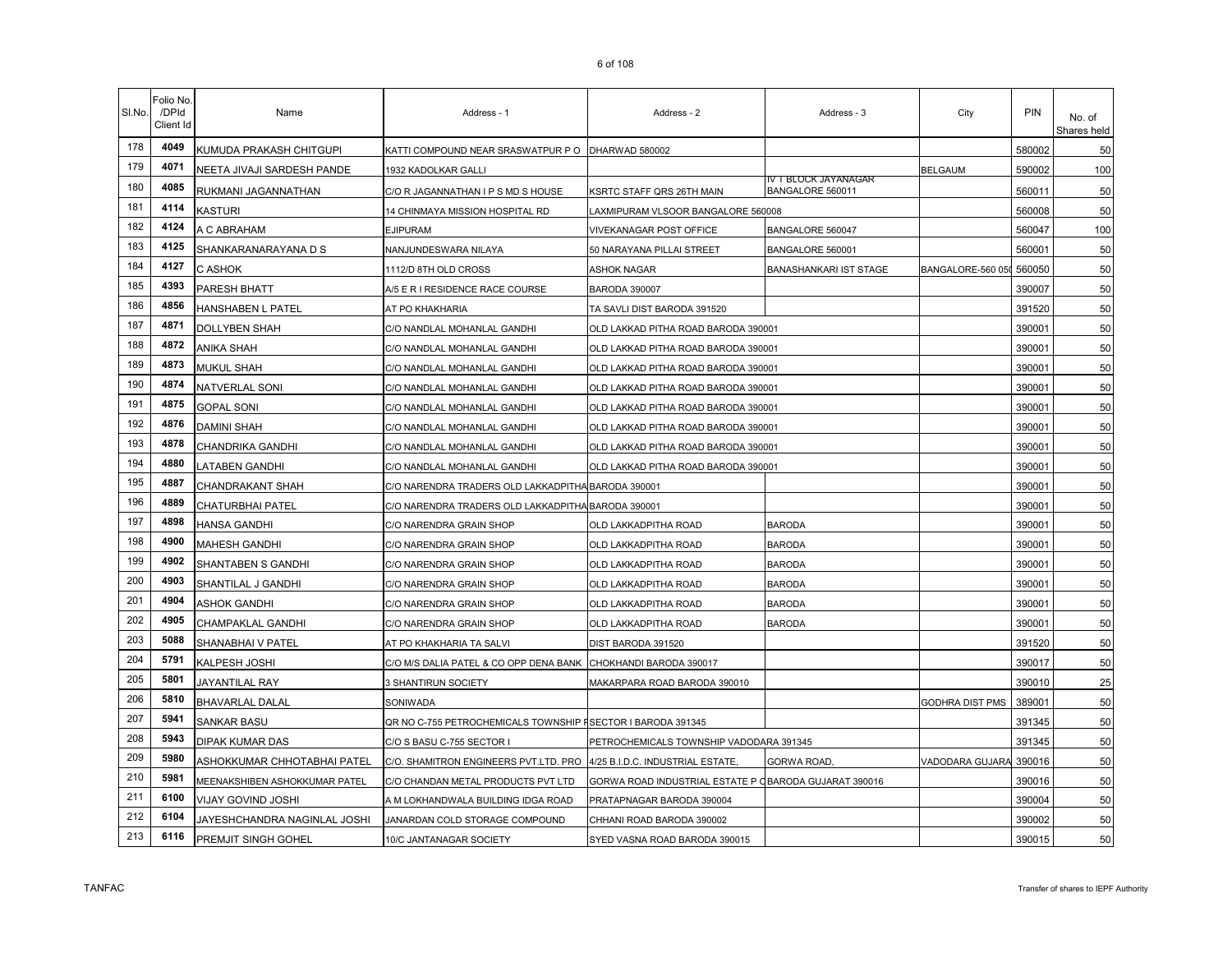| Sl.No. | Folio No. /DPId Client Id | Name | Address - 1 | Address - 2 | Address - 3 | City | PIN | No. of Shares held |
|---|---|---|---|---|---|---|---|---|
| 178 | 4049 | KUMUDA PRAKASH CHITGUPI | KATTI COMPOUND NEAR SRASWATPUR P O | DHARWAD 580002 | | | 580002 | 50 |
| 179 | 4071 | NEETA JIVAJI SARDESH PANDE | 1932 KADOLKAR GALLI | | | BELGAUM | 590002 | 100 |
| 180 | 4085 | RUKMANI JAGANNATHAN | C/O R JAGANNATHAN I P S MD S HOUSE | KSRTC STAFF QRS 26TH MAIN | IV T BLOCK JAYANAGAR BANGALORE 560011 | | 560011 | 50 |
| 181 | 4114 | KASTURI | 14 CHINMAYA MISSION HOSPITAL RD | LAXMIPURAM VLSOOR BANGALORE 560008 | | | 560008 | 50 |
| 182 | 4124 | A C ABRAHAM | EJIPURAM | VIVEKANAGAR POST OFFICE | BANGALORE 560047 | | 560047 | 100 |
| 183 | 4125 | SHANKARANARAYANA D S | NANJUNDESWARA NILAYA | 50 NARAYANA PILLAI STREET | BANGALORE 560001 | | 560001 | 50 |
| 184 | 4127 | C ASHOK | 1112/D 8TH OLD CROSS | ASHOK NAGAR | BANASHANKARI IST STAGE | BANGALORE-560 05 | 560050 | 50 |
| 185 | 4393 | PARESH BHATT | A/5 E R I RESIDENCE RACE COURSE | BARODA 390007 | | | 390007 | 50 |
| 186 | 4856 | HANSHABEN L PATEL | AT PO KHAKHARIA | TA SAVLI DIST BARODA 391520 | | | 391520 | 50 |
| 187 | 4871 | DOLLYBEN SHAH | C/O NANDLAL MOHANLAL GANDHI | OLD LAKKAD PITHA ROAD BARODA 390001 | | | 390001 | 50 |
| 188 | 4872 | ANIKA SHAH | C/O NANDLAL MOHANLAL GANDHI | OLD LAKKAD PITHA ROAD BARODA 390001 | | | 390001 | 50 |
| 189 | 4873 | MUKUL SHAH | C/O NANDLAL MOHANLAL GANDHI | OLD LAKKAD PITHA ROAD BARODA 390001 | | | 390001 | 50 |
| 190 | 4874 | NATVERLAL SONI | C/O NANDLAL MOHANLAL GANDHI | OLD LAKKAD PITHA ROAD BARODA 390001 | | | 390001 | 50 |
| 191 | 4875 | GOPAL SONI | C/O NANDLAL MOHANLAL GANDHI | OLD LAKKAD PITHA ROAD BARODA 390001 | | | 390001 | 50 |
| 192 | 4876 | DAMINI SHAH | C/O NANDLAL MOHANLAL GANDHI | OLD LAKKAD PITHA ROAD BARODA 390001 | | | 390001 | 50 |
| 193 | 4878 | CHANDRIKA GANDHI | C/O NANDLAL MOHANLAL GANDHI | OLD LAKKAD PITHA ROAD BARODA 390001 | | | 390001 | 50 |
| 194 | 4880 | LATABEN GANDHI | C/O NANDLAL MOHANLAL GANDHI | OLD LAKKAD PITHA ROAD BARODA 390001 | | | 390001 | 50 |
| 195 | 4887 | CHANDRAKANT SHAH | C/O NARENDRA TRADERS OLD LAKKADPITHA | BARODA 390001 | | | 390001 | 50 |
| 196 | 4889 | CHATURBHAI PATEL | C/O NARENDRA TRADERS OLD LAKKADPITHA | BARODA 390001 | | | 390001 | 50 |
| 197 | 4898 | HANSA GANDHI | C/O NARENDRA GRAIN SHOP | OLD LAKKADPITHA ROAD | BARODA | | 390001 | 50 |
| 198 | 4900 | MAHESH GANDHI | C/O NARENDRA GRAIN SHOP | OLD LAKKADPITHA ROAD | BARODA | | 390001 | 50 |
| 199 | 4902 | SHANTABEN S GANDHI | C/O NARENDRA GRAIN SHOP | OLD LAKKADPITHA ROAD | BARODA | | 390001 | 50 |
| 200 | 4903 | SHANTILAL J GANDHI | C/O NARENDRA GRAIN SHOP | OLD LAKKADPITHA ROAD | BARODA | | 390001 | 50 |
| 201 | 4904 | ASHOK GANDHI | C/O NARENDRA GRAIN SHOP | OLD LAKKADPITHA ROAD | BARODA | | 390001 | 50 |
| 202 | 4905 | CHAMPAKLAL GANDHI | C/O NARENDRA GRAIN SHOP | OLD LAKKADPITHA ROAD | BARODA | | 390001 | 50 |
| 203 | 5088 | SHANABHAI V PATEL | AT PO KHAKHARIA TA SALVI | DIST BARODA 391520 | | | 391520 | 50 |
| 204 | 5791 | KALPESH JOSHI | C/O M/S DALIA PATEL & CO OPP DENA BANK | CHOKHANDI BARODA 390017 | | | 390017 | 50 |
| 205 | 5801 | JAYANTILAL RAY | 3 SHANTIRUN SOCIETY | MAKARPARA ROAD BARODA 390010 | | | 390010 | 25 |
| 206 | 5810 | BHAVARLAL DALAL | SONIWADA | | | GODHRA DIST PMS | 389001 | 50 |
| 207 | 5941 | SANKAR BASU | QR NO C-755 PETROCHEMICALS TOWNSHIP F | SECTOR I BARODA 391345 | | | 391345 | 50 |
| 208 | 5943 | DIPAK KUMAR DAS | C/O S BASU C-755 SECTOR I | PETROCHEMICALS TOWNSHIP VADODARA 391345 | | | 391345 | 50 |
| 209 | 5980 | ASHOKKUMAR CHHOTABHAI PATEL | C/O. SHAMITRON ENGINEERS PVT.LTD. PRO | 4/25 B.I.D.C. INDUSTRIAL ESTATE, | GORWA ROAD, | VADODARA GUJARA | 390016 | 50 |
| 210 | 5981 | MEENAKSHIBEN ASHOKKUMAR PATEL | C/O CHANDAN METAL PRODUCTS PVT LTD | GORWA ROAD INDUSTRIAL ESTATE P O | BARODA GUJARAT 390016 | | 390016 | 50 |
| 211 | 6100 | VIJAY GOVIND JOSHI | A M LOKHANDWALA BUILDING IDGA ROAD | PRATAPNAGAR BARODA 390004 | | | 390004 | 50 |
| 212 | 6104 | JAYESHCHANDRA NAGINLAL JOSHI | JANARDAN COLD STORAGE COMPOUND | CHHANI ROAD BARODA 390002 | | | 390002 | 50 |
| 213 | 6116 | PREMJIT SINGH GOHEL | 10/C JANTANAGAR SOCIETY | SYED VASNA ROAD BARODA 390015 | | | 390015 | 50 |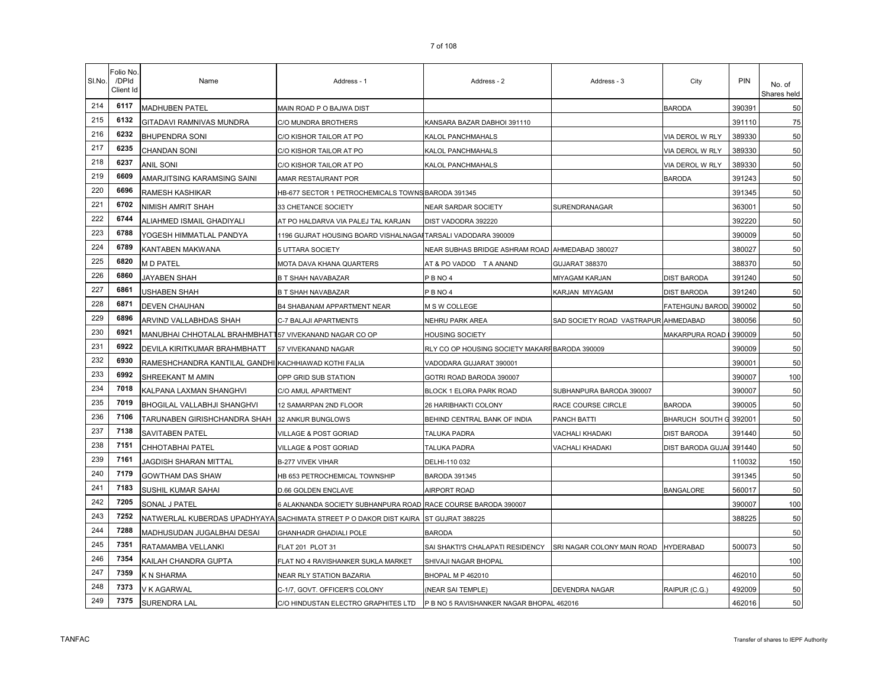| Sl.No. | Folio No. /DPId Client Id | Name | Address - 1 | Address - 2 | Address - 3 | City | PIN | No. of Shares held |
|---|---|---|---|---|---|---|---|---|
| 214 | 6117 | MADHUBEN PATEL | MAIN ROAD P O BAJWA DIST | | | BARODA | 390391 | 50 |
| 215 | 6132 | GITADAVI RAMNIVAS MUNDRA | C/O MUNDRA BROTHERS | KANSARA BAZAR DABHOI 391110 | | | 391110 | 75 |
| 216 | 6232 | BHUPENDRA SONI | C/O KISHOR TAILOR AT PO | KALOL PANCHMAHALS | | VIA DEROL W RLY | 389330 | 50 |
| 217 | 6235 | CHANDAN SONI | C/O KISHOR TAILOR AT PO | KALOL PANCHMAHALS | | VIA DEROL W RLY | 389330 | 50 |
| 218 | 6237 | ANIL SONI | C/O KISHOR TAILOR AT PO | KALOL PANCHMAHALS | | VIA DEROL W RLY | 389330 | 50 |
| 219 | 6609 | AMARJITSING KARAMSING SAINI | AMAR RESTAURANT POR | | | BARODA | 391243 | 50 |
| 220 | 6696 | RAMESH KASHIKAR | HB-677 SECTOR 1 PETROCHEMICALS TOWNS BARODA 391345 | | | | 391345 | 50 |
| 221 | 6702 | NIMISH AMRIT SHAH | 33 CHETANCE SOCIETY | NEAR SARDAR SOCIETY | SURENDRANAGAR | | 363001 | 50 |
| 222 | 6744 | ALIAHMED ISMAIL GHADIYALI | AT PO HALDARVA VIA PALEJ TAL KARJAN | DIST VADODRA 392220 | | | 392220 | 50 |
| 223 | 6788 | YOGESH HIMMATLAL PANDYA | 1196 GUJRAT HOUSING BOARD VISHALNAGAI TARSALI VADODARA 390009 | | | | 390009 | 50 |
| 224 | 6789 | KANTABEN MAKWANA | 5 UTTARA SOCIETY | NEAR SUBHAS BRIDGE ASHRAM ROAD AHMEDABAD 380027 | | | 380027 | 50 |
| 225 | 6820 | M D PATEL | MOTA DAVA KHANA QUARTERS | AT & PO VADOD T A ANAND | GUJARAT 388370 | | 388370 | 50 |
| 226 | 6860 | JAYABEN SHAH | B T SHAH NAVABAZAR | P B NO 4 | MIYAGAM KARJAN | DIST BARODA | 391240 | 50 |
| 227 | 6861 | USHABEN SHAH | B T SHAH NAVABAZAR | P B NO 4 | KARJAN MIYAGAM | DIST BARODA | 391240 | 50 |
| 228 | 6871 | DEVEN CHAUHAN | B4 SHABANAM APPARTMENT NEAR | M S W COLLEGE | | FATEHGUNJ BAROD | 390002 | 50 |
| 229 | 6896 | ARVIND VALLABHDAS SHAH | C-7 BALAJI APARTMENTS | NEHRU PARK AREA | SAD SOCIETY ROAD VASTRAPUR AHMEDABAD | | 380056 | 50 |
| 230 | 6921 | MANUBHAI CHHOTALAL BRAHMBHATT | 57 VIVEKANAND NAGAR CO OP | HOUSING SOCIETY | | MAKARPURA ROAD | 390009 | 50 |
| 231 | 6922 | DEVILA KIRITKUMAR BRAHMBHATT | 57 VIVEKANAND NAGAR | RLY CO OP HOUSING SOCIETY MAKARP BARODA 390009 | | | 390009 | 50 |
| 232 | 6930 | RAMESHCHANDRA KANTILAL GANDHI | KACHHIAWAD KOTHI FALIA | VADODARA GUJARAT 390001 | | | 390001 | 50 |
| 233 | 6992 | SHREEKANT M AMIN | OPP GRID SUB STATION | GOTRI ROAD BARODA 390007 | | | 390007 | 100 |
| 234 | 7018 | KALPANA LAXMAN SHANGHVI | C/O AMUL APARTMENT | BLOCK 1 ELORA PARK ROAD | SUBHANPURA BARODA 390007 | | 390007 | 50 |
| 235 | 7019 | BHOGILAL VALLABHJI SHANGHVI | 12 SAMARPAN 2ND FLOOR | 26 HARIBHAKTI COLONY | RACE COURSE CIRCLE | BARODA | 390005 | 50 |
| 236 | 7106 | TARUNABEN GIRISHCHANDRA SHAH | 32 ANKUR BUNGLOWS | BEHIND CENTRAL BANK OF INDIA | PANCH BATTI | BHARUCH SOUTH G | 392001 | 50 |
| 237 | 7138 | SAVITABEN PATEL | VILLAGE & POST GORIAD | TALUKA PADRA | VACHALI KHADAKI | DIST BARODA | 391440 | 50 |
| 238 | 7151 | CHHOTABHAI PATEL | VILLAGE & POST GORIAD | TALUKA PADRA | VACHALI KHADAKI | DIST BARODA GUJAI | 391440 | 50 |
| 239 | 7161 | JAGDISH SHARAN MITTAL | B-277 VIVEK VIHAR | DELHI-110 032 | | | 110032 | 150 |
| 240 | 7179 | GOWTHAM DAS SHAW | HB 653 PETROCHEMICAL TOWNSHIP | BARODA 391345 | | | 391345 | 50 |
| 241 | 7183 | SUSHIL KUMAR SAHAI | D.66 GOLDEN ENCLAVE | AIRPORT ROAD | | BANGALORE | 560017 | 50 |
| 242 | 7205 | SONAL J PATEL | 6 ALAKNANDA SOCIETY SUBHANPURA ROAD | RACE COURSE BARODA 390007 | | | 390007 | 100 |
| 243 | 7252 | NATWERLAL KUBERDAS UPADHYAYA | SACHIMATA STREET P O DAKOR DIST KAIRA | ST GUJRAT 388225 | | | 388225 | 50 |
| 244 | 7288 | MADHUSUDAN JUGALBHAI DESAI | GHANHADR GHADIALI POLE | BARODA | | | | 50 |
| 245 | 7351 | RATAMAMBA VELLANKI | FLAT 201 PLOT 31 | SAI SHAKTI'S CHALAPATI RESIDENCY | SRI NAGAR COLONY MAIN ROAD | HYDERABAD | 500073 | 50 |
| 246 | 7354 | KAILAH CHANDRA GUPTA | FLAT NO 4 RAVISHANKER SUKLA MARKET | SHIVAJI NAGAR BHOPAL | | | | 100 |
| 247 | 7359 | K N SHARMA | NEAR RLY STATION BAZARIA | BHOPAL M P 462010 | | | 462010 | 50 |
| 248 | 7373 | V K AGARWAL | C-1/7, GOVT. OFFICER'S COLONY | (NEAR SAI TEMPLE) | DEVENDRA NAGAR | RAIPUR (C.G.) | 492009 | 50 |
| 249 | 7375 | SURENDRA LAL | C/O HINDUSTAN ELECTRO GRAPHITES LTD | P B NO 5 RAVISHANKER NAGAR BHOPAL 462016 | | | 462016 | 50 |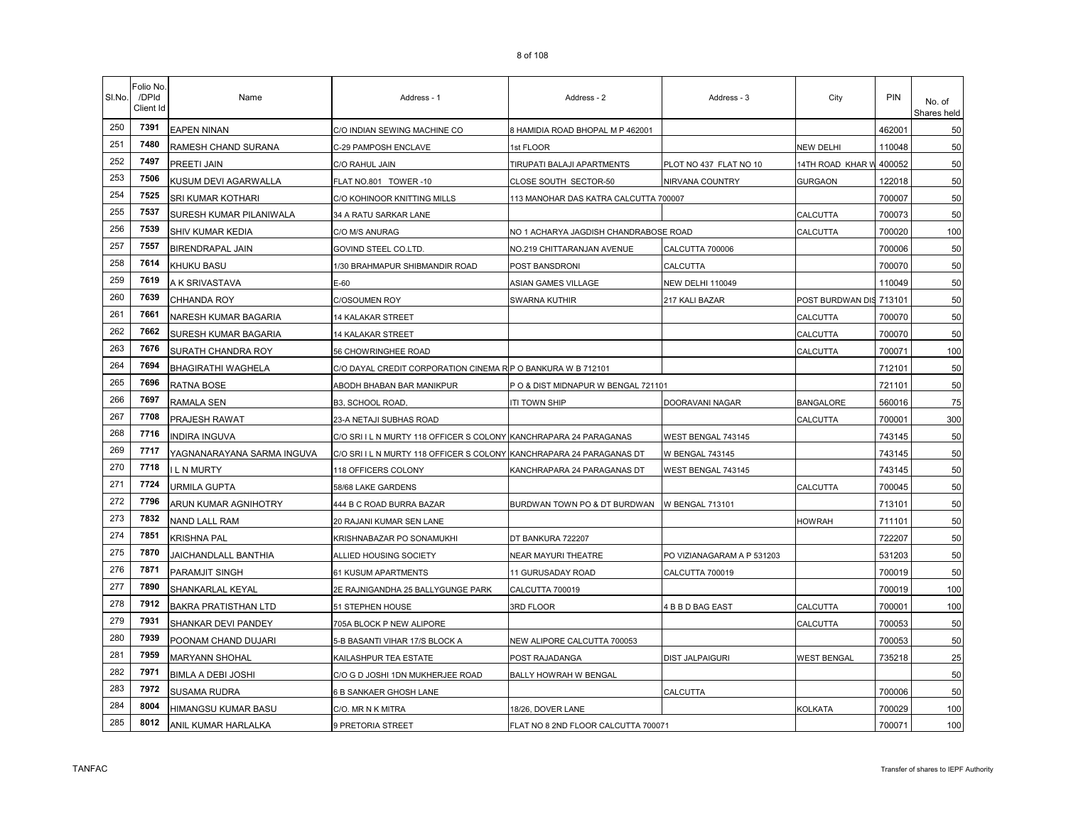| Sl.No. | Folio No. /DPId Client Id | Name | Address - 1 | Address - 2 | Address - 3 | City | PIN | No. of Shares held |
|---|---|---|---|---|---|---|---|---|
| 250 | 7391 | EAPEN NINAN | C/O INDIAN SEWING MACHINE CO | 8 HAMIDIA ROAD BHOPAL M P 462001 | | | 462001 | 50 |
| 251 | 7480 | RAMESH CHAND SURANA | C-29 PAMPOSH ENCLAVE | 1st FLOOR | | NEW DELHI | 110048 | 50 |
| 252 | 7497 | PREETI JAIN | C/O RAHUL JAIN | TIRUPATI BALAJI APARTMENTS | PLOT NO 437 FLAT NO 10 | 14TH ROAD KHAR W | 400052 | 50 |
| 253 | 7506 | KUSUM DEVI AGARWALLA | FLAT NO.801 TOWER -10 | CLOSE SOUTH SECTOR-50 | NIRVANA COUNTRY | GURGAON | 122018 | 50 |
| 254 | 7525 | SRI KUMAR KOTHARI | C/O KOHINOOR KNITTING MILLS | 113 MANOHAR DAS KATRA CALCUTTA 700007 | | | 700007 | 50 |
| 255 | 7537 | SURESH KUMAR PILANIWALA | 34 A RATU SARKAR LANE | | | CALCUTTA | 700073 | 50 |
| 256 | 7539 | SHIV KUMAR KEDIA | C/O M/S ANURAG | NO 1 ACHARYA JAGDISH CHANDRABOSE ROAD | | CALCUTTA | 700020 | 100 |
| 257 | 7557 | BIRENDRAPAL JAIN | GOVIND STEEL CO.LTD. | NO.219 CHITTARANJAN AVENUE | CALCUTTA 700006 | | 700006 | 50 |
| 258 | 7614 | KHUKU BASU | 1/30 BRAHMAPUR SHIBMANDIR ROAD | POST BANSDRONI | CALCUTTA | | 700070 | 50 |
| 259 | 7619 | A K SRIVASTAVA | E-60 | ASIAN GAMES VILLAGE | NEW DELHI 110049 | | 110049 | 50 |
| 260 | 7639 | CHHANDA ROY | C/OSOUMEN ROY | SWARNA KUTHIR | 217 KALI BAZAR | POST BURDWAN DIS | 713101 | 50 |
| 261 | 7661 | NARESH KUMAR BAGARIA | 14 KALAKAR STREET | | | CALCUTTA | 700070 | 50 |
| 262 | 7662 | SURESH KUMAR BAGARIA | 14 KALAKAR STREET | | | CALCUTTA | 700070 | 50 |
| 263 | 7676 | SURATH CHANDRA ROY | 56 CHOWRINGHEE ROAD | | | CALCUTTA | 700071 | 100 |
| 264 | 7694 | BHAGIRATHI WAGHELA | C/O DAYAL CREDIT CORPORATION CINEMA R P O BANKURA W B 712101 | | | | 712101 | 50 |
| 265 | 7696 | RATNA BOSE | ABODH BHABAN BAR MANIKPUR | P O & DIST MIDNAPUR W BENGAL 721101 | | | 721101 | 50 |
| 266 | 7697 | RAMALA SEN | B3, SCHOOL ROAD, | ITI TOWN SHIP | DOORAVANI NAGAR | BANGALORE | 560016 | 75 |
| 267 | 7708 | PRAJESH RAWAT | 23-A NETAJI SUBHAS ROAD | | | CALCUTTA | 700001 | 300 |
| 268 | 7716 | INDIRA INGUVA | C/O SRI I L N MURTY 118 OFFICER S COLONY | KANCHRAPARA 24 PARAGANAS | WEST BENGAL 743145 | | 743145 | 50 |
| 269 | 7717 | YAGNANARAYANA SARMA INGUVA | C/O SRI I L N MURTY 118 OFFICER S COLONY | KANCHRAPARA 24 PARAGANAS DT | W BENGAL 743145 | | 743145 | 50 |
| 270 | 7718 | I L N MURTY | 118 OFFICERS COLONY | KANCHRAPARA 24 PARAGANAS DT | WEST BENGAL 743145 | | 743145 | 50 |
| 271 | 7724 | URMILA GUPTA | 58/68 LAKE GARDENS | | | CALCUTTA | 700045 | 50 |
| 272 | 7796 | ARUN KUMAR AGNIHOTRY | 444 B C ROAD BURRA BAZAR | BURDWAN TOWN PO & DT BURDWAN | W BENGAL 713101 | | 713101 | 50 |
| 273 | 7832 | NAND LALL RAM | 20 RAJANI KUMAR SEN LANE | | | HOWRAH | 711101 | 50 |
| 274 | 7851 | KRISHNA PAL | KRISHNABAZAR PO SONAMUKHI | DT BANKURA 722207 | | | 722207 | 50 |
| 275 | 7870 | JAICHANDLALL BANTHIA | ALLIED HOUSING SOCIETY | NEAR MAYURI THEATRE | PO VIZIANAGARAM A P 531203 | | 531203 | 50 |
| 276 | 7871 | PARAMJIT SINGH | 61 KUSUM APARTMENTS | 11 GURUSADAY ROAD | CALCUTTA 700019 | | 700019 | 50 |
| 277 | 7890 | SHANKARLAL KEYAL | 2E RAJNIGANDHA 25 BALLYGUNGE PARK | CALCUTTA 700019 | | | 700019 | 100 |
| 278 | 7912 | BAKRA PRATISTHAN LTD | 51 STEPHEN HOUSE | 3RD FLOOR | 4 B B D BAG EAST | CALCUTTA | 700001 | 100 |
| 279 | 7931 | SHANKAR DEVI PANDEY | 705A BLOCK P NEW ALIPORE | | | CALCUTTA | 700053 | 50 |
| 280 | 7939 | POONAM CHAND DUJARI | 5-B BASANTI VIHAR 17/S BLOCK A | NEW ALIPORE CALCUTTA 700053 | | | 700053 | 50 |
| 281 | 7959 | MARYANN SHOHAL | KAILASHPUR TEA ESTATE | POST RAJADANGA | DIST JALPAIGURI | WEST BENGAL | 735218 | 25 |
| 282 | 7971 | BIMLA A DEBI JOSHI | C/O G D JOSHI 1DN MUKHERJEE ROAD | BALLY HOWRAH W BENGAL | | | | 50 |
| 283 | 7972 | SUSAMA RUDRA | 6 B SANKAER GHOSH LANE | | CALCUTTA | | 700006 | 50 |
| 284 | 8004 | HIMANGSU KUMAR BASU | C/O. MR N K MITRA | 18/26, DOVER LANE | | KOLKATA | 700029 | 100 |
| 285 | 8012 | ANIL KUMAR HARLALKA | 9 PRETORIA STREET | FLAT NO 8 2ND FLOOR CALCUTTA 700071 | | | 700071 | 100 |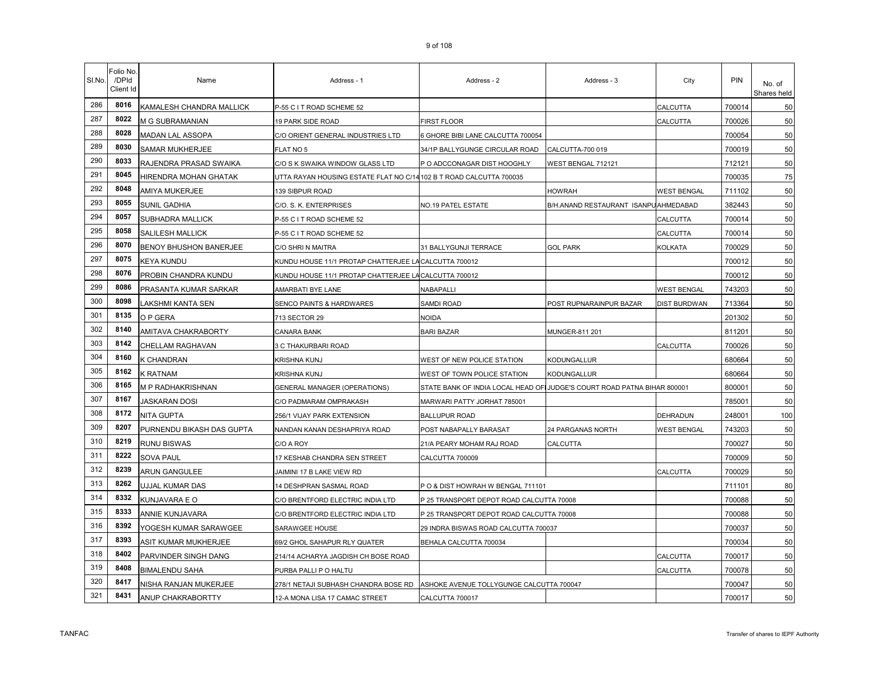| Sl.No. | Folio No. /DPId Client Id | Name | Address - 1 | Address - 2 | Address - 3 | City | PIN | No. of Shares held |
|---|---|---|---|---|---|---|---|---|
| 286 | 8016 | KAMALESH CHANDRA MALLICK | P-55 C I T ROAD SCHEME 52 | | | CALCUTTA | 700014 | 50 |
| 287 | 8022 | M G SUBRAMANIAN | 19 PARK SIDE ROAD | FIRST FLOOR | | CALCUTTA | 700026 | 50 |
| 288 | 8028 | MADAN LAL ASSOPA | C/O ORIENT GENERAL INDUSTRIES LTD | 6 GHORE BIBI LANE CALCUTTA 700054 | | | 700054 | 50 |
| 289 | 8030 | SAMAR MUKHERJEE | FLAT NO 5 | 34/1P BALLYGUNGE CIRCULAR ROAD | CALCUTTA-700 019 | | 700019 | 50 |
| 290 | 8033 | RAJENDRA PRASAD SWAIKA | C/O S K SWAIKA WINDOW GLASS LTD | P O ADCCONAGAR DIST HOOGHLY | WEST BENGAL 712121 | | 712121 | 50 |
| 291 | 8045 | HIRENDRA MOHAN GHATAK | UTTA RAYAN HOUSING ESTATE FLAT NO C/14 | 102 B T ROAD CALCUTTA 700035 | | | 700035 | 75 |
| 292 | 8048 | AMIYA MUKERJEE | 139 SIBPUR ROAD | | HOWRAH | WEST BENGAL | 711102 | 50 |
| 293 | 8055 | SUNIL GADHIA | C/O. S. K. ENTERPRISES | NO.19 PATEL ESTATE | B/H.ANAND RESTAURANT ISANPU | AHMEDABAD | 382443 | 50 |
| 294 | 8057 | SUBHADRA MALLICK | P-55 C I T ROAD SCHEME 52 | | | CALCUTTA | 700014 | 50 |
| 295 | 8058 | SALILESH MALLICK | P-55 C I T ROAD SCHEME 52 | | | CALCUTTA | 700014 | 50 |
| 296 | 8070 | BENOY BHUSHON BANERJEE | C/O SHRI N MAITRA | 31 BALLYGUNJI TERRACE | GOL PARK | KOLKATA | 700029 | 50 |
| 297 | 8075 | KEYA KUNDU | KUNDU HOUSE 11/1 PROTAP CHATTERJEE LA | CALCUTTA 700012 | | | 700012 | 50 |
| 298 | 8076 | PROBIN CHANDRA KUNDU | KUNDU HOUSE 11/1 PROTAP CHATTERJEE LA | CALCUTTA 700012 | | | 700012 | 50 |
| 299 | 8086 | PRASANTA KUMAR SARKAR | AMARBATI BYE LANE | NABAPALLI | | WEST BENGAL | 743203 | 50 |
| 300 | 8098 | LAKSHMI KANTA SEN | SENCO PAINTS & HARDWARES | SAMDI ROAD | POST RUPNARAINPUR BAZAR | DIST BURDWAN | 713364 | 50 |
| 301 | 8135 | O P GERA | 713 SECTOR 29 | NOIDA | | | 201302 | 50 |
| 302 | 8140 | AMITAVA CHAKRABORTY | CANARA BANK | BARI BAZAR | MUNGER-811 201 | | 811201 | 50 |
| 303 | 8142 | CHELLAM RAGHAVAN | 3 C THAKURBARI ROAD | | | CALCUTTA | 700026 | 50 |
| 304 | 8160 | K CHANDRAN | KRISHNA KUNJ | WEST OF NEW POLICE STATION | KODUNGALLUR | | 680664 | 50 |
| 305 | 8162 | K RATNAM | KRISHNA KUNJ | WEST OF TOWN POLICE STATION | KODUNGALLUR | | 680664 | 50 |
| 306 | 8165 | M P RADHAKRISHNAN | GENERAL MANAGER (OPERATIONS) | STATE BANK OF INDIA LOCAL HEAD OF | JUDGE'S COURT ROAD PATNA BIHAR 800001 | | 800001 | 50 |
| 307 | 8167 | JASKARAN DOSI | C/O PADMARAM OMPRAKASH | MARWARI PATTY JORHAT 785001 | | | 785001 | 50 |
| 308 | 8172 | NITA GUPTA | 256/1 VIJAY PARK EXTENSION | BALLUPUR ROAD | | DEHRADUN | 248001 | 100 |
| 309 | 8207 | PURNENDU BIKASH DAS GUPTA | NANDAN KANAN DESHAPRIYA ROAD | POST NABAPALLY BARASAT | 24 PARGANAS NORTH | WEST BENGAL | 743203 | 50 |
| 310 | 8219 | RUNU BISWAS | C/O A ROY | 21/A PEARY MOHAM RAJ ROAD | CALCUTTA | | 700027 | 50 |
| 311 | 8222 | SOVA PAUL | 17 KESHAB CHANDRA SEN STREET | CALCUTTA 700009 | | | 700009 | 50 |
| 312 | 8239 | ARUN GANGULEE | JAIMINI 17 B LAKE VIEW RD | | | CALCUTTA | 700029 | 50 |
| 313 | 8262 | UJJAL KUMAR DAS | 14 DESHPRAN SASMAL ROAD | P O & DIST HOWRAH W BENGAL 711101 | | | 711101 | 80 |
| 314 | 8332 | KUNJAVARA E O | C/O BRENTFORD ELECTRIC INDIA LTD | P 25 TRANSPORT DEPOT ROAD CALCUTTA 70008 | | | 700088 | 50 |
| 315 | 8333 | ANNIE KUNJAVARA | C/O BRENTFORD ELECTRIC INDIA LTD | P 25 TRANSPORT DEPOT ROAD CALCUTTA 70008 | | | 700088 | 50 |
| 316 | 8392 | YOGESH KUMAR SARAWGEE | SARAWGEE HOUSE | 29 INDRA BISWAS ROAD CALCUTTA 700037 | | | 700037 | 50 |
| 317 | 8393 | ASIT KUMAR MUKHERJEE | 69/2 GHOL SAHAPUR RLY QUATER | BEHALA CALCUTTA 700034 | | | 700034 | 50 |
| 318 | 8402 | PARVINDER SINGH DANG | 214/14 ACHARYA JAGDISH CH BOSE ROAD | | | CALCUTTA | 700017 | 50 |
| 319 | 8408 | BIMALENDU SAHA | PURBA PALLI P O HALTU | | | CALCUTTA | 700078 | 50 |
| 320 | 8417 | NISHA RANJAN MUKERJEE | 278/1 NETAJI SUBHASH CHANDRA BOSE RD | ASHOKE AVENUE TOLLYGUNGE CALCUTTA 700047 | | | 700047 | 50 |
| 321 | 8431 | ANUP CHAKRABORTTY | 12-A MONA LISA 17 CAMAC STREET | CALCUTTA 700017 | | | 700017 | 50 |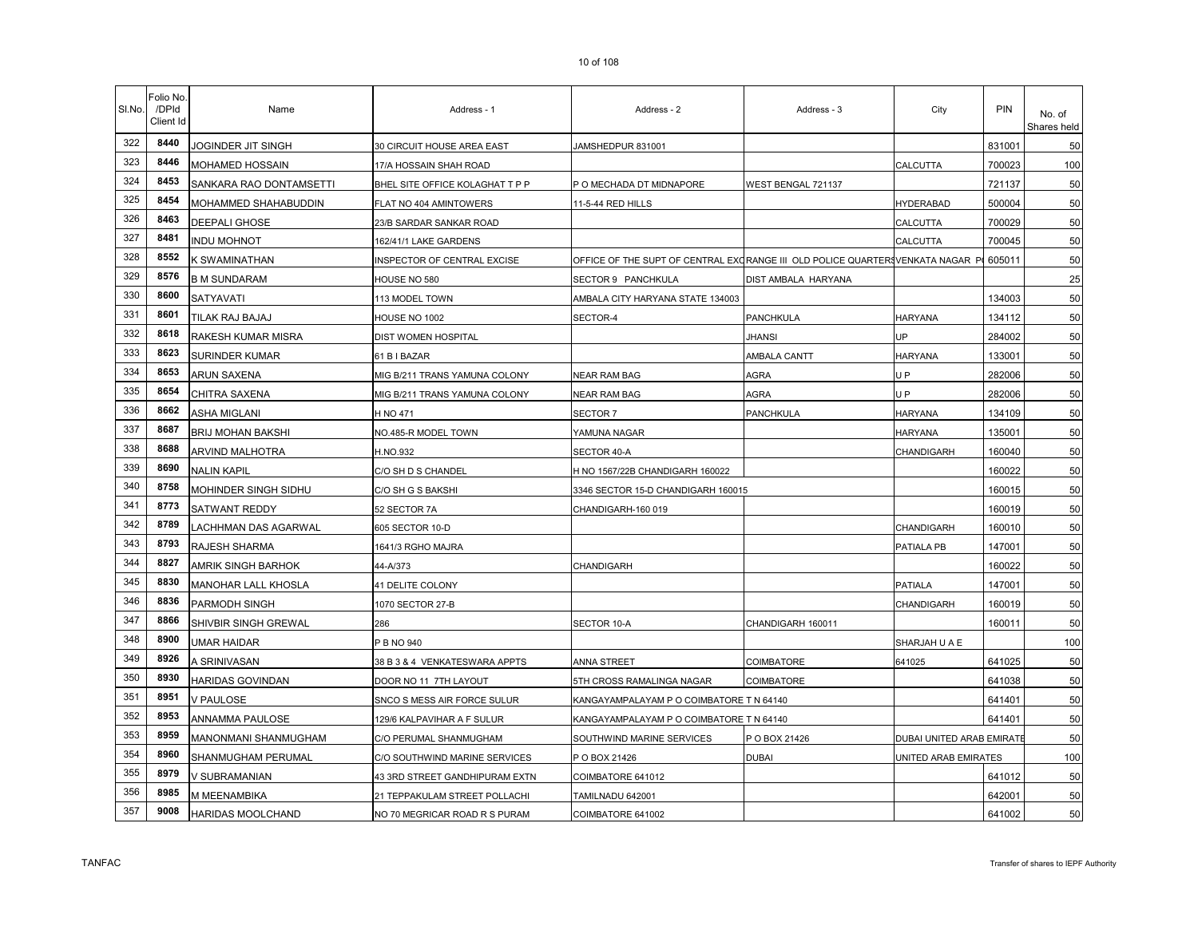| Sl.No. | Folio No. /DPId Client Id | Name | Address - 1 | Address - 2 | Address - 3 | City | PIN | No. of Shares held |
|---|---|---|---|---|---|---|---|---|
| 322 | 8440 | JOGINDER JIT SINGH | 30 CIRCUIT HOUSE AREA EAST | JAMSHEDPUR 831001 | | | 831001 | 50 |
| 323 | 8446 | MOHAMED HOSSAIN | 17/A HOSSAIN SHAH ROAD | | | CALCUTTA | 700023 | 100 |
| 324 | 8453 | SANKARA RAO DONTAMSETTI | BHEL SITE OFFICE KOLAGHAT T P P | P O MECHADA DT MIDNAPORE | WEST BENGAL 721137 | | 721137 | 50 |
| 325 | 8454 | MOHAMMED SHAHABUDDIN | FLAT NO 404 AMINTOWERS | 11-5-44 RED HILLS | | HYDERABAD | 500004 | 50 |
| 326 | 8463 | DEEPALI GHOSE | 23/B SARDAR SANKAR ROAD | | | CALCUTTA | 700029 | 50 |
| 327 | 8481 | INDU MOHNOT | 162/41/1 LAKE GARDENS | | | CALCUTTA | 700045 | 50 |
| 328 | 8552 | K SWAMINATHAN | INSPECTOR OF CENTRAL EXCISE | OFFICE OF THE SUPT OF CENTRAL EXC | RANGE III OLD POLICE QUARTERS | VENKATA NAGAR P | 605011 | 50 |
| 329 | 8576 | B M SUNDARAM | HOUSE NO 580 | SECTOR 9 PANCHKULA | DIST AMBALA HARYANA | | | 25 |
| 330 | 8600 | SATYAVATI | 113 MODEL TOWN | AMBALA CITY HARYANA STATE 134003 | | | 134003 | 50 |
| 331 | 8601 | TILAK RAJ BAJAJ | HOUSE NO 1002 | SECTOR-4 | PANCHKULA | HARYANA | 134112 | 50 |
| 332 | 8618 | RAKESH KUMAR MISRA | DIST WOMEN HOSPITAL | | JHANSI | UP | 284002 | 50 |
| 333 | 8623 | SURINDER KUMAR | 61 B I BAZAR | | AMBALA CANTT | HARYANA | 133001 | 50 |
| 334 | 8653 | ARUN SAXENA | MIG B/211 TRANS YAMUNA COLONY | NEAR RAM BAG | AGRA | U P | 282006 | 50 |
| 335 | 8654 | CHITRA SAXENA | MIG B/211 TRANS YAMUNA COLONY | NEAR RAM BAG | AGRA | U P | 282006 | 50 |
| 336 | 8662 | ASHA MIGLANI | H NO 471 | SECTOR 7 | PANCHKULA | HARYANA | 134109 | 50 |
| 337 | 8687 | BRIJ MOHAN BAKSHI | NO.485-R MODEL TOWN | YAMUNA NAGAR | | HARYANA | 135001 | 50 |
| 338 | 8688 | ARVIND MALHOTRA | H.NO.932 | SECTOR 40-A | | CHANDIGARH | 160040 | 50 |
| 339 | 8690 | NALIN KAPIL | C/O SH D S CHANDEL | H NO 1567/22B CHANDIGARH 160022 | | | 160022 | 50 |
| 340 | 8758 | MOHINDER SINGH SIDHU | C/O SH G S BAKSHI | 3346 SECTOR 15-D CHANDIGARH 160015 | | | 160015 | 50 |
| 341 | 8773 | SATWANT REDDY | 52 SECTOR 7A | CHANDIGARH-160 019 | | | 160019 | 50 |
| 342 | 8789 | LACHHMAN DAS AGARWAL | 605 SECTOR 10-D | | | CHANDIGARH | 160010 | 50 |
| 343 | 8793 | RAJESH SHARMA | 1641/3 RGHO MAJRA | | | PATIALA PB | 147001 | 50 |
| 344 | 8827 | AMRIK SINGH BARHOK | 44-A/373 | CHANDIGARH | | | 160022 | 50 |
| 345 | 8830 | MANOHAR LALL KHOSLA | 41 DELITE COLONY | | | PATIALA | 147001 | 50 |
| 346 | 8836 | PARMODH SINGH | 1070 SECTOR 27-B | | | CHANDIGARH | 160019 | 50 |
| 347 | 8866 | SHIVBIR SINGH GREWAL | 286 | SECTOR 10-A | CHANDIGARH 160011 | | 160011 | 50 |
| 348 | 8900 | UMAR HAIDAR | P B NO 940 | | | SHARJAH U A E | | 100 |
| 349 | 8926 | A SRINIVASAN | 38 B 3 & 4 VENKATESWARA APPTS | ANNA STREET | COIMBATORE | 641025 | 641025 | 50 |
| 350 | 8930 | HARIDAS GOVINDAN | DOOR NO 11 7TH LAYOUT | 5TH CROSS RAMALINGA NAGAR | COIMBATORE | | 641038 | 50 |
| 351 | 8951 | V PAULOSE | SNCO S MESS AIR FORCE SULUR | KANGAYAMPALAYAM P O COIMBATORE T N 64140 | | | 641401 | 50 |
| 352 | 8953 | ANNAMMA PAULOSE | 129/6 KALPAVIHAR A F SULUR | KANGAYAMPALAYAM P O COIMBATORE T N 64140 | | | 641401 | 50 |
| 353 | 8959 | MANONMANI SHANMUGHAM | C/O PERUMAL SHANMUGHAM | SOUTHWIND MARINE SERVICES | P O BOX 21426 | DUBAI UNITED ARAB EMIRATE | | 50 |
| 354 | 8960 | SHANMUGHAM PERUMAL | C/O SOUTHWIND MARINE SERVICES | P O BOX 21426 | DUBAI | UNITED ARAB EMIRATES | | 100 |
| 355 | 8979 | V SUBRAMANIAN | 43 3RD STREET GANDHIPURAM EXTN | COIMBATORE 641012 | | | 641012 | 50 |
| 356 | 8985 | M MEENAMBIKA | 21 TEPPAKULAM STREET POLLACHI | TAMILNADU 642001 | | | 642001 | 50 |
| 357 | 9008 | HARIDAS MOOLCHAND | NO 70 MEGRICAR ROAD R S PURAM | COIMBATORE 641002 | | | 641002 | 50 |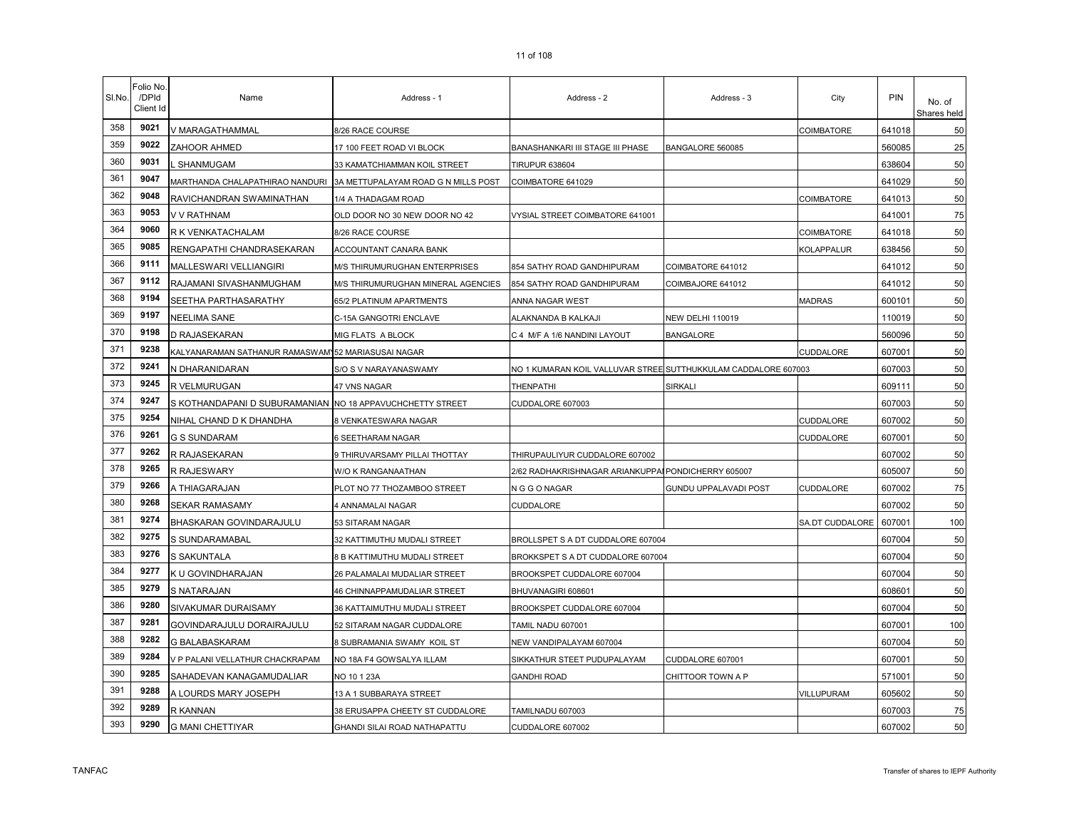| Sl.No. | Folio No. /DPId Client Id | Name | Address - 1 | Address - 2 | Address - 3 | City | PIN | No. of Shares held |
|---|---|---|---|---|---|---|---|---|
| 358 | 9021 | V MARAGATHAMMAL | 8/26 RACE COURSE | | | COIMBATORE | 641018 | 50 |
| 359 | 9022 | ZAHOOR AHMED | 17 100 FEET ROAD VI BLOCK | BANASHANKARI III STAGE III PHASE | BANGALORE 560085 | | 560085 | 25 |
| 360 | 9031 | L SHANMUGAM | 33 KAMATCHIAMMAN KOIL STREET | TIRUPUR 638604 | | | 638604 | 50 |
| 361 | 9047 | MARTHANDA CHALAPATHIRAO NANDURI | 3A METTUPALAYAM ROAD G N MILLS POST | COIMBATORE 641029 | | | 641029 | 50 |
| 362 | 9048 | RAVICHANDRAN SWAMINATHAN | 1/4 A THADAGAM ROAD | | | COIMBATORE | 641013 | 50 |
| 363 | 9053 | V V RATHNAM | OLD DOOR NO 30 NEW DOOR NO 42 | VYSIAL STREET COIMBATORE 641001 | | | 641001 | 75 |
| 364 | 9060 | R K VENKATACHALAM | 8/26 RACE COURSE | | | COIMBATORE | 641018 | 50 |
| 365 | 9085 | RENGAPATHI CHANDRASEKARAN | ACCOUNTANT CANARA BANK | | | KOLAPPALUR | 638456 | 50 |
| 366 | 9111 | MALLESWARI VELLIANGIRI | M/S THIRUMURUGHAN ENTERPRISES | 854 SATHY ROAD GANDHIPURAM | COIMBATORE 641012 | | 641012 | 50 |
| 367 | 9112 | RAJAMANI SIVASHANMUGHAM | M/S THIRUMURUGHAN MINERAL AGENCIES | 854 SATHY ROAD GANDHIPURAM | COIMBAJORE 641012 | | 641012 | 50 |
| 368 | 9194 | SEETHA PARTHASARATHY | 65/2 PLATINUM APARTMENTS | ANNA NAGAR WEST | | MADRAS | 600101 | 50 |
| 369 | 9197 | NEELIMA SANE | C-15A GANGOTRI ENCLAVE | ALAKNANDA B KALKAJI | NEW DELHI 110019 | | 110019 | 50 |
| 370 | 9198 | D RAJASEKARAN | MIG FLATS A BLOCK | C 4 M/F A 1/6 NANDINI LAYOUT | BANGALORE | | 560096 | 50 |
| 371 | 9238 | KALYANARAMAN SATHANUR RAMASWAMY | 52 MARIASUSAI NAGAR | | | CUDDALORE | 607001 | 50 |
| 372 | 9241 | N DHARANIDARAN | S/O S V NARAYANASWAMY | NO 1 KUMARAN KOIL VALLUVAR STREE | SUTTHUKKULAM CADDALORE 607003 | | 607003 | 50 |
| 373 | 9245 | R VELMURUGAN | 47 VNS NAGAR | THENPATHI | SIRKALI | | 609111 | 50 |
| 374 | 9247 | S KOTHANDAPANI D SUBURAMANIAN | NO 18 APPAVUCHCHETTY STREET | CUDDALORE 607003 | | | 607003 | 50 |
| 375 | 9254 | NIHAL CHAND D K DHANDHA | 8 VENKATESWARA NAGAR | | | CUDDALORE | 607002 | 50 |
| 376 | 9261 | G S SUNDARAM | 6 SEETHARAM NAGAR | | | CUDDALORE | 607001 | 50 |
| 377 | 9262 | R RAJASEKARAN | 9 THIRUVARSAMY PILLAI THOTTAY | THIRUPAULIYUR CUDDALORE 607002 | | | 607002 | 50 |
| 378 | 9265 | R RAJESWARY | W/O K RANGANAATHAN | 2/62 RADHAKRISHNAGAR ARIANKUPPAI | PONDICHERRY 605007 | | 605007 | 50 |
| 379 | 9266 | A THIAGARAJAN | PLOT NO 77 THOZAMBOO STREET | N G G O NAGAR | GUNDU UPPALAVADI POST | CUDDALORE | 607002 | 75 |
| 380 | 9268 | SEKAR RAMASAMY | 4 ANNAMALAI NAGAR | CUDDALORE | | | 607002 | 50 |
| 381 | 9274 | BHASKARAN GOVINDARAJULU | 53 SITARAM NAGAR | | | SA.DT CUDDALORE | 607001 | 100 |
| 382 | 9275 | S SUNDARAMABAL | 32 KATTIMUTHU MUDALI STREET | BROLLSPET S A DT CUDDALORE 607004 | | | 607004 | 50 |
| 383 | 9276 | S SAKUNTALA | 8 B KATTIMUTHU MUDALI STREET | BROKKSPET S A DT CUDDALORE 607004 | | | 607004 | 50 |
| 384 | 9277 | K U GOVINDHARAJAN | 26 PALAMALAI MUDALIAR STREET | BROOKSPET CUDDALORE 607004 | | | 607004 | 50 |
| 385 | 9279 | S NATARAJAN | 46 CHINNAPPAMUDALIAR STREET | BHUVANAGIRI 608601 | | | 608601 | 50 |
| 386 | 9280 | SIVAKUMAR DURAISAMY | 36 KATTAIMUTHU MUDALI STREET | BROOKSPET CUDDALORE 607004 | | | 607004 | 50 |
| 387 | 9281 | GOVINDARAJULU DORAIRAJULU | 52 SITARAM NAGAR CUDDALORE | TAMIL NADU 607001 | | | 607001 | 100 |
| 388 | 9282 | G BALABASKARAM | 8 SUBRAMANIA SWAMY KOIL ST | NEW VANDIPALAYAM 607004 | | | 607004 | 50 |
| 389 | 9284 | V P PALANI VELLATHUR CHACKRAPAM | NO 18A F4 GOWSALYA ILLAM | SIKKATHUR STEET PUDUPALAYAM | CUDDALORE 607001 | | 607001 | 50 |
| 390 | 9285 | SAHADEVAN KANAGAMUDALIAR | NO 10 1 23A | GANDHI ROAD | CHITTOOR TOWN A P | | 571001 | 50 |
| 391 | 9288 | A LOURDS MARY JOSEPH | 13 A 1 SUBBARAYA STREET | | | VILLUPURAM | 605602 | 50 |
| 392 | 9289 | R KANNAN | 38 ERUSAPPA CHEETY ST CUDDALORE | TAMILNADU 607003 | | | 607003 | 75 |
| 393 | 9290 | G MANI CHETTIYAR | GHANDI SILAI ROAD NATHAPATTU | CUDDALORE 607002 | | | 607002 | 50 |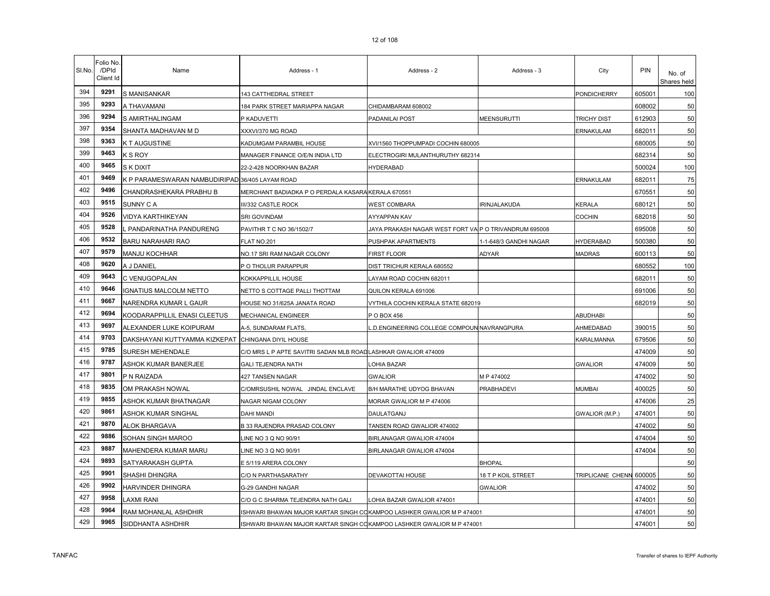| Sl.No. | Folio No. /DPId Client Id | Name | Address - 1 | Address - 2 | Address - 3 | City | PIN | No. of Shares held |
|---|---|---|---|---|---|---|---|---|
| 394 | 9291 | S MANISANKAR | 143 CATTHEDRAL STREET | | | PONDICHERRY | 605001 | 100 |
| 395 | 9293 | A THAVAMANI | 184 PARK STREET MARIAPPA NAGAR | CHIDAMBARAM 608002 | | | 608002 | 50 |
| 396 | 9294 | S AMIRTHALINGAM | P KADUVETTI | PADANILAI POST | MEENSURUTTI | TRICHY DIST | 612903 | 50 |
| 397 | 9354 | SHANTA MADHAVAN M D | XXXVI/370 MG ROAD | | | ERNAKULAM | 682011 | 50 |
| 398 | 9363 | K T AUGUSTINE | KADUMGAM PARAMBIL HOUSE | XVI/1560 THOPPUMPADI COCHIN 680005 | | | 680005 | 50 |
| 399 | 9463 | K S ROY | MANAGER FINANCE O/E/N INDIA LTD | ELECTROGIRI MULANTHURUTHY 682314 | | | 682314 | 50 |
| 400 | 9465 | S K DIXIT | 22-2-428 NOORKHAN BAZAR | HYDERABAD | | | 500024 | 100 |
| 401 | 9469 | K P PARAMESWARAN NAMBUDIRIPAD | 36/405 LAYAM ROAD | | | ERNAKULAM | 682011 | 75 |
| 402 | 9496 | CHANDRASHEKARA PRABHU B | MERCHANT BADIADKA P O PERDALA KASARA | KERALA 670551 | | | 670551 | 50 |
| 403 | 9515 | SUNNY C A | III/332 CASTLE ROCK | WEST COMBARA | IRINJALAKUDA | KERALA | 680121 | 50 |
| 404 | 9526 | VIDYA KARTHIKEYAN | SRI GOVINDAM | AYYAPPAN KAV | | COCHIN | 682018 | 50 |
| 405 | 9528 | L PANDARINATHA PANDURENG | PAVITHR T C NO 36/1502/7 | JAYA PRAKASH NAGAR WEST FORT VA | P O TRIVANDRUM 695008 | | 695008 | 50 |
| 406 | 9532 | BARU NARAHARI RAO | FLAT NO.201 | PUSHPAK APARTMENTS | 1-1-648/3 GANDHI NAGAR | HYDERABAD | 500380 | 50 |
| 407 | 9579 | MANJU KOCHHAR | NO.17 SRI RAM NAGAR COLONY | FIRST FLOOR | ADYAR | MADRAS | 600113 | 50 |
| 408 | 9620 | A J DANIEL | P O THOLUR PARAPPUR | DIST TRICHUR KERALA 680552 | | | 680552 | 100 |
| 409 | 9643 | C VENUGOPALAN | KOKKAPPILLIL HOUSE | LAYAM ROAD COCHIN 682011 | | | 682011 | 50 |
| 410 | 9646 | IGNATIUS MALCOLM NETTO | NETTO S COTTAGE PALLI THOTTAM | QUILON KERALA 691006 | | | 691006 | 50 |
| 411 | 9667 | NARENDRA KUMAR L GAUR | HOUSE NO 31/625A JANATA ROAD | VYTHILA COCHIN KERALA STATE 682019 | | | 682019 | 50 |
| 412 | 9694 | KOODARAPPILLIL ENASI CLEETUS | MECHANICAL ENGINEER | P O BOX 456 | | ABUDHABI | | 50 |
| 413 | 9697 | ALEXANDER LUKE KOIPURAM | A-5, SUNDARAM FLATS, | L.D.ENGINEERING COLLEGE COMPOUN | NAVRANGPURA | AHMEDABAD | 390015 | 50 |
| 414 | 9703 | DAKSHAYANI KUTTYAMMA KIZKEPAT | CHINGANA DIYIL HOUSE | | | KARALMANNA | 679506 | 50 |
| 415 | 9785 | SURESH MEHENDALE | C/O MRS L P APTE SAVITRI SADAN MLB ROAD | LASHKAR GWALIOR 474009 | | | 474009 | 50 |
| 416 | 9787 | ASHOK KUMAR BANERJEE | GALI TEJENDRA NATH | LOHIA BAZAR | | GWALIOR | 474009 | 50 |
| 417 | 9801 | P N RAIZADA | 427 TANSEN NAGAR | GWALIOR | M P 474002 | | 474002 | 50 |
| 418 | 9835 | OM PRAKASH NOWAL | C/OMRSUSHIL NOWAL JINDAL ENCLAVE | B/H MARATHE UDYOG BHAVAN | PRABHADEVI | MUMBAI | 400025 | 50 |
| 419 | 9855 | ASHOK KUMAR BHATNAGAR | NAGAR NIGAM COLONY | MORAR GWALIOR M P 474006 | | | 474006 | 25 |
| 420 | 9861 | ASHOK KUMAR SINGHAL | DAHI MANDI | DAULATGANJ | | GWALIOR (M.P.) | 474001 | 50 |
| 421 | 9870 | ALOK BHARGAVA | B 33 RAJENDRA PRASAD COLONY | TANSEN ROAD GWALIOR 474002 | | | 474002 | 50 |
| 422 | 9886 | SOHAN SINGH MAROO | LINE NO 3 Q NO 90/91 | BIRLANAGAR GWALIOR 474004 | | | 474004 | 50 |
| 423 | 9887 | MAHENDERA KUMAR MARU | LINE NO 3 Q NO 90/91 | BIRLANAGAR GWALIOR 474004 | | | 474004 | 50 |
| 424 | 9893 | SATYARAKASH GUPTA | E 5/119 ARERA COLONY | | BHOPAL | | | 50 |
| 425 | 9901 | SHASHI DHINGRA | C/O N PARTHASARATHY | DEVAKOTTAI HOUSE | 18 T P KOIL STREET | TRIPLICANE CHENN | 600005 | 50 |
| 426 | 9902 | HARVINDER DHINGRA | G-29 GANDHI NAGAR | | GWALIOR | | 474002 | 50 |
| 427 | 9958 | LAXMI RANI | C/O G C SHARMA TEJENDRA NATH GALI | LOHIA BAZAR GWALIOR 474001 | | | 474001 | 50 |
| 428 | 9964 | RAM MOHANLAL ASHDHIR | ISHWARI BHAWAN MAJOR KARTAR SINGH CO | KAMPOO LASHKER GWALIOR M P 474001 | | | 474001 | 50 |
| 429 | 9965 | SIDDHANTA ASHDHIR | ISHWARI BHAWAN MAJOR KARTAR SINGH CO | KAMPOO LASHKER GWALIOR M P 474001 | | | 474001 | 50 |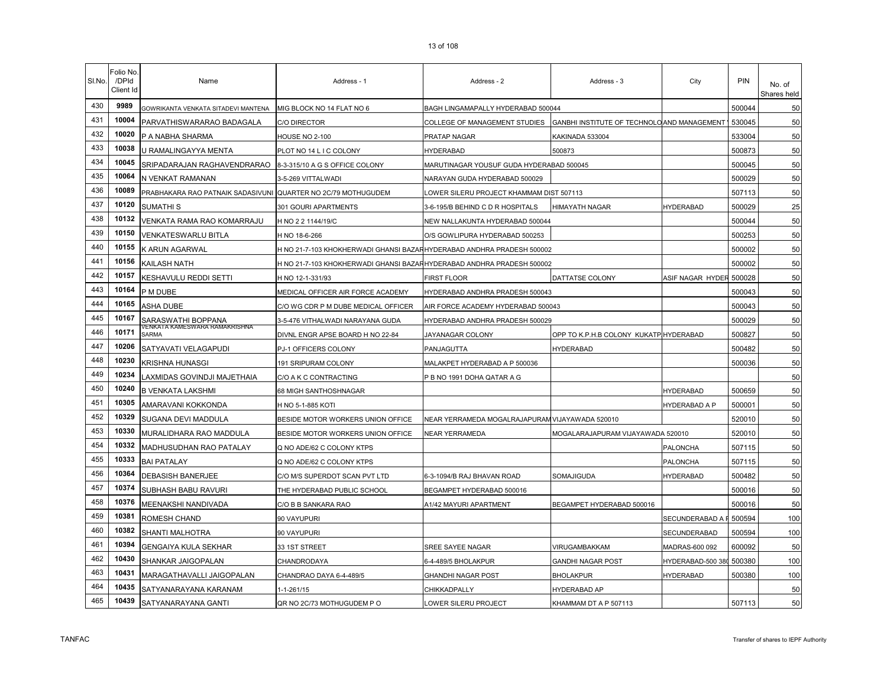| Sl.No. | Folio No. /DPId Client Id | Name | Address - 1 | Address - 2 | Address - 3 | City | PIN | No. of Shares held |
|---|---|---|---|---|---|---|---|---|
| 430 | 9989 | GOWRIKANTA VENKATA SITADEVI MANTENA | MIG BLOCK NO 14 FLAT NO 6 | BAGH LINGAMAPALLY HYDERABAD 500044 | | | 500044 | 50 |
| 431 | 10004 | PARVATHISWARARAO BADAGALA | C/O DIRECTOR | COLLEGE OF MANAGEMENT STUDIES | GANBHI INSTITUTE OF TECHNOLO AND MANAGEMENT | | 530045 | 50 |
| 432 | 10020 | P A NABHA SHARMA | HOUSE NO 2-100 | PRATAP NAGAR | KAKINADA 533004 | | 533004 | 50 |
| 433 | 10038 | U RAMALINGAYYA MENTA | PLOT NO 14 L I C COLONY | HYDERABAD | 500873 | | 500873 | 50 |
| 434 | 10045 | SRIPADARAJAN RAGHAVENDRARAO | 8-3-315/10 A G S OFFICE COLONY | MARUTINAGAR YOUSUF GUDA HYDERABAD 500045 | | | 500045 | 50 |
| 435 | 10064 | N VENKAT RAMANAN | 3-5-269 VITTALWADI | NARAYAN GUDA HYDERABAD 500029 | | | 500029 | 50 |
| 436 | 10089 | PRABHAKARA RAO PATNAIK SADASIVUNI | QUARTER NO 2C/79 MOTHUGUDEM | LOWER SILERU PROJECT KHAMMAM DIST 507113 | | | 507113 | 50 |
| 437 | 10120 | SUMATHI S | 301 GOURI APARTMENTS | 3-6-195/B BEHIND C D R HOSPITALS | HIMAYATH NAGAR | HYDERABAD | 500029 | 25 |
| 438 | 10132 | VENKATA RAMA RAO KOMARRAJU | H NO 2 2 1144/19/C | NEW NALLAKUNTA HYDERABAD 500044 | | | 500044 | 50 |
| 439 | 10150 | VENKATESWARLU BITLA | H NO 18-6-266 | O/S GOWLIPURA HYDERABAD 500253 | | | 500253 | 50 |
| 440 | 10155 | K ARUN AGARWAL | H NO 21-7-103 KHOKHERWADI GHANSI BAZAR | HYDERABAD ANDHRA PRADESH 500002 | | | 500002 | 50 |
| 441 | 10156 | KAILASH NATH | H NO 21-7-103 KHOKHERWADI GHANSI BAZAR | HYDERABAD ANDHRA PRADESH 500002 | | | 500002 | 50 |
| 442 | 10157 | KESHAVULU REDDI SETTI | H NO 12-1-331/93 | FIRST FLOOR | DATTATSE COLONY | ASIF NAGAR HYDER | 500028 | 50 |
| 443 | 10164 | P M DUBE | MEDICAL OFFICER AIR FORCE ACADEMY | HYDERABAD ANDHRA PRADESH 500043 | | | 500043 | 50 |
| 444 | 10165 | ASHA DUBE | C/O WG CDR P M DUBE MEDICAL OFFICER | AIR FORCE ACADEMY HYDERABAD 500043 | | | 500043 | 50 |
| 445 | 10167 | SARASWATHI BOPPANA | 3-5-476 VITHALWADI NARAYANA GUDA | HYDERABAD ANDHRA PRADESH 500029 | | | 500029 | 50 |
| 446 | 10171 | VENKATA KAMESWARA RAMAKRISHNA SARMA | DIVNL ENGR APSE BOARD H NO 22-84 | JAYANAGAR COLONY | OPP TO K.P.H.B COLONY KUKATP | HYDERABAD | 500827 | 50 |
| 447 | 10206 | SATYAVATI VELAGAPUDI | PJ-1 OFFICERS COLONY | PANJAGUTTA | HYDERABAD | | 500482 | 50 |
| 448 | 10230 | KRISHNA HUNASGI | 191 SRIPURAM COLONY | MALAKPET HYDERABAD A P 500036 | | | 500036 | 50 |
| 449 | 10234 | LAXMIDAS GOVINDJI MAJETHAIA | C/O A K C CONTRACTING | P B NO 1991 DOHA QATAR A G | | | | 50 |
| 450 | 10240 | B VENKATA LAKSHMI | 68 MIGH SANTHOSHNAGAR | | | HYDERABAD | 500659 | 50 |
| 451 | 10305 | AMARAVANI KOKKONDA | H NO 5-1-885 KOTI | | | HYDERABAD A P | 500001 | 50 |
| 452 | 10329 | SUGANA DEVI MADDULA | BESIDE MOTOR WORKERS UNION OFFICE | NEAR YERRAMEDA MOGALRAJAPURAM | VIJAYAWADA 520010 | | 520010 | 50 |
| 453 | 10330 | MURALIDHARA RAO MADDULA | BESIDE MOTOR WORKERS UNION OFFICE | NEAR YERRAMEDA | MOGALARAJAPURAM VIJAYAWADA 520010 | | 520010 | 50 |
| 454 | 10332 | MADHUSUDHAN RAO PATALAY | Q NO ADE/62 C COLONY KTPS | | | PALONCHA | 507115 | 50 |
| 455 | 10333 | BAI PATALAY | Q NO ADE/62 C COLONY KTPS | | | PALONCHA | 507115 | 50 |
| 456 | 10364 | DEBASISH BANERJEE | C/O M/S SUPERDOT SCAN PVT LTD | 6-3-1094/B RAJ BHAVAN ROAD | SOMAJIGUDA | HYDERABAD | 500482 | 50 |
| 457 | 10374 | SUBHASH BABU RAVURI | THE HYDERABAD PUBLIC SCHOOL | BEGAMPET HYDERABAD 500016 | | | 500016 | 50 |
| 458 | 10376 | MEENAKSHI NANDIVADA | C/O B B SANKARA RAO | A1/42 MAYURI APARTMENT | BEGAMPET HYDERABAD 500016 | | 500016 | 50 |
| 459 | 10381 | ROMESH CHAND | 90 VAYUPURI | | | SECUNDERABAD A P | 500594 | 100 |
| 460 | 10382 | SHANTI MALHOTRA | 90 VAYUPURI | | | SECUNDERABAD | 500594 | 100 |
| 461 | 10394 | GENGAIYA KULA SEKHAR | 33 1ST STREET | SREE SAYEE NAGAR | VIRUGAMBAKKAM | MADRAS-600 092 | 600092 | 50 |
| 462 | 10430 | SHANKAR JAIGOPALAN | CHANDRODAYA | 6-4-489/5 BHOLAKPUR | GANDHI NAGAR POST | HYDERABAD-500 380 | 500380 | 100 |
| 463 | 10431 | MARAGATHAVALLI JAIGOPALAN | CHANDRAO DAYA 6-4-489/5 | GHANDHI NAGAR POST | BHOLAKPUR | HYDERABAD | 500380 | 100 |
| 464 | 10435 | SATYANARAYANA KARANAM | 1-1-261/15 | CHIKKADPALLY | HYDERABAD AP | | | 50 |
| 465 | 10439 | SATYANARAYANA GANTI | QR NO 2C/73 MOTHUGUDEM P O | LOWER SILERU PROJECT | KHAMMAM DT A P 507113 | | 507113 | 50 |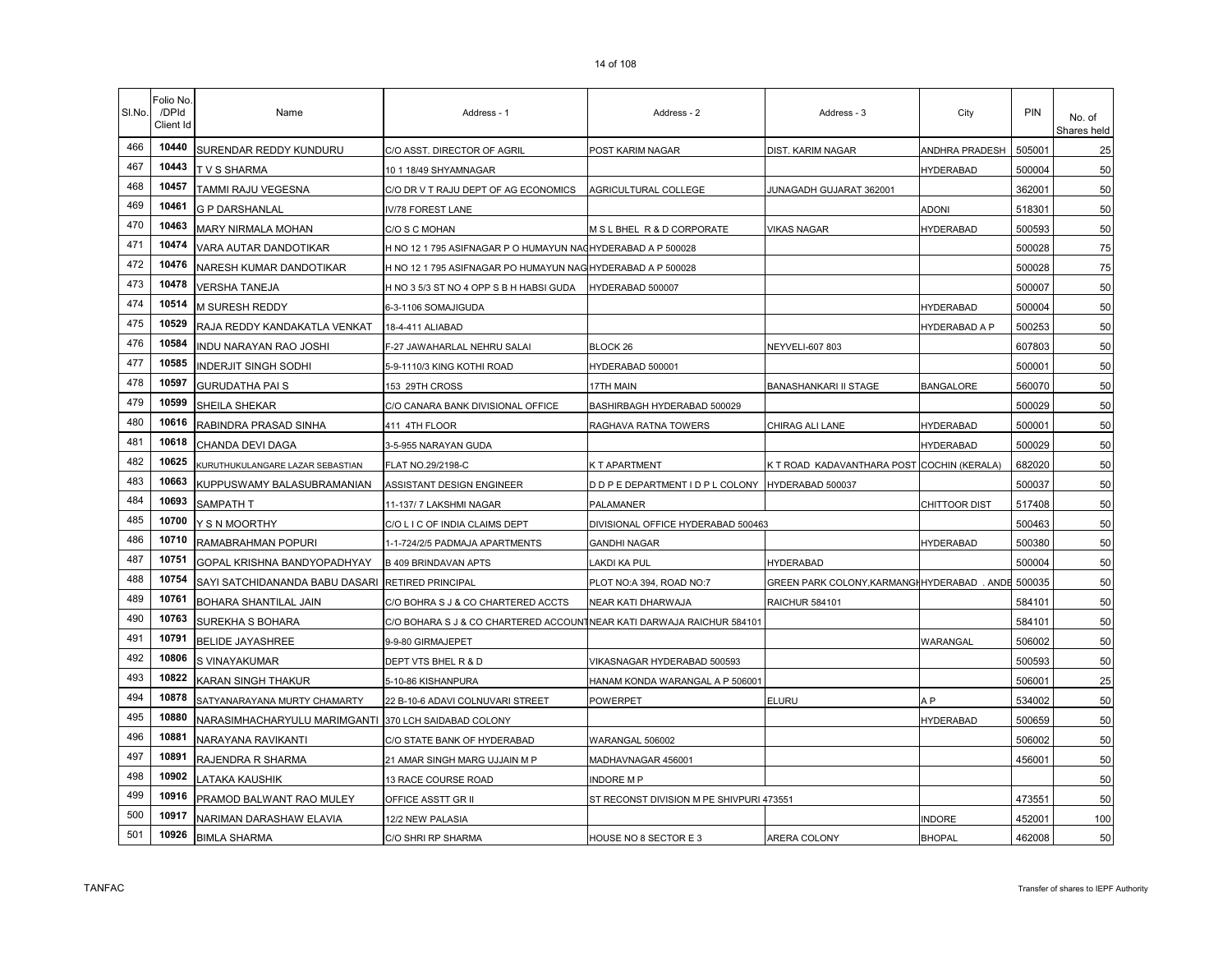| Sl.No. | Folio No. /DPId Client Id | Name | Address - 1 | Address - 2 | Address - 3 | City | PIN | No. of Shares held |
|---|---|---|---|---|---|---|---|---|
| 466 | 10440 | SURENDAR REDDY KUNDURU | C/O ASST. DIRECTOR OF AGRIL | POST KARIM NAGAR | DIST. KARIM NAGAR | ANDHRA PRADESH | 505001 | 25 |
| 467 | 10443 | T V S SHARMA | 10 1 18/49 SHYAMNAGAR | | | HYDERABAD | 500004 | 50 |
| 468 | 10457 | TAMMI RAJU VEGESNA | C/O DR V T RAJU DEPT OF AG ECONOMICS | AGRICULTURAL COLLEGE | JUNAGADH GUJARAT 362001 | | 362001 | 50 |
| 469 | 10461 | G P DARSHANLAL | IV/78 FOREST LANE | | | ADONI | 518301 | 50 |
| 470 | 10463 | MARY NIRMALA MOHAN | C/O S C MOHAN | M S L BHEL R & D CORPORATE | VIKAS NAGAR | HYDERABAD | 500593 | 50 |
| 471 | 10474 | VARA AUTAR DANDOTIKAR | H NO 12 1 795 ASIFNAGAR P O HUMAYUN NAG | HYDERABAD A P 500028 | | | 500028 | 75 |
| 472 | 10476 | NARESH KUMAR DANDOTIKAR | H NO 12 1 795 ASIFNAGAR PO HUMAYUN NAG | HYDERABAD A P 500028 | | | 500028 | 75 |
| 473 | 10478 | VERSHA TANEJA | H NO 3 5/3 ST NO 4 OPP S B H HABSI GUDA | HYDERABAD 500007 | | | 500007 | 50 |
| 474 | 10514 | M SURESH REDDY | 6-3-1106 SOMAJIGUDA | | | HYDERABAD | 500004 | 50 |
| 475 | 10529 | RAJA REDDY KANDAKATLA VENKAT | 18-4-411 ALIABAD | | | HYDERABAD A P | 500253 | 50 |
| 476 | 10584 | INDU NARAYAN RAO JOSHI | F-27 JAWAHARLAL NEHRU SALAI | BLOCK 26 | NEYVELI-607 803 | | 607803 | 50 |
| 477 | 10585 | INDERJIT SINGH SODHI | 5-9-1110/3 KING KOTHI ROAD | HYDERABAD 500001 | | | 500001 | 50 |
| 478 | 10597 | GURUDATHA PAI S | 153 29TH CROSS | 17TH MAIN | BANASHANKARI II STAGE | BANGALORE | 560070 | 50 |
| 479 | 10599 | SHEILA SHEKAR | C/O CANARA BANK DIVISIONAL OFFICE | BASHIRBAGH HYDERABAD 500029 | | | 500029 | 50 |
| 480 | 10616 | RABINDRA PRASAD SINHA | 411 4TH FLOOR | RAGHAVA RATNA TOWERS | CHIRAG ALI LANE | HYDERABAD | 500001 | 50 |
| 481 | 10618 | CHANDA DEVI DAGA | 3-5-955 NARAYAN GUDA | | | HYDERABAD | 500029 | 50 |
| 482 | 10625 | KURUTHUKULANGARE LAZAR SEBASTIAN | FLAT NO.29/2198-C | K T APARTMENT | K T ROAD KADAVANTHARA POST | COCHIN (KERALA) | 682020 | 50 |
| 483 | 10663 | KUPPUSWAMY BALASUBRAMANIAN | ASSISTANT DESIGN ENGINEER | D D P E DEPARTMENT I D P L COLONY | HYDERABAD 500037 | | 500037 | 50 |
| 484 | 10693 | SAMPATH T | 11-137/ 7 LAKSHMI NAGAR | PALAMANER | | CHITTOOR DIST | 517408 | 50 |
| 485 | 10700 | Y S N MOORTHY | C/O L I C OF INDIA CLAIMS DEPT | DIVISIONAL OFFICE HYDERABAD 500463 | | | 500463 | 50 |
| 486 | 10710 | RAMABRAHMAN POPURI | 1-1-724/2/5 PADMAJA APARTMENTS | GANDHI NAGAR | | HYDERABAD | 500380 | 50 |
| 487 | 10751 | GOPAL KRISHNA BANDYOPADHYAY | B 409 BRINDAVAN APTS | LAKDI KA PUL | HYDERABAD | | 500004 | 50 |
| 488 | 10754 | SAYI SATCHIDANANDA BABU DASARI | RETIRED PRINCIPAL | PLOT NO:A 394, ROAD NO:7 | GREEN PARK COLONY,KARMANGH | HYDERABAD . ANDE | 500035 | 50 |
| 489 | 10761 | BOHARA SHANTILAL JAIN | C/O BOHRA S J & CO CHARTERED ACCTS | NEAR KATI DHARWAJA | RAICHUR 584101 | | 584101 | 50 |
| 490 | 10763 | SUREKHA S BOHARA | C/O BOHARA S J & CO CHARTERED ACCOUNT | NEAR KATI DARWAJA RAICHUR 584101 | | | 584101 | 50 |
| 491 | 10791 | BELIDE JAYASHREE | 9-9-80 GIRMAJEPET | | | WARANGAL | 506002 | 50 |
| 492 | 10806 | S VINAYAKUMAR | DEPT VTS BHEL R & D | VIKASNAGAR HYDERABAD 500593 | | | 500593 | 50 |
| 493 | 10822 | KARAN SINGH THAKUR | 5-10-86 KISHANPURA | HANAM KONDA WARANGAL A P 506001 | | | 506001 | 25 |
| 494 | 10878 | SATYANARAYANA MURTY CHAMARTY | 22 B-10-6 ADAVI COLNUVARI STREET | POWERPET | ELURU | A P | 534002 | 50 |
| 495 | 10880 | NARASIMHACHARYULU MARIMGANTI | 370 LCH SAIDABAD COLONY | | | HYDERABAD | 500659 | 50 |
| 496 | 10881 | NARAYANA RAVIKANTI | C/O STATE BANK OF HYDERABAD | WARANGAL 506002 | | | 506002 | 50 |
| 497 | 10891 | RAJENDRA R SHARMA | 21 AMAR SINGH MARG UJJAIN M P | MADHAVNAGAR 456001 | | | 456001 | 50 |
| 498 | 10902 | LATAKA KAUSHIK | 13 RACE COURSE ROAD | INDORE M P | | | | 50 |
| 499 | 10916 | PRAMOD BALWANT RAO MULEY | OFFICE ASSTT GR II | ST RECONST DIVISION M PE SHIVPURI 473551 | | | 473551 | 50 |
| 500 | 10917 | NARIMAN DARASHAW ELAVIA | 12/2 NEW PALASIA | | | INDORE | 452001 | 100 |
| 501 | 10926 | BIMLA SHARMA | C/O SHRI RP SHARMA | HOUSE NO 8 SECTOR E 3 | ARERA COLONY | BHOPAL | 462008 | 50 |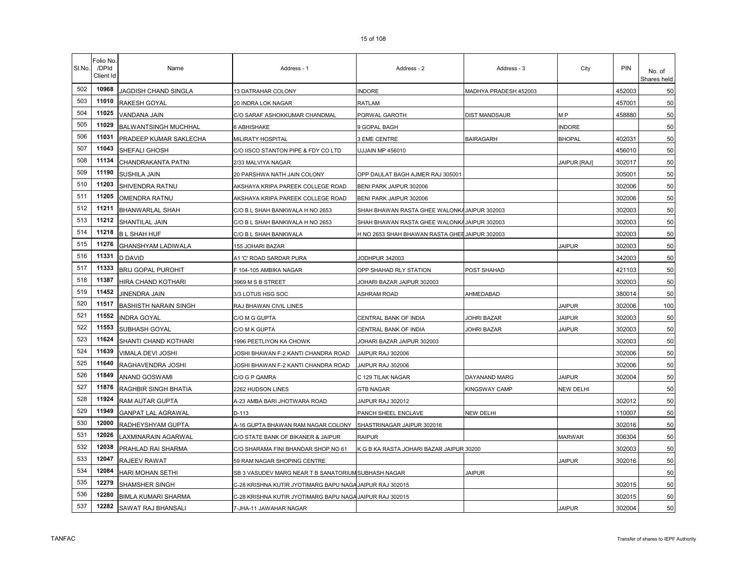| Sl.No. | Folio No. /DPId Client Id | Name | Address - 1 | Address - 2 | Address - 3 | City | PIN | No. of Shares held |
|---|---|---|---|---|---|---|---|---|
| 502 | 10968 | JAGDISH CHAND SINGLA | 13 DATRAHAR COLONY | INDORE | MADHYA PRADESH 452003 | | 452003 | 50 |
| 503 | 11010 | RAKESH GOYAL | 20 INDRA LOK NAGAR | RATLAM | | | 457001 | 50 |
| 504 | 11025 | VANDANA JAIN | C/O SARAF ASHOKKUMAR CHANDMAL | PORWAL GAROTH | DIST MANDSAUR | M P | 458880 | 50 |
| 505 | 11029 | BALWANTSINGH MUCHHAL | 6 ABHISHAKE | 9 GOPAL BAGH | | INDORE | | 50 |
| 506 | 11031 | PRADEEP KUMAR SAKLECHA | MILIRATY HOSPITAL | 3 EME CENTRE | BAIRAGARH | BHOPAL | 402031 | 50 |
| 507 | 11043 | SHEFALI GHOSH | C/O IISCO STANTON PIPE & FDY CO LTD | UJJAIN MP 456010 | | | 456010 | 50 |
| 508 | 11134 | CHANDRAKANTA PATNI | 2/33 MALVIYA NAGAR | | | JAIPUR [RAJ] | 302017 | 50 |
| 509 | 11190 | SUSHILA JAIN | 20 PARSHWA NATH JAIN COLONY | OPP DAULAT BAGH AJMER RAJ 305001 | | | 305001 | 50 |
| 510 | 11203 | SHIVENDRA RATNU | AKSHAYA KRIPA PAREEK COLLEGE ROAD | BENI PARK JAIPUR 302006 | | | 302006 | 50 |
| 511 | 11205 | OMENDRA RATNU | AKSHAYA KRIPA PAREEK COLLEGE ROAD | BENI PARK JAIPUR 302006 | | | 302006 | 50 |
| 512 | 11211 | BHANWARLAL SHAH | C/O B L SHAH BANKWALA H NO 2653 | SHAH BHAWAN RASTA GHEE WALONKA JAIPUR 302003 | | | 302003 | 50 |
| 513 | 11212 | SHANTILAL JAIN | C/O B L SHAH BANKWALA H NO 2653 | SHAH BHAWAN RASTA GHEE WALONKA JAIPUR 302003 | | | 302003 | 50 |
| 514 | 11218 | B L SHAH HUF | C/O B L SHAH BANKWALA | H NO 2653 SHAH BHAWAN RASTA GHEE JAIPUR 302003 | | | 302003 | 50 |
| 515 | 11276 | GHANSHYAM LADIWALA | 155 JOHARI BAZAR | | | JAIPUR | 302003 | 50 |
| 516 | 11331 | D DAVID | A1 'C' ROAD SARDAR PURA | JODHPUR 342003 | | | 342003 | 50 |
| 517 | 11333 | BRIJ GOPAL PUROHIT | F 104-105 AMBIKA NAGAR | OPP SHAHAD RLY STATION | POST SHAHAD | | 421103 | 50 |
| 518 | 11387 | HIRA CHAND KOTHARI | 3969 M S B STREET | JOHARI BAZAR JAIPUR 302003 | | | 302003 | 50 |
| 519 | 11452 | JINENDRA JAIN | 3/3 LOTUS HSG SOC | ASHRAM ROAD | AHMEDABAD | | 380014 | 50 |
| 520 | 11517 | BASHISTH NARAIN SINGH | RAJ BHAWAN CIVIL LINES | | | JAIPUR | 302006 | 100 |
| 521 | 11552 | INDRA GOYAL | C/O M G GUPTA | CENTRAL BANK OF INDIA | JOHRI BAZAR | JAIPUR | 302003 | 50 |
| 522 | 11553 | SUBHASH GOYAL | C/O M K GUPTA | CENTRAL BANK OF INDIA | JOHRI BAZAR | JAIPUR | 302003 | 50 |
| 523 | 11624 | SHANTI CHAND KOTHARI | 1996 PEETLIYON KA CHOWK | JOHARI BAZAR JAIPUR 302003 | | | 302003 | 50 |
| 524 | 11639 | VIMALA DEVI JOSHI | JOSHI BHAWAN F-2 KANTI CHANDRA ROAD | JAIPUR RAJ 302006 | | | 302006 | 50 |
| 525 | 11640 | RAGHAVENDRA JOSHI | JOSHI BHAWAN F-2 KANTI CHANDRA ROAD | JAIPUR RAJ 302006 | | | 302006 | 50 |
| 526 | 11849 | ANAND GOSWAMI | C/O G P QAMRA | C 129 TILAK NAGAR | DAYANAND MARG | JAIPUR | 302004 | 50 |
| 527 | 11876 | RAGHBIR SINGH BHATIA | 2262 HUDSON LINES | GTB NAGAR | KINGSWAY CAMP | NEW DELHI | | 50 |
| 528 | 11924 | RAM AUTAR GUPTA | A-23 AMBA BARI JHOTWARA ROAD | JAIPUR RAJ 302012 | | | 302012 | 50 |
| 529 | 11949 | GANPAT LAL AGRAWAL | D-113 | PANCH SHEEL ENCLAVE | NEW DELHI | | 110007 | 50 |
| 530 | 12000 | RADHEYSHYAM GUPTA | A-16 GUPTA BHAWAN RAM NAGAR COLONY | SHASTRINAGAR JAIPUR 302016 | | | 302016 | 50 |
| 531 | 12026 | LAXMINARAIN AGARWAL | C/O STATE BANK OF BIKANER & JAIPUR | RAIPUR | | MARWAR | 306304 | 50 |
| 532 | 12038 | PRAHLAD RAI SHARMA | C/O SHARAMA FINI BHANDAR SHOP NO 61 | K G B KA RASTA JOHARI BAZAR JAIPUR 30200 | | | 302003 | 50 |
| 533 | 12047 | RAJEEV RAWAT | 59 RAM NAGAR SHOPING CENTRE | | | JAIPUR | 302016 | 50 |
| 534 | 12084 | HARI MOHAN SETHI | SB 3 VASUDEV MARG NEAR T B SANATORIUM | SUBHASH NAGAR | JAIPUR | | | 50 |
| 535 | 12279 | SHAMSHER SINGH | C-28 KRISHNA KUTIR JYOTIMARG BAPU NAGA | JAIPUR RAJ 302015 | | | 302015 | 50 |
| 536 | 12280 | BIMLA KUMARI SHARMA | C-28 KRISHNA KUTIR JYOTIMARG BAPU NAGA | JAIPUR RAJ 302015 | | | 302015 | 50 |
| 537 | 12282 | SAWAT RAJ BHANSALI | 7-JHA-11 JAWAHAR NAGAR | | | JAIPUR | 302004 | 50 |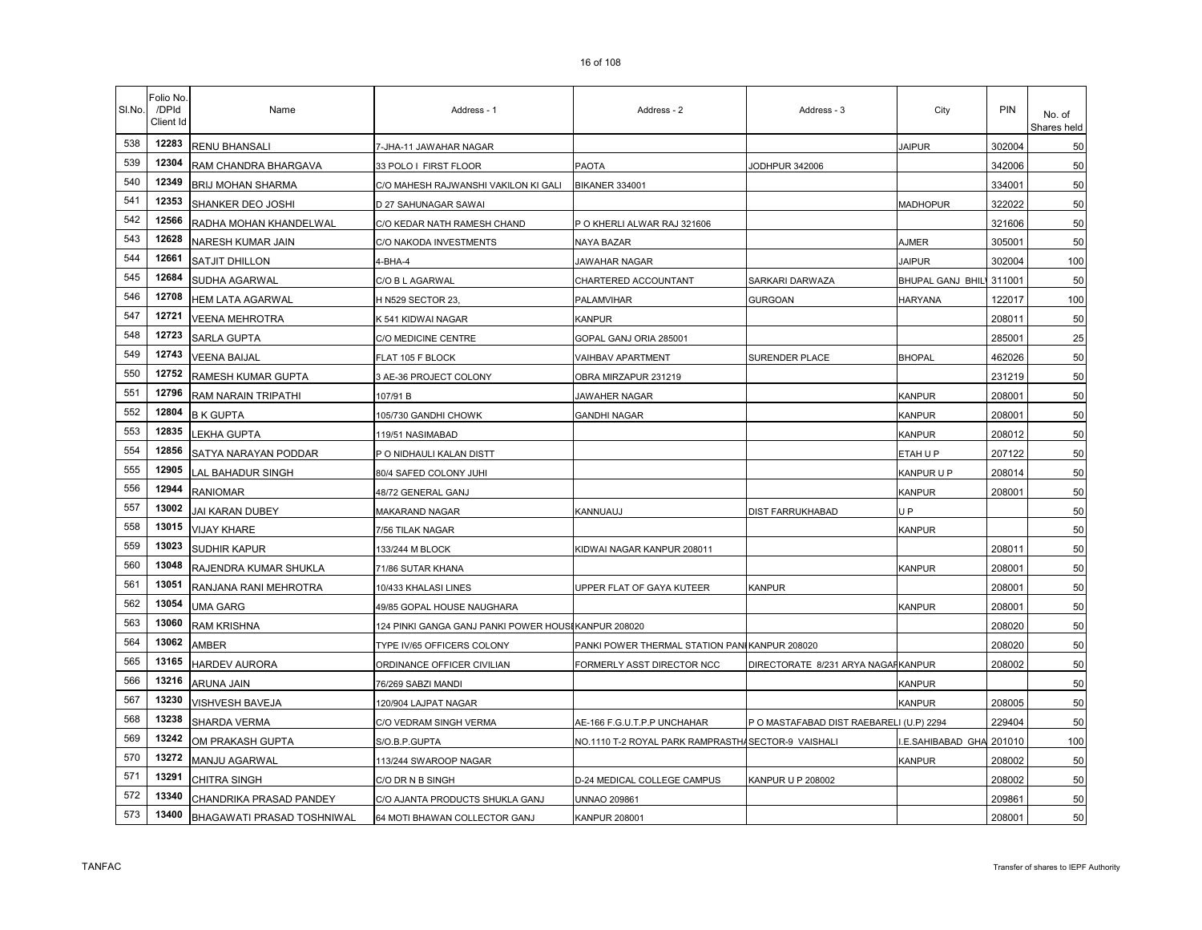| Sl.No. | Folio No. /DPId Client Id | Name | Address - 1 | Address - 2 | Address - 3 | City | PIN | No. of Shares held |
|---|---|---|---|---|---|---|---|---|
| 538 | 12283 | RENU BHANSALI | 7-JHA-11 JAWAHAR NAGAR | | | JAIPUR | 302004 | 50 |
| 539 | 12304 | RAM CHANDRA BHARGAVA | 33 POLO I FIRST FLOOR | PAOTA | JODHPUR 342006 | | 342006 | 50 |
| 540 | 12349 | BRIJ MOHAN SHARMA | C/O MAHESH RAJWANSHI VAKILON KI GALI | BIKANER 334001 | | | 334001 | 50 |
| 541 | 12353 | SHANKER DEO JOSHI | D 27 SAHUNAGAR SAWAI | | | MADHOPUR | 322022 | 50 |
| 542 | 12566 | RADHA MOHAN KHANDELWAL | C/O KEDAR NATH RAMESH CHAND | P O KHERLI ALWAR RAJ 321606 | | | 321606 | 50 |
| 543 | 12628 | NARESH KUMAR JAIN | C/O NAKODA INVESTMENTS | NAYA BAZAR | | AJMER | 305001 | 50 |
| 544 | 12661 | SATJIT DHILLON | 4-BHA-4 | JAWAHAR NAGAR | | JAIPUR | 302004 | 100 |
| 545 | 12684 | SUDHA AGARWAL | C/O B L AGARWAL | CHARTERED ACCOUNTANT | SARKARI DARWAZA | BHUPAL GANJ BHILW | 311001 | 50 |
| 546 | 12708 | HEM LATA AGARWAL | H N529 SECTOR 23, | PALAMVIHAR | GURGOAN | HARYANA | 122017 | 100 |
| 547 | 12721 | VEENA MEHROTRA | K 541 KIDWAI NAGAR | KANPUR | | | 208011 | 50 |
| 548 | 12723 | SARLA GUPTA | C/O MEDICINE CENTRE | GOPAL GANJ ORIA 285001 | | | 285001 | 25 |
| 549 | 12743 | VEENA BAIJAL | FLAT 105 F BLOCK | VAIHBAV APARTMENT | SURENDER PLACE | BHOPAL | 462026 | 50 |
| 550 | 12752 | RAMESH KUMAR GUPTA | 3 AE-36 PROJECT COLONY | OBRA MIRZAPUR 231219 | | | 231219 | 50 |
| 551 | 12796 | RAM NARAIN TRIPATHI | 107/91 B | JAWAHER NAGAR | | KANPUR | 208001 | 50 |
| 552 | 12804 | B K GUPTA | 105/730 GANDHI CHOWK | GANDHI NAGAR | | KANPUR | 208001 | 50 |
| 553 | 12835 | LEKHA GUPTA | 119/51 NASIMABAD | | | KANPUR | 208012 | 50 |
| 554 | 12856 | SATYA NARAYAN PODDAR | P O NIDHAULI KALAN DISTT | | | ETAH U P | 207122 | 50 |
| 555 | 12905 | LAL BAHADUR SINGH | 80/4 SAFED COLONY JUHI | | | KANPUR U P | 208014 | 50 |
| 556 | 12944 | RANIOMAR | 48/72 GENERAL GANJ | | | KANPUR | 208001 | 50 |
| 557 | 13002 | JAI KARAN DUBEY | MAKARAND NAGAR | KANNUAUJ | DIST FARRUKHABAD | U P | | 50 |
| 558 | 13015 | VIJAY KHARE | 7/56 TILAK NAGAR | | | KANPUR | | 50 |
| 559 | 13023 | SUDHIR KAPUR | 133/244 M BLOCK | KIDWAI NAGAR KANPUR 208011 | | | 208011 | 50 |
| 560 | 13048 | RAJENDRA KUMAR SHUKLA | 71/86 SUTAR KHANA | | | KANPUR | 208001 | 50 |
| 561 | 13051 | RANJANA RANI MEHROTRA | 10/433 KHALASI LINES | UPPER FLAT OF GAYA KUTEER | KANPUR | | 208001 | 50 |
| 562 | 13054 | UMA GARG | 49/85 GOPAL HOUSE NAUGHARA | | | KANPUR | 208001 | 50 |
| 563 | 13060 | RAM KRISHNA | 124 PINKI GANGA GANJ PANKI POWER HOUSEKANPUR 208020 | | | | 208020 | 50 |
| 564 | 13062 | AMBER | TYPE IV/65 OFFICERS COLONY | PANKI POWER THERMAL STATION PANKIKANPUR 208020 | | | 208020 | 50 |
| 565 | 13165 | HARDEV AURORA | ORDINANCE OFFICER CIVILIAN | FORMERLY ASST DIRECTOR NCC | DIRECTORATE 8/231 ARYA NAGARKANPUR | | 208002 | 50 |
| 566 | 13216 | ARUNA JAIN | 76/269 SABZI MANDI | | | KANPUR | | 50 |
| 567 | 13230 | VISHVESH BAVEJA | 120/904 LAJPAT NAGAR | | | KANPUR | 208005 | 50 |
| 568 | 13238 | SHARDA VERMA | C/O VEDRAM SINGH VERMA | AE-166 F.G.U.T.P.P UNCHAHAR | P O MASTAFABAD DIST RAEBARELI (U.P) 2294 | | 229404 | 50 |
| 569 | 13242 | OM PRAKASH GUPTA | S/O.B.P.GUPTA | NO.1110 T-2 ROYAL PARK RAMPRASTHASECTOR-9 VAISHALI | | I.E.SAHIBABAD GHA | 201010 | 100 |
| 570 | 13272 | MANJU AGARWAL | 113/244 SWAROOP NAGAR | | | KANPUR | 208002 | 50 |
| 571 | 13291 | CHITRA SINGH | C/O DR N B SINGH | D-24 MEDICAL COLLEGE CAMPUS | KANPUR U P 208002 | | 208002 | 50 |
| 572 | 13340 | CHANDRIKA PRASAD PANDEY | C/O AJANTA PRODUCTS SHUKLA GANJ | UNNAO 209861 | | | 209861 | 50 |
| 573 | 13400 | BHAGAWATI PRASAD TOSHNIWAL | 64 MOTI BHAWAN COLLECTOR GANJ | KANPUR 208001 | | | 208001 | 50 |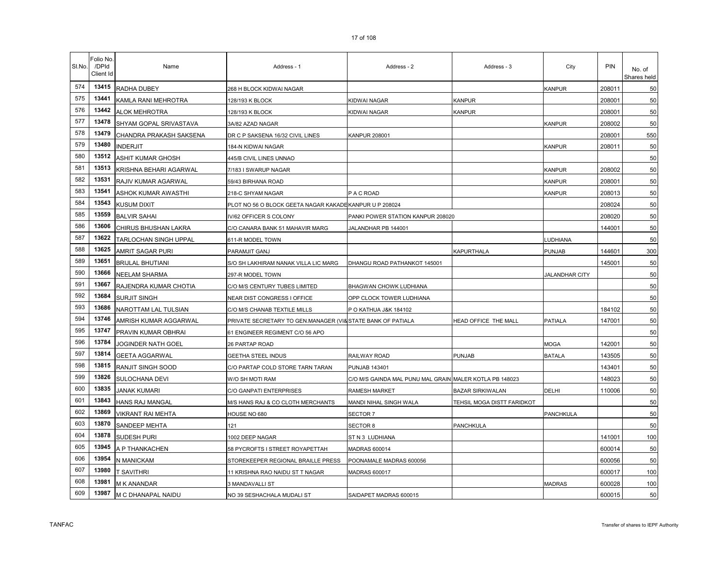| Sl.No. | Folio No. /DPId Client Id | Name | Address - 1 | Address - 2 | Address - 3 | City | PIN | No. of Shares held |
|---|---|---|---|---|---|---|---|---|
| 574 | 13415 | RADHA DUBEY | 268 H BLOCK KIDWAI NAGAR | | | KANPUR | 208011 | 50 |
| 575 | 13441 | KAMLA RANI MEHROTRA | 128/193 K BLOCK | KIDWAI NAGAR | KANPUR | | 208001 | 50 |
| 576 | 13442 | ALOK MEHROTRA | 128/193 K BLOCK | KIDWAI NAGAR | KANPUR | | 208001 | 50 |
| 577 | 13478 | SHYAM GOPAL SRIVASTAVA | 3A/82 AZAD NAGAR | | | KANPUR | 208002 | 50 |
| 578 | 13479 | CHANDRA PRAKASH SAKSENA | DR C P SAKSENA 16/32 CIVIL LINES | KANPUR 208001 | | | 208001 | 550 |
| 579 | 13480 | INDERJIT | 184-N KIDWAI NAGAR | | | KANPUR | 208011 | 50 |
| 580 | 13512 | ASHIT KUMAR GHOSH | 445/B CIVIL LINES UNNAO | | | | | 50 |
| 581 | 13513 | KRISHNA BEHARI AGARWAL | 7/183 I SWARUP NAGAR | | | KANPUR | 208002 | 50 |
| 582 | 13531 | RAJIV KUMAR AGARWAL | 59/43 BIRHANA ROAD | | | KANPUR | 208001 | 50 |
| 583 | 13541 | ASHOK KUMAR AWASTHI | 218-C SHYAM NAGAR | P A C ROAD | | KANPUR | 208013 | 50 |
| 584 | 13543 | KUSUM DIXIT | PLOT NO 56 O BLOCK GEETA NAGAR KAKADE | KANPUR U P 208024 | | | 208024 | 50 |
| 585 | 13559 | BALVIR SAHAI | IV/62 OFFICER S COLONY | PANKI POWER STATION KANPUR 208020 | | | 208020 | 50 |
| 586 | 13606 | CHIRUS BHUSHAN LAKRA | C/O CANARA BANK 51 MAHAVIR MARG | JALANDHAR PB 144001 | | | 144001 | 50 |
| 587 | 13622 | TARLOCHAN SINGH UPPAL | 611-R MODEL TOWN | | | LUDHIANA | | 50 |
| 588 | 13625 | AMRIT SAGAR PURI | PARAMJIT GANJ | | KAPURTHALA | PUNJAB | 144601 | 300 |
| 589 | 13651 | BRIJLAL BHUTIANI | S/O SH LAKHIRAM NANAK VILLA LIC MARG | DHANGU ROAD PATHANKOT 145001 | | | 145001 | 50 |
| 590 | 13666 | NEELAM SHARMA | 297-R MODEL TOWN | | | JALANDHAR CITY | | 50 |
| 591 | 13667 | RAJENDRA KUMAR CHOTIA | C/O M/S CENTURY TUBES LIMITED | BHAGWAN CHOWK LUDHIANA | | | | 50 |
| 592 | 13684 | SURJIT SINGH | NEAR DIST CONGRESS I OFFICE | OPP CLOCK TOWER LUDHIANA | | | | 50 |
| 593 | 13686 | NAROTTAM LAL TULSIAN | C/O M/S CHANAB TEXTILE MILLS | P O KATHUA J&K 184102 | | | 184102 | 50 |
| 594 | 13746 | AMRISH KUMAR AGGARWAL | PRIVATE SECRETARY TO GEN.MANAGER (VI& | STATE BANK OF PATIALA | HEAD OFFICE THE MALL | PATIALA | 147001 | 50 |
| 595 | 13747 | PRAVIN KUMAR OBHRAI | 61 ENGINEER REGIMENT C/O 56 APO | | | | | 50 |
| 596 | 13784 | JOGINDER NATH GOEL | 26 PARTAP ROAD | | | MOGA | 142001 | 50 |
| 597 | 13814 | GEETA AGGARWAL | GEETHA STEEL INDUS | RAILWAY ROAD | PUNJAB | BATALA | 143505 | 50 |
| 598 | 13815 | RANJIT SINGH SOOD | C/O PARTAP COLD STORE TARN TARAN | PUNJAB 143401 | | | 143401 | 50 |
| 599 | 13826 | SULOCHANA DEVI | W/O SH MOTI RAM | C/O M/S GAINDA MAL PUNU MAL GRAIN | MALER KOTLA PB 148023 | | 148023 | 50 |
| 600 | 13835 | JANAK KUMARI | C/O GANPATI ENTERPRISES | RAMESH MARKET | BAZAR SIRKIWALAN | DELHI | 110006 | 50 |
| 601 | 13843 | HANS RAJ MANGAL | M/S HANS RAJ & CO CLOTH MERCHANTS | MANDI NIHAL SINGH WALA | TEHSIL MOGA DISTT FARIDKOT | | | 50 |
| 602 | 13869 | VIKRANT RAI MEHTA | HOUSE NO 680 | SECTOR 7 | | PANCHKULA | | 50 |
| 603 | 13870 | SANDEEP MEHTA | 121 | SECTOR 8 | PANCHKULA | | | 50 |
| 604 | 13878 | SUDESH PURI | 1002 DEEP NAGAR | ST N 3 LUDHIANA | | | 141001 | 100 |
| 605 | 13945 | A P THANKACHEN | 58 PYCROFTS I STREET ROYAPETTAH | MADRAS 600014 | | | 600014 | 50 |
| 606 | 13954 | N MANICKAM | STOREKEEPER REGIONAL BRAILLE PRESS | POONAMALE MADRAS 600056 | | | 600056 | 50 |
| 607 | 13980 | T SAVITHRI | 11 KRISHNA RAO NAIDU ST T NAGAR | MADRAS 600017 | | | 600017 | 100 |
| 608 | 13981 | M K ANANDAR | 3 MANDAVALLI ST | | | MADRAS | 600028 | 100 |
| 609 | 13987 | M C DHANAPAL NAIDU | NO 39 SESHACHALA MUDALI ST | SAIDAPET MADRAS 600015 | | | 600015 | 50 |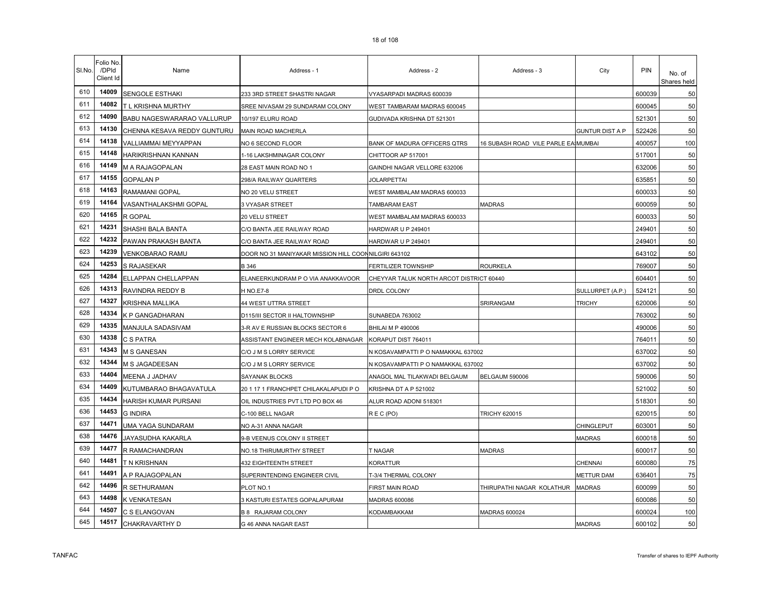| Sl.No. | Folio No. /DPId Client Id | Name | Address - 1 | Address - 2 | Address - 3 | City | PIN | No. of Shares held |
|---|---|---|---|---|---|---|---|---|
| 610 | 14009 | SENGOLE ESTHAKI | 233 3RD STREET SHASTRI NAGAR | VYASARPADI MADRAS 600039 | | | 600039 | 50 |
| 611 | 14082 | T L KRISHNA MURTHY | SREE NIVASAM 29 SUNDARAM COLONY | WEST TAMBARAM MADRAS 600045 | | | 600045 | 50 |
| 612 | 14090 | BABU NAGESWARARAO VALLURUP | 10/197 ELURU ROAD | GUDIVADA KRISHNA DT 521301 | | | 521301 | 50 |
| 613 | 14130 | CHENNA KESAVA REDDY GUNTURU | MAIN ROAD MACHERLA | | | GUNTUR DIST A P | 522426 | 50 |
| 614 | 14138 | VALLIAMMAI MEYYAPPAN | NO 6 SECOND FLOOR | BANK OF MADURA OFFICERS QTRS | 16 SUBASH ROAD VILE PARLE EA | MUMBAI | 400057 | 100 |
| 615 | 14148 | HARIKRISHNAN KANNAN | 1-16 LAKSHMINAGAR COLONY | CHITTOOR AP 517001 | | | 517001 | 50 |
| 616 | 14149 | M A RAJAGOPALAN | 28 EAST MAIN ROAD NO 1 | GAINDHI NAGAR VELLORE 632006 | | | 632006 | 50 |
| 617 | 14155 | GOPALAN P | 298/A RAILWAY QUARTERS | JOLARPETTAI | | | 635851 | 50 |
| 618 | 14163 | RAMAMANI GOPAL | NO 20 VELU STREET | WEST MAMBALAM MADRAS 600033 | | | 600033 | 50 |
| 619 | 14164 | VASANTHALAKSHMI GOPAL | 3 VYASAR STREET | TAMBARAM EAST | MADRAS | | 600059 | 50 |
| 620 | 14165 | R GOPAL | 20 VELU STREET | WEST MAMBALAM MADRAS 600033 | | | 600033 | 50 |
| 621 | 14231 | SHASHI BALA BANTA | C/O BANTA JEE RAILWAY ROAD | HARDWAR U P 249401 | | | 249401 | 50 |
| 622 | 14232 | PAWAN PRAKASH BANTA | C/O BANTA JEE RAILWAY ROAD | HARDWAR U P 249401 | | | 249401 | 50 |
| 623 | 14239 | VENKOBARAO RAMU | DOOR NO 31 MANIYAKAR MISSION HILL COON | NILGIRI 643102 | | | 643102 | 50 |
| 624 | 14253 | S RAJASEKAR | B 346 | FERTILIZER TOWNSHIP | ROURKELA | | 769007 | 50 |
| 625 | 14284 | ELLAPPAN CHELLAPPAN | ELANEERKUNDRAM P O VIA ANAKKAVOOR | CHEYYAR TALUK NORTH ARCOT DISTRICT 60440 | | | 604401 | 50 |
| 626 | 14313 | RAVINDRA REDDY B | H NO.E7-8 | DRDL COLONY | | SULLURPET (A.P.) | 524121 | 50 |
| 627 | 14327 | KRISHNA MALLIKA | 44 WEST UTTRA STREET | | SRIRANGAM | TRICHY | 620006 | 50 |
| 628 | 14334 | K P GANGADHARAN | D115/III SECTOR II HALTOWNSHIP | SUNABEDA 763002 | | | 763002 | 50 |
| 629 | 14335 | MANJULA SADASIVAM | 3-R AV E RUSSIAN BLOCKS SECTOR 6 | BHILAI M P 490006 | | | 490006 | 50 |
| 630 | 14338 | C S PATRA | ASSISTANT ENGINEER MECH KOLABNAGAR | KORAPUT DIST 764011 | | | 764011 | 50 |
| 631 | 14343 | M S GANESAN | C/O J M S LORRY SERVICE | N KOSAVAMPATTI P O NAMAKKAL 637002 | | | 637002 | 50 |
| 632 | 14344 | M S JAGADEESAN | C/O J M S LORRY SERVICE | N KOSAVAMPATTI P O NAMAKKAL 637002 | | | 637002 | 50 |
| 633 | 14404 | MEENA J JADHAV | SAYANAK BLOCKS | ANAGOL MAL TILAKWADI BELGAUM | BELGAUM 590006 | | 590006 | 50 |
| 634 | 14409 | KUTUMBARAO BHAGAVATULA | 20 1 17 1 FRANCHPET CHILAKALAPUDI P O | KRISHNA DT A P 521002 | | | 521002 | 50 |
| 635 | 14434 | HARISH KUMAR PURSANI | OIL INDUSTRIES PVT LTD PO BOX 46 | ALUR ROAD ADONI 518301 | | | 518301 | 50 |
| 636 | 14453 | G INDIRA | C-100 BELL NAGAR | R E C (PO) | TRICHY 620015 | | 620015 | 50 |
| 637 | 14471 | UMA YAGA SUNDARAM | NO A-31 ANNA NAGAR | | | CHINGLEPUT | 603001 | 50 |
| 638 | 14476 | JAYASUDHA KAKARLA | 9-B VEENUS COLONY II STREET | | | MADRAS | 600018 | 50 |
| 639 | 14477 | R RAMACHANDRAN | NO.18 THIRUMURTHY STREET | T NAGAR | MADRAS | | 600017 | 50 |
| 640 | 14481 | T N KRISHNAN | 432 EIGHTEENTH STREET | KORATTUR | | CHENNAI | 600080 | 75 |
| 641 | 14491 | A P RAJAGOPALAN | SUPERINTENDING ENGINEER CIVIL | T-3/4 THERMAL COLONY | | METTUR DAM | 636401 | 75 |
| 642 | 14496 | R SETHURAMAN | PLOT NO.1 | FIRST MAIN ROAD | THIRUPATHI NAGAR KOLATHUR | MADRAS | 600099 | 50 |
| 643 | 14498 | K VENKATESAN | 3 KASTURI ESTATES GOPALAPURAM | MADRAS 600086 | | | 600086 | 50 |
| 644 | 14507 | C S ELANGOVAN | B 8 RAJARAM COLONY | KODAMBAKKAM | MADRAS 600024 | | 600024 | 100 |
| 645 | 14517 | CHAKRAVARTHY D | G 46 ANNA NAGAR EAST | | | MADRAS | 600102 | 50 |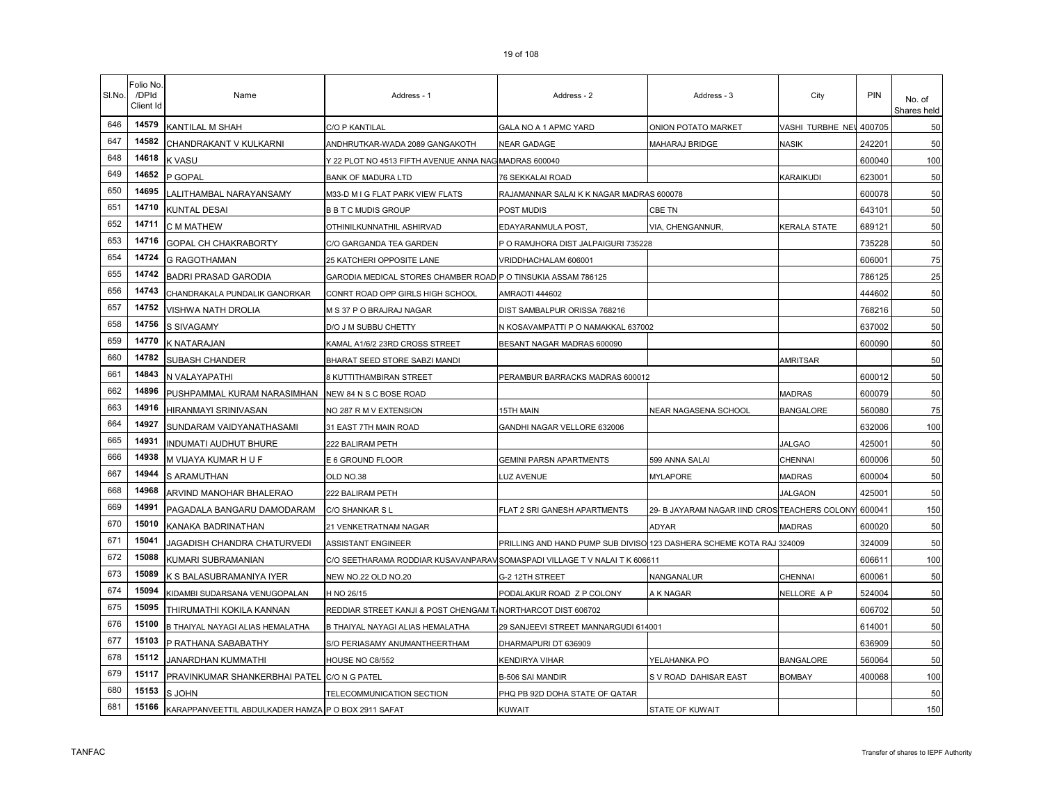| Sl.No. | Folio No. /DPId Client Id | Name | Address - 1 | Address - 2 | Address - 3 | City | PIN | No. of Shares held |
|---|---|---|---|---|---|---|---|---|
| 646 | 14579 | KANTILAL M SHAH | C/O P KANTILAL | GALA NO A 1 APMC YARD | ONION POTATO MARKET | VASHI TURBHE NEV | 400705 | 50 |
| 647 | 14582 | CHANDRAKANT V KULKARNI | ANDHRUTKAR-WADA 2089 GANGAKOTH | NEAR GADAGE | MAHARAJ BRIDGE | NASIK | 242201 | 50 |
| 648 | 14618 | K VASU | Y 22 PLOT NO 4513 FIFTH AVENUE ANNA NAG | MADRAS 600040 | | | 600040 | 100 |
| 649 | 14652 | P GOPAL | BANK OF MADURA LTD | 76 SEKKALAI ROAD | | KARAIKUDI | 623001 | 50 |
| 650 | 14695 | LALITHAMBAL NARAYANSAMY | M33-D M I G FLAT PARK VIEW FLATS | RAJAMANNAR SALAI K K NAGAR MADRAS 600078 | | | 600078 | 50 |
| 651 | 14710 | KUNTAL DESAI | B B T C MUDIS GROUP | POST MUDIS | CBE TN | | 643101 | 50 |
| 652 | 14711 | C M MATHEW | OTHINILKUNNATHIL ASHIRVAD | EDAYARANMULA POST, | VIA, CHENGANNUR, | KERALA STATE | 689121 | 50 |
| 653 | 14716 | GOPAL CH CHAKRABORTY | C/O GARGANDA TEA GARDEN | P O RAMJHORA DIST JALPAIGURI 735228 | | | 735228 | 50 |
| 654 | 14724 | G RAGOTHAMAN | 25 KATCHERI OPPOSITE LANE | VRIDDHACHALAM 606001 | | | 606001 | 75 |
| 655 | 14742 | BADRI PRASAD GARODIA | GARODIA MEDICAL STORES CHAMBER ROAD | P O TINSUKIA ASSAM 786125 | | | 786125 | 25 |
| 656 | 14743 | CHANDRAKALA PUNDALIK GANORKAR | CONRT ROAD OPP GIRLS HIGH SCHOOL | AMRAOTI 444602 | | | 444602 | 50 |
| 657 | 14752 | VISHWA NATH DROLIA | M S 37 P O BRAJRAJ NAGAR | DIST SAMBALPUR ORISSA 768216 | | | 768216 | 50 |
| 658 | 14756 | S SIVAGAMY | D/O J M SUBBU CHETTY | N KOSAVAMPATTI P O NAMAKKAL 637002 | | | 637002 | 50 |
| 659 | 14770 | K NATARAJAN | KAMAL A1/6/2 23RD CROSS STREET | BESANT NAGAR MADRAS 600090 | | | 600090 | 50 |
| 660 | 14782 | SUBASH CHANDER | BHARAT SEED STORE SABZI MANDI | | | AMRITSAR | | 50 |
| 661 | 14843 | N VALAYAPATHI | 8 KUTTITHAMBIRAN STREET | PERAMBUR BARRACKS MADRAS 600012 | | | 600012 | 50 |
| 662 | 14896 | PUSHPAMMAL KURAM NARASIMHAN | NEW 84 N S C BOSE ROAD | | | MADRAS | 600079 | 50 |
| 663 | 14916 | HIRANMAYI SRINIVASAN | NO 287 R M V EXTENSION | 15TH MAIN | NEAR NAGASENA SCHOOL | BANGALORE | 560080 | 75 |
| 664 | 14927 | SUNDARAM VAIDYANATHASAMI | 31 EAST 7TH MAIN ROAD | GANDHI NAGAR VELLORE 632006 | | | 632006 | 100 |
| 665 | 14931 | INDUMATI AUDHUT BHURE | 222 BALIRAM PETH | | | JALGAO | 425001 | 50 |
| 666 | 14938 | M VIJAYA KUMAR H U F | E 6 GROUND FLOOR | GEMINI PARSN APARTMENTS | 599 ANNA SALAI | CHENNAI | 600006 | 50 |
| 667 | 14944 | S ARAMUTHAN | OLD NO.38 | LUZ AVENUE | MYLAPORE | MADRAS | 600004 | 50 |
| 668 | 14968 | ARVIND MANOHAR BHALERAO | 222 BALIRAM PETH | | | JALGAON | 425001 | 50 |
| 669 | 14991 | PAGADALA BANGARU DAMODARAM | C/O SHANKAR S L | FLAT 2 SRI GANESH APARTMENTS | 29- B JAYARAM NAGAR IIND CROS | TEACHERS COLONY | 600041 | 150 |
| 670 | 15010 | KANAKA BADRINATHAN | 21 VENKETRATNAM NAGAR | | ADYAR | MADRAS | 600020 | 50 |
| 671 | 15041 | JAGADISH CHANDRA CHATURVEDI | ASSISTANT ENGINEER | PRILLING AND HAND PUMP SUB DIVISO | 123 DASHERA SCHEME KOTA RAJ 324009 | | 324009 | 50 |
| 672 | 15088 | KUMARI SUBRAMANIAN | C/O SEETHARAMA RODDIAR KUSAVANPARAV | SOMASPADI VILLAGE T V NALAI T K 606611 | | | 606611 | 100 |
| 673 | 15089 | K S BALASUBRAMANIYA IYER | NEW NO.22 OLD NO.20 | G-2 12TH STREET | NANGANALUR | CHENNAI | 600061 | 50 |
| 674 | 15094 | KIDAMBI SUDARSANA VENUGOPALAN | H NO 26/15 | PODALAKUR ROAD Z P COLONY | A K NAGAR | NELLORE A P | 524004 | 50 |
| 675 | 15095 | THIRUMATHI KOKILA KANNAN | REDDIAR STREET KANJI & POST CHENGAM T | NORTHARCOT DIST 606702 | | | 606702 | 50 |
| 676 | 15100 | B THAIYAL NAYAGI ALIAS HEMALATHA | B THAIYAL NAYAGI ALIAS HEMALATHA | 29 SANJEEVI STREET MANNARGUDI 614001 | | | 614001 | 50 |
| 677 | 15103 | P RATHANA SABABATHY | S/O PERIASAMY ANUMANTHEERTHAM | DHARMAPURI DT 636909 | | | 636909 | 50 |
| 678 | 15112 | JANARDHAN KUMMATHI | HOUSE NO C8/552 | KENDIRYA VIHAR | YELAHANKA PO | BANGALORE | 560064 | 50 |
| 679 | 15117 | PRAVINKUMAR SHANKERBHAI PATEL | C/O N G PATEL | B-506 SAI MANDIR | S V ROAD DAHISAR EAST | BOMBAY | 400068 | 100 |
| 680 | 15153 | S JOHN | TELECOMMUNICATION SECTION | PHQ PB 92D DOHA STATE OF QATAR | | | | 50 |
| 681 | 15166 | KARAPPANVEETTIL ABDULKADER HAMZA | P O BOX 2911 SAFAT | KUWAIT | STATE OF KUWAIT | | | 150 |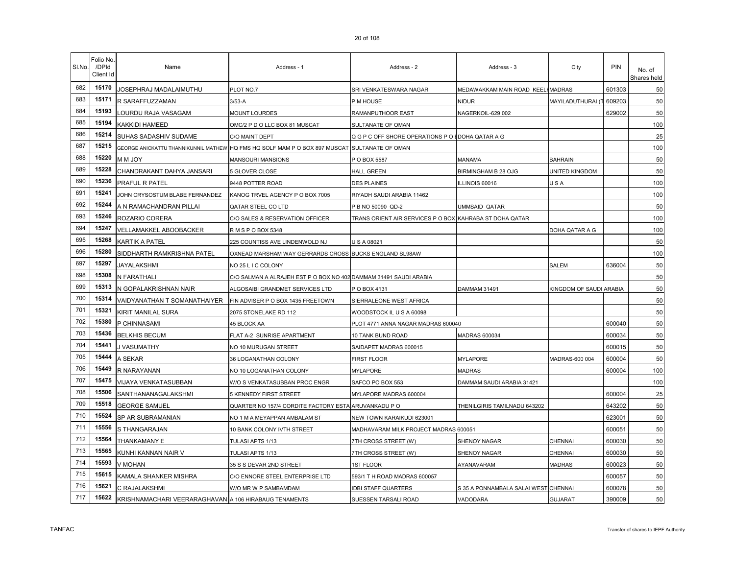| Sl.No. | Folio No. /DPId Client Id | Name | Address - 1 | Address - 2 | Address - 3 | City | PIN | No. of Shares held |
|---|---|---|---|---|---|---|---|---|
| 682 | 15170 | JOSEPHRAJ MADALAIMUTHU | PLOT NO.7 | SRI VENKATESWARA NAGAR | MEDAWAKKAM MAIN ROAD KEELK | MADRAS | 601303 | 50 |
| 683 | 15171 | R SARAFFUZZAMAN | 3/53-A | P M HOUSE | NIDUR | MAYILADUTHURAI (T | 609203 | 50 |
| 684 | 15193 | LOURDU RAJA VASAGAM | MOUNT LOURDES | RAMANPUTHOOR EAST | NAGERKOIL-629 002 | | 629002 | 50 |
| 685 | 15194 | KAKKIDI HAMEED | OMC/2 P D O LLC BOX 81 MUSCAT | SULTANATE OF OMAN | | | | 100 |
| 686 | 15214 | SUHAS SADASHIV SUDAME | C/O MAINT DEPT | Q G P C OFF SHORE OPERATIONS P O B | DOHA QATAR A G | | | 25 |
| 687 | 15215 | GEORGE ANICKATTU THANNIKUNNIL MATHEW | HQ FMS HQ SOLF MAM P O BOX 897 MUSCAT | SULTANATE OF OMAN | | | | 100 |
| 688 | 15220 | M M JOY | MANSOURI MANSIONS | P O BOX 5587 | MANAMA | BAHRAIN | | 50 |
| 689 | 15228 | CHANDRAKANT DAHYA JANSARI | 5 GLOVER CLOSE | HALL GREEN | BIRMINGHAM B 28 OJG | UNITED KINGDOM | | 50 |
| 690 | 15236 | PRAFUL R PATEL | 9448 POTTER ROAD | DES PLAINES | ILLINOIS 60016 | U S A | | 100 |
| 691 | 15241 | JOHN CRYSOSTUM BLABE FERNANDEZ | KANOG TRVEL AGENCY P O BOX 7005 | RIYADH SAUDI ARABIA 11462 | | | | 100 |
| 692 | 15244 | A N RAMACHANDRAN PILLAI | QATAR STEEL CO LTD | P B NO 50090 QD-2 | UMMSAID QATAR | | | 50 |
| 693 | 15246 | ROZARIO CORERA | C/O SALES & RESERVATION OFFICER | TRANS ORIENT AIR SERVICES P O BOX | KAHRABA ST DOHA QATAR | | | 100 |
| 694 | 15247 | VELLAMAKKEL ABOOBACKER | R M S P O BOX 5348 | | | DOHA QATAR A G | | 100 |
| 695 | 15268 | KARTIK A PATEL | 225 COUNTISS AVE LINDENWOLD NJ | U S A 08021 | | | | 50 |
| 696 | 15280 | SIDDHARTH RAMKRISHNA PATEL | OXNEAD MARSHAM WAY GERRARDS CROSS | BUCKS ENGLAND SL98AW | | | | 100 |
| 697 | 15297 | JAYALAKSHMI | NO 25 L I C COLONY | | | SALEM | 636004 | 50 |
| 698 | 15308 | N FARATHALI | C/O SALMAN A ALRAJEH EST P O BOX NO 402 | DAMMAM 31491 SAUDI ARABIA | | | | 50 |
| 699 | 15313 | N GOPALAKRISHNAN NAIR | ALGOSAIBI GRANDMET SERVICES LTD | P O BOX 4131 | DAMMAM 31491 | KINGDOM OF SAUDI ARABIA | | 50 |
| 700 | 15314 | VAIDYANATHAN T SOMANATHAIYER | FIN ADVISER P O BOX 1435 FREETOWN | SIERRALEONE WEST AFRICA | | | | 50 |
| 701 | 15321 | KIRIT MANILAL SURA | 2075 STONELAKE RD 112 | WOODSTOCK IL U S A 60098 | | | | 50 |
| 702 | 15380 | P CHINNASAMI | 45 BLOCK AA | PLOT 4771 ANNA NAGAR MADRAS 600040 | | | 600040 | 50 |
| 703 | 15436 | BELKHIS BECUM | FLAT A-2 SUNRISE APARTMENT | 10 TANK BUND ROAD | MADRAS 600034 | | 600034 | 50 |
| 704 | 15441 | J VASUMATHY | NO 10 MURUGAN STREET | SAIDAPET MADRAS 600015 | | | 600015 | 50 |
| 705 | 15444 | A SEKAR | 36 LOGANATHAN COLONY | FIRST FLOOR | MYLAPORE | MADRAS-600 004 | 600004 | 50 |
| 706 | 15449 | R NARAYANAN | NO 10 LOGANATHAN COLONY | MYLAPORE | MADRAS | | 600004 | 100 |
| 707 | 15475 | VIJAYA VENKATASUBBAN | W/O S VENKATASUBBAN PROC ENGR | SAFCO PO BOX 553 | DAMMAM SAUDI ARABIA 31421 | | | 100 |
| 708 | 15506 | SANTHANANAGALAKSHMI | 5 KENNEDY FIRST STREET | MYLAPORE MADRAS 600004 | | | 600004 | 25 |
| 709 | 15518 | GEORGE SAMUEL | QUARTER NO 157/4 CORDITE FACTORY ESTA | ARUVANKADU P O | THENILGIRIS TAMILNADU 643202 | | 643202 | 50 |
| 710 | 15524 | SP AR SUBRAMANIAN | NO 1 M A MEYAPPAN AMBALAM ST | NEW TOWN KARAIKUDI 623001 | | | 623001 | 50 |
| 711 | 15556 | S THANGARAJAN | 10 BANK COLONY IVTH STREET | MADHAVARAM MILK PROJECT MADRAS 600051 | | | 600051 | 50 |
| 712 | 15564 | THANKAMANY E | TULASI APTS 1/13 | 7TH CROSS STREET (W) | SHENOY NAGAR | CHENNAI | 600030 | 50 |
| 713 | 15565 | KUNHI KANNAN NAIR V | TULASI APTS 1/13 | 7TH CROSS STREET (W) | SHENOY NAGAR | CHENNAI | 600030 | 50 |
| 714 | 15593 | V MOHAN | 35 S S DEVAR 2ND STREET | 1ST FLOOR | AYANAVARAM | MADRAS | 600023 | 50 |
| 715 | 15615 | KAMALA SHANKER MISHRA | C/O ENNORE STEEL ENTERPRISE LTD | 593/1 T H ROAD MADRAS 600057 | | | 600057 | 50 |
| 716 | 15621 | C RAJALAKSHMI | W/O MR W P SAMBAMDAM | IDBI STAFF QUARTERS | S 35 A PONNAMBALA SALAI WEST | CHENNAI | 600078 | 50 |
| 717 | 15622 | KRISHNAMACHARI VEERARAGHAVAN | A 106 HIRABAUG TENAMENTS | SUESSEN TARSALI ROAD | VADODARA | GUJARAT | 390009 | 50 |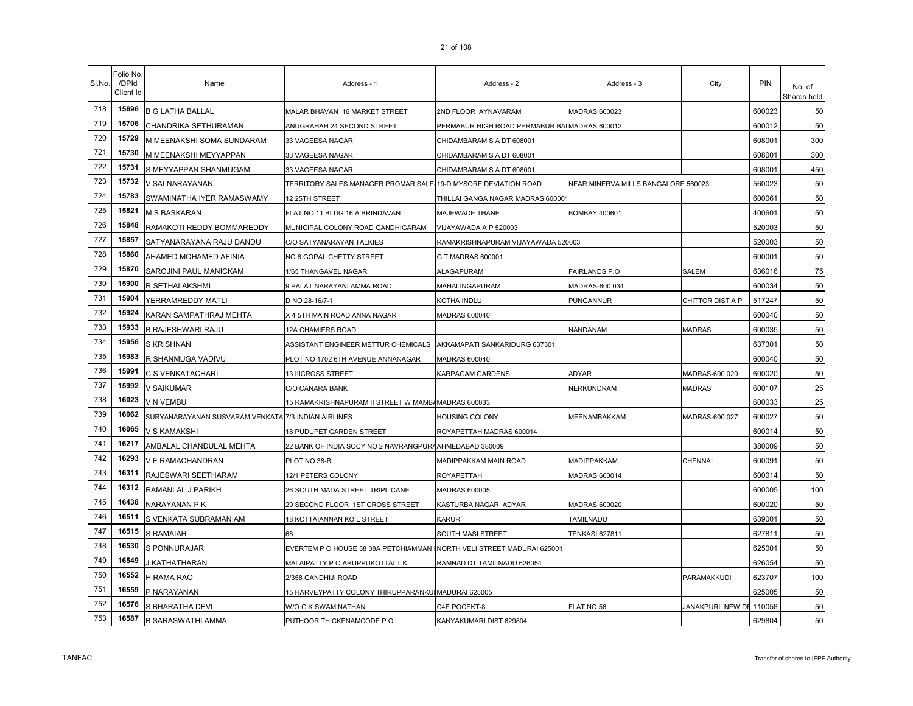| Sl.No. | Folio No. /DPId Client Id | Name | Address - 1 | Address - 2 | Address - 3 | City | PIN | No. of Shares held |
|---|---|---|---|---|---|---|---|---|
| 718 | 15696 | B G LATHA BALLAL | MALAR BHAVAN 16 MARKET STREET | 2ND FLOOR AYNAVARAM | MADRAS 600023 | | 600023 | 50 |
| 719 | 15706 | CHANDRIKA SETHURAMAN | ANUGRAHAH 24 SECOND STREET | PERMABUR HIGH ROAD PERMABUR BA | MADRAS 600012 | | 600012 | 50 |
| 720 | 15729 | M MEENAKSHI SOMA SUNDARAM | 33 VAGEESA NAGAR | CHIDAMBARAM S A DT 608001 | | | 608001 | 300 |
| 721 | 15730 | M MEENAKSHI MEYYAPPAN | 33 VAGEESA NAGAR | CHIDAMBARAM S A DT 608001 | | | 608001 | 300 |
| 722 | 15731 | S MEYYAPPAN SHANMUGAM | 33 VAGEESA NAGAR | CHIDAMBARAM S A DT 608001 | | | 608001 | 450 |
| 723 | 15732 | V SAI NARAYANAN | TERRITORY SALES MANAGER PROMAR SALE | 19-D MYSORE DEVIATION ROAD | NEAR MINERVA MILLS BANGALORE 560023 | | 560023 | 50 |
| 724 | 15783 | SWAMINATHA IYER RAMASWAMY | 12 25TH STREET | THILLAI GANGA NAGAR MADRAS 600061 | | | 600061 | 50 |
| 725 | 15821 | M S BASKARAN | FLAT NO 11 BLDG 16 A BRINDAVAN | MAJEWADE THANE | BOMBAY 400601 | | 400601 | 50 |
| 726 | 15848 | RAMAKOTI REDDY BOMMAREDDY | MUNICIPAL COLONY ROAD GANDHIGARAM | VIJAYAWADA A P 520003 | | | 520003 | 50 |
| 727 | 15857 | SATYANARAYANA RAJU DANDU | C/O SATYANARAYAN TALKIES | RAMAKRISHNAPURAM VIJAYAWADA 520003 | | | 520003 | 50 |
| 728 | 15860 | AHAMED MOHAMED AFINIA | NO 6 GOPAL CHETTY STREET | G T MADRAS 600001 | | | 600001 | 50 |
| 729 | 15870 | SAROJINI PAUL MANICKAM | 1/65 THANGAVEL NAGAR | ALAGAPURAM | FAIRLANDS P.O | SALEM | 636016 | 75 |
| 730 | 15900 | R SETHALAKSHMI | 9 PALAT NARAYANI AMMA ROAD | MAHALINGAPURAM | MADRAS-600 034 | | 600034 | 50 |
| 731 | 15904 | YERRAMREDDY MATLI | D NO 28-16/7-1 | KOTHA INDLU | PUNGANNUR | CHITTOR DIST A P | 517247 | 50 |
| 732 | 15924 | KARAN SAMPATHRAJ MEHTA | X 4 5TH MAIN ROAD ANNA NAGAR | MADRAS 600040 | | | 600040 | 50 |
| 733 | 15933 | B RAJESHWARI RAJU | 12A CHAMIERS ROAD | | NANDANAM | MADRAS | 600035 | 50 |
| 734 | 15956 | S KRISHNAN | ASSISTANT ENGINEER METTUR CHEMICALS | AKKAMAPATI SANKARIDURG 637301 | | | 637301 | 50 |
| 735 | 15983 | R SHANMUGA VADIVU | PLOT NO 1702 6TH AVENUE ANNANAGAR | MADRAS 600040 | | | 600040 | 50 |
| 736 | 15991 | C S VENKATACHARI | 13 IIICROSS STREET | KARPAGAM GARDENS | ADYAR | MADRAS-600 020 | 600020 | 50 |
| 737 | 15992 | V SAIKUMAR | C/O CANARA BANK | | NERKUNDRAM | MADRAS | 600107 | 25 |
| 738 | 16023 | V N VEMBU | 15 RAMAKRISHNAPURAM II STREET W MAMB | MADRAS 600033 | | | 600033 | 25 |
| 739 | 16062 | SURYANARAYANAN SUSVARAM VENKATA | 7/3 INDIAN AIRLINES | HOUSING COLONY | MEENAMBAKKAM | MADRAS-600 027 | 600027 | 50 |
| 740 | 16065 | V S KAMAKSHI | 18 PUDUPET GARDEN STREET | ROYAPETTAH MADRAS 600014 | | | 600014 | 50 |
| 741 | 16217 | AMBALAL CHANDULAL MEHTA | 22 BANK OF INDIA SOCY NO 2 NAVRANGPURA | AHMEDABAD 380009 | | | 380009 | 50 |
| 742 | 16293 | V E RAMACHANDRAN | PLOT NO.38-B | MADIPPAKKAM MAIN ROAD | MADIPPAKKAM | CHENNAI | 600091 | 50 |
| 743 | 16311 | RAJESWARI SEETHARAM | 12/1 PETERS COLONY | ROYAPETTAH | MADRAS 600014 | | 600014 | 50 |
| 744 | 16312 | RAMANLAL J PARIKH | 26 SOUTH MADA STREET TRIPLICANE | MADRAS 600005 | | | 600005 | 100 |
| 745 | 16438 | NARAYANAN P K | 29 SECOND FLOOR 1ST CROSS STREET | KASTURBA NAGAR ADYAR | MADRAS 600020 | | 600020 | 50 |
| 746 | 16511 | S VENKATA SUBRAMANIAM | 18 KOTTAIANNAN KOIL STREET | KARUR | TAMILNADU | | 639001 | 50 |
| 747 | 16515 | S RAMAIAH | 68 | SOUTH MASI STREET | TENKASI 627811 | | 627811 | 50 |
| 748 | 16530 | S PONNURAJAR | EVERTEM P O HOUSE 38 38A PETCHIAMMAN | NORTH VELI STREET MADURAI 625001 | | | 625001 | 50 |
| 749 | 16549 | J KATHATHARAN | MALAIPATTY P O ARUPPUKOTTAI T K | RAMNAD DT TAMILNADU 626054 | | | 626054 | 50 |
| 750 | 16552 | H RAMA RAO | 2/358 GANDHIJI ROAD | | | PARAMAKKUDI | 623707 | 100 |
| 751 | 16559 | P NARAYANAN | 15 HARVEYPATTY COLONY THIRUPPARANKU | MADURAI 625005 | | | 625005 | 50 |
| 752 | 16576 | S BHARATHA DEVI | W/O G K SWAMINATHAN | C4E POCEKT-8 | FLAT NO.56 | JANAKPURI NEW DE | 110058 | 50 |
| 753 | 16587 | B SARASWATHI AMMA | PUTHOOR THICKENAMCODE P O | KANYAKUMARI DIST 629804 | | | 629804 | 50 |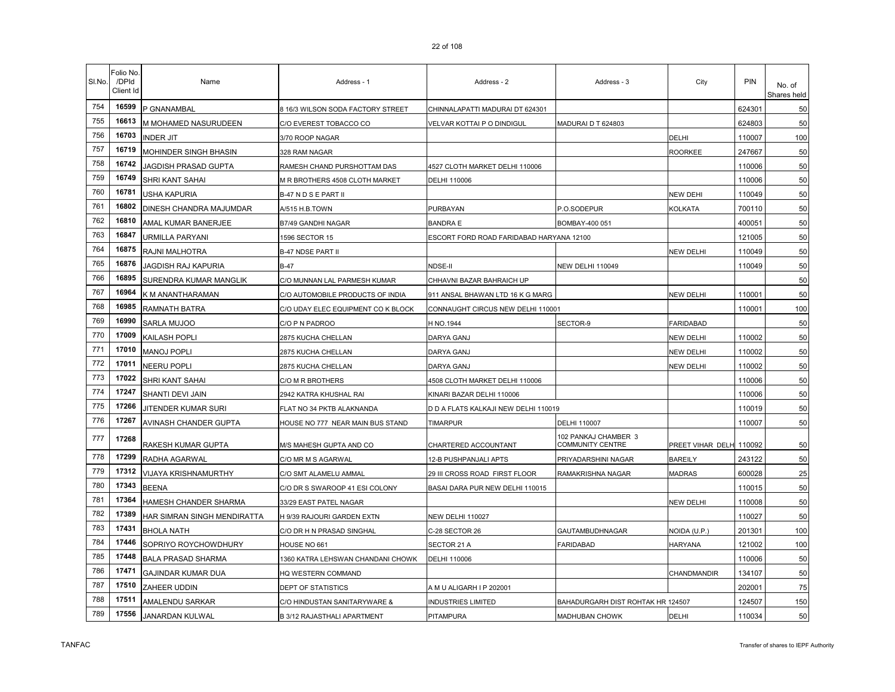| Sl.No. | Folio No. /DPId Client Id | Name | Address - 1 | Address - 2 | Address - 3 | City | PIN | No. of Shares held |
|---|---|---|---|---|---|---|---|---|
| 754 | 16599 | P GNANAMBAL | 8 16/3 WILSON SODA FACTORY STREET | CHINNALAPATTI MADURAI DT 624301 | | | 624301 | 50 |
| 755 | 16613 | M MOHAMED NASURUDEEN | C/O EVEREST TOBACCO CO | VELVAR KOTTAI P O DINDIGUL | MADURAI D T 624803 | | 624803 | 50 |
| 756 | 16703 | INDER JIT | 3/70 ROOP NAGAR | | | DELHI | 110007 | 100 |
| 757 | 16719 | MOHINDER SINGH BHASIN | 328 RAM NAGAR | | | ROORKEE | 247667 | 50 |
| 758 | 16742 | JAGDISH PRASAD GUPTA | RAMESH CHAND PURSHOTTAM DAS | 4527 CLOTH MARKET DELHI 110006 | | | 110006 | 50 |
| 759 | 16749 | SHRI KANT SAHAI | M R BROTHERS 4508 CLOTH MARKET | DELHI 110006 | | | 110006 | 50 |
| 760 | 16781 | USHA KAPURIA | B-47 N D S E PART II | | | NEW DEHI | 110049 | 50 |
| 761 | 16802 | DINESH CHANDRA MAJUMDAR | A/515 H.B.TOWN | PURBAYAN | P.O.SODEPUR | KOLKATA | 700110 | 50 |
| 762 | 16810 | AMAL KUMAR BANERJEE | B7/49 GANDHI NAGAR | BANDRA E | BOMBAY-400 051 | | 400051 | 50 |
| 763 | 16847 | URMILLA PARYANI | 1596 SECTOR 15 | ESCORT FORD ROAD FARIDABAD HARYANA 12100 | | | 121005 | 50 |
| 764 | 16875 | RAJNI MALHOTRA | B-47 NDSE PART II | | | NEW DELHI | 110049 | 50 |
| 765 | 16876 | JAGDISH RAJ KAPURIA | B-47 | NDSE-II | NEW DELHI 110049 | | 110049 | 50 |
| 766 | 16895 | SURENDRA KUMAR MANGLIK | C/O MUNNAN LAL PARMESH KUMAR | CHHAVNI BAZAR BAHRAICH UP | | | | 50 |
| 767 | 16964 | K M ANANTHARAMAN | C/O AUTOMOBILE PRODUCTS OF INDIA | 911 ANSAL BHAWAN LTD 16 K G MARG | | NEW DELHI | 110001 | 50 |
| 768 | 16985 | RAMNATH BATRA | C/O UDAY ELEC EQUIPMENT CO K BLOCK | CONNAUGHT CIRCUS NEW DELHI 110001 | | | 110001 | 100 |
| 769 | 16990 | SARLA MUJOO | C/O P N PADROO | H NO.1944 | SECTOR-9 | FARIDABAD | | 50 |
| 770 | 17009 | KAILASH POPLI | 2875 KUCHA CHELLAN | DARYA GANJ | | NEW DELHI | 110002 | 50 |
| 771 | 17010 | MANOJ POPLI | 2875 KUCHA CHELLAN | DARYA GANJ | | NEW DELHI | 110002 | 50 |
| 772 | 17011 | NEERU POPLI | 2875 KUCHA CHELLAN | DARYA GANJ | | NEW DELHI | 110002 | 50 |
| 773 | 17022 | SHRI KANT SAHAI | C/O M R BROTHERS | 4508 CLOTH MARKET DELHI 110006 | | | 110006 | 50 |
| 774 | 17247 | SHANTI DEVI JAIN | 2942 KATRA KHUSHAL RAI | KINARI BAZAR DELHI 110006 | | | 110006 | 50 |
| 775 | 17266 | JITENDER KUMAR SURI | FLAT NO 34 PKTB ALAKNANDA | D D A FLATS KALKAJI NEW DELHI 110019 | | | 110019 | 50 |
| 776 | 17267 | AVINASH CHANDER GUPTA | HOUSE NO 777 NEAR MAIN BUS STAND | TIMARPUR | DELHI 110007 | | 110007 | 50 |
| 777 | 17268 | RAKESH KUMAR GUPTA | M/S MAHESH GUPTA AND CO | CHARTERED ACCOUNTANT | 102 PANKAJ CHAMBER 3 COMMUNITY CENTRE | PREET VIHAR DELH | 110092 | 50 |
| 778 | 17299 | RADHA AGARWAL | C/O MR M S AGARWAL | 12-B PUSHPANJALI APTS | PRIYADARSHINI NAGAR | BAREILY | 243122 | 50 |
| 779 | 17312 | VIJAYA KRISHNAMURTHY | C/O SMT ALAMELU AMMAL | 29 III CROSS ROAD FIRST FLOOR | RAMAKRISHNA NAGAR | MADRAS | 600028 | 25 |
| 780 | 17343 | BEENA | C/O DR S SWAROOP 41 ESI COLONY | BASAI DARA PUR NEW DELHI 110015 | | | 110015 | 50 |
| 781 | 17364 | HAMESH CHANDER SHARMA | 33/29 EAST PATEL NAGAR | | | NEW DELHI | 110008 | 50 |
| 782 | 17389 | HAR SIMRAN SINGH MENDIRATTA | H 9/39 RAJOURI GARDEN EXTN | NEW DELHI 110027 | | | 110027 | 50 |
| 783 | 17431 | BHOLA NATH | C/O DR H N PRASAD SINGHAL | C-28 SECTOR 26 | GAUTAMBUDHNAGAR | NOIDA (U.P.) | 201301 | 100 |
| 784 | 17446 | SOPRIYO ROYCHOWDHURY | HOUSE NO 661 | SECTOR 21 A | FARIDABAD | HARYANA | 121002 | 100 |
| 785 | 17448 | BALA PRASAD SHARMA | 1360 KATRA LEHSWAN CHANDANI CHOWK | DELHI 110006 | | | 110006 | 50 |
| 786 | 17471 | GAJINDAR KUMAR DUA | HQ WESTERN COMMAND | | | CHANDMANDIR | 134107 | 50 |
| 787 | 17510 | ZAHEER UDDIN | DEPT OF STATISTICS | A M U ALIGARH I P 202001 | | | 202001 | 75 |
| 788 | 17511 | AMALENDU SARKAR | C/O HINDUSTAN SANITARYWARE & | INDUSTRIES LIMITED | BAHADURGARH DIST ROHTAK HR 124507 | | 124507 | 150 |
| 789 | 17556 | JANARDAN KULWAL | B 3/12 RAJASTHALI APARTMENT | PITAMPURA | MADHUBAN CHOWK | DELHI | 110034 | 50 |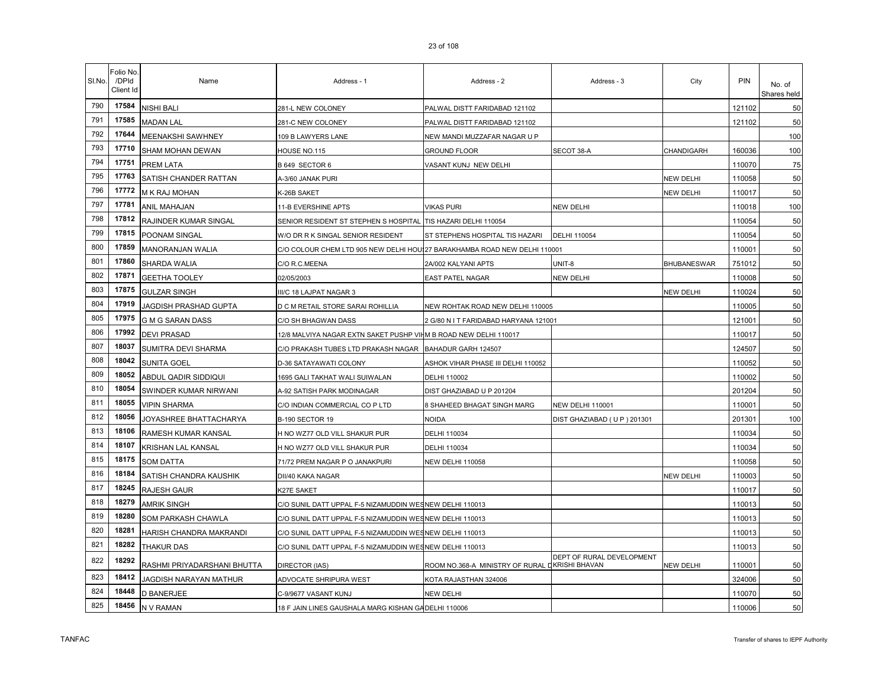| Sl.No. | Folio No. /DPId Client Id | Name | Address - 1 | Address - 2 | Address - 3 | City | PIN | No. of Shares held |
|---|---|---|---|---|---|---|---|---|
| 790 | 17584 | NISHI BALI | 281-L NEW COLONEY | PALWAL DISTT FARIDABAD 121102 | | | 121102 | 50 |
| 791 | 17585 | MADAN LAL | 281-C NEW COLONEY | PALWAL DISTT FARIDABAD 121102 | | | 121102 | 50 |
| 792 | 17644 | MEENAKSHI SAWHNEY | 109 B LAWYERS LANE | NEW MANDI MUZZAFAR NAGAR U P | | | | 100 |
| 793 | 17710 | SHAM MOHAN DEWAN | HOUSE NO.115 | GROUND FLOOR | SECOT 38-A | CHANDIGARH | 160036 | 100 |
| 794 | 17751 | PREM LATA | B 649 SECTOR 6 | VASANT KUNJ NEW DELHI | | | 110070 | 75 |
| 795 | 17763 | SATISH CHANDER RATTAN | A-3/60 JANAK PURI | | | NEW DELHI | 110058 | 50 |
| 796 | 17772 | M K RAJ MOHAN | K-26B SAKET | | | NEW DELHI | 110017 | 50 |
| 797 | 17781 | ANIL MAHAJAN | 11-B EVERSHINE APTS | VIKAS PURI | NEW DELHI | | 110018 | 100 |
| 798 | 17812 | RAJINDER KUMAR SINGAL | SENIOR RESIDENT ST STEPHEN S HOSPITAL | TIS HAZARI DELHI 110054 | | | 110054 | 50 |
| 799 | 17815 | POONAM SINGAL | W/O DR R K SINGAL SENIOR RESIDENT | ST STEPHENS HOSPITAL TIS HAZARI | DELHI 110054 | | 110054 | 50 |
| 800 | 17859 | MANORANJAN WALIA | C/O COLOUR CHEM LTD 905 NEW DELHI HOU | 27 BARAKHAMBA ROAD NEW DELHI 110001 | | | 110001 | 50 |
| 801 | 17860 | SHARDA WALIA | C/O R.C.MEENA | 2A/002 KALYANI APTS | UNIT-8 | BHUBANESWAR | 751012 | 50 |
| 802 | 17871 | GEETHA TOOLEY | 02/05/2003 | EAST PATEL NAGAR | NEW DELHI | | 110008 | 50 |
| 803 | 17875 | GULZAR SINGH | III/C 18 LAJPAT NAGAR 3 | | | NEW DELHI | 110024 | 50 |
| 804 | 17919 | JAGDISH PRASHAD GUPTA | D C M RETAIL STORE SARAI ROHILLIA | NEW ROHTAK ROAD NEW DELHI 110005 | | | 110005 | 50 |
| 805 | 17975 | G M G SARAN DASS | C/O SH BHAGWAN DASS | 2 G/80 N I T FARIDABAD HARYANA 121001 | | | 121001 | 50 |
| 806 | 17992 | DEVI PRASAD | 12/8 MALVIYA NAGAR EXTN SAKET PUSHP VIH | M B ROAD NEW DELHI 110017 | | | 110017 | 50 |
| 807 | 18037 | SUMITRA DEVI SHARMA | C/O PRAKASH TUBES LTD PRAKASH NAGAR | BAHADUR GARH 124507 | | | 124507 | 50 |
| 808 | 18042 | SUNITA GOEL | D-36 SATAYAWATI COLONY | ASHOK VIHAR PHASE III DELHI 110052 | | | 110052 | 50 |
| 809 | 18052 | ABDUL QADIR SIDDIQUI | 1695 GALI TAKHAT WALI SUIWALAN | DELHI 110002 | | | 110002 | 50 |
| 810 | 18054 | SWINDER KUMAR NIRWANI | A-92 SATISH PARK MODINAGAR | DIST GHAZIABAD U P 201204 | | | 201204 | 50 |
| 811 | 18055 | VIPIN SHARMA | C/O INDIAN COMMERCIAL CO P LTD | 8 SHAHEED BHAGAT SINGH MARG | NEW DELHI 110001 | | 110001 | 50 |
| 812 | 18056 | JOYASHREE BHATTACHARYA | B-190 SECTOR 19 | NOIDA | DIST GHAZIABAD ( U P ) 201301 | | 201301 | 100 |
| 813 | 18106 | RAMESH KUMAR KANSAL | H NO WZ77 OLD VILL SHAKUR PUR | DELHI 110034 | | | 110034 | 50 |
| 814 | 18107 | KRISHAN LAL KANSAL | H NO WZ77 OLD VILL SHAKUR PUR | DELHI 110034 | | | 110034 | 50 |
| 815 | 18175 | SOM DATTA | 71/72 PREM NAGAR P O JANAKPURI | NEW DELHI 110058 | | | 110058 | 50 |
| 816 | 18184 | SATISH CHANDRA KAUSHIK | DII/40 KAKA NAGAR | | | NEW DELHI | 110003 | 50 |
| 817 | 18245 | RAJESH GAUR | K27E SAKET | | | | 110017 | 50 |
| 818 | 18279 | AMRIK SINGH | C/O SUNIL DATT UPPAL F-5 NIZAMUDDIN WES | NEW DELHI 110013 | | | 110013 | 50 |
| 819 | 18280 | SOM PARKASH CHAWLA | C/O SUNIL DATT UPPAL F-5 NIZAMUDDIN WES | NEW DELHI 110013 | | | 110013 | 50 |
| 820 | 18281 | HARISH CHANDRA MAKRANDI | C/O SUNIL DATT UPPAL F-5 NIZAMUDDIN WES | NEW DELHI 110013 | | | 110013 | 50 |
| 821 | 18282 | THAKUR DAS | C/O SUNIL DATT UPPAL F-5 NIZAMUDDIN WES | NEW DELHI 110013 | | | 110013 | 50 |
| 822 | 18292 | RASHMI PRIYADARSHANI BHUTTA | DIRECTOR (IAS) | ROOM NO.368-A MINISTRY OF RURAL D | DEPT OF RURAL DEVELOPMENT KRISHI BHAVAN | NEW DELHI | 110001 | 50 |
| 823 | 18412 | JAGDISH NARAYAN MATHUR | ADVOCATE SHRIPURA WEST | KOTA RAJASTHAN 324006 | | | 324006 | 50 |
| 824 | 18448 | D BANERJEE | C-9/9677 VASANT KUNJ | NEW DELHI | | | 110070 | 50 |
| 825 | 18456 | N V RAMAN | 18 F JAIN LINES GAUSHALA MARG KISHAN GA | DELHI 110006 | | | 110006 | 50 |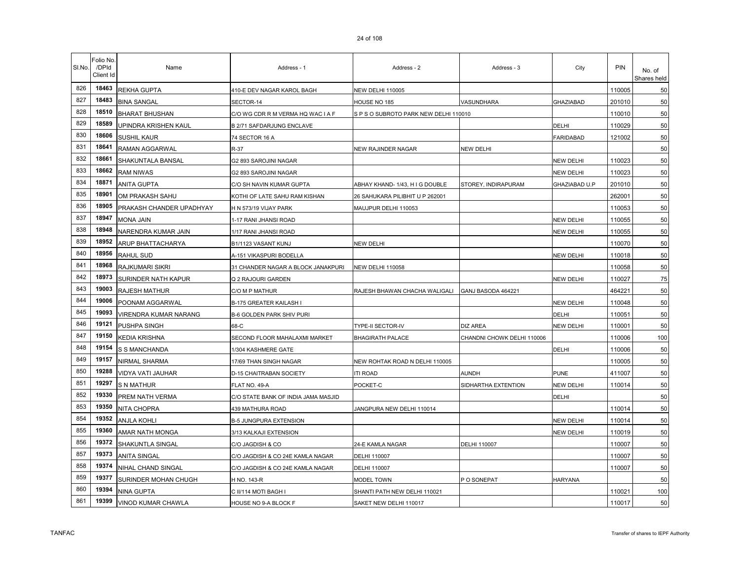| Sl.No. | Folio No. /DPId Client Id | Name | Address - 1 | Address - 2 | Address - 3 | City | PIN | No. of Shares held |
|---|---|---|---|---|---|---|---|---|
| 826 | 18463 | REKHA GUPTA | 410-E DEV NAGAR KAROL BAGH | NEW DELHI 110005 | | | 110005 | 50 |
| 827 | 18483 | BINA SANGAL | SECTOR-14 | HOUSE NO 185 | VASUNDHARA | GHAZIABAD | 201010 | 50 |
| 828 | 18510 | BHARAT BHUSHAN | C/O WG CDR R M VERMA HQ WAC I A F | S P S O SUBROTO PARK NEW DELHI 110010 | | | 110010 | 50 |
| 829 | 18589 | UPINDRA KRISHEN KAUL | B 2/71 SAFDARJUNG ENCLAVE | | | DELHI | 110029 | 50 |
| 830 | 18606 | SUSHIL KAUR | 74 SECTOR 16 A | | | FARIDABAD | 121002 | 50 |
| 831 | 18641 | RAMAN AGGARWAL | R-37 | NEW RAJINDER NAGAR | NEW DELHI | | | 50 |
| 832 | 18661 | SHAKUNTALA BANSAL | G2 893 SAROJINI NAGAR | | | NEW DELHI | 110023 | 50 |
| 833 | 18662 | RAM NIWAS | G2 893 SAROJINI NAGAR | | | NEW DELHI | 110023 | 50 |
| 834 | 18871 | ANITA GUPTA | C/O SH NAVIN KUMAR GUPTA | ABHAY KHAND- 1/43, H I G DOUBLE | STOREY, INDIRAPURAM | GHAZIABAD U.P | 201010 | 50 |
| 835 | 18901 | OM PRAKASH SAHU | KOTHI OF LATE SAHU RAM KISHAN | 26 SAHUKARA PILIBHIT U P 262001 | | | 262001 | 50 |
| 836 | 18905 | PRAKASH CHANDER UPADHYAY | H N 573/19 VIJAY PARK | MAUJPUR DELHI 110053 | | | 110053 | 50 |
| 837 | 18947 | MONA JAIN | 1-17 RANI JHANSI ROAD | | | NEW DELHI | 110055 | 50 |
| 838 | 18948 | NARENDRA KUMAR JAIN | 1/17 RANI JHANSI ROAD | | | NEW DELHI | 110055 | 50 |
| 839 | 18952 | ARUP BHATTACHARYA | B1/1123 VASANT KUNJ | NEW DELHI | | | 110070 | 50 |
| 840 | 18956 | RAHUL SUD | A-151 VIKASPURI BODELLA | | | NEW DELHI | 110018 | 50 |
| 841 | 18968 | RAJKUMARI SIKRI | 31 CHANDER NAGAR A BLOCK JANAKPURI | NEW DELHI 110058 | | | 110058 | 50 |
| 842 | 18973 | SURINDER NATH KAPUR | Q 2 RAJOURI GARDEN | | | NEW DELHI | 110027 | 75 |
| 843 | 19003 | RAJESH MATHUR | C/O M P MATHUR | RAJESH BHAWAN CHACHA WALIGALI | GANJ BASODA 464221 | | 464221 | 50 |
| 844 | 19006 | POONAM AGGARWAL | B-175 GREATER KAILASH I | | | NEW DELHI | 110048 | 50 |
| 845 | 19093 | VIRENDRA KUMAR NARANG | B-6 GOLDEN PARK SHIV PURI | | | DELHI | 110051 | 50 |
| 846 | 19121 | PUSHPA SINGH | 68-C | TYPE-II SECTOR-IV | DIZ AREA | NEW DELHI | 110001 | 50 |
| 847 | 19150 | KEDIA KRISHNA | SECOND FLOOR MAHALAXMI MARKET | BHAGIRATH PALACE | CHANDNI CHOWK DELHI 110006 | | 110006 | 100 |
| 848 | 19154 | S S MANCHANDA | 1/304 KASHMERE GATE | | | DELHI | 110006 | 50 |
| 849 | 19157 | NIRMAL SHARMA | 17/69 THAN SINGH NAGAR | NEW ROHTAK ROAD N DELHI 110005 | | | 110005 | 50 |
| 850 | 19288 | VIDYA VATI JAUHAR | D-15 CHAITRABAN SOCIETY | ITI ROAD | AUNDH | PUNE | 411007 | 50 |
| 851 | 19297 | S N MATHUR | FLAT NO. 49-A | POCKET-C | SIDHARTHA EXTENTION | NEW DELHI | 110014 | 50 |
| 852 | 19330 | PREM NATH VERMA | C/O STATE BANK OF INDIA JAMA MASJID | | | DELHI | | 50 |
| 853 | 19350 | NITA CHOPRA | 439 MATHURA ROAD | JANGPURA NEW DELHI 110014 | | | 110014 | 50 |
| 854 | 19352 | ANJLA KOHLI | B-5 JUNGPURA EXTENSION | | | NEW DELHI | 110014 | 50 |
| 855 | 19360 | AMAR NATH MONGA | 3/13 KALKAJI EXTENSION | | | NEW DELHI | 110019 | 50 |
| 856 | 19372 | SHAKUNTLA SINGAL | C/O JAGDISH & CO | 24-E KAMLA NAGAR | DELHI 110007 | | 110007 | 50 |
| 857 | 19373 | ANITA SINGAL | C/O JAGDISH & CO 24E KAMLA NAGAR | DELHI 110007 | | | 110007 | 50 |
| 858 | 19374 | NIHAL CHAND SINGAL | C/O JAGDISH & CO 24E KAMLA NAGAR | DELHI 110007 | | | 110007 | 50 |
| 859 | 19377 | SURINDER MOHAN CHUGH | H NO. 143-R | MODEL TOWN | P O SONEPAT | HARYANA | | 50 |
| 860 | 19394 | NINA GUPTA | C II/114 MOTI BAGH I | SHANTI PATH NEW DELHI 110021 | | | 110021 | 100 |
| 861 | 19399 | VINOD KUMAR CHAWLA | HOUSE NO 9-A BLOCK F | SAKET NEW DELHI 110017 | | | 110017 | 50 |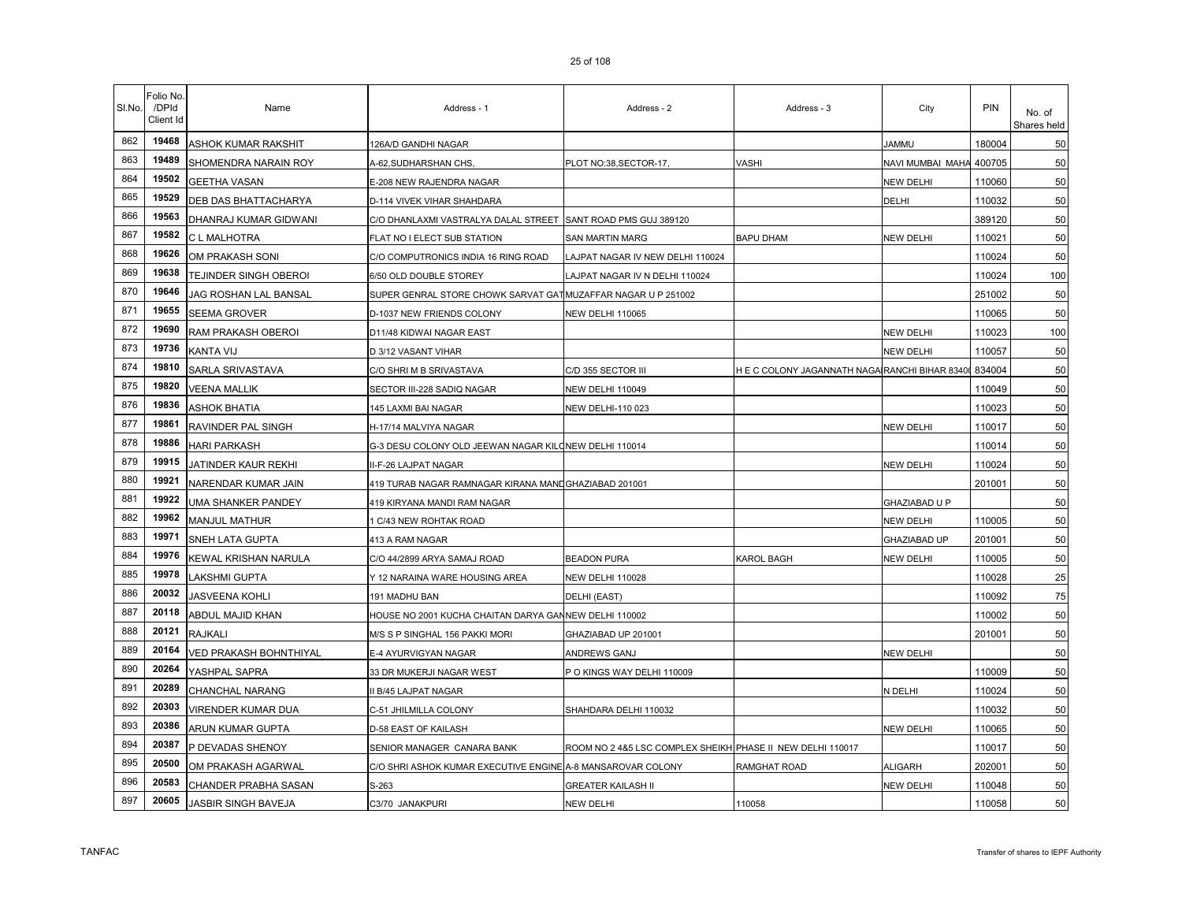| Sl.No. | Folio No. /DPId Client Id | Name | Address - 1 | Address - 2 | Address - 3 | City | PIN | No. of Shares held |
|---|---|---|---|---|---|---|---|---|
| 862 | 19468 | ASHOK KUMAR RAKSHIT | 126A/D GANDHI NAGAR | | | JAMMU | 180004 | 50 |
| 863 | 19489 | SHOMENDRA NARAIN ROY | A-62,SUDHARSHAN CHS, | PLOT NO:38,SECTOR-17, | VASHI | NAVI MUMBAI MAHA | 400705 | 50 |
| 864 | 19502 | GEETHA VASAN | E-208 NEW RAJENDRA NAGAR | | | NEW DELHI | 110060 | 50 |
| 865 | 19529 | DEB DAS BHATTACHARYA | D-114 VIVEK VIHAR SHAHDARA | | | DELHI | 110032 | 50 |
| 866 | 19563 | DHANRAJ KUMAR GIDWANI | C/O DHANLAXMI VASTRALYA DALAL STREET | SANT ROAD PMS GUJ 389120 | | | 389120 | 50 |
| 867 | 19582 | C L MALHOTRA | FLAT NO I ELECT SUB STATION | SAN MARTIN MARG | BAPU DHAM | NEW DELHI | 110021 | 50 |
| 868 | 19626 | OM PRAKASH SONI | C/O COMPUTRONICS INDIA 16 RING ROAD | LAJPAT NAGAR IV NEW DELHI 110024 | | | 110024 | 50 |
| 869 | 19638 | TEJINDER SINGH OBEROI | 6/50 OLD DOUBLE STOREY | LAJPAT NAGAR IV N DELHI 110024 | | | 110024 | 100 |
| 870 | 19646 | JAG ROSHAN LAL BANSAL | SUPER GENRAL STORE CHOWK SARVAT GAT | MUZAFFAR NAGAR U P 251002 | | | 251002 | 50 |
| 871 | 19655 | SEEMA GROVER | D-1037 NEW FRIENDS COLONY | NEW DELHI 110065 | | | 110065 | 50 |
| 872 | 19690 | RAM PRAKASH OBEROI | D11/48 KIDWAI NAGAR EAST | | | NEW DELHI | 110023 | 100 |
| 873 | 19736 | KANTA VIJ | D 3/12 VASANT VIHAR | | | NEW DELHI | 110057 | 50 |
| 874 | 19810 | SARLA SRIVASTAVA | C/O SHRI M B SRIVASTAVA | C/D 355 SECTOR III | H E C COLONY JAGANNATH NAGA | RANCHI BIHAR 8340 | 834004 | 50 |
| 875 | 19820 | VEENA MALLIK | SECTOR III-228 SADIQ NAGAR | NEW DELHI 110049 | | | 110049 | 50 |
| 876 | 19836 | ASHOK BHATIA | 145 LAXMI BAI NAGAR | NEW DELHI-110 023 | | | 110023 | 50 |
| 877 | 19861 | RAVINDER PAL SINGH | H-17/14 MALVIYA NAGAR | | | NEW DELHI | 110017 | 50 |
| 878 | 19886 | HARI PARKASH | G-3 DESU COLONY OLD JEEWAN NAGAR KILO | NEW DELHI 110014 | | | 110014 | 50 |
| 879 | 19915 | JATINDER KAUR REKHI | II-F-26 LAJPAT NAGAR | | | NEW DELHI | 110024 | 50 |
| 880 | 19921 | NARENDAR KUMAR JAIN | 419 TURAB NAGAR RAMNAGAR KIRANA MAND | GHAZIABAD 201001 | | | 201001 | 50 |
| 881 | 19922 | UMA SHANKER PANDEY | 419 KIRYANA MANDI RAM NAGAR | | | GHAZIABAD U P | | 50 |
| 882 | 19962 | MANJUL MATHUR | 1 C/43 NEW ROHTAK ROAD | | | NEW DELHI | 110005 | 50 |
| 883 | 19971 | SNEH LATA GUPTA | 413 A RAM NAGAR | | | GHAZIABAD UP | 201001 | 50 |
| 884 | 19976 | KEWAL KRISHAN NARULA | C/O 44/2899 ARYA SAMAJ ROAD | BEADON PURA | KAROL BAGH | NEW DELHI | 110005 | 50 |
| 885 | 19978 | LAKSHMI GUPTA | Y 12 NARAINA WARE HOUSING AREA | NEW DELHI 110028 | | | 110028 | 25 |
| 886 | 20032 | JASVEENA KOHLI | 191 MADHU BAN | DELHI (EAST) | | | 110092 | 75 |
| 887 | 20118 | ABDUL MAJID KHAN | HOUSE NO 2001 KUCHA CHAITAN DARYA GAN | NEW DELHI 110002 | | | 110002 | 50 |
| 888 | 20121 | RAJKALI | M/S S P SINGHAL 156 PAKKI MORI | GHAZIABAD UP 201001 | | | 201001 | 50 |
| 889 | 20164 | VED PRAKASH BOHNTHIYAL | E-4 AYURVIGYAN NAGAR | ANDREWS GANJ | | NEW DELHI | | 50 |
| 890 | 20264 | YASHPAL SAPRA | 33 DR MUKERJI NAGAR WEST | P O KINGS WAY DELHI 110009 | | | 110009 | 50 |
| 891 | 20289 | CHANCHAL NARANG | II B/45 LAJPAT NAGAR | | | N DELHI | 110024 | 50 |
| 892 | 20303 | VIRENDER KUMAR DUA | C-51 JHILMILLA COLONY | SHAHDARA DELHI 110032 | | | 110032 | 50 |
| 893 | 20386 | ARUN KUMAR GUPTA | D-58 EAST OF KAILASH | | | NEW DELHI | 110065 | 50 |
| 894 | 20387 | P DEVADAS SHENOY | SENIOR MANAGER CANARA BANK | ROOM NO 2 4&5 LSC COMPLEX SHEIKH | PHASE II NEW DELHI 110017 | | 110017 | 50 |
| 895 | 20500 | OM PRAKASH AGARWAL | C/O SHRI ASHOK KUMAR EXECUTIVE ENGINE | A-8 MANSAROVAR COLONY | RAMGHAT ROAD | ALIGARH | 202001 | 50 |
| 896 | 20583 | CHANDER PRABHA SASAN | S-263 | GREATER KAILASH II | | NEW DELHI | 110048 | 50 |
| 897 | 20605 | JASBIR SINGH BAVEJA | C3/70 JANAKPURI | NEW DELHI | 110058 | | 110058 | 50 |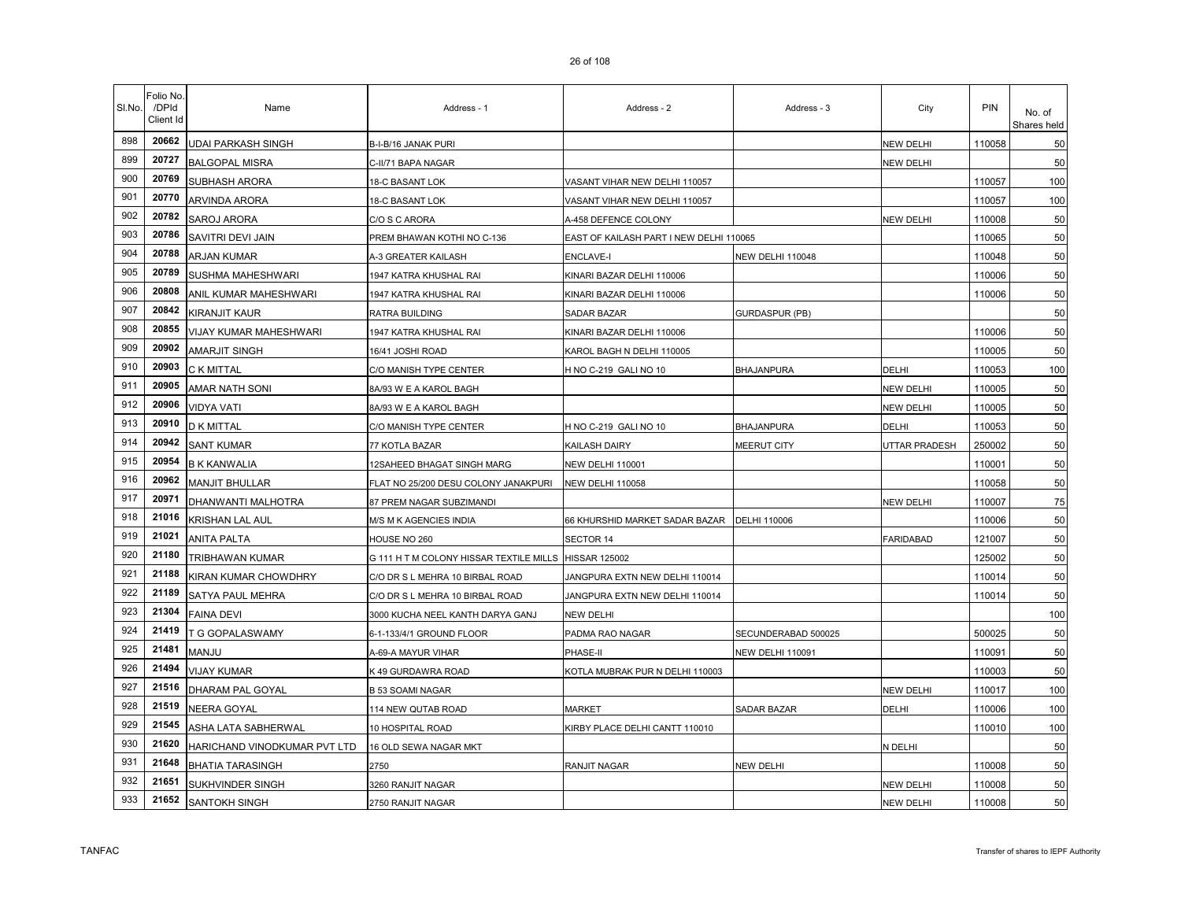| Sl.No. | Folio No. /DPId Client Id | Name | Address - 1 | Address - 2 | Address - 3 | City | PIN | No. of Shares held |
|---|---|---|---|---|---|---|---|---|
| 898 | 20662 | UDAI PARKASH SINGH | B-I-B/16 JANAK PURI | | | NEW DELHI | 110058 | 50 |
| 899 | 20727 | BALGOPAL MISRA | C-II/71 BAPA NAGAR | | | NEW DELHI | | 50 |
| 900 | 20769 | SUBHASH ARORA | 18-C BASANT LOK | VASANT VIHAR NEW DELHI 110057 | | | 110057 | 100 |
| 901 | 20770 | ARVINDA ARORA | 18-C BASANT LOK | VASANT VIHAR NEW DELHI 110057 | | | 110057 | 100 |
| 902 | 20782 | SAROJ ARORA | C/O S C ARORA | A-458 DEFENCE COLONY | | NEW DELHI | 110008 | 50 |
| 903 | 20786 | SAVITRI DEVI JAIN | PREM BHAWAN KOTHI NO C-136 | EAST OF KAILASH PART I NEW DELHI 110065 | | | 110065 | 50 |
| 904 | 20788 | ARJAN KUMAR | A-3 GREATER KAILASH | ENCLAVE-I | NEW DELHI 110048 | | 110048 | 50 |
| 905 | 20789 | SUSHMA MAHESHWARI | 1947 KATRA KHUSHAL RAI | KINARI BAZAR DELHI 110006 | | | 110006 | 50 |
| 906 | 20808 | ANIL KUMAR MAHESHWARI | 1947 KATRA KHUSHAL RAI | KINARI BAZAR DELHI 110006 | | | 110006 | 50 |
| 907 | 20842 | KIRANJIT KAUR | RATRA BUILDING | SADAR BAZAR | GURDASPUR (PB) | | | 50 |
| 908 | 20855 | VIJAY KUMAR MAHESHWARI | 1947 KATRA KHUSHAL RAI | KINARI BAZAR DELHI 110006 | | | 110006 | 50 |
| 909 | 20902 | AMARJIT SINGH | 16/41 JOSHI ROAD | KAROL BAGH N DELHI 110005 | | | 110005 | 50 |
| 910 | 20903 | C K MITTAL | C/O MANISH TYPE CENTER | H NO C-219 GALI NO 10 | BHAJANPURA | DELHI | 110053 | 100 |
| 911 | 20905 | AMAR NATH SONI | 8A/93 W E A KAROL BAGH | | | NEW DELHI | 110005 | 50 |
| 912 | 20906 | VIDYA VATI | 8A/93 W E A KAROL BAGH | | | NEW DELHI | 110005 | 50 |
| 913 | 20910 | D K MITTAL | C/O MANISH TYPE CENTER | H NO C-219 GALI NO 10 | BHAJANPURA | DELHI | 110053 | 50 |
| 914 | 20942 | SANT KUMAR | 77 KOTLA BAZAR | KAILASH DAIRY | MEERUT CITY | UTTAR PRADESH | 250002 | 50 |
| 915 | 20954 | B K KANWALIA | 12SAHEED BHAGAT SINGH MARG | NEW DELHI 110001 | | | 110001 | 50 |
| 916 | 20962 | MANJIT BHULLAR | FLAT NO 25/200 DESU COLONY JANAKPURI | NEW DELHI 110058 | | | 110058 | 50 |
| 917 | 20971 | DHANWANTI MALHOTRA | 87 PREM NAGAR SUBZIMANDI | | | NEW DELHI | 110007 | 75 |
| 918 | 21016 | KRISHAN LAL AUL | M/S M K AGENCIES INDIA | 66 KHURSHID MARKET SADAR BAZAR | DELHI 110006 | | 110006 | 50 |
| 919 | 21021 | ANITA PALTA | HOUSE NO 260 | SECTOR 14 | | FARIDABAD | 121007 | 50 |
| 920 | 21180 | TRIBHAWAN KUMAR | G 111 H T M COLONY HISSAR TEXTILE MILLS | HISSAR 125002 | | | 125002 | 50 |
| 921 | 21188 | KIRAN KUMAR CHOWDHRY | C/O DR S L MEHRA 10 BIRBAL ROAD | JANGPURA EXTN NEW DELHI 110014 | | | 110014 | 50 |
| 922 | 21189 | SATYA PAUL MEHRA | C/O DR S L MEHRA 10 BIRBAL ROAD | JANGPURA EXTN NEW DELHI 110014 | | | 110014 | 50 |
| 923 | 21304 | FAINA DEVI | 3000 KUCHA NEEL KANTH DARYA GANJ | NEW DELHI | | | | 100 |
| 924 | 21419 | T G GOPALASWAMY | 6-1-133/4/1 GROUND FLOOR | PADMA RAO NAGAR | SECUNDERABAD 500025 | | 500025 | 50 |
| 925 | 21481 | MANJU | A-69-A MAYUR VIHAR | PHASE-II | NEW DELHI 110091 | | 110091 | 50 |
| 926 | 21494 | VIJAY KUMAR | K 49 GURDAWRA ROAD | KOTLA MUBRAK PUR N DELHI 110003 | | | 110003 | 50 |
| 927 | 21516 | DHARAM PAL GOYAL | B 53 SOAMI NAGAR | | | NEW DELHI | 110017 | 100 |
| 928 | 21519 | NEERA GOYAL | 114 NEW QUTAB ROAD | MARKET | SADAR BAZAR | DELHI | 110006 | 100 |
| 929 | 21545 | ASHA LATA SABHERWAL | 10 HOSPITAL ROAD | KIRBY PLACE DELHI CANTT 110010 | | | 110010 | 100 |
| 930 | 21620 | HARICHAND VINODKUMAR PVT LTD | 16 OLD SEWA NAGAR MKT | | | N DELHI | | 50 |
| 931 | 21648 | BHATIA TARASINGH | 2750 | RANJIT NAGAR | NEW DELHI | | 110008 | 50 |
| 932 | 21651 | SUKHVINDER SINGH | 3260 RANJIT NAGAR | | | NEW DELHI | 110008 | 50 |
| 933 | 21652 | SANTOKH SINGH | 2750 RANJIT NAGAR | | | NEW DELHI | 110008 | 50 |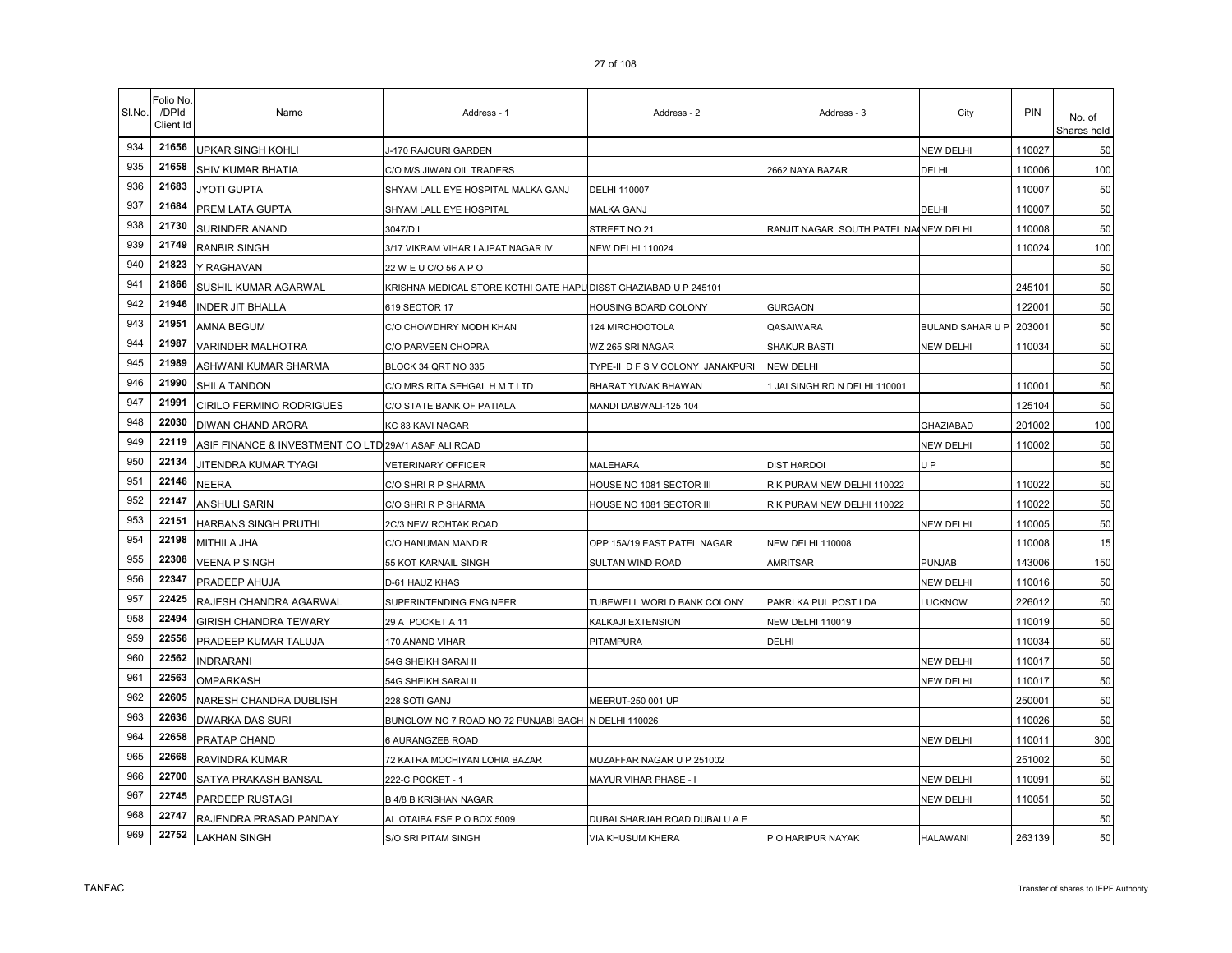| Sl.No. | Folio No. /DPId Client Id | Name | Address - 1 | Address - 2 | Address - 3 | City | PIN | No. of Shares held |
|---|---|---|---|---|---|---|---|---|
| 934 | 21656 | UPKAR SINGH KOHLI | J-170 RAJOURI GARDEN | | | NEW DELHI | 110027 | 50 |
| 935 | 21658 | SHIV KUMAR BHATIA | C/O M/S JIWAN OIL TRADERS | | 2662 NAYA BAZAR | DELHI | 110006 | 100 |
| 936 | 21683 | JYOTI GUPTA | SHYAM LALL EYE HOSPITAL MALKA GANJ | DELHI 110007 | | | 110007 | 50 |
| 937 | 21684 | PREM LATA GUPTA | SHYAM LALL EYE HOSPITAL | MALKA GANJ | | DELHI | 110007 | 50 |
| 938 | 21730 | SURINDER ANAND | 3047/D I | STREET NO 21 | RANJIT NAGAR SOUTH PATEL NA | NEW DELHI | 110008 | 50 |
| 939 | 21749 | RANBIR SINGH | 3/17 VIKRAM VIHAR LAJPAT NAGAR IV | NEW DELHI 110024 | | | 110024 | 100 |
| 940 | 21823 | Y RAGHAVAN | 22 W E U C/O 56 A P O | | | | | 50 |
| 941 | 21866 | SUSHIL KUMAR AGARWAL | KRISHNA MEDICAL STORE KOTHI GATE HAPU | DISST GHAZIABAD U P 245101 | | | 245101 | 50 |
| 942 | 21946 | INDER JIT BHALLA | 619 SECTOR 17 | HOUSING BOARD COLONY | GURGAON | | 122001 | 50 |
| 943 | 21951 | AMNA BEGUM | C/O CHOWDHRY MODH KHAN | 124 MIRCHOOTOLA | QASAIWARA | BULAND SAHAR U P | 203001 | 50 |
| 944 | 21987 | VARINDER MALHOTRA | C/O PARVEEN CHOPRA | WZ 265 SRI NAGAR | SHAKUR BASTI | NEW DELHI | 110034 | 50 |
| 945 | 21989 | ASHWANI KUMAR SHARMA | BLOCK 34 QRT NO 335 | TYPE-II D F S V COLONY JANAKPURI | NEW DELHI | | | 50 |
| 946 | 21990 | SHILA TANDON | C/O MRS RITA SEHGAL H M T LTD | BHARAT YUVAK BHAWAN | 1 JAI SINGH RD N DELHI 110001 | | 110001 | 50 |
| 947 | 21991 | CIRILO FERMINO RODRIGUES | C/O STATE BANK OF PATIALA | MANDI DABWALI-125 104 | | | 125104 | 50 |
| 948 | 22030 | DIWAN CHAND ARORA | KC 83 KAVI NAGAR | | | GHAZIABAD | 201002 | 100 |
| 949 | 22119 | ASIF FINANCE & INVESTMENT CO LTD | 29A/1 ASAF ALI ROAD | | | NEW DELHI | 110002 | 50 |
| 950 | 22134 | JITENDRA KUMAR TYAGI | VETERINARY OFFICER | MALEHARA | DIST HARDOI | U P | | 50 |
| 951 | 22146 | NEERA | C/O SHRI R P SHARMA | HOUSE NO 1081 SECTOR III | R K PURAM NEW DELHI 110022 | | 110022 | 50 |
| 952 | 22147 | ANSHULI SARIN | C/O SHRI R P SHARMA | HOUSE NO 1081 SECTOR III | R K PURAM NEW DELHI 110022 | | 110022 | 50 |
| 953 | 22151 | HARBANS SINGH PRUTHI | 2C/3 NEW ROHTAK ROAD | | | NEW DELHI | 110005 | 50 |
| 954 | 22198 | MITHILA JHA | C/O HANUMAN MANDIR | OPP 15A/19 EAST PATEL NAGAR | NEW DELHI 110008 | | 110008 | 15 |
| 955 | 22308 | VEENA P SINGH | 55 KOT KARNAIL SINGH | SULTAN WIND ROAD | AMRITSAR | PUNJAB | 143006 | 150 |
| 956 | 22347 | PRADEEP AHUJA | D-61 HAUZ KHAS | | | NEW DELHI | 110016 | 50 |
| 957 | 22425 | RAJESH CHANDRA AGARWAL | SUPERINTENDING ENGINEER | TUBEWELL WORLD BANK COLONY | PAKRI KA PUL POST LDA | LUCKNOW | 226012 | 50 |
| 958 | 22494 | GIRISH CHANDRA TEWARY | 29 A POCKET A 11 | KALKAJI EXTENSION | NEW DELHI 110019 | | 110019 | 50 |
| 959 | 22556 | PRADEEP KUMAR TALUJA | 170 ANAND VIHAR | PITAMPURA | DELHI | | 110034 | 50 |
| 960 | 22562 | INDRARANI | 54G SHEIKH SARAI II | | | NEW DELHI | 110017 | 50 |
| 961 | 22563 | OMPARKASH | 54G SHEIKH SARAI II | | | NEW DELHI | 110017 | 50 |
| 962 | 22605 | NARESH CHANDRA DUBLISH | 228 SOTI GANJ | MEERUT-250 001 UP | | | 250001 | 50 |
| 963 | 22636 | DWARKA DAS SURI | BUNGLOW NO 7 ROAD NO 72 PUNJABI BAGH | N DELHI 110026 | | | 110026 | 50 |
| 964 | 22658 | PRATAP CHAND | 6 AURANGZEB ROAD | | | NEW DELHI | 110011 | 300 |
| 965 | 22668 | RAVINDRA KUMAR | 72 KATRA MOCHIYAN LOHIA BAZAR | MUZAFFAR NAGAR U P 251002 | | | 251002 | 50 |
| 966 | 22700 | SATYA PRAKASH BANSAL | 222-C POCKET - 1 | MAYUR VIHAR PHASE - I | | NEW DELHI | 110091 | 50 |
| 967 | 22745 | PARDEEP RUSTAGI | B 4/8 B KRISHAN NAGAR | | | NEW DELHI | 110051 | 50 |
| 968 | 22747 | RAJENDRA PRASAD PANDAY | AL OTAIBA FSE P O BOX 5009 | DUBAI SHARJAH ROAD DUBAI U A E | | | | 50 |
| 969 | 22752 | LAKHAN SINGH | S/O SRI PITAM SINGH | VIA KHUSUM KHERA | P O HARIPUR NAYAK | HALAWANI | 263139 | 50 |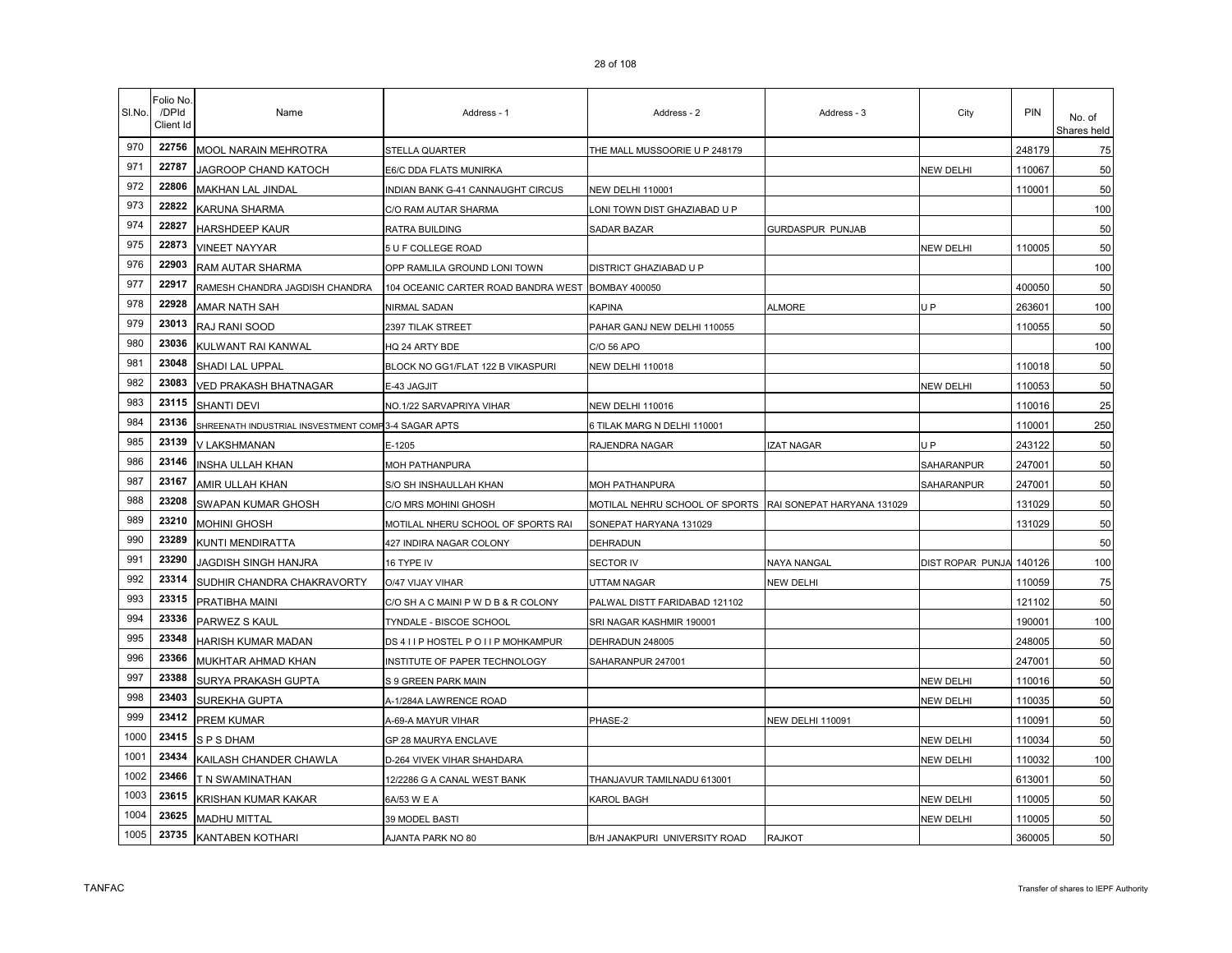| Sl.No. | Folio No. /DPId Client Id | Name | Address - 1 | Address - 2 | Address - 3 | City | PIN | No. of Shares held |
|---|---|---|---|---|---|---|---|---|
| 970 | 22756 | MOOL NARAIN MEHROTRA | STELLA QUARTER | THE MALL MUSSOORIE U P 248179 | | | 248179 | 75 |
| 971 | 22787 | JAGROOP CHAND KATOCH | E6/C DDA FLATS MUNIRKA | | | NEW DELHI | 110067 | 50 |
| 972 | 22806 | MAKHAN LAL JINDAL | INDIAN BANK G-41 CANNAUGHT CIRCUS | NEW DELHI 110001 | | | 110001 | 50 |
| 973 | 22822 | KARUNA SHARMA | C/O RAM AUTAR SHARMA | LONI TOWN DIST GHAZIABAD U P | | | | 100 |
| 974 | 22827 | HARSHDEEP KAUR | RATRA BUILDING | SADAR BAZAR | GURDASPUR PUNJAB | | | 50 |
| 975 | 22873 | VINEET NAYYAR | 5 U F COLLEGE ROAD | | | NEW DELHI | 110005 | 50 |
| 976 | 22903 | RAM AUTAR SHARMA | OPP RAMLILA GROUND LONI TOWN | DISTRICT GHAZIABAD U P | | | | 100 |
| 977 | 22917 | RAMESH CHANDRA JAGDISH CHANDRA | 104 OCEANIC CARTER ROAD BANDRA WEST | BOMBAY 400050 | | | 400050 | 50 |
| 978 | 22928 | AMAR NATH SAH | NIRMAL SADAN | KAPINA | ALMORE | U P | 263601 | 100 |
| 979 | 23013 | RAJ RANI SOOD | 2397 TILAK STREET | PAHAR GANJ NEW DELHI 110055 | | | 110055 | 50 |
| 980 | 23036 | KULWANT RAI KANWAL | HQ 24 ARTY BDE | C/O 56 APO | | | | 100 |
| 981 | 23048 | SHADI LAL UPPAL | BLOCK NO GG1/FLAT 122 B VIKASPURI | NEW DELHI 110018 | | | 110018 | 50 |
| 982 | 23083 | VED PRAKASH BHATNAGAR | E-43 JAGJIT | | | NEW DELHI | 110053 | 50 |
| 983 | 23115 | SHANTI DEVI | NO.1/22 SARVAPRIYA VIHAR | NEW DELHI 110016 | | | 110016 | 25 |
| 984 | 23136 | SHREENATH INDUSTRIAL INSVESTMENT COMP | 3-4 SAGAR APTS | 6 TILAK MARG N DELHI 110001 | | | 110001 | 250 |
| 985 | 23139 | V LAKSHMANAN | E-1205 | RAJENDRA NAGAR | IZAT NAGAR | U P | 243122 | 50 |
| 986 | 23146 | INSHA ULLAH KHAN | MOH PATHANPURA | | | SAHARANPUR | 247001 | 50 |
| 987 | 23167 | AMIR ULLAH KHAN | S/O SH INSHAULLAH KHAN | MOH PATHANPURA | | SAHARANPUR | 247001 | 50 |
| 988 | 23208 | SWAPAN KUMAR GHOSH | C/O MRS MOHINI GHOSH | MOTILAL NEHRU SCHOOL OF SPORTS | RAI SONEPAT HARYANA 131029 | | 131029 | 50 |
| 989 | 23210 | MOHINI GHOSH | MOTILAL NHERU SCHOOL OF SPORTS RAI | SONEPAT HARYANA 131029 | | | 131029 | 50 |
| 990 | 23289 | KUNTI MENDIRATTA | 427 INDIRA NAGAR COLONY | DEHRADUN | | | | 50 |
| 991 | 23290 | JAGDISH SINGH HANJRA | 16 TYPE IV | SECTOR IV | NAYA NANGAL | DIST ROPAR PUNJA | 140126 | 100 |
| 992 | 23314 | SUDHIR CHANDRA CHAKRAVORTY | O/47 VIJAY VIHAR | UTTAM NAGAR | NEW DELHI | | 110059 | 75 |
| 993 | 23315 | PRATIBHA MAINI | C/O SH A C MAINI P W D B & R COLONY | PALWAL DISTT FARIDABAD 121102 | | | 121102 | 50 |
| 994 | 23336 | PARWEZ S KAUL | TYNDALE - BISCOE SCHOOL | SRI NAGAR KASHMIR 190001 | | | 190001 | 100 |
| 995 | 23348 | HARISH KUMAR MADAN | DS 4 I I P HOSTEL P O I I P MOHKAMPUR | DEHRADUN 248005 | | | 248005 | 50 |
| 996 | 23366 | MUKHTAR AHMAD KHAN | INSTITUTE OF PAPER TECHNOLOGY | SAHARANPUR 247001 | | | 247001 | 50 |
| 997 | 23388 | SURYA PRAKASH GUPTA | S 9 GREEN PARK MAIN | | | NEW DELHI | 110016 | 50 |
| 998 | 23403 | SUREKHA GUPTA | A-1/284A LAWRENCE ROAD | | | NEW DELHI | 110035 | 50 |
| 999 | 23412 | PREM KUMAR | A-69-A MAYUR VIHAR | PHASE-2 | NEW DELHI 110091 | | 110091 | 50 |
| 1000 | 23415 | S P S DHAM | GP 28 MAURYA ENCLAVE | | | NEW DELHI | 110034 | 50 |
| 1001 | 23434 | KAILASH CHANDER CHAWLA | D-264 VIVEK VIHAR SHAHDARA | | | NEW DELHI | 110032 | 100 |
| 1002 | 23466 | T N SWAMINATHAN | 12/2286 G A CANAL WEST BANK | THANJAVUR TAMILNADU 613001 | | | 613001 | 50 |
| 1003 | 23615 | KRISHAN KUMAR KAKAR | 6A/53 W E A | KAROL BAGH | | NEW DELHI | 110005 | 50 |
| 1004 | 23625 | MADHU MITTAL | 39 MODEL BASTI | | | NEW DELHI | 110005 | 50 |
| 1005 | 23735 | KANTABEN KOTHARI | AJANTA PARK NO 80 | B/H JANAKPURI UNIVERSITY ROAD | RAJKOT | | 360005 | 50 |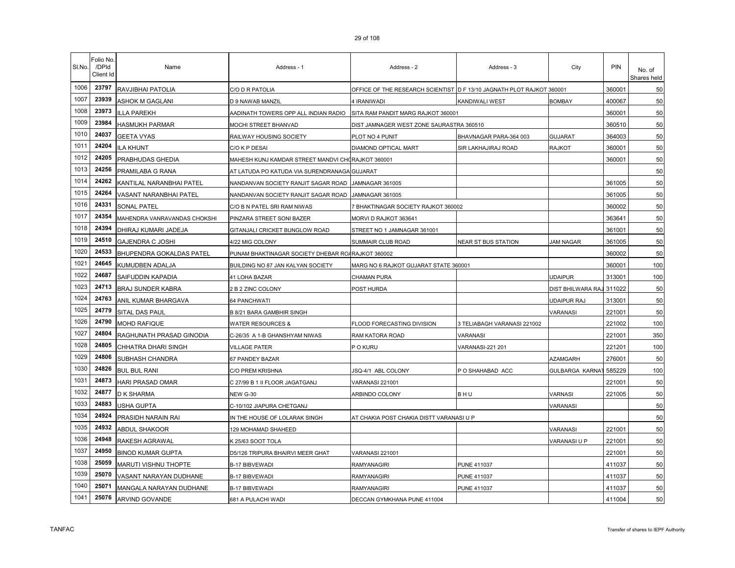| Sl.No. | Folio No. /DPId Client Id | Name | Address - 1 | Address - 2 | Address - 3 | City | PIN | No. of Shares held |
|---|---|---|---|---|---|---|---|---|
| 1006 | 23797 | RAVJIBHAI PATOLIA | C/O D R PATOLIA | OFFICE OF THE RESEARCH SCIENTIST | D F 13/10 JAGNATH PLOT RAJKOT 360001 | | 360001 | 50 |
| 1007 | 23939 | ASHOK M GAGLANI | D 9 NAWAB MANZIL | 4 IRANIWADI | KANDIWALI WEST | BOMBAY | 400067 | 50 |
| 1008 | 23973 | ILLA PAREKH | AADINATH TOWERS OPP ALL INDIAN RADIO | SITA RAM PANDIT MARG RAJKOT 360001 | | | 360001 | 50 |
| 1009 | 23984 | HASMUKH PARMAR | MOCHI STREET BHANVAD | DIST JAMNAGER WEST ZONE SAURASTRA 360510 | | | 360510 | 50 |
| 1010 | 24037 | GEETA VYAS | RAILWAY HOUSING SOCIETY | PLOT NO 4 PUNIT | BHAVNAGAR PARA-364 003 | GUJARAT | 364003 | 50 |
| 1011 | 24204 | ILA KHUNT | C/O K P DESAI | DIAMOND OPTICAL MART | SIR LAKHAJIRAJ ROAD | RAJKOT | 360001 | 50 |
| 1012 | 24205 | PRABHUDAS GHEDIA | MAHESH KUNJ KAMDAR STREET MANDVI CHORAJKOT 360001 | | | | 360001 | 50 |
| 1013 | 24256 | PRAMILABA G RANA | AT LATUDA PO KATUDA VIA SURENDRANAGA GUJARAT | | | | | 50 |
| 1014 | 24262 | KANTILAL NARANBHAI PATEL | NANDANVAN SOCIETY RANJIT SAGAR ROAD | JAMNAGAR 361005 | | | 361005 | 50 |
| 1015 | 24264 | VASANT NARANBHAI PATEL | NANDANVAN SOCIETY RANJIT SAGAR ROAD | JAMNAGAR 361005 | | | 361005 | 50 |
| 1016 | 24331 | SONAL PATEL | C/O B N PATEL SRI RAM NIWAS | 7 BHAKTINAGAR SOCIETY RAJKOT 360002 | | | 360002 | 50 |
| 1017 | 24354 | MAHENDRA VANRAVANDAS CHOKSHI | PINZARA STREET SONI BAZER | MORVI D RAJKOT 363641 | | | 363641 | 50 |
| 1018 | 24394 | DHIRAJ KUMARI JADEJA | GITANJALI CRICKET BUNGLOW ROAD | STREET NO 1 JAMNAGAR 361001 | | | 361001 | 50 |
| 1019 | 24510 | GAJENDRA C JOSHI | 4/22 MIG COLONY | SUMMAIR CLUB ROAD | NEAR ST BUS STATION | JAM NAGAR | 361005 | 50 |
| 1020 | 24533 | BHUPENDRA GOKALDAS PATEL | PUNAM BHAKTINAGAR SOCIETY DHEBAR ROARAJKOT 360002 | | | | 360002 | 50 |
| 1021 | 24645 | KUMUDBEN ADALJA | BUILDING NO 87 JAN KALYAN SOCIETY | MARG NO 6 RAJKOT GUJARAT STATE 360001 | | | 360001 | 100 |
| 1022 | 24687 | SAIFUDDIN KAPADIA | 41 LOHA BAZAR | CHAMAN PURA | | UDAIPUR | 313001 | 100 |
| 1023 | 24713 | BRAJ SUNDER KABRA | 2 B 2 ZINC COLONY | POST HURDA | | DIST BHILWARA RAJ | 311022 | 50 |
| 1024 | 24763 | ANIL KUMAR BHARGAVA | 64 PANCHWATI | | | UDAIPUR RAJ | 313001 | 50 |
| 1025 | 24779 | SITAL DAS PAUL | B 8/21 BARA GAMBHIR SINGH | | | VARANASI | 221001 | 50 |
| 1026 | 24790 | MOHD RAFIQUE | WATER RESOURCES & | FLOOD FORECASTING DIVISION | 3 TELIABAGH VARANASI 221002 | | 221002 | 100 |
| 1027 | 24804 | RAGHUNATH PRASAD GINODIA | C-26/35 A 1-B GHANSHYAM NIWAS | RAM KATORA ROAD | VARANASI | | 221001 | 350 |
| 1028 | 24805 | CHHATRA DHARI SINGH | VILLAGE PATER | P O KURU | VARANASI-221 201 | | 221201 | 100 |
| 1029 | 24806 | SUBHASH CHANDRA | 67 PANDEY BAZAR | | | AZAMGARH | 276001 | 50 |
| 1030 | 24826 | BUL BUL RANI | C/O PREM KRISHNA | JSQ-4/1 ABL COLONY | P O SHAHABAD ACC | GULBARGA KARNAT | 585229 | 100 |
| 1031 | 24873 | HARI PRASAD OMAR | C 27/99 B 1 II FLOOR JAGATGANJ | VARANASI 221001 | | | 221001 | 50 |
| 1032 | 24877 | D K SHARMA | NEW G-30 | ARBINDO COLONY | B H U | VARNASI | 221005 | 50 |
| 1033 | 24883 | USHA GUPTA | C-10/102 JIAPURA CHETGANJ | | | VARANASI | | 50 |
| 1034 | 24924 | PRASIDH NARAIN RAI | IN THE HOUSE OF LOLARAK SINGH | AT CHAKIA POST CHAKIA DISTT VARANASI U P | | | | 50 |
| 1035 | 24932 | ABDUL SHAKOOR | 129 MOHAMAD SHAHEED | | | VARANASI | 221001 | 50 |
| 1036 | 24948 | RAKESH AGRAWAL | K 25/63 SOOT TOLA | | | VARANASI U P | 221001 | 50 |
| 1037 | 24950 | BINOD KUMAR GUPTA | D5/126 TRIPURA BHAIRVI MEER GHAT | VARANASI 221001 | | | 221001 | 50 |
| 1038 | 25059 | MARUTI VISHNU THOPTE | B-17 BIBVEWADI | RAMYANAGIRI | PUNE 411037 | | 411037 | 50 |
| 1039 | 25070 | VASANT NARAYAN DUDHANE | B-17 BIBVEWADI | RAMYANAGIRI | PUNE 411037 | | 411037 | 50 |
| 1040 | 25071 | MANGALA NARAYAN DUDHANE | B-17 BIBVEWADI | RAMYANAGIRI | PUNE 411037 | | 411037 | 50 |
| 1041 | 25076 | ARVIND GOVANDE | 681 A PULACHI WADI | DECCAN GYMKHANA PUNE 411004 | | | 411004 | 50 |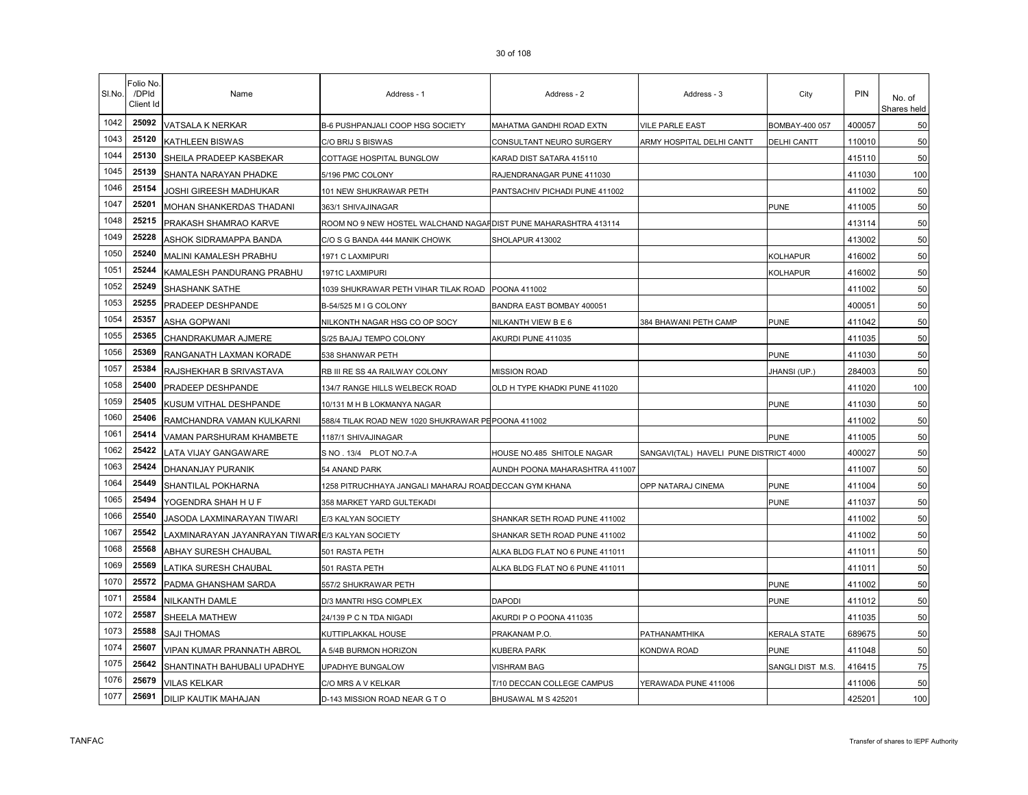| Sl.No. | Folio No. /DPId Client Id | Name | Address - 1 | Address - 2 | Address - 3 | City | PIN | No. of Shares held |
|---|---|---|---|---|---|---|---|---|
| 1042 | 25092 | VATSALA K NERKAR | B-6 PUSHPANJALI COOP HSG SOCIETY | MAHATMA GANDHI ROAD EXTN | VILE PARLE EAST | BOMBAY-400 057 | 400057 | 50 |
| 1043 | 25120 | KATHLEEN BISWAS | C/O BRIJ S BISWAS | CONSULTANT NEURO SURGERY | ARMY HOSPITAL DELHI CANTT | DELHI CANTT | 110010 | 50 |
| 1044 | 25130 | SHEILA PRADEEP KASBEKAR | COTTAGE HOSPITAL BUNGLOW | KARAD DIST SATARA 415110 | | | 415110 | 50 |
| 1045 | 25139 | SHANTA NARAYAN PHADKE | 5/196 PMC COLONY | RAJENDRANAGAR PUNE 411030 | | | 411030 | 100 |
| 1046 | 25154 | JOSHI GIREESH MADHUKAR | 101 NEW SHUKRAWAR PETH | PANTSACHIV PICHADI PUNE 411002 | | | 411002 | 50 |
| 1047 | 25201 | MOHAN SHANKERDAS THADANI | 363/1 SHIVAJINAGAR | | | PUNE | 411005 | 50 |
| 1048 | 25215 | PRAKASH SHAMRAO KARVE | ROOM NO 9 NEW HOSTEL WALCHAND NAGAR | DIST PUNE MAHARASHTRA 413114 | | | 413114 | 50 |
| 1049 | 25228 | ASHOK SIDRAMAPPA BANDA | C/O S G BANDA 444 MANIK CHOWK | SHOLAPUR 413002 | | | 413002 | 50 |
| 1050 | 25240 | MALINI KAMALESH PRABHU | 1971 C LAXMIPURI | | | KOLHAPUR | 416002 | 50 |
| 1051 | 25244 | KAMALESH PANDURANG PRABHU | 1971C LAXMIPURI | | | KOLHAPUR | 416002 | 50 |
| 1052 | 25249 | SHASHANK SATHE | 1039 SHUKRAWAR PETH VIHAR TILAK ROAD | POONA 411002 | | | 411002 | 50 |
| 1053 | 25255 | PRADEEP DESHPANDE | B-54/525 M I G COLONY | BANDRA EAST BOMBAY 400051 | | | 400051 | 50 |
| 1054 | 25357 | ASHA GOPWANI | NILKONTH NAGAR HSG CO OP SOCY | NILKANTH VIEW B E 6 | 384 BHAWANI PETH CAMP | PUNE | 411042 | 50 |
| 1055 | 25365 | CHANDRAKUMAR AJMERE | S/25 BAJAJ TEMPO COLONY | AKURDI PUNE 411035 | | | 411035 | 50 |
| 1056 | 25369 | RANGANATH LAXMAN KORADE | 538 SHANWAR PETH | | | PUNE | 411030 | 50 |
| 1057 | 25384 | RAJSHEKHAR B SRIVASTAVA | RB III RE SS 4A RAILWAY COLONY | MISSION ROAD | | JHANSI (UP.) | 284003 | 50 |
| 1058 | 25400 | PRADEEP DESHPANDE | 134/7 RANGE HILLS WELBECK ROAD | OLD H TYPE KHADKI PUNE 411020 | | | 411020 | 100 |
| 1059 | 25405 | KUSUM VITHAL DESHPANDE | 10/131 M H B LOKMANYA NAGAR | | | PUNE | 411030 | 50 |
| 1060 | 25406 | RAMCHANDRA VAMAN KULKARNI | 588/4 TILAK ROAD NEW 1020 SHUKRAWAR PE | POONA 411002 | | | 411002 | 50 |
| 1061 | 25414 | VAMAN PARSHURAM KHAMBETE | 1187/1 SHIVAJINAGAR | | | PUNE | 411005 | 50 |
| 1062 | 25422 | LATA VIJAY GANGAWARE | S NO . 13/4 PLOT NO.7-A | HOUSE NO.485 SHITOLE NAGAR | SANGAVI(TAL) HAVELI PUNE DISTRICT 4000 | | 400027 | 50 |
| 1063 | 25424 | DHANANJAY PURANIK | 54 ANAND PARK | AUNDH POONA MAHARASHTRA 411007 | | | 411007 | 50 |
| 1064 | 25449 | SHANTILAL POKHARNA | 1258 PITRUCHHAYA JANGALI MAHARAJ ROAD | DECCAN GYM KHANA | OPP NATARAJ CINEMA | PUNE | 411004 | 50 |
| 1065 | 25494 | YOGENDRA SHAH H U F | 358 MARKET YARD GULTEKADI | | | PUNE | 411037 | 50 |
| 1066 | 25540 | JASODA LAXMINARAYAN TIWARI | E/3 KALYAN SOCIETY | SHANKAR SETH ROAD PUNE 411002 | | | 411002 | 50 |
| 1067 | 25542 | LAXMINARAYAN JAYANRAYAN TIWARI | E/3 KALYAN SOCIETY | SHANKAR SETH ROAD PUNE 411002 | | | 411002 | 50 |
| 1068 | 25568 | ABHAY SURESH CHAUBAL | 501 RASTA PETH | ALKA BLDG FLAT NO 6 PUNE 411011 | | | 411011 | 50 |
| 1069 | 25569 | LATIKA SURESH CHAUBAL | 501 RASTA PETH | ALKA BLDG FLAT NO 6 PUNE 411011 | | | 411011 | 50 |
| 1070 | 25572 | PADMA GHANSHAM SARDA | 557/2 SHUKRAWAR PETH | | | PUNE | 411002 | 50 |
| 1071 | 25584 | NILKANTH DAMLE | D/3 MANTRI HSG COMPLEX | DAPODI | | PUNE | 411012 | 50 |
| 1072 | 25587 | SHEELA MATHEW | 24/139 P C N TDA NIGADI | AKURDI P O POONA 411035 | | | 411035 | 50 |
| 1073 | 25588 | SAJI THOMAS | KUTTIPLAKKAL HOUSE | PRAKANAM P.O. | PATHANAMTHIKA | KERALA STATE | 689675 | 50 |
| 1074 | 25607 | VIPAN KUMAR PRANNATH ABROL | A 5/4B BURMON HORIZON | KUBERA PARK | KONDWA ROAD | PUNE | 411048 | 50 |
| 1075 | 25642 | SHANTINATH BAHUBALI UPADHYE | UPADHYE BUNGALOW | VISHRAM BAG | | SANGLI DIST M.S. | 416415 | 75 |
| 1076 | 25679 | VILAS KELKAR | C/O MRS A V KELKAR | T/10 DECCAN COLLEGE CAMPUS | YERAWADA PUNE 411006 | | 411006 | 50 |
| 1077 | 25691 | DILIP KAUTIK MAHAJAN | D-143 MISSION ROAD NEAR G T O | BHUSAWAL M S 425201 | | | 425201 | 100 |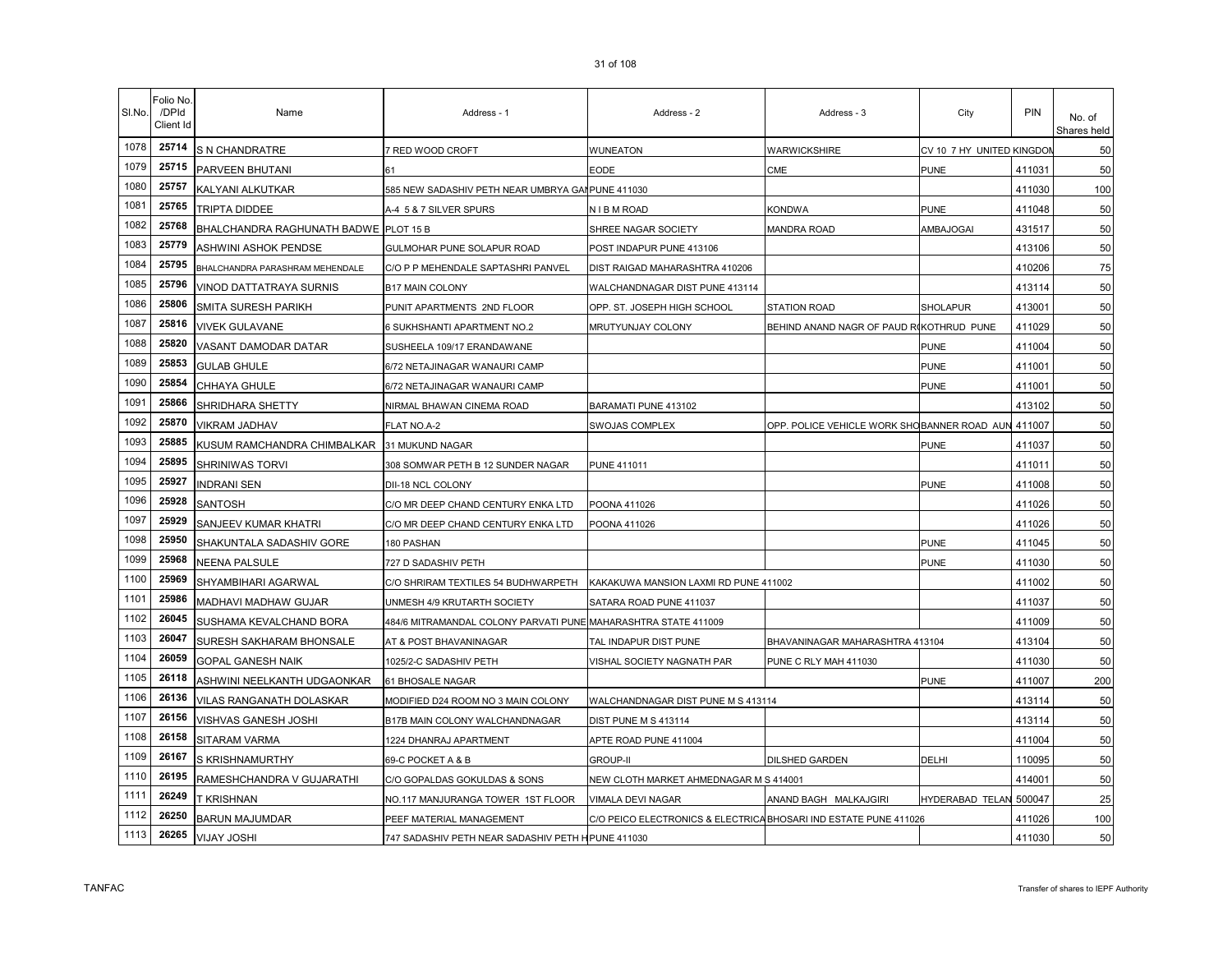| Sl.No. | Folio No. /DPId Client Id | Name | Address - 1 | Address - 2 | Address - 3 | City | PIN | No. of Shares held |
|---|---|---|---|---|---|---|---|---|
| 1078 | 25714 | S N CHANDRATRE | 7 RED WOOD CROFT | WUNEATON | WARWICKSHIRE | CV 10 7 HY UNITED KINGDOM | | 50 |
| 1079 | 25715 | PARVEEN BHUTANI | 61 | EODE | CME | PUNE | 411031 | 50 |
| 1080 | 25757 | KALYANI ALKUTKAR | 585 NEW SADASHIV PETH NEAR UMBRYA GANPUNE 411030 | | | | 411030 | 100 |
| 1081 | 25765 | TRIPTA DIDDEE | A-4 5 & 7 SILVER SPURS | N I B M ROAD | KONDWA | PUNE | 411048 | 50 |
| 1082 | 25768 | BHALCHANDRA RAGHUNATH BADWE | PLOT 15 B | SHREE NAGAR SOCIETY | MANDRA ROAD | AMBAJOGAI | 431517 | 50 |
| 1083 | 25779 | ASHWINI ASHOK PENDSE | GULMOHAR PUNE SOLAPUR ROAD | POST INDAPUR PUNE 413106 | | | 413106 | 50 |
| 1084 | 25795 | BHALCHANDRA PARASHRAM MEHENDALE | C/O P P MEHENDALE SAPTASHRI PANVEL | DIST RAIGAD MAHARASHTRA 410206 | | | 410206 | 75 |
| 1085 | 25796 | VINOD DATTATRAYA SURNIS | B17 MAIN COLONY | WALCHANDNAGAR DIST PUNE 413114 | | | 413114 | 50 |
| 1086 | 25806 | SMITA SURESH PARIKH | PUNIT APARTMENTS 2ND FLOOR | OPP. ST. JOSEPH HIGH SCHOOL | STATION ROAD | SHOLAPUR | 413001 | 50 |
| 1087 | 25816 | VIVEK GULAVANE | 6 SUKHSHANTI APARTMENT NO.2 | MRUTYUNJAY COLONY | BEHIND ANAND NAGR OF PAUD R | KOTHRUD PUNE | 411029 | 50 |
| 1088 | 25820 | VASANT DAMODAR DATAR | SUSHEELA 109/17 ERANDAWANE | | | PUNE | 411004 | 50 |
| 1089 | 25853 | GULAB GHULE | 6/72 NETAJINAGAR WANAURI CAMP | | | PUNE | 411001 | 50 |
| 1090 | 25854 | CHHAYA GHULE | 6/72 NETAJINAGAR WANAURI CAMP | | | PUNE | 411001 | 50 |
| 1091 | 25866 | SHRIDHARA SHETTY | NIRMAL BHAWAN CINEMA ROAD | BARAMATI PUNE 413102 | | | 413102 | 50 |
| 1092 | 25870 | VIKRAM JADHAV | FLAT NO.A-2 | SWOJAS COMPLEX | OPP. POLICE VEHICLE WORK SHO | BANNER ROAD AUN | 411007 | 50 |
| 1093 | 25885 | KUSUM RAMCHANDRA CHIMBALKAR | 31 MUKUND NAGAR | | | PUNE | 411037 | 50 |
| 1094 | 25895 | SHRINIWAS TORVI | 308 SOMWAR PETH B 12 SUNDER NAGAR | PUNE 411011 | | | 411011 | 50 |
| 1095 | 25927 | INDRANI SEN | DII-18 NCL COLONY | | | PUNE | 411008 | 50 |
| 1096 | 25928 | SANTOSH | C/O MR DEEP CHAND CENTURY ENKA LTD | POONA 411026 | | | 411026 | 50 |
| 1097 | 25929 | SANJEEV KUMAR KHATRI | C/O MR DEEP CHAND CENTURY ENKA LTD | POONA 411026 | | | 411026 | 50 |
| 1098 | 25950 | SHAKUNTALA SADASHIV GORE | 180 PASHAN | | | PUNE | 411045 | 50 |
| 1099 | 25968 | NEENA PALSULE | 727 D SADASHIV PETH | | | PUNE | 411030 | 50 |
| 1100 | 25969 | SHYAMBIHARI AGARWAL | C/O SHRIRAM TEXTILES 54 BUDHWARPETH | KAKAKUWA MANSION LAXMI RD PUNE 411002 | | | 411002 | 50 |
| 1101 | 25986 | MADHAVI MADHAW GUJAR | UNMESH 4/9 KRUTARTH SOCIETY | SATARA ROAD PUNE 411037 | | | 411037 | 50 |
| 1102 | 26045 | SUSHAMA KEVALCHAND BORA | 484/6 MITRAMANDAL COLONY PARVATI PUNE | MAHARASHTRA STATE 411009 | | | 411009 | 50 |
| 1103 | 26047 | SURESH SAKHARAM BHONSALE | AT & POST BHAVANINAGAR | TAL INDAPUR DIST PUNE | BHAVANINAGAR MAHARASHTRA 413104 | | 413104 | 50 |
| 1104 | 26059 | GOPAL GANESH NAIK | 1025/2-C SADASHIV PETH | VISHAL SOCIETY NAGNATH PAR | PUNE C RLY MAH 411030 | | 411030 | 50 |
| 1105 | 26118 | ASHWINI NEELKANTH UDGAONKAR | 61 BHOSALE NAGAR | | | PUNE | 411007 | 200 |
| 1106 | 26136 | VILAS RANGANATH DOLASKAR | MODIFIED D24 ROOM NO 3 MAIN COLONY | WALCHANDNAGAR DIST PUNE M S 413114 | | | 413114 | 50 |
| 1107 | 26156 | VISHVAS GANESH JOSHI | B17B MAIN COLONY WALCHANDNAGAR | DIST PUNE M S 413114 | | | 413114 | 50 |
| 1108 | 26158 | SITARAM VARMA | 1224 DHANRAJ APARTMENT | APTE ROAD PUNE 411004 | | | 411004 | 50 |
| 1109 | 26167 | S KRISHNAMURTHY | 69-C POCKET A & B | GROUP-II | DILSHED GARDEN | DELHI | 110095 | 50 |
| 1110 | 26195 | RAMESHCHANDRA V GUJARATHI | C/O GOPALDAS GOKULDAS & SONS | NEW CLOTH MARKET AHMEDNAGAR M S 414001 | | | 414001 | 50 |
| 1111 | 26249 | T KRISHNAN | NO.117 MANJURANGA TOWER 1ST FLOOR | VIMALA DEVI NAGAR | ANAND BAGH MALKAJGIRI | HYDERABAD TELAN | 500047 | 25 |
| 1112 | 26250 | BARUN MAJUMDAR | PEEF MATERIAL MANAGEMENT | C/O PEICO ELECTRONICS & ELECTRICA | BHOSARI IND ESTATE PUNE 411026 | | 411026 | 100 |
| 1113 | 26265 | VIJAY JOSHI | 747 SADASHIV PETH NEAR SADASHIV PETH H | PUNE 411030 | | | 411030 | 50 |

TANFAC

Transfer of shares to IEPF Authority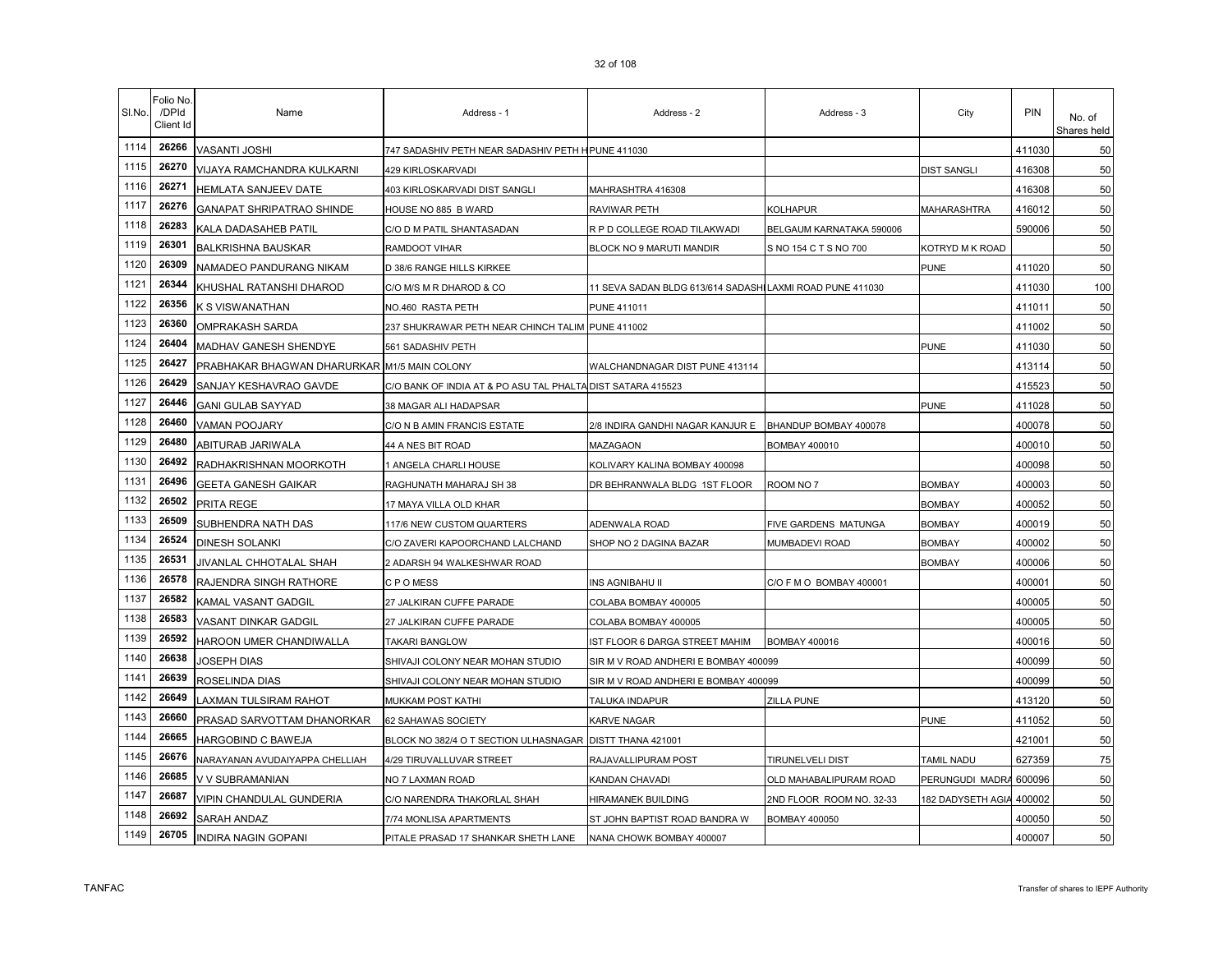| Sl.No. | Folio No. /DPId Client Id | Name | Address - 1 | Address - 2 | Address - 3 | City | PIN | No. of Shares held |
|---|---|---|---|---|---|---|---|---|
| 1114 | 26266 | VASANTI JOSHI | 747 SADASHIV PETH NEAR SADASHIV PETH HPUNE 411030 | | | | 411030 | 50 |
| 1115 | 26270 | VIJAYA RAMCHANDRA KULKARNI | 429 KIRLOSKARVADI | | | DIST SANGLI | 416308 | 50 |
| 1116 | 26271 | HEMLATA SANJEEV DATE | 403 KIRLOSKARVADI DIST SANGLI | MAHRASHTRA 416308 | | | 416308 | 50 |
| 1117 | 26276 | GANAPAT SHRIPATRAO SHINDE | HOUSE NO 885 B WARD | RAVIWAR PETH | KOLHAPUR | MAHARASHTRA | 416012 | 50 |
| 1118 | 26283 | KALA DADASAHEB PATIL | C/O D M PATIL SHANTASADAN | R P D COLLEGE ROAD TILAKWADI | BELGAUM KARNATAKA 590006 | | 590006 | 50 |
| 1119 | 26301 | BALKRISHNA BAUSKAR | RAMDOOT VIHAR | BLOCK NO 9 MARUTI MANDIR | S NO 154 C T S NO 700 | KOTRYD M K ROAD | | 50 |
| 1120 | 26309 | NAMADEO PANDURANG NIKAM | D 38/6 RANGE HILLS KIRKEE | | | PUNE | 411020 | 50 |
| 1121 | 26344 | KHUSHAL RATANSHI DHAROD | C/O M/S M R DHAROD & CO | 11 SEVA SADAN BLDG 613/614 SADASHILAXMI ROAD PUNE 411030 | | | 411030 | 100 |
| 1122 | 26356 | K S VISWANATHAN | NO.460 RASTA PETH | PUNE 411011 | | | 411011 | 50 |
| 1123 | 26360 | OMPRAKASH SARDA | 237 SHUKRAWAR PETH NEAR CHINCH TALIM PUNE 411002 | | | | 411002 | 50 |
| 1124 | 26404 | MADHAV GANESH SHENDYE | 561 SADASHIV PETH | | | PUNE | 411030 | 50 |
| 1125 | 26427 | PRABHAKAR BHAGWAN DHARURKAR | M1/5 MAIN COLONY | WALCHANDNAGAR DIST PUNE 413114 | | | 413114 | 50 |
| 1126 | 26429 | SANJAY KESHAVRAO GAVDE | C/O BANK OF INDIA AT & PO ASU TAL PHALTADIST SATARA 415523 | | | | 415523 | 50 |
| 1127 | 26446 | GANI GULAB SAYYAD | 38 MAGAR ALI HADAPSAR | | | PUNE | 411028 | 50 |
| 1128 | 26460 | VAMAN POOJARY | C/O N B AMIN FRANCIS ESTATE | 2/8 INDIRA GANDHI NAGAR KANJUR E | BHANDUP BOMBAY 400078 | | 400078 | 50 |
| 1129 | 26480 | ABITURAB JARIWALA | 44 A NES BIT ROAD | MAZAGAON | BOMBAY 400010 | | 400010 | 50 |
| 1130 | 26492 | RADHAKRISHNAN MOORKOTH | 1 ANGELA CHARLI HOUSE | KOLIVARY KALINA BOMBAY 400098 | | | 400098 | 50 |
| 1131 | 26496 | GEETA GANESH GAIKAR | RAGHUNATH MAHARAJ SH 38 | DR BEHRANWALA BLDG 1ST FLOOR | ROOM NO 7 | BOMBAY | 400003 | 50 |
| 1132 | 26502 | PRITA REGE | 17 MAYA VILLA OLD KHAR | | | BOMBAY | 400052 | 50 |
| 1133 | 26509 | SUBHENDRA NATH DAS | 117/6 NEW CUSTOM QUARTERS | ADENWALA ROAD | FIVE GARDENS MATUNGA | BOMBAY | 400019 | 50 |
| 1134 | 26524 | DINESH SOLANKI | C/O ZAVERI KAPOORCHAND LALCHAND | SHOP NO 2 DAGINA BAZAR | MUMBADEVI ROAD | BOMBAY | 400002 | 50 |
| 1135 | 26531 | JIVANLAL CHHOTALAL SHAH | 2 ADARSH 94 WALKESHWAR ROAD | | | BOMBAY | 400006 | 50 |
| 1136 | 26578 | RAJENDRA SINGH RATHORE | C P O MESS | INS AGNIBAHU II | C/O F M O BOMBAY 400001 | | 400001 | 50 |
| 1137 | 26582 | KAMAL VASANT GADGIL | 27 JALKIRAN CUFFE PARADE | COLABA BOMBAY 400005 | | | 400005 | 50 |
| 1138 | 26583 | VASANT DINKAR GADGIL | 27 JALKIRAN CUFFE PARADE | COLABA BOMBAY 400005 | | | 400005 | 50 |
| 1139 | 26592 | HAROON UMER CHANDIWALLA | TAKARI BANGLOW | IST FLOOR 6 DARGA STREET MAHIM | BOMBAY 400016 | | 400016 | 50 |
| 1140 | 26638 | JOSEPH DIAS | SHIVAJI COLONY NEAR MOHAN STUDIO | SIR M V ROAD ANDHERI E BOMBAY 400099 | | | 400099 | 50 |
| 1141 | 26639 | ROSELINDA DIAS | SHIVAJI COLONY NEAR MOHAN STUDIO | SIR M V ROAD ANDHERI E BOMBAY 400099 | | | 400099 | 50 |
| 1142 | 26649 | LAXMAN TULSIRAM RAHOT | MUKKAM POST KATHI | TALUKA INDAPUR | ZILLA PUNE | | 413120 | 50 |
| 1143 | 26660 | PRASAD SARVOTTAM DHANORKAR | 62 SAHAWAS SOCIETY | KARVE NAGAR | | PUNE | 411052 | 50 |
| 1144 | 26665 | HARGOBIND C BAWEJA | BLOCK NO 382/4 O T SECTION ULHASNAGAR | DISTT THANA 421001 | | | 421001 | 50 |
| 1145 | 26676 | NARAYANAN AVUDAIYAPPA CHELLIAH | 4/29 TIRUVALLUVAR STREET | RAJAVALLIPURAM POST | TIRUNELVELI DIST | TAMIL NADU | 627359 | 75 |
| 1146 | 26685 | V V SUBRAMANIAN | NO 7 LAXMAN ROAD | KANDAN CHAVADI | OLD MAHABALIPURAM ROAD | PERUNGUDI MADRA | 600096 | 50 |
| 1147 | 26687 | VIPIN CHANDULAL GUNDERIA | C/O NARENDRA THAKORLAL SHAH | HIRAMANEK BUILDING | 2ND FLOOR ROOM NO. 32-33 | 182 DADYSETH AGIA | 400002 | 50 |
| 1148 | 26692 | SARAH ANDAZ | 7/74 MONLISA APARTMENTS | ST JOHN BAPTIST ROAD BANDRA W | BOMBAY 400050 | | 400050 | 50 |
| 1149 | 26705 | INDIRA NAGIN GOPANI | PITALE PRASAD 17 SHANKAR SHETH LANE | NANA CHOWK BOMBAY 400007 | | | 400007 | 50 |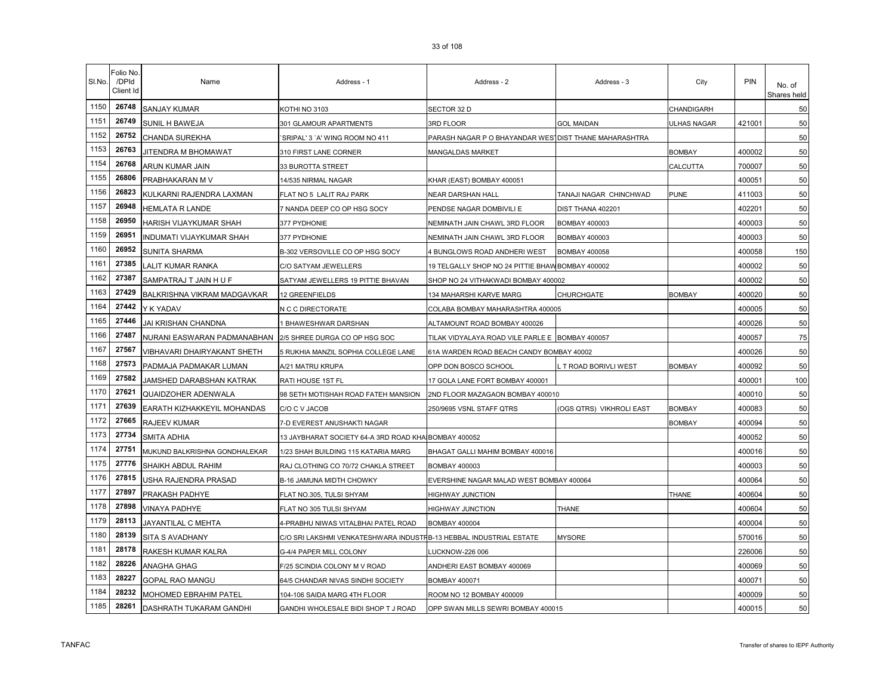| Sl.No. | Folio No. /DPId Client Id | Name | Address - 1 | Address - 2 | Address - 3 | City | PIN | No. of Shares held |
|---|---|---|---|---|---|---|---|---|
| 1150 | 26748 | SANJAY KUMAR | KOTHI NO 3103 | SECTOR 32 D | | CHANDIGARH | | 50 |
| 1151 | 26749 | SUNIL H BAWEJA | 301 GLAMOUR APARTMENTS | 3RD FLOOR | GOL MAIDAN | ULHAS NAGAR | 421001 | 50 |
| 1152 | 26752 | CHANDA SUREKHA | `SRIPAL' 3 `A' WING ROOM NO 411 | PARASH NAGAR P O BHAYANDAR WEST | DIST THANE MAHARASHTRA | | | 50 |
| 1153 | 26763 | JITENDRA M BHOMAWAT | 310 FIRST LANE CORNER | MANGALDAS MARKET | | BOMBAY | 400002 | 50 |
| 1154 | 26768 | ARUN KUMAR JAIN | 33 BUROTTA STREET | | | CALCUTTA | 700007 | 50 |
| 1155 | 26806 | PRABHAKARAN M V | 14/535 NIRMAL NAGAR | KHAR (EAST) BOMBAY 400051 | | | 400051 | 50 |
| 1156 | 26823 | KULKARNI RAJENDRA LAXMAN | FLAT NO 5 LALIT RAJ PARK | NEAR DARSHAN HALL | TANAJI NAGAR CHINCHWAD | PUNE | 411003 | 50 |
| 1157 | 26948 | HEMLATA R LANDE | 7 NANDA DEEP CO OP HSG SOCY | PENDSE NAGAR DOMBIVILI E | DIST THANA 402201 | | 402201 | 50 |
| 1158 | 26950 | HARISH VIJAYKUMAR SHAH | 377 PYDHONIE | NEMINATH JAIN CHAWL 3RD FLOOR | BOMBAY 400003 | | 400003 | 50 |
| 1159 | 26951 | INDUMATI VIJAYKUMAR SHAH | 377 PYDHONIE | NEMINATH JAIN CHAWL 3RD FLOOR | BOMBAY 400003 | | 400003 | 50 |
| 1160 | 26952 | SUNITA SHARMA | B-302 VERSOVILLE CO OP HSG SOCY | 4 BUNGLOWS ROAD ANDHERI WEST | BOMBAY 400058 | | 400058 | 150 |
| 1161 | 27385 | LALIT KUMAR RANKA | C/O SATYAM JEWELLERS | 19 TELGALLY SHOP NO 24 PITTIE BHAW | BOMBAY 400002 | | 400002 | 50 |
| 1162 | 27387 | SAMPATRAJ T JAIN H U F | SATYAM JEWELLERS 19 PITTIE BHAVAN | SHOP NO 24 VITHAKWADI BOMBAY 400002 | | | 400002 | 50 |
| 1163 | 27429 | BALKRISHNA VIKRAM MADGAVKAR | 12 GREENFIELDS | 134 MAHARSHI KARVE MARG | CHURCHGATE | BOMBAY | 400020 | 50 |
| 1164 | 27442 | Y K YADAV | N C C DIRECTORATE | COLABA BOMBAY MAHARASHTRA 400005 | | | 400005 | 50 |
| 1165 | 27446 | JAI KRISHAN CHANDNA | 1 BHAWESHWAR DARSHAN | ALTAMOUNT ROAD BOMBAY 400026 | | | 400026 | 50 |
| 1166 | 27487 | NURANI EASWARAN PADMANABHAN | 2/5 SHREE DURGA CO OP HSG SOC | TILAK VIDYALAYA ROAD VILE PARLE E | BOMBAY 400057 | | 400057 | 75 |
| 1167 | 27567 | VIBHAVARI DHAIRYAKANT SHETH | 5 RUKHIA MANZIL SOPHIA COLLEGE LANE | 61A WARDEN ROAD BEACH CANDY BOMBAY 40002 | | | 400026 | 50 |
| 1168 | 27573 | PADMAJA PADMAKAR LUMAN | A/21 MATRU KRUPA | OPP DON BOSCO SCHOOL | L T ROAD BORIVLI WEST | BOMBAY | 400092 | 50 |
| 1169 | 27582 | JAMSHED DARABSHAN KATRAK | RATI HOUSE 1ST FL | 17 GOLA LANE FORT BOMBAY 400001 | | | 400001 | 100 |
| 1170 | 27621 | QUAIDZOHER ADENWALA | 98 SETH MOTISHAH ROAD FATEH MANSION | 2ND FLOOR MAZAGAON BOMBAY 400010 | | | 400010 | 50 |
| 1171 | 27639 | EARATH KIZHAKKEYIL MOHANDAS | C/O C V JACOB | 250/9695 VSNL STAFF QTRS | (OGS QTRS) VIKHROLI EAST | BOMBAY | 400083 | 50 |
| 1172 | 27665 | RAJEEV KUMAR | 7-D EVEREST ANUSHAKTI NAGAR | | | BOMBAY | 400094 | 50 |
| 1173 | 27734 | SMITA ADHIA | 13 JAYBHARAT SOCIETY 64-A 3RD ROAD KHA | BOMBAY 400052 | | | 400052 | 50 |
| 1174 | 27751 | MUKUND BALKRISHNA GONDHALEKAR | 1/23 SHAH BUILDING 115 KATARIA MARG | BHAGAT GALLI MAHIM BOMBAY 400016 | | | 400016 | 50 |
| 1175 | 27776 | SHAIKH ABDUL RAHIM | RAJ CLOTHING CO 70/72 CHAKLA STREET | BOMBAY 400003 | | | 400003 | 50 |
| 1176 | 27815 | USHA RAJENDRA PRASAD | B-16 JAMUNA MIDTH CHOWKY | EVERSHINE NAGAR MALAD WEST BOMBAY 400064 | | | 400064 | 50 |
| 1177 | 27897 | PRAKASH PADHYE | FLAT NO.305, TULSI SHYAM | HIGHWAY JUNCTION | | THANE | 400604 | 50 |
| 1178 | 27898 | VINAYA PADHYE | FLAT NO 305 TULSI SHYAM | HIGHWAY JUNCTION | THANE | | 400604 | 50 |
| 1179 | 28113 | JAYANTILAL C MEHTA | 4-PRABHU NIWAS VITALBHAI PATEL ROAD | BOMBAY 400004 | | | 400004 | 50 |
| 1180 | 28139 | SITA S AVADHANY | C/O SRI LAKSHMI VENKATESHWARA INDUSTR | B-13 HEBBAL INDUSTRIAL ESTATE | MYSORE | | 570016 | 50 |
| 1181 | 28178 | RAKESH KUMAR KALRA | G-4/4 PAPER MILL COLONY | LUCKNOW-226 006 | | | 226006 | 50 |
| 1182 | 28226 | ANAGHA GHAG | F/25 SCINDIA COLONY M V ROAD | ANDHERI EAST BOMBAY 400069 | | | 400069 | 50 |
| 1183 | 28227 | GOPAL RAO MANGU | 64/5 CHANDAR NIVAS SINDHI SOCIETY | BOMBAY 400071 | | | 400071 | 50 |
| 1184 | 28232 | MOHOMED EBRAHIM PATEL | 104-106 SAIDA MARG 4TH FLOOR | ROOM NO 12 BOMBAY 400009 | | | 400009 | 50 |
| 1185 | 28261 | DASHRATH TUKARAM GANDHI | GANDHI WHOLESALE BIDI SHOP T J ROAD | OPP SWAN MILLS SEWRI BOMBAY 400015 | | | 400015 | 50 |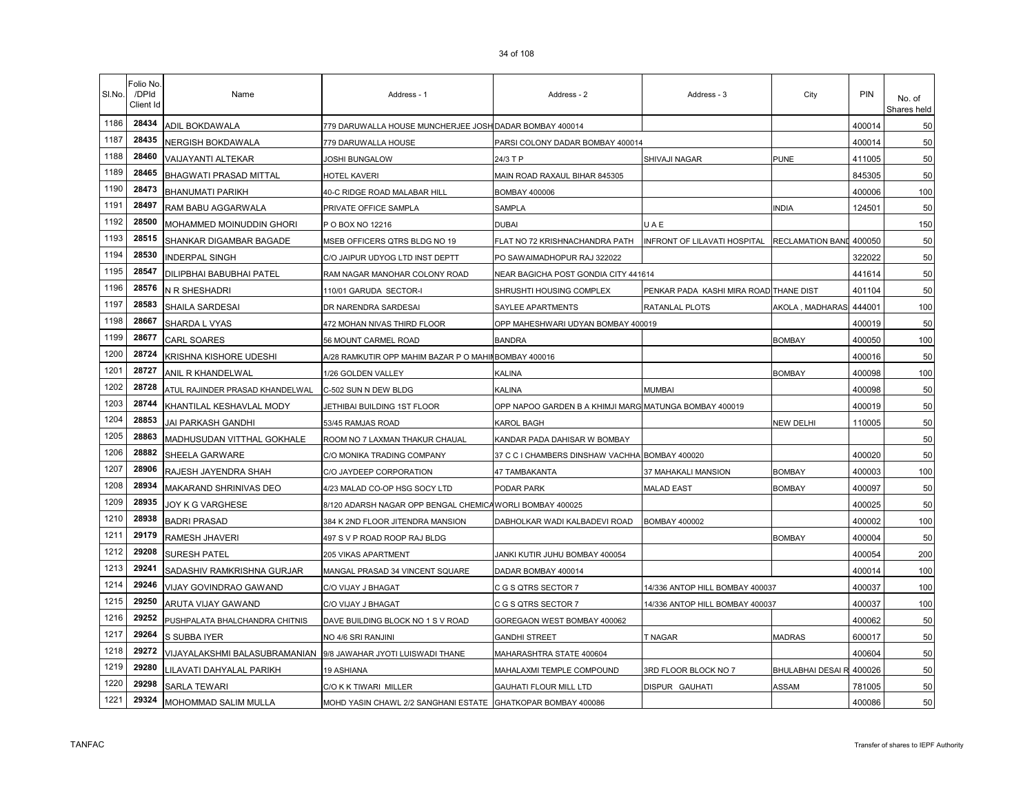| Sl.No. | Folio No. /DPId Client Id | Name | Address - 1 | Address - 2 | Address - 3 | City | PIN | No. of Shares held |
|---|---|---|---|---|---|---|---|---|
| 1186 | 28434 | ADIL BOKDAWALA | 779 DARUWALLA HOUSE MUNCHERJEE JOSH | DADAR BOMBAY 400014 | | | 400014 | 50 |
| 1187 | 28435 | NERGISH BOKDAWALA | 779 DARUWALLA HOUSE | PARSI COLONY DADAR BOMBAY 400014 | | | 400014 | 50 |
| 1188 | 28460 | VAIJAYANTI ALTEKAR | JOSHI BUNGALOW | 24/3 T P | SHIVAJI NAGAR | PUNE | 411005 | 50 |
| 1189 | 28465 | BHAGWATI PRASAD MITTAL | HOTEL KAVERI | MAIN ROAD RAXAUL BIHAR 845305 | | | 845305 | 50 |
| 1190 | 28473 | BHANUMATI PARIKH | 40-C RIDGE ROAD MALABAR HILL | BOMBAY 400006 | | | 400006 | 100 |
| 1191 | 28497 | RAM BABU AGGARWALA | PRIVATE OFFICE SAMPLA | SAMPLA | | INDIA | 124501 | 50 |
| 1192 | 28500 | MOHAMMED MOINUDDIN GHORI | P O BOX NO 12216 | DUBAI | U A E | | | 150 |
| 1193 | 28515 | SHANKAR DIGAMBAR BAGADE | MSEB OFFICERS QTRS BLDG NO 19 | FLAT NO 72 KRISHNACHANDRA PATH | INFRONT OF LILAVATI HOSPITAL | RECLAMATION BAND | 400050 | 50 |
| 1194 | 28530 | INDERPAL SINGH | C/O JAIPUR UDYOG LTD INST DEPTT | PO SAWAIMADHOPUR RAJ 322022 | | | 322022 | 50 |
| 1195 | 28547 | DILIPBHAI BABUBHAI PATEL | RAM NAGAR MANOHAR COLONY ROAD | NEAR BAGICHA POST GONDIA CITY 441614 | | | 441614 | 50 |
| 1196 | 28576 | N R SHESHADRI | 110/01 GARUDA SECTOR-I | SHRUSHTI HOUSING COMPLEX | PENKAR PADA KASHI MIRA ROAD | THANE DIST | 401104 | 50 |
| 1197 | 28583 | SHAILA SARDESAI | DR NARENDRA SARDESAI | SAYLEE APARTMENTS | RATANLAL PLOTS | AKOLA , MADHARAS | 444001 | 100 |
| 1198 | 28667 | SHARDA L VYAS | 472 MOHAN NIVAS THIRD FLOOR | OPP MAHESHWARI UDYAN BOMBAY 400019 | | | 400019 | 50 |
| 1199 | 28677 | CARL SOARES | 56 MOUNT CARMEL ROAD | BANDRA | | BOMBAY | 400050 | 100 |
| 1200 | 28724 | KRISHNA KISHORE UDESHI | A/28 RAMKUTIR OPP MAHIM BAZAR P O MAHIM | BOMBAY 400016 | | | 400016 | 50 |
| 1201 | 28727 | ANIL R KHANDELWAL | 1/26 GOLDEN VALLEY | KALINA | | BOMBAY | 400098 | 100 |
| 1202 | 28728 | ATUL RAJINDER PRASAD KHANDELWAL | C-502 SUN N DEW BLDG | KALINA | MUMBAI | | 400098 | 50 |
| 1203 | 28744 | KHANTILAL KESHAVLAL MODY | JETHIBAI BUILDING 1ST FLOOR | OPP NAPOO GARDEN B A KHIMJI MARG | MATUNGA BOMBAY 400019 | | 400019 | 50 |
| 1204 | 28853 | JAI PARKASH GANDHI | 53/45 RAMJAS ROAD | KAROL BAGH | | NEW DELHI | 110005 | 50 |
| 1205 | 28863 | MADHUSUDAN VITTHAL GOKHALE | ROOM NO 7 LAXMAN THAKUR CHAUAL | KANDAR PADA DAHISAR W BOMBAY | | | | 50 |
| 1206 | 28882 | SHEELA GARWARE | C/O MONIKA TRADING COMPANY | 37 C C I CHAMBERS DINSHAW VACHHA | BOMBAY 400020 | | 400020 | 50 |
| 1207 | 28906 | RAJESH JAYENDRA SHAH | C/O JAYDEEP CORPORATION | 47 TAMBAKANTA | 37 MAHAKALI MANSION | BOMBAY | 400003 | 100 |
| 1208 | 28934 | MAKARAND SHRINIVAS DEO | 4/23 MALAD CO-OP HSG SOCY LTD | PODAR PARK | MALAD EAST | BOMBAY | 400097 | 50 |
| 1209 | 28935 | JOY K G VARGHESE | 8/120 ADARSH NAGAR OPP BENGAL CHEMICA | WORLI BOMBAY 400025 | | | 400025 | 50 |
| 1210 | 28938 | BADRI PRASAD | 384 K 2ND FLOOR JITENDRA MANSION | DABHOLKAR WADI KALBADEVI ROAD | BOMBAY 400002 | | 400002 | 100 |
| 1211 | 29179 | RAMESH JHAVERI | 497 S V P ROAD ROOP RAJ BLDG | | | BOMBAY | 400004 | 50 |
| 1212 | 29208 | SURESH PATEL | 205 VIKAS APARTMENT | JANKI KUTIR JUHU BOMBAY 400054 | | | 400054 | 200 |
| 1213 | 29241 | SADASHIV RAMKRISHNA GURJAR | MANGAL PRASAD 34 VINCENT SQUARE | DADAR BOMBAY 400014 | | | 400014 | 100 |
| 1214 | 29246 | VIJAY GOVINDRAO GAWAND | C/O VIJAY J BHAGAT | C G S QTRS SECTOR 7 | 14/336 ANTOP HILL BOMBAY 400037 | | 400037 | 100 |
| 1215 | 29250 | ARUTA VIJAY GAWAND | C/O VIJAY J BHAGAT | C G S QTRS SECTOR 7 | 14/336 ANTOP HILL BOMBAY 400037 | | 400037 | 100 |
| 1216 | 29252 | PUSHPALATA BHALCHANDRA CHITNIS | DAVE BUILDING BLOCK NO 1 S V ROAD | GOREGAON WEST BOMBAY 400062 | | | 400062 | 50 |
| 1217 | 29264 | S SUBBA IYER | NO 4/6 SRI RANJINI | GANDHI STREET | T NAGAR | MADRAS | 600017 | 50 |
| 1218 | 29272 | VIJAYALAKSHMI BALASUBRAMANIAN | 9/8 JAWAHAR JYOTI LUISWADI THANE | MAHARASHTRA STATE 400604 | | | 400604 | 50 |
| 1219 | 29280 | LILAVATI DAHYALAL PARIKH | 19 ASHIANA | MAHALAXMI TEMPLE COMPOUND | 3RD FLOOR BLOCK NO 7 | BHULABHAI DESAI R | 400026 | 50 |
| 1220 | 29298 | SARLA TEWARI | C/O K K TIWARI MILLER | GAUHATI FLOUR MILL LTD | DISPUR GAUHATI | ASSAM | 781005 | 50 |
| 1221 | 29324 | MOHOMMAD SALIM MULLA | MOHD YASIN CHAWL 2/2 SANGHANI ESTATE | GHATKOPAR BOMBAY 400086 | | | 400086 | 50 |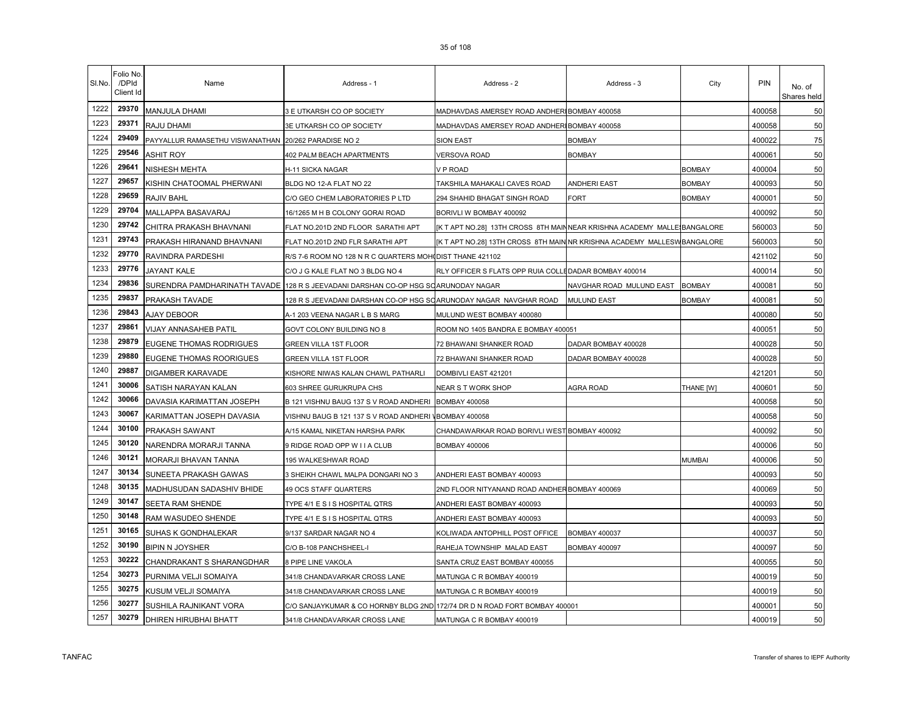| Sl.No. | Folio No. /DPId Client Id | Name | Address - 1 | Address - 2 | Address - 3 | City | PIN | No. of Shares held |
|---|---|---|---|---|---|---|---|---|
| 1222 | 29370 | MANJULA DHAMI | 3 E UTKARSH CO OP SOCIETY | MADHAVDAS AMERSEY ROAD ANDHERI BOMBAY 400058 | | | 400058 | 50 |
| 1223 | 29371 | RAJU DHAMI | 3E UTKARSH CO OP SOCIETY | MADHAVDAS AMERSEY ROAD ANDHERI BOMBAY 400058 | | | 400058 | 50 |
| 1224 | 29409 | PAYYALLUR RAMASETHU VISWANATHAN | 20/262 PARADISE NO 2 | SION EAST | BOMBAY | | 400022 | 75 |
| 1225 | 29546 | ASHIT ROY | 402 PALM BEACH APARTMENTS | VERSOVA ROAD | BOMBAY | | 400061 | 50 |
| 1226 | 29641 | NISHESH MEHTA | H-11 SICKA NAGAR | V P ROAD | | BOMBAY | 400004 | 50 |
| 1227 | 29657 | KISHIN CHATOOMAL PHERWANI | BLDG NO 12-A FLAT NO 22 | TAKSHILA MAHAKALI CAVES ROAD | ANDHERI EAST | BOMBAY | 400093 | 50 |
| 1228 | 29659 | RAJIV BAHL | C/O GEO CHEM LABORATORIES P LTD | 294 SHAHID BHAGAT SINGH ROAD | FORT | BOMBAY | 400001 | 50 |
| 1229 | 29704 | MALLAPPA BASAVARAJ | 16/1265 M H B COLONY GORAI ROAD | BORIVLI W BOMBAY 400092 | | | 400092 | 50 |
| 1230 | 29742 | CHITRA PRAKASH BHAVNANI | FLAT NO.201D 2ND FLOOR SARATHI APT | [K T APT NO.28] 13TH CROSS 8TH MAIN | NEAR KRISHNA ACADEMY MALLES | BANGALORE | 560003 | 50 |
| 1231 | 29743 | PRAKASH HIRANAND BHAVNANI | FLAT NO.201D 2ND FLR SARATHI APT | [K T APT NO.28] 13TH CROSS 8TH MAIN | NR KRISHNA ACADEMY MALLESW | BANGALORE | 560003 | 50 |
| 1232 | 29770 | RAVINDRA PARDESHI | R/S 7-6 ROOM NO 128 N R C QUARTERS MOH | DIST THANE 421102 | | | 421102 | 50 |
| 1233 | 29776 | JAYANT KALE | C/O J G KALE FLAT NO 3 BLDG NO 4 | RLY OFFICER S FLATS OPP RUIA COLL | DADAR BOMBAY 400014 | | 400014 | 50 |
| 1234 | 29836 | SURENDRA PAMDHARINATH TAVADE | 128 R S JEEVADANI DARSHAN CO-OP HSG SC | ARUNODAY NAGAR | NAVGHAR ROAD MULUND EAST | BOMBAY | 400081 | 50 |
| 1235 | 29837 | PRAKASH TAVADE | 128 R S JEEVADANI DARSHAN CO-OP HSG SC | ARUNODAY NAGAR NAVGHAR ROAD | MULUND EAST | BOMBAY | 400081 | 50 |
| 1236 | 29843 | AJAY DEBOOR | A-1 203 VEENA NAGAR L B S MARG | MULUND WEST BOMBAY 400080 | | | 400080 | 50 |
| 1237 | 29861 | VIJAY ANNASAHEB PATIL | GOVT COLONY BUILDING NO 8 | ROOM NO 1405 BANDRA E BOMBAY 400051 | | | 400051 | 50 |
| 1238 | 29879 | EUGENE THOMAS RODRIGUES | GREEN VILLA 1ST FLOOR | 72 BHAWANI SHANKER ROAD | DADAR BOMBAY 400028 | | 400028 | 50 |
| 1239 | 29880 | EUGENE THOMAS ROORIGUES | GREEN VILLA 1ST FLOOR | 72 BHAWANI SHANKER ROAD | DADAR BOMBAY 400028 | | 400028 | 50 |
| 1240 | 29887 | DIGAMBER KARAVADE | KISHORE NIWAS KALAN CHAWL PATHARLI | DOMBIVLI EAST 421201 | | | 421201 | 50 |
| 1241 | 30006 | SATISH NARAYAN KALAN | 603 SHREE GURUKRUPA CHS | NEAR S T WORK SHOP | AGRA ROAD | THANE [W] | 400601 | 50 |
| 1242 | 30066 | DAVASIA KARIMATTAN JOSEPH | B 121 VISHNU BAUG 137 S V ROAD ANDHERI | BOMBAY 400058 | | | 400058 | 50 |
| 1243 | 30067 | KARIMATTAN JOSEPH DAVASIA | VISHNU BAUG B 121 137 S V ROAD ANDHERI V | BOMBAY 400058 | | | 400058 | 50 |
| 1244 | 30100 | PRAKASH SAWANT | A/15 KAMAL NIKETAN HARSHA PARK | CHANDAWARKAR ROAD BORIVLI WEST | BOMBAY 400092 | | 400092 | 50 |
| 1245 | 30120 | NARENDRA MORARJI TANNA | 9 RIDGE ROAD OPP W I I A CLUB | BOMBAY 400006 | | | 400006 | 50 |
| 1246 | 30121 | MORARJI BHAVAN TANNA | 195 WALKESHWAR ROAD | | | MUMBAI | 400006 | 50 |
| 1247 | 30134 | SUNEETA PRAKASH GAWAS | 3 SHEIKH CHAWL MALPA DONGARI NO 3 | ANDHERI EAST BOMBAY 400093 | | | 400093 | 50 |
| 1248 | 30135 | MADHUSUDAN SADASHIV BHIDE | 49 OCS STAFF QUARTERS | 2ND FLOOR NITYANAND ROAD ANDHER | BOMBAY 400069 | | 400069 | 50 |
| 1249 | 30147 | SEETA RAM SHENDE | TYPE 4/1 E S I S HOSPITAL QTRS | ANDHERI EAST BOMBAY 400093 | | | 400093 | 50 |
| 1250 | 30148 | RAM WASUDEO SHENDE | TYPE 4/1 E S I S HOSPITAL QTRS | ANDHERI EAST BOMBAY 400093 | | | 400093 | 50 |
| 1251 | 30165 | SUHAS K GONDHALEKAR | 9/137 SARDAR NAGAR NO 4 | KOLIWADA ANTOPHILL POST OFFICE | BOMBAY 400037 | | 400037 | 50 |
| 1252 | 30190 | BIPIN N JOYSHER | C/O B-108 PANCHSHEEL-I | RAHEJA TOWNSHIP MALAD EAST | BOMBAY 400097 | | 400097 | 50 |
| 1253 | 30222 | CHANDRAKANT S SHARANGDHAR | 8 PIPE LINE VAKOLA | SANTA CRUZ EAST BOMBAY 400055 | | | 400055 | 50 |
| 1254 | 30273 | PURNIMA VELJI SOMAIYA | 341/8 CHANDAVARKAR CROSS LANE | MATUNGA C R BOMBAY 400019 | | | 400019 | 50 |
| 1255 | 30275 | KUSUM VELJI SOMAIYA | 341/8 CHANDAVARKAR CROSS LANE | MATUNGA C R BOMBAY 400019 | | | 400019 | 50 |
| 1256 | 30277 | SUSHILA RAJNIKANT VORA | C/O SANJAYKUMAR & CO HORNBY BLDG 2ND | 172/74 DR D N ROAD FORT BOMBAY 400001 | | | 400001 | 50 |
| 1257 | 30279 | DHIREN HIRUBHAI BHATT | 341/8 CHANDAVARKAR CROSS LANE | MATUNGA C R BOMBAY 400019 | | | 400019 | 50 |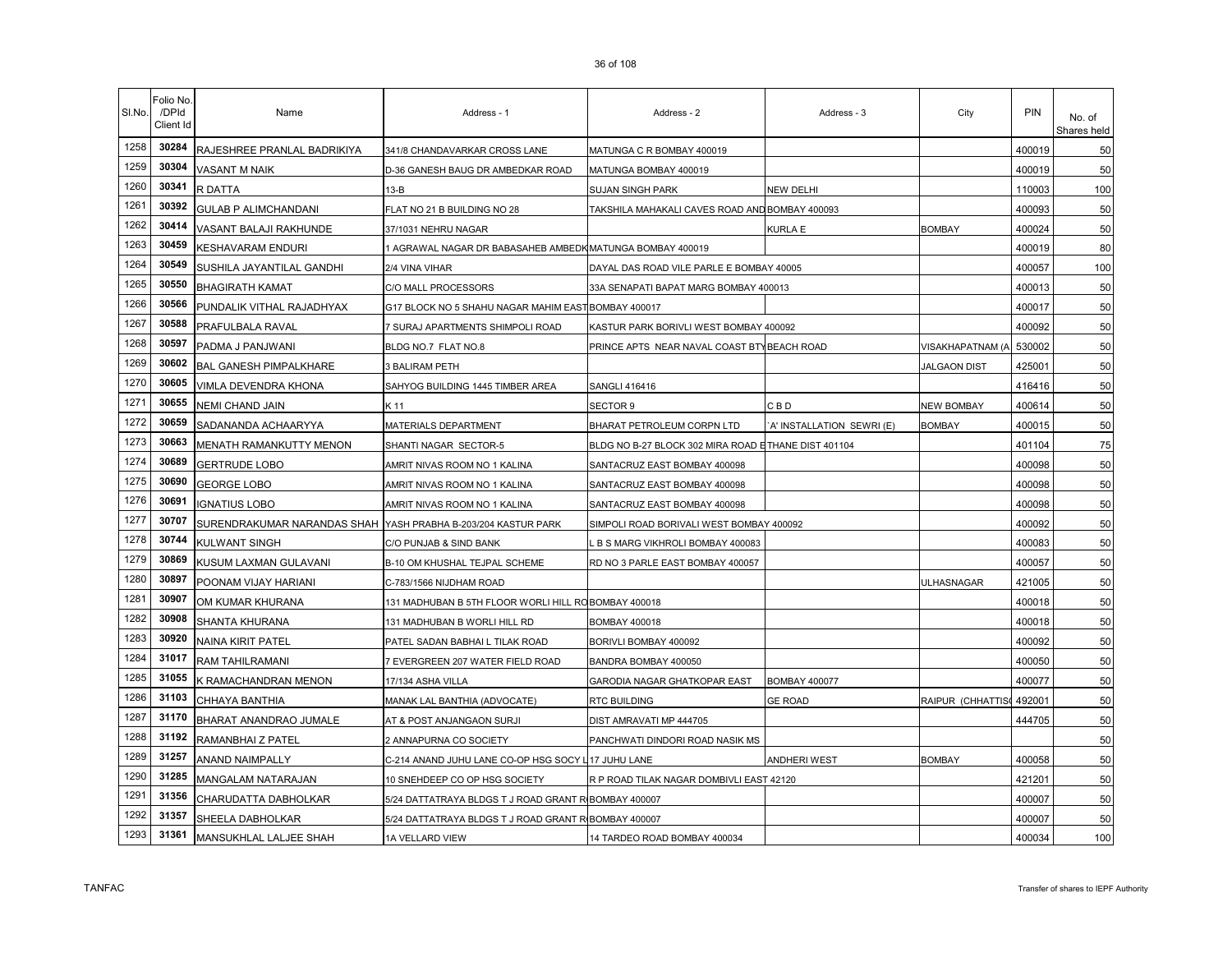| Sl.No. | Folio No. /DPId Client Id | Name | Address - 1 | Address - 2 | Address - 3 | City | PIN | No. of Shares held |
|---|---|---|---|---|---|---|---|---|
| 1258 | 30284 | RAJESHREE PRANLAL BADRIKIYA | 341/8 CHANDAVARKAR CROSS LANE | MATUNGA C R BOMBAY 400019 | | | 400019 | 50 |
| 1259 | 30304 | VASANT M NAIK | D-36 GANESH BAUG DR AMBEDKAR ROAD | MATUNGA BOMBAY 400019 | | | 400019 | 50 |
| 1260 | 30341 | R DATTA | 13-B | SUJAN SINGH PARK | NEW DELHI | | 110003 | 100 |
| 1261 | 30392 | GULAB P ALIMCHANDANI | FLAT NO 21 B BUILDING NO 28 | TAKSHILA MAHAKALI CAVES ROAD AND BOMBAY 400093 | | | 400093 | 50 |
| 1262 | 30414 | VASANT BALAJI RAKHUNDE | 37/1031 NEHRU NAGAR | | KURLA E | BOMBAY | 400024 | 50 |
| 1263 | 30459 | KESHAVARAM ENDURI | 1 AGRAWAL NAGAR DR BABASAHEB AMBEDK MATUNGA BOMBAY 400019 | | | | 400019 | 80 |
| 1264 | 30549 | SUSHILA JAYANTILAL GANDHI | 2/4 VINA VIHAR | DAYAL DAS ROAD VILE PARLE E BOMBAY 40005 | | | 400057 | 100 |
| 1265 | 30550 | BHAGIRATH KAMAT | C/O MALL PROCESSORS | 33A SENAPATI BAPAT MARG BOMBAY 400013 | | | 400013 | 50 |
| 1266 | 30566 | PUNDALIK VITHAL RAJADHYAX | G17 BLOCK NO 5 SHAHU NAGAR MAHIM EAST BOMBAY 400017 | | | | 400017 | 50 |
| 1267 | 30588 | PRAFULBALA RAVAL | 7 SURAJ APARTMENTS SHIMPOLI ROAD | KASTUR PARK BORIVLI WEST BOMBAY 400092 | | | 400092 | 50 |
| 1268 | 30597 | PADMA J PANJWANI | BLDG NO.7 FLAT NO.8 | PRINCE APTS NEAR NAVAL COAST BTY BEACH ROAD | | VISAKHAPATNAM (A | 530002 | 50 |
| 1269 | 30602 | BAL GANESH PIMPALKHARE | 3 BALIRAM PETH | | | JALGAON DIST | 425001 | 50 |
| 1270 | 30605 | VIMLA DEVENDRA KHONA | SAHYOG BUILDING 1445 TIMBER AREA | SANGLI 416416 | | | 416416 | 50 |
| 1271 | 30655 | NEMI CHAND JAIN | K 11 | SECTOR 9 | C B D | NEW BOMBAY | 400614 | 50 |
| 1272 | 30659 | SADANANDA ACHAARYYA | MATERIALS DEPARTMENT | BHARAT PETROLEUM CORPN LTD | `A' INSTALLATION SEWRI (E) | BOMBAY | 400015 | 50 |
| 1273 | 30663 | MENATH RAMANKUTTY MENON | SHANTI NAGAR SECTOR-5 | BLDG NO B-27 BLOCK 302 MIRA ROAD E THANE DIST 401104 | | | 401104 | 75 |
| 1274 | 30689 | GERTRUDE LOBO | AMRIT NIVAS ROOM NO 1 KALINA | SANTACRUZ EAST BOMBAY 400098 | | | 400098 | 50 |
| 1275 | 30690 | GEORGE LOBO | AMRIT NIVAS ROOM NO 1 KALINA | SANTACRUZ EAST BOMBAY 400098 | | | 400098 | 50 |
| 1276 | 30691 | IGNATIUS LOBO | AMRIT NIVAS ROOM NO 1 KALINA | SANTACRUZ EAST BOMBAY 400098 | | | 400098 | 50 |
| 1277 | 30707 | SURENDRAKUMAR NARANDAS SHAH | YASH PRABHA B-203/204 KASTUR PARK | SIMPOLI ROAD BORIVALI WEST BOMBAY 400092 | | | 400092 | 50 |
| 1278 | 30744 | KULWANT SINGH | C/O PUNJAB & SIND BANK | L B S MARG VIKHROLI BOMBAY 400083 | | | 400083 | 50 |
| 1279 | 30869 | KUSUM LAXMAN GULAVANI | B-10 OM KHUSHAL TEJPAL SCHEME | RD NO 3 PARLE EAST BOMBAY 400057 | | | 400057 | 50 |
| 1280 | 30897 | POONAM VIJAY HARIANI | C-783/1566 NIJDHAM ROAD | | | ULHASNAGAR | 421005 | 50 |
| 1281 | 30907 | OM KUMAR KHURANA | 131 MADHUBAN B 5TH FLOOR WORLI HILL RO BOMBAY 400018 | | | | 400018 | 50 |
| 1282 | 30908 | SHANTA KHURANA | 131 MADHUBAN B WORLI HILL RD | BOMBAY 400018 | | | 400018 | 50 |
| 1283 | 30920 | NAINA KIRIT PATEL | PATEL SADAN BABHAI L TILAK ROAD | BORIVLI BOMBAY 400092 | | | 400092 | 50 |
| 1284 | 31017 | RAM TAHILRAMANI | 7 EVERGREEN 207 WATER FIELD ROAD | BANDRA BOMBAY 400050 | | | 400050 | 50 |
| 1285 | 31055 | K RAMACHANDRAN MENON | 17/134 ASHA VILLA | GARODIA NAGAR GHATKOPAR EAST | BOMBAY 400077 | | 400077 | 50 |
| 1286 | 31103 | CHHAYA BANTHIA | MANAK LAL BANTHIA (ADVOCATE) | RTC BUILDING | GE ROAD | RAIPUR (CHHATTIS | 492001 | 50 |
| 1287 | 31170 | BHARAT ANANDRAO JUMALE | AT & POST ANJANGAON SURJI | DIST AMRAVATI MP 444705 | | | 444705 | 50 |
| 1288 | 31192 | RAMANBHAI Z PATEL | 2 ANNAPURNA CO SOCIETY | PANCHWATI DINDORI ROAD NASIK MS | | | | 50 |
| 1289 | 31257 | ANAND NAIMPALLY | C-214 ANAND JUHU LANE CO-OP HSG SOCY L 17 JUHU LANE | | ANDHERI WEST | BOMBAY | 400058 | 50 |
| 1290 | 31285 | MANGALAM NATARAJAN | 10 SNEHDEEP CO OP HSG SOCIETY | R P ROAD TILAK NAGAR DOMBIVLI EAST 42120 | | | 421201 | 50 |
| 1291 | 31356 | CHARUDATTA DABHOLKAR | 5/24 DATTATRAYA BLDGS T J ROAD GRANT R BOMBAY 400007 | | | | 400007 | 50 |
| 1292 | 31357 | SHEELA DABHOLKAR | 5/24 DATTATRAYA BLDGS T J ROAD GRANT R BOMBAY 400007 | | | | 400007 | 50 |
| 1293 | 31361 | MANSUKHLAL LALJEE SHAH | 1A VELLARD VIEW | 14 TARDEO ROAD BOMBAY 400034 | | | 400034 | 100 |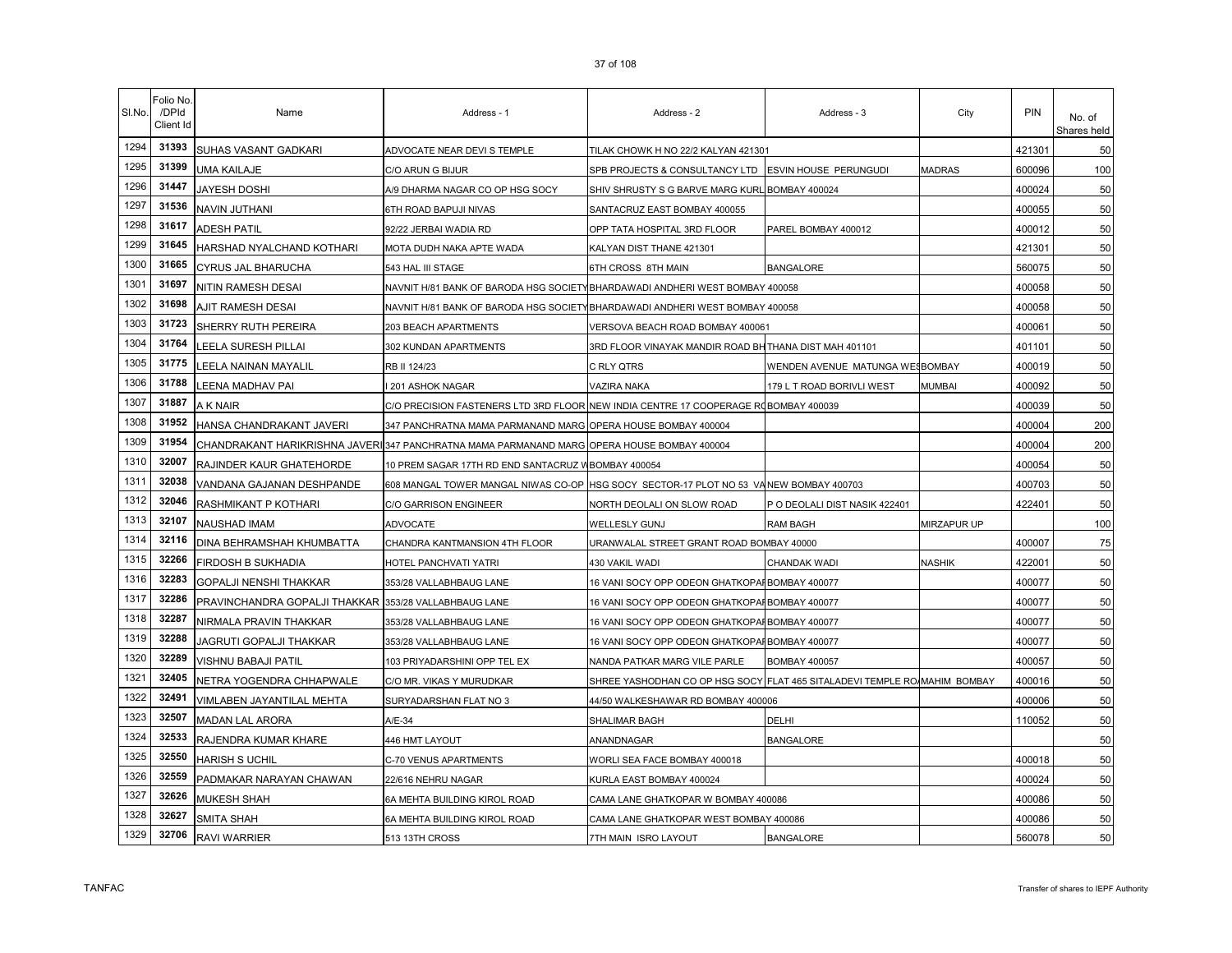| Sl.No. | Folio No. /DPId Client Id | Name | Address - 1 | Address - 2 | Address - 3 | City | PIN | No. of Shares held |
|---|---|---|---|---|---|---|---|---|
| 1294 | 31393 | SUHAS VASANT GADKARI | ADVOCATE NEAR DEVI S TEMPLE | TILAK CHOWK H NO 22/2 KALYAN 421301 | | | 421301 | 50 |
| 1295 | 31399 | UMA KAILAJE | C/O ARUN G BIJUR | SPB PROJECTS & CONSULTANCY LTD | ESVIN HOUSE PERUNGUDI | MADRAS | 600096 | 100 |
| 1296 | 31447 | JAYESH DOSHI | A/9 DHARMA NAGAR CO OP HSG SOCY | SHIV SHRUSTY S G BARVE MARG KURL BOMBAY 400024 | | | 400024 | 50 |
| 1297 | 31536 | NAVIN JUTHANI | 6TH ROAD BAPUJI NIVAS | SANTACRUZ EAST BOMBAY 400055 | | | 400055 | 50 |
| 1298 | 31617 | ADESH PATIL | 92/22 JERBAI WADIA RD | OPP TATA HOSPITAL 3RD FLOOR | PAREL BOMBAY 400012 | | 400012 | 50 |
| 1299 | 31645 | HARSHAD NYALCHAND KOTHARI | MOTA DUDH NAKA APTE WADA | KALYAN DIST THANE 421301 | | | 421301 | 50 |
| 1300 | 31665 | CYRUS JAL BHARUCHA | 543 HAL III STAGE | 6TH CROSS 8TH MAIN | BANGALORE | | 560075 | 50 |
| 1301 | 31697 | NITIN RAMESH DESAI | NAVNIT H/81 BANK OF BARODA HSG SOCIETY | BHARDAWADI ANDHERI WEST BOMBAY 400058 | | | 400058 | 50 |
| 1302 | 31698 | AJIT RAMESH DESAI | NAVNIT H/81 BANK OF BARODA HSG SOCIETY | BHARDAWADI ANDHERI WEST BOMBAY 400058 | | | 400058 | 50 |
| 1303 | 31723 | SHERRY RUTH PEREIRA | 203 BEACH APARTMENTS | VERSOVA BEACH ROAD BOMBAY 400061 | | | 400061 | 50 |
| 1304 | 31764 | LEELA SURESH PILLAI | 302 KUNDAN APARTMENTS | 3RD FLOOR VINAYAK MANDIR ROAD BH | THANA DIST MAH 401101 | | 401101 | 50 |
| 1305 | 31775 | LEELA NAINAN MAYALIL | RB II 124/23 | C RLY QTRS | WENDEN AVENUE MATUNGA WES | BOMBAY | 400019 | 50 |
| 1306 | 31788 | LEENA MADHAV PAI | I 201 ASHOK NAGAR | VAZIRA NAKA | 179 L T ROAD BORIVLI WEST | MUMBAI | 400092 | 50 |
| 1307 | 31887 | A K NAIR | C/O PRECISION FASTENERS LTD 3RD FLOOR | NEW INDIA CENTRE 17 COOPERAGE RO | BOMBAY 400039 | | 400039 | 50 |
| 1308 | 31952 | HANSA CHANDRAKANT JAVERI | 347 PANCHRATNA MAMA PARMANAND MARG | OPERA HOUSE BOMBAY 400004 | | | 400004 | 200 |
| 1309 | 31954 | CHANDRAKANT HARIKRISHNA JAVERI | 347 PANCHRATNA MAMA PARMANAND MARG | OPERA HOUSE BOMBAY 400004 | | | 400004 | 200 |
| 1310 | 32007 | RAJINDER KAUR GHATEHORDE | 10 PREM SAGAR 17TH RD END SANTACRUZ W | BOMBAY 400054 | | | 400054 | 50 |
| 1311 | 32038 | VANDANA GAJANAN DESHPANDE | 608 MANGAL TOWER MANGAL NIWAS CO-OP | HSG SOCY SECTOR-17 PLOT NO 53 VA | NEW BOMBAY 400703 | | 400703 | 50 |
| 1312 | 32046 | RASHMIKANT P KOTHARI | C/O GARRISON ENGINEER | NORTH DEOLALI ON SLOW ROAD | P O DEOLALI DIST NASIK 422401 | | 422401 | 50 |
| 1313 | 32107 | NAUSHAD IMAM | ADVOCATE | WELLESLY GUNJ | RAM BAGH | MIRZAPUR UP | | 100 |
| 1314 | 32116 | DINA BEHRAMSHAH KHUMBATTA | CHANDRA KANTMANSION 4TH FLOOR | URANWALAL STREET GRANT ROAD BOMBAY 40000 | | | 400007 | 75 |
| 1315 | 32266 | FIRDOSH B SUKHADIA | HOTEL PANCHVATI YATRI | 430 VAKIL WADI | CHANDAK WADI | NASHIK | 422001 | 50 |
| 1316 | 32283 | GOPALJI NENSHI THAKKAR | 353/28 VALLABHBAUG LANE | 16 VANI SOCY OPP ODEON GHATKOPAR | BOMBAY 400077 | | 400077 | 50 |
| 1317 | 32286 | PRAVINCHANDRA GOPALJI THAKKAR | 353/28 VALLABHBAUG LANE | 16 VANI SOCY OPP ODEON GHATKOPAR | BOMBAY 400077 | | 400077 | 50 |
| 1318 | 32287 | NIRMALA PRAVIN THAKKAR | 353/28 VALLABHBAUG LANE | 16 VANI SOCY OPP ODEON GHATKOPAR | BOMBAY 400077 | | 400077 | 50 |
| 1319 | 32288 | JAGRUTI GOPALJI THAKKAR | 353/28 VALLABHBAUG LANE | 16 VANI SOCY OPP ODEON GHATKOPAR | BOMBAY 400077 | | 400077 | 50 |
| 1320 | 32289 | VISHNU BABAJI PATIL | 103 PRIYADARSHINI OPP TEL EX | NANDA PATKAR MARG VILE PARLE | BOMBAY 400057 | | 400057 | 50 |
| 1321 | 32405 | NETRA YOGENDRA CHHAPWALE | C/O MR. VIKAS Y MURUDKAR | SHREE YASHODHAN CO OP HSG SOCY | FLAT 465 SITALADEVI TEMPLE RO | MAHIM BOMBAY | 400016 | 50 |
| 1322 | 32491 | VIMLABEN JAYANTILAL MEHTA | SURYADARSHAN FLAT NO 3 | 44/50 WALKESHAWAR RD BOMBAY 400006 | | | 400006 | 50 |
| 1323 | 32507 | MADAN LAL ARORA | A/E-34 | SHALIMAR BAGH | DELHI | | 110052 | 50 |
| 1324 | 32533 | RAJENDRA KUMAR KHARE | 446 HMT LAYOUT | ANANDNAGAR | BANGALORE | | | 50 |
| 1325 | 32550 | HARISH S UCHIL | C-70 VENUS APARTMENTS | WORLI SEA FACE BOMBAY 400018 | | | 400018 | 50 |
| 1326 | 32559 | PADMAKAR NARAYAN CHAWAN | 22/616 NEHRU NAGAR | KURLA EAST BOMBAY 400024 | | | 400024 | 50 |
| 1327 | 32626 | MUKESH SHAH | 6A MEHTA BUILDING KIROL ROAD | CAMA LANE GHATKOPAR W BOMBAY 400086 | | | 400086 | 50 |
| 1328 | 32627 | SMITA SHAH | 6A MEHTA BUILDING KIROL ROAD | CAMA LANE GHATKOPAR WEST BOMBAY 400086 | | | 400086 | 50 |
| 1329 | 32706 | RAVI WARRIER | 513 13TH CROSS | 7TH MAIN ISRO LAYOUT | BANGALORE | | 560078 | 50 |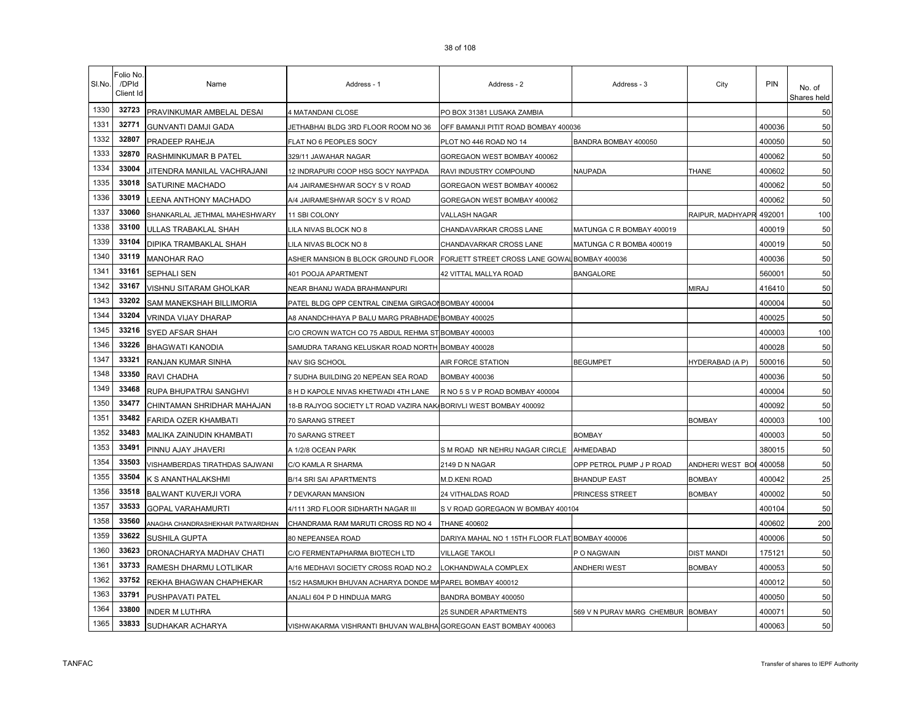| Sl.No. | Folio No. /DPId Client Id | Name | Address - 1 | Address - 2 | Address - 3 | City | PIN | No. of Shares held |
|---|---|---|---|---|---|---|---|---|
| 1330 | 32723 | PRAVINKUMAR AMBELAL DESAI | 4 MATANDANI CLOSE | PO BOX 31381 LUSAKA ZAMBIA | | | | 50 |
| 1331 | 32771 | GUNVANTI DAMJI GADA | JETHABHAI BLDG 3RD FLOOR ROOM NO 36 | OFF BAMANJI PITIT ROAD BOMBAY 400036 | | | 400036 | 50 |
| 1332 | 32807 | PRADEEP RAHEJA | FLAT NO 6 PEOPLES SOCY | PLOT NO 446 ROAD NO 14 | BANDRA BOMBAY 400050 | | 400050 | 50 |
| 1333 | 32870 | RASHMINKUMAR B PATEL | 329/11 JAWAHAR NAGAR | GOREGAON WEST BOMBAY 400062 | | | 400062 | 50 |
| 1334 | 33004 | JITENDRA MANILAL VACHRAJANI | 12 INDRAPURI COOP HSG SOCY NAYPADA | RAVI INDUSTRY COMPOUND | NAUPADA | THANE | 400602 | 50 |
| 1335 | 33018 | SATURINE MACHADO | A/4 JAIRAMESHWAR SOCY S V ROAD | GOREGAON WEST BOMBAY 400062 | | | 400062 | 50 |
| 1336 | 33019 | LEENA ANTHONY MACHADO | A/4 JAIRAMESHWAR SOCY S V ROAD | GOREGAON WEST BOMBAY 400062 | | | 400062 | 50 |
| 1337 | 33060 | SHANKARLAL JETHMAL MAHESHWARY | 11 SBI COLONY | VALLASH NAGAR | | RAIPUR, MADHYAPR | 492001 | 100 |
| 1338 | 33100 | ULLAS TRABAKLAL SHAH | LILA NIVAS BLOCK NO 8 | CHANDAVARKAR CROSS LANE | MATUNGA C R BOMBAY 400019 | | 400019 | 50 |
| 1339 | 33104 | DIPIKA TRAMBAKLAL SHAH | LILA NIVAS BLOCK NO 8 | CHANDAVARKAR CROSS LANE | MATUNGA C R BOMBA 400019 | | 400019 | 50 |
| 1340 | 33119 | MANOHAR RAO | ASHER MANSION B BLOCK GROUND FLOOR | FORJETT STREET CROSS LANE GOWAL | BOMBAY 400036 | | 400036 | 50 |
| 1341 | 33161 | SEPHALI SEN | 401 POOJA APARTMENT | 42 VITTAL MALLYA ROAD | BANGALORE | | 560001 | 50 |
| 1342 | 33167 | VISHNU SITARAM GHOLKAR | NEAR BHANU WADA BRAHMANPURI | | | MIRAJ | 416410 | 50 |
| 1343 | 33202 | SAM MANEKSHAH BILLIMORIA | PATEL BLDG OPP CENTRAL CINEMA GIRGAON | BOMBAY 400004 | | | 400004 | 50 |
| 1344 | 33204 | VRINDA VIJAY DHARAP | A8 ANANDCHHAYA P BALU MARG PRABHADE | BOMBAY 400025 | | | 400025 | 50 |
| 1345 | 33216 | SYED AFSAR SHAH | C/O CROWN WATCH CO 75 ABDUL REHMA ST | BOMBAY 400003 | | | 400003 | 100 |
| 1346 | 33226 | BHAGWATI KANODIA | SAMUDRA TARANG KELUSKAR ROAD NORTH | BOMBAY 400028 | | | 400028 | 50 |
| 1347 | 33321 | RANJAN KUMAR SINHA | NAV SIG SCHOOL | AIR FORCE STATION | BEGUMPET | HYDERABAD (A P) | 500016 | 50 |
| 1348 | 33350 | RAVI CHADHA | 7 SUDHA BUILDING 20 NEPEAN SEA ROAD | BOMBAY 400036 | | | 400036 | 50 |
| 1349 | 33468 | RUPA BHUPATRAI SANGHVI | 8 H D KAPOLE NIVAS KHETWADI 4TH LANE | R NO 5 S V P ROAD BOMBAY 400004 | | | 400004 | 50 |
| 1350 | 33477 | CHINTAMAN SHRIDHAR MAHAJAN | 18-B RAJYOG SOCIETY LT ROAD VAZIRA NAK | BORIVLI WEST BOMBAY 400092 | | | 400092 | 50 |
| 1351 | 33482 | FARIDA OZER KHAMBATI | 70 SARANG STREET | | | BOMBAY | 400003 | 100 |
| 1352 | 33483 | MALIKA ZAINUDIN KHAMBATI | 70 SARANG STREET | | BOMBAY | | 400003 | 50 |
| 1353 | 33491 | PINNU AJAY JHAVERI | A 1/2/8 OCEAN PARK | S M ROAD NR NEHRU NAGAR CIRCLE | AHMEDABAD | | 380015 | 50 |
| 1354 | 33503 | VISHAMBERDAS TIRATHDAS SAJWANI | C/O KAMLA R SHARMA | 2149 D N NAGAR | OPP PETROL PUMP J P ROAD | ANDHERI WEST BO | 400058 | 50 |
| 1355 | 33504 | K S ANANTHALAKSHMI | B/14 SRI SAI APARTMENTS | M.D.KENI ROAD | BHANDUP EAST | BOMBAY | 400042 | 25 |
| 1356 | 33518 | BALWANT KUVERJI VORA | 7 DEVKARAN MANSION | 24 VITHALDAS ROAD | PRINCESS STREET | BOMBAY | 400002 | 50 |
| 1357 | 33533 | GOPAL VARAHAMURTI | 4/111 3RD FLOOR SIDHARTH NAGAR III | S V ROAD GOREGAON W BOMBAY 400104 | | | 400104 | 50 |
| 1358 | 33560 | ANAGHA CHANDRASHEKHAR PATWARDHAN | CHANDRAMA RAM MARUTI CROSS RD NO 4 | THANE 400602 | | | 400602 | 200 |
| 1359 | 33622 | SUSHILA GUPTA | 80 NEPEANSEA ROAD | DARIYA MAHAL NO 1 15TH FLOOR FLAT | BOMBAY 400006 | | 400006 | 50 |
| 1360 | 33623 | DRONACHARYA MADHAV CHATI | C/O FERMENTAPHARMA BIOTECH LTD | VILLAGE TAKOLI | P O NAGWAIN | DIST MANDI | 175121 | 50 |
| 1361 | 33733 | RAMESH DHARMU LOTLIKAR | A/16 MEDHAVI SOCIETY CROSS ROAD NO.2 | LOKHANDWALA COMPLEX | ANDHERI WEST | BOMBAY | 400053 | 50 |
| 1362 | 33752 | REKHA BHAGWAN CHAPHEKAR | 15/2 HASMUKH BHUVAN ACHARYA DONDE MA | PAREL BOMBAY 400012 | | | 400012 | 50 |
| 1363 | 33791 | PUSHPAVATI PATEL | ANJALI 604 P D HINDUJA MARG | BANDRA BOMBAY 400050 | | | 400050 | 50 |
| 1364 | 33800 | INDER M LUTHRA | | 25 SUNDER APARTMENTS | 569 V N PURAV MARG CHEMBUR | BOMBAY | 400071 | 50 |
| 1365 | 33833 | SUDHAKAR ACHARYA | VISHWAKARMA VISHRANTI BHUVAN WALBHA | GOREGOAN EAST BOMBAY 400063 | | | 400063 | 50 |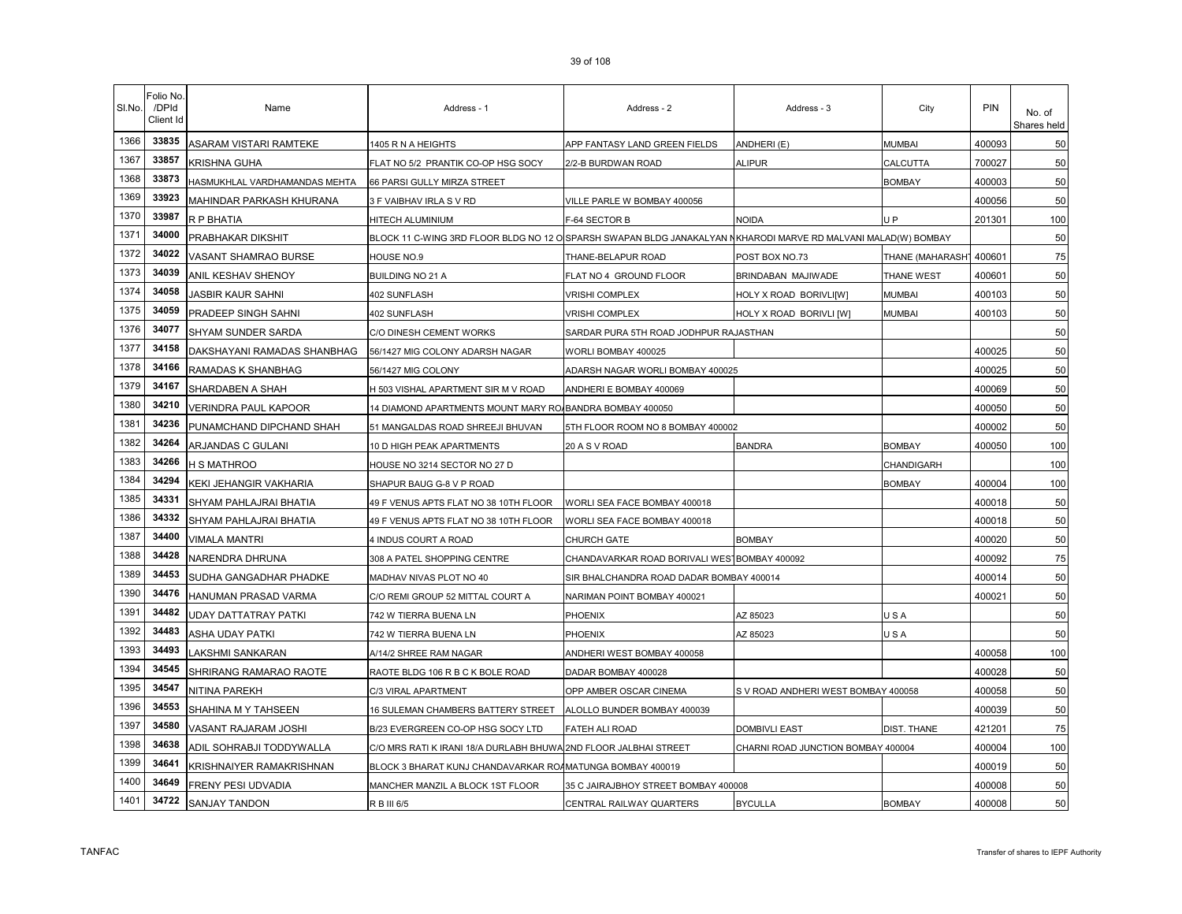| Sl.No. | Folio No. /DPId Client Id | Name | Address - 1 | Address - 2 | Address - 3 | City | PIN | No. of Shares held |
|---|---|---|---|---|---|---|---|---|
| 1366 | 33835 | ASARAM VISTARI RAMTEKE | 1405 R N A HEIGHTS | APP FANTASY LAND GREEN FIELDS | ANDHERI (E) | MUMBAI | 400093 | 50 |
| 1367 | 33857 | KRISHNA GUHA | FLAT NO 5/2 PRANTIK CO-OP HSG SOCY | 2/2-B BURDWAN ROAD | ALIPUR | CALCUTTA | 700027 | 50 |
| 1368 | 33873 | HASMUKHLAL VARDHAMANDAS MEHTA | 66 PARSI GULLY MIRZA STREET | | | BOMBAY | 400003 | 50 |
| 1369 | 33923 | MAHINDAR PARKASH KHURANA | 3 F VAIBHAV IRLA S V RD | VILLE PARLE W BOMBAY 400056 | | | 400056 | 50 |
| 1370 | 33987 | R P BHATIA | HITECH ALUMINIUM | F-64 SECTOR B | NOIDA | U P | 201301 | 100 |
| 1371 | 34000 | PRABHAKAR DIKSHIT | BLOCK 11 C-WING 3RD FLOOR BLDG NO 12 O | SPARSH SWAPAN BLDG JANAKALYAN N | KHARODI MARVE RD MALVANI MALAD(W) BOMBAY | | | 50 |
| 1372 | 34022 | VASANT SHAMRAO BURSE | HOUSE NO.9 | THANE-BELAPUR ROAD | POST BOX NO.73 | THANE (MAHARASHT | 400601 | 75 |
| 1373 | 34039 | ANIL KESHAV SHENOY | BUILDING NO 21 A | FLAT NO 4 GROUND FLOOR | BRINDABAN MAJIWADE | THANE WEST | 400601 | 50 |
| 1374 | 34058 | JASBIR KAUR SAHNI | 402 SUNFLASH | VRISHI COMPLEX | HOLY X ROAD BORIVLI[W] | MUMBAI | 400103 | 50 |
| 1375 | 34059 | PRADEEP SINGH SAHNI | 402 SUNFLASH | VRISHI COMPLEX | HOLY X ROAD BORIVLI [W] | MUMBAI | 400103 | 50 |
| 1376 | 34077 | SHYAM SUNDER SARDA | C/O DINESH CEMENT WORKS | SARDAR PURA 5TH ROAD JODHPUR RAJASTHAN | | | | 50 |
| 1377 | 34158 | DAKSHAYANI RAMADAS SHANBHAG | 56/1427 MIG COLONY ADARSH NAGAR | WORLI BOMBAY 400025 | | | 400025 | 50 |
| 1378 | 34166 | RAMADAS K SHANBHAG | 56/1427 MIG COLONY | ADARSH NAGAR WORLI BOMBAY 400025 | | | 400025 | 50 |
| 1379 | 34167 | SHARDABEN A SHAH | H 503 VISHAL APARTMENT SIR M V ROAD | ANDHERI E BOMBAY 400069 | | | 400069 | 50 |
| 1380 | 34210 | VERINDRA PAUL KAPOOR | 14 DIAMOND APARTMENTS MOUNT MARY RO | BANDRA BOMBAY 400050 | | | 400050 | 50 |
| 1381 | 34236 | PUNAMCHAND DIPCHAND SHAH | 51 MANGALDAS ROAD SHREEJI BHUVAN | 5TH FLOOR ROOM NO 8 BOMBAY 400002 | | | 400002 | 50 |
| 1382 | 34264 | ARJANDAS C GULANI | 10 D HIGH PEAK APARTMENTS | 20 A S V ROAD | BANDRA | BOMBAY | 400050 | 100 |
| 1383 | 34266 | H S MATHROO | HOUSE NO 3214 SECTOR NO 27 D | | | CHANDIGARH | | 100 |
| 1384 | 34294 | KEKI JEHANGIR VAKHARIA | SHAPUR BAUG G-8 V P ROAD | | | BOMBAY | 400004 | 100 |
| 1385 | 34331 | SHYAM PAHLAJRAI BHATIA | 49 F VENUS APTS FLAT NO 38 10TH FLOOR | WORLI SEA FACE BOMBAY 400018 | | | 400018 | 50 |
| 1386 | 34332 | SHYAM PAHLAJRAI BHATIA | 49 F VENUS APTS FLAT NO 38 10TH FLOOR | WORLI SEA FACE BOMBAY 400018 | | | 400018 | 50 |
| 1387 | 34400 | VIMALA MANTRI | 4 INDUS COURT A ROAD | CHURCH GATE | BOMBAY | | 400020 | 50 |
| 1388 | 34428 | NARENDRA DHRUNA | 308 A PATEL SHOPPING CENTRE | CHANDAVARKAR ROAD BORIVALI WEST | BOMBAY 400092 | | 400092 | 75 |
| 1389 | 34453 | SUDHA GANGADHAR PHADKE | MADHAV NIVAS PLOT NO 40 | SIR BHALCHANDRA ROAD DADAR BOMBAY 400014 | | | 400014 | 50 |
| 1390 | 34476 | HANUMAN PRASAD VARMA | C/O REMI GROUP 52 MITTAL COURT A | NARIMAN POINT BOMBAY 400021 | | | 400021 | 50 |
| 1391 | 34482 | UDAY DATTATRAY PATKI | 742 W TIERRA BUENA LN | PHOENIX | AZ 85023 | U S A | | 50 |
| 1392 | 34483 | ASHA UDAY PATKI | 742 W TIERRA BUENA LN | PHOENIX | AZ 85023 | U S A | | 50 |
| 1393 | 34493 | LAKSHMI SANKARAN | A/14/2 SHREE RAM NAGAR | ANDHERI WEST BOMBAY 400058 | | | 400058 | 100 |
| 1394 | 34545 | SHRIRANG RAMARAO RAOTE | RAOTE BLDG 106 R B C K BOLE ROAD | DADAR BOMBAY 400028 | | | 400028 | 50 |
| 1395 | 34547 | NITINA PAREKH | C/3 VIRAL APARTMENT | OPP AMBER OSCAR CINEMA | S V ROAD ANDHERI WEST BOMBAY 400058 | | 400058 | 50 |
| 1396 | 34553 | SHAHINA M Y TAHSEEN | 16 SULEMAN CHAMBERS BATTERY STREET | ALOLLO BUNDER BOMBAY 400039 | | | 400039 | 50 |
| 1397 | 34580 | VASANT RAJARAM JOSHI | B/23 EVERGREEN CO-OP HSG SOCY LTD | FATEH ALI ROAD | DOMBIVLI EAST | DIST. THANE | 421201 | 75 |
| 1398 | 34638 | ADIL SOHRABJI TODDYWALLA | C/O MRS RATI K IRANI 18/A DURLABH BHUWA | 2ND FLOOR JALBHAI STREET | CHARNI ROAD JUNCTION BOMBAY 400004 | | 400004 | 100 |
| 1399 | 34641 | KRISHNAIYER RAMAKRISHNAN | BLOCK 3 BHARAT KUNJ CHANDAVARKAR RO | MATUNGA BOMBAY 400019 | | | 400019 | 50 |
| 1400 | 34649 | FRENY PESI UDVADIA | MANCHER MANZIL A BLOCK 1ST FLOOR | 35 C JAIRAJBHOY STREET BOMBAY 400008 | | | 400008 | 50 |
| 1401 | 34722 | SANJAY TANDON | R B III 6/5 | CENTRAL RAILWAY QUARTERS | BYCULLA | BOMBAY | 400008 | 50 |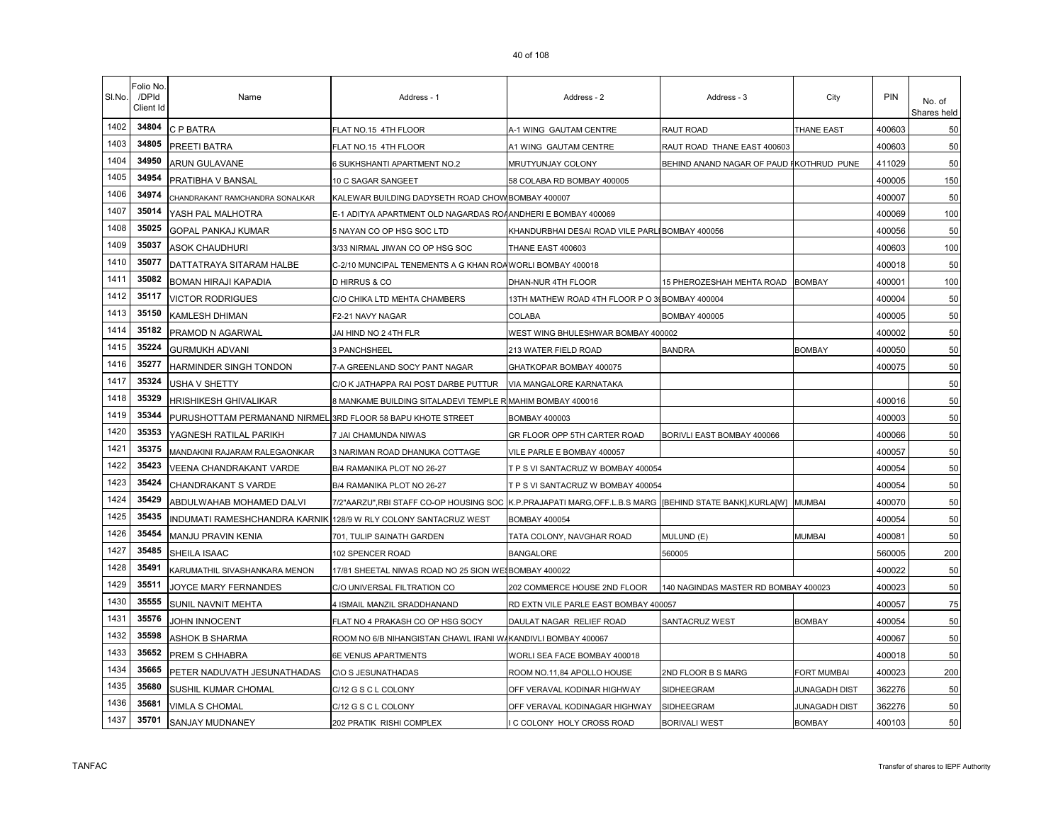| Sl.No. | Folio No. /DPId Client Id | Name | Address - 1 | Address - 2 | Address - 3 | City | PIN | No. of Shares held |
|---|---|---|---|---|---|---|---|---|
| 1402 | 34804 | C P BATRA | FLAT NO.15 4TH FLOOR | A-1 WING GAUTAM CENTRE | RAUT ROAD | THANE EAST | 400603 | 50 |
| 1403 | 34805 | PREETI BATRA | FLAT NO.15 4TH FLOOR | A1 WING GAUTAM CENTRE | RAUT ROAD THANE EAST 400603 | | 400603 | 50 |
| 1404 | 34950 | ARUN GULAVANE | 6 SUKHSHANTI APARTMENT NO.2 | MRUTYUNJAY COLONY | BEHIND ANAND NAGAR OF PAUD RKOTHRUD PUNE | | 411029 | 50 |
| 1405 | 34954 | PRATIBHA V BANSAL | 10 C SAGAR SANGEET | 58 COLABA RD BOMBAY 400005 | | | 400005 | 150 |
| 1406 | 34974 | CHANDRAKANT RAMCHANDRA SONALKAR | KALEWAR BUILDING DADYSETH ROAD CHOW BOMBAY 400007 | | | | 400007 | 50 |
| 1407 | 35014 | YASH PAL MALHOTRA | E-1 ADITYA APARTMENT OLD NAGARDAS ROA ANDHERI E BOMBAY 400069 | | | | 400069 | 100 |
| 1408 | 35025 | GOPAL PANKAJ KUMAR | 5 NAYAN CO OP HSG SOC LTD | KHANDURBHAI DESAI ROAD VILE PARLI BOMBAY 400056 | | | 400056 | 50 |
| 1409 | 35037 | ASOK CHAUDHURI | 3/33 NIRMAL JIWAN CO OP HSG SOC | THANE EAST 400603 | | | 400603 | 100 |
| 1410 | 35077 | DATTATRAYA SITARAM HALBE | C-2/10 MUNCIPAL TENEMENTS A G KHAN ROA WORLI BOMBAY 400018 | | | | 400018 | 50 |
| 1411 | 35082 | BOMAN HIRAJI KAPADIA | D HIRRUS & CO | DHAN-NUR 4TH FLOOR | 15 PHEROZESHAH MEHTA ROAD | BOMBAY | 400001 | 100 |
| 1412 | 35117 | VICTOR RODRIGUES | C/O CHIKA LTD MEHTA CHAMBERS | 13TH MATHEW ROAD 4TH FLOOR P O 3 BOMBAY 400004 | | | 400004 | 50 |
| 1413 | 35150 | KAMLESH DHIMAN | F2-21 NAVY NAGAR | COLABA | BOMBAY 400005 | | 400005 | 50 |
| 1414 | 35182 | PRAMOD N AGARWAL | JAI HIND NO 2 4TH FLR | WEST WING BHULESHWAR BOMBAY 400002 | | | 400002 | 50 |
| 1415 | 35224 | GURMUKH ADVANI | 3 PANCHSHEEL | 213 WATER FIELD ROAD | BANDRA | BOMBAY | 400050 | 50 |
| 1416 | 35277 | HARMINDER SINGH TONDON | 7-A GREENLAND SOCY PANT NAGAR | GHATKOPAR BOMBAY 400075 | | | 400075 | 50 |
| 1417 | 35324 | USHA V SHETTY | C/O K JATHAPPA RAI POST DARBE PUTTUR | VIA MANGALORE KARNATAKA | | | | 50 |
| 1418 | 35329 | HRISHIKESH GHIVALIKAR | 8 MANKAME BUILDING SITALADEVI TEMPLE R MAHIM BOMBAY 400016 | | | | 400016 | 50 |
| 1419 | 35344 | PURUSHOTTAM PERMANAND NIRMEL | 3RD FLOOR 58 BAPU KHOTE STREET | BOMBAY 400003 | | | 400003 | 50 |
| 1420 | 35353 | YAGNESH RATILAL PARIKH | 7 JAI CHAMUNDA NIWAS | GR FLOOR OPP 5TH CARTER ROAD | BORIVLI EAST BOMBAY 400066 | | 400066 | 50 |
| 1421 | 35375 | MANDAKINI RAJARAM RALEGAONKAR | 3 NARIMAN ROAD DHANUKA COTTAGE | VILE PARLE E BOMBAY 400057 | | | 400057 | 50 |
| 1422 | 35423 | VEENA CHANDRAKANT VARDE | B/4 RAMANIKA PLOT NO 26-27 | T P S VI SANTACRUZ W BOMBAY 400054 | | | 400054 | 50 |
| 1423 | 35424 | CHANDRAKANT S VARDE | B/4 RAMANIKA PLOT NO 26-27 | T P S VI SANTACRUZ W BOMBAY 400054 | | | 400054 | 50 |
| 1424 | 35429 | ABDULWAHAB MOHAMED DALVI | 7/2"AARZU",RBI STAFF CO-OP HOUSING SOC | K.P.PRAJAPATI MARG,OFF.L.B.S MARG | [BEHIND STATE BANK],KURLA[W] | MUMBAI | 400070 | 50 |
| 1425 | 35435 | INDUMATI RAMESHCHANDRA KARNIK | 128/9 W RLY COLONY SANTACRUZ WEST | BOMBAY 400054 | | | 400054 | 50 |
| 1426 | 35454 | MANJU PRAVIN KENIA | 701, TULIP SAINATH GARDEN | TATA COLONY, NAVGHAR ROAD | MULUND (E) | MUMBAI | 400081 | 50 |
| 1427 | 35485 | SHEILA ISAAC | 102 SPENCER ROAD | BANGALORE | 560005 | | 560005 | 200 |
| 1428 | 35491 | KARUMATHIL SIVASHANKARA MENON | 17/81 SHEETAL NIWAS ROAD NO 25 SION WES BOMBAY 400022 | | | | 400022 | 50 |
| 1429 | 35511 | JOYCE MARY FERNANDES | C/O UNIVERSAL FILTRATION CO | 202 COMMERCE HOUSE 2ND FLOOR | 140 NAGINDAS MASTER RD BOMBAY 400023 | | 400023 | 50 |
| 1430 | 35555 | SUNIL NAVNIT MEHTA | 4 ISMAIL MANZIL SRADDHANAND | RD EXTN VILE PARLE EAST BOMBAY 400057 | | | 400057 | 75 |
| 1431 | 35576 | JOHN INNOCENT | FLAT NO 4 PRAKASH CO OP HSG SOCY | DAULAT NAGAR RELIEF ROAD | SANTACRUZ WEST | BOMBAY | 400054 | 50 |
| 1432 | 35598 | ASHOK B SHARMA | ROOM NO 6/B NIHANGISTAN CHAWL IRANI WA KANDIVLI BOMBAY 400067 | | | | 400067 | 50 |
| 1433 | 35652 | PREM S CHHABRA | 6E VENUS APARTMENTS | WORLI SEA FACE BOMBAY 400018 | | | 400018 | 50 |
| 1434 | 35665 | PETER NADUVATH JESUNATHADAS | C\O S JESUNATHADAS | ROOM NO.11,84 APOLLO HOUSE | 2ND FLOOR B S MARG | FORT MUMBAI | 400023 | 200 |
| 1435 | 35680 | SUSHIL KUMAR CHOMAL | C/12 G S C L COLONY | OFF VERAVAL KODINAR HIGHWAY | SIDHEEGRAM | JUNAGADH DIST | 362276 | 50 |
| 1436 | 35681 | VIMLA S CHOMAL | C/12 G S C L COLONY | OFF VERAVAL KODINAGAR HIGHWAY | SIDHEEGRAM | JUNAGADH DIST | 362276 | 50 |
| 1437 | 35701 | SANJAY MUDNANEY | 202 PRATIK RISHI COMPLEX | I C COLONY HOLY CROSS ROAD | BORIVALI WEST | BOMBAY | 400103 | 50 |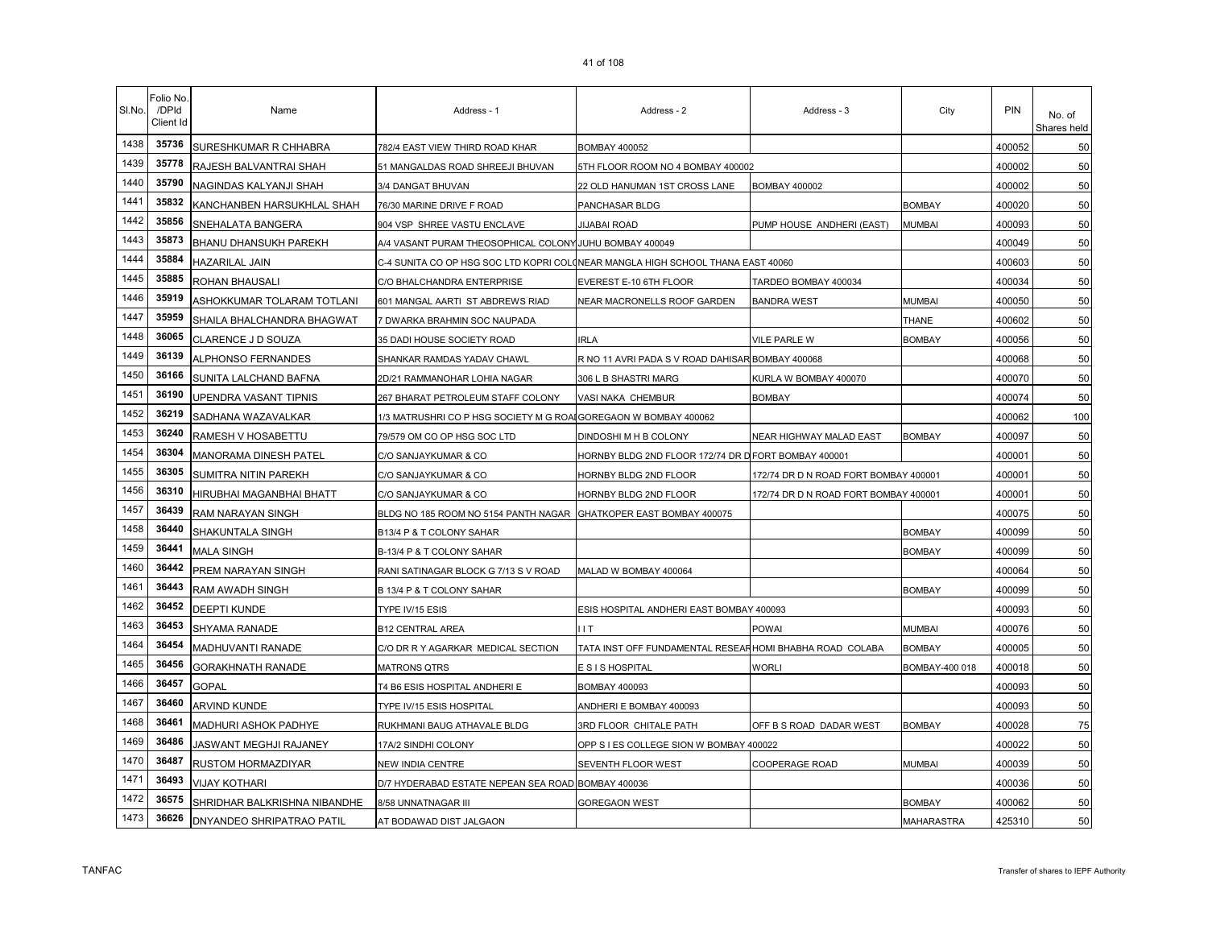| Sl.No. | Folio No. /DPId Client Id | Name | Address - 1 | Address - 2 | Address - 3 | City | PIN | No. of Shares held |
|---|---|---|---|---|---|---|---|---|
| 1438 | 35736 | SURESHKUMAR R CHHABRA | 782/4 EAST VIEW THIRD ROAD KHAR | BOMBAY 400052 | | | 400052 | 50 |
| 1439 | 35778 | RAJESH BALVANTRAI SHAH | 51 MANGALDAS ROAD SHREEJI BHUVAN | 5TH FLOOR ROOM NO 4 BOMBAY 400002 | | | 400002 | 50 |
| 1440 | 35790 | NAGINDAS KALYANJI SHAH | 3/4 DANGAT BHUVAN | 22 OLD HANUMAN 1ST CROSS LANE | BOMBAY 400002 | | 400002 | 50 |
| 1441 | 35832 | KANCHANBEN HARSUKHLAL SHAH | 76/30 MARINE DRIVE F ROAD | PANCHASAR BLDG | | BOMBAY | 400020 | 50 |
| 1442 | 35856 | SNEHALATA BANGERA | 904 VSP SHREE VASTU ENCLAVE | JIJABAI ROAD | PUMP HOUSE ANDHERI (EAST) | MUMBAI | 400093 | 50 |
| 1443 | 35873 | BHANU DHANSUKH PAREKH | A/4 VASANT PURAM THEOSOPHICAL COLONY JUHU BOMBAY 400049 | | | | 400049 | 50 |
| 1444 | 35884 | HAZARILAL JAIN | C-4 SUNITA CO OP HSG SOC LTD KOPRI COLONEAR MANGLA HIGH SCHOOL THANA EAST 40060 | | | | 400603 | 50 |
| 1445 | 35885 | ROHAN BHAUSALI | C/O BHALCHANDRA ENTERPRISE | EVEREST E-10 6TH FLOOR | TARDEO BOMBAY 400034 | | 400034 | 50 |
| 1446 | 35919 | ASHOKKUMAR TOLARAM TOTLANI | 601 MANGAL AARTI ST ABDREWS RIAD | NEAR MACRONELLS ROOF GARDEN | BANDRA WEST | MUMBAI | 400050 | 50 |
| 1447 | 35959 | SHAILA BHALCHANDRA BHAGWAT | 7 DWARKA BRAHMIN SOC NAUPADA | | | THANE | 400602 | 50 |
| 1448 | 36065 | CLARENCE J D SOUZA | 35 DADI HOUSE SOCIETY ROAD | IRLA | VILE PARLE W | BOMBAY | 400056 | 50 |
| 1449 | 36139 | ALPHONSO FERNANDES | SHANKAR RAMDAS YADAV CHAWL | R NO 11 AVRI PADA S V ROAD DAHISAR BOMBAY 400068 | | | 400068 | 50 |
| 1450 | 36166 | SUNITA LALCHAND BAFNA | 2D/21 RAMMANOHAR LOHIA NAGAR | 306 L B SHASTRI MARG | KURLA W BOMBAY 400070 | | 400070 | 50 |
| 1451 | 36190 | UPENDRA VASANT TIPNIS | 267 BHARAT PETROLEUM STAFF COLONY | VASI NAKA CHEMBUR | BOMBAY | | 400074 | 50 |
| 1452 | 36219 | SADHANA WAZAVALKAR | 1/3 MATRUSHRI CO P HSG SOCIETY M G ROAI GOREGAON W BOMBAY 400062 | | | | 400062 | 100 |
| 1453 | 36240 | RAMESH V HOSABETTU | 79/579 OM CO OP HSG SOC LTD | DINDOSHI M H B COLONY | NEAR HIGHWAY MALAD EAST | BOMBAY | 400097 | 50 |
| 1454 | 36304 | MANORAMA DINESH PATEL | C/O SANJAYKUMAR & CO | HORNBY BLDG 2ND FLOOR 172/74 DR D FORT BOMBAY 400001 | | | 400001 | 50 |
| 1455 | 36305 | SUMITRA NITIN PAREKH | C/O SANJAYKUMAR & CO | HORNBY BLDG 2ND FLOOR | 172/74 DR D N ROAD FORT BOMBAY 400001 | | 400001 | 50 |
| 1456 | 36310 | HIRUBHAI MAGANBHAI BHATT | C/O SANJAYKUMAR & CO | HORNBY BLDG 2ND FLOOR | 172/74 DR D N ROAD FORT BOMBAY 400001 | | 400001 | 50 |
| 1457 | 36439 | RAM NARAYAN SINGH | BLDG NO 185 ROOM NO 5154 PANTH NAGAR | GHATKOPER EAST BOMBAY 400075 | | | 400075 | 50 |
| 1458 | 36440 | SHAKUNTALA SINGH | B13/4 P & T COLONY SAHAR | | | BOMBAY | 400099 | 50 |
| 1459 | 36441 | MALA SINGH | B-13/4 P & T COLONY SAHAR | | | BOMBAY | 400099 | 50 |
| 1460 | 36442 | PREM NARAYAN SINGH | RANI SATINAGAR BLOCK G 7/13 S V ROAD | MALAD W BOMBAY 400064 | | | 400064 | 50 |
| 1461 | 36443 | RAM AWADH SINGH | B 13/4 P & T COLONY SAHAR | | | BOMBAY | 400099 | 50 |
| 1462 | 36452 | DEEPTI KUNDE | TYPE IV/15 ESIS | ESIS HOSPITAL ANDHERI EAST BOMBAY 400093 | | | 400093 | 50 |
| 1463 | 36453 | SHYAMA RANADE | B12 CENTRAL AREA | I I T | POWAI | MUMBAI | 400076 | 50 |
| 1464 | 36454 | MADHUVANTI RANADE | C/O DR R Y AGARKAR MEDICAL SECTION | TATA INST OFF FUNDAMENTAL RESEAR HOMI BHABHA ROAD COLABA | | BOMBAY | 400005 | 50 |
| 1465 | 36456 | GORAKHNATH RANADE | MATRONS QTRS | E S I S HOSPITAL | WORLI | BOMBAY-400 018 | 400018 | 50 |
| 1466 | 36457 | GOPAL | T4 B6 ESIS HOSPITAL ANDHERI E | BOMBAY 400093 | | | 400093 | 50 |
| 1467 | 36460 | ARVIND KUNDE | TYPE IV/15 ESIS HOSPITAL | ANDHERI E BOMBAY 400093 | | | 400093 | 50 |
| 1468 | 36461 | MADHURI ASHOK PADHYE | RUKHMANI BAUG ATHAVALE BLDG | 3RD FLOOR CHITALE PATH | OFF B S ROAD DADAR WEST | BOMBAY | 400028 | 75 |
| 1469 | 36486 | JASWANT MEGHJI RAJANEY | 17A/2 SINDHI COLONY | OPP S I ES COLLEGE SION W BOMBAY 400022 | | | 400022 | 50 |
| 1470 | 36487 | RUSTOM HORMAZDIYAR | NEW INDIA CENTRE | SEVENTH FLOOR WEST | COOPERAGE ROAD | MUMBAI | 400039 | 50 |
| 1471 | 36493 | VIJAY KOTHARI | D/7 HYDERABAD ESTATE NEPEAN SEA ROAD BOMBAY 400036 | | | | 400036 | 50 |
| 1472 | 36575 | SHRIDHAR BALKRISHNA NIBANDHE | 8/58 UNNATNAGAR III | GOREGAON WEST | | BOMBAY | 400062 | 50 |
| 1473 | 36626 | DNYANDEO SHRIPATRAO PATIL | AT BODAWAD DIST JALGAON | | | MAHARASTRA | 425310 | 50 |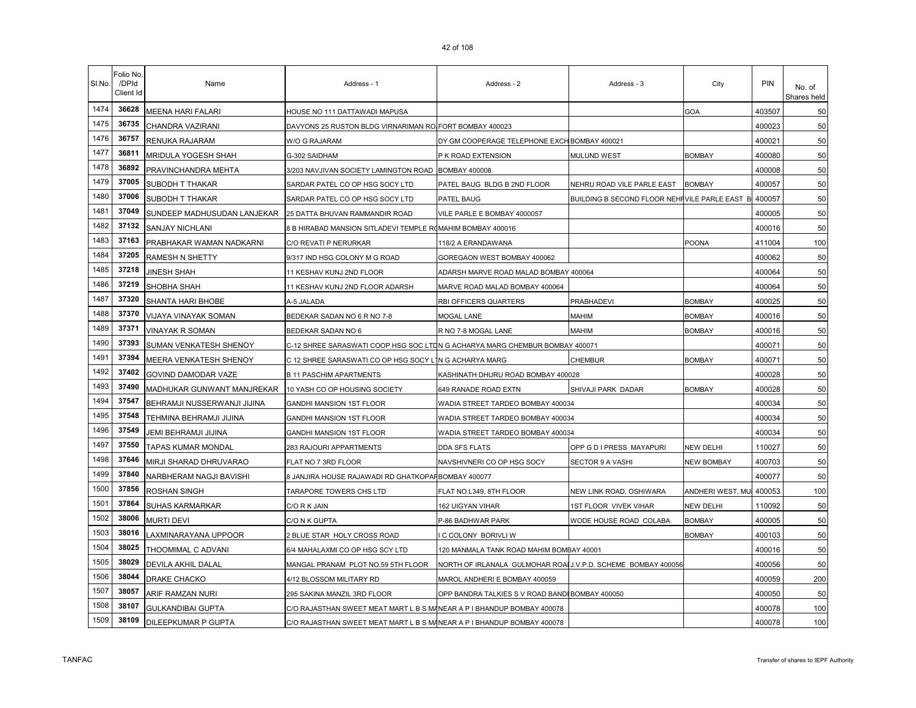| Sl.No. | Folio No. /DPId Client Id | Name | Address - 1 | Address - 2 | Address - 3 | City | PIN | No. of Shares held |
|---|---|---|---|---|---|---|---|---|
| 1474 | 36628 | MEENA HARI FALARI | HOUSE NO 111 DATTAWADI MAPUSA | | | GOA | 403507 | 50 |
| 1475 | 36735 | CHANDRA VAZIRANI | DAVYONS 25 RUSTON BLDG VIRNARIMAN RO | FORT BOMBAY 400023 | | | 400023 | 50 |
| 1476 | 36757 | RENUKA RAJARAM | W/O G RAJARAM | DY GM COOPERAGE TELEPHONE EXCH | BOMBAY 400021 | | 400021 | 50 |
| 1477 | 36811 | MRIDULA YOGESH SHAH | G-302 SAIDHAM | P K ROAD EXTENSION | MULUND WEST | BOMBAY | 400080 | 50 |
| 1478 | 36892 | PRAVINCHANDRA MEHTA | 3/203 NAVJIVAN SOCIETY LAMINGTON ROAD | BOMBAY 400008 | | | 400008 | 50 |
| 1479 | 37005 | SUBODH T THAKAR | SARDAR PATEL CO OP HSG SOCY LTD | PATEL BAUG BLDG B 2ND FLOOR | NEHRU ROAD VILE PARLE EAST | BOMBAY | 400057 | 50 |
| 1480 | 37006 | SUBODH T THAKAR | SARDAR PATEL CO OP HSG SOCY LTD | PATEL BAUG | BUILDING B SECOND FLOOR NEHR | VILE PARLE EAST B | 400057 | 50 |
| 1481 | 37049 | SUNDEEP MADHUSUDAN LANJEKAR | 25 DATTA BHUVAN RAMMANDIR ROAD | VILE PARLE E BOMBAY 4000057 | | | 400005 | 50 |
| 1482 | 37132 | SANJAY NICHLANI | 8 B HIRABAD MANSION SITLADEVI TEMPLE RO | MAHIM BOMBAY 400016 | | | 400016 | 50 |
| 1483 | 37163 | PRABHAKAR WAMAN NADKARNI | C/O REVATI P NERURKAR | 118/2 A ERANDAWANA | | POONA | 411004 | 100 |
| 1484 | 37205 | RAMESH N SHETTY | 9/317 IND HSG COLONY M G ROAD | GOREGAON WEST BOMBAY 400062 | | | 400062 | 50 |
| 1485 | 37218 | JINESH SHAH | 11 KESHAV KUNJ 2ND FLOOR | ADARSH MARVE ROAD MALAD BOMBAY 400064 | | | 400064 | 50 |
| 1486 | 37219 | SHOBHA SHAH | 11 KESHAV KUNJ 2ND FLOOR ADARSH | MARVE ROAD MALAD BOMBAY 400064 | | | 400064 | 50 |
| 1487 | 37320 | SHANTA HARI BHOBE | A-5 JALADA | RBI OFFICERS QUARTERS | PRABHADEVI | BOMBAY | 400025 | 50 |
| 1488 | 37370 | VIJAYA VINAYAK SOMAN | BEDEKAR SADAN NO 6 R NO 7-8 | MOGAL LANE | MAHIM | BOMBAY | 400016 | 50 |
| 1489 | 37371 | VINAYAK R SOMAN | BEDEKAR SADAN NO 6 | R NO 7-8 MOGAL LANE | MAHIM | BOMBAY | 400016 | 50 |
| 1490 | 37393 | SUMAN VENKATESH SHENOY | C-12 SHREE SARASWATI COOP HSG SOC LTD | N G ACHARYA MARG CHEMBUR BOMBAY 400071 | | | 400071 | 50 |
| 1491 | 37394 | MEERA VENKATESH SHENOY | C 12 SHREE SARASWATI CO OP HSG SOCY LT | N G ACHARYA MARG | CHEMBUR | BOMBAY | 400071 | 50 |
| 1492 | 37402 | GOVIND DAMODAR VAZE | B 11 PASCHIM APARTMENTS | KASHINATH DHURU ROAD BOMBAY 400028 | | | 400028 | 50 |
| 1493 | 37490 | MADHUKAR GUNWANT MANJREKAR | 10 YASH CO OP HOUSING SOCIETY | 649 RANADE ROAD EXTN | SHIVAJI PARK DADAR | BOMBAY | 400028 | 50 |
| 1494 | 37547 | BEHRAMJI NUSSERWANJI JIJINA | GANDHI MANSION 1ST FLOOR | WADIA STREET TARDEO BOMBAY 400034 | | | 400034 | 50 |
| 1495 | 37548 | TEHMINA BEHRAMJI JIJINA | GANDHI MANSION 1ST FLOOR | WADIA STREET TARDEO BOMBAY 400034 | | | 400034 | 50 |
| 1496 | 37549 | JEMI BEHRAMJI JIJINA | GANDHI MANSION 1ST FLOOR | WADIA STREET TARDEO BOMBAY 400034 | | | 400034 | 50 |
| 1497 | 37550 | TAPAS KUMAR MONDAL | 283 RAJOURI APPARTMENTS | DDA SFS FLATS | OPP G D I PRESS MAYAPURI | NEW DELHI | 110027 | 50 |
| 1498 | 37646 | MIRJI SHARAD DHRUVARAO | FLAT NO 7 3RD FLOOR | NAVSHIVNERI CO OP HSG SOCY | SECTOR 9 A VASHI | NEW BOMBAY | 400703 | 50 |
| 1499 | 37840 | NARBHERAM NAGJI BAVISHI | 8 JANJIRA HOUSE RAJAWADI RD GHATKOPAR | BOMBAY 400077 | | | 400077 | 50 |
| 1500 | 37856 | ROSHAN SINGH | TARAPORE TOWERS CHS LTD | FLAT NO.L349, 8TH FLOOR | NEW LINK ROAD, OSHIWARA | ANDHERI WEST, MU | 400053 | 100 |
| 1501 | 37864 | SUHAS KARMARKAR | C/O R K JAIN | 162 UIGYAN VIHAR | 1ST FLOOR VIVEK VIHAR | NEW DELHI | 110092 | 50 |
| 1502 | 38006 | MURTI DEVI | C/O N K GUPTA | P-86 BADHWAR PARK | WODE HOUSE ROAD COLABA | BOMBAY | 400005 | 50 |
| 1503 | 38016 | LAXMINARAYANA UPPOOR | 2 BLUE STAR HOLY CROSS ROAD | I C COLONY BORIVLI W | | BOMBAY | 400103 | 50 |
| 1504 | 38025 | THOOMIMAL C ADVANI | 6/4 MAHALAXMI CO OP HSG SCY LTD | 120 MANMALA TANK ROAD MAHIM BOMBAY 40001 | | | 400016 | 50 |
| 1505 | 38029 | DEVILA AKHIL DALAL | MANGAL PRANAM PLOT NO.59 5TH FLOOR | NORTH OF IRLANALA GULMOHAR ROAI | J.V.P.D. SCHEME BOMBAY 400056 | | 400056 | 50 |
| 1506 | 38044 | DRAKE CHACKO | 4/12 BLOSSOM MILITARY RD | MAROL ANDHERI E BOMBAY 400059 | | | 400059 | 200 |
| 1507 | 38057 | ARIF RAMZAN NURI | 295 SAKINA MANZIL 3RD FLOOR | OPP BANDRA TALKIES S V ROAD BANDI | BOMBAY 400050 | | 400050 | 50 |
| 1508 | 38107 | GULKANDIBAI GUPTA | C/O RAJASTHAN SWEET MEAT MART L B S MA | NEAR A P I BHANDUP BOMBAY 400078 | | | 400078 | 100 |
| 1509 | 38109 | DILEEPKUMAR P GUPTA | C/O RAJASTHAN SWEET MEAT MART L B S MA | NEAR A P I BHANDUP BOMBAY 400078 | | | 400078 | 100 |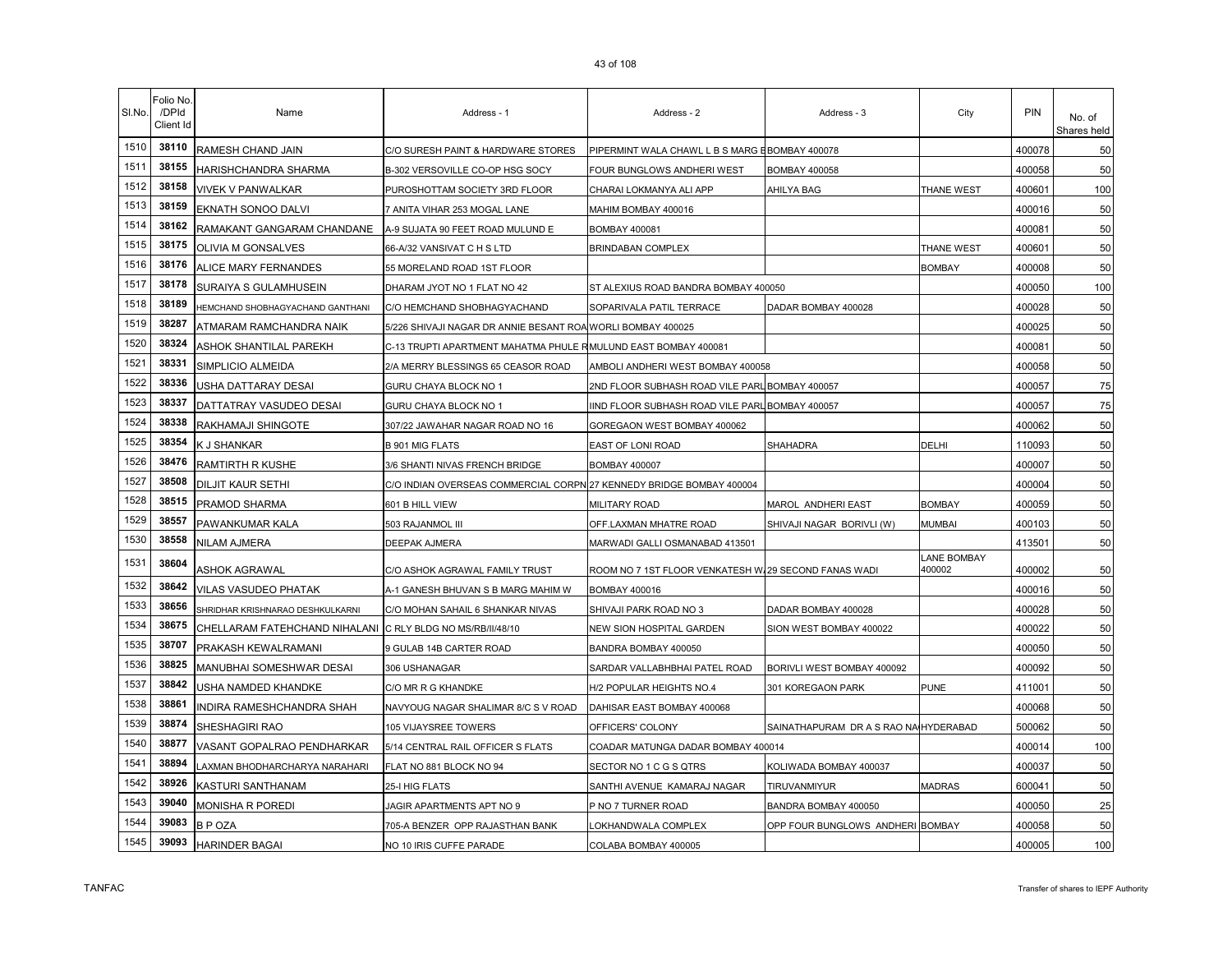| Sl.No. | Folio No. /DPId Client Id | Name | Address - 1 | Address - 2 | Address - 3 | City | PIN | No. of Shares held |
|---|---|---|---|---|---|---|---|---|
| 1510 | 38110 | RAMESH CHAND JAIN | C/O SURESH PAINT & HARDWARE STORES | PIPERMINT WALA CHAWL L B S MARG EBOMBAY 400078 | | | 400078 | 50 |
| 1511 | 38155 | HARISHCHANDRA SHARMA | B-302 VERSOVILLE CO-OP HSG SOCY | FOUR BUNGLOWS ANDHERI WEST | BOMBAY 400058 | | 400058 | 50 |
| 1512 | 38158 | VIVEK V PANWALKAR | PUROSHOTTAM SOCIETY 3RD FLOOR | CHARAI LOKMANYA ALI APP | AHILYA BAG | THANE WEST | 400601 | 100 |
| 1513 | 38159 | EKNATH SONOO DALVI | 7 ANITA VIHAR 253 MOGAL LANE | MAHIM BOMBAY 400016 | | | 400016 | 50 |
| 1514 | 38162 | RAMAKANT GANGARAM CHANDANE | A-9 SUJATA 90 FEET ROAD MULUND E | BOMBAY 400081 | | | 400081 | 50 |
| 1515 | 38175 | OLIVIA M GONSALVES | 66-A/32 VANSIVAT C H S LTD | BRINDABAN COMPLEX | | THANE WEST | 400601 | 50 |
| 1516 | 38176 | ALICE MARY FERNANDES | 55 MORELAND ROAD 1ST FLOOR | | | BOMBAY | 400008 | 50 |
| 1517 | 38178 | SURAIYA S GULAMHUSEIN | DHARAM JYOT NO 1 FLAT NO 42 | ST ALEXIUS ROAD BANDRA BOMBAY 400050 | | | 400050 | 100 |
| 1518 | 38189 | HEMCHAND SHOBHAGYACHAND GANTHANI | C/O HEMCHAND SHOBHAGYACHAND | SOPARIVALA PATIL TERRACE | DADAR BOMBAY 400028 | | 400028 | 50 |
| 1519 | 38287 | ATMARAM RAMCHANDRA NAIK | 5/226 SHIVAJI NAGAR DR ANNIE BESANT ROA WORLI BOMBAY 400025 | | | | 400025 | 50 |
| 1520 | 38324 | ASHOK SHANTILAL PAREKH | C-13 TRUPTI APARTMENT MAHATMA PHULE RMULUND EAST BOMBAY 400081 | | | | 400081 | 50 |
| 1521 | 38331 | SIMPLICIO ALMEIDA | 2/A MERRY BLESSINGS 65 CEASOR ROAD | AMBOLI ANDHERI WEST BOMBAY 400058 | | | 400058 | 50 |
| 1522 | 38336 | USHA DATTARAY DESAI | GURU CHAYA BLOCK NO 1 | 2ND FLOOR SUBHASH ROAD VILE PARL BOMBAY 400057 | | | 400057 | 75 |
| 1523 | 38337 | DATTATRAY VASUDEO DESAI | GURU CHAYA BLOCK NO 1 | IIND FLOOR SUBHASH ROAD VILE PARL BOMBAY 400057 | | | 400057 | 75 |
| 1524 | 38338 | RAKHAMAJI SHINGOTE | 307/22 JAWAHAR NAGAR ROAD NO 16 | GOREGAON WEST BOMBAY 400062 | | | 400062 | 50 |
| 1525 | 38354 | K J SHANKAR | B 901 MIG FLATS | EAST OF LONI ROAD | SHAHADRA | DELHI | 110093 | 50 |
| 1526 | 38476 | RAMTIRTH R KUSHE | 3/6 SHANTI NIVAS FRENCH BRIDGE | BOMBAY 400007 | | | 400007 | 50 |
| 1527 | 38508 | DILJIT KAUR SETHI | C/O INDIAN OVERSEAS COMMERCIAL CORPN 27 KENNEDY BRIDGE BOMBAY 400004 | | | | 400004 | 50 |
| 1528 | 38515 | PRAMOD SHARMA | 601 B HILL VIEW | MILITARY ROAD | MAROL ANDHERI EAST | BOMBAY | 400059 | 50 |
| 1529 | 38557 | PAWANKUMAR KALA | 503 RAJANMOL III | OFF.LAXMAN MHATRE ROAD | SHIVAJI NAGAR BORIVLI (W) | MUMBAI | 400103 | 50 |
| 1530 | 38558 | NILAM AJMERA | DEEPAK AJMERA | MARWADI GALLI OSMANABAD 413501 | | | 413501 | 50 |
| 1531 | 38604 | ASHOK AGRAWAL | C/O ASHOK AGRAWAL FAMILY TRUST | ROOM NO 7 1ST FLOOR VENKATESH W 29 SECOND FANAS WADI | | LANE BOMBAY 400002 | 400002 | 50 |
| 1532 | 38642 | VILAS VASUDEO PHATAK | A-1 GANESH BHUVAN S B MARG MAHIM W | BOMBAY 400016 | | | 400016 | 50 |
| 1533 | 38656 | SHRIDHAR KRISHNARAO DESHKULKARNI | C/O MOHAN SAHAIL 6 SHANKAR NIVAS | SHIVAJI PARK ROAD NO 3 | DADAR BOMBAY 400028 | | 400028 | 50 |
| 1534 | 38675 | CHELLARAM FATEHCHAND NIHALANI | C RLY BLDG NO MS/RB/II/48/10 | NEW SION HOSPITAL GARDEN | SION WEST BOMBAY 400022 | | 400022 | 50 |
| 1535 | 38707 | PRAKASH KEWALRAMANI | 9 GULAB 14B CARTER ROAD | BANDRA BOMBAY 400050 | | | 400050 | 50 |
| 1536 | 38825 | MANUBHAI SOMESHWAR DESAI | 306 USHANAGAR | SARDAR VALLABHBHAI PATEL ROAD | BORIVLI WEST BOMBAY 400092 | | 400092 | 50 |
| 1537 | 38842 | USHA NAMDED KHANDKE | C/O MR R G KHANDKE | H/2 POPULAR HEIGHTS NO.4 | 301 KOREGAON PARK | PUNE | 411001 | 50 |
| 1538 | 38861 | INDIRA RAMESHCHANDRA SHAH | NAVYOUG NAGAR SHALIMAR 8/C S V ROAD | DAHISAR EAST BOMBAY 400068 | | | 400068 | 50 |
| 1539 | 38874 | SHESHAGIRI RAO | 105 VIJAYSREE TOWERS | OFFICERS' COLONY | SAINATHAPURAM DR A S RAO NA HYDERABAD | | 500062 | 50 |
| 1540 | 38877 | VASANT GOPALRAO PENDHARKAR | 5/14 CENTRAL RAIL OFFICER S FLATS | COADAR MATUNGA DADAR BOMBAY 400014 | | | 400014 | 100 |
| 1541 | 38894 | LAXMAN BHODHARCHARYA NARAHARI | FLAT NO 881 BLOCK NO 94 | SECTOR NO 1 C G S QTRS | KOLIWADA BOMBAY 400037 | | 400037 | 50 |
| 1542 | 38926 | KASTURI SANTHANAM | 25-I HIG FLATS | SANTHI AVENUE KAMARAJ NAGAR | TIRUVANMIYUR | MADRAS | 600041 | 50 |
| 1543 | 39040 | MONISHA R POREDI | JAGIR APARTMENTS APT NO 9 | P NO 7 TURNER ROAD | BANDRA BOMBAY 400050 | | 400050 | 25 |
| 1544 | 39083 | B P OZA | 705-A BENZER OPP RAJASTHAN BANK | LOKHANDWALA COMPLEX | OPP FOUR BUNGLOWS ANDHERI BOMBAY | | 400058 | 50 |
| 1545 | 39093 | HARINDER BAGAI | NO 10 IRIS CUFFE PARADE | COLABA BOMBAY 400005 | | | 400005 | 100 |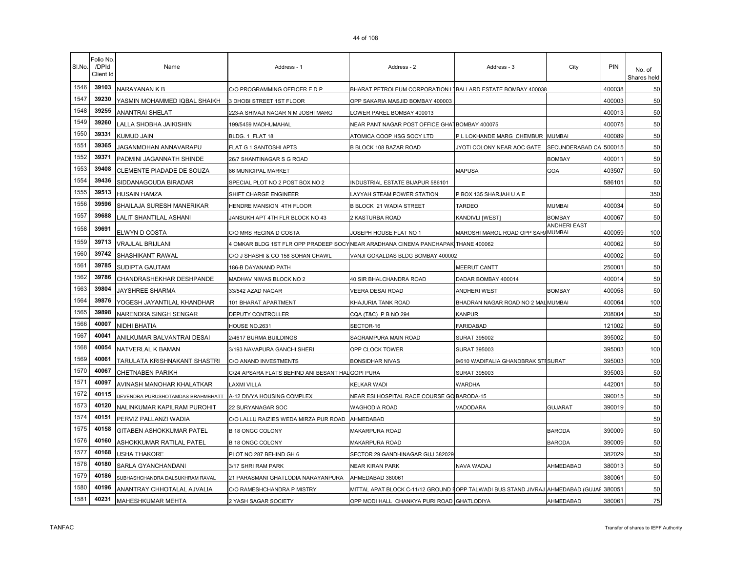| Sl.No. | Folio No. /DPId Client Id | Name | Address - 1 | Address - 2 | Address - 3 | City | PIN | No. of Shares held |
|---|---|---|---|---|---|---|---|---|
| 1546 | 39103 | NARAYANAN K B | C/O PROGRAMMING OFFICER E D P | BHARAT PETROLEUM CORPORATION L'BALLARD ESTATE BOMBAY 400038 | | | 400038 | 50 |
| 1547 | 39230 | YASMIN MOHAMMED IQBAL SHAIKH | 3 DHOBI STREET 1ST FLOOR | OPP SAKARIA MASJID BOMBAY 400003 | | | 400003 | 50 |
| 1548 | 39255 | ANANTRAI SHELAT | 223-A SHIVAJI NAGAR N M JOSHI MARG | LOWER PAREL BOMBAY 400013 | | | 400013 | 50 |
| 1549 | 39260 | LALLA SHOBHA JAIKISHIN | 199/5459 MADHUMAHAL | NEAR PANT NAGAR POST OFFICE GHATBOMBAY 400075 | | | 400075 | 50 |
| 1550 | 39331 | KUMUD JAIN | BLDG. 1 FLAT 18 | ATOMICA COOP HSG SOCY LTD | P L LOKHANDE MARG CHEMBUR | MUMBAI | 400089 | 50 |
| 1551 | 39365 | JAGANMOHAN ANNAVARAPU | FLAT G 1 SANTOSHI APTS | B BLOCK 108 BAZAR ROAD | JYOTI COLONY NEAR AOC GATE | SECUNDERABAD CA | 500015 | 50 |
| 1552 | 39371 | PADMINI JAGANNATH SHINDE | 26/7 SHANTINAGAR S G ROAD | | | BOMBAY | 400011 | 50 |
| 1553 | 39408 | CLEMENTE PIADADE DE SOUZA | 86 MUNICIPAL MARKET | | MAPUSA | GOA | 403507 | 50 |
| 1554 | 39436 | SIDDANAGOUDA BIRADAR | SPECIAL PLOT NO 2 POST BOX NO 2 | INDUSTRIAL ESTATE BIJAPUR 586101 | | | 586101 | 50 |
| 1555 | 39513 | HUSAIN HAMZA | SHIFT CHARGE ENGINEER | LAYYAH STEAM POWER STATION | P BOX 135 SHARJAH U A E | | | 350 |
| 1556 | 39596 | SHAILAJA SURESH MANERIKAR | HENDRE MANSION 4TH FLOOR | B BLOCK 21 WADIA STREET | TARDEO | MUMBAI | 400034 | 50 |
| 1557 | 39688 | LALIT SHANTILAL ASHANI | JANSUKH APT 4TH FLR BLOCK NO 43 | 2 KASTURBA ROAD | KANDIVLI [WEST] | BOMBAY | 400067 | 50 |
| 1558 | 39691 | ELWYN D COSTA | C/O MRS REGINA D COSTA | JOSEPH HOUSE FLAT NO 1 | MAROSHI MAROL ROAD OPP SARA | ANDHERI EAST MUMBAI | 400059 | 100 |
| 1559 | 39713 | VRAJLAL BRIJLANI | 4 OMKAR BLDG 1ST FLR OPP PRADEEP SOCY | NEAR ARADHANA CINEMA PANCHAPAK | THANE 400062 | | 400062 | 50 |
| 1560 | 39742 | SHASHIKANT RAWAL | C/O J SHASHI & CO 158 SOHAN CHAWL | VANJI GOKALDAS BLDG BOMBAY 400002 | | | 400002 | 50 |
| 1561 | 39785 | SUDIPTA GAUTAM | 186-B DAYANAND PATH | | MEERUT CANTT | | 250001 | 50 |
| 1562 | 39786 | CHANDRASHEKHAR DESHPANDE | MADHAV NIWAS BLOCK NO 2 | 40 SIR BHALCHANDRA ROAD | DADAR BOMBAY 400014 | | 400014 | 50 |
| 1563 | 39804 | JAYSHREE SHARMA | 33/542 AZAD NAGAR | VEERA DESAI ROAD | ANDHERI WEST | BOMBAY | 400058 | 50 |
| 1564 | 39876 | YOGESH JAYANTILAL KHANDHAR | 101 BHARAT APARTMENT | KHAJURIA TANK ROAD | BHADRAN NAGAR ROAD NO 2 MAL | MUMBAI | 400064 | 100 |
| 1565 | 39898 | NARENDRA SINGH SENGAR | DEPUTY CONTROLLER | CQA (T&C) P B NO 294 | KANPUR | | 208004 | 50 |
| 1566 | 40007 | NIDHI BHATIA | HOUSE NO.2631 | SECTOR-16 | FARIDABAD | | 121002 | 50 |
| 1567 | 40041 | ANILKUMAR BALVANTRAI DESAI | 2/4617 BURMA BUILDINGS | SAGRAMPURA MAIN ROAD | SURAT 395002 | | 395002 | 50 |
| 1568 | 40054 | NATVERLAL K BAMAN | 3/193 NAVAPURA GANCHI SHERI | OPP CLOCK TOWER | SURAT 395003 | | 395003 | 100 |
| 1569 | 40061 | TARULATA KRISHNAKANT SHASTRI | C/O ANAND INVESTMENTS | BONSIDHAR NIVAS | 9/610 WADIFALIA GHANDBRAK ST | SURAT | 395003 | 100 |
| 1570 | 40067 | CHETNABEN PARIKH | C/24 APSARA FLATS BEHIND ANI BESANT HAL | GOPI PURA | SURAT 395003 | | 395003 | 50 |
| 1571 | 40097 | AVINASH MANOHAR KHALATKAR | LAXMI VILLA | KELKAR WADI | WARDHA | | 442001 | 50 |
| 1572 | 40115 | DEVENDRA PURUSHOTAMDAS BRAHMBHATT | A-12 DIVYA HOUSING COMPLEX | NEAR ESI HOSPITAL RACE COURSE GO | BARODA-15 | | 390015 | 50 |
| 1573 | 40120 | NALINKUMAR KAPILRAM PUROHIT | 22 SURYANAGAR SOC | WAGHODIA ROAD | VADODARA | GUJARAT | 390019 | 50 |
| 1574 | 40151 | PERVIZ PALLANZI WADIA | C/O LALLU RAIZIES WEDA MIRZA PUR ROAD | AHMEDABAD | | | | 50 |
| 1575 | 40158 | GITABEN ASHOKKUMAR PATEL | B 18 ONGC COLONY | MAKARPURA ROAD | | BARODA | 390009 | 50 |
| 1576 | 40160 | ASHOKKUMAR RATILAL PATEL | B 18 ONGC COLONY | MAKARPURA ROAD | | BARODA | 390009 | 50 |
| 1577 | 40168 | USHA THAKORE | PLOT NO 287 BEHIND GH 6 | SECTOR 29 GANDHINAGAR GUJ 382029 | | | 382029 | 50 |
| 1578 | 40180 | SARLA GYANCHANDANI | 3/17 SHRI RAM PARK | NEAR KIRAN PARK | NAVA WADAJ | AHMEDABAD | 380013 | 50 |
| 1579 | 40186 | SUBHASHCHANDRA DALSUKHRAM RAVAL | 21 PARASMANI GHATLODIA NARAYANPURA | AHMEDABAD 380061 | | | 380061 | 50 |
| 1580 | 40196 | ANANTRAY CHHOTALAL AJVALIA | C/O RAMESHCHANDRA P MISTRY | MITTAL APAT BLOCK C-11/12 GROUND F | OPP TALWADI BUS STAND JIVRAJ | AHMEDABAD (GUJAR | 380051 | 50 |
| 1581 | 40231 | MAHESHKUMAR MEHTA | 2 YASH SAGAR SOCIETY | OPP MODI HALL CHANKYA PURI ROAD | GHATLODIYA | AHMEDABAD | 380061 | 75 |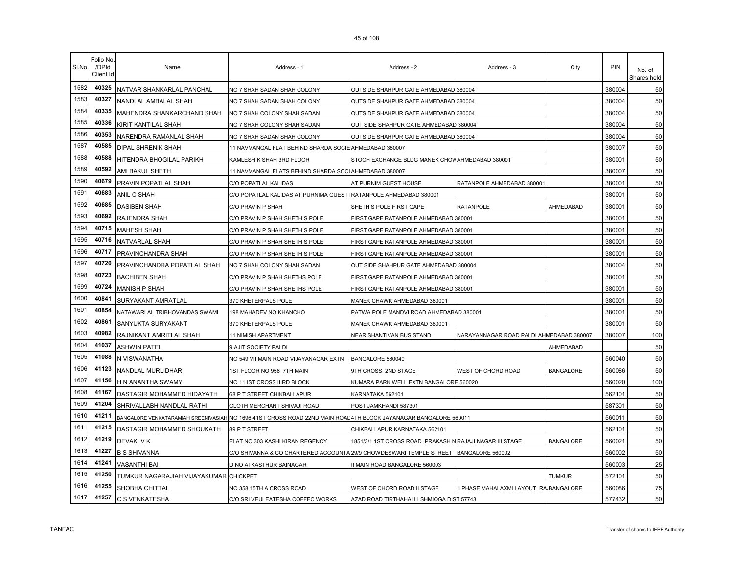| Sl.No. | Folio No. /DPId Client Id | Name | Address - 1 | Address - 2 | Address - 3 | City | PIN | No. of Shares held |
|---|---|---|---|---|---|---|---|---|
| 1582 | 40325 | NATVAR SHANKARLAL PANCHAL | NO 7 SHAH SADAN SHAH COLONY | OUTSIDE SHAHPUR GATE AHMEDABAD 380004 | | | 380004 | 50 |
| 1583 | 40327 | NANDLAL AMBALAL SHAH | NO 7 SHAH SADAN SHAH COLONY | OUTSIDE SHAHPUR GATE AHMEDABAD 380004 | | | 380004 | 50 |
| 1584 | 40335 | MAHENDRA SHANKARCHAND SHAH | NO 7 SHAH COLONY SHAH SADAN | OUTSIDE SHAHPUR GATE AHMEDABAD 380004 | | | 380004 | 50 |
| 1585 | 40336 | KIRIT KANTILAL SHAH | NO 7 SHAH COLONY SHAH SADAN | OUT SIDE SHAHPUR GATE AHMEDABAD 380004 | | | 380004 | 50 |
| 1586 | 40353 | NARENDRA RAMANLAL SHAH | NO 7 SHAH SADAN SHAH COLONY | OUTSIDE SHAHPUR GATE AHMEDABAD 380004 | | | 380004 | 50 |
| 1587 | 40585 | DIPAL SHRENIK SHAH | 11 NAVMANGAL FLAT BEHIND SHARDA SOCIE AHMEDABAD 380007 | | | | 380007 | 50 |
| 1588 | 40588 | HITENDRA BHOGILAL PARIKH | KAMLESH K SHAH 3RD FLOOR | STOCH EXCHANGE BLDG MANEK CHOW AHMEDABAD 380001 | | | 380001 | 50 |
| 1589 | 40592 | AMI BAKUL SHETH | 11 NAVMANGAL FLATS BEHIND SHARDA SOCI AHMEDABAD 380007 | | | | 380007 | 50 |
| 1590 | 40679 | PRAVIN POPATLAL SHAH | C/O POPATLAL KALIDAS | AT PURNIM GUEST HOUSE | RATANPOLE AHMEDABAD 380001 | | 380001 | 50 |
| 1591 | 40683 | ANIL C SHAH | C/O POPATLAL KALIDAS AT PURNIMA GUEST | RATANPOLE AHMEDABAD 380001 | | | 380001 | 50 |
| 1592 | 40685 | DASIBEN SHAH | C/O PRAVIN P SHAH | SHETH S POLE FIRST GAPE | RATANPOLE | AHMEDABAD | 380001 | 50 |
| 1593 | 40692 | RAJENDRA SHAH | C/O PRAVIN P SHAH SHETH S POLE | FIRST GAPE RATANPOLE AHMEDABAD 380001 | | | 380001 | 50 |
| 1594 | 40715 | MAHESH SHAH | C/O PRAVIN P SHAH SHETH S POLE | FIRST GAPE RATANPOLE AHMEDABAD 380001 | | | 380001 | 50 |
| 1595 | 40716 | NATVARLAL SHAH | C/O PRAVIN P SHAH SHETH S POLE | FIRST GAPE RATANPOLE AHMEDABAD 380001 | | | 380001 | 50 |
| 1596 | 40717 | PRAVINCHANDRA SHAH | C/O PRAVIN P SHAH SHETH S POLE | FIRST GAPE RATANPOLE AHMEDABAD 380001 | | | 380001 | 50 |
| 1597 | 40720 | PRAVINCHANDRA POPATLAL SHAH | NO 7 SHAH COLONY SHAH SADAN | OUT SIDE SHAHPUR GATE AHMEDABAD 380004 | | | 380004 | 50 |
| 1598 | 40723 | BACHIBEN SHAH | C/O PRAVIN P SHAH SHETHS POLE | FIRST GAPE RATANPOLE AHMEDABAD 380001 | | | 380001 | 50 |
| 1599 | 40724 | MANISH P SHAH | C/O PRAVIN P SHAH SHETHS POLE | FIRST GAPE RATANPOLE AHMEDABAD 380001 | | | 380001 | 50 |
| 1600 | 40841 | SURYAKANT AMRATLAL | 370 KHETERPALS POLE | MANEK CHAWK AHMEDABAD 380001 | | | 380001 | 50 |
| 1601 | 40854 | NATAWARLAL TRIBHOVANDAS SWAMI | 198 MAHADEV NO KHANCHO | PATWA POLE MANDVI ROAD AHMEDABAD 380001 | | | 380001 | 50 |
| 1602 | 40861 | SANYUKTA SURYAKANT | 370 KHETERPALS POLE | MANEK CHAWK AHMEDABAD 380001 | | | 380001 | 50 |
| 1603 | 40982 | RAJNIKANT AMRITLAL SHAH | 11 NIMISH APARTMENT | NEAR SHANTIVAN BUS STAND | NARAYANNAGAR ROAD PALDI AHMEDABAD 380007 | | 380007 | 100 |
| 1604 | 41037 | ASHWIN PATEL | 9 AJIT SOCIETY PALDI | | | AHMEDABAD | | 50 |
| 1605 | 41088 | N VISWANATHA | NO 549 VII MAIN ROAD VIJAYANAGAR EXTN | BANGALORE 560040 | | | 560040 | 50 |
| 1606 | 41123 | NANDLAL MURLIDHAR | 1ST FLOOR NO 956 7TH MAIN | 9TH CROSS 2ND STAGE | WEST OF CHORD ROAD | BANGALORE | 560086 | 50 |
| 1607 | 41156 | H N ANANTHA SWAMY | NO 11 IST CROSS IIIRD BLOCK | KUMARA PARK WELL EXTN BANGALORE 560020 | | | 560020 | 100 |
| 1608 | 41167 | DASTAGIR MOHAMMED HIDAYATH | 68 P T STREET CHIKBALLAPUR | KARNATAKA 562101 | | | 562101 | 50 |
| 1609 | 41204 | SHRIVALLABH NANDLAL RATHI | CLOTH MERCHANT SHIVAJI ROAD | POST JAMKHANDI 587301 | | | 587301 | 50 |
| 1610 | 41211 | BANGALORE VENKATARAMIAH SREENIVASIAH | NO 1696 41ST CROSS ROAD 22ND MAIN ROAD | 4TH BLOCK JAYANAGAR BANGALORE 560011 | | | 560011 | 50 |
| 1611 | 41215 | DASTAGIR MOHAMMED SHOUKATH | 89 P T STREET | CHIKBALLAPUR KARNATAKA 562101 | | | 562101 | 50 |
| 1612 | 41219 | DEVAKI V K | FLAT NO.303 KASHI KIRAN REGENCY | 1851/3/1 1ST CROSS ROAD PRAKASH N | RAJAJI NAGAR III STAGE | BANGALORE | 560021 | 50 |
| 1613 | 41227 | B S SHIVANNA | C/O SHIVANNA & CO CHARTERED ACCOUNTA | 29/9 CHOWDESWARI TEMPLE STREET | BANGALORE 560002 | | 560002 | 50 |
| 1614 | 41241 | VASANTHI BAI | D NO AI KASTHUR BAINAGAR | II MAIN ROAD BANGALORE 560003 | | | 560003 | 25 |
| 1615 | 41250 | TUMKUR NAGARAJIAH VIJAYAKUMAR | CHICKPET | | | TUMKUR | 572101 | 50 |
| 1616 | 41255 | SHOBHA CHITTAL | NO 358 15TH A CROSS ROAD | WEST OF CHORD ROAD II STAGE | II PHASE MAHALAXMI LAYOUT RA | BANGALORE | 560086 | 75 |
| 1617 | 41257 | C S VENKATESHA | C/O SRI VEULEATESHA COFFEC WORKS | AZAD ROAD TIRTHAHALLI SHMIOGA DIST 57743 | | | 577432 | 50 |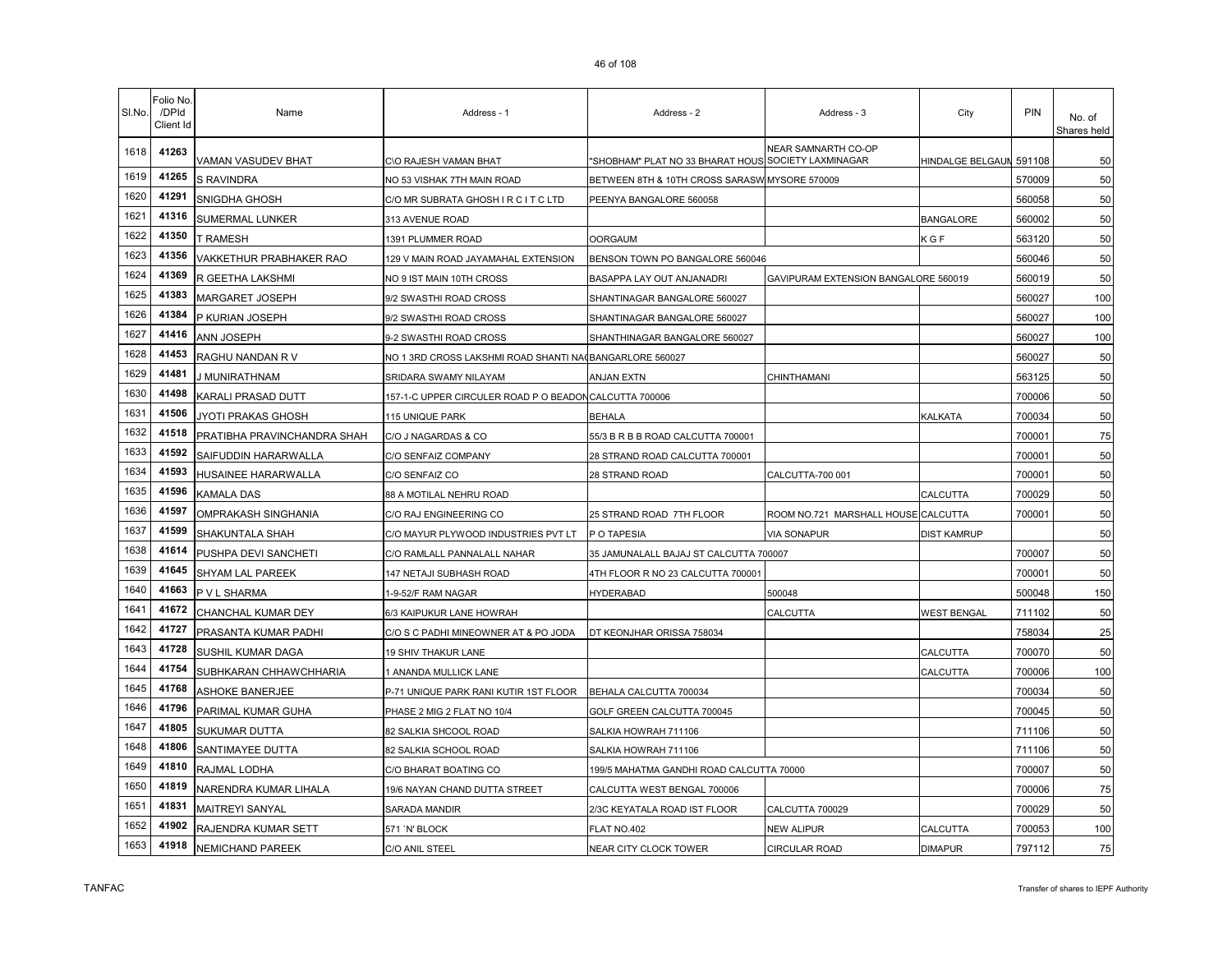| Sl.No. | Folio No. /DPId Client Id | Name | Address - 1 | Address - 2 | Address - 3 | City | PIN | No. of Shares held |
|---|---|---|---|---|---|---|---|---|
| 1618 | 41263 | VAMAN VASUDEV BHAT | C\O RAJESH VAMAN BHAT | "SHOBHAM" PLAT NO 33 BHARAT HOUS | NEAR SAMNARTH CO-OP SOCIETY LAXMINAGAR | HINDALGE BELGAUN | 591108 | 50 |
| 1619 | 41265 | S RAVINDRA | NO 53 VISHAK 7TH MAIN ROAD | BETWEEN 8TH & 10TH CROSS SARASW | MYSORE 570009 | | 570009 | 50 |
| 1620 | 41291 | SNIGDHA GHOSH | C/O MR SUBRATA GHOSH I R C I T C LTD | PEENYA BANGALORE 560058 | | | 560058 | 50 |
| 1621 | 41316 | SUMERMAL LUNKER | 313 AVENUE ROAD | | | BANGALORE | 560002 | 50 |
| 1622 | 41350 | T RAMESH | 1391 PLUMMER ROAD | OORGAUM | | K G F | 563120 | 50 |
| 1623 | 41356 | VAKKETHUR PRABHAKER RAO | 129 V MAIN ROAD JAYAMAHAL EXTENSION | BENSON TOWN PO BANGALORE 560046 | | | 560046 | 50 |
| 1624 | 41369 | R GEETHA LAKSHMI | NO 9 IST MAIN 10TH CROSS | BASAPPA LAY OUT ANJANADRI | GAVIPURAM EXTENSION BANGALORE 560019 | | 560019 | 50 |
| 1625 | 41383 | MARGARET JOSEPH | 9/2 SWASTHI ROAD CROSS | SHANTINAGAR BANGALORE 560027 | | | 560027 | 100 |
| 1626 | 41384 | P KURIAN JOSEPH | 9/2 SWASTHI ROAD CROSS | SHANTINAGAR BANGALORE 560027 | | | 560027 | 100 |
| 1627 | 41416 | ANN JOSEPH | 9-2 SWASTHI ROAD CROSS | SHANTHINAGAR BANGALORE 560027 | | | 560027 | 100 |
| 1628 | 41453 | RAGHU NANDAN R V | NO 1 3RD CROSS LAKSHMI ROAD SHANTI NA | BANGARLORE 560027 | | | 560027 | 50 |
| 1629 | 41481 | J MUNIRATHNAM | SRIDARA SWAMY NILAYAM | ANJAN EXTN | CHINTHAMANI | | 563125 | 50 |
| 1630 | 41498 | KARALI PRASAD DUTT | 157-1-C UPPER CIRCULER ROAD P O BEADON | CALCUTTA 700006 | | | 700006 | 50 |
| 1631 | 41506 | JYOTI PRAKAS GHOSH | 115 UNIQUE PARK | BEHALA | | KALKATA | 700034 | 50 |
| 1632 | 41518 | PRATIBHA PRAVINCHANDRA SHAH | C/O J NAGARDAS & CO | 55/3 B R B B ROAD CALCUTTA 700001 | | | 700001 | 75 |
| 1633 | 41592 | SAIFUDDIN HARARWALLA | C/O SENFAIZ COMPANY | 28 STRAND ROAD CALCUTTA 700001 | | | 700001 | 50 |
| 1634 | 41593 | HUSAINEE HARARWALLA | C/O SENFAIZ CO | 28 STRAND ROAD | CALCUTTA-700 001 | | 700001 | 50 |
| 1635 | 41596 | KAMALA DAS | 88 A MOTILAL NEHRU ROAD | | | CALCUTTA | 700029 | 50 |
| 1636 | 41597 | OMPRAKASH SINGHANIA | C/O RAJ ENGINEERING CO | 25 STRAND ROAD 7TH FLOOR | ROOM NO.721 MARSHALL HOUSE | CALCUTTA | 700001 | 50 |
| 1637 | 41599 | SHAKUNTALA SHAH | C/O MAYUR PLYWOOD INDUSTRIES PVT LT | P O TAPESIA | VIA SONAPUR | DIST KAMRUP | | 50 |
| 1638 | 41614 | PUSHPA DEVI SANCHETI | C/O RAMLALL PANNALALL NAHAR | 35 JAMUNALALL BAJAJ ST CALCUTTA 700007 | | | 700007 | 50 |
| 1639 | 41645 | SHYAM LAL PAREEK | 147 NETAJI SUBHASH ROAD | 4TH FLOOR R NO 23 CALCUTTA 700001 | | | 700001 | 50 |
| 1640 | 41663 | P V L SHARMA | 1-9-52/F RAM NAGAR | HYDERABAD | 500048 | | 500048 | 150 |
| 1641 | 41672 | CHANCHAL KUMAR DEY | 6/3 KAIPUKUR LANE HOWRAH | | CALCUTTA | WEST BENGAL | 711102 | 50 |
| 1642 | 41727 | PRASANTA KUMAR PADHI | C/O S C PADHI MINEOWNER AT & PO JODA | DT KEONJHAR ORISSA 758034 | | | 758034 | 25 |
| 1643 | 41728 | SUSHIL KUMAR DAGA | 19 SHIV THAKUR LANE | | | CALCUTTA | 700070 | 50 |
| 1644 | 41754 | SUBHKARAN CHHAWCHHARIA | 1 ANANDA MULLICK LANE | | | CALCUTTA | 700006 | 100 |
| 1645 | 41768 | ASHOKE BANERJEE | P-71 UNIQUE PARK RANI KUTIR 1ST FLOOR | BEHALA CALCUTTA 700034 | | | 700034 | 50 |
| 1646 | 41796 | PARIMAL KUMAR GUHA | PHASE 2 MIG 2 FLAT NO 10/4 | GOLF GREEN CALCUTTA 700045 | | | 700045 | 50 |
| 1647 | 41805 | SUKUMAR DUTTA | 82 SALKIA SHCOOL ROAD | SALKIA HOWRAH 711106 | | | 711106 | 50 |
| 1648 | 41806 | SANTIMAYEE DUTTA | 82 SALKIA SCHOOL ROAD | SALKIA HOWRAH 711106 | | | 711106 | 50 |
| 1649 | 41810 | RAJMAL LODHA | C/O BHARAT BOATING CO | 199/5 MAHATMA GANDHI ROAD CALCUTTA 70000 | | | 700007 | 50 |
| 1650 | 41819 | NARENDRA KUMAR LIHALA | 19/6 NAYAN CHAND DUTTA STREET | CALCUTTA WEST BENGAL 700006 | | | 700006 | 75 |
| 1651 | 41831 | MAITREYI SANYAL | SARADA MANDIR | 2/3C KEYATALA ROAD IST FLOOR | CALCUTTA 700029 | | 700029 | 50 |
| 1652 | 41902 | RAJENDRA KUMAR SETT | 571 `N' BLOCK | FLAT NO.402 | NEW ALIPUR | CALCUTTA | 700053 | 100 |
| 1653 | 41918 | NEMICHAND PAREEK | C/O ANIL STEEL | NEAR CITY CLOCK TOWER | CIRCULAR ROAD | DIMAPUR | 797112 | 75 |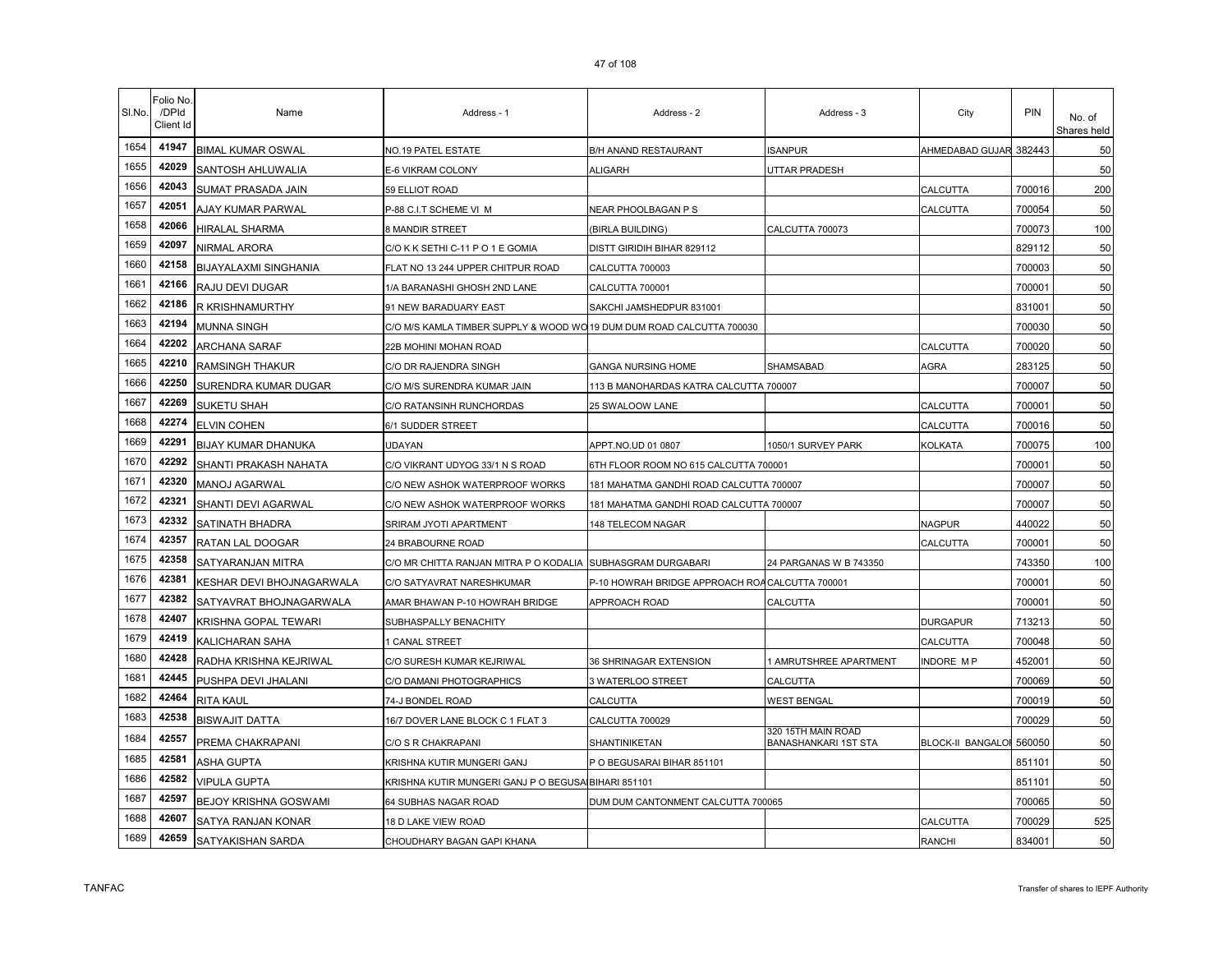| Sl.No. | Folio No. /DPId Client Id | Name | Address - 1 | Address - 2 | Address - 3 | City | PIN | No. of Shares held |
|---|---|---|---|---|---|---|---|---|
| 1654 | 41947 | BIMAL KUMAR OSWAL | NO.19 PATEL ESTATE | B/H ANAND RESTAURANT | ISANPUR | AHMEDABAD GUJAR | 382443 | 50 |
| 1655 | 42029 | SANTOSH AHLUWALIA | E-6 VIKRAM COLONY | ALIGARH | UTTAR PRADESH | | | 50 |
| 1656 | 42043 | SUMAT PRASADA JAIN | 59 ELLIOT ROAD | | | CALCUTTA | 700016 | 200 |
| 1657 | 42051 | AJAY KUMAR PARWAL | P-88 C.I.T SCHEME VI M | NEAR PHOOLBAGAN P S | | CALCUTTA | 700054 | 50 |
| 1658 | 42066 | HIRALAL SHARMA | 8 MANDIR STREET | (BIRLA BUILDING) | CALCUTTA 700073 | | 700073 | 100 |
| 1659 | 42097 | NIRMAL ARORA | C/O K K SETHI C-11 P O 1 E GOMIA | DISTT GIRIDIH BIHAR 829112 | | | 829112 | 50 |
| 1660 | 42158 | BIJAYALAXMI SINGHANIA | FLAT NO 13 244 UPPER CHITPUR ROAD | CALCUTTA 700003 | | | 700003 | 50 |
| 1661 | 42166 | RAJU DEVI DUGAR | 1/A BARANASHI GHOSH 2ND LANE | CALCUTTA 700001 | | | 700001 | 50 |
| 1662 | 42186 | R KRISHNAMURTHY | 91 NEW BARADUARY EAST | SAKCHI JAMSHEDPUR 831001 | | | 831001 | 50 |
| 1663 | 42194 | MUNNA SINGH | C/O M/S KAMLA TIMBER SUPPLY & WOOD WO | 19 DUM DUM ROAD CALCUTTA 700030 | | | 700030 | 50 |
| 1664 | 42202 | ARCHANA SARAF | 22B MOHINI MOHAN ROAD | | | CALCUTTA | 700020 | 50 |
| 1665 | 42210 | RAMSINGH THAKUR | C/O DR RAJENDRA SINGH | GANGA NURSING HOME | SHAMSABAD | AGRA | 283125 | 50 |
| 1666 | 42250 | SURENDRA KUMAR DUGAR | C/O M/S SURENDRA KUMAR JAIN | 113 B MANOHARDAS KATRA CALCUTTA 700007 | | | 700007 | 50 |
| 1667 | 42269 | SUKETU SHAH | C/O RATANSINH RUNCHORDAS | 25 SWALOOW LANE | | CALCUTTA | 700001 | 50 |
| 1668 | 42274 | ELVIN COHEN | 6/1 SUDDER STREET | | | CALCUTTA | 700016 | 50 |
| 1669 | 42291 | BIJAY KUMAR DHANUKA | UDAYAN | APPT.NO.UD 01 0807 | 1050/1 SURVEY PARK | KOLKATA | 700075 | 100 |
| 1670 | 42292 | SHANTI PRAKASH NAHATA | C/O VIKRANT UDYOG 33/1 N S ROAD | 6TH FLOOR ROOM NO 615 CALCUTTA 700001 | | | 700001 | 50 |
| 1671 | 42320 | MANOJ AGARWAL | C/O NEW ASHOK WATERPROOF WORKS | 181 MAHATMA GANDHI ROAD CALCUTTA 700007 | | | 700007 | 50 |
| 1672 | 42321 | SHANTI DEVI AGARWAL | C/O NEW ASHOK WATERPROOF WORKS | 181 MAHATMA GANDHI ROAD CALCUTTA 700007 | | | 700007 | 50 |
| 1673 | 42332 | SATINATH BHADRA | SRIRAM JYOTI APARTMENT | 148 TELECOM NAGAR | | NAGPUR | 440022 | 50 |
| 1674 | 42357 | RATAN LAL DOOGAR | 24 BRABOURNE ROAD | | | CALCUTTA | 700001 | 50 |
| 1675 | 42358 | SATYARANJAN MITRA | C/O MR CHITTA RANJAN MITRA P O KODALIA | SUBHASGRAM DURGABARI | 24 PARGANAS W B 743350 | | 743350 | 100 |
| 1676 | 42381 | KESHAR DEVI BHOJNAGARWALA | C/O SATYAVRAT NARESHKUMAR | P-10 HOWRAH BRIDGE APPROACH ROA | CALCUTTA 700001 | | 700001 | 50 |
| 1677 | 42382 | SATYAVRAT BHOJNAGARWALA | AMAR BHAWAN P-10 HOWRAH BRIDGE | APPROACH ROAD | CALCUTTA | | 700001 | 50 |
| 1678 | 42407 | KRISHNA GOPAL TEWARI | SUBHASPALLY BENACHITY | | | DURGAPUR | 713213 | 50 |
| 1679 | 42419 | KALICHARAN SAHA | 1 CANAL STREET | | | CALCUTTA | 700048 | 50 |
| 1680 | 42428 | RADHA KRISHNA KEJRIWAL | C/O SURESH KUMAR KEJRIWAL | 36 SHRINAGAR EXTENSION | 1 AMRUTSHREE APARTMENT | INDORE M P | 452001 | 50 |
| 1681 | 42445 | PUSHPA DEVI JHALANI | C/O DAMANI PHOTOGRAPHICS | 3 WATERLOO STREET | CALCUTTA | | 700069 | 50 |
| 1682 | 42464 | RITA KAUL | 74-J BONDEL ROAD | CALCUTTA | WEST BENGAL | | 700019 | 50 |
| 1683 | 42538 | BISWAJIT DATTA | 16/7 DOVER LANE BLOCK C 1 FLAT 3 | CALCUTTA 700029 | | | 700029 | 50 |
| 1684 | 42557 | PREMA CHAKRAPANI | C/O S R CHAKRAPANI | SHANTINIKETAN | 320 15TH MAIN ROAD BANASHANKARI 1ST STA | BLOCK-II BANGALO | 560050 | 50 |
| 1685 | 42581 | ASHA GUPTA | KRISHNA KUTIR MUNGERI GANJ | P O BEGUSARAI BIHAR 851101 | | | 851101 | 50 |
| 1686 | 42582 | VIPULA GUPTA | KRISHNA KUTIR MUNGERI GANJ P O BEGUSA | BIHARI 851101 | | | 851101 | 50 |
| 1687 | 42597 | BEJOY KRISHNA GOSWAMI | 64 SUBHAS NAGAR ROAD | DUM DUM CANTONMENT CALCUTTA 700065 | | | 700065 | 50 |
| 1688 | 42607 | SATYA RANJAN KONAR | 18 D LAKE VIEW ROAD | | | CALCUTTA | 700029 | 525 |
| 1689 | 42659 | SATYAKISHAN SARDA | CHOUDHARY BAGAN GAPI KHANA | | | RANCHI | 834001 | 50 |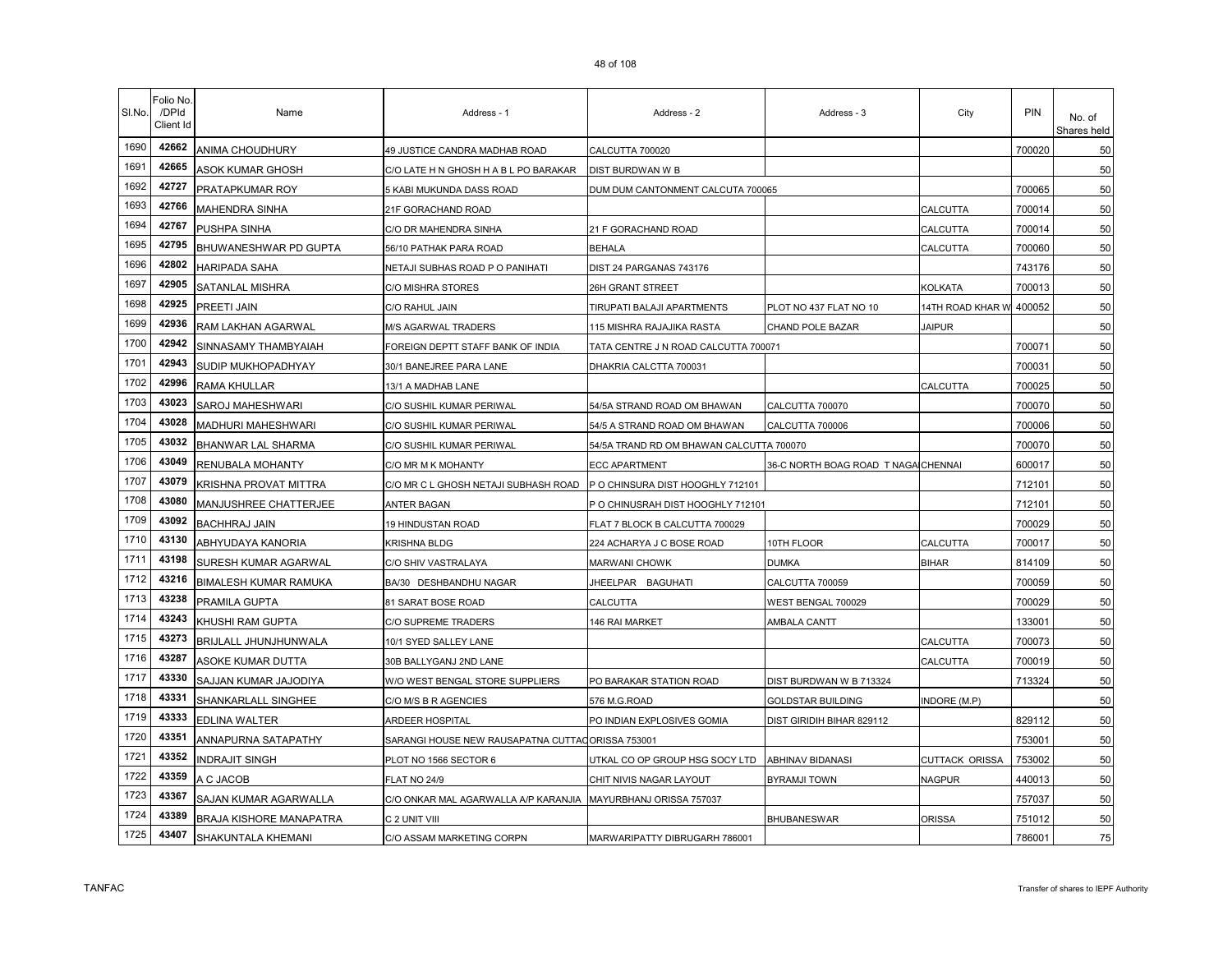| Sl.No. | Folio No. /DPId Client Id | Name | Address - 1 | Address - 2 | Address - 3 | City | PIN | No. of Shares held |
|---|---|---|---|---|---|---|---|---|
| 1690 | 42662 | ANIMA CHOUDHURY | 49 JUSTICE CANDRA MADHAB ROAD | CALCUTTA 700020 | | | 700020 | 50 |
| 1691 | 42665 | ASOK KUMAR GHOSH | C/O LATE H N GHOSH H A B L PO BARAKAR | DIST BURDWAN W B | | | | 50 |
| 1692 | 42727 | PRATAPKUMAR ROY | 5 KABI MUKUNDA DASS ROAD | DUM DUM CANTONMENT CALCUTA 700065 | | | 700065 | 50 |
| 1693 | 42766 | MAHENDRA SINHA | 21F GORACHAND ROAD | | | CALCUTTA | 700014 | 50 |
| 1694 | 42767 | PUSHPA SINHA | C/O DR MAHENDRA SINHA | 21 F GORACHAND ROAD | | CALCUTTA | 700014 | 50 |
| 1695 | 42795 | BHUWANESHWAR PD GUPTA | 56/10 PATHAK PARA ROAD | BEHALA | | CALCUTTA | 700060 | 50 |
| 1696 | 42802 | HARIPADA SAHA | NETAJI SUBHAS ROAD P O PANIHATI | DIST 24 PARGANAS 743176 | | | 743176 | 50 |
| 1697 | 42905 | SATANLAL MISHRA | C/O MISHRA STORES | 26H GRANT STREET | | KOLKATA | 700013 | 50 |
| 1698 | 42925 | PREETI JAIN | C/O RAHUL JAIN | TIRUPATI BALAJI APARTMENTS | PLOT NO 437 FLAT NO 10 | 14TH ROAD KHAR W | 400052 | 50 |
| 1699 | 42936 | RAM LAKHAN AGARWAL | M/S AGARWAL TRADERS | 115 MISHRA RAJAJIKA RASTA | CHAND POLE BAZAR | JAIPUR | | 50 |
| 1700 | 42942 | SINNASAMY THAMBYAIAH | FOREIGN DEPTT STAFF BANK OF INDIA | TATA CENTRE J N ROAD CALCUTTA 700071 | | | 700071 | 50 |
| 1701 | 42943 | SUDIP MUKHOPADHYAY | 30/1 BANEJREE PARA LANE | DHAKRIA CALCTTA 700031 | | | 700031 | 50 |
| 1702 | 42996 | RAMA KHULLAR | 13/1 A MADHAB LANE | | | CALCUTTA | 700025 | 50 |
| 1703 | 43023 | SAROJ MAHESHWARI | C/O SUSHIL KUMAR PERIWAL | 54/5A STRAND ROAD OM BHAWAN | CALCUTTA 700070 | | 700070 | 50 |
| 1704 | 43028 | MADHURI MAHESHWARI | C/O SUSHIL KUMAR PERIWAL | 54/5 A STRAND ROAD OM BHAWAN | CALCUTTA 700006 | | 700006 | 50 |
| 1705 | 43032 | BHANWAR LAL SHARMA | C/O SUSHIL KUMAR PERIWAL | 54/5A TRAND RD OM BHAWAN CALCUTTA 700070 | | | 700070 | 50 |
| 1706 | 43049 | RENUBALA MOHANTY | C/O MR M K MOHANTY | ECC APARTMENT | 36-C NORTH BOAG ROAD T NAGA | CHENNAI | 600017 | 50 |
| 1707 | 43079 | KRISHNA PROVAT MITTRA | C/O MR C L GHOSH NETAJI SUBHASH ROAD | P O CHINSURA DIST HOOGHLY 712101 | | | 712101 | 50 |
| 1708 | 43080 | MANJUSHREE CHATTERJEE | ANTER BAGAN | P O CHINUSRAH DIST HOOGHLY 712101 | | | 712101 | 50 |
| 1709 | 43092 | BACHHRAJ JAIN | 19 HINDUSTAN ROAD | FLAT 7 BLOCK B CALCUTTA 700029 | | | 700029 | 50 |
| 1710 | 43130 | ABHYUDAYA KANORIA | KRISHNA BLDG | 224 ACHARYA J C BOSE ROAD | 10TH FLOOR | CALCUTTA | 700017 | 50 |
| 1711 | 43198 | SURESH KUMAR AGARWAL | C/O SHIV VASTRALAYA | MARWANI CHOWK | DUMKA | BIHAR | 814109 | 50 |
| 1712 | 43216 | BIMALESH KUMAR RAMUKA | BA/30 DESHBANDHU NAGAR | JHEELPAR BAGUHATI | CALCUTTA 700059 | | 700059 | 50 |
| 1713 | 43238 | PRAMILA GUPTA | 81 SARAT BOSE ROAD | CALCUTTA | WEST BENGAL 700029 | | 700029 | 50 |
| 1714 | 43243 | KHUSHI RAM GUPTA | C/O SUPREME TRADERS | 146 RAI MARKET | AMBALA CANTT | | 133001 | 50 |
| 1715 | 43273 | BRIJLALL JHUNJHUNWALA | 10/1 SYED SALLEY LANE | | | CALCUTTA | 700073 | 50 |
| 1716 | 43287 | ASOKE KUMAR DUTTA | 30B BALLYGANJ 2ND LANE | | | CALCUTTA | 700019 | 50 |
| 1717 | 43330 | SAJJAN KUMAR JAJODIYA | W/O WEST BENGAL STORE SUPPLIERS | PO BARAKAR STATION ROAD | DIST BURDWAN W B 713324 | | 713324 | 50 |
| 1718 | 43331 | SHANKARLALL SINGHEE | C/O M/S B R AGENCIES | 576 M.G.ROAD | GOLDSTAR BUILDING | INDORE (M.P) | | 50 |
| 1719 | 43333 | EDLINA WALTER | ARDEER HOSPITAL | PO INDIAN EXPLOSIVES GOMIA | DIST GIRIDIH BIHAR 829112 | | 829112 | 50 |
| 1720 | 43351 | ANNAPURNA SATAPATHY | SARANGI HOUSE NEW RAUSAPATNA CUTTAC | ORISSA 753001 | | | 753001 | 50 |
| 1721 | 43352 | INDRAJIT SINGH | PLOT NO 1566 SECTOR 6 | UTKAL CO OP GROUP HSG SOCY LTD | ABHINAV BIDANASI | CUTTACK ORISSA | 753002 | 50 |
| 1722 | 43359 | A C JACOB | FLAT NO 24/9 | CHIT NIVIS NAGAR LAYOUT | BYRAMJI TOWN | NAGPUR | 440013 | 50 |
| 1723 | 43367 | SAJAN KUMAR AGARWALLA | C/O ONKAR MAL AGARWALLA A/P KARANJIA | MAYURBHANJ ORISSA 757037 | | | 757037 | 50 |
| 1724 | 43389 | BRAJA KISHORE MANAPATRA | C 2 UNIT VIII | | BHUBANESWAR | ORISSA | 751012 | 50 |
| 1725 | 43407 | SHAKUNTALA KHEMANI | C/O ASSAM MARKETING CORPN | MARWARIPATTY DIBRUGARH 786001 | | | 786001 | 75 |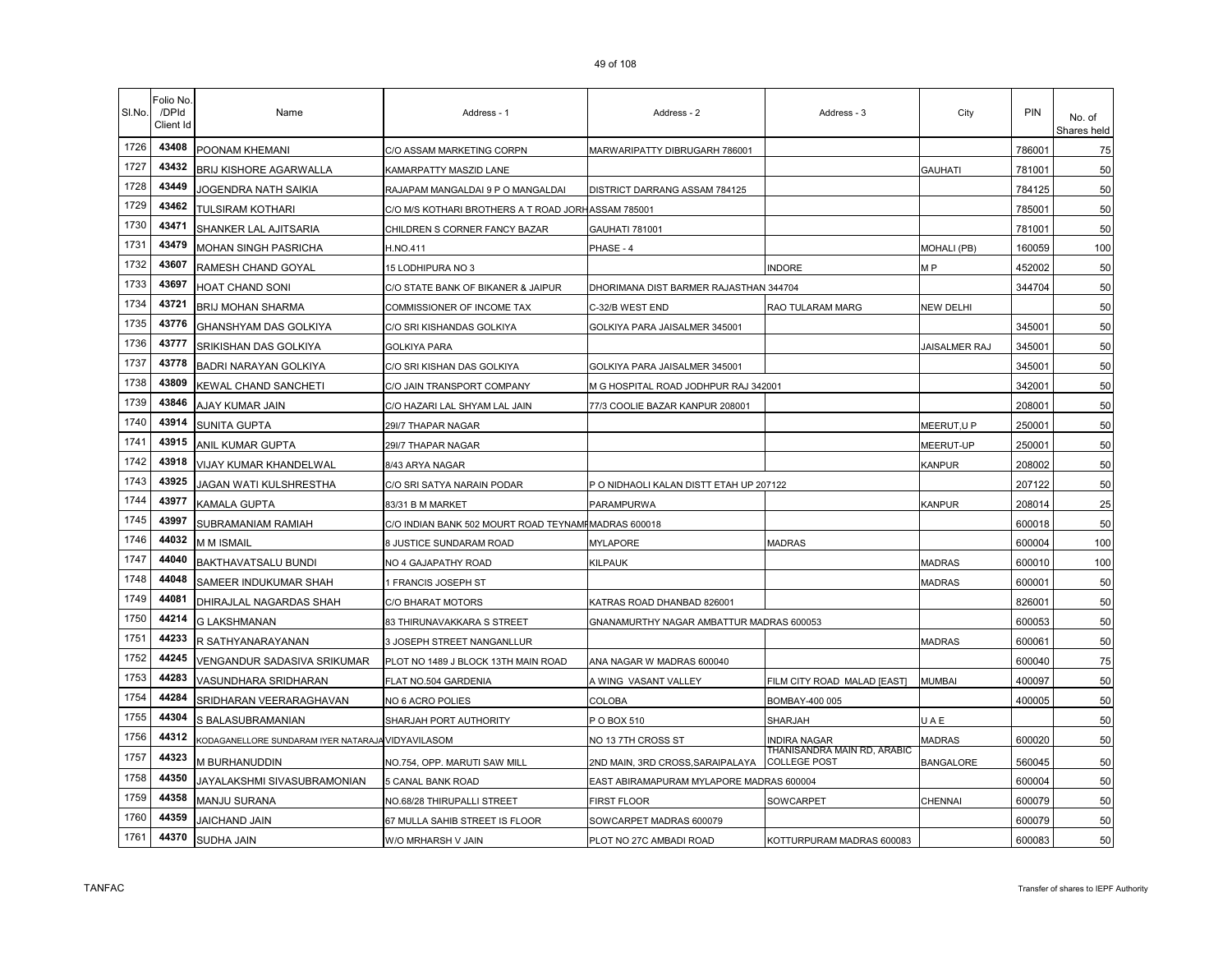| Sl.No. | Folio No. /DPId Client Id | Name | Address - 1 | Address - 2 | Address - 3 | City | PIN | No. of Shares held |
|---|---|---|---|---|---|---|---|---|
| 1726 | 43408 | POONAM KHEMANI | C/O ASSAM MARKETING CORPN | MARWARIPATTY DIBRUGARH 786001 | | | 786001 | 75 |
| 1727 | 43432 | BRIJ KISHORE AGARWALLA | KAMARPATTY MASZID LANE | | | GAUHATI | 781001 | 50 |
| 1728 | 43449 | JOGENDRA NATH SAIKIA | RAJAPAM MANGALDAI 9 P O MANGALDAI | DISTRICT DARRANG ASSAM 784125 | | | 784125 | 50 |
| 1729 | 43462 | TULSIRAM KOTHARI | C/O M/S KOTHARI BROTHERS A T ROAD JORHASSAM 785001 | | | | 785001 | 50 |
| 1730 | 43471 | SHANKER LAL AJITSARIA | CHILDREN S CORNER FANCY BAZAR | GAUHATI 781001 | | | 781001 | 50 |
| 1731 | 43479 | MOHAN SINGH PASRICHA | H.NO.411 | PHASE - 4 | | MOHALI (PB) | 160059 | 100 |
| 1732 | 43607 | RAMESH CHAND GOYAL | 15 LODHIPURA NO 3 | | INDORE | M P | 452002 | 50 |
| 1733 | 43697 | HOAT CHAND SONI | C/O STATE BANK OF BIKANER & JAIPUR | DHORIMANA DIST BARMER RAJASTHAN 344704 | | | 344704 | 50 |
| 1734 | 43721 | BRIJ MOHAN SHARMA | COMMISSIONER OF INCOME TAX | C-32/B WEST END | RAO TULARAM MARG | NEW DELHI | | 50 |
| 1735 | 43776 | GHANSHYAM DAS GOLKIYA | C/O SRI KISHANDAS GOLKIYA | GOLKIYA PARA JAISALMER 345001 | | | 345001 | 50 |
| 1736 | 43777 | SRIKISHAN DAS GOLKIYA | GOLKIYA PARA | | | JAISALMER RAJ | 345001 | 50 |
| 1737 | 43778 | BADRI NARAYAN GOLKIYA | C/O SRI KISHAN DAS GOLKIYA | GOLKIYA PARA JAISALMER 345001 | | | 345001 | 50 |
| 1738 | 43809 | KEWAL CHAND SANCHETI | C/O JAIN TRANSPORT COMPANY | M G HOSPITAL ROAD JODHPUR RAJ 342001 | | | 342001 | 50 |
| 1739 | 43846 | AJAY KUMAR JAIN | C/O HAZARI LAL SHYAM LAL JAIN | 77/3 COOLIE BAZAR KANPUR 208001 | | | 208001 | 50 |
| 1740 | 43914 | SUNITA GUPTA | 29I/7 THAPAR NAGAR | | | MEERUT,U P | 250001 | 50 |
| 1741 | 43915 | ANIL KUMAR GUPTA | 29I/7 THAPAR NAGAR | | | MEERUT-UP | 250001 | 50 |
| 1742 | 43918 | VIJAY KUMAR KHANDELWAL | 8/43 ARYA NAGAR | | | KANPUR | 208002 | 50 |
| 1743 | 43925 | JAGAN WATI KULSHRESTHA | C/O SRI SATYA NARAIN PODAR | P O NIDHAOLI KALAN DISTT ETAH UP 207122 | | | 207122 | 50 |
| 1744 | 43977 | KAMALA GUPTA | 83/31 B M MARKET | PARAMPURWA | | KANPUR | 208014 | 25 |
| 1745 | 43997 | SUBRAMANIAM RAMIAH | C/O INDIAN BANK 502 MOURT ROAD TEYNAMPMADRAS 600018 | | | | 600018 | 50 |
| 1746 | 44032 | M M ISMAIL | 8 JUSTICE SUNDARAM ROAD | MYLAPORE | MADRAS | | 600004 | 100 |
| 1747 | 44040 | BAKTHAVATSALU BUNDI | NO 4 GAJAPATHY ROAD | KILPAUK | | MADRAS | 600010 | 100 |
| 1748 | 44048 | SAMEER INDUKUMAR SHAH | 1 FRANCIS JOSEPH ST | | | MADRAS | 600001 | 50 |
| 1749 | 44081 | DHIRAJLAL NAGARDAS SHAH | C/O BHARAT MOTORS | KATRAS ROAD DHANBAD 826001 | | | 826001 | 50 |
| 1750 | 44214 | G LAKSHMANAN | 83 THIRUNAVAKKARA S STREET | GNANAMURTHY NAGAR AMBATTUR MADRAS 600053 | | | 600053 | 50 |
| 1751 | 44233 | R SATHYANARAYANAN | 3 JOSEPH STREET NANGANLLUR | | | MADRAS | 600061 | 50 |
| 1752 | 44245 | VENGANDUR SADASIVA SRIKUMAR | PLOT NO 1489 J BLOCK 13TH MAIN ROAD | ANA NAGAR W MADRAS 600040 | | | 600040 | 75 |
| 1753 | 44283 | VASUNDHARA SRIDHARAN | FLAT NO.504 GARDENIA | A WING VASANT VALLEY | FILM CITY ROAD MALAD [EAST] | MUMBAI | 400097 | 50 |
| 1754 | 44284 | SRIDHARAN VEERARAGHAVAN | NO 6 ACRO POLIES | COLOBA | BOMBAY-400 005 | | 400005 | 50 |
| 1755 | 44304 | S BALASUBRAMANIAN | SHARJAH PORT AUTHORITY | P O BOX 510 | SHARJAH | U A E | | 50 |
| 1756 | 44312 | KODAGANELLORE SUNDARAM IYER NATARAJA | VIDYAVILASOM | NO 13 7TH CROSS ST | INDIRA NAGAR | MADRAS | 600020 | 50 |
| 1757 | 44323 | M BURHANUDDIN | NO.754, OPP. MARUTI SAW MILL | 2ND MAIN, 3RD CROSS,SARAIPALAYA | THANISANDRA MAIN RD, ARABIC COLLEGE POST | BANGALORE | 560045 | 50 |
| 1758 | 44350 | JAYALAKSHMI SIVASUBRAMONIAN | 5 CANAL BANK ROAD | EAST ABIRAMAPURAM MYLAPORE MADRAS 600004 | | | 600004 | 50 |
| 1759 | 44358 | MANJU SURANA | NO.68/28 THIRUPALLI STREET | FIRST FLOOR | SOWCARPET | CHENNAI | 600079 | 50 |
| 1760 | 44359 | JAICHAND JAIN | 67 MULLA SAHIB STREET IS FLOOR | SOWCARPET MADRAS 600079 | | | 600079 | 50 |
| 1761 | 44370 | SUDHA JAIN | W/O MRHARSH V JAIN | PLOT NO 27C AMBADI ROAD | KOTTURPURAM MADRAS 600083 | | 600083 | 50 |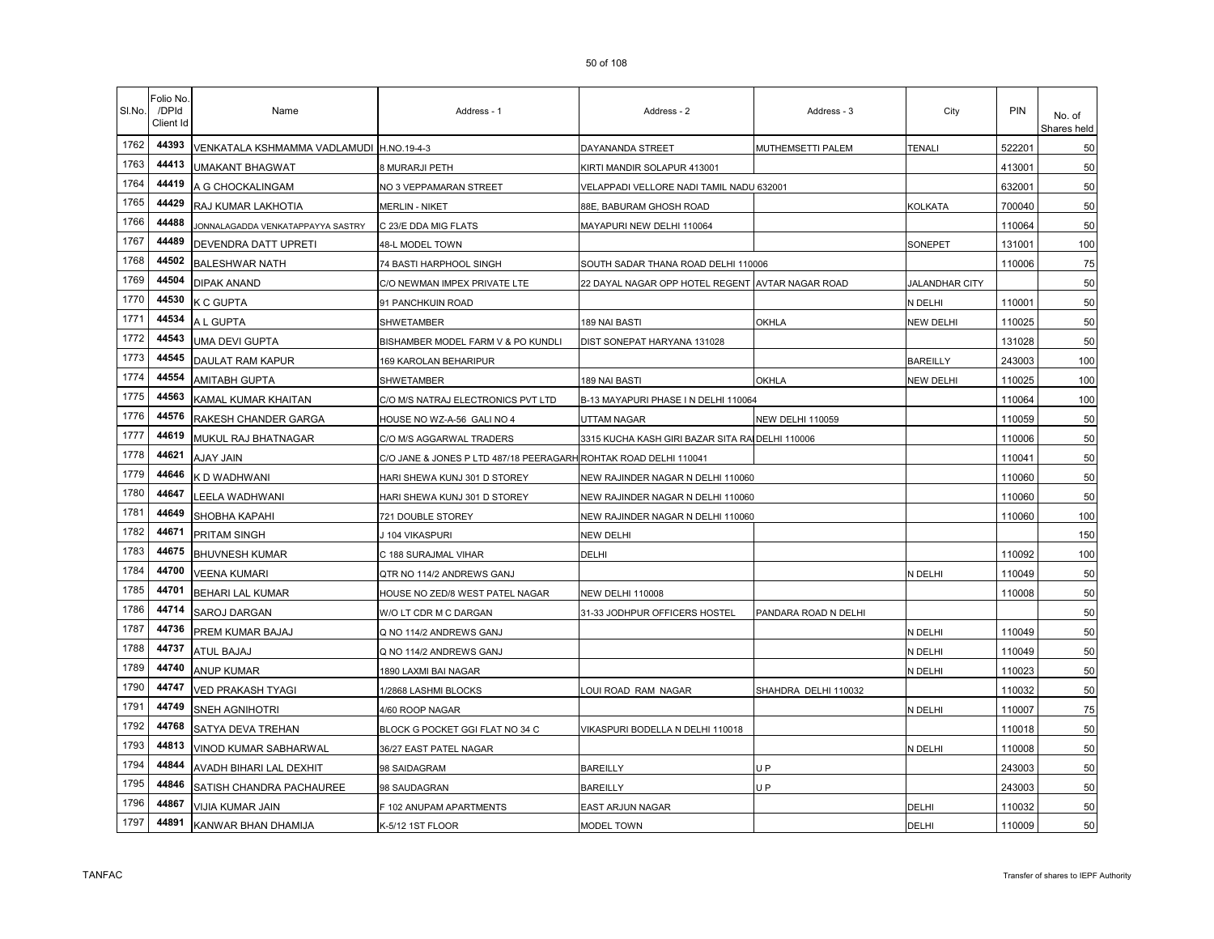| Sl.No. | Folio No. /DPId Client Id | Name | Address - 1 | Address - 2 | Address - 3 | City | PIN | No. of Shares held |
|---|---|---|---|---|---|---|---|---|
| 1762 | 44393 | VENKATALA KSHMAMMA VADLAMUDI | H.NO.19-4-3 | DAYANANDA STREET | MUTHEMSETTI PALEM | TENALI | 522201 | 50 |
| 1763 | 44413 | UMAKANT BHAGWAT | 8 MURARJI PETH | KIRTI MANDIR SOLAPUR 413001 | | | 413001 | 50 |
| 1764 | 44419 | A G CHOCKALINGAM | NO 3 VEPPAMARAN STREET | VELAPPADI VELLORE NADI TAMIL NADU 632001 | | | 632001 | 50 |
| 1765 | 44429 | RAJ KUMAR LAKHOTIA | MERLIN - NIKET | 88E, BABURAM GHOSH ROAD | | KOLKATA | 700040 | 50 |
| 1766 | 44488 | JONNALAGADDA VENKATAPPAYYA SASTRY | C 23/E DDA MIG FLATS | MAYAPURI NEW DELHI 110064 | | | 110064 | 50 |
| 1767 | 44489 | DEVENDRA DATT UPRETI | 48-L MODEL TOWN | | | SONEPET | 131001 | 100 |
| 1768 | 44502 | BALESHWAR NATH | 74 BASTI HARPHOOL SINGH | SOUTH SADAR THANA ROAD DELHI 110006 | | | 110006 | 75 |
| 1769 | 44504 | DIPAK ANAND | C/O NEWMAN IMPEX PRIVATE LTE | 22 DAYAL NAGAR OPP HOTEL REGENT | AVTAR NAGAR ROAD | JALANDHAR CITY | | 50 |
| 1770 | 44530 | K C GUPTA | 91 PANCHKUIN ROAD | | | N DELHI | 110001 | 50 |
| 1771 | 44534 | A L GUPTA | SHWETAMBER | 189 NAI BASTI | OKHLA | NEW DELHI | 110025 | 50 |
| 1772 | 44543 | UMA DEVI GUPTA | BISHAMBER MODEL FARM V & PO KUNDLI | DIST SONEPAT HARYANA 131028 | | | 131028 | 50 |
| 1773 | 44545 | DAULAT RAM KAPUR | 169 KAROLAN BEHARIPUR | | | BAREILLY | 243003 | 100 |
| 1774 | 44554 | AMITABH GUPTA | SHWETAMBER | 189 NAI BASTI | OKHLA | NEW DELHI | 110025 | 100 |
| 1775 | 44563 | KAMAL KUMAR KHAITAN | C/O M/S NATRAJ ELECTRONICS PVT LTD | B-13 MAYAPURI PHASE I N DELHI 110064 | | | 110064 | 100 |
| 1776 | 44576 | RAKESH CHANDER GARGA | HOUSE NO WZ-A-56 GALI NO 4 | UTTAM NAGAR | NEW DELHI 110059 | | 110059 | 50 |
| 1777 | 44619 | MUKUL RAJ BHATNAGAR | C/O M/S AGGARWAL TRADERS | 3315 KUCHA KASH GIRI BAZAR SITA RA | DELHI 110006 | | 110006 | 50 |
| 1778 | 44621 | AJAY JAIN | C/O JANE & JONES P LTD 487/18 PEERAGARH | ROHTAK ROAD DELHI 110041 | | | 110041 | 50 |
| 1779 | 44646 | K D WADHWANI | HARI SHEWA KUNJ 301 D STOREY | NEW RAJINDER NAGAR N DELHI 110060 | | | 110060 | 50 |
| 1780 | 44647 | LEELA WADHWANI | HARI SHEWA KUNJ 301 D STOREY | NEW RAJINDER NAGAR N DELHI 110060 | | | 110060 | 50 |
| 1781 | 44649 | SHOBHA KAPAHI | 721 DOUBLE STOREY | NEW RAJINDER NAGAR N DELHI 110060 | | | 110060 | 100 |
| 1782 | 44671 | PRITAM SINGH | J 104 VIKASPURI | NEW DELHI | | | | 150 |
| 1783 | 44675 | BHUVNESH KUMAR | C 188 SURAJMAL VIHAR | DELHI | | | 110092 | 100 |
| 1784 | 44700 | VEENA KUMARI | QTR NO 114/2 ANDREWS GANJ | | | N DELHI | 110049 | 50 |
| 1785 | 44701 | BEHARI LAL KUMAR | HOUSE NO ZED/8 WEST PATEL NAGAR | NEW DELHI 110008 | | | 110008 | 50 |
| 1786 | 44714 | SAROJ DARGAN | W/O LT CDR M C DARGAN | 31-33 JODHPUR OFFICERS HOSTEL | PANDARA ROAD N DELHI | | | 50 |
| 1787 | 44736 | PREM KUMAR BAJAJ | Q NO 114/2 ANDREWS GANJ | | | N DELHI | 110049 | 50 |
| 1788 | 44737 | ATUL BAJAJ | Q NO 114/2 ANDREWS GANJ | | | N DELHI | 110049 | 50 |
| 1789 | 44740 | ANUP KUMAR | 1890 LAXMI BAI NAGAR | | | N DELHI | 110023 | 50 |
| 1790 | 44747 | VED PRAKASH TYAGI | 1/2868 LASHMI BLOCKS | LOUI ROAD RAM NAGAR | SHAHDRA DELHI 110032 | | 110032 | 50 |
| 1791 | 44749 | SNEH AGNIHOTRI | 4/60 ROOP NAGAR | | | N DELHI | 110007 | 75 |
| 1792 | 44768 | SATYA DEVA TREHAN | BLOCK G POCKET GGI FLAT NO 34 C | VIKASPURI BODELLA N DELHI 110018 | | | 110018 | 50 |
| 1793 | 44813 | VINOD KUMAR SABHARWAL | 36/27 EAST PATEL NAGAR | | | N DELHI | 110008 | 50 |
| 1794 | 44844 | AVADH BIHARI LAL DEXHIT | 98 SAIDAGRAM | BAREILLY | U P | | 243003 | 50 |
| 1795 | 44846 | SATISH CHANDRA PACHAUREE | 98 SAUDAGRAN | BAREILLY | U P | | 243003 | 50 |
| 1796 | 44867 | VIJIA KUMAR JAIN | F 102 ANUPAM APARTMENTS | EAST ARJUN NAGAR | | DELHI | 110032 | 50 |
| 1797 | 44891 | KANWAR BHAN DHAMIJA | K-5/12 1ST FLOOR | MODEL TOWN | | DELHI | 110009 | 50 |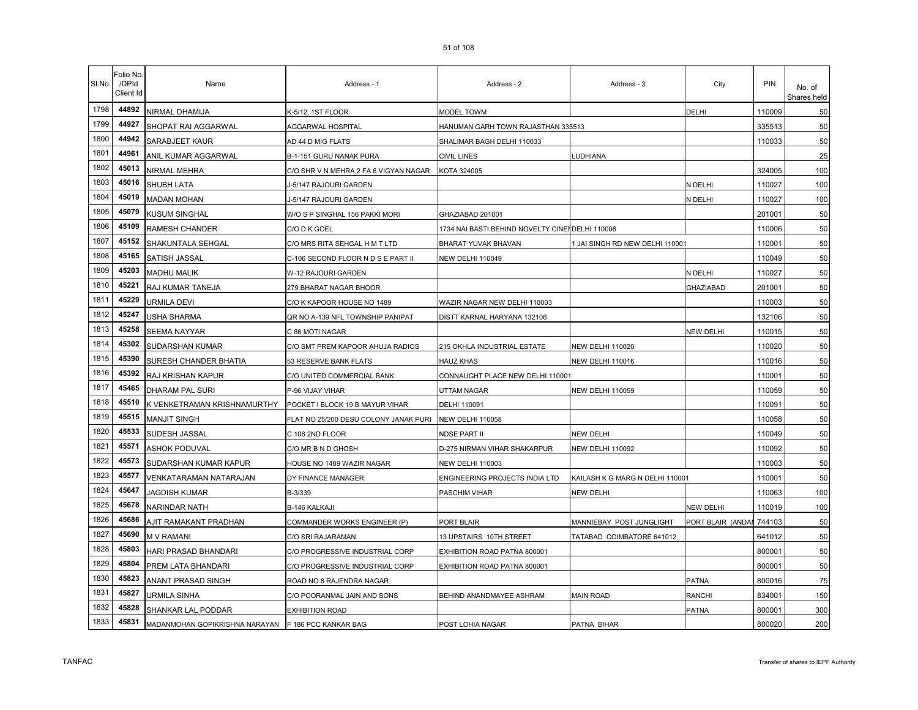| Sl.No. | Folio No. /DPId Client Id | Name | Address - 1 | Address - 2 | Address - 3 | City | PIN | No. of Shares held |
|---|---|---|---|---|---|---|---|---|
| 1798 | 44892 | NIRMAL DHAMIJA | K-5/12, 1ST FLOOR | MODEL TOWM | | DELHI | 110009 | 50 |
| 1799 | 44927 | SHOPAT RAI AGGARWAL | AGGARWAL HOSPITAL | HANUMAN GARH TOWN RAJASTHAN 335513 | | | 335513 | 50 |
| 1800 | 44942 | SARABJEET KAUR | AD 44 D MIG FLATS | SHALIMAR BAGH DELHI 110033 | | | 110033 | 50 |
| 1801 | 44961 | ANIL KUMAR AGGARWAL | B-1-151 GURU NANAK PURA | CIVIL LINES | LUDHIANA | | | 25 |
| 1802 | 45013 | NIRMAL MEHRA | C/O SHR V N MEHRA 2 FA 6 VIGYAN NAGAR | KOTA 324005 | | | 324005 | 100 |
| 1803 | 45016 | SHUBH LATA | J-5/147 RAJOURI GARDEN | | | N DELHI | 110027 | 100 |
| 1804 | 45019 | MADAN MOHAN | J-5/147 RAJOURI GARDEN | | | N DELHI | 110027 | 100 |
| 1805 | 45079 | KUSUM SINGHAL | W/O S P SINGHAL 156 PAKKI MORI | GHAZIABAD 201001 | | | 201001 | 50 |
| 1806 | 45109 | RAMESH CHANDER | C/O D K GOEL | 1734 NAI BASTI BEHIND NOVELTY CINE | DELHI 110006 | | 110006 | 50 |
| 1807 | 45152 | SHAKUNTALA SEHGAL | C/O MRS RITA SEHGAL H M T LTD | BHARAT YUVAK BHAVAN | 1 JAI SINGH RD NEW DELHI 110001 | | 110001 | 50 |
| 1808 | 45165 | SATISH JASSAL | C-106 SECOND FLOOR N D S E PART II | NEW DELHI 110049 | | | 110049 | 50 |
| 1809 | 45203 | MADHU MALIK | W-12 RAJOURI GARDEN | | | N DELHI | 110027 | 50 |
| 1810 | 45221 | RAJ KUMAR TANEJA | 279 BHARAT NAGAR BHOOR | | | GHAZIABAD | 201001 | 50 |
| 1811 | 45229 | URMILA DEVI | C/O K KAPOOR HOUSE NO 1489 | WAZIR NAGAR NEW DELHI 110003 | | | 110003 | 50 |
| 1812 | 45247 | USHA SHARMA | QR NO A-139 NFL TOWNSHIP PANIPAT | DISTT KARNAL HARYANA 132106 | | | 132106 | 50 |
| 1813 | 45258 | SEEMA NAYYAR | C 86 MOTI NAGAR | | | NEW DELHI | 110015 | 50 |
| 1814 | 45302 | SUDARSHAN KUMAR | C/O SMT PREM KAPOOR AHUJA RADIOS | 215 OKHLA INDUSTRIAL ESTATE | NEW DELHI 110020 | | 110020 | 50 |
| 1815 | 45390 | SURESH CHANDER BHATIA | 53 RESERVE BANK FLATS | HAUZ KHAS | NEW DELHI 110016 | | 110016 | 50 |
| 1816 | 45392 | RAJ KRISHAN KAPUR | C/O UNITED COMMERCIAL BANK | CONNAUGHT PLACE NEW DELHI 110001 | | | 110001 | 50 |
| 1817 | 45465 | DHARAM PAL SURI | P-96 VIJAY VIHAR | UTTAM NAGAR | NEW DELHI 110059 | | 110059 | 50 |
| 1818 | 45510 | K VENKETRAMAN KRISHNAMURTHY | POCKET I BLOCK 19 B MAYUR VIHAR | DELHI 110091 | | | 110091 | 50 |
| 1819 | 45515 | MANJIT SINGH | FLAT NO 25/200 DESU COLONY JANAK PURI | NEW DELHI 110058 | | | 110058 | 50 |
| 1820 | 45533 | SUDESH JASSAL | C 106 2ND FLOOR | NDSE PART II | NEW DELHI | | 110049 | 50 |
| 1821 | 45571 | ASHOK PODUVAL | C/O MR B N D GHOSH | D-275 NIRMAN VIHAR SHAKARPUR | NEW DELHI 110092 | | 110092 | 50 |
| 1822 | 45573 | SUDARSHAN KUMAR KAPUR | HOUSE NO 1489 WAZIR NAGAR | NEW DELHI 110003 | | | 110003 | 50 |
| 1823 | 45577 | VENKATARAMAN NATARAJAN | DY FINANCE MANAGER | ENGINEERING PROJECTS INDIA LTD | KAILASH K G MARG N DELHI 110001 | | 110001 | 50 |
| 1824 | 45647 | JAGDISH KUMAR | B-3/339 | PASCHIM VIHAR | NEW DELHI | | 110063 | 100 |
| 1825 | 45678 | NARINDAR NATH | B-146 KALKAJI | | | NEW DELHI | 110019 | 100 |
| 1826 | 45686 | AJIT RAMAKANT PRADHAN | COMMANDER WORKS ENGINEER (P) | PORT BLAIR | MANNIEBAY POST JUNGLIGHT | PORT BLAIR (ANDAI | 744103 | 50 |
| 1827 | 45690 | M V RAMANI | C/O SRI RAJARAMAN | 13 UPSTAIRS 10TH STREET | TATABAD COIMBATORE 641012 | | 641012 | 50 |
| 1828 | 45803 | HARI PRASAD BHANDARI | C/O PROGRESSIVE INDUSTRIAL CORP | EXHIBITION ROAD PATNA 800001 | | | 800001 | 50 |
| 1829 | 45804 | PREM LATA BHANDARI | C/O PROGRESSIVE INDUSTRIAL CORP | EXHIBITION ROAD PATNA 800001 | | | 800001 | 50 |
| 1830 | 45823 | ANANT PRASAD SINGH | ROAD NO 8 RAJENDRA NAGAR | | | PATNA | 800016 | 75 |
| 1831 | 45827 | URMILA SINHA | C/O POORANMAL JAIN AND SONS | BEHIND ANANDMAYEE ASHRAM | MAIN ROAD | RANCHI | 834001 | 150 |
| 1832 | 45828 | SHANKAR LAL PODDAR | EXHIBITION ROAD | | | PATNA | 800001 | 300 |
| 1833 | 45831 | MADANMOHAN GOPIKRISHNA NARAYAN | F 186 PCC KANKAR BAG | POST LOHIA NAGAR | PATNA BIHAR | | 800020 | 200 |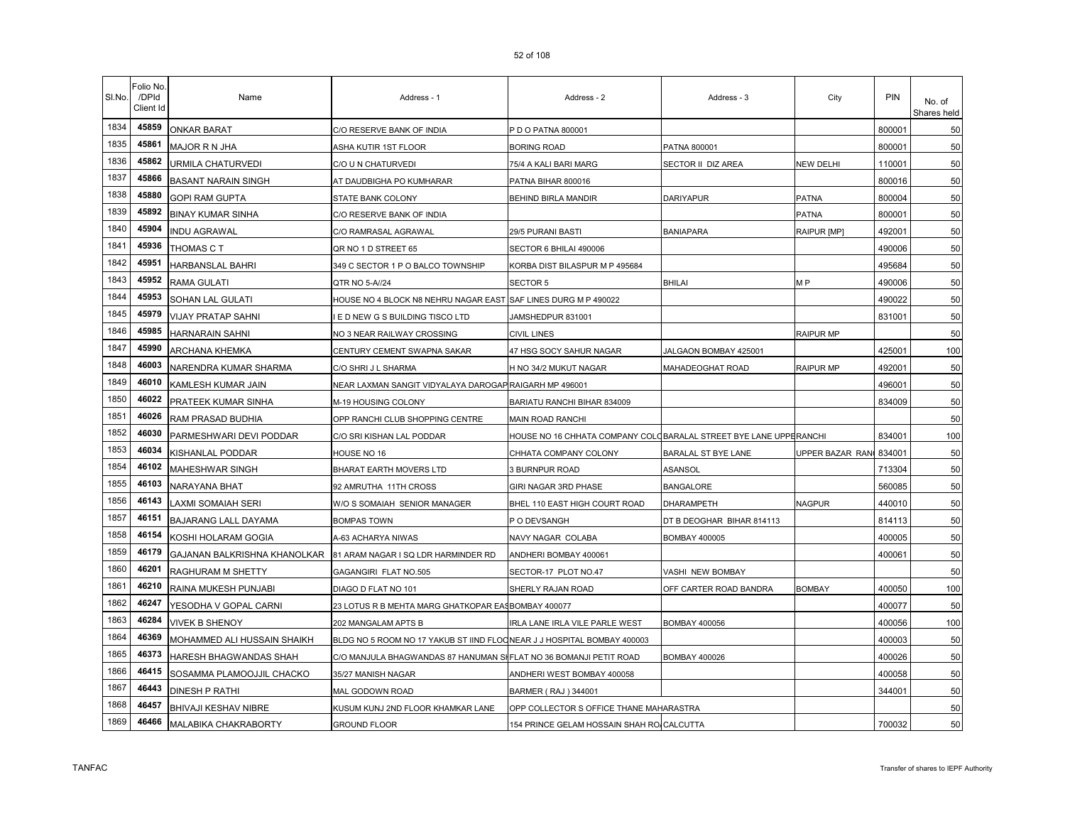| Sl.No. | Folio No. /DPId Client Id | Name | Address - 1 | Address - 2 | Address - 3 | City | PIN | No. of Shares held |
|---|---|---|---|---|---|---|---|---|
| 1834 | 45859 | ONKAR BARAT | C/O RESERVE BANK OF INDIA | P D O PATNA 800001 | | | 800001 | 50 |
| 1835 | 45861 | MAJOR R N JHA | ASHA KUTIR 1ST FLOOR | BORING ROAD | PATNA 800001 | | 800001 | 50 |
| 1836 | 45862 | URMILA CHATURVEDI | C/O U N CHATURVEDI | 75/4 A KALI BARI MARG | SECTOR II DIZ AREA | NEW DELHI | 110001 | 50 |
| 1837 | 45866 | BASANT NARAIN SINGH | AT DAUDBIGHA PO KUMHARAR | PATNA BIHAR 800016 | | | 800016 | 50 |
| 1838 | 45880 | GOPI RAM GUPTA | STATE BANK COLONY | BEHIND BIRLA MANDIR | DARIYAPUR | PATNA | 800004 | 50 |
| 1839 | 45892 | BINAY KUMAR SINHA | C/O RESERVE BANK OF INDIA | | | PATNA | 800001 | 50 |
| 1840 | 45904 | INDU AGRAWAL | C/O RAMRASAL AGRAWAL | 29/5 PURANI BASTI | BANIAPARA | RAIPUR [MP] | 492001 | 50 |
| 1841 | 45936 | THOMAS C T | QR NO 1 D STREET 65 | SECTOR 6 BHILAI 490006 | | | 490006 | 50 |
| 1842 | 45951 | HARBANSLAL BAHRI | 349 C SECTOR 1 P O BALCO TOWNSHIP | KORBA DIST BILASPUR M P 495684 | | | 495684 | 50 |
| 1843 | 45952 | RAMA GULATI | QTR NO 5-A//24 | SECTOR 5 | BHILAI | M P | 490006 | 50 |
| 1844 | 45953 | SOHAN LAL GULATI | HOUSE NO 4 BLOCK N8 NEHRU NAGAR EAST | SAF LINES DURG M P 490022 | | | 490022 | 50 |
| 1845 | 45979 | VIJAY PRATAP SAHNI | I E D NEW G S BUILDING TISCO LTD | JAMSHEDPUR 831001 | | | 831001 | 50 |
| 1846 | 45985 | HARNARAIN SAHNI | NO 3 NEAR RAILWAY CROSSING | CIVIL LINES | | RAIPUR MP | | 50 |
| 1847 | 45990 | ARCHANA KHEMKA | CENTURY CEMENT SWAPNA SAKAR | 47 HSG SOCY SAHUR NAGAR | JALGAON BOMBAY 425001 | | 425001 | 100 |
| 1848 | 46003 | NARENDRA KUMAR SHARMA | C/O SHRI J L SHARMA | H NO 34/2 MUKUT NAGAR | MAHADEOGHAT ROAD | RAIPUR MP | 492001 | 50 |
| 1849 | 46010 | KAMLESH KUMAR JAIN | NEAR LAXMAN SANGIT VIDYALAYA DAROGAP | RAIGARH MP 496001 | | | 496001 | 50 |
| 1850 | 46022 | PRATEEK KUMAR SINHA | M-19 HOUSING COLONY | BARIATU RANCHI BIHAR 834009 | | | 834009 | 50 |
| 1851 | 46026 | RAM PRASAD BUDHIA | OPP RANCHI CLUB SHOPPING CENTRE | MAIN ROAD RANCHI | | | | 50 |
| 1852 | 46030 | PARMESHWARI DEVI PODDAR | C/O SRI KISHAN LAL PODDAR | HOUSE NO 16 CHHATA COMPANY COLO | BARALAL STREET BYE LANE UPPE | RANCHI | 834001 | 100 |
| 1853 | 46034 | KISHANLAL PODDAR | HOUSE NO 16 | CHHATA COMPANY COLONY | BARALAL ST BYE LANE | UPPER BAZAR RAN | 834001 | 50 |
| 1854 | 46102 | MAHESHWAR SINGH | BHARAT EARTH MOVERS LTD | 3 BURNPUR ROAD | ASANSOL | | 713304 | 50 |
| 1855 | 46103 | NARAYANA BHAT | 92 AMRUTHA 11TH CROSS | GIRI NAGAR 3RD PHASE | BANGALORE | | 560085 | 50 |
| 1856 | 46143 | LAXMI SOMAIAH SERI | W/O S SOMAIAH SENIOR MANAGER | BHEL 110 EAST HIGH COURT ROAD | DHARAMPETH | NAGPUR | 440010 | 50 |
| 1857 | 46151 | BAJARANG LALL DAYAMA | BOMPAS TOWN | P O DEVSANGH | DT B DEOGHAR BIHAR 814113 | | 814113 | 50 |
| 1858 | 46154 | KOSHI HOLARAM GOGIA | A-63 ACHARYA NIWAS | NAVY NAGAR COLABA | BOMBAY 400005 | | 400005 | 50 |
| 1859 | 46179 | GAJANAN BALKRISHNA KHANOLKAR | 81 ARAM NAGAR I SQ LDR HARMINDER RD | ANDHERI BOMBAY 400061 | | | 400061 | 50 |
| 1860 | 46201 | RAGHURAM M SHETTY | GAGANGIRI FLAT NO.505 | SECTOR-17 PLOT NO.47 | VASHI NEW BOMBAY | | | 50 |
| 1861 | 46210 | RAINA MUKESH PUNJABI | DIAGO D FLAT NO 101 | SHERLY RAJAN ROAD | OFF CARTER ROAD BANDRA | BOMBAY | 400050 | 100 |
| 1862 | 46247 | YESODHA V GOPAL CARNI | 23 LOTUS R B MEHTA MARG GHATKOPAR EAS | BOMBAY 400077 | | | 400077 | 50 |
| 1863 | 46284 | VIVEK B SHENOY | 202 MANGALAM APTS B | IRLA LANE IRLA VILE PARLE WEST | BOMBAY 400056 | | 400056 | 100 |
| 1864 | 46369 | MOHAMMED ALI HUSSAIN SHAIKH | BLDG NO 5 ROOM NO 17 YAKUB ST IIND FLOO | NEAR J J HOSPITAL BOMBAY 400003 | | | 400003 | 50 |
| 1865 | 46373 | HARESH BHAGWANDAS SHAH | C/O MANJULA BHAGWANDAS 87 HANUMAN SI | FLAT NO 36 BOMANJI PETIT ROAD | BOMBAY 400026 | | 400026 | 50 |
| 1866 | 46415 | SOSAMMA PLAMOOJJIL CHACKO | 35/27 MANISH NAGAR | ANDHERI WEST BOMBAY 400058 | | | 400058 | 50 |
| 1867 | 46443 | DINESH P RATHI | MAL GODOWN ROAD | BARMER ( RAJ ) 344001 | | | 344001 | 50 |
| 1868 | 46457 | BHIVAJI KESHAV NIBRE | KUSUM KUNJ 2ND FLOOR KHAMKAR LANE | OPP COLLECTOR S OFFICE THANE MAHARASTRA | | | | 50 |
| 1869 | 46466 | MALABIKA CHAKRABORTY | GROUND FLOOR | 154 PRINCE GELAM HOSSAIN SHAH RO | CALCUTTA | | 700032 | 50 |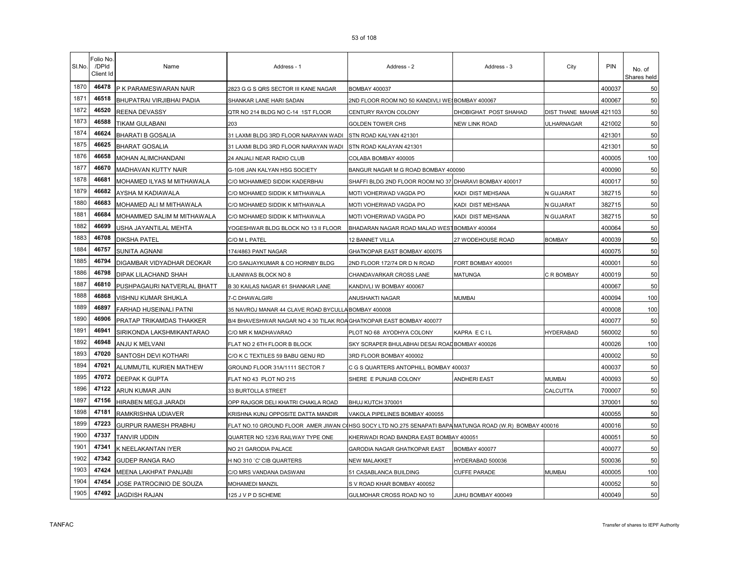| Sl.No. | Folio No. /DPId Client Id | Name | Address - 1 | Address - 2 | Address - 3 | City | PIN | No. of Shares held |
|---|---|---|---|---|---|---|---|---|
| 1870 | 46478 | P K PARAMESWARAN NAIR | 2823 G G S QRS SECTOR III KANE NAGAR | BOMBAY 400037 | | | 400037 | 50 |
| 1871 | 46518 | BHUPATRAI VIRJIBHAI PADIA | SHANKAR LANE HARI SADAN | 2ND FLOOR ROOM NO 50 KANDIVLI WESBOMBAY 400067 | | | 400067 | 50 |
| 1872 | 46520 | REENA DEVASSY | QTR NO 214 BLDG NO C-14 1ST FLOOR | CENTURY RAYON COLONY | DHOBIGHAT POST SHAHAD | DIST THANE MAHAR | 421103 | 50 |
| 1873 | 46588 | TIKAM GULABANI | 203 | GOLDEN TOWER CHS | NEW LINK ROAD | ULHARNAGAR | 421002 | 50 |
| 1874 | 46624 | BHARATI B GOSALIA | 31 LAXMI BLDG 3RD FLOOR NARAYAN WADI | STN ROAD KALYAN 421301 | | | 421301 | 50 |
| 1875 | 46625 | BHARAT GOSALIA | 31 LAXMI BLDG 3RD FLOOR NARAYAN WADI | STN ROAD KALAYAN 421301 | | | 421301 | 50 |
| 1876 | 46658 | MOHAN ALIMCHANDANI | 24 ANJALI NEAR RADIO CLUB | COLABA BOMBAY 400005 | | | 400005 | 100 |
| 1877 | 46670 | MADHAVAN KUTTY NAIR | G-10/6 JAN KALYAN HSG SOCIETY | BANGUR NAGAR M G ROAD BOMBAY 400090 | | | 400090 | 50 |
| 1878 | 46681 | MOHAMED ILYAS M MITHAWALA | C/O MOHAMMED SIDDIK KADERBHAI | SHAFFI BLDG 2ND FLOOR ROOM NO 37 DHARAVI BOMBAY 400017 | | | 400017 | 50 |
| 1879 | 46682 | AYSHA M KADIAWALA | C/O MOHAMED SIDDIK K MITHAWALA | MOTI VOHERWAD VAGDA PO | KADI DIST MEHSANA | N GUJARAT | 382715 | 50 |
| 1880 | 46683 | MOHAMED ALI M MITHAWALA | C/O MOHAMED SIDDIK K MITHAWALA | MOTI VOHERWAD VAGDA PO | KADI DIST MEHSANA | N GUJARAT | 382715 | 50 |
| 1881 | 46684 | MOHAMMED SALIM M MITHAWALA | C/O MOHAMED SIDDIK K MITHAWALA | MOTI VOHERWAD VAGDA PO | KADI DIST MEHSANA | N GUJARAT | 382715 | 50 |
| 1882 | 46699 | USHA JAYANTILAL MEHTA | YOGESHWAR BLDG BLOCK NO 13 II FLOOR | BHADARAN NAGAR ROAD MALAD WESTBOMBAY 400064 | | | 400064 | 50 |
| 1883 | 46708 | DIKSHA PATEL | C/O M L PATEL | 12 BANNET VILLA | 27 WODEHOUSE ROAD | BOMBAY | 400039 | 50 |
| 1884 | 46757 | SUNITA AGNANI | 174/4863 PANT NAGAR | GHATKOPAR EAST BOMBAY 400075 | | | 400075 | 50 |
| 1885 | 46794 | DIGAMBAR VIDYADHAR DEOKAR | C/O SANJAYKUMAR & CO HORNBY BLDG | 2ND FLOOR 172/74 DR D N ROAD | FORT BOMBAY 400001 | | 400001 | 50 |
| 1886 | 46798 | DIPAK LILACHAND SHAH | LILANIWAS BLOCK NO 8 | CHANDAVARKAR CROSS LANE | MATUNGA | C R BOMBAY | 400019 | 50 |
| 1887 | 46810 | PUSHPAGAURI NATVERLAL BHATT | B 30 KAILAS NAGAR 61 SHANKAR LANE | KANDIVLI W BOMBAY 400067 | | | 400067 | 50 |
| 1888 | 46868 | VISHNU KUMAR SHUKLA | 7-C DHAWALGIRI | ANUSHAKTI NAGAR | MUMBAI | | 400094 | 100 |
| 1889 | 46897 | FARHAD HUSEINALI PATNI | 35 NAVROJ MANAR 44 CLAVE ROAD BYCULLABOMBAY 400008 | | | | 400008 | 100 |
| 1890 | 46906 | PRATAP TRIKAMDAS THAKKER | B/4 BHAVESHWAR NAGAR NO 4 30 TILAK ROAGHATKOPAR EAST BOMBAY 400077 | | | | 400077 | 50 |
| 1891 | 46941 | SIRIKONDA LAKSHMIKANTARAO | C/O MR K MADHAVARAO | PLOT NO 68 AYODHYA COLONY | KAPRA E C I L | HYDERABAD | 560002 | 50 |
| 1892 | 46948 | ANJU K MELVANI | FLAT NO 2 6TH FLOOR B BLOCK | SKY SCRAPER BHULABHAI DESAI ROADBOMBAY 400026 | | | 400026 | 100 |
| 1893 | 47020 | SANTOSH DEVI KOTHARI | C/O K C TEXTILES 59 BABU GENU RD | 3RD FLOOR BOMBAY 400002 | | | 400002 | 50 |
| 1894 | 47021 | ALUMMUTIL KURIEN MATHEW | GROUND FLOOR 31A/1111 SECTOR 7 | C G S QUARTERS ANTOPHILL BOMBAY 400037 | | | 400037 | 50 |
| 1895 | 47072 | DEEPAK K GUPTA | FLAT NO 43 PLOT NO 215 | SHERE E PUNJAB COLONY | ANDHERI EAST | MUMBAI | 400093 | 50 |
| 1896 | 47122 | ARUN KUMAR JAIN | 33 BURTOLLA STREET | | | CALCUTTA | 700007 | 50 |
| 1897 | 47156 | HIRABEN MEGJI JARADI | OPP RAJGOR DELI KHATRI CHAKLA ROAD | BHUJ KUTCH 370001 | | | 370001 | 50 |
| 1898 | 47181 | RAMKRISHNA UDIAVER | KRISHNA KUNJ OPPOSITE DATTA MANDIR | VAKOLA PIPELINES BOMBAY 400055 | | | 400055 | 50 |
| 1899 | 47223 | GURPUR RAMESH PRABHU | FLAT NO.10 GROUND FLOOR AMER JIWAN C(HSG SOCY LTD NO.275 SENAPATI BAPA MATUNGA ROAD (W.R) BOMBAY 400016 | | | | 400016 | 50 |
| 1900 | 47337 | TANVIR UDDIN | QUARTER NO 123/6 RAILWAY TYPE ONE | KHERWADI ROAD BANDRA EAST BOMBAY 400051 | | | 400051 | 50 |
| 1901 | 47341 | K NEELAKANTAN IYER | NO 21 GARODIA PALACE | GARODIA NAGAR GHATKOPAR EAST | BOMBAY 400077 | | 400077 | 50 |
| 1902 | 47342 | GUDEP RANGA RAO | H NO 310 `C' CIB QUARTERS | NEW MALAKKET | HYDERABAD 500036 | | 500036 | 50 |
| 1903 | 47424 | MEENA LAKHPAT PANJABI | C/O MRS VANDANA DASWANI | 51 CASABLANCA BUILDING | CUFFE PARADE | MUMBAI | 400005 | 100 |
| 1904 | 47454 | JOSE PATROCINIO DE SOUZA | MOHAMEDI MANZIL | S V ROAD KHAR BOMBAY 400052 | | | 400052 | 50 |
| 1905 | 47492 | JAGDISH RAJAN | 125 J V P D SCHEME | GULMOHAR CROSS ROAD NO 10 | JUHU BOMBAY 400049 | | 400049 | 50 |

TANFAC

Transfer of shares to IEPF Authority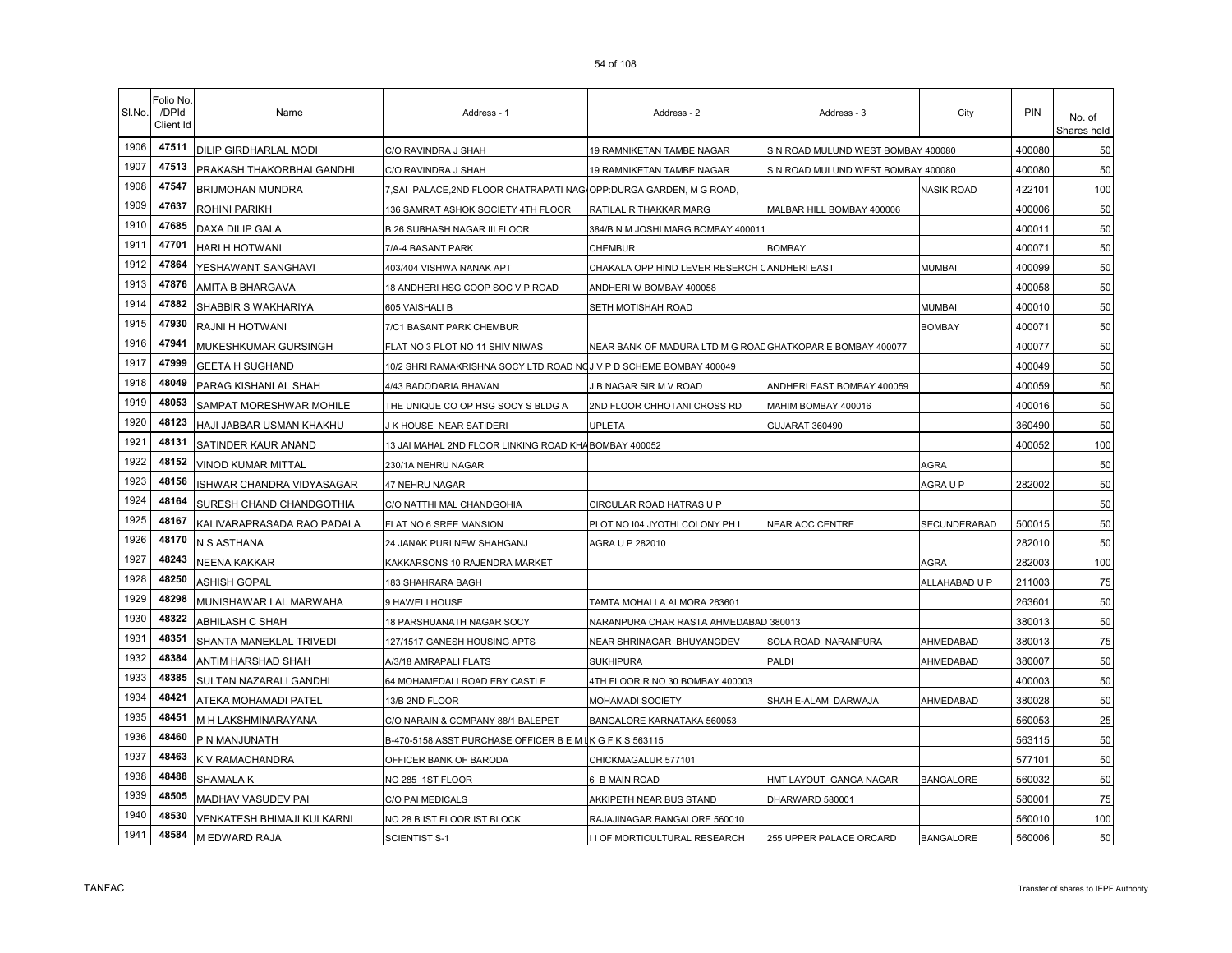| Sl.No. | Folio No. /DPId Client Id | Name | Address - 1 | Address - 2 | Address - 3 | City | PIN | No. of Shares held |
|---|---|---|---|---|---|---|---|---|
| 1906 | 47511 | DILIP GIRDHARLAL MODI | C/O RAVINDRA J SHAH | 19 RAMNIKETAN TAMBE NAGAR | S N ROAD MULUND WEST BOMBAY 400080 | | 400080 | 50 |
| 1907 | 47513 | PRAKASH THAKORBHAI GANDHI | C/O RAVINDRA J SHAH | 19 RAMNIKETAN TAMBE NAGAR | S N ROAD MULUND WEST BOMBAY 400080 | | 400080 | 50 |
| 1908 | 47547 | BRIJMOHAN MUNDRA | 7,SAI PALACE,2ND FLOOR CHATRAPATI NAGA | OPP:DURGA GARDEN, M G ROAD, | | NASIK ROAD | 422101 | 100 |
| 1909 | 47637 | ROHINI PARIKH | 136 SAMRAT ASHOK SOCIETY 4TH FLOOR | RATILAL R THAKKAR MARG | MALBAR HILL BOMBAY 400006 | | 400006 | 50 |
| 1910 | 47685 | DAXA DILIP GALA | B 26 SUBHASH NAGAR III FLOOR | 384/B N M JOSHI MARG BOMBAY 400011 | | | 400011 | 50 |
| 1911 | 47701 | HARI H HOTWANI | 7/A-4 BASANT PARK | CHEMBUR | BOMBAY | | 400071 | 50 |
| 1912 | 47864 | YESHAWANT SANGHAVI | 403/404 VISHWA NANAK APT | CHAKALA OPP HIND LEVER RESERCH C | ANDHERI EAST | MUMBAI | 400099 | 50 |
| 1913 | 47876 | AMITA B BHARGAVA | 18 ANDHERI HSG COOP SOC V P ROAD | ANDHERI W BOMBAY 400058 | | | 400058 | 50 |
| 1914 | 47882 | SHABBIR S WAKHARIYA | 605 VAISHALI B | SETH MOTISHAH ROAD | | MUMBAI | 400010 | 50 |
| 1915 | 47930 | RAJNI H HOTWANI | 7/C1 BASANT PARK CHEMBUR | | | BOMBAY | 400071 | 50 |
| 1916 | 47941 | MUKESHKUMAR GURSINGH | FLAT NO 3 PLOT NO 11 SHIV NIWAS | NEAR BANK OF MADURA LTD M G ROAD | GHATKOPAR E BOMBAY 400077 | | 400077 | 50 |
| 1917 | 47999 | GEETA H SUGHAND | 10/2 SHRI RAMAKRISHNA SOCY LTD ROAD NO | J V P D SCHEME BOMBAY 400049 | | | 400049 | 50 |
| 1918 | 48049 | PARAG KISHANLAL SHAH | 4/43 BADODARIA BHAVAN | J B NAGAR SIR M V ROAD | ANDHERI EAST BOMBAY 400059 | | 400059 | 50 |
| 1919 | 48053 | SAMPAT MORESHWAR MOHILE | THE UNIQUE CO OP HSG SOCY S BLDG A | 2ND FLOOR CHHOTANI CROSS RD | MAHIM BOMBAY 400016 | | 400016 | 50 |
| 1920 | 48123 | HAJI JABBAR USMAN KHAKHU | J K HOUSE NEAR SATIDERI | UPLETA | GUJARAT 360490 | | 360490 | 50 |
| 1921 | 48131 | SATINDER KAUR ANAND | 13 JAI MAHAL 2ND FLOOR LINKING ROAD KHA | BOMBAY 400052 | | | 400052 | 100 |
| 1922 | 48152 | VINOD KUMAR MITTAL | 230/1A NEHRU NAGAR | | | AGRA | | 50 |
| 1923 | 48156 | ISHWAR CHANDRA VIDYASAGAR | 47 NEHRU NAGAR | | | AGRA U P | 282002 | 50 |
| 1924 | 48164 | SURESH CHAND CHANDGOTHIA | C/O NATTHI MAL CHANDGOHIA | CIRCULAR ROAD HATRAS U P | | | | 50 |
| 1925 | 48167 | KALIVARAPRASADA RAO PADALA | FLAT NO 6 SREE MANSION | PLOT NO I04 JYOTHI COLONY PH I | NEAR AOC CENTRE | SECUNDERABAD | 500015 | 50 |
| 1926 | 48170 | N S ASTHANA | 24 JANAK PURI NEW SHAHGANJ | AGRA U P 282010 | | | 282010 | 50 |
| 1927 | 48243 | NEENA KAKKAR | KAKKARSONS 10 RAJENDRA MARKET | | | AGRA | 282003 | 100 |
| 1928 | 48250 | ASHISH GOPAL | 183 SHAHRARA BAGH | | | ALLAHABAD U P | 211003 | 75 |
| 1929 | 48298 | MUNISHAWAR LAL MARWAHA | 9 HAWELI HOUSE | TAMTA MOHALLA ALMORA 263601 | | | 263601 | 50 |
| 1930 | 48322 | ABHILASH C SHAH | 18 PARSHUANATH NAGAR SOCY | NARANPURA CHAR RASTA AHMEDABAD 380013 | | | 380013 | 50 |
| 1931 | 48351 | SHANTA MANEKLAL TRIVEDI | 127/1517 GANESH HOUSING APTS | NEAR SHRINAGAR BHUYANGDEV | SOLA ROAD NARANPURA | AHMEDABAD | 380013 | 75 |
| 1932 | 48384 | ANTIM HARSHAD SHAH | A/3/18 AMRAPALI FLATS | SUKHIPURA | PALDI | AHMEDABAD | 380007 | 50 |
| 1933 | 48385 | SULTAN NAZARALI GANDHI | 64 MOHAMEDALI ROAD EBY CASTLE | 4TH FLOOR R NO 30 BOMBAY 400003 | | | 400003 | 50 |
| 1934 | 48421 | ATEKA MOHAMADI PATEL | 13/B 2ND FLOOR | MOHAMADI SOCIETY | SHAH E-ALAM DARWAJA | AHMEDABAD | 380028 | 50 |
| 1935 | 48451 | M H LAKSHMINARAYANA | C/O NARAIN & COMPANY 88/1 BALEPET | BANGALORE KARNATAKA 560053 | | | 560053 | 25 |
| 1936 | 48460 | P N MANJUNATH | B-470-5158 ASST PURCHASE OFFICER B E M L | K G F K S 563115 | | | 563115 | 50 |
| 1937 | 48463 | K V RAMACHANDRA | OFFICER BANK OF BARODA | CHICKMAGALUR 577101 | | | 577101 | 50 |
| 1938 | 48488 | SHAMALA K | NO 285 1ST FLOOR | 6 B MAIN ROAD | HMT LAYOUT GANGA NAGAR | BANGALORE | 560032 | 50 |
| 1939 | 48505 | MADHAV VASUDEV PAI | C/O PAI MEDICALS | AKKIPETH NEAR BUS STAND | DHARWARD 580001 | | 580001 | 75 |
| 1940 | 48530 | VENKATESH BHIMAJI KULKARNI | NO 28 B IST FLOOR IST BLOCK | RAJAJINAGAR BANGALORE 560010 | | | 560010 | 100 |
| 1941 | 48584 | M EDWARD RAJA | SCIENTIST S-1 | I I OF MORTICULTURAL RESEARCH | 255 UPPER PALACE ORCARD | BANGALORE | 560006 | 50 |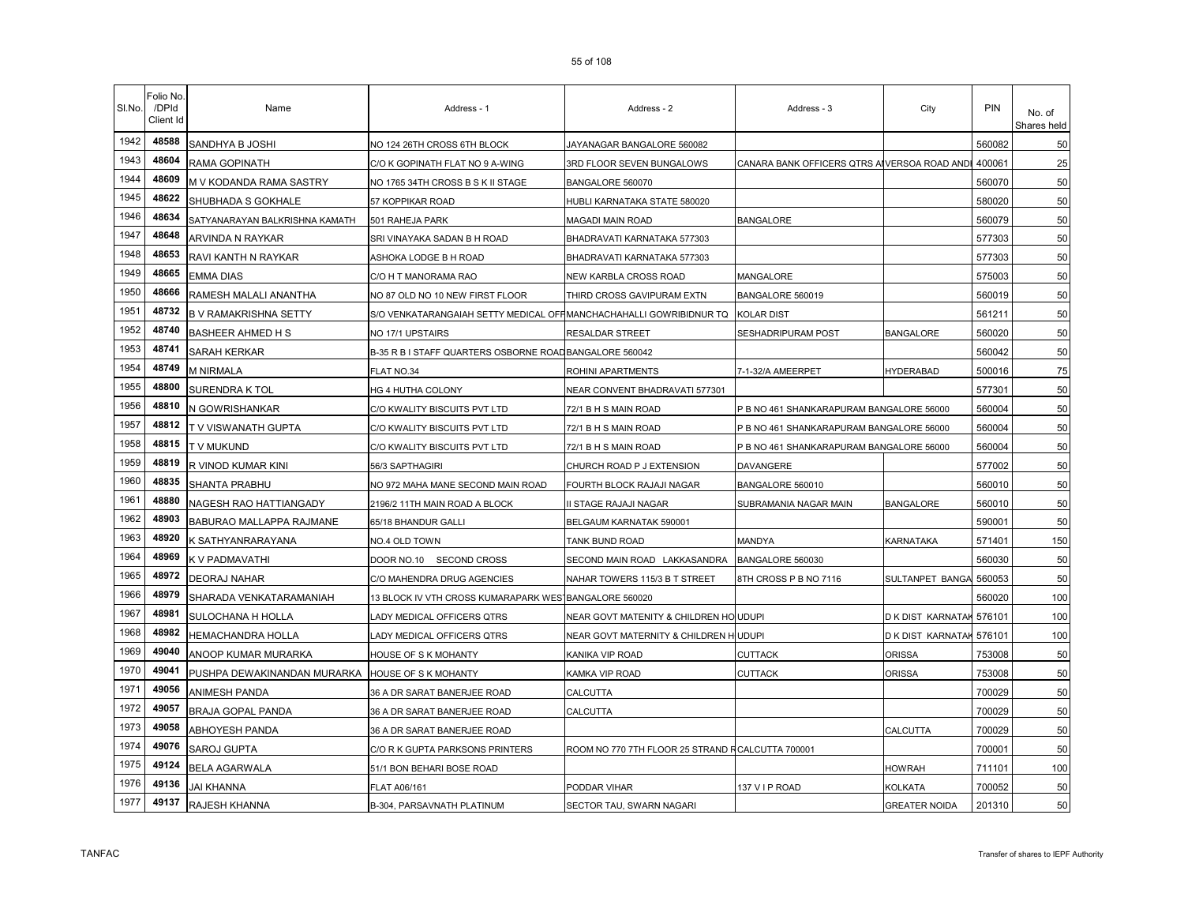| Sl.No. | Folio No. /DPId Client Id | Name | Address - 1 | Address - 2 | Address - 3 | City | PIN | No. of Shares held |
|---|---|---|---|---|---|---|---|---|
| 1942 | 48588 | SANDHYA B JOSHI | NO 124 26TH CROSS 6TH BLOCK | JAYANAGAR BANGALORE 560082 | | | 560082 | 50 |
| 1943 | 48604 | RAMA GOPINATH | C/O K GOPINATH FLAT NO 9 A-WING | 3RD FLOOR SEVEN BUNGALOWS | CANARA BANK OFFICERS QTRS AIVERSOA ROAD ANDI | | 400061 | 25 |
| 1944 | 48609 | M V KODANDA RAMA SASTRY | NO 1765 34TH CROSS B S K II STAGE | BANGALORE 560070 | | | 560070 | 50 |
| 1945 | 48622 | SHUBHADA S GOKHALE | 57 KOPPIKAR ROAD | HUBLI KARNATAKA STATE 580020 | | | 580020 | 50 |
| 1946 | 48634 | SATYANARAYAN BALKRISHNA KAMATH | 501 RAHEJA PARK | MAGADI MAIN ROAD | BANGALORE | | 560079 | 50 |
| 1947 | 48648 | ARVINDA N RAYKAR | SRI VINAYAKA SADAN B H ROAD | BHADRAVATI KARNATAKA 577303 | | | 577303 | 50 |
| 1948 | 48653 | RAVI KANTH N RAYKAR | ASHOKA LODGE B H ROAD | BHADRAVATI KARNATAKA 577303 | | | 577303 | 50 |
| 1949 | 48665 | EMMA DIAS | C/O H T MANORAMA RAO | NEW KARBLA CROSS ROAD | MANGALORE | | 575003 | 50 |
| 1950 | 48666 | RAMESH MALALI ANANTHA | NO 87 OLD NO 10 NEW FIRST FLOOR | THIRD CROSS GAVIPURAM EXTN | BANGALORE 560019 | | 560019 | 50 |
| 1951 | 48732 | B V RAMAKRISHNA SETTY | S/O VENKATARANGAIAH SETTY MEDICAL OFF | MANCHACHAHALLI GOWRIBIDNUR TQ | KOLAR DIST | | 561211 | 50 |
| 1952 | 48740 | BASHEER AHMED H S | NO 17/1 UPSTAIRS | RESALDAR STREET | SESHADRIPURAM POST | BANGALORE | 560020 | 50 |
| 1953 | 48741 | SARAH KERKAR | B-35 R B I STAFF QUARTERS OSBORNE ROAD | BANGALORE 560042 | | | 560042 | 50 |
| 1954 | 48749 | M NIRMALA | FLAT NO.34 | ROHINI APARTMENTS | 7-1-32/A AMEERPET | HYDERABAD | 500016 | 75 |
| 1955 | 48800 | SURENDRA K TOL | HG 4 HUTHA COLONY | NEAR CONVENT BHADRAVATI 577301 | | | 577301 | 50 |
| 1956 | 48810 | N GOWRISHANKAR | C/O KWALITY BISCUITS PVT LTD | 72/1 B H S MAIN ROAD | P B NO 461 SHANKARAPURAM BANGALORE 56000 | | 560004 | 50 |
| 1957 | 48812 | T V VISWANATH GUPTA | C/O KWALITY BISCUITS PVT LTD | 72/1 B H S MAIN ROAD | P B NO 461 SHANKARAPURAM BANGALORE 56000 | | 560004 | 50 |
| 1958 | 48815 | T V MUKUND | C/O KWALITY BISCUITS PVT LTD | 72/1 B H S MAIN ROAD | P B NO 461 SHANKARAPURAM BANGALORE 56000 | | 560004 | 50 |
| 1959 | 48819 | R VINOD KUMAR KINI | 56/3 SAPTHAGIRI | CHURCH ROAD P J EXTENSION | DAVANGERE | | 577002 | 50 |
| 1960 | 48835 | SHANTA PRABHU | NO 972 MAHA MANE SECOND MAIN ROAD | FOURTH BLOCK RAJAJI NAGAR | BANGALORE 560010 | | 560010 | 50 |
| 1961 | 48880 | NAGESH RAO HATTIANGADY | 2196/2 11TH MAIN ROAD A BLOCK | II STAGE RAJAJI NAGAR | SUBRAMANIA NAGAR MAIN | BANGALORE | 560010 | 50 |
| 1962 | 48903 | BABURAO MALLAPPA RAJMANE | 65/18 BHANDUR GALLI | BELGAUM KARNATAK 590001 | | | 590001 | 50 |
| 1963 | 48920 | K SATHYANRARAYANA | NO.4 OLD TOWN | TANK BUND ROAD | MANDYA | KARNATAKA | 571401 | 150 |
| 1964 | 48969 | K V PADMAVATHI | DOOR NO.10 SECOND CROSS | SECOND MAIN ROAD LAKKASANDRA | BANGALORE 560030 | | 560030 | 50 |
| 1965 | 48972 | DEORAJ NAHAR | C/O MAHENDRA DRUG AGENCIES | NAHAR TOWERS 115/3 B T STREET | 8TH CROSS P B NO 7116 | SULTANPET BANGA | 560053 | 50 |
| 1966 | 48979 | SHARADA VENKATARAMANIAH | 13 BLOCK IV VTH CROSS KUMARAPARK WEST | BANGALORE 560020 | | | 560020 | 100 |
| 1967 | 48981 | SULOCHANA H HOLLA | LADY MEDICAL OFFICERS QTRS | NEAR GOVT MATENITY & CHILDREN HO | UDUPI | D K DIST KARNATAK | 576101 | 100 |
| 1968 | 48982 | HEMACHANDRA HOLLA | LADY MEDICAL OFFICERS QTRS | NEAR GOVT MATERNITY & CHILDREN H | UDUPI | D K DIST KARNATAK | 576101 | 100 |
| 1969 | 49040 | ANOOP KUMAR MURARKA | HOUSE OF S K MOHANTY | KANIKA VIP ROAD | CUTTACK | ORISSA | 753008 | 50 |
| 1970 | 49041 | PUSHPA DEWAKINANDAN MURARKA | HOUSE OF S K MOHANTY | KAMKA VIP ROAD | CUTTACK | ORISSA | 753008 | 50 |
| 1971 | 49056 | ANIMESH PANDA | 36 A DR SARAT BANERJEE ROAD | CALCUTTA | | | 700029 | 50 |
| 1972 | 49057 | BRAJA GOPAL PANDA | 36 A DR SARAT BANERJEE ROAD | CALCUTTA | | | 700029 | 50 |
| 1973 | 49058 | ABHOYESH PANDA | 36 A DR SARAT BANERJEE ROAD | | | CALCUTTA | 700029 | 50 |
| 1974 | 49076 | SAROJ GUPTA | C/O R K GUPTA PARKSONS PRINTERS | ROOM NO 770 7TH FLOOR 25 STRAND R | CALCUTTA 700001 | | 700001 | 50 |
| 1975 | 49124 | BELA AGARWALA | 51/1 BON BEHARI BOSE ROAD | | | HOWRAH | 711101 | 100 |
| 1976 | 49136 | JAI KHANNA | FLAT A06/161 | PODDAR VIHAR | 137 V I P ROAD | KOLKATA | 700052 | 50 |
| 1977 | 49137 | RAJESH KHANNA | B-304, PARSAVNATH PLATINUM | SECTOR TAU, SWARN NAGARI | | GREATER NOIDA | 201310 | 50 |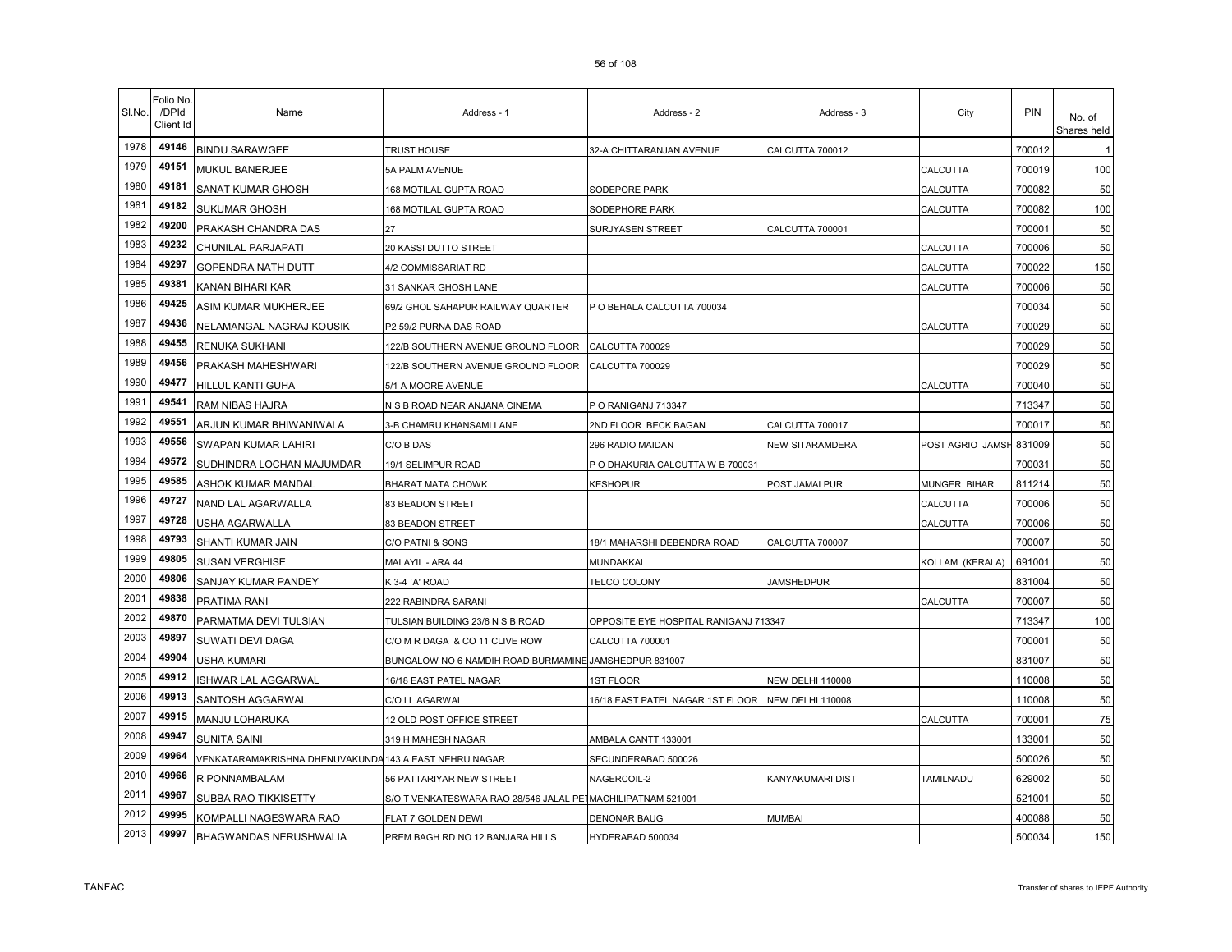| Sl.No. | Folio No. /DPId Client Id | Name | Address - 1 | Address - 2 | Address - 3 | City | PIN | No. of Shares held |
|---|---|---|---|---|---|---|---|---|
| 1978 | 49146 | BINDU SARAWGEE | TRUST HOUSE | 32-A CHITTARANJAN AVENUE | CALCUTTA 700012 | | 700012 | 1 |
| 1979 | 49151 | MUKUL BANERJEE | 5A PALM AVENUE | | | CALCUTTA | 700019 | 100 |
| 1980 | 49181 | SANAT KUMAR GHOSH | 168 MOTILAL GUPTA ROAD | SODEPORE PARK | | CALCUTTA | 700082 | 50 |
| 1981 | 49182 | SUKUMAR GHOSH | 168 MOTILAL GUPTA ROAD | SODEPHORE PARK | | CALCUTTA | 700082 | 100 |
| 1982 | 49200 | PRAKASH CHANDRA DAS | 27 | SURJYASEN STREET | CALCUTTA 700001 | | 700001 | 50 |
| 1983 | 49232 | CHUNILAL PARJAPATI | 20 KASSI DUTTO STREET | | | CALCUTTA | 700006 | 50 |
| 1984 | 49297 | GOPENDRA NATH DUTT | 4/2 COMMISSARIAT RD | | | CALCUTTA | 700022 | 150 |
| 1985 | 49381 | KANAN BIHARI KAR | 31 SANKAR GHOSH LANE | | | CALCUTTA | 700006 | 50 |
| 1986 | 49425 | ASIM KUMAR MUKHERJEE | 69/2 GHOL SAHAPUR RAILWAY QUARTER | P O BEHALA CALCUTTA 700034 | | | 700034 | 50 |
| 1987 | 49436 | NELAMANGAL NAGRAJ KOUSIK | P2 59/2 PURNA DAS ROAD | | | CALCUTTA | 700029 | 50 |
| 1988 | 49455 | RENUKA SUKHANI | 122/B SOUTHERN AVENUE GROUND FLOOR | CALCUTTA 700029 | | | 700029 | 50 |
| 1989 | 49456 | PRAKASH MAHESHWARI | 122/B SOUTHERN AVENUE GROUND FLOOR | CALCUTTA 700029 | | | 700029 | 50 |
| 1990 | 49477 | HILLUL KANTI GUHA | 5/1 A MOORE AVENUE | | | CALCUTTA | 700040 | 50 |
| 1991 | 49541 | RAM NIBAS HAJRA | N S B ROAD NEAR ANJANA CINEMA | P O RANIGANJ 713347 | | | 713347 | 50 |
| 1992 | 49551 | ARJUN KUMAR BHIWANIWALA | 3-B CHAMRU KHANSAMI LANE | 2ND FLOOR BECK BAGAN | CALCUTTA 700017 | | 700017 | 50 |
| 1993 | 49556 | SWAPAN KUMAR LAHIRI | C/O B DAS | 296 RADIO MAIDAN | NEW SITARAMDERA | POST AGRIO JAMSH | 831009 | 50 |
| 1994 | 49572 | SUDHINDRA LOCHAN MAJUMDAR | 19/1 SELIMPUR ROAD | P O DHAKURIA CALCUTTA W B 700031 | | | 700031 | 50 |
| 1995 | 49585 | ASHOK KUMAR MANDAL | BHARAT MATA CHOWK | KESHOPUR | POST JAMALPUR | MUNGER BIHAR | 811214 | 50 |
| 1996 | 49727 | NAND LAL AGARWALLA | 83 BEADON STREET | | | CALCUTTA | 700006 | 50 |
| 1997 | 49728 | USHA AGARWALLA | 83 BEADON STREET | | | CALCUTTA | 700006 | 50 |
| 1998 | 49793 | SHANTI KUMAR JAIN | C/O PATNI & SONS | 18/1 MAHARSHI DEBENDRA ROAD | CALCUTTA 700007 | | 700007 | 50 |
| 1999 | 49805 | SUSAN VERGHISE | MALAYIL - ARA 44 | MUNDAKKAL | | KOLLAM (KERALA) | 691001 | 50 |
| 2000 | 49806 | SANJAY KUMAR PANDEY | K 3-4 `A' ROAD | TELCO COLONY | JAMSHEDPUR | | 831004 | 50 |
| 2001 | 49838 | PRATIMA RANI | 222 RABINDRA SARANI | | | CALCUTTA | 700007 | 50 |
| 2002 | 49870 | PARMATMA DEVI TULSIAN | TULSIAN BUILDING 23/6 N S B ROAD | OPPOSITE EYE HOSPITAL RANIGANJ 713347 | | | 713347 | 100 |
| 2003 | 49897 | SUWATI DEVI DAGA | C/O M R DAGA & CO 11 CLIVE ROW | CALCUTTA 700001 | | | 700001 | 50 |
| 2004 | 49904 | USHA KUMARI | BUNGALOW NO 6 NAMDIH ROAD BURMAMINE | JAMSHEDPUR 831007 | | | 831007 | 50 |
| 2005 | 49912 | ISHWAR LAL AGGARWAL | 16/18 EAST PATEL NAGAR | 1ST FLOOR | NEW DELHI 110008 | | 110008 | 50 |
| 2006 | 49913 | SANTOSH AGGARWAL | C/O I L AGARWAL | 16/18 EAST PATEL NAGAR 1ST FLOOR | NEW DELHI 110008 | | 110008 | 50 |
| 2007 | 49915 | MANJU LOHARUKA | 12 OLD POST OFFICE STREET | | | CALCUTTA | 700001 | 75 |
| 2008 | 49947 | SUNITA SAINI | 319 H MAHESH NAGAR | AMBALA CANTT 133001 | | | 133001 | 50 |
| 2009 | 49964 | VENKATARAMAKRISHNA DHENUVAKUNDA | 143 A EAST NEHRU NAGAR | SECUNDERABAD 500026 | | | 500026 | 50 |
| 2010 | 49966 | R PONNAMBALAM | 56 PATTARIYAR NEW STREET | NAGERCOIL-2 | KANYAKUMARI DIST | TAMILNADU | 629002 | 50 |
| 2011 | 49967 | SUBBA RAO TIKKISETTY | S/O T VENKATESWARA RAO 28/546 JALAL PET | MACHILIPATNAM 521001 | | | 521001 | 50 |
| 2012 | 49995 | KOMPALLI NAGESWARA RAO | FLAT 7 GOLDEN DEWI | DENONAR BAUG | MUMBAI | | 400088 | 50 |
| 2013 | 49997 | BHAGWANDAS NERUSHWALIA | PREM BAGH RD NO 12 BANJARA HILLS | HYDERABAD 500034 | | | 500034 | 150 |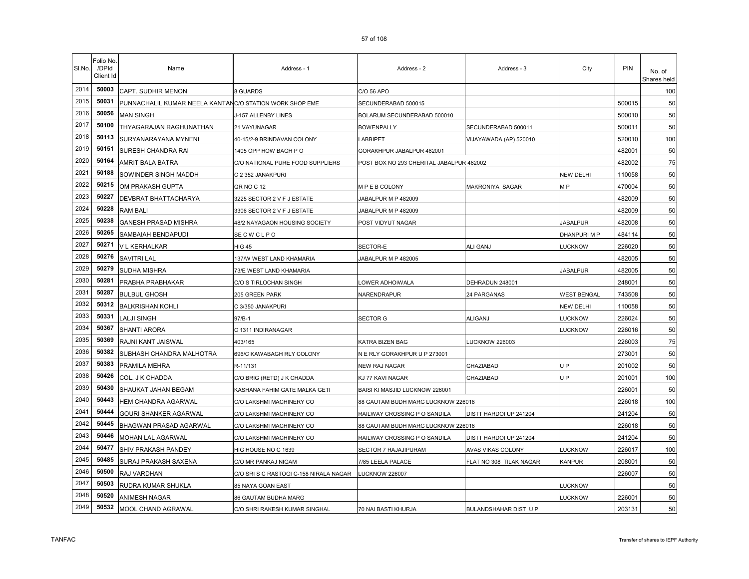| Sl.No. | Folio No. /DPId Client Id | Name | Address - 1 | Address - 2 | Address - 3 | City | PIN | No. of Shares held |
|---|---|---|---|---|---|---|---|---|
| 2014 | 50003 | CAPT. SUDHIR MENON | 8 GUARDS | C/O 56 APO | | | | 100 |
| 2015 | 50031 | PUNNACHALIL KUMAR NEELA KANTAN | C/O STATION WORK SHOP EME | SECUNDERABAD 500015 | | | 500015 | 50 |
| 2016 | 50056 | MAN SINGH | J-157 ALLENBY LINES | BOLARUM SECUNDERABAD 500010 | | | 500010 | 50 |
| 2017 | 50100 | THYAGARAJAN RAGHUNATHAN | 21 VAYUNAGAR | BOWENPALLY | SECUNDERABAD 500011 | | 500011 | 50 |
| 2018 | 50113 | SURYANARAYANA MYNENI | 40-15/2-9 BRINDAVAN COLONY | LABBIPET | VIJAYAWADA (AP) 520010 | | 520010 | 100 |
| 2019 | 50151 | SURESH CHANDRA RAI | 1405 OPP HOW BAGH P O | GORAKHPUR JABALPUR 482001 | | | 482001 | 50 |
| 2020 | 50164 | AMRIT BALA BATRA | C/O NATIONAL PURE FOOD SUPPLIERS | POST BOX NO 293 CHERITAL JABALPUR 482002 | | | 482002 | 75 |
| 2021 | 50188 | SOWINDER SINGH MADDH | C 2 352 JANAKPURI | | | NEW DELHI | 110058 | 50 |
| 2022 | 50215 | OM PRAKASH GUPTA | QR NO C 12 | M P E B COLONY | MAKRONIYA SAGAR | M P | 470004 | 50 |
| 2023 | 50227 | DEVBRAT BHATTACHARYA | 3225 SECTOR 2 V F J ESTATE | JABALPUR M P 482009 | | | 482009 | 50 |
| 2024 | 50228 | RAM BALI | 3306 SECTOR 2 V F J ESTATE | JABALPUR M P 482009 | | | 482009 | 50 |
| 2025 | 50238 | GANESH PRASAD MISHRA | 48/2 NAYAGAON HOUSING SOCIETY | POST VIDYUT NAGAR | | JABALPUR | 482008 | 50 |
| 2026 | 50265 | SAMBAIAH BENDAPUDI | SE C W C L P O | | | DHANPURI M P | 484114 | 50 |
| 2027 | 50271 | V L KERHALKAR | HIG 45 | SECTOR-E | ALI GANJ | LUCKNOW | 226020 | 50 |
| 2028 | 50276 | SAVITRI LAL | 137/W WEST LAND KHAMARIA | JABALPUR M P 482005 | | | 482005 | 50 |
| 2029 | 50279 | SUDHA MISHRA | 73/E WEST LAND KHAMARIA | | | JABALPUR | 482005 | 50 |
| 2030 | 50281 | PRABHA PRABHAKAR | C/O S TIRLOCHAN SINGH | LOWER ADHOIWALA | DEHRADUN 248001 | | 248001 | 50 |
| 2031 | 50287 | BULBUL GHOSH | 205 GREEN PARK | NARENDRAPUR | 24 PARGANAS | WEST BENGAL | 743508 | 50 |
| 2032 | 50312 | BALKRISHAN KOHLI | C 3/350 JANAKPURI | | | NEW DELHI | 110058 | 50 |
| 2033 | 50331 | LALJI SINGH | 97/B-1 | SECTOR G | ALIGANJ | LUCKNOW | 226024 | 50 |
| 2034 | 50367 | SHANTI ARORA | C 1311 INDIRANAGAR | | | LUCKNOW | 226016 | 50 |
| 2035 | 50369 | RAJNI KANT JAISWAL | 403/165 | KATRA BIZEN BAG | LUCKNOW 226003 | | 226003 | 75 |
| 2036 | 50382 | SUBHASH CHANDRA MALHOTRA | 696/C KAWABAGH RLY COLONY | N E RLY GORAKHPUR U P 273001 | | | 273001 | 50 |
| 2037 | 50383 | PRAMILA MEHRA | R-11/131 | NEW RAJ NAGAR | GHAZIABAD | U P | 201002 | 50 |
| 2038 | 50426 | COL. J K CHADDA | C/O BRIG (RETD) J K CHADDA | KJ 77 KAVI NAGAR | GHAZIABAD | U P | 201001 | 100 |
| 2039 | 50430 | SHAUKAT JAHAN BEGAM | KASHANA FAHIM GATE MALKA GETI | BAISI KI MASJID LUCKNOW 226001 | | | 226001 | 50 |
| 2040 | 50443 | HEM CHANDRA AGARWAL | C/O LAKSHMI MACHINERY CO | 88 GAUTAM BUDH MARG LUCKNOW 226018 | | | 226018 | 100 |
| 2041 | 50444 | GOURI SHANKER AGARWAL | C/O LAKSHMI MACHINERY CO | RAILWAY CROSSING P O SANDILA | DISTT HARDOI UP 241204 | | 241204 | 50 |
| 2042 | 50445 | BHAGWAN PRASAD AGARWAL | C/O LAKSHMI MACHINERY CO | 88 GAUTAM BUDH MARG LUCKNOW 226018 | | | 226018 | 50 |
| 2043 | 50446 | MOHAN LAL AGARWAL | C/O LAKSHMI MACHINERY CO | RAILWAY CROSSING P O SANDILA | DISTT HARDOI UP 241204 | | 241204 | 50 |
| 2044 | 50477 | SHIV PRAKASH PANDEY | HIG HOUSE NO C 1639 | SECTOR 7 RAJAJIPURAM | AVAS VIKAS COLONY | LUCKNOW | 226017 | 100 |
| 2045 | 50485 | SURAJ PRAKASH SAXENA | C/O MR PANKAJ NIGAM | 7/85 LEELA PALACE | FLAT NO 308 TILAK NAGAR | KANPUR | 208001 | 50 |
| 2046 | 50500 | RAJ VARDHAN | C/O SRI S C RASTOGI C-158 NIRALA NAGAR | LUCKNOW 226007 | | | 226007 | 50 |
| 2047 | 50503 | RUDRA KUMAR SHUKLA | 85 NAYA GOAN EAST | | | LUCKNOW | | 50 |
| 2048 | 50520 | ANIMESH NAGAR | 86 GAUTAM BUDHA MARG | | | LUCKNOW | 226001 | 50 |
| 2049 | 50532 | MOOL CHAND AGRAWAL | C/O SHRI RAKESH KUMAR SINGHAL | 70 NAI BASTI KHURJA | BULANDSHAHAR DIST U P | | 203131 | 50 |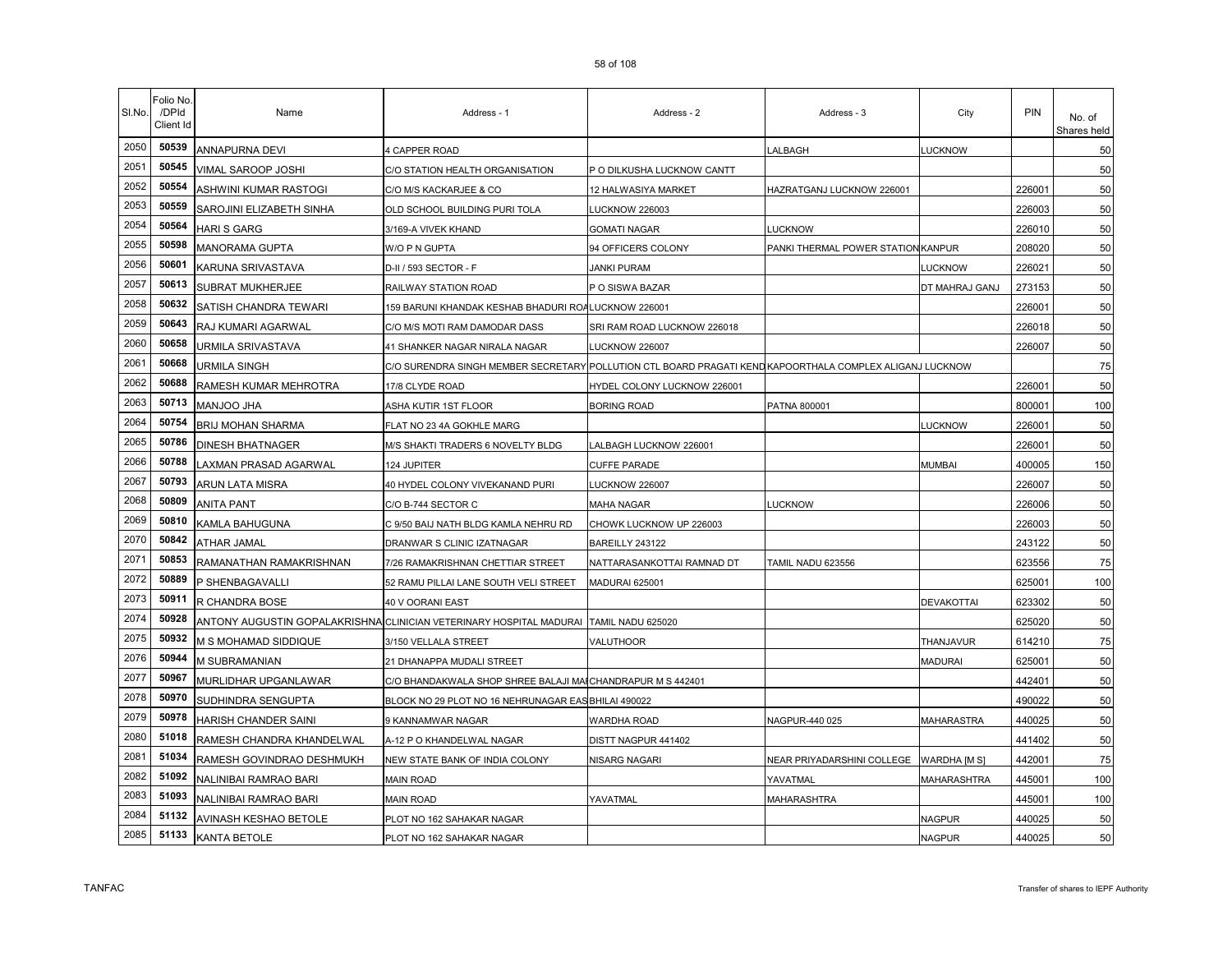| Sl.No. | Folio No. /DPId Client Id | Name | Address - 1 | Address - 2 | Address - 3 | City | PIN | No. of Shares held |
|---|---|---|---|---|---|---|---|---|
| 2050 | 50539 | ANNAPURNA DEVI | 4 CAPPER ROAD | | LALBAGH | LUCKNOW | | 50 |
| 2051 | 50545 | VIMAL SAROOP JOSHI | C/O STATION HEALTH ORGANISATION | P O DILKUSHA LUCKNOW CANTT | | | | 50 |
| 2052 | 50554 | ASHWINI KUMAR RASTOGI | C/O M/S KACKARJEE & CO | 12 HALWASIYA MARKET | HAZRATGANJ LUCKNOW 226001 | | 226001 | 50 |
| 2053 | 50559 | SAROJINI ELIZABETH SINHA | OLD SCHOOL BUILDING PURI TOLA | LUCKNOW 226003 | | | 226003 | 50 |
| 2054 | 50564 | HARI S GARG | 3/169-A VIVEK KHAND | GOMATI NAGAR | LUCKNOW | | 226010 | 50 |
| 2055 | 50598 | MANORAMA GUPTA | W/O P N GUPTA | 94 OFFICERS COLONY | PANKI THERMAL POWER STATION | KANPUR | 208020 | 50 |
| 2056 | 50601 | KARUNA SRIVASTAVA | D-II / 593 SECTOR - F | JANKI PURAM | | LUCKNOW | 226021 | 50 |
| 2057 | 50613 | SUBRAT MUKHERJEE | RAILWAY STATION ROAD | P O SISWA BAZAR | | DT MAHRAJ GANJ | 273153 | 50 |
| 2058 | 50632 | SATISH CHANDRA TEWARI | 159 BARUNI KHANDAK KESHAB BHADURI ROA | LUCKNOW 226001 | | | 226001 | 50 |
| 2059 | 50643 | RAJ KUMARI AGARWAL | C/O M/S MOTI RAM DAMODAR DASS | SRI RAM ROAD LUCKNOW 226018 | | | 226018 | 50 |
| 2060 | 50658 | URMILA SRIVASTAVA | 41 SHANKER NAGAR NIRALA NAGAR | LUCKNOW 226007 | | | 226007 | 50 |
| 2061 | 50668 | URMILA SINGH | C/O SURENDRA SINGH MEMBER SECRETARY | POLLUTION CTL BOARD PRAGATI KEND | KAPOORTHALA COMPLEX ALIGANJ LUCKNOW | | | 75 |
| 2062 | 50688 | RAMESH KUMAR MEHROTRA | 17/8 CLYDE ROAD | HYDEL COLONY LUCKNOW 226001 | | | 226001 | 50 |
| 2063 | 50713 | MANJOO JHA | ASHA KUTIR 1ST FLOOR | BORING ROAD | PATNA 800001 | | 800001 | 100 |
| 2064 | 50754 | BRIJ MOHAN SHARMA | FLAT NO 23 4A GOKHLE MARG | | | LUCKNOW | 226001 | 50 |
| 2065 | 50786 | DINESH BHATNAGER | M/S SHAKTI TRADERS 6 NOVELTY BLDG | LALBAGH LUCKNOW 226001 | | | 226001 | 50 |
| 2066 | 50788 | LAXMAN PRASAD AGARWAL | 124 JUPITER | CUFFE PARADE | | MUMBAI | 400005 | 150 |
| 2067 | 50793 | ARUN LATA MISRA | 40 HYDEL COLONY VIVEKANAND PURI | LUCKNOW 226007 | | | 226007 | 50 |
| 2068 | 50809 | ANITA PANT | C/O B-744 SECTOR C | MAHA NAGAR | LUCKNOW | | 226006 | 50 |
| 2069 | 50810 | KAMLA BAHUGUNA | C 9/50 BAIJ NATH BLDG KAMLA NEHRU RD | CHOWK LUCKNOW UP 226003 | | | 226003 | 50 |
| 2070 | 50842 | ATHAR JAMAL | DRANWAR S CLINIC IZATNAGAR | BAREILLY 243122 | | | 243122 | 50 |
| 2071 | 50853 | RAMANATHAN RAMAKRISHNAN | 7/26 RAMAKRISHNAN CHETTIAR STREET | NATTARASANKOTTAI RAMNAD DT | TAMIL NADU 623556 | | 623556 | 75 |
| 2072 | 50889 | P SHENBAGAVALLI | 52 RAMU PILLAI LANE SOUTH VELI STREET | MADURAI 625001 | | | 625001 | 100 |
| 2073 | 50911 | R CHANDRA BOSE | 40 V OORANI EAST | | | DEVAKOTTAI | 623302 | 50 |
| 2074 | 50928 | ANTONY AUGUSTIN GOPALAKRISHNA | CLINICIAN VETERINARY HOSPITAL MADURAI | TAMIL NADU 625020 | | | 625020 | 50 |
| 2075 | 50932 | M S MOHAMAD SIDDIQUE | 3/150 VELLALA STREET | VALUTHOOR | | THANJAVUR | 614210 | 75 |
| 2076 | 50944 | M SUBRAMANIAN | 21 DHANAPPA MUDALI STREET | | | MADURAI | 625001 | 50 |
| 2077 | 50967 | MURLIDHAR UPGANLAWAR | C/O BHANDAKWALA SHOP SHREE BALAJI MA | CHANDRAPUR M S 442401 | | | 442401 | 50 |
| 2078 | 50970 | SUDHINDRA SENGUPTA | BLOCK NO 29 PLOT NO 16 NEHRUNAGAR EAS | BHILAI 490022 | | | 490022 | 50 |
| 2079 | 50978 | HARISH CHANDER SAINI | 9 KANNAMWAR NAGAR | WARDHA ROAD | NAGPUR-440 025 | MAHARASTRA | 440025 | 50 |
| 2080 | 51018 | RAMESH CHANDRA KHANDELWAL | A-12 P O KHANDELWAL NAGAR | DISTT NAGPUR 441402 | | | 441402 | 50 |
| 2081 | 51034 | RAMESH GOVINDRAO DESHMUKH | NEW STATE BANK OF INDIA COLONY | NISARG NAGARI | NEAR PRIYADARSHINI COLLEGE | WARDHA [M S] | 442001 | 75 |
| 2082 | 51092 | NALINIBAI RAMRAO BARI | MAIN ROAD | | YAVATMAL | MAHARASHTRA | 445001 | 100 |
| 2083 | 51093 | NALINIBAI RAMRAO BARI | MAIN ROAD | YAVATMAL | MAHARASHTRA | | 445001 | 100 |
| 2084 | 51132 | AVINASH KESHAO BETOLE | PLOT NO 162 SAHAKAR NAGAR | | | NAGPUR | 440025 | 50 |
| 2085 | 51133 | KANTA BETOLE | PLOT NO 162 SAHAKAR NAGAR | | | NAGPUR | 440025 | 50 |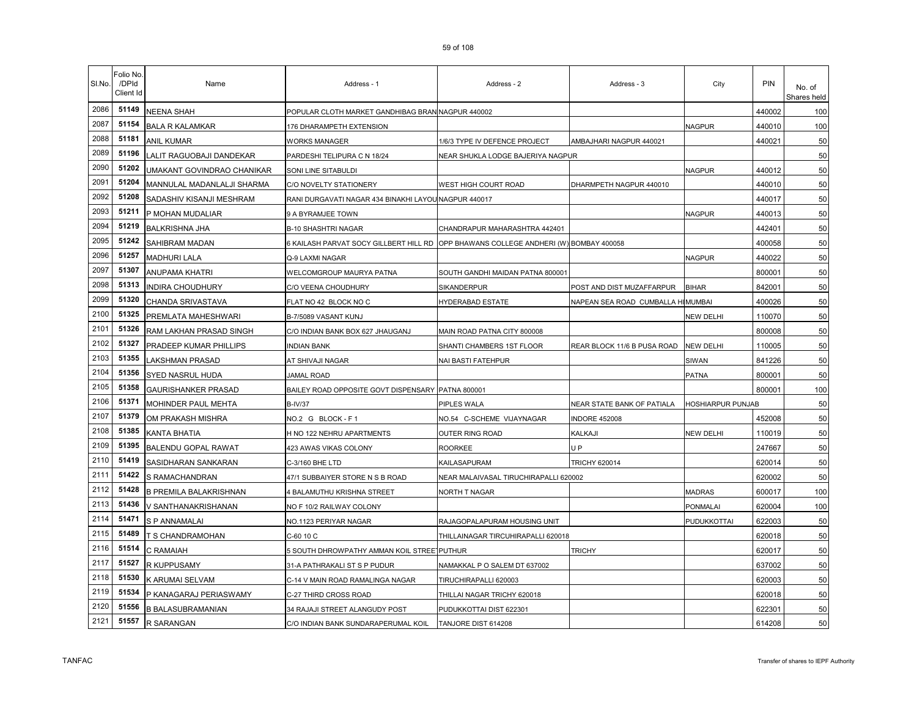| Sl.No. | Folio No. /DPId Client Id | Name | Address - 1 | Address - 2 | Address - 3 | City | PIN | No. of Shares held |
|---|---|---|---|---|---|---|---|---|
| 2086 | 51149 | NEENA SHAH | POPULAR CLOTH MARKET GANDHIBAG BRAN NAGPUR 440002 | | | | 440002 | 100 |
| 2087 | 51154 | BALA R KALAMKAR | 176 DHARAMPETH EXTENSION | | | NAGPUR | 440010 | 100 |
| 2088 | 51181 | ANIL KUMAR | WORKS MANAGER | 1/6/3 TYPE IV DEFENCE PROJECT | AMBAJHARI NAGPUR 440021 | | 440021 | 50 |
| 2089 | 51196 | LALIT RAGUOBAJI DANDEKAR | PARDESHI TELIPURA C N 18/24 | NEAR SHUKLA LODGE BAJERIYA NAGPUR | | | | 50 |
| 2090 | 51202 | UMAKANT GOVINDRAO CHANIKAR | SONI LINE SITABULDI | | | NAGPUR | 440012 | 50 |
| 2091 | 51204 | MANNULAL MADANLALJI SHARMA | C/O NOVELTY STATIONERY | WEST HIGH COURT ROAD | DHARMPETH NAGPUR 440010 | | 440010 | 50 |
| 2092 | 51208 | SADASHIV KISANJI MESHRAM | RANI DURGAVATI NAGAR 434 BINAKHI LAYOU NAGPUR 440017 | | | | 440017 | 50 |
| 2093 | 51211 | P MOHAN MUDALIAR | 9 A BYRAMJEE TOWN | | | NAGPUR | 440013 | 50 |
| 2094 | 51219 | BALKRISHNA JHA | B-10 SHASHTRI NAGAR | CHANDRAPUR MAHARASHTRA 442401 | | | 442401 | 50 |
| 2095 | 51242 | SAHIBRAM MADAN | 6 KAILASH PARVAT SOCY GILLBERT HILL RD | OPP BHAWANS COLLEGE ANDHERI (W) BOMBAY 400058 | | | 400058 | 50 |
| 2096 | 51257 | MADHURI LALA | Q-9 LAXMI NAGAR | | | NAGPUR | 440022 | 50 |
| 2097 | 51307 | ANUPAMA KHATRI | WELCOMGROUP MAURYA PATNA | SOUTH GANDHI MAIDAN PATNA 800001 | | | 800001 | 50 |
| 2098 | 51313 | INDIRA CHOUDHURY | C/O VEENA CHOUDHURY | SIKANDERPUR | POST AND DIST MUZAFFARPUR | BIHAR | 842001 | 50 |
| 2099 | 51320 | CHANDA SRIVASTAVA | FLAT NO 42 BLOCK NO C | HYDERABAD ESTATE | NAPEAN SEA ROAD CUMBALLA HI | MUMBAI | 400026 | 50 |
| 2100 | 51325 | PREMLATA MAHESHWARI | B-7/5089 VASANT KUNJ | | | NEW DELHI | 110070 | 50 |
| 2101 | 51326 | RAM LAKHAN PRASAD SINGH | C/O INDIAN BANK BOX 627 JHAUGANJ | MAIN ROAD PATNA CITY 800008 | | | 800008 | 50 |
| 2102 | 51327 | PRADEEP KUMAR PHILLIPS | INDIAN BANK | SHANTI CHAMBERS 1ST FLOOR | REAR BLOCK 11/6 B PUSA ROAD | NEW DELHI | 110005 | 50 |
| 2103 | 51355 | LAKSHMAN PRASAD | AT SHIVAJI NAGAR | NAI BASTI FATEHPUR | | SIWAN | 841226 | 50 |
| 2104 | 51356 | SYED NASRUL HUDA | JAMAL ROAD | | | PATNA | 800001 | 50 |
| 2105 | 51358 | GAURISHANKER PRASAD | BAILEY ROAD OPPOSITE GOVT DISPENSARY | PATNA 800001 | | | 800001 | 100 |
| 2106 | 51371 | MOHINDER PAUL MEHTA | B-IV/37 | PIPLES WALA | NEAR STATE BANK OF PATIALA | HOSHIARPUR PUNJAB | | 50 |
| 2107 | 51379 | OM PRAKASH MISHRA | NO.2 G BLOCK - F 1 | NO.54 C-SCHEME VIJAYNAGAR | INDORE 452008 | | 452008 | 50 |
| 2108 | 51385 | KANTA BHATIA | H NO 122 NEHRU APARTMENTS | OUTER RING ROAD | KALKAJI | NEW DELHI | 110019 | 50 |
| 2109 | 51395 | BALENDU GOPAL RAWAT | 423 AWAS VIKAS COLONY | ROORKEE | U P | | 247667 | 50 |
| 2110 | 51419 | SASIDHARAN SANKARAN | C-3/160 BHE LTD | KAILASAPURAM | TRICHY 620014 | | 620014 | 50 |
| 2111 | 51422 | S RAMACHANDRAN | 47/1 SUBBAIYER STORE N S B ROAD | NEAR MALAIVASAL TIRUCHIRAPALLI 620002 | | | 620002 | 50 |
| 2112 | 51428 | B PREMILA BALAKRISHNAN | 4 BALAMUTHU KRISHNA STREET | NORTH T NAGAR | | MADRAS | 600017 | 100 |
| 2113 | 51436 | V SANTHANAKRISHANAN | NO F 10/2 RAILWAY COLONY | | | PONMALAI | 620004 | 100 |
| 2114 | 51471 | S P ANNAMALAI | NO.1123 PERIYAR NAGAR | RAJAGOPALAPURAM HOUSING UNIT | | PUDUKKOTTAI | 622003 | 50 |
| 2115 | 51489 | T S CHANDRAMOHAN | C-60 10 C | THILLAINAGAR TIRCUHIRAPALLI 620018 | | | 620018 | 50 |
| 2116 | 51514 | C RAMAIAH | 5 SOUTH DHROWPATHY AMMAN KOIL STREET | PUTHUR | TRICHY | | 620017 | 50 |
| 2117 | 51527 | R KUPPUSAMY | 31-A PATHRAKALI ST S P PUDUR | NAMAKKAL P O SALEM DT 637002 | | | 637002 | 50 |
| 2118 | 51530 | K ARUMAI SELVAM | C-14 V MAIN ROAD RAMALINGA NAGAR | TIRUCHIRAPALLI 620003 | | | 620003 | 50 |
| 2119 | 51534 | P KANAGARAJ PERIASWAMY | C-27 THIRD CROSS ROAD | THILLAI NAGAR TRICHY 620018 | | | 620018 | 50 |
| 2120 | 51556 | B BALASUBRAMANIAN | 34 RAJAJI STREET ALANGUDY POST | PUDUKKOTTAI DIST 622301 | | | 622301 | 50 |
| 2121 | 51557 | R SARANGAN | C/O INDIAN BANK SUNDARAPERUMAL KOIL | TANJORE DIST 614208 | | | 614208 | 50 |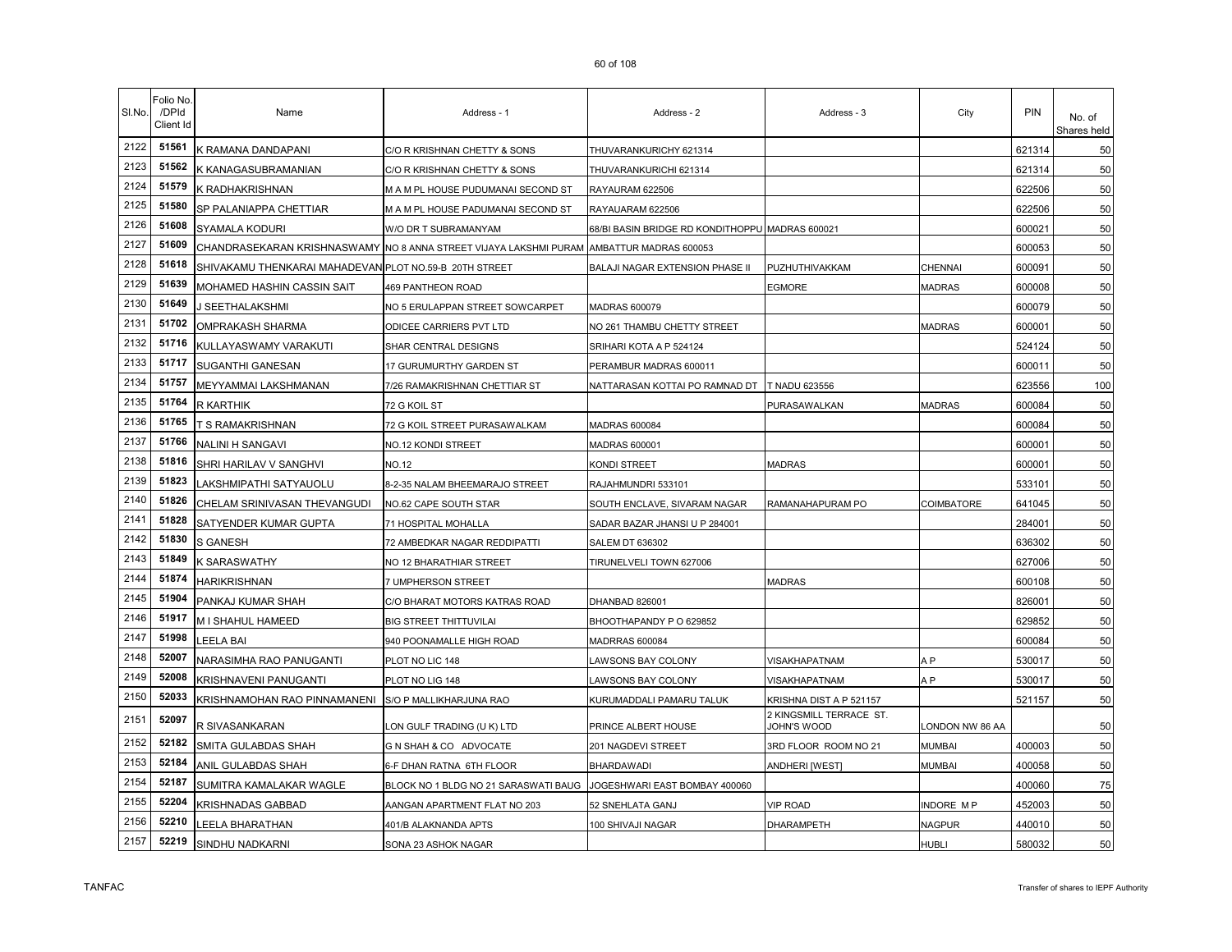| Sl.No. | Folio No. /DPId Client Id | Name | Address - 1 | Address - 2 | Address - 3 | City | PIN | No. of Shares held |
|---|---|---|---|---|---|---|---|---|
| 2122 | 51561 | K RAMANA DANDAPANI | C/O R KRISHNAN CHETTY & SONS | THUVARANKURICHY 621314 | | | 621314 | 50 |
| 2123 | 51562 | K KANAGASUBRAMANIAN | C/O R KRISHNAN CHETTY & SONS | THUVARANKURICHI 621314 | | | 621314 | 50 |
| 2124 | 51579 | K RADHAKRISHNAN | M A M PL HOUSE PUDUMANAI SECOND ST | RAYAURAM 622506 | | | 622506 | 50 |
| 2125 | 51580 | SP PALANIAPPA CHETTIAR | M A M PL HOUSE PADUMANAI SECOND ST | RAYAUARAM 622506 | | | 622506 | 50 |
| 2126 | 51608 | SYAMALA KODURI | W/O DR T SUBRAMANYAM | 68/BI BASIN BRIDGE RD KONDITHOPPU | MADRAS 600021 | | 600021 | 50 |
| 2127 | 51609 | CHANDRASEKARAN KRISHNASWAMY | NO 8 ANNA STREET VIJAYA LAKSHMI PURAM | AMBATTUR MADRAS 600053 | | | 600053 | 50 |
| 2128 | 51618 | SHIVAKAMU THENKARAI MAHADEVAN | PLOT NO.59-B 20TH STREET | BALAJI NAGAR EXTENSION PHASE II | PUZHUTHIVAKKAM | CHENNAI | 600091 | 50 |
| 2129 | 51639 | MOHAMED HASHIN CASSIN SAIT | 469 PANTHEON ROAD | | EGMORE | MADRAS | 600008 | 50 |
| 2130 | 51649 | J SEETHALAKSHMI | NO 5 ERULAPPAN STREET SOWCARPET | MADRAS 600079 | | | 600079 | 50 |
| 2131 | 51702 | OMPRAKASH SHARMA | ODICEE CARRIERS PVT LTD | NO 261 THAMBU CHETTY STREET | | MADRAS | 600001 | 50 |
| 2132 | 51716 | KULLAYASWAMY VARAKUTI | SHAR CENTRAL DESIGNS | SRIHARI KOTA A P 524124 | | | 524124 | 50 |
| 2133 | 51717 | SUGANTHI GANESAN | 17 GURUMURTHY GARDEN ST | PERAMBUR MADRAS 600011 | | | 600011 | 50 |
| 2134 | 51757 | MEYYAMMAI LAKSHMANAN | 7/26 RAMAKRISHNAN CHETTIAR ST | NATTARASAN KOTTAI PO RAMNAD DT | T NADU 623556 | | 623556 | 100 |
| 2135 | 51764 | R KARTHIK | 72 G KOIL ST | | PURASAWALKAN | MADRAS | 600084 | 50 |
| 2136 | 51765 | T S RAMAKRISHNAN | 72 G KOIL STREET PURASAWALKAM | MADRAS 600084 | | | 600084 | 50 |
| 2137 | 51766 | NALINI H SANGAVI | NO.12 KONDI STREET | MADRAS 600001 | | | 600001 | 50 |
| 2138 | 51816 | SHRI HARILAV V SANGHVI | NO.12 | KONDI STREET | MADRAS | | 600001 | 50 |
| 2139 | 51823 | LAKSHMIPATHI SATYAUOLU | 8-2-35 NALAM BHEEMARAJO STREET | RAJAHMUNDRI 533101 | | | 533101 | 50 |
| 2140 | 51826 | CHELAM SRINIVASAN THEVANGUDI | NO.62 CAPE SOUTH STAR | SOUTH ENCLAVE, SIVARAM NAGAR | RAMANAHAPURAM PO | COIMBATORE | 641045 | 50 |
| 2141 | 51828 | SATYENDER KUMAR GUPTA | 71 HOSPITAL MOHALLA | SADAR BAZAR JHANSI U P 284001 | | | 284001 | 50 |
| 2142 | 51830 | S GANESH | 72 AMBEDKAR NAGAR REDDIPATTI | SALEM DT 636302 | | | 636302 | 50 |
| 2143 | 51849 | K SARASWATHY | NO 12 BHARATHIAR STREET | TIRUNELVELI TOWN 627006 | | | 627006 | 50 |
| 2144 | 51874 | HARIKRISHNAN | 7 UMPHERSON STREET | | MADRAS | | 600108 | 50 |
| 2145 | 51904 | PANKAJ KUMAR SHAH | C/O BHARAT MOTORS KATRAS ROAD | DHANBAD 826001 | | | 826001 | 50 |
| 2146 | 51917 | M I SHAHUL HAMEED | BIG STREET THITTUVILAI | BHOOTHAPANDY P O 629852 | | | 629852 | 50 |
| 2147 | 51998 | LEELA BAI | 940 POONAMALLE HIGH ROAD | MADRRAS 600084 | | | 600084 | 50 |
| 2148 | 52007 | NARASIMHA RAO PANUGANTI | PLOT NO LIC 148 | LAWSONS BAY COLONY | VISAKHAPATNAM | A P | 530017 | 50 |
| 2149 | 52008 | KRISHNAVENI PANUGANTI | PLOT NO LIG 148 | LAWSONS BAY COLONY | VISAKHAPATNAM | A P | 530017 | 50 |
| 2150 | 52033 | KRISHNAMOHAN RAO PINNAMANENI | S/O P MALLIKHARJUNA RAO | KURUMADDALI PAMARU TALUK | KRISHNA DIST A P 521157 | | 521157 | 50 |
| 2151 | 52097 | R SIVASANKARAN | LON GULF TRADING (U K) LTD | PRINCE ALBERT HOUSE | 2 KINGSMILL TERRACE ST. JOHN'S WOOD | LONDON NW 86 AA | | 50 |
| 2152 | 52182 | SMITA GULABDAS SHAH | G N SHAH & CO ADVOCATE | 201 NAGDEVI STREET | 3RD FLOOR ROOM NO 21 | MUMBAI | 400003 | 50 |
| 2153 | 52184 | ANIL GULABDAS SHAH | 6-F DHAN RATNA 6TH FLOOR | BHARDAWADI | ANDHERI [WEST] | MUMBAI | 400058 | 50 |
| 2154 | 52187 | SUMITRA KAMALAKAR WAGLE | BLOCK NO 1 BLDG NO 21 SARASWATI BAUG | JOGESHWARI EAST BOMBAY 400060 | | | 400060 | 75 |
| 2155 | 52204 | KRISHNADAS GABBAD | AANGAN APARTMENT FLAT NO 203 | 52 SNEHLATA GANJ | VIP ROAD | INDORE M P | 452003 | 50 |
| 2156 | 52210 | LEELA BHARATHAN | 401/B ALAKNANDA APTS | 100 SHIVAJI NAGAR | DHARAMPETH | NAGPUR | 440010 | 50 |
| 2157 | 52219 | SINDHU NADKARNI | SONA 23 ASHOK NAGAR | | | HUBLI | 580032 | 50 |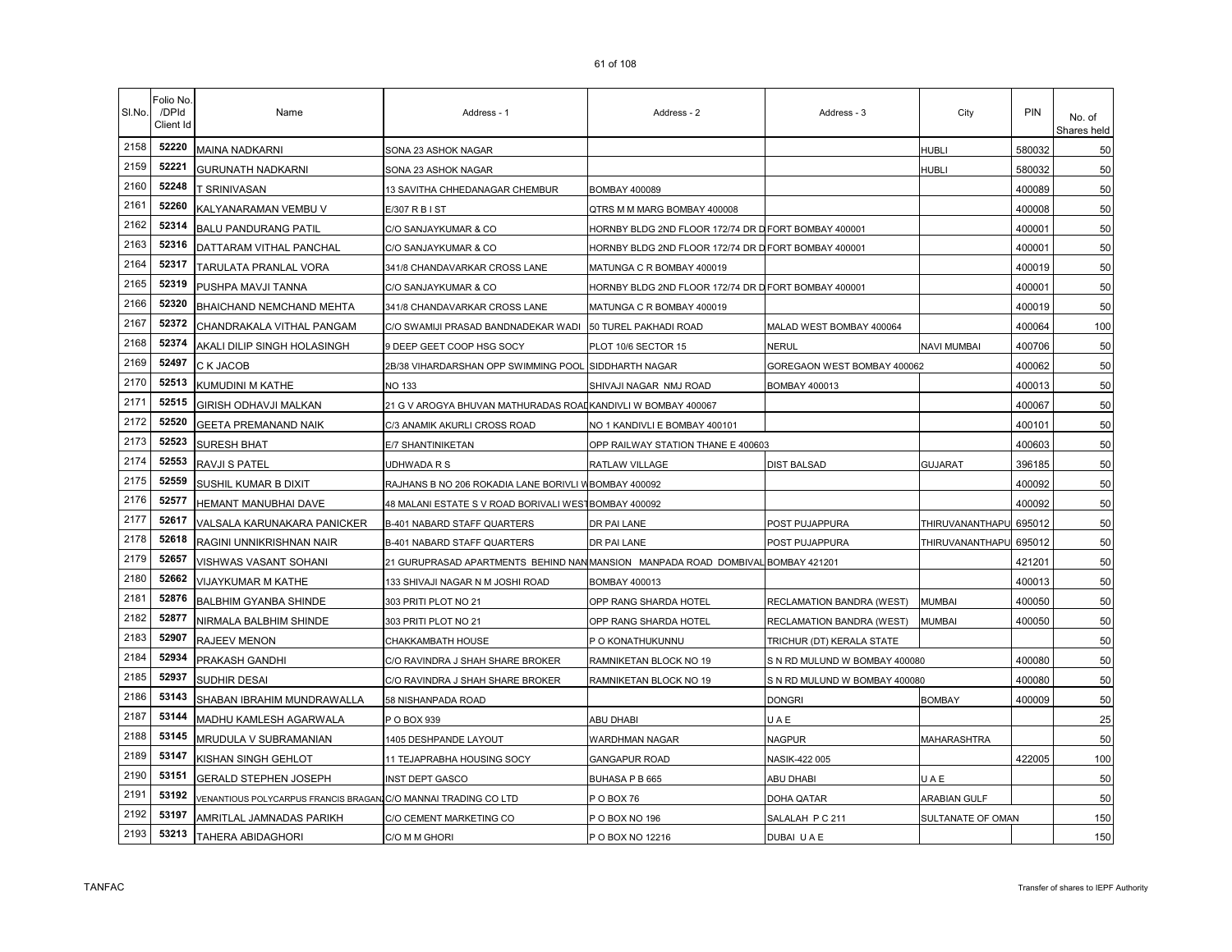| Sl.No. | Folio No. /DPId Client Id | Name | Address - 1 | Address - 2 | Address - 3 | City | PIN | No. of Shares held |
|---|---|---|---|---|---|---|---|---|
| 2158 | 52220 | MAINA NADKARNI | SONA 23 ASHOK NAGAR | | | HUBLI | 580032 | 50 |
| 2159 | 52221 | GURUNATH NADKARNI | SONA 23 ASHOK NAGAR | | | HUBLI | 580032 | 50 |
| 2160 | 52248 | T SRINIVASAN | 13 SAVITHA CHHEDANAGAR CHEMBUR | BOMBAY 400089 | | | 400089 | 50 |
| 2161 | 52260 | KALYANARAMAN VEMBU V | E/307 R B I ST | QTRS M M MARG BOMBAY 400008 | | | 400008 | 50 |
| 2162 | 52314 | BALU PANDURANG PATIL | C/O SANJAYKUMAR & CO | HORNBY BLDG 2ND FLOOR 172/74 DR D FORT BOMBAY 400001 | | | 400001 | 50 |
| 2163 | 52316 | DATTARAM VITHAL PANCHAL | C/O SANJAYKUMAR & CO | HORNBY BLDG 2ND FLOOR 172/74 DR D FORT BOMBAY 400001 | | | 400001 | 50 |
| 2164 | 52317 | TARULATA PRANLAL VORA | 341/8 CHANDAVARKAR CROSS LANE | MATUNGA C R BOMBAY 400019 | | | 400019 | 50 |
| 2165 | 52319 | PUSHPA MAVJI TANNA | C/O SANJAYKUMAR & CO | HORNBY BLDG 2ND FLOOR 172/74 DR D FORT BOMBAY 400001 | | | 400001 | 50 |
| 2166 | 52320 | BHAICHAND NEMCHAND MEHTA | 341/8 CHANDAVARKAR CROSS LANE | MATUNGA C R BOMBAY 400019 | | | 400019 | 50 |
| 2167 | 52372 | CHANDRAKALA VITHAL PANGAM | C/O SWAMIJI PRASAD BANDNADEKAR WADI | 50 TUREL PAKHADI ROAD | MALAD WEST BOMBAY 400064 | | 400064 | 100 |
| 2168 | 52374 | AKALI DILIP SINGH HOLASINGH | 9 DEEP GEET COOP HSG SOCY | PLOT 10/6 SECTOR 15 | NERUL | NAVI MUMBAI | 400706 | 50 |
| 2169 | 52497 | C K JACOB | 2B/38 VIHARDARSHAN OPP SWIMMING POOL | SIDDHARTH NAGAR | GOREGAON WEST BOMBAY 400062 | | 400062 | 50 |
| 2170 | 52513 | KUMUDINI M KATHE | NO 133 | SHIVAJI NAGAR NMJ ROAD | BOMBAY 400013 | | 400013 | 50 |
| 2171 | 52515 | GIRISH ODHAVJI MALKAN | 21 G V AROGYA BHUVAN MATHURADAS ROAD | KANDIVLI W BOMBAY 400067 | | | 400067 | 50 |
| 2172 | 52520 | GEETA PREMANAND NAIK | C/3 ANAMIK AKURLI CROSS ROAD | NO 1 KANDIVLI E BOMBAY 400101 | | | 400101 | 50 |
| 2173 | 52523 | SURESH BHAT | E/7 SHANTINIKETAN | OPP RAILWAY STATION THANE E 400603 | | | 400603 | 50 |
| 2174 | 52553 | RAVJI S PATEL | UDHWADA R S | RATLAW VILLAGE | DIST BALSAD | GUJARAT | 396185 | 50 |
| 2175 | 52559 | SUSHIL KUMAR B DIXIT | RAJHANS B NO 206 ROKADIA LANE BORIVLI W | BOMBAY 400092 | | | 400092 | 50 |
| 2176 | 52577 | HEMANT MANUBHAI DAVE | 48 MALANI ESTATE S V ROAD BORIVALI WEST | BOMBAY 400092 | | | 400092 | 50 |
| 2177 | 52617 | VALSALA KARUNAKARA PANICKER | B-401 NABARD STAFF QUARTERS | DR PAI LANE | POST PUJAPPURA | THIRUVANANTHAPU | 695012 | 50 |
| 2178 | 52618 | RAGINI UNNIKRISHNAN NAIR | B-401 NABARD STAFF QUARTERS | DR PAI LANE | POST PUJAPPURA | THIRUVANANTHAPU | 695012 | 50 |
| 2179 | 52657 | VISHWAS VASANT SOHANI | 21 GURUPRASAD APARTMENTS BEHIND NAN | MANSION MANPADA ROAD DOMBIVAL | BOMBAY 421201 | | 421201 | 50 |
| 2180 | 52662 | VIJAYKUMAR M KATHE | 133 SHIVAJI NAGAR N M JOSHI ROAD | BOMBAY 400013 | | | 400013 | 50 |
| 2181 | 52876 | BALBHIM GYANBA SHINDE | 303 PRITI PLOT NO 21 | OPP RANG SHARDA HOTEL | RECLAMATION BANDRA (WEST) | MUMBAI | 400050 | 50 |
| 2182 | 52877 | NIRMALA BALBHIM SHINDE | 303 PRITI PLOT NO 21 | OPP RANG SHARDA HOTEL | RECLAMATION BANDRA (WEST) | MUMBAI | 400050 | 50 |
| 2183 | 52907 | RAJEEV MENON | CHAKKAMBATH HOUSE | P O KONATHUKUNNU | TRICHUR (DT) KERALA STATE | | | 50 |
| 2184 | 52934 | PRAKASH GANDHI | C/O RAVINDRA J SHAH SHARE BROKER | RAMNIKETAN BLOCK NO 19 | S N RD MULUND W BOMBAY 400080 | | 400080 | 50 |
| 2185 | 52937 | SUDHIR DESAI | C/O RAVINDRA J SHAH SHARE BROKER | RAMNIKETAN BLOCK NO 19 | S N RD MULUND W BOMBAY 400080 | | 400080 | 50 |
| 2186 | 53143 | SHABAN IBRAHIM MUNDRAWALLA | 58 NISHANPADA ROAD | | DONGRI | BOMBAY | 400009 | 50 |
| 2187 | 53144 | MADHU KAMLESH AGARWALA | P O BOX 939 | ABU DHABI | U A E | | | 25 |
| 2188 | 53145 | MRUDULA V SUBRAMANIAN | 1405 DESHPANDE LAYOUT | WARDHMAN NAGAR | NAGPUR | MAHARASHTRA | | 50 |
| 2189 | 53147 | KISHAN SINGH GEHLOT | 11 TEJAPRABHA HOUSING SOCY | GANGAPUR ROAD | NASIK-422 005 | | 422005 | 100 |
| 2190 | 53151 | GERALD STEPHEN JOSEPH | INST DEPT GASCO | BUHASA P B 665 | ABU DHABI | U A E | | 50 |
| 2191 | 53192 | VENANTIOUS POLYCARPUS FRANCIS BRAGAN | C/O MANNAI TRADING CO LTD | P O BOX 76 | DOHA QATAR | ARABIAN GULF | | 50 |
| 2192 | 53197 | AMRITLAL JAMNADAS PARIKH | C/O CEMENT MARKETING CO | P O BOX NO 196 | SALALAH P C 211 | SULTANATE OF OMAN | | 150 |
| 2193 | 53213 | TAHERA ABIDAGHORI | C/O M M GHORI | P O BOX NO 12216 | DUBAI U A E | | | 150 |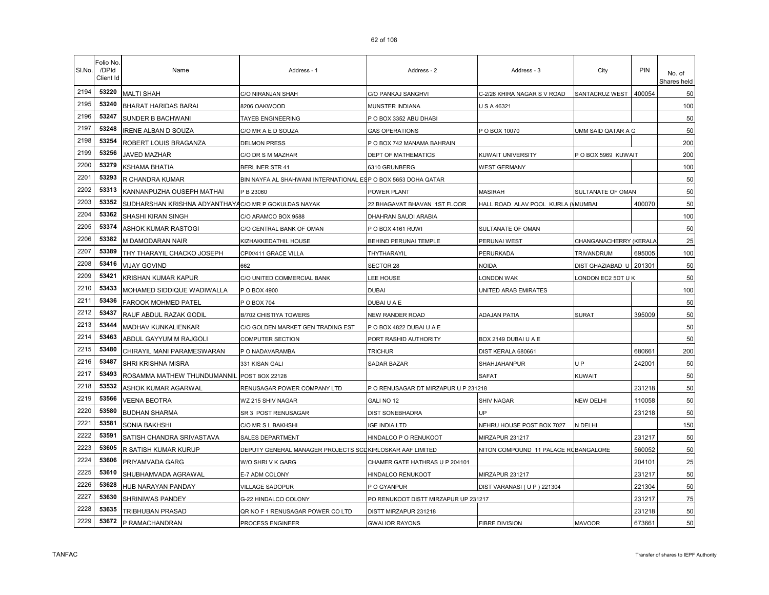| Sl.No. | Folio No. /DPId Client Id | Name | Address - 1 | Address - 2 | Address - 3 | City | PIN | No. of Shares held |
|---|---|---|---|---|---|---|---|---|
| 2194 | 53220 | MALTI SHAH | C/O NIRANJAN SHAH | C/O PANKAJ SANGHVI | C-2/26 KHIRA NAGAR S V ROAD | SANTACRUZ WEST | 400054 | 50 |
| 2195 | 53240 | BHARAT HARIDAS BARAI | 8206 OAKWOOD | MUNSTER INDIANA | U S A 46321 | | | 100 |
| 2196 | 53247 | SUNDER B BACHWANI | TAYEB ENGINEERING | P O BOX 3352 ABU DHABI | | | | 50 |
| 2197 | 53248 | IRENE ALBAN D SOUZA | C/O MR A E D SOUZA | GAS OPERATIONS | P O BOX 10070 | UMM SAID QATAR A G | | 50 |
| 2198 | 53254 | ROBERT LOUIS BRAGANZA | DELMON PRESS | P O BOX 742 MANAMA BAHRAIN | | | | 200 |
| 2199 | 53256 | JAVED MAZHAR | C/O DR S M MAZHAR | DEPT OF MATHEMATICS | KUWAIT UNIVERSITY | P O BOX 5969 KUWAIT | | 200 |
| 2200 | 53279 | KSHAMA BHATIA | BERLINER STR 41 | 6310 GRUNBERG | WEST GERMANY | | | 100 |
| 2201 | 53293 | R CHANDRA KUMAR | BIN NAYFA AL SHAHWANI INTERNATIONAL ES | P O BOX 5653 DOHA QATAR | | | | 50 |
| 2202 | 53313 | KANNANPUZHA OUSEPH MATHAI | P B 23060 | POWER PLANT | MASIRAH | SULTANATE OF OMAN | | 50 |
| 2203 | 53352 | SUDHARSHAN KRISHNA ADYANTHAYA | C/O MR P GOKULDAS NAYAK | 22 BHAGAVAT BHAVAN 1ST FLOOR | HALL ROAD ALAV POOL KURLA (W | MUMBAI | 400070 | 50 |
| 2204 | 53362 | SHASHI KIRAN SINGH | C/O ARAMCO BOX 9588 | DHAHRAN SAUDI ARABIA | | | | 100 |
| 2205 | 53374 | ASHOK KUMAR RASTOGI | C/O CENTRAL BANK OF OMAN | P O BOX 4161 RUWI | SULTANATE OF OMAN | | | 50 |
| 2206 | 53382 | M DAMODARAN NAIR | KIZHAKKEDATHIL HOUSE | BEHIND PERUNAI TEMPLE | PERUNAI WEST | CHANGANACHERRY (KERALA | | 25 |
| 2207 | 53389 | THY THARAYIL CHACKO JOSEPH | CPIX/411 GRACE VILLA | THYTHARAYIL | PERURKADA | TRIVANDRUM | 695005 | 100 |
| 2208 | 53416 | VIJAY GOVIND | 662 | SECTOR 28 | NOIDA | DIST GHAZIABAD U | 201301 | 50 |
| 2209 | 53421 | KRISHAN KUMAR KAPUR | C/O UNITED COMMERCIAL BANK | LEE HOUSE | LONDON WAK | LONDON EC2 5DT U K | | 50 |
| 2210 | 53433 | MOHAMED SIDDIQUE WADIWALLA | P O BOX 4900 | DUBAI | UNITED ARAB EMIRATES | | | 100 |
| 2211 | 53436 | FAROOK MOHMED PATEL | P O BOX 704 | DUBAI U A E | | | | 50 |
| 2212 | 53437 | RAUF ABDUL RAZAK GODIL | B/702 CHISTIYA TOWERS | NEW RANDER ROAD | ADAJAN PATIA | SURAT | 395009 | 50 |
| 2213 | 53444 | MADHAV KUNKALIENKAR | C/O GOLDEN MARKET GEN TRADING EST | P O BOX 4822 DUBAI U A E | | | | 50 |
| 2214 | 53463 | ABDUL GAYYUM M RAJGOLI | COMPUTER SECTION | PORT RASHID AUTHORITY | BOX 2149 DUBAI U A E | | | 50 |
| 2215 | 53480 | CHIRAYIL MANI PARAMESWARAN | P O NADAVARAMBA | TRICHUR | DIST KERALA 680661 | | 680661 | 200 |
| 2216 | 53487 | SHRI KRISHNA MISRA | 331 KISAN GALI | SADAR BAZAR | SHAHJAHANPUR | U P | 242001 | 50 |
| 2217 | 53493 | ROSAMMA MATHEW THUNDUMANNIL | POST BOX 22128 | | SAFAT | KUWAIT | | 50 |
| 2218 | 53532 | ASHOK KUMAR AGARWAL | RENUSAGAR POWER COMPANY LTD | P O RENUSAGAR DT MIRZAPUR U P 231218 | | | 231218 | 50 |
| 2219 | 53566 | VEENA BEOTRA | WZ 215 SHIV NAGAR | GALI NO 12 | SHIV NAGAR | NEW DELHI | 110058 | 50 |
| 2220 | 53580 | BUDHAN SHARMA | SR 3 POST RENUSAGAR | DIST SONEBHADRA | UP | | 231218 | 50 |
| 2221 | 53581 | SONIA BAKHSHI | C/O MR S L BAKHSHI | IGE INDIA LTD | NEHRU HOUSE POST BOX 7027 | N DELHI | | 150 |
| 2222 | 53591 | SATISH CHANDRA SRIVASTAVA | SALES DEPARTMENT | HINDALCO P O RENUKOOT | MIRZAPUR 231217 | | 231217 | 50 |
| 2223 | 53605 | R SATISH KUMAR KURUP | DEPUTY GENERAL MANAGER PROJECTS SCD | KIRLOSKAR AAF LIMITED | NITON COMPOUND 11 PALACE RC | BANGALORE | 560052 | 50 |
| 2224 | 53606 | PRIYAMVADA GARG | W/O SHRI V K GARG | CHAMER GATE HATHRAS U P 204101 | | | 204101 | 25 |
| 2225 | 53610 | SHUBHAMVADA AGRAWAL | E-7 ADM COLONY | HINDALCO RENUKOOT | MIRZAPUR 231217 | | 231217 | 50 |
| 2226 | 53628 | HUB NARAYAN PANDAY | VILLAGE SADOPUR | P O GYANPUR | DIST VARANASI ( U P ) 221304 | | 221304 | 50 |
| 2227 | 53630 | SHRINIWAS PANDEY | G-22 HINDALCO COLONY | PO RENUKOOT DISTT MIRZAPUR UP 231217 | | | 231217 | 75 |
| 2228 | 53635 | TRIBHUBAN PRASAD | QR NO F 1 RENUSAGAR POWER CO LTD | DISTT MIRZAPUR 231218 | | | 231218 | 50 |
| 2229 | 53672 | P RAMACHANDRAN | PROCESS ENGINEER | GWALIOR RAYONS | FIBRE DIVISION | MAVOOR | 673661 | 50 |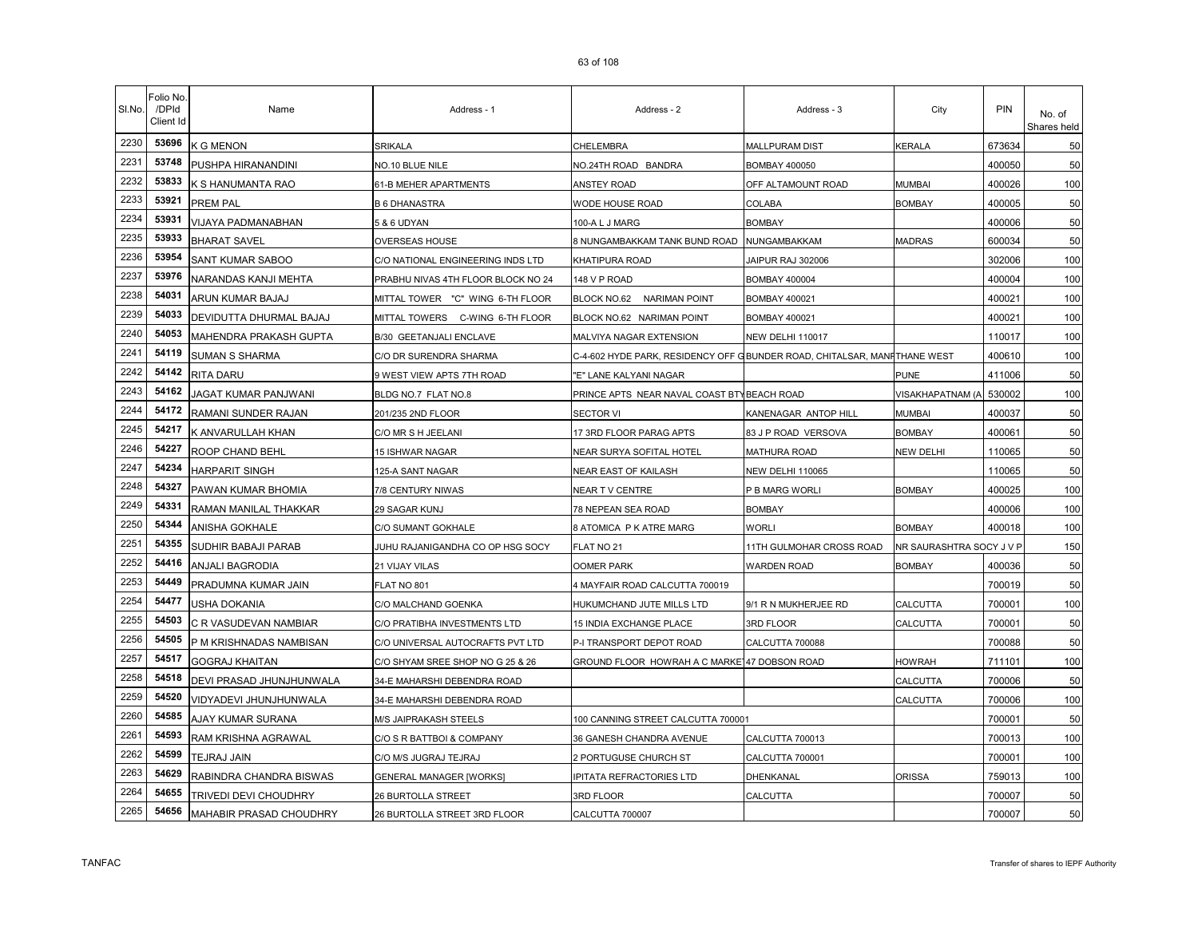| Sl.No. | Folio No. /DPId Client Id | Name | Address - 1 | Address - 2 | Address - 3 | City | PIN | No. of Shares held |
|---|---|---|---|---|---|---|---|---|
| 2230 | 53696 | K G MENON | SRIKALA | CHELEMBRA | MALLPURAM DIST | KERALA | 673634 | 50 |
| 2231 | 53748 | PUSHPA HIRANANDINI | NO.10 BLUE NILE | NO.24TH ROAD BANDRA | BOMBAY 400050 | | 400050 | 50 |
| 2232 | 53833 | K S HANUMANTA RAO | 61-B MEHER APARTMENTS | ANSTEY ROAD | OFF ALTAMOUNT ROAD | MUMBAI | 400026 | 100 |
| 2233 | 53921 | PREM PAL | B 6 DHANASTRA | WODE HOUSE ROAD | COLABA | BOMBAY | 400005 | 50 |
| 2234 | 53931 | VIJAYA PADMANABHAN | 5 & 6 UDYAN | 100-A L J MARG | BOMBAY | | 400006 | 50 |
| 2235 | 53933 | BHARAT SAVEL | OVERSEAS HOUSE | 8 NUNGAMBAKKAM TANK BUND ROAD | NUNGAMBAKKAM | MADRAS | 600034 | 50 |
| 2236 | 53954 | SANT KUMAR SABOO | C/O NATIONAL ENGINEERING INDS LTD | KHATIPURA ROAD | JAIPUR RAJ 302006 | | 302006 | 100 |
| 2237 | 53976 | NARANDAS KANJI MEHTA | PRABHU NIVAS 4TH FLOOR BLOCK NO 24 | 148 V P ROAD | BOMBAY 400004 | | 400004 | 100 |
| 2238 | 54031 | ARUN KUMAR BAJAJ | MITTAL TOWER "C" WING 6-TH FLOOR | BLOCK NO.62 NARIMAN POINT | BOMBAY 400021 | | 400021 | 100 |
| 2239 | 54033 | DEVIDUTTA DHURMAL BAJAJ | MITTAL TOWERS C-WING 6-TH FLOOR | BLOCK NO.62 NARIMAN POINT | BOMBAY 400021 | | 400021 | 100 |
| 2240 | 54053 | MAHENDRA PRAKASH GUPTA | B/30 GEETANJALI ENCLAVE | MALVIYA NAGAR EXTENSION | NEW DELHI 110017 | | 110017 | 100 |
| 2241 | 54119 | SUMAN S SHARMA | C/O DR SURENDRA SHARMA | C-4-602 HYDE PARK, RESIDENCY OFF G | BUNDER ROAD, CHITALSAR, MANP | THANE WEST | 400610 | 100 |
| 2242 | 54142 | RITA DARU | 9 WEST VIEW APTS 7TH ROAD | "E" LANE KALYANI NAGAR | | PUNE | 411006 | 50 |
| 2243 | 54162 | JAGAT KUMAR PANJWANI | BLDG NO.7 FLAT NO.8 | PRINCE APTS NEAR NAVAL COAST BTY | BEACH ROAD | VISAKHAPATNAM (A | 530002 | 100 |
| 2244 | 54172 | RAMANI SUNDER RAJAN | 201/235 2ND FLOOR | SECTOR VI | KANENAGAR ANTOP HILL | MUMBAI | 400037 | 50 |
| 2245 | 54217 | K ANVARULLAH KHAN | C/O MR S H JEELANI | 17 3RD FLOOR PARAG APTS | 83 J P ROAD VERSOVA | BOMBAY | 400061 | 50 |
| 2246 | 54227 | ROOP CHAND BEHL | 15 ISHWAR NAGAR | NEAR SURYA SOFITAL HOTEL | MATHURA ROAD | NEW DELHI | 110065 | 50 |
| 2247 | 54234 | HARPARIT SINGH | 125-A SANT NAGAR | NEAR EAST OF KAILASH | NEW DELHI 110065 | | 110065 | 50 |
| 2248 | 54327 | PAWAN KUMAR BHOMIA | 7/8 CENTURY NIWAS | NEAR T V CENTRE | P B MARG WORLI | BOMBAY | 400025 | 100 |
| 2249 | 54331 | RAMAN MANILAL THAKKAR | 29 SAGAR KUNJ | 78 NEPEAN SEA ROAD | BOMBAY | | 400006 | 100 |
| 2250 | 54344 | ANISHA GOKHALE | C/O SUMANT GOKHALE | 8 ATOMICA P K ATRE MARG | WORLI | BOMBAY | 400018 | 100 |
| 2251 | 54355 | SUDHIR BABAJI PARAB | JUHU RAJANIGANDHA CO OP HSG SOCY | FLAT NO 21 | 11TH GULMOHAR CROSS ROAD | NR SAURASHTRA SOCY J V P | | 150 |
| 2252 | 54416 | ANJALI BAGRODIA | 21 VIJAY VILAS | OOMER PARK | WARDEN ROAD | BOMBAY | 400036 | 50 |
| 2253 | 54449 | PRADUMNA KUMAR JAIN | FLAT NO 801 | 4 MAYFAIR ROAD CALCUTTA 700019 | | | 700019 | 50 |
| 2254 | 54477 | USHA DOKANIA | C/O MALCHAND GOENKA | HUKUMCHAND JUTE MILLS LTD | 9/1 R N MUKHERJEE RD | CALCUTTA | 700001 | 100 |
| 2255 | 54503 | C R VASUDEVAN NAMBIAR | C/O PRATIBHA INVESTMENTS LTD | 15 INDIA EXCHANGE PLACE | 3RD FLOOR | CALCUTTA | 700001 | 50 |
| 2256 | 54505 | P M KRISHNADAS NAMBISAN | C/O UNIVERSAL AUTOCRAFTS PVT LTD | P-I TRANSPORT DEPOT ROAD | CALCUTTA 700088 | | 700088 | 50 |
| 2257 | 54517 | GOGRAJ KHAITAN | C/O SHYAM SREE SHOP NO G 25 & 26 | GROUND FLOOR HOWRAH A C MARKET | 47 DOBSON ROAD | HOWRAH | 711101 | 100 |
| 2258 | 54518 | DEVI PRASAD JHUNJHUNWALA | 34-E MAHARSHI DEBENDRA ROAD | | | CALCUTTA | 700006 | 50 |
| 2259 | 54520 | VIDYADEVI JHUNJHUNWALA | 34-E MAHARSHI DEBENDRA ROAD | | | CALCUTTA | 700006 | 100 |
| 2260 | 54585 | AJAY KUMAR SURANA | M/S JAIPRAKASH STEELS | 100 CANNING STREET CALCUTTA 700001 | | | 700001 | 50 |
| 2261 | 54593 | RAM KRISHNA AGRAWAL | C/O S R BATTBOI & COMPANY | 36 GANESH CHANDRA AVENUE | CALCUTTA 700013 | | 700013 | 100 |
| 2262 | 54599 | TEJRAJ JAIN | C/O M/S JUGRAJ TEJRAJ | 2 PORTUGUSE CHURCH ST | CALCUTTA 700001 | | 700001 | 100 |
| 2263 | 54629 | RABINDRA CHANDRA BISWAS | GENERAL MANAGER [WORKS] | IPITATA REFRACTORIES LTD | DHENKANAL | ORISSA | 759013 | 100 |
| 2264 | 54655 | TRIVEDI DEVI CHOUDHRY | 26 BURTOLLA STREET | 3RD FLOOR | CALCUTTA | | 700007 | 50 |
| 2265 | 54656 | MAHABIR PRASAD CHOUDHRY | 26 BURTOLLA STREET 3RD FLOOR | CALCUTTA 700007 | | | 700007 | 50 |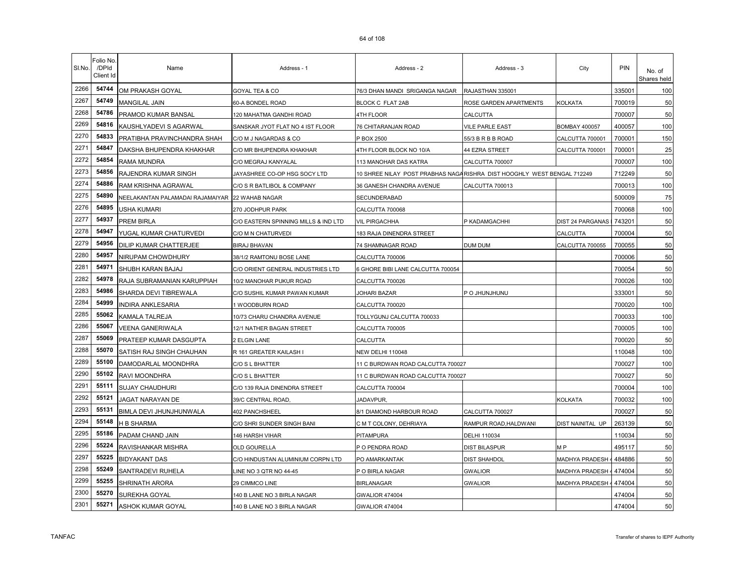| Sl.No. | Folio No. /DPId Client Id | Name | Address - 1 | Address - 2 | Address - 3 | City | PIN | No. of Shares held |
|---|---|---|---|---|---|---|---|---|
| 2266 | 54744 | OM PRAKASH GOYAL | GOYAL TEA & CO | 76/3 DHAN MANDI SRIGANGA NAGAR | RAJASTHAN 335001 | | 335001 | 100 |
| 2267 | 54749 | MANGILAL JAIN | 60-A BONDEL ROAD | BLOCK C FLAT 2AB | ROSE GARDEN APARTMENTS | KOLKATA | 700019 | 50 |
| 2268 | 54786 | PRAMOD KUMAR BANSAL | 120 MAHATMA GANDHI ROAD | 4TH FLOOR | CALCUTTA | | 700007 | 50 |
| 2269 | 54816 | KAUSHLYADEVI S AGARWAL | SANSKAR JYOT FLAT NO 4 IST FLOOR | 76 CHITARANJAN ROAD | VILE PARLE EAST | BOMBAY 400057 | 400057 | 100 |
| 2270 | 54833 | PRATIBHA PRAVINCHANDRA SHAH | C/O M J NAGARDAS & CO | P BOX 2500 | 55/3 B R B B ROAD | CALCUTTA 700001 | 700001 | 150 |
| 2271 | 54847 | DAKSHA BHUPENDRA KHAKHAR | C/O MR BHUPENDRA KHAKHAR | 4TH FLOOR BLOCK NO 10/A | 44 EZRA STREET | CALCUTTA 700001 | 700001 | 25 |
| 2272 | 54854 | RAMA MUNDRA | C/O MEGRAJ KANYALAL | 113 MANOHAR DAS KATRA | CALCUTTA 700007 | | 700007 | 100 |
| 2273 | 54856 | RAJENDRA KUMAR SINGH | JAYASHREE CO-OP HSG SOCY LTD | 10 SHREE NILAY POST PRABHAS NAGA | RISHRA DIST HOOGHLY WEST BENGAL 712249 | | 712249 | 50 |
| 2274 | 54886 | RAM KRISHNA AGRAWAL | C/O S R BATLIBOL & COMPANY | 36 GANESH CHANDRA AVENUE | CALCUTTA 700013 | | 700013 | 100 |
| 2275 | 54890 | NEELAKANTAN PALAMADAI RAJAMAIYAR | 22 WAHAB NAGAR | SECUNDERABAD | | | 500009 | 75 |
| 2276 | 54895 | USHA KUMARI | 270 JODHPUR PARK | CALCUTTA 700068 | | | 700068 | 100 |
| 2277 | 54937 | PREM BIRLA | C/O EASTERN SPINNING MILLS & IND LTD | VIL PIRGACHHA | P KADAMGACHHI | DIST 24 PARGANAS | 743201 | 50 |
| 2278 | 54947 | YUGAL KUMAR CHATURVEDI | C/O M N CHATURVEDI | 183 RAJA DINENDRA STREET | | CALCUTTA | 700004 | 50 |
| 2279 | 54956 | DILIP KUMAR CHATTERJEE | BIRAJ BHAVAN | 74 SHAMNAGAR ROAD | DUM DUM | CALCUTTA 700055 | 700055 | 50 |
| 2280 | 54957 | NIRUPAM CHOWDHURY | 38/1/2 RAMTONU BOSE LANE | CALCUTTA 700006 | | | 700006 | 50 |
| 2281 | 54971 | SHUBH KARAN BAJAJ | C/O ORIENT GENERAL INDUSTRIES LTD | 6 GHORE BIBI LANE CALCUTTA 700054 | | | 700054 | 50 |
| 2282 | 54978 | RAJA SUBRAMANIAN KARUPPIAH | 10/2 MANOHAR PUKUR ROAD | CALCUTTA 700026 | | | 700026 | 100 |
| 2283 | 54986 | SHARDA DEVI TIBREWALA | C/O SUSHIL KUMAR PAWAN KUMAR | JOHARI BAZAR | P O JHUNJHUNU | | 333001 | 50 |
| 2284 | 54999 | INDIRA ANKLESARIA | 1 WOODBURN ROAD | CALCUTTA 700020 | | | 700020 | 100 |
| 2285 | 55062 | KAMALA TALREJA | 10/73 CHARU CHANDRA AVENUE | TOLLYGUNJ CALCUTTA 700033 | | | 700033 | 100 |
| 2286 | 55067 | VEENA GANERIWALA | 12/1 NATHER BAGAN STREET | CALCUTTA 700005 | | | 700005 | 100 |
| 2287 | 55069 | PRATEEP KUMAR DASGUPTA | 2 ELGIN LANE | CALCUTTA | | | 700020 | 50 |
| 2288 | 55070 | SATISH RAJ SINGH CHAUHAN | R 161 GREATER KAILASH I | NEW DELHI 110048 | | | 110048 | 100 |
| 2289 | 55100 | DAMODARLAL MOONDHRA | C/O S L BHATTER | 11 C BURDWAN ROAD CALCUTTA 700027 | | | 700027 | 100 |
| 2290 | 55102 | RAVI MOONDHRA | C/O S L BHATTER | 11 C BURDWAN ROAD CALCUTTA 700027 | | | 700027 | 50 |
| 2291 | 55111 | SUJAY CHAUDHURI | C/O 139 RAJA DINENDRA STREET | CALCUTTA 700004 | | | 700004 | 100 |
| 2292 | 55121 | JAGAT NARAYAN DE | 39/C CENTRAL ROAD, | JADAVPUR, | | KOLKATA | 700032 | 100 |
| 2293 | 55131 | BIMLA DEVI JHUNJHUNWALA | 402 PANCHSHEEL | 8/1 DIAMOND HARBOUR ROAD | CALCUTTA 700027 | | 700027 | 50 |
| 2294 | 55148 | H B SHARMA | C/O SHRI SUNDER SINGH BANI | C M T COLONY, DEHRIAYA | RAMPUR ROAD,HALDWANI | DIST NAINITAL UP | 263139 | 50 |
| 2295 | 55186 | PADAM CHAND JAIN | 146 HARSH VIHAR | PITAMPURA | DELHI 110034 | | 110034 | 50 |
| 2296 | 55224 | RAVISHANKAR MISHRA | OLD GOURELLA | P O PENDRA ROAD | DIST BILASPUR | M P | 495117 | 50 |
| 2297 | 55225 | BIDYAKANT DAS | C/O HINDUSTAN ALUMINIUM CORPN LTD | PO AMARKANTAK | DIST SHAHDOL | MADHYA PRADESH | 484886 | 50 |
| 2298 | 55249 | SANTRADEVI RUHELA | LINE NO 3 QTR NO 44-45 | P O BIRLA NAGAR | GWALIOR | MADHYA PRADESH | 474004 | 50 |
| 2299 | 55255 | SHRINATH ARORA | 29 CIMMCO LINE | BIRLANAGAR | GWALIOR | MADHYA PRADESH | 474004 | 50 |
| 2300 | 55270 | SUREKHA GOYAL | 140 B LANE NO 3 BIRLA NAGAR | GWALIOR 474004 | | | 474004 | 50 |
| 2301 | 55271 | ASHOK KUMAR GOYAL | 140 B LANE NO 3 BIRLA NAGAR | GWALIOR 474004 | | | 474004 | 50 |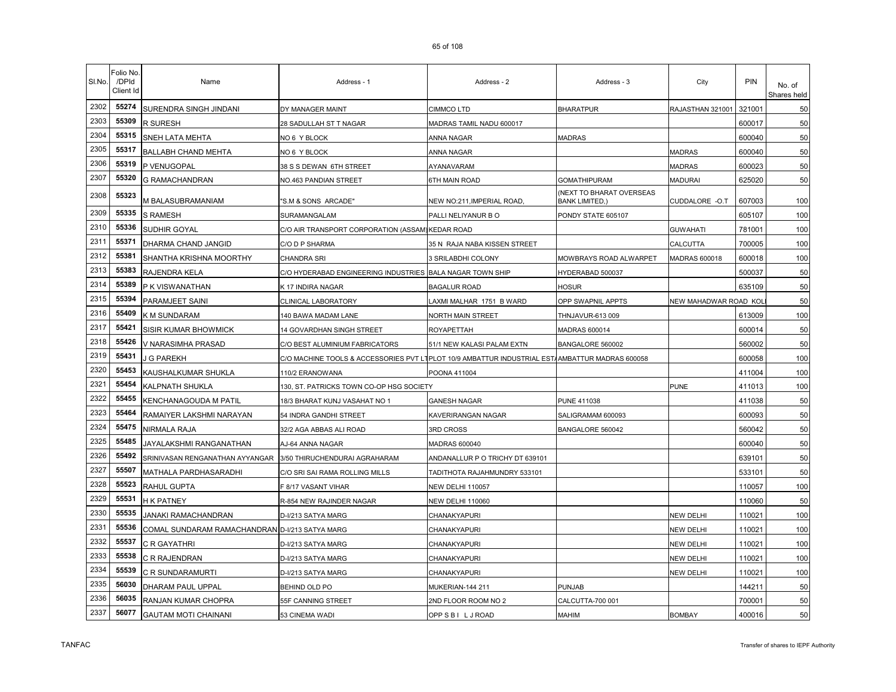| Sl.No. | Folio No. /DPId Client Id | Name | Address - 1 | Address - 2 | Address - 3 | City | PIN | No. of Shares held |
|---|---|---|---|---|---|---|---|---|
| 2302 | 55274 | SURENDRA SINGH JINDANI | DY MANAGER MAINT | CIMMCO LTD | BHARATPUR | RAJASTHAN 321001 | 321001 | 50 |
| 2303 | 55309 | R SURESH | 28 SADULLAH ST T NAGAR | MADRAS TAMIL NADU 600017 | | | 600017 | 50 |
| 2304 | 55315 | SNEH LATA MEHTA | NO 6 Y BLOCK | ANNA NAGAR | MADRAS | | 600040 | 50 |
| 2305 | 55317 | BALLABH CHAND MEHTA | NO 6 Y BLOCK | ANNA NAGAR | | MADRAS | 600040 | 50 |
| 2306 | 55319 | P VENUGOPAL | 38 S S DEWAN 6TH STREET | AYANAVARAM | | MADRAS | 600023 | 50 |
| 2307 | 55320 | G RAMACHANDRAN | NO.463 PANDIAN STREET | 6TH MAIN ROAD | GOMATHIPURAM | MADURAI | 625020 | 50 |
| 2308 | 55323 | M BALASUBRAMANIAM | "S.M & SONS ARCADE" | NEW NO:211,IMPERIAL ROAD, | (NEXT TO BHARAT OVERSEAS BANK LIMITED,) | CUDDALORE -O.T | 607003 | 100 |
| 2309 | 55335 | S RAMESH | SURAMANGALAM | PALLI NELIYANUR B O | PONDY STATE 605107 | | 605107 | 100 |
| 2310 | 55336 | SUDHIR GOYAL | C/O AIR TRANSPORT CORPORATION (ASSAM) | KEDAR ROAD | | GUWAHATI | 781001 | 100 |
| 2311 | 55371 | DHARMA CHAND JANGID | C/O D P SHARMA | 35 N RAJA NABA KISSEN STREET | | CALCUTTA | 700005 | 100 |
| 2312 | 55381 | SHANTHA KRISHNA MOORTHY | CHANDRA SRI | 3 SRILABDHI COLONY | MOWBRAYS ROAD ALWARPET | MADRAS 600018 | 600018 | 100 |
| 2313 | 55383 | RAJENDRA KELA | C/O HYDERABAD ENGINEERING INDUSTRIES | BALA NAGAR TOWN SHIP | HYDERABAD 500037 | | 500037 | 50 |
| 2314 | 55389 | P K VISWANATHAN | K 17 INDIRA NAGAR | BAGALUR ROAD | HOSUR | | 635109 | 50 |
| 2315 | 55394 | PARAMJEET SAINI | CLINICAL LABORATORY | LAXMI MALHAR 1751 B WARD | OPP SWAPNIL APPTS | NEW MAHADWAR ROAD KOL | | 50 |
| 2316 | 55409 | K M SUNDARAM | 140 BAWA MADAM LANE | NORTH MAIN STREET | THNJAVUR-613 009 | | 613009 | 100 |
| 2317 | 55421 | SISIR KUMAR BHOWMICK | 14 GOVARDHAN SINGH STREET | ROYAPETTAH | MADRAS 600014 | | 600014 | 50 |
| 2318 | 55426 | V NARASIMHA PRASAD | C/O BEST ALUMINIUM FABRICATORS | 51/1 NEW KALASI PALAM EXTN | BANGALORE 560002 | | 560002 | 50 |
| 2319 | 55431 | J G PAREKH | C/O MACHINE TOOLS & ACCESSORIES PVT LT | PLOT 10/9 AMBATTUR INDUSTRIAL EST | AMBATTUR MADRAS 600058 | | 600058 | 100 |
| 2320 | 55453 | KAUSHALKUMAR SHUKLA | 110/2 ERANOWANA | POONA 411004 | | | 411004 | 100 |
| 2321 | 55454 | KALPNATH SHUKLA | 130, ST. PATRICKS TOWN CO-OP HSG SOCIETY | | | PUNE | 411013 | 100 |
| 2322 | 55455 | KENCHANAGOUDA M PATIL | 18/3 BHARAT KUNJ VASAHAT NO 1 | GANESH NAGAR | PUNE 411038 | | 411038 | 50 |
| 2323 | 55464 | RAMAIYER LAKSHMI NARAYAN | 54 INDRA GANDHI STREET | KAVERIRANGAN NAGAR | SALIGRAMAM 600093 | | 600093 | 50 |
| 2324 | 55475 | NIRMALA RAJA | 32/2 AGA ABBAS ALI ROAD | 3RD CROSS | BANGALORE 560042 | | 560042 | 50 |
| 2325 | 55485 | JAYALAKSHMI RANGANATHAN | AJ-64 ANNA NAGAR | MADRAS 600040 | | | 600040 | 50 |
| 2326 | 55492 | SRINIVASAN RENGANATHAN AYYANGAR | 3/50 THIRUCHENDURAI AGRAHARAM | ANDANALLUR P O TRICHY DT 639101 | | | 639101 | 50 |
| 2327 | 55507 | MATHALA PARDHASARADHI | C/O SRI SAI RAMA ROLLING MILLS | TADITHOTA RAJAHMUNDRY 533101 | | | 533101 | 50 |
| 2328 | 55523 | RAHUL GUPTA | F 8/17 VASANT VIHAR | NEW DELHI 110057 | | | 110057 | 100 |
| 2329 | 55531 | H K PATNEY | R-854 NEW RAJINDER NAGAR | NEW DELHI 110060 | | | 110060 | 50 |
| 2330 | 55535 | JANAKI RAMACHANDRAN | D-I/213 SATYA MARG | CHANAKYAPURI | | NEW DELHI | 110021 | 100 |
| 2331 | 55536 | COMAL SUNDARAM RAMACHANDRAN | D-I/213 SATYA MARG | CHANAKYAPURI | | NEW DELHI | 110021 | 100 |
| 2332 | 55537 | C R GAYATHRI | D-I/213 SATYA MARG | CHANAKYAPURI | | NEW DELHI | 110021 | 100 |
| 2333 | 55538 | C R RAJENDRAN | D-I/213 SATYA MARG | CHANAKYAPURI | | NEW DELHI | 110021 | 100 |
| 2334 | 55539 | C R SUNDARAMURTI | D-I/213 SATYA MARG | CHANAKYAPURI | | NEW DELHI | 110021 | 100 |
| 2335 | 56030 | DHARAM PAUL UPPAL | BEHIND OLD PO | MUKERIAN-144 211 | PUNJAB | | 144211 | 50 |
| 2336 | 56035 | RANJAN KUMAR CHOPRA | 55F CANNING STREET | 2ND FLOOR ROOM NO 2 | CALCUTTA-700 001 | | 700001 | 50 |
| 2337 | 56077 | GAUTAM MOTI CHAINANI | 53 CINEMA WADI | OPP S B I L J ROAD | MAHIM | BOMBAY | 400016 | 50 |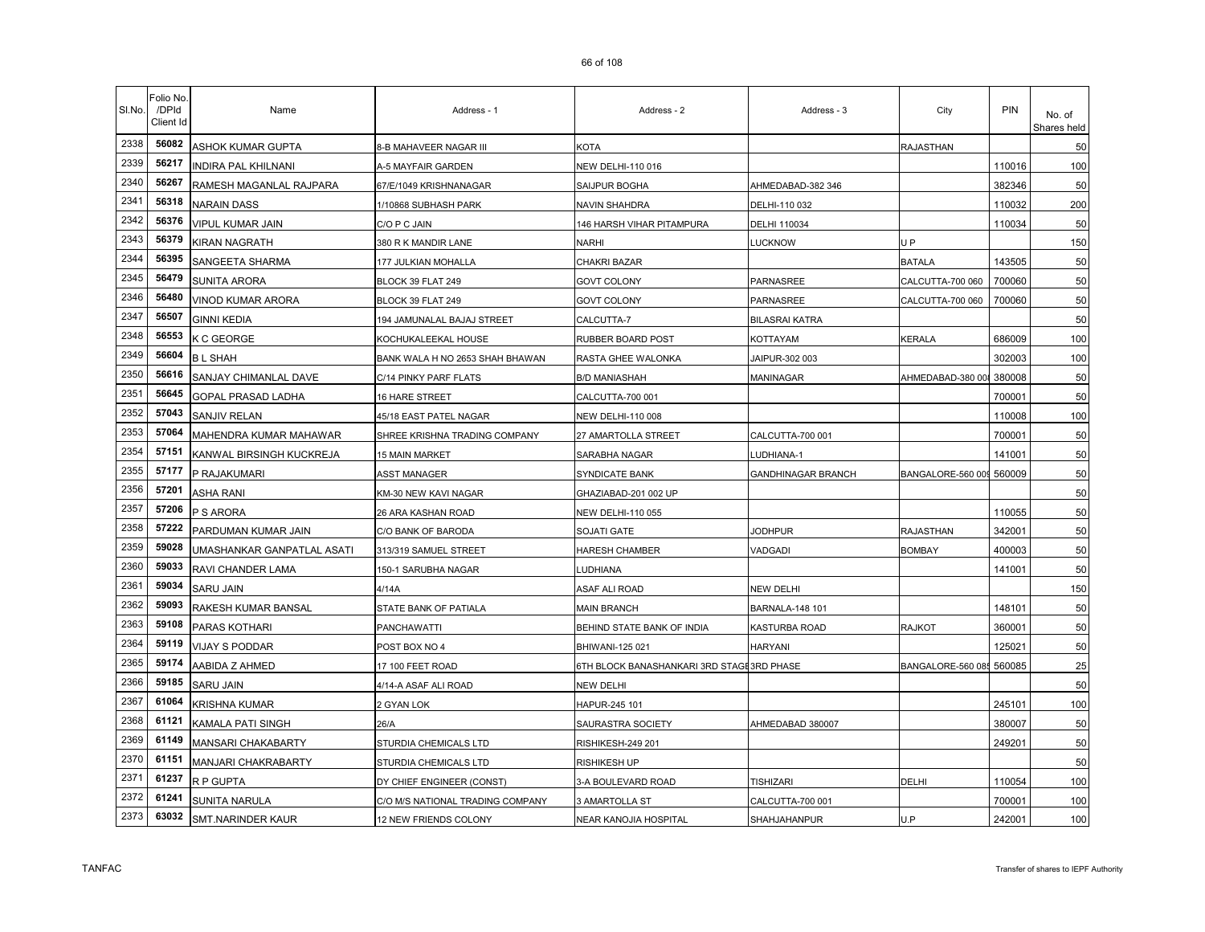| Sl.No. | Folio No. /DPId Client Id | Name | Address - 1 | Address - 2 | Address - 3 | City | PIN | No. of Shares held |
|---|---|---|---|---|---|---|---|---|
| 2338 | 56082 | ASHOK KUMAR GUPTA | 8-B MAHAVEER NAGAR III | KOTA | | RAJASTHAN | | 50 |
| 2339 | 56217 | INDIRA PAL KHILNANI | A-5 MAYFAIR GARDEN | NEW DELHI-110 016 | | | 110016 | 100 |
| 2340 | 56267 | RAMESH MAGANLAL RAJPARA | 67/E/1049 KRISHNANAGAR | SAIJPUR BOGHA | AHMEDABAD-382 346 | | 382346 | 50 |
| 2341 | 56318 | NARAIN DASS | 1/10868 SUBHASH PARK | NAVIN SHAHDRA | DELHI-110 032 | | 110032 | 200 |
| 2342 | 56376 | VIPUL KUMAR JAIN | C/O P C JAIN | 146 HARSH VIHAR PITAMPURA | DELHI 110034 | | 110034 | 50 |
| 2343 | 56379 | KIRAN NAGRATH | 380 R K MANDIR LANE | NARHI | LUCKNOW | U P | | 150 |
| 2344 | 56395 | SANGEETA SHARMA | 177 JULKIAN MOHALLA | CHAKRI BAZAR | | BATALA | 143505 | 50 |
| 2345 | 56479 | SUNITA ARORA | BLOCK 39 FLAT 249 | GOVT COLONY | PARNASREE | CALCUTTA-700 060 | 700060 | 50 |
| 2346 | 56480 | VINOD KUMAR ARORA | BLOCK 39 FLAT 249 | GOVT COLONY | PARNASREE | CALCUTTA-700 060 | 700060 | 50 |
| 2347 | 56507 | GINNI KEDIA | 194 JAMUNALAL BAJAJ STREET | CALCUTTA-7 | BILASRAI KATRA | | | 50 |
| 2348 | 56553 | K C GEORGE | KOCHUKALEEKAL HOUSE | RUBBER BOARD POST | KOTTAYAM | KERALA | 686009 | 100 |
| 2349 | 56604 | B L SHAH | BANK WALA H NO 2653 SHAH BHAWAN | RASTA GHEE WALONKA | JAIPUR-302 003 | | 302003 | 100 |
| 2350 | 56616 | SANJAY CHIMANLAL DAVE | C/14 PINKY PARF FLATS | B/D MANIASHAH | MANINAGAR | AHMEDABAD-380 008 | 380008 | 50 |
| 2351 | 56645 | GOPAL PRASAD LADHA | 16 HARE STREET | CALCUTTA-700 001 | | | 700001 | 50 |
| 2352 | 57043 | SANJIV RELAN | 45/18 EAST PATEL NAGAR | NEW DELHI-110 008 | | | 110008 | 100 |
| 2353 | 57064 | MAHENDRA KUMAR MAHAWAR | SHREE KRISHNA TRADING COMPANY | 27 AMARTOLLA STREET | CALCUTTA-700 001 | | 700001 | 50 |
| 2354 | 57151 | KANWAL BIRSINGH KUCKREJA | 15 MAIN MARKET | SARABHA NAGAR | LUDHIANA-1 | | 141001 | 50 |
| 2355 | 57177 | P RAJAKUMARI | ASST MANAGER | SYNDICATE BANK | GANDHINAGAR BRANCH | BANGALORE-560 009 | 560009 | 50 |
| 2356 | 57201 | ASHA RANI | KM-30 NEW KAVI NAGAR | GHAZIABAD-201 002 UP | | | | 50 |
| 2357 | 57206 | P S ARORA | 26 ARA KASHAN ROAD | NEW DELHI-110 055 | | | 110055 | 50 |
| 2358 | 57222 | PARDUMAN KUMAR JAIN | C/O BANK OF BARODA | SOJATI GATE | JODHPUR | RAJASTHAN | 342001 | 50 |
| 2359 | 59028 | UMASHANKAR GANPATLAL ASATI | 313/319 SAMUEL STREET | HARESH CHAMBER | VADGADI | BOMBAY | 400003 | 50 |
| 2360 | 59033 | RAVI CHANDER LAMA | 150-1 SARUBHA NAGAR | LUDHIANA | | | 141001 | 50 |
| 2361 | 59034 | SARU JAIN | 4/14A | ASAF ALI ROAD | NEW DELHI | | | 150 |
| 2362 | 59093 | RAKESH KUMAR BANSAL | STATE BANK OF PATIALA | MAIN BRANCH | BARNALA-148 101 | | 148101 | 50 |
| 2363 | 59108 | PARAS KOTHARI | PANCHAWATTI | BEHIND STATE BANK OF INDIA | KASTURBA ROAD | RAJKOT | 360001 | 50 |
| 2364 | 59119 | VIJAY S PODDAR | POST BOX NO 4 | BHIWANI-125 021 | HARYANI | | 125021 | 50 |
| 2365 | 59174 | AABIDA Z AHMED | 17 100 FEET ROAD | 6TH BLOCK BANASHANKARI 3RD STAGE | 3RD PHASE | BANGALORE-560 085 | 560085 | 25 |
| 2366 | 59185 | SARU JAIN | 4/14-A ASAF ALI ROAD | NEW DELHI | | | | 50 |
| 2367 | 61064 | KRISHNA KUMAR | 2 GYAN LOK | HAPUR-245 101 | | | 245101 | 100 |
| 2368 | 61121 | KAMALA PATI SINGH | 26/A | SAURASTRA SOCIETY | AHMEDABAD 380007 | | 380007 | 50 |
| 2369 | 61149 | MANSARI CHAKABARTY | STURDIA CHEMICALS LTD | RISHIKESH-249 201 | | | 249201 | 50 |
| 2370 | 61151 | MANJARI CHAKRABARTY | STURDIA CHEMICALS LTD | RISHIKESH UP | | | | 50 |
| 2371 | 61237 | R P GUPTA | DY CHIEF ENGINEER (CONST) | 3-A BOULEVARD ROAD | TISHIZARI | DELHI | 110054 | 100 |
| 2372 | 61241 | SUNITA NARULA | C/O M/S NATIONAL TRADING COMPANY | 3 AMARTOLLA ST | CALCUTTA-700 001 | | 700001 | 100 |
| 2373 | 63032 | SMT.NARINDER KAUR | 12 NEW FRIENDS COLONY | NEAR KANOJIA HOSPITAL | SHAHJAHANPUR | U.P | 242001 | 100 |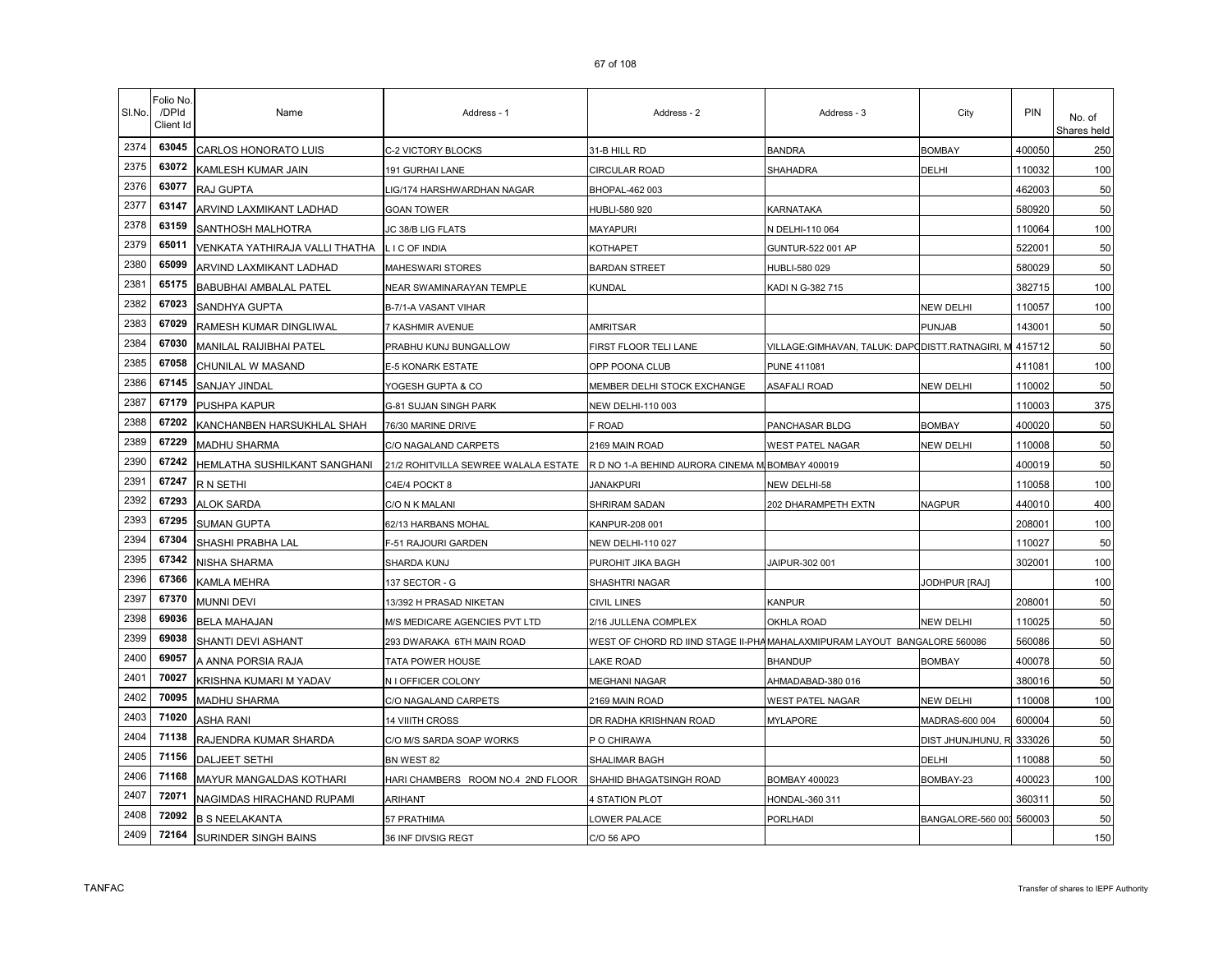| Sl.No. | Folio No. /DPId Client Id | Name | Address - 1 | Address - 2 | Address - 3 | City | PIN | No. of Shares held |
|---|---|---|---|---|---|---|---|---|
| 2374 | 63045 | CARLOS HONORATO LUIS | C-2 VICTORY BLOCKS | 31-B HILL RD | BANDRA | BOMBAY | 400050 | 250 |
| 2375 | 63072 | KAMLESH KUMAR JAIN | 191 GURHAI LANE | CIRCULAR ROAD | SHAHADRA | DELHI | 110032 | 100 |
| 2376 | 63077 | RAJ GUPTA | LIG/174 HARSHWARDHAN NAGAR | BHOPAL-462 003 | | | 462003 | 50 |
| 2377 | 63147 | ARVIND LAXMIKANT LADHAD | GOAN TOWER | HUBLI-580 920 | KARNATAKA | | 580920 | 50 |
| 2378 | 63159 | SANTHOSH MALHOTRA | JC 38/B LIG FLATS | MAYAPURI | N DELHI-110 064 | | 110064 | 100 |
| 2379 | 65011 | VENKATA YATHIRAJA VALLI THATHA | L I C OF INDIA | KOTHAPET | GUNTUR-522 001 AP | | 522001 | 50 |
| 2380 | 65099 | ARVIND LAXMIKANT LADHAD | MAHESWARI STORES | BARDAN STREET | HUBLI-580 029 | | 580029 | 50 |
| 2381 | 65175 | BABUBHAI AMBALAL PATEL | NEAR SWAMINARAYAN TEMPLE | KUNDAL | KADI N G-382 715 | | 382715 | 100 |
| 2382 | 67023 | SANDHYA GUPTA | B-7/1-A VASANT VIHAR | | | NEW DELHI | 110057 | 100 |
| 2383 | 67029 | RAMESH KUMAR DINGLIWAL | 7 KASHMIR AVENUE | AMRITSAR | | PUNJAB | 143001 | 50 |
| 2384 | 67030 | MANILAL RAIJIBHAI PATEL | PRABHU KUNJ BUNGALLOW | FIRST FLOOR TELI LANE | VILLAGE:GIMHAVAN, TALUK: DAPO | DISTT.RATNAGIRI, M | 415712 | 50 |
| 2385 | 67058 | CHUNILAL W MASAND | E-5 KONARK ESTATE | OPP POONA CLUB | PUNE 411081 | | 411081 | 100 |
| 2386 | 67145 | SANJAY JINDAL | YOGESH GUPTA & CO | MEMBER DELHI STOCK EXCHANGE | ASAFALI ROAD | NEW DELHI | 110002 | 50 |
| 2387 | 67179 | PUSHPA KAPUR | G-81 SUJAN SINGH PARK | NEW DELHI-110 003 | | | 110003 | 375 |
| 2388 | 67202 | KANCHANBEN HARSUKHLAL SHAH | 76/30 MARINE DRIVE | F ROAD | PANCHASAR BLDG | BOMBAY | 400020 | 50 |
| 2389 | 67229 | MADHU SHARMA | C/O NAGALAND CARPETS | 2169 MAIN ROAD | WEST PATEL NAGAR | NEW DELHI | 110008 | 50 |
| 2390 | 67242 | HEMLATHA SUSHILKANT SANGHANI | 21/2 ROHITVILLA SEWREE WALALA ESTATE | R D NO 1-A BEHIND AURORA CINEMA M | BOMBAY 400019 | | 400019 | 50 |
| 2391 | 67247 | R N SETHI | C4E/4 POCKT 8 | JANAKPURI | NEW DELHI-58 | | 110058 | 100 |
| 2392 | 67293 | ALOK SARDA | C/O N K MALANI | SHRIRAM SADAN | 202 DHARAMPETH EXTN | NAGPUR | 440010 | 400 |
| 2393 | 67295 | SUMAN GUPTA | 62/13 HARBANS MOHAL | KANPUR-208 001 | | | 208001 | 100 |
| 2394 | 67304 | SHASHI PRABHA LAL | F-51 RAJOURI GARDEN | NEW DELHI-110 027 | | | 110027 | 50 |
| 2395 | 67342 | NISHA SHARMA | SHARDA KUNJ | PUROHIT JIKA BAGH | JAIPUR-302 001 | | 302001 | 100 |
| 2396 | 67366 | KAMLA MEHRA | 137 SECTOR - G | SHASHTRI NAGAR | | JODHPUR [RAJ] | | 100 |
| 2397 | 67370 | MUNNI DEVI | 13/392 H PRASAD NIKETAN | CIVIL LINES | KANPUR | | 208001 | 50 |
| 2398 | 69036 | BELA MAHAJAN | M/S MEDICARE AGENCIES PVT LTD | 2/16 JULLENA COMPLEX | OKHLA ROAD | NEW DELHI | 110025 | 50 |
| 2399 | 69038 | SHANTI DEVI ASHANT | 293 DWARAKA 6TH MAIN ROAD | WEST OF CHORD RD IIND STAGE II-PHA | MAHALAXMIPURAM LAYOUT | BANGALORE 560086 | 560086 | 50 |
| 2400 | 69057 | A ANNA PORSIA RAJA | TATA POWER HOUSE | LAKE ROAD | BHANDUP | BOMBAY | 400078 | 50 |
| 2401 | 70027 | KRISHNA KUMARI M YADAV | N I OFFICER COLONY | MEGHANI NAGAR | AHMADABAD-380 016 | | 380016 | 50 |
| 2402 | 70095 | MADHU SHARMA | C/O NAGALAND CARPETS | 2169 MAIN ROAD | WEST PATEL NAGAR | NEW DELHI | 110008 | 100 |
| 2403 | 71020 | ASHA RANI | 14 VIIITH CROSS | DR RADHA KRISHNAN ROAD | MYLAPORE | MADRAS-600 004 | 600004 | 50 |
| 2404 | 71138 | RAJENDRA KUMAR SHARDA | C/O M/S SARDA SOAP WORKS | P O CHIRAWA | | DIST JHUNJHUNU, R | 333026 | 50 |
| 2405 | 71156 | DALJEET SETHI | BN WEST 82 | SHALIMAR BAGH | | DELHI | 110088 | 50 |
| 2406 | 71168 | MAYUR MANGALDAS KOTHARI | HARI CHAMBERS ROOM NO.4 2ND FLOOR | SHAHID BHAGATSINGH ROAD | BOMBAY 400023 | BOMBAY-23 | 400023 | 100 |
| 2407 | 72071 | NAGIMDAS HIRACHAND RUPAMI | ARIHANT | 4 STATION PLOT | HONDAL-360 311 | | 360311 | 50 |
| 2408 | 72092 | B S NEELAKANTA | 57 PRATHIMA | LOWER PALACE | PORLHADI | BANGALORE-560 003 | 560003 | 50 |
| 2409 | 72164 | SURINDER SINGH BAINS | 36 INF DIVSIG REGT | C/O 56 APO | | | | 150 |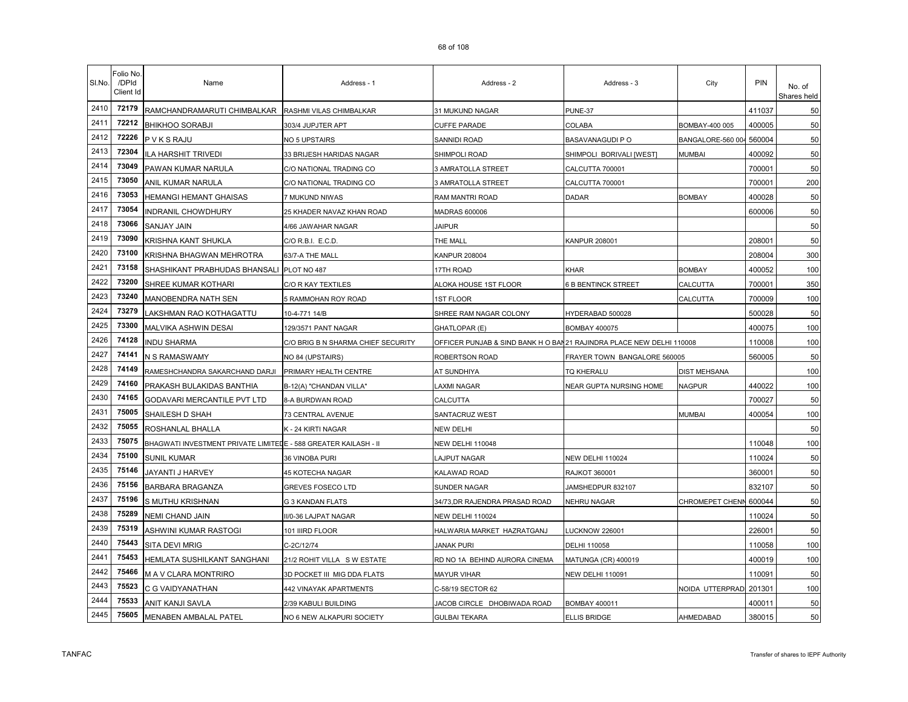| Sl.No. | Folio No. /DPId Client Id | Name | Address - 1 | Address - 2 | Address - 3 | City | PIN | No. of Shares held |
|---|---|---|---|---|---|---|---|---|
| 2410 | 72179 | RAMCHANDRAMARUTI CHIMBALKAR | RASHMI VILAS CHIMBALKAR | 31 MUKUND NAGAR | PUNE-37 | | 411037 | 50 |
| 2411 | 72212 | BHIKHOO SORABJI | 303/4 JUPJTER APT | CUFFE PARADE | COLABA | BOMBAY-400 005 | 400005 | 50 |
| 2412 | 72226 | P V K S RAJU | NO 5 UPSTAIRS | SANNIDI ROAD | BASAVANAGUDI P O | BANGALORE-560 004 | 560004 | 50 |
| 2413 | 72304 | ILA HARSHIT TRIVEDI | 33 BRIJESH HARIDAS NAGAR | SHIMPOLI ROAD | SHIMPOLI BORIVALI [WEST] | MUMBAI | 400092 | 50 |
| 2414 | 73049 | PAWAN KUMAR NARULA | C/O NATIONAL TRADING CO | 3 AMRATOLLA STREET | CALCUTTA 700001 | | 700001 | 50 |
| 2415 | 73050 | ANIL KUMAR NARULA | C/O NATIONAL TRADING CO | 3 AMRATOLLA STREET | CALCUTTA 700001 | | 700001 | 200 |
| 2416 | 73053 | HEMANGI HEMANT GHAISAS | 7 MUKUND NIWAS | RAM MANTRI ROAD | DADAR | BOMBAY | 400028 | 50 |
| 2417 | 73054 | INDRANIL CHOWDHURY | 25 KHADER NAVAZ KHAN ROAD | MADRAS 600006 | | | 600006 | 50 |
| 2418 | 73066 | SANJAY JAIN | 4/66 JAWAHAR NAGAR | JAIPUR | | | | 50 |
| 2419 | 73090 | KRISHNA KANT SHUKLA | C/O R.B.I. E.C.D. | THE MALL | KANPUR 208001 | | 208001 | 50 |
| 2420 | 73100 | KRISHNA BHAGWAN MEHROTRA | 63/7-A THE MALL | KANPUR 208004 | | | 208004 | 300 |
| 2421 | 73158 | SHASHIKANT PRABHUDAS BHANSALI | PLOT NO 487 | 17TH ROAD | KHAR | BOMBAY | 400052 | 100 |
| 2422 | 73200 | SHREE KUMAR KOTHARI | C/O R KAY TEXTILES | ALOKA HOUSE 1ST FLOOR | 6 B BENTINCK STREET | CALCUTTA | 700001 | 350 |
| 2423 | 73240 | MANOBENDRA NATH SEN | 5 RAMMOHAN ROY ROAD | 1ST FLOOR | | CALCUTTA | 700009 | 100 |
| 2424 | 73279 | LAKSHMAN RAO KOTHAGATTU | 10-4-771 14/B | SHREE RAM NAGAR COLONY | HYDERABAD 500028 | | 500028 | 50 |
| 2425 | 73300 | MALVIKA ASHWIN DESAI | 129/3571 PANT NAGAR | GHATLOPAR (E) | BOMBAY 400075 | | 400075 | 100 |
| 2426 | 74128 | INDU SHARMA | C/O BRIG B N SHARMA CHIEF SECURITY | OFFICER PUNJAB & SIND BANK H O BAN | 21 RAJINDRA PLACE NEW DELHI 110008 | | 110008 | 100 |
| 2427 | 74141 | N S RAMASWAMY | NO 84 (UPSTAIRS) | ROBERTSON ROAD | FRAYER TOWN BANGALORE 560005 | | 560005 | 50 |
| 2428 | 74149 | RAMESHCHANDRA SAKARCHAND DARJI | PRIMARY HEALTH CENTRE | AT SUNDHIYA | TQ KHERALU | DIST MEHSANA | | 100 |
| 2429 | 74160 | PRAKASH BULAKIDAS BANTHIA | B-12(A) "CHANDAN VILLA" | LAXMI NAGAR | NEAR GUPTA NURSING HOME | NAGPUR | 440022 | 100 |
| 2430 | 74165 | GODAVARI MERCANTILE PVT LTD | 8-A BURDWAN ROAD | CALCUTTA | | | 700027 | 50 |
| 2431 | 75005 | SHAILESH D SHAH | 73 CENTRAL AVENUE | SANTACRUZ WEST | | MUMBAI | 400054 | 100 |
| 2432 | 75055 | ROSHANLAL BHALLA | K - 24 KIRTI NAGAR | NEW DELHI | | | | 50 |
| 2433 | 75075 | BHAGWATI INVESTMENT PRIVATE LIMITED | E - 588 GREATER KAILASH - II | NEW DELHI 110048 | | | 110048 | 100 |
| 2434 | 75100 | SUNIL KUMAR | 36 VINOBA PURI | LAJPUT NAGAR | NEW DELHI 110024 | | 110024 | 50 |
| 2435 | 75146 | JAYANTI J HARVEY | 45 KOTECHA NAGAR | KALAWAD ROAD | RAJKOT 360001 | | 360001 | 50 |
| 2436 | 75156 | BARBARA BRAGANZA | GREVES FOSECO LTD | SUNDER NAGAR | JAMSHEDPUR 832107 | | 832107 | 50 |
| 2437 | 75196 | S MUTHU KRISHNAN | G 3 KANDAN FLATS | 34/73,DR RAJENDRA PRASAD ROAD | NEHRU NAGAR | CHROMEPET CHENN | 600044 | 50 |
| 2438 | 75289 | NEMI CHAND JAIN | II/0-36 LAJPAT NAGAR | NEW DELHI 110024 | | | 110024 | 50 |
| 2439 | 75319 | ASHWINI KUMAR RASTOGI | 101 IIIRD FLOOR | HALWARIA MARKET HAZRATGANJ | LUCKNOW 226001 | | 226001 | 50 |
| 2440 | 75443 | SITA DEVI MRIG | C-2C/12/74 | JANAK PURI | DELHI 110058 | | 110058 | 100 |
| 2441 | 75453 | HEMLATA SUSHILKANT SANGHANI | 21/2 ROHIT VILLA S W ESTATE | RD NO 1A BEHIND AURORA CINEMA | MATUNGA (CR) 400019 | | 400019 | 100 |
| 2442 | 75466 | M A V CLARA MONTRIRO | 3D POCKET III MIG DDA FLATS | MAYUR VIHAR | NEW DELHI 110091 | | 110091 | 50 |
| 2443 | 75523 | C G VAIDYANATHAN | 442 VINAYAK APARTMENTS | C-58/19 SECTOR 62 | | NOIDA UTTERPRAD | 201301 | 100 |
| 2444 | 75533 | ANIT KANJI SAVLA | 2/39 KABULI BUILDING | JACOB CIRCLE DHOBIWADA ROAD | BOMBAY 400011 | | 400011 | 50 |
| 2445 | 75605 | MENABEN AMBALAL PATEL | NO 6 NEW ALKAPURI SOCIETY | GULBAI TEKARA | ELLIS BRIDGE | AHMEDABAD | 380015 | 50 |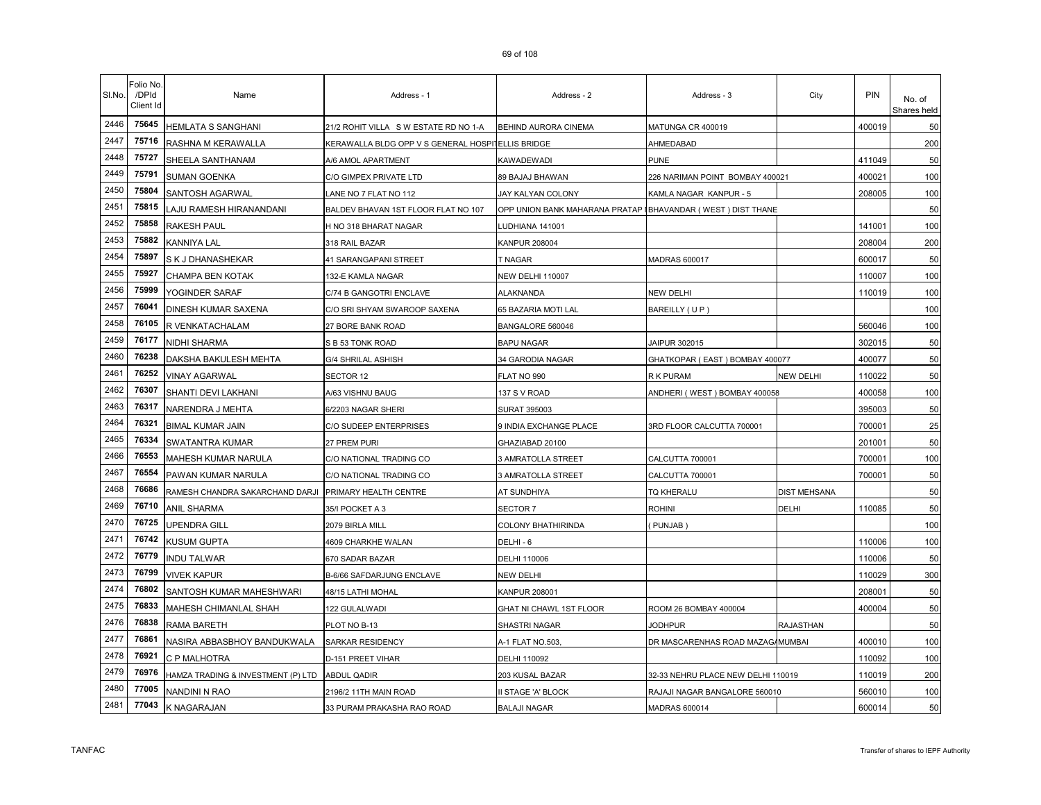| Sl.No. | Folio No. /DPId Client Id | Name | Address - 1 | Address - 2 | Address - 3 | City | PIN | No. of Shares held |
|---|---|---|---|---|---|---|---|---|
| 2446 | 75645 | HEMLATA S SANGHANI | 21/2 ROHIT VILLA S W ESTATE RD NO 1-A | BEHIND AURORA CINEMA | MATUNGA CR 400019 | | 400019 | 50 |
| 2447 | 75716 | RASHNA M KERAWALLA | KERAWALLA BLDG OPP V S GENERAL HOSPITELLIS BRIDGE | | AHMEDABAD | | | 200 |
| 2448 | 75727 | SHEELA SANTHANAM | A/6 AMOL APARTMENT | KAWADEWADI | PUNE | | 411049 | 50 |
| 2449 | 75791 | SUMAN GOENKA | C/O GIMPEX PRIVATE LTD | 89 BAJAJ BHAWAN | 226 NARIMAN POINT BOMBAY 400021 | | 400021 | 100 |
| 2450 | 75804 | SANTOSH AGARWAL | LANE NO 7 FLAT NO 112 | JAY KALYAN COLONY | KAMLA NAGAR KANPUR - 5 | | 208005 | 100 |
| 2451 | 75815 | LAJU RAMESH HIRANANDANI | BALDEV BHAVAN 1ST FLOOR FLAT NO 107 | OPP UNION BANK MAHARANA PRATAP | BHAVANDAR ( WEST ) DIST THANE | | | 50 |
| 2452 | 75858 | RAKESH PAUL | H NO 318 BHARAT NAGAR | LUDHIANA 141001 | | | 141001 | 100 |
| 2453 | 75882 | KANNIYA LAL | 318 RAIL BAZAR | KANPUR 208004 | | | 208004 | 200 |
| 2454 | 75897 | S K J DHANASHEKAR | 41 SARANGAPANI STREET | T NAGAR | MADRAS 600017 | | 600017 | 50 |
| 2455 | 75927 | CHAMPA BEN KOTAK | 132-E KAMLA NAGAR | NEW DELHI 110007 | | | 110007 | 100 |
| 2456 | 75999 | YOGINDER SARAF | C/74 B GANGOTRI ENCLAVE | ALAKNANDA | NEW DELHI | | 110019 | 100 |
| 2457 | 76041 | DINESH KUMAR SAXENA | C/O SRI SHYAM SWAROOP SAXENA | 65 BAZARIA MOTI LAL | BAREILLY ( U P ) | | | 100 |
| 2458 | 76105 | R VENKATACHALAM | 27 BORE BANK ROAD | BANGALORE 560046 | | | 560046 | 100 |
| 2459 | 76177 | NIDHI SHARMA | S B 53 TONK ROAD | BAPU NAGAR | JAIPUR 302015 | | 302015 | 50 |
| 2460 | 76238 | DAKSHA BAKULESH MEHTA | G/4 SHRILAL ASHISH | 34 GARODIA NAGAR | GHATKOPAR ( EAST ) BOMBAY 400077 | | 400077 | 50 |
| 2461 | 76252 | VINAY AGARWAL | SECTOR 12 | FLAT NO 990 | R K PURAM | NEW DELHI | 110022 | 50 |
| 2462 | 76307 | SHANTI DEVI LAKHANI | A/63 VISHNU BAUG | 137 S V ROAD | ANDHERI ( WEST ) BOMBAY 400058 | | 400058 | 100 |
| 2463 | 76317 | NARENDRA J MEHTA | 6/2203 NAGAR SHERI | SURAT 395003 | | | 395003 | 50 |
| 2464 | 76321 | BIMAL KUMAR JAIN | C/O SUDEEP ENTERPRISES | 9 INDIA EXCHANGE PLACE | 3RD FLOOR CALCUTTA 700001 | | 700001 | 25 |
| 2465 | 76334 | SWATANTRA KUMAR | 27 PREM PURI | GHAZIABAD 20100 | | | 201001 | 50 |
| 2466 | 76553 | MAHESH KUMAR NARULA | C/O NATIONAL TRADING CO | 3 AMRATOLLA STREET | CALCUTTA 700001 | | 700001 | 100 |
| 2467 | 76554 | PAWAN KUMAR NARULA | C/O NATIONAL TRADING CO | 3 AMRATOLLA STREET | CALCUTTA 700001 | | 700001 | 50 |
| 2468 | 76686 | RAMESH CHANDRA SAKARCHAND DARJI | PRIMARY HEALTH CENTRE | AT SUNDHIYA | TQ KHERALU | DIST MEHSANA | | 50 |
| 2469 | 76710 | ANIL SHARMA | 35/I POCKET A 3 | SECTOR 7 | ROHINI | DELHI | 110085 | 50 |
| 2470 | 76725 | UPENDRA GILL | 2079 BIRLA MILL | COLONY BHATHIRINDA | ( PUNJAB ) | | | 100 |
| 2471 | 76742 | KUSUM GUPTA | 4609 CHARKHE WALAN | DELHI - 6 | | | 110006 | 100 |
| 2472 | 76779 | INDU TALWAR | 670 SADAR BAZAR | DELHI 110006 | | | 110006 | 50 |
| 2473 | 76799 | VIVEK KAPUR | B-6/66 SAFDARJUNG ENCLAVE | NEW DELHI | | | 110029 | 300 |
| 2474 | 76802 | SANTOSH KUMAR MAHESHWARI | 48/15 LATHI MOHAL | KANPUR 208001 | | | 208001 | 50 |
| 2475 | 76833 | MAHESH CHIMANLAL SHAH | 122 GULALWADI | GHAT NI CHAWL 1ST FLOOR | ROOM 26 BOMBAY 400004 | | 400004 | 50 |
| 2476 | 76838 | RAMA BARETH | PLOT NO B-13 | SHASTRI NAGAR | JODHPUR | RAJASTHAN | | 50 |
| 2477 | 76861 | NASIRA ABBASBHOY BANDUKWALA | SARKAR RESIDENCY | A-1 FLAT NO.503, | DR MASCARENHAS ROAD MAZAGA | MUMBAI | 400010 | 100 |
| 2478 | 76921 | C P MALHOTRA | D-151 PREET VIHAR | DELHI 110092 | | | 110092 | 100 |
| 2479 | 76976 | HAMZA TRADING & INVESTMENT (P) LTD | ABDUL QADIR | 203 KUSAL BAZAR | 32-33 NEHRU PLACE NEW DELHI 110019 | | 110019 | 200 |
| 2480 | 77005 | NANDINI N RAO | 2196/2 11TH MAIN ROAD | II STAGE 'A' BLOCK | RAJAJI NAGAR BANGALORE 560010 | | 560010 | 100 |
| 2481 | 77043 | K NAGARAJAN | 33 PURAM PRAKASHA RAO ROAD | BALAJI NAGAR | MADRAS 600014 | | 600014 | 50 |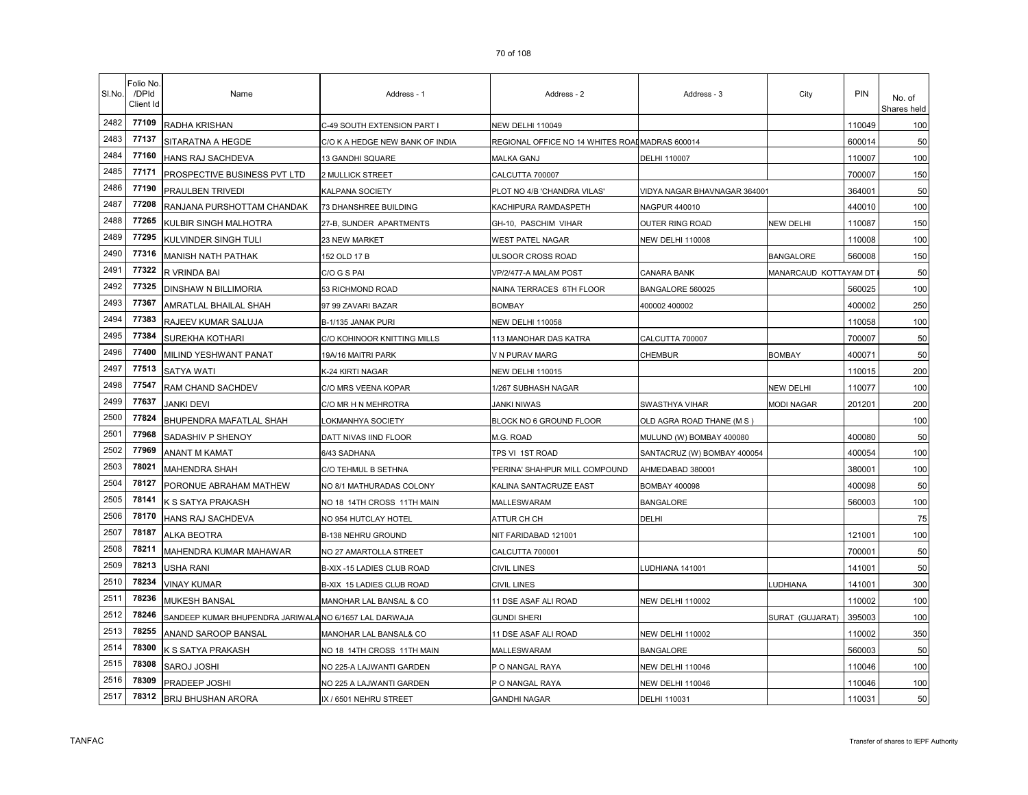| Sl.No. | Folio No. /DPId Client Id | Name | Address - 1 | Address - 2 | Address - 3 | City | PIN | No. of Shares held |
|---|---|---|---|---|---|---|---|---|
| 2482 | 77109 | RADHA KRISHAN | C-49 SOUTH EXTENSION PART I | NEW DELHI 110049 | | | 110049 | 100 |
| 2483 | 77137 | SITARATNA A HEGDE | C/O K A HEDGE NEW BANK OF INDIA | REGIONAL OFFICE NO 14 WHITES ROAD MADRAS 600014 | | | 600014 | 50 |
| 2484 | 77160 | HANS RAJ SACHDEVA | 13 GANDHI SQUARE | MALKA GANJ | DELHI 110007 | | 110007 | 100 |
| 2485 | 77171 | PROSPECTIVE BUSINESS PVT LTD | 2 MULLICK STREET | CALCUTTA 700007 | | | 700007 | 150 |
| 2486 | 77190 | PRAULBEN TRIVEDI | KALPANA SOCIETY | PLOT NO 4/B 'CHANDRA VILAS' | VIDYA NAGAR BHAVNAGAR 364001 | | 364001 | 50 |
| 2487 | 77208 | RANJANA PURSHOTTAM CHANDAK | 73 DHANSHREE BUILDING | KACHIPURA RAMDASPETH | NAGPUR 440010 | | 440010 | 100 |
| 2488 | 77265 | KULBIR SINGH MALHOTRA | 27-B, SUNDER APARTMENTS | GH-10, PASCHIM VIHAR | OUTER RING ROAD | NEW DELHI | 110087 | 150 |
| 2489 | 77295 | KULVINDER SINGH TULI | 23 NEW MARKET | WEST PATEL NAGAR | NEW DELHI 110008 | | 110008 | 100 |
| 2490 | 77316 | MANISH NATH PATHAK | 152 OLD 17 B | ULSOOR CROSS ROAD | | BANGALORE | 560008 | 150 |
| 2491 | 77322 | R VRINDA BAI | C/O G S PAI | VP/2/477-A MALAM POST | CANARA BANK | MANARCAUD KOTTAYAM DT | | 50 |
| 2492 | 77325 | DINSHAW N BILLIMORIA | 53 RICHMOND ROAD | NAINA TERRACES 6TH FLOOR | BANGALORE 560025 | | 560025 | 100 |
| 2493 | 77367 | AMRATLAL BHAILAL SHAH | 97 99 ZAVARI BAZAR | BOMBAY | 400002 400002 | | 400002 | 250 |
| 2494 | 77383 | RAJEEV KUMAR SALUJA | B-1/135 JANAK PURI | NEW DELHI 110058 | | | 110058 | 100 |
| 2495 | 77384 | SUREKHA KOTHARI | C/O KOHINOOR KNITTING MILLS | 113 MANOHAR DAS KATRA | CALCUTTA 700007 | | 700007 | 50 |
| 2496 | 77400 | MILIND YESHWANT PANAT | 19A/16 MAITRI PARK | V N PURAV MARG | CHEMBUR | BOMBAY | 400071 | 50 |
| 2497 | 77513 | SATYA WATI | K-24 KIRTI NAGAR | NEW DELHI 110015 | | | 110015 | 200 |
| 2498 | 77547 | RAM CHAND SACHDEV | C/O MRS VEENA KOPAR | 1/267 SUBHASH NAGAR | | NEW DELHI | 110077 | 100 |
| 2499 | 77637 | JANKI DEVI | C/O MR H N MEHROTRA | JANKI NIWAS | SWASTHYA VIHAR | MODI NAGAR | 201201 | 200 |
| 2500 | 77824 | BHUPENDRA MAFATLAL SHAH | LOKMANHYA SOCIETY | BLOCK NO 6 GROUND FLOOR | OLD AGRA ROAD THANE (M S ) | | | 100 |
| 2501 | 77968 | SADASHIV P SHENOY | DATT NIVAS IIND FLOOR | M.G. ROAD | MULUND (W) BOMBAY 400080 | | 400080 | 50 |
| 2502 | 77969 | ANANT M KAMAT | 6/43 SADHANA | TPS VI 1ST ROAD | SANTACRUZ (W) BOMBAY 400054 | | 400054 | 100 |
| 2503 | 78021 | MAHENDRA SHAH | C/O TEHMUL B SETHNA | 'PERINA' SHAHPUR MILL COMPOUND | AHMEDABAD 380001 | | 380001 | 100 |
| 2504 | 78127 | PORONUE ABRAHAM MATHEW | NO 8/1 MATHURADAS COLONY | KALINA SANTACRUZE EAST | BOMBAY 400098 | | 400098 | 50 |
| 2505 | 78141 | K S SATYA PRAKASH | NO 18 14TH CROSS 11TH MAIN | MALLESWARAM | BANGALORE | | 560003 | 100 |
| 2506 | 78170 | HANS RAJ SACHDEVA | NO 954 HUTCLAY HOTEL | ATTUR CH CH | DELHI | | | 75 |
| 2507 | 78187 | ALKA BEOTRA | B-138 NEHRU GROUND | NIT FARIDABAD 121001 | | | 121001 | 100 |
| 2508 | 78211 | MAHENDRA KUMAR MAHAWAR | NO 27 AMARTOLLA STREET | CALCUTTA 700001 | | | 700001 | 50 |
| 2509 | 78213 | USHA RANI | B-XIX -15 LADIES CLUB ROAD | CIVIL LINES | LUDHIANA 141001 | | 141001 | 50 |
| 2510 | 78234 | VINAY KUMAR | B-XIX 15 LADIES CLUB ROAD | CIVIL LINES | | LUDHIANA | 141001 | 300 |
| 2511 | 78236 | MUKESH BANSAL | MANOHAR LAL BANSAL & CO | 11 DSE ASAF ALI ROAD | NEW DELHI 110002 | | 110002 | 100 |
| 2512 | 78246 | SANDEEP KUMAR BHUPENDRA JARIWALA | NO 6/1657 LAL DARWAJA | GUNDI SHERI | | SURAT (GUJARAT) | 395003 | 100 |
| 2513 | 78255 | ANAND SAROOP BANSAL | MANOHAR LAL BANSAL& CO | 11 DSE ASAF ALI ROAD | NEW DELHI 110002 | | 110002 | 350 |
| 2514 | 78300 | K S SATYA PRAKASH | NO 18 14TH CROSS 11TH MAIN | MALLESWARAM | BANGALORE | | 560003 | 50 |
| 2515 | 78308 | SAROJ JOSHI | NO 225-A LAJWANTI GARDEN | P O NANGAL RAYA | NEW DELHI 110046 | | 110046 | 100 |
| 2516 | 78309 | PRADEEP JOSHI | NO 225 A LAJWANTI GARDEN | P O NANGAL RAYA | NEW DELHI 110046 | | 110046 | 100 |
| 2517 | 78312 | BRIJ BHUSHAN ARORA | IX / 6501 NEHRU STREET | GANDHI NAGAR | DELHI 110031 | | 110031 | 50 |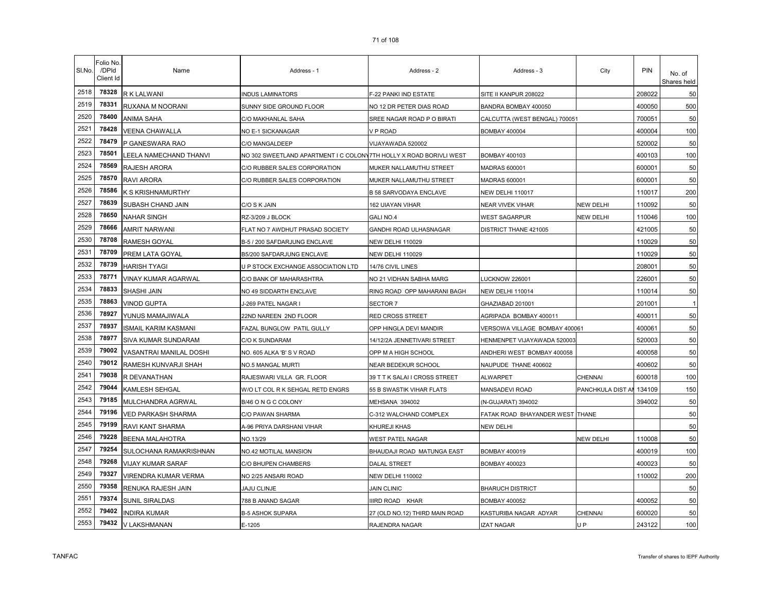| Sl.No. | Folio No. /DPId Client Id | Name | Address - 1 | Address - 2 | Address - 3 | City | PIN | No. of Shares held |
|---|---|---|---|---|---|---|---|---|
| 2518 | 78328 | R K LALWANI | INDUS LAMINATORS | F-22 PANKI IND ESTATE | SITE II KANPUR 208022 | | 208022 | 50 |
| 2519 | 78331 | RUXANA M NOORANI | SUNNY SIDE GROUND FLOOR | NO 12 DR PETER DIAS ROAD | BANDRA BOMBAY 400050 | | 400050 | 500 |
| 2520 | 78400 | ANIMA SAHA | C/O MAKHANLAL SAHA | SREE NAGAR ROAD P O BIRATI | CALCUTTA (WEST BENGAL) 700051 | | 700051 | 50 |
| 2521 | 78428 | VEENA CHAWALLA | NO E-1 SICKANAGAR | V P ROAD | BOMBAY 400004 | | 400004 | 100 |
| 2522 | 78479 | P GANESWARA RAO | C/O MANGALDEEP | VIJAYAWADA 520002 | | | 520002 | 50 |
| 2523 | 78501 | LEELA NAMECHAND THANVI | NO 302 SWEETLAND APARTMENT I C COLONY | 7TH HOLLY X ROAD BORIVLI WEST | BOMBAY 400103 | | 400103 | 100 |
| 2524 | 78569 | RAJESH ARORA | C/O RUBBER SALES CORPORATION | MUKER NALLAMUTHU STREET | MADRAS 600001 | | 600001 | 50 |
| 2525 | 78570 | RAVI ARORA | C/O RUBBER SALES CORPORATION | MUKER NALLAMUTHU STREET | MADRAS 600001 | | 600001 | 50 |
| 2526 | 78586 | K S KRISHNAMURTHY | | B 58 SARVODAYA ENCLAVE | NEW DELHI 110017 | | 110017 | 200 |
| 2527 | 78639 | SUBASH CHAND JAIN | C/O S K JAIN | 162 UIAYAN VIHAR | NEAR VIVEK VIHAR | NEW DELHI | 110092 | 50 |
| 2528 | 78650 | NAHAR SINGH | RZ-3/209 J BLOCK | GALI NO.4 | WEST SAGARPUR | NEW DELHI | 110046 | 100 |
| 2529 | 78666 | AMRIT NARWANI | FLAT NO 7 AWDHUT PRASAD SOCIETY | GANDHI ROAD ULHASNAGAR | DISTRICT THANE 421005 | | 421005 | 50 |
| 2530 | 78708 | RAMESH GOYAL | B-5 / 200 SAFDARJUNG ENCLAVE | NEW DELHI 110029 | | | 110029 | 50 |
| 2531 | 78709 | PREM LATA GOYAL | B5/200 SAFDARJUNG ENCLAVE | NEW DELHI 110029 | | | 110029 | 50 |
| 2532 | 78739 | HARISH TYAGI | U P STOCK EXCHANGE ASSOCIATION LTD | 14/76 CIVIL LINES | | | 208001 | 50 |
| 2533 | 78771 | VINAY KUMAR AGARWAL | C/O BANK OF MAHARASHTRA | NO 21 VIDHAN SABHA MARG | LUCKNOW 226001 | | 226001 | 50 |
| 2534 | 78833 | SHASHI JAIN | NO 49 SIDDARTH ENCLAVE | RING ROAD OPP MAHARANI BAGH | NEW DELHI 110014 | | 110014 | 50 |
| 2535 | 78863 | VINOD GUPTA | J-269 PATEL NAGAR I | SECTOR 7 | GHAZIABAD 201001 | | 201001 | 1 |
| 2536 | 78927 | YUNUS MAMAJIWALA | 22ND NAREEN 2ND FLOOR | RED CROSS STREET | AGRIPADA BOMBAY 400011 | | 400011 | 50 |
| 2537 | 78937 | ISMAIL KARIM KASMANI | FAZAL BUNGLOW PATIL GULLY | OPP HINGLA DEVI MANDIR | VERSOWA VILLAGE BOMBAY 400061 | | 400061 | 50 |
| 2538 | 78977 | SIVA KUMAR SUNDARAM | C/O K SUNDARAM | 14/12/2A JENNETIVARI STREET | HENMENPET VIJAYAWADA 520003 | | 520003 | 50 |
| 2539 | 79002 | VASANTRAI MANILAL DOSHI | NO. 605 ALKA 'B' S V ROAD | OPP M A HIGH SCHOOL | ANDHERI WEST BOMBAY 400058 | | 400058 | 50 |
| 2540 | 79012 | RAMESH KUNVARJI SHAH | NO.5 MANGAL MURTI | NEAR BEDEKUR SCHOOL | NAUPUDE THANE 400602 | | 400602 | 50 |
| 2541 | 79038 | R DEVANATHAN | RAJESWARI VILLA GR. FLOOR | 39 T T K SALAI I CROSS STREET | ALWARPET | CHENNAI | 600018 | 100 |
| 2542 | 79044 | KAMLESH SEHGAL | W/O LT COL R K SEHGAL RETD ENGRS | 55 B SWASTIK VIHAR FLATS | MANSADEVI ROAD | PANCHKULA DIST AI | 134109 | 150 |
| 2543 | 79185 | MULCHANDRA AGRWAL | B/46 O N G C COLONY | MEHSANA 394002 | (N-GUJARAT) 394002 | | 394002 | 50 |
| 2544 | 79196 | VED PARKASH SHARMA | C/O PAWAN SHARMA | C-312 WALCHAND COMPLEX | FATAK ROAD BHAYANDER WEST | THANE | | 50 |
| 2545 | 79199 | RAVI KANT SHARMA | A-96 PRIYA DARSHANI VIHAR | KHUREJI KHAS | NEW DELHI | | | 50 |
| 2546 | 79228 | BEENA MALAHOTRA | NO.13/29 | WEST PATEL NAGAR | | NEW DELHI | 110008 | 50 |
| 2547 | 79254 | SULOCHANA RAMAKRISHNAN | NO.42 MOTILAL MANSION | BHAUDAJI ROAD MATUNGA EAST | BOMBAY 400019 | | 400019 | 100 |
| 2548 | 79268 | VIJAY KUMAR SARAF | C/O BHUPEN CHAMBERS | DALAL STREET | BOMBAY 400023 | | 400023 | 50 |
| 2549 | 79327 | VIRENDRA KUMAR VERMA | NO 2/25 ANSARI ROAD | NEW DELHI 110002 | | | 110002 | 200 |
| 2550 | 79358 | RENUKA RAJESH JAIN | JAJU CLINJE | JAIN CLINIC | BHARUCH DISTRICT | | | 50 |
| 2551 | 79374 | SUNIL SIRALDAS | 788 B ANAND SAGAR | IIIRD ROAD KHAR | BOMBAY 400052 | | 400052 | 50 |
| 2552 | 79402 | INDIRA KUMAR | B-5 ASHOK SUPARA | 27 (OLD NO.12) THIRD MAIN ROAD | KASTURIBA NAGAR ADYAR | CHENNAI | 600020 | 50 |
| 2553 | 79432 | V LAKSHMANAN | E-1205 | RAJENDRA NAGAR | IZAT NAGAR | U P | 243122 | 100 |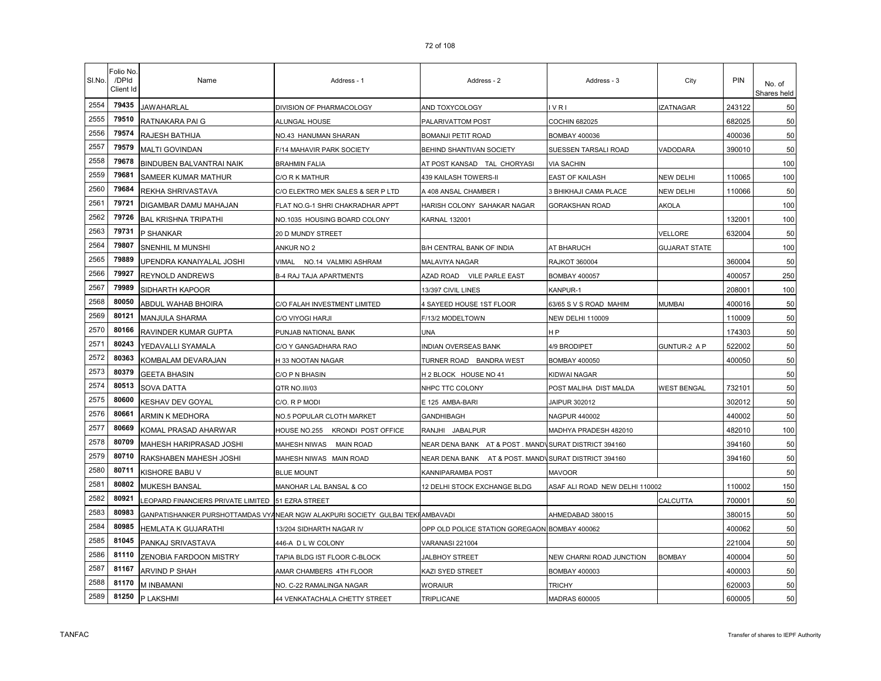| Sl.No. | Folio No. /DPId Client Id | Name | Address - 1 | Address - 2 | Address - 3 | City | PIN | No. of Shares held |
|---|---|---|---|---|---|---|---|---|
| 2554 | 79435 | JAWAHARLAL | DIVISION OF PHARMACOLOGY | AND TOXYCOLOGY | I V R I | IZATNAGAR | 243122 | 50 |
| 2555 | 79510 | RATNAKARA PAI G | ALUNGAL HOUSE | PALARIVATTOM POST | COCHIN 682025 | | 682025 | 50 |
| 2556 | 79574 | RAJESH BATHIJA | NO.43 HANUMAN SHARAN | BOMANJI PETIT ROAD | BOMBAY 400036 | | 400036 | 50 |
| 2557 | 79579 | MALTI GOVINDAN | F/14 MAHAVIR PARK SOCIETY | BEHIND SHANTIVAN SOCIETY | SUESSEN TARSALI ROAD | VADODARA | 390010 | 50 |
| 2558 | 79678 | BINDUBEN BALVANTRAI NAIK | BRAHMIN FALIA | AT POST KANSAD TAL CHORYASI | VIA SACHIN | | | 100 |
| 2559 | 79681 | SAMEER KUMAR MATHUR | C/O R K MATHUR | 439 KAILASH TOWERS-II | EAST OF KAILASH | NEW DELHI | 110065 | 100 |
| 2560 | 79684 | REKHA SHRIVASTAVA | C/O ELEKTRO MEK SALES & SER P LTD | A 408 ANSAL CHAMBER I | 3 BHIKHAJI CAMA PLACE | NEW DELHI | 110066 | 50 |
| 2561 | 79721 | DIGAMBAR DAMU MAHAJAN | FLAT NO.G-1 SHRI CHAKRADHAR APPT | HARISH COLONY SAHAKAR NAGAR | GORAKSHAN ROAD | AKOLA | | 100 |
| 2562 | 79726 | BAL KRISHNA TRIPATHI | NO.1035 HOUSING BOARD COLONY | KARNAL 132001 | | | 132001 | 100 |
| 2563 | 79731 | P SHANKAR | 20 D MUNDY STREET | | | VELLORE | 632004 | 50 |
| 2564 | 79807 | SNENHIL M MUNSHI | ANKUR NO 2 | B/H CENTRAL BANK OF INDIA | AT BHARUCH | GUJARAT STATE | | 100 |
| 2565 | 79889 | UPENDRA KANAIYALAL JOSHI | VIMAL NO.14 VALMIKI ASHRAM | MALAVIYA NAGAR | RAJKOT 360004 | | 360004 | 50 |
| 2566 | 79927 | REYNOLD ANDREWS | B-4 RAJ TAJA APARTMENTS | AZAD ROAD VILE PARLE EAST | BOMBAY 400057 | | 400057 | 250 |
| 2567 | 79989 | SIDHARTH KAPOOR | | 13/397 CIVIL LINES | KANPUR-1 | | 208001 | 100 |
| 2568 | 80050 | ABDUL WAHAB BHOIRA | C/O FALAH INVESTMENT LIMITED | 4 SAYEED HOUSE 1ST FLOOR | 63/65 S V S ROAD MAHIM | MUMBAI | 400016 | 50 |
| 2569 | 80121 | MANJULA SHARMA | C/O VIYOGI HARJI | F/13/2 MODELTOWN | NEW DELHI 110009 | | 110009 | 50 |
| 2570 | 80166 | RAVINDER KUMAR GUPTA | PUNJAB NATIONAL BANK | UNA | H P | | 174303 | 50 |
| 2571 | 80243 | YEDAVALLI SYAMALA | C/O Y GANGADHARA RAO | INDIAN OVERSEAS BANK | 4/9 BRODIPET | GUNTUR-2 A P | 522002 | 50 |
| 2572 | 80363 | KOMBALAM DEVARAJAN | H 33 NOOTAN NAGAR | TURNER ROAD BANDRA WEST | BOMBAY 400050 | | 400050 | 50 |
| 2573 | 80379 | GEETA BHASIN | C/O P N BHASIN | H 2 BLOCK HOUSE NO 41 | KIDWAI NAGAR | | | 50 |
| 2574 | 80513 | SOVA DATTA | QTR NO.III/03 | NHPC TTC COLONY | POST MALIHA DIST MALDA | WEST BENGAL | 732101 | 50 |
| 2575 | 80600 | KESHAV DEV GOYAL | C/O. R P MODI | E 125 AMBA-BARI | JAIPUR 302012 | | 302012 | 50 |
| 2576 | 80661 | ARMIN K MEDHORA | NO.5 POPULAR CLOTH MARKET | GANDHIBAGH | NAGPUR 440002 | | 440002 | 50 |
| 2577 | 80669 | KOMAL PRASAD AHARWAR | HOUSE NO.255 KRONDI POST OFFICE | RANJHI JABALPUR | MADHYA PRADESH 482010 | | 482010 | 100 |
| 2578 | 80709 | MAHESH HARIPRASAD JOSHI | MAHESH NIWAS MAIN ROAD | NEAR DENA BANK AT & POST . MANDV | SURAT DISTRICT 394160 | | 394160 | 50 |
| 2579 | 80710 | RAKSHABEN MAHESH JOSHI | MAHESH NIWAS MAIN ROAD | NEAR DENA BANK AT & POST. MANDV | SURAT DISTRICT 394160 | | 394160 | 50 |
| 2580 | 80711 | KISHORE BABU V | BLUE MOUNT | KANNIPARAMBA POST | MAVOOR | | | 50 |
| 2581 | 80802 | MUKESH BANSAL | MANOHAR LAL BANSAL & CO | 12 DELHI STOCK EXCHANGE BLDG | ASAF ALI ROAD NEW DELHI 110002 | | 110002 | 150 |
| 2582 | 80921 | LEOPARD FINANCIERS PRIVATE LIMITED | 51 EZRA STREET | | | CALCUTTA | 700001 | 50 |
| 2583 | 80983 | GANPATISHANKER PURSHOTTAMDAS VYA | NEAR NGW ALAKPURI SOCIETY GULBAI TEKF | AMBAVADI | AHMEDABAD 380015 | | 380015 | 50 |
| 2584 | 80985 | HEMLATA K GUJARATHI | 13/204 SIDHARTH NAGAR IV | OPP OLD POLICE STATION GOREGAON | BOMBAY 400062 | | 400062 | 50 |
| 2585 | 81045 | PANKAJ SRIVASTAVA | 446-A D L W COLONY | VARANASI 221004 | | | 221004 | 50 |
| 2586 | 81110 | ZENOBIA FARDOON MISTRY | TAPIA BLDG IST FLOOR C-BLOCK | JALBHOY STREET | NEW CHARNI ROAD JUNCTION | BOMBAY | 400004 | 50 |
| 2587 | 81167 | ARVIND P SHAH | AMAR CHAMBERS 4TH FLOOR | KAZI SYED STREET | BOMBAY 400003 | | 400003 | 50 |
| 2588 | 81170 | M INBAMANI | NO. C-22 RAMALINGA NAGAR | WORAIUR | TRICHY | | 620003 | 50 |
| 2589 | 81250 | P LAKSHMI | 44 VENKATACHALA CHETTY STREET | TRIPLICANE | MADRAS 600005 | | 600005 | 50 |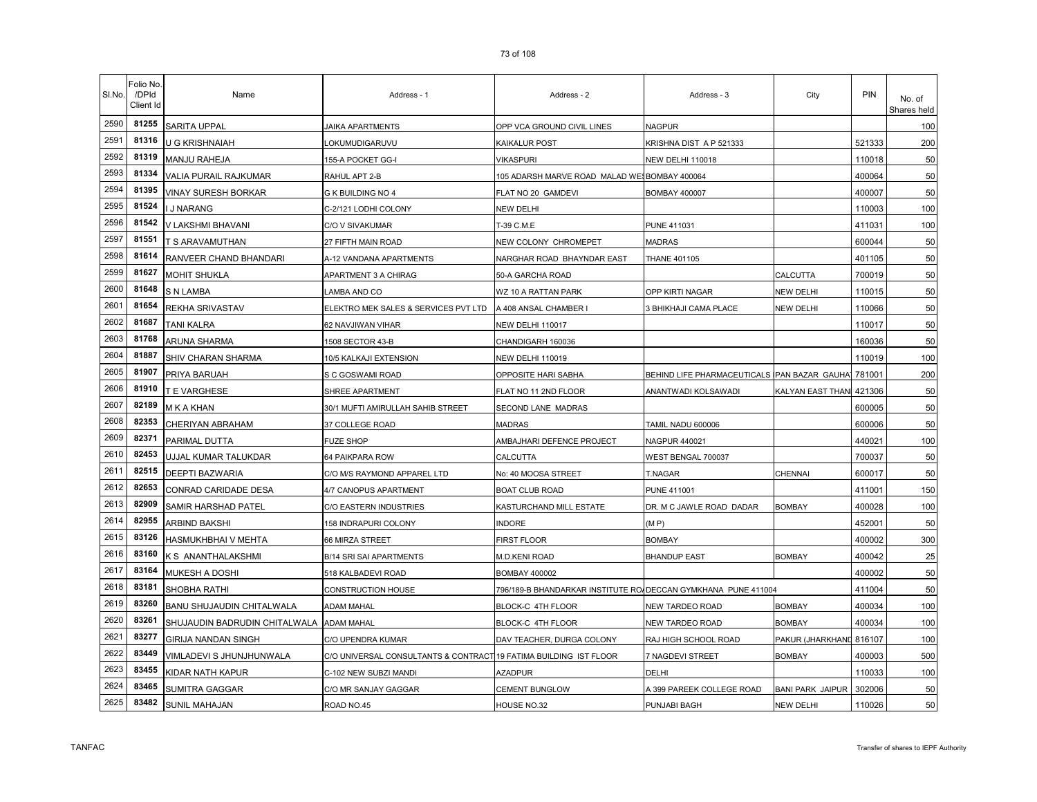| Sl.No. | Folio No. /DPId Client Id | Name | Address - 1 | Address - 2 | Address - 3 | City | PIN | No. of Shares held |
|---|---|---|---|---|---|---|---|---|
| 2590 | 81255 | SARITA UPPAL | JAIKA APARTMENTS | OPP VCA GROUND CIVIL LINES | NAGPUR | | | 100 |
| 2591 | 81316 | U G KRISHNAIAH | LOKUMUDIGARUVU | KAIKALUR POST | KRISHNA DIST A P 521333 | | 521333 | 200 |
| 2592 | 81319 | MANJU RAHEJA | 155-A POCKET GG-I | VIKASPURI | NEW DELHI 110018 | | 110018 | 50 |
| 2593 | 81334 | VALIA PURAIL RAJKUMAR | RAHUL APT 2-B | 105 ADARSH MARVE ROAD MALAD WES | BOMBAY 400064 | | 400064 | 50 |
| 2594 | 81395 | VINAY SURESH BORKAR | G K BUILDING NO 4 | FLAT NO 20 GAMDEVI | BOMBAY 400007 | | 400007 | 50 |
| 2595 | 81524 | I J NARANG | C-2/121 LODHI COLONY | NEW DELHI | | | 110003 | 100 |
| 2596 | 81542 | V LAKSHMI BHAVANI | C/O V SIVAKUMAR | T-39 C.M.E | PUNE 411031 | | 411031 | 100 |
| 2597 | 81551 | T S ARAVAMUTHAN | 27 FIFTH MAIN ROAD | NEW COLONY CHROMEPET | MADRAS | | 600044 | 50 |
| 2598 | 81614 | RANVEER CHAND BHANDARI | A-12 VANDANA APARTMENTS | NARGHAR ROAD BHAYNDAR EAST | THANE 401105 | | 401105 | 50 |
| 2599 | 81627 | MOHIT SHUKLA | APARTMENT 3 A CHIRAG | 50-A GARCHA ROAD | | CALCUTTA | 700019 | 50 |
| 2600 | 81648 | S N LAMBA | LAMBA AND CO | WZ 10 A RATTAN PARK | OPP KIRTI NAGAR | NEW DELHI | 110015 | 50 |
| 2601 | 81654 | REKHA SRIVASTAV | ELEKTRO MEK SALES & SERVICES PVT LTD | A 408 ANSAL CHAMBER I | 3 BHIKHAJI CAMA PLACE | NEW DELHI | 110066 | 50 |
| 2602 | 81687 | TANI KALRA | 62 NAVJIWAN VIHAR | NEW DELHI 110017 | | | 110017 | 50 |
| 2603 | 81768 | ARUNA SHARMA | 1508 SECTOR 43-B | CHANDIGARH 160036 | | | 160036 | 50 |
| 2604 | 81887 | SHIV CHARAN SHARMA | 10/5 KALKAJI EXTENSION | NEW DELHI 110019 | | | 110019 | 100 |
| 2605 | 81907 | PRIYA BARUAH | S C GOSWAMI ROAD | OPPOSITE HARI SABHA | BEHIND LIFE PHARMACEUTICALS | PAN BAZAR GAUHA | 781001 | 200 |
| 2606 | 81910 | T E VARGHESE | SHREE APARTMENT | FLAT NO 11 2ND FLOOR | ANANTWADI KOLSAWADI | KALYAN EAST THAN | 421306 | 50 |
| 2607 | 82189 | M K A KHAN | 30/1 MUFTI AMIRULLAH SAHIB STREET | SECOND LANE MADRAS | | | 600005 | 50 |
| 2608 | 82353 | CHERIYAN ABRAHAM | 37 COLLEGE ROAD | MADRAS | TAMIL NADU 600006 | | 600006 | 50 |
| 2609 | 82371 | PARIMAL DUTTA | FUZE SHOP | AMBAJHARI DEFENCE PROJECT | NAGPUR 440021 | | 440021 | 100 |
| 2610 | 82453 | UJJAL KUMAR TALUKDAR | 64 PAIKPARA ROW | CALCUTTA | WEST BENGAL 700037 | | 700037 | 50 |
| 2611 | 82515 | DEEPTI BAZWARIA | C/O M/S RAYMOND APPAREL LTD | No: 40 MOOSA STREET | T.NAGAR | CHENNAI | 600017 | 50 |
| 2612 | 82653 | CONRAD CARIDADE DESA | 4/7 CANOPUS APARTMENT | BOAT CLUB ROAD | PUNE 411001 | | 411001 | 150 |
| 2613 | 82909 | SAMIR HARSHAD PATEL | C/O EASTERN INDUSTRIES | KASTURCHAND MILL ESTATE | DR. M C JAWLE ROAD DADAR | BOMBAY | 400028 | 100 |
| 2614 | 82955 | ARBIND BAKSHI | 158 INDRAPURI COLONY | INDORE | (M P) | | 452001 | 50 |
| 2615 | 83126 | HASMUKHBHAI V MEHTA | 66 MIRZA STREET | FIRST FLOOR | BOMBAY | | 400002 | 300 |
| 2616 | 83160 | K S ANANTHALAKSHMI | B/14 SRI SAI APARTMENTS | M.D.KENI ROAD | BHANDUP EAST | BOMBAY | 400042 | 25 |
| 2617 | 83164 | MUKESH A DOSHI | 518 KALBADEVI ROAD | BOMBAY 400002 | | | 400002 | 50 |
| 2618 | 83181 | SHOBHA RATHI | CONSTRUCTION HOUSE | 796/189-B BHANDARKAR INSTITUTE RO | DECCAN GYMKHANA PUNE 411004 | | 411004 | 50 |
| 2619 | 83260 | BANU SHUJAUDIN CHITALWALA | ADAM MAHAL | BLOCK-C 4TH FLOOR | NEW TARDEO ROAD | BOMBAY | 400034 | 100 |
| 2620 | 83261 | SHUJAUDIN BADRUDIN CHITALWALA | ADAM MAHAL | BLOCK-C 4TH FLOOR | NEW TARDEO ROAD | BOMBAY | 400034 | 100 |
| 2621 | 83277 | GIRIJA NANDAN SINGH | C/O UPENDRA KUMAR | DAV TEACHER, DURGA COLONY | RAJ HIGH SCHOOL ROAD | PAKUR (JHARKHAND | 816107 | 100 |
| 2622 | 83449 | VIMLADEVI S JHUNJHUNWALA | C/O UNIVERSAL CONSULTANTS & CONTRACT | 19 FATIMA BUILDING IST FLOOR | 7 NAGDEVI STREET | BOMBAY | 400003 | 500 |
| 2623 | 83455 | KIDAR NATH KAPUR | C-102 NEW SUBZI MANDI | AZADPUR | DELHI | | 110033 | 100 |
| 2624 | 83465 | SUMITRA GAGGAR | C/O MR SANJAY GAGGAR | CEMENT BUNGLOW | A 399 PAREEK COLLEGE ROAD | BANI PARK JAIPUR | 302006 | 50 |
| 2625 | 83482 | SUNIL MAHAJAN | ROAD NO.45 | HOUSE NO.32 | PUNJABI BAGH | NEW DELHI | 110026 | 50 |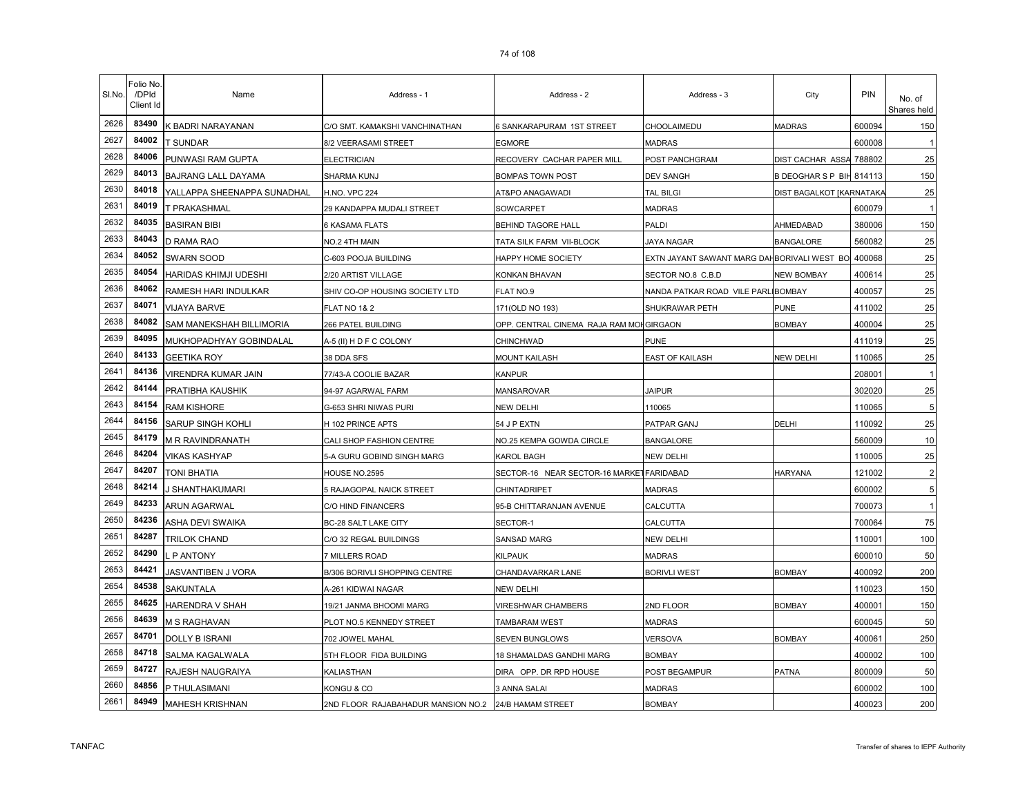| Sl.No. | Folio No. /DPId Client Id | Name | Address - 1 | Address - 2 | Address - 3 | City | PIN | No. of Shares held |
|---|---|---|---|---|---|---|---|---|
| 2626 | 83490 | K BADRI NARAYANAN | C/O SMT. KAMAKSHI VANCHINATHAN | 6 SANKARAPURAM 1ST STREET | CHOOLAIMEDU | MADRAS | 600094 | 150 |
| 2627 | 84002 | T SUNDAR | 8/2 VEERASAMI STREET | EGMORE | MADRAS | | 600008 | 1 |
| 2628 | 84006 | PUNWASI RAM GUPTA | ELECTRICIAN | RECOVERY CACHAR PAPER MILL | POST PANCHGRAM | DIST CACHAR ASSA | 788802 | 25 |
| 2629 | 84013 | BAJRANG LALL DAYAMA | SHARMA KUNJ | BOMPAS TOWN POST | DEV SANGH | B DEOGHAR S P BIH | 814113 | 150 |
| 2630 | 84018 | YALLAPPA SHEENAPPA SUNADHAL | H.NO. VPC 224 | AT&PO ANAGAWADI | TAL BILGI | DIST BAGALKOT [KARNATAKA | | 25 |
| 2631 | 84019 | T PRAKASHMAL | 29 KANDAPPA MUDALI STREET | SOWCARPET | MADRAS | | 600079 | 1 |
| 2632 | 84035 | BASIRAN BIBI | 6 KASAMA FLATS | BEHIND TAGORE HALL | PALDI | AHMEDABAD | 380006 | 150 |
| 2633 | 84043 | D RAMA RAO | NO.2 4TH MAIN | TATA SILK FARM VII-BLOCK | JAYA NAGAR | BANGALORE | 560082 | 25 |
| 2634 | 84052 | SWARN SOOD | C-603 POOJA BUILDING | HAPPY HOME SOCIETY | EXTN JAYANT SAWANT MARG DAH | BORIVALI WEST BO | 400068 | 25 |
| 2635 | 84054 | HARIDAS KHIMJI UDESHI | 2/20 ARTIST VILLAGE | KONKAN BHAVAN | SECTOR NO.8 C.B.D | NEW BOMBAY | 400614 | 25 |
| 2636 | 84062 | RAMESH HARI INDULKAR | SHIV CO-OP HOUSING SOCIETY LTD | FLAT NO.9 | NANDA PATKAR ROAD VILE PARLI | BOMBAY | 400057 | 25 |
| 2637 | 84071 | VIJAYA BARVE | FLAT NO 1& 2 | 171(OLD NO 193) | SHUKRAWAR PETH | PUNE | 411002 | 25 |
| 2638 | 84082 | SAM MANEKSHAH BILLIMORIA | 266 PATEL BUILDING | OPP. CENTRAL CINEMA RAJA RAM MOH | GIRGAON | BOMBAY | 400004 | 25 |
| 2639 | 84095 | MUKHOPADHYAY GOBINDALAL | A-5 (II) H D F C COLONY | CHINCHWAD | PUNE | | 411019 | 25 |
| 2640 | 84133 | GEETIKA ROY | 38 DDA SFS | MOUNT KAILASH | EAST OF KAILASH | NEW DELHI | 110065 | 25 |
| 2641 | 84136 | VIRENDRA KUMAR JAIN | 77/43-A COOLIE BAZAR | KANPUR | | | 208001 | 1 |
| 2642 | 84144 | PRATIBHA KAUSHIK | 94-97 AGARWAL FARM | MANSAROVAR | JAIPUR | | 302020 | 25 |
| 2643 | 84154 | RAM KISHORE | G-653 SHRI NIWAS PURI | NEW DELHI | 110065 | | 110065 | 5 |
| 2644 | 84156 | SARUP SINGH KOHLI | H 102 PRINCE APTS | 54 J P EXTN | PATPAR GANJ | DELHI | 110092 | 25 |
| 2645 | 84179 | M R RAVINDRANATH | CALI SHOP FASHION CENTRE | NO.25 KEMPA GOWDA CIRCLE | BANGALORE | | 560009 | 10 |
| 2646 | 84204 | VIKAS KASHYAP | 5-A GURU GOBIND SINGH MARG | KAROL BAGH | NEW DELHI | | 110005 | 25 |
| 2647 | 84207 | TONI BHATIA | HOUSE NO.2595 | SECTOR-16 NEAR SECTOR-16 MARKET | FARIDABAD | HARYANA | 121002 | 2 |
| 2648 | 84214 | J SHANTHAKUMARI | 5 RAJAGOPAL NAICK STREET | CHINTADRIPET | MADRAS | | 600002 | 5 |
| 2649 | 84233 | ARUN AGARWAL | C/O HIND FINANCERS | 95-B CHITTARANJAN AVENUE | CALCUTTA | | 700073 | 1 |
| 2650 | 84236 | ASHA DEVI SWAIKA | BC-28 SALT LAKE CITY | SECTOR-1 | CALCUTTA | | 700064 | 75 |
| 2651 | 84287 | TRILOK CHAND | C/O 32 REGAL BUILDINGS | SANSAD MARG | NEW DELHI | | 110001 | 100 |
| 2652 | 84290 | L P ANTONY | 7 MILLERS ROAD | KILPAUK | MADRAS | | 600010 | 50 |
| 2653 | 84421 | JASVANTIBEN J VORA | B/306 BORIVLI SHOPPING CENTRE | CHANDAVARKAR LANE | BORIVLI WEST | BOMBAY | 400092 | 200 |
| 2654 | 84538 | SAKUNTALA | A-261 KIDWAI NAGAR | NEW DELHI | | | 110023 | 150 |
| 2655 | 84625 | HARENDRA V SHAH | 19/21 JANMA BHOOMI MARG | VIRESHWAR CHAMBERS | 2ND FLOOR | BOMBAY | 400001 | 150 |
| 2656 | 84639 | M S RAGHAVAN | PLOT NO.5 KENNEDY STREET | TAMBARAM WEST | MADRAS | | 600045 | 50 |
| 2657 | 84701 | DOLLY B ISRANI | 702 JOWEL MAHAL | SEVEN BUNGLOWS | VERSOVA | BOMBAY | 400061 | 250 |
| 2658 | 84718 | SALMA KAGALWALA | 5TH FLOOR FIDA BUILDING | 18 SHAMALDAS GANDHI MARG | BOMBAY | | 400002 | 100 |
| 2659 | 84727 | RAJESH NAUGRAIYA | KALIASTHAN | DIRA OPP. DR RPD HOUSE | POST BEGAMPUR | PATNA | 800009 | 50 |
| 2660 | 84856 | P THULASIMANI | KONGU & CO | 3 ANNA SALAI | MADRAS | | 600002 | 100 |
| 2661 | 84949 | MAHESH KRISHNAN | 2ND FLOOR RAJABAHADUR MANSION NO.2 | 24/B HAMAM STREET | BOMBAY | | 400023 | 200 |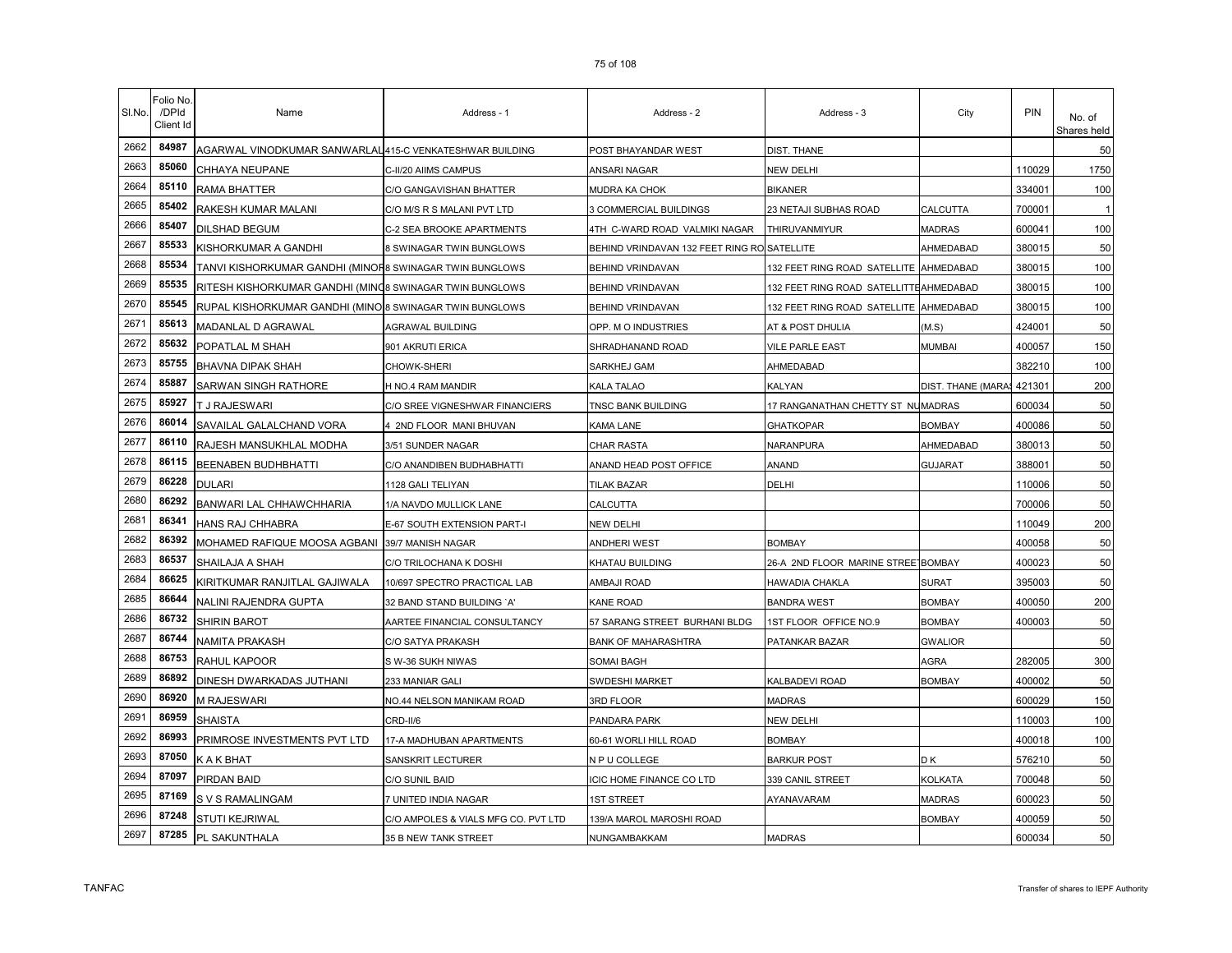| Sl.No. | Folio No. /DPId Client Id | Name | Address - 1 | Address - 2 | Address - 3 | City | PIN | No. of Shares held |
|---|---|---|---|---|---|---|---|---|
| 2662 | 84987 | AGARWAL VINODKUMAR SANWARLAL | 415-C VENKATESHWAR BUILDING | POST BHAYANDAR WEST | DIST. THANE | | | 50 |
| 2663 | 85060 | CHHAYA NEUPANE | C-II/20 AIIMS CAMPUS | ANSARI NAGAR | NEW DELHI | | 110029 | 1750 |
| 2664 | 85110 | RAMA BHATTER | C/O GANGAVISHAN BHATTER | MUDRA KA CHOK | BIKANER | | 334001 | 100 |
| 2665 | 85402 | RAKESH KUMAR MALANI | C/O M/S R S MALANI PVT LTD | 3 COMMERCIAL BUILDINGS | 23 NETAJI SUBHAS ROAD | CALCUTTA | 700001 | 1 |
| 2666 | 85407 | DILSHAD BEGUM | C-2 SEA BROOKE APARTMENTS | 4TH C-WARD ROAD VALMIKI NAGAR | THIRUVANMIYUR | MADRAS | 600041 | 100 |
| 2667 | 85533 | KISHORKUMAR A GANDHI | 8 SWINAGAR TWIN BUNGLOWS | BEHIND VRINDAVAN 132 FEET RING RO | SATELLITE | AHMEDABAD | 380015 | 50 |
| 2668 | 85534 | TANVI KISHORKUMAR GANDHI (MINOR | 8 SWINAGAR TWIN BUNGLOWS | BEHIND VRINDAVAN | 132 FEET RING ROAD SATELLITE | AHMEDABAD | 380015 | 100 |
| 2669 | 85535 | RITESH KISHORKUMAR GANDHI (MINO | 8 SWINAGAR TWIN BUNGLOWS | BEHIND VRINDAVAN | 132 FEET RING ROAD SATELLITTE | AHMEDABAD | 380015 | 100 |
| 2670 | 85545 | RUPAL KISHORKUMAR GANDHI (MINO | 8 SWINAGAR TWIN BUNGLOWS | BEHIND VRINDAVAN | 132 FEET RING ROAD SATELLITE | AHMEDABAD | 380015 | 100 |
| 2671 | 85613 | MADANLAL D AGRAWAL | AGRAWAL BUILDING | OPP. M O INDUSTRIES | AT & POST DHULIA | (M.S) | 424001 | 50 |
| 2672 | 85632 | POPATLAL M SHAH | 901 AKRUTI ERICA | SHRADHANAND ROAD | VILE PARLE EAST | MUMBAI | 400057 | 150 |
| 2673 | 85755 | BHAVNA DIPAK SHAH | CHOWK-SHERI | SARKHEJ GAM | AHMEDABAD | | 382210 | 100 |
| 2674 | 85887 | SARWAN SINGH RATHORE | H NO.4 RAM MANDIR | KALA TALAO | KALYAN | DIST. THANE (MARAS | 421301 | 200 |
| 2675 | 85927 | T J RAJESWARI | C/O SREE VIGNESHWAR FINANCIERS | TNSC BANK BUILDING | 17 RANGANATHAN CHETTY ST NU | MADRAS | 600034 | 50 |
| 2676 | 86014 | SAVAILAL GALALCHAND VORA | 4 2ND FLOOR MANI BHUVAN | KAMA LANE | GHATKOPAR | BOMBAY | 400086 | 50 |
| 2677 | 86110 | RAJESH MANSUKHLAL MODHA | 3/51 SUNDER NAGAR | CHAR RASTA | NARANPURA | AHMEDABAD | 380013 | 50 |
| 2678 | 86115 | BEENABEN BUDHBHATTI | C/O ANANDIBEN BUDHABHATTI | ANAND HEAD POST OFFICE | ANAND | GUJARAT | 388001 | 50 |
| 2679 | 86228 | DULARI | 1128 GALI TELIYAN | TILAK BAZAR | DELHI | | 110006 | 50 |
| 2680 | 86292 | BANWARI LAL CHHAWCHHARIA | 1/A NAVDO MULLICK LANE | CALCUTTA | | | 700006 | 50 |
| 2681 | 86341 | HANS RAJ CHHABRA | E-67 SOUTH EXTENSION PART-I | NEW DELHI | | | 110049 | 200 |
| 2682 | 86392 | MOHAMED RAFIQUE MOOSA AGBANI | 39/7 MANISH NAGAR | ANDHERI WEST | BOMBAY | | 400058 | 50 |
| 2683 | 86537 | SHAILAJA A SHAH | C/O TRILOCHANA K DOSHI | KHATAU BUILDING | 26-A 2ND FLOOR MARINE STREET | BOMBAY | 400023 | 50 |
| 2684 | 86625 | KIRITKUMAR RANJITLAL GAJIWALA | 10/697 SPECTRO PRACTICAL LAB | AMBAJI ROAD | HAWADIA CHAKLA | SURAT | 395003 | 50 |
| 2685 | 86644 | NALINI RAJENDRA GUPTA | 32 BAND STAND BUILDING `A' | KANE ROAD | BANDRA WEST | BOMBAY | 400050 | 200 |
| 2686 | 86732 | SHIRIN BAROT | AARTEE FINANCIAL CONSULTANCY | 57 SARANG STREET BURHANI BLDG | 1ST FLOOR OFFICE NO.9 | BOMBAY | 400003 | 50 |
| 2687 | 86744 | NAMITA PRAKASH | C/O SATYA PRAKASH | BANK OF MAHARASHTRA | PATANKAR BAZAR | GWALIOR | | 50 |
| 2688 | 86753 | RAHUL KAPOOR | S W-36 SUKH NIWAS | SOMAI BAGH | | AGRA | 282005 | 300 |
| 2689 | 86892 | DINESH DWARKADAS JUTHANI | 233 MANIAR GALI | SWDESHI MARKET | KALBADEVI ROAD | BOMBAY | 400002 | 50 |
| 2690 | 86920 | M RAJESWARI | NO.44 NELSON MANIKAM ROAD | 3RD FLOOR | MADRAS | | 600029 | 150 |
| 2691 | 86959 | SHAISTA | CRD-II/6 | PANDARA PARK | NEW DELHI | | 110003 | 100 |
| 2692 | 86993 | PRIMROSE INVESTMENTS PVT LTD | 17-A MADHUBAN APARTMENTS | 60-61 WORLI HILL ROAD | BOMBAY | | 400018 | 100 |
| 2693 | 87050 | K A K BHAT | SANSKRIT LECTURER | N P U COLLEGE | BARKUR POST | D K | 576210 | 50 |
| 2694 | 87097 | PIRDAN BAID | C/O SUNIL BAID | ICIC HOME FINANCE CO LTD | 339 CANIL STREET | KOLKATA | 700048 | 50 |
| 2695 | 87169 | S V S RAMALINGAM | 7 UNITED INDIA NAGAR | 1ST STREET | AYANAVARAM | MADRAS | 600023 | 50 |
| 2696 | 87248 | STUTI KEJRIWAL | C/O AMPOLES & VIALS MFG CO. PVT LTD | 139/A MAROL MAROSHI ROAD | | BOMBAY | 400059 | 50 |
| 2697 | 87285 | PL SAKUNTHALA | 35 B NEW TANK STREET | NUNGAMBAKKAM | MADRAS | | 600034 | 50 |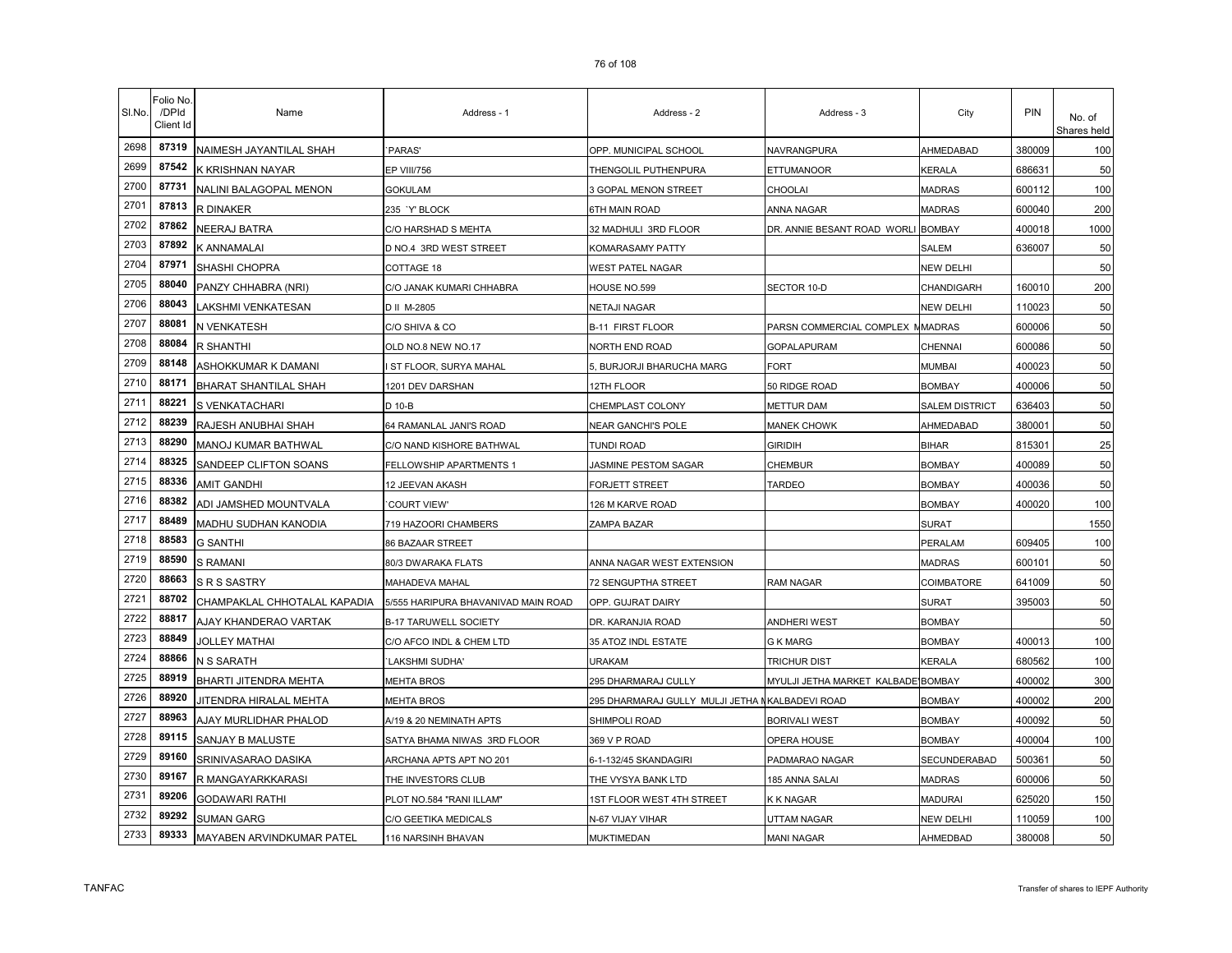| Sl.No. | Folio No. /DPId Client Id | Name | Address - 1 | Address - 2 | Address - 3 | City | PIN | No. of Shares held |
|---|---|---|---|---|---|---|---|---|
| 2698 | 87319 | NAIMESH JAYANTILAL SHAH | `PARAS' | OPP. MUNICIPAL SCHOOL | NAVRANGPURA | AHMEDABAD | 380009 | 100 |
| 2699 | 87542 | K KRISHNAN NAYAR | EP VIII/756 | THENGOLIL PUTHENPURA | ETTUMANOOR | KERALA | 686631 | 50 |
| 2700 | 87731 | NALINI BALAGOPAL MENON | GOKULAM | 3 GOPAL MENON STREET | CHOOLAI | MADRAS | 600112 | 100 |
| 2701 | 87813 | R DINAKER | 235 `Y' BLOCK | 6TH MAIN ROAD | ANNA NAGAR | MADRAS | 600040 | 200 |
| 2702 | 87862 | NEERAJ BATRA | C/O HARSHAD S MEHTA | 32 MADHULI 3RD FLOOR | DR. ANNIE BESANT ROAD WORLI | BOMBAY | 400018 | 1000 |
| 2703 | 87892 | K ANNAMALAI | D NO.4 3RD WEST STREET | KOMARASAMY PATTY | | SALEM | 636007 | 50 |
| 2704 | 87971 | SHASHI CHOPRA | COTTAGE 18 | WEST PATEL NAGAR | | NEW DELHI | | 50 |
| 2705 | 88040 | PANZY CHHABRA (NRI) | C/O JANAK KUMARI CHHABRA | HOUSE NO.599 | SECTOR 10-D | CHANDIGARH | 160010 | 200 |
| 2706 | 88043 | LAKSHMI VENKATESAN | D II M-2805 | NETAJI NAGAR | | NEW DELHI | 110023 | 50 |
| 2707 | 88081 | N VENKATESH | C/O SHIVA & CO | B-11 FIRST FLOOR | PARSN COMMERCIAL COMPLEX M | MADRAS | 600006 | 50 |
| 2708 | 88084 | R SHANTHI | OLD NO.8 NEW NO.17 | NORTH END ROAD | GOPALAPURAM | CHENNAI | 600086 | 50 |
| 2709 | 88148 | ASHOKKUMAR K DAMANI | I ST FLOOR, SURYA MAHAL | 5, BURJORJI BHARUCHA MARG | FORT | MUMBAI | 400023 | 50 |
| 2710 | 88171 | BHARAT SHANTILAL SHAH | 1201 DEV DARSHAN | 12TH FLOOR | 50 RIDGE ROAD | BOMBAY | 400006 | 50 |
| 2711 | 88221 | S VENKATACHARI | D 10-B | CHEMPLAST COLONY | METTUR DAM | SALEM DISTRICT | 636403 | 50 |
| 2712 | 88239 | RAJESH ANUBHAI SHAH | 64 RAMANLAL JANI'S ROAD | NEAR GANCHI'S POLE | MANEK CHOWK | AHMEDABAD | 380001 | 50 |
| 2713 | 88290 | MANOJ KUMAR BATHWAL | C/O NAND KISHORE BATHWAL | TUNDI ROAD | GIRIDIH | BIHAR | 815301 | 25 |
| 2714 | 88325 | SANDEEP CLIFTON SOANS | FELLOWSHIP APARTMENTS 1 | JASMINE PESTOM SAGAR | CHEMBUR | BOMBAY | 400089 | 50 |
| 2715 | 88336 | AMIT GANDHI | 12 JEEVAN AKASH | FORJETT STREET | TARDEO | BOMBAY | 400036 | 50 |
| 2716 | 88382 | ADI JAMSHED MOUNTVALA | `COURT VIEW' | 126 M KARVE ROAD | | BOMBAY | 400020 | 100 |
| 2717 | 88489 | MADHU SUDHAN KANODIA | 719 HAZOORI CHAMBERS | ZAMPA BAZAR | | SURAT | | 1550 |
| 2718 | 88583 | G SANTHI | 86 BAZAAR STREET | | | PERALAM | 609405 | 100 |
| 2719 | 88590 | S RAMANI | 80/3 DWARAKA FLATS | ANNA NAGAR WEST EXTENSION | | MADRAS | 600101 | 50 |
| 2720 | 88663 | S R S SASTRY | MAHADEVA MAHAL | 72 SENGUPTHA STREET | RAM NAGAR | COIMBATORE | 641009 | 50 |
| 2721 | 88702 | CHAMPAKLAL CHHOTALAL KAPADIA | 5/555 HARIPURA BHAVANIVAD MAIN ROAD | OPP. GUJRAT DAIRY | | SURAT | 395003 | 50 |
| 2722 | 88817 | AJAY KHANDERAO VARTAK | B-17 TARUWELL SOCIETY | DR. KARANJIA ROAD | ANDHERI WEST | BOMBAY | | 50 |
| 2723 | 88849 | JOLLEY MATHAI | C/O AFCO INDL & CHEM LTD | 35 ATOZ INDL ESTATE | G K MARG | BOMBAY | 400013 | 100 |
| 2724 | 88866 | N S SARATH | `LAKSHMI SUDHA' | URAKAM | TRICHUR DIST | KERALA | 680562 | 100 |
| 2725 | 88919 | BHARTI JITENDRA MEHTA | MEHTA BROS | 295 DHARMARAJ CULLY | MYULJI JETHA MARKET KALBADE | BOMBAY | 400002 | 300 |
| 2726 | 88920 | JITENDRA HIRALAL MEHTA | MEHTA BROS | 295 DHARMARAJ GULLY MULJI JETHA M | KALBADEVI ROAD | BOMBAY | 400002 | 200 |
| 2727 | 88963 | AJAY MURLIDHAR PHALOD | A/19 & 20 NEMINATH APTS | SHIMPOLI ROAD | BORIVALI WEST | BOMBAY | 400092 | 50 |
| 2728 | 89115 | SANJAY B MALUSTE | SATYA BHAMA NIWAS 3RD FLOOR | 369 V P ROAD | OPERA HOUSE | BOMBAY | 400004 | 100 |
| 2729 | 89160 | SRINIVASARAO DASIKA | ARCHANA APTS APT NO 201 | 6-1-132/45 SKANDAGIRI | PADMARAO NAGAR | SECUNDERABAD | 500361 | 50 |
| 2730 | 89167 | R MANGAYARKKARASI | THE INVESTORS CLUB | THE VYSYA BANK LTD | 185 ANNA SALAI | MADRAS | 600006 | 50 |
| 2731 | 89206 | GODAWARI RATHI | PLOT NO.584 "RANI ILLAM" | 1ST FLOOR WEST 4TH STREET | K K NAGAR | MADURAI | 625020 | 150 |
| 2732 | 89292 | SUMAN GARG | C/O GEETIKA MEDICALS | N-67 VIJAY VIHAR | UTTAM NAGAR | NEW DELHI | 110059 | 100 |
| 2733 | 89333 | MAYABEN ARVINDKUMAR PATEL | 116 NARSINH BHAVAN | MUKTIMEDAN | MANI NAGAR | AHMEDBAD | 380008 | 50 |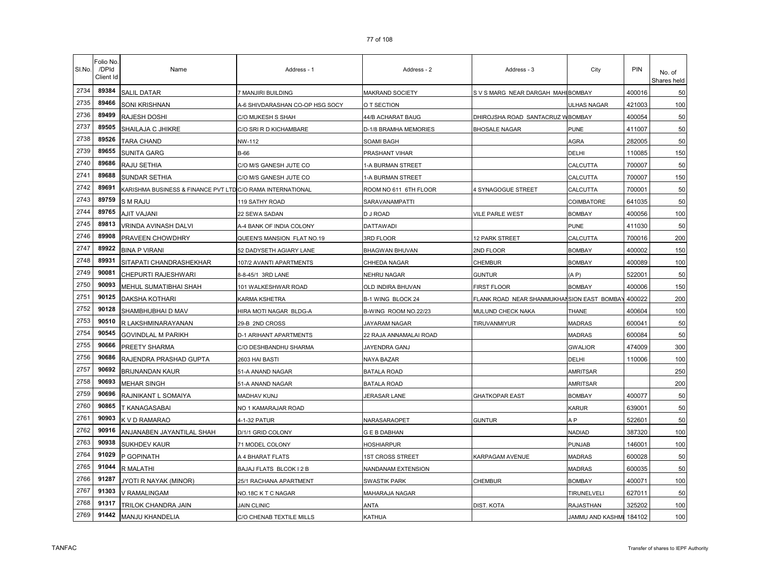| Sl.No. | Folio No. /DPId Client Id | Name | Address - 1 | Address - 2 | Address - 3 | City | PIN | No. of Shares held |
|---|---|---|---|---|---|---|---|---|
| 2734 | 89384 | SALIL DATAR | 7 MANJIRI BUILDING | MAKRAND SOCIETY | S V S MARG NEAR DARGAH MAHI | BOMBAY | 400016 | 50 |
| 2735 | 89466 | SONI KRISHNAN | A-6 SHIVDARASHAN CO-OP HSG SOCY | O T SECTION | | ULHAS NAGAR | 421003 | 100 |
| 2736 | 89499 | RAJESH DOSHI | C/O MUKESH S SHAH | 44/B ACHARAT BAUG | DHIROJSHA ROAD SANTACRUZ W | BOMBAY | 400054 | 50 |
| 2737 | 89505 | SHAILAJA C JHIKRE | C/O SRI R D KICHAMBARE | D-1/8 BRAMHA MEMORIES | BHOSALE NAGAR | PUNE | 411007 | 50 |
| 2738 | 89526 | TARA CHAND | NW-112 | SOAMI BAGH | | AGRA | 282005 | 50 |
| 2739 | 89655 | SUNITA GARG | B-66 | PRASHANT VIHAR | | DELHI | 110085 | 150 |
| 2740 | 89686 | RAJU SETHIA | C/O M/S GANESH JUTE CO | 1-A BURMAN STREET | | CALCUTTA | 700007 | 50 |
| 2741 | 89688 | SUNDAR SETHIA | C/O M/S GANESH JUTE CO | 1-A BURMAN STREET | | CALCUTTA | 700007 | 150 |
| 2742 | 89691 | KARISHMA BUSINESS & FINANCE PVT LTD | C/O RAMA INTERNATIONAL | ROOM NO 611 6TH FLOOR | 4 SYNAGOGUE STREET | CALCUTTA | 700001 | 50 |
| 2743 | 89759 | S M RAJU | 119 SATHY ROAD | SARAVANAMPATTI | | COIMBATORE | 641035 | 50 |
| 2744 | 89765 | AJIT VAJANI | 22 SEWA SADAN | D J ROAD | VILE PARLE WEST | BOMBAY | 400056 | 100 |
| 2745 | 89813 | VRINDA AVINASH DALVI | A-4 BANK OF INDIA COLONY | DATTAWADI | | PUNE | 411030 | 50 |
| 2746 | 89908 | PRAVEEN CHOWDHRY | QUEEN'S MANSION FLAT NO.19 | 3RD FLOOR | 12 PARK STREET | CALCUTTA | 700016 | 200 |
| 2747 | 89922 | BINA P VIRANI | 52 DADYSETH AGIARY LANE | BHAGWAN BHUVAN | 2ND FLOOR | BOMBAY | 400002 | 150 |
| 2748 | 89931 | SITAPATI CHANDRASHEKHAR | 107/2 AVANTI APARTMENTS | CHHEDA NAGAR | CHEMBUR | BOMBAY | 400089 | 100 |
| 2749 | 90081 | CHEPURTI RAJESHWARI | 8-8-45/1 3RD LANE | NEHRU NAGAR | GUNTUR | (A P) | 522001 | 50 |
| 2750 | 90093 | MEHUL SUMATIBHAI SHAH | 101 WALKESHWAR ROAD | OLD INDIRA BHUVAN | FIRST FLOOR | BOMBAY | 400006 | 150 |
| 2751 | 90125 | DAKSHA KOTHARI | KARMA KSHETRA | B-1 WING BLOCK 24 | FLANK ROAD NEAR SHANMUKHANSION EAST | BOMBAY | 400022 | 200 |
| 2752 | 90128 | SHAMBHUBHAI D MAV | HIRA MOTI NAGAR BLDG-A | B-WING ROOM NO.22/23 | MULUND CHECK NAKA | THANE | 400604 | 100 |
| 2753 | 90510 | R LAKSHMINARAYANAN | 29-B 2ND CROSS | JAYARAM NAGAR | TIRUVANMIYUR | MADRAS | 600041 | 50 |
| 2754 | 90545 | GOVINDLAL M PARIKH | D-1 ARIHANT APARTMENTS | 22 RAJA ANNAMALAI ROAD | | MADRAS | 600084 | 50 |
| 2755 | 90666 | PREETY SHARMA | C/O DESHBANDHU SHARMA | JAYENDRA GANJ | | GWALIOR | 474009 | 300 |
| 2756 | 90686 | RAJENDRA PRASHAD GUPTA | 2603 HAI BASTI | NAYA BAZAR | | DELHI | 110006 | 100 |
| 2757 | 90692 | BRIJNANDAN KAUR | 51-A ANAND NAGAR | BATALA ROAD | | AMRITSAR | | 250 |
| 2758 | 90693 | MEHAR SINGH | 51-A ANAND NAGAR | BATALA ROAD | | AMRITSAR | | 200 |
| 2759 | 90696 | RAJNIKANT L SOMAIYA | MADHAV KUNJ | JERASAR LANE | GHATKOPAR EAST | BOMBAY | 400077 | 50 |
| 2760 | 90865 | T KANAGASABAI | NO 1 KAMARAJAR ROAD | | | KARUR | 639001 | 50 |
| 2761 | 90903 | K V D RAMARAO | 4-1-32 PATUR | NARASARAOPET | GUNTUR | A P | 522601 | 50 |
| 2762 | 90916 | ANJANABEN JAYANTILAL SHAH | D/1/1 GRID COLONY | G E B DABHAN | | NADIAD | 387320 | 100 |
| 2763 | 90938 | SUKHDEV KAUR | 71 MODEL COLONY | HOSHIARPUR | | PUNJAB | 146001 | 100 |
| 2764 | 91029 | P GOPINATH | A 4 BHARAT FLATS | 1ST CROSS STREET | KARPAGAM AVENUE | MADRAS | 600028 | 50 |
| 2765 | 91044 | R MALATHI | BAJAJ FLATS BLCOK I 2 B | NANDANAM EXTENSION | | MADRAS | 600035 | 50 |
| 2766 | 91287 | JYOTI R NAYAK (MINOR) | 25/1 RACHANA APARTMENT | SWASTIK PARK | CHEMBUR | BOMBAY | 400071 | 100 |
| 2767 | 91303 | V RAMALINGAM | NO.18C K T C NAGAR | MAHARAJA NAGAR | | TIRUNELVELI | 627011 | 50 |
| 2768 | 91317 | TRILOK CHANDRA JAIN | JAIN CLINIC | ANTA | DIST. KOTA | RAJASTHAN | 325202 | 100 |
| 2769 | 91442 | MANJU KHANDELIA | C/O CHENAB TEXTILE MILLS | KATHUA | | JAMMU AND KASHMI | 184102 | 100 |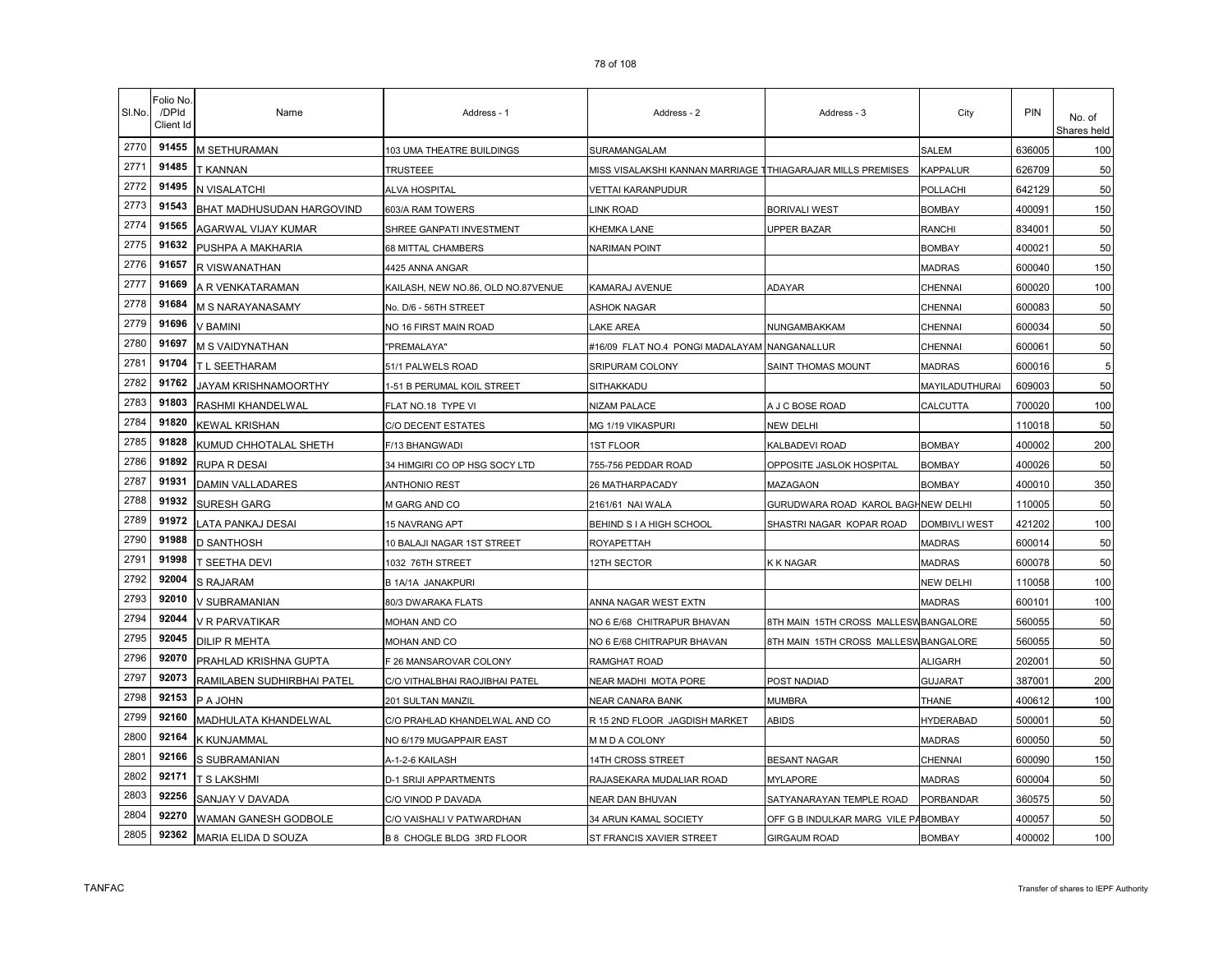| Sl.No. | Folio No. /DPId Client Id | Name | Address - 1 | Address - 2 | Address - 3 | City | PIN | No. of Shares held |
|---|---|---|---|---|---|---|---|---|
| 2770 | 91455 | M SETHURAMAN | 103 UMA THEATRE BUILDINGS | SURAMANGALAM | | SALEM | 636005 | 100 |
| 2771 | 91485 | T KANNAN | TRUSTEEE | MISS VISALAKSHI KANNAN MARRIAGE T | THIAGARAJAR MILLS PREMISES | KAPPALUR | 626709 | 50 |
| 2772 | 91495 | N VISALATCHI | ALVA HOSPITAL | VETTAI KARANPUDUR | | POLLACHI | 642129 | 50 |
| 2773 | 91543 | BHAT MADHUSUDAN HARGOVIND | 603/A RAM TOWERS | LINK ROAD | BORIVALI WEST | BOMBAY | 400091 | 150 |
| 2774 | 91565 | AGARWAL VIJAY KUMAR | SHREE GANPATI INVESTMENT | KHEMKA LANE | UPPER BAZAR | RANCHI | 834001 | 50 |
| 2775 | 91632 | PUSHPA A MAKHARIA | 68 MITTAL CHAMBERS | NARIMAN POINT | | BOMBAY | 400021 | 50 |
| 2776 | 91657 | R VISWANATHAN | 4425 ANNA ANGAR | | | MADRAS | 600040 | 150 |
| 2777 | 91669 | A R VENKATARAMAN | KAILASH, NEW NO.86, OLD NO.87VENUE | KAMARAJ AVENUE | ADAYAR | CHENNAI | 600020 | 100 |
| 2778 | 91684 | M S NARAYANASAMY | No. D/6 - 56TH STREET | ASHOK NAGAR | | CHENNAI | 600083 | 50 |
| 2779 | 91696 | V BAMINI | NO 16 FIRST MAIN ROAD | LAKE AREA | NUNGAMBAKKAM | CHENNAI | 600034 | 50 |
| 2780 | 91697 | M S VAIDYNATHAN | "PREMALAYA" | #16/09 FLAT NO.4 PONGI MADALAYAM | NANGANALLUR | CHENNAI | 600061 | 50 |
| 2781 | 91704 | T L SEETHARAM | 51/1 PALWELS ROAD | SRIPURAM COLONY | SAINT THOMAS MOUNT | MADRAS | 600016 | 5 |
| 2782 | 91762 | JAYAM KRISHNAMOORTHY | 1-51 B PERUMAL KOIL STREET | SITHAKKADU | | MAYILADUTHURAI | 609003 | 50 |
| 2783 | 91803 | RASHMI KHANDELWAL | FLAT NO.18 TYPE VI | NIZAM PALACE | A J C BOSE ROAD | CALCUTTA | 700020 | 100 |
| 2784 | 91820 | KEWAL KRISHAN | C/O DECENT ESTATES | MG 1/19 VIKASPURI | NEW DELHI | | 110018 | 50 |
| 2785 | 91828 | KUMUD CHHOTALAL SHETH | F/13 BHANGWADI | 1ST FLOOR | KALBADEVI ROAD | BOMBAY | 400002 | 200 |
| 2786 | 91892 | RUPA R DESAI | 34 HIMGIRI CO OP HSG SOCY LTD | 755-756 PEDDAR ROAD | OPPOSITE JASLOK HOSPITAL | BOMBAY | 400026 | 50 |
| 2787 | 91931 | DAMIN VALLADARES | ANTHONIO REST | 26 MATHARPACADY | MAZAGAON | BOMBAY | 400010 | 350 |
| 2788 | 91932 | SURESH GARG | M GARG AND CO | 2161/61 NAI WALA | GURUDWARA ROAD KAROL BAGH | NEW DELHI | 110005 | 50 |
| 2789 | 91972 | LATA PANKAJ DESAI | 15 NAVRANG APT | BEHIND S I A HIGH SCHOOL | SHASTRI NAGAR KOPAR ROAD | DOMBIVLI WEST | 421202 | 100 |
| 2790 | 91988 | D SANTHOSH | 10 BALAJI NAGAR 1ST STREET | ROYAPETTAH | | MADRAS | 600014 | 50 |
| 2791 | 91998 | T SEETHA DEVI | 1032 76TH STREET | 12TH SECTOR | K K NAGAR | MADRAS | 600078 | 50 |
| 2792 | 92004 | S RAJARAM | B 1A/1A JANAKPURI | | | NEW DELHI | 110058 | 100 |
| 2793 | 92010 | V SUBRAMANIAN | 80/3 DWARAKA FLATS | ANNA NAGAR WEST EXTN | | MADRAS | 600101 | 100 |
| 2794 | 92044 | V R PARVATIKAR | MOHAN AND CO | NO 6 E/68 CHITRAPUR BHAVAN | 8TH MAIN 15TH CROSS MALLESW | BANGALORE | 560055 | 50 |
| 2795 | 92045 | DILIP R MEHTA | MOHAN AND CO | NO 6 E/68 CHITRAPUR BHAVAN | 8TH MAIN 15TH CROSS MALLESW | BANGALORE | 560055 | 50 |
| 2796 | 92070 | PRAHLAD KRISHNA GUPTA | F 26 MANSAROVAR COLONY | RAMGHAT ROAD | | ALIGARH | 202001 | 50 |
| 2797 | 92073 | RAMILABEN SUDHIRBHAI PATEL | C/O VITHALBHAI RAOJIBHAI PATEL | NEAR MADHI MOTA PORE | POST NADIAD | GUJARAT | 387001 | 200 |
| 2798 | 92153 | P A JOHN | 201 SULTAN MANZIL | NEAR CANARA BANK | MUMBRA | THANE | 400612 | 100 |
| 2799 | 92160 | MADHULATA KHANDELWAL | C/O PRAHLAD KHANDELWAL AND CO | R 15 2ND FLOOR JAGDISH MARKET | ABIDS | HYDERABAD | 500001 | 50 |
| 2800 | 92164 | K KUNJAMMAL | NO 6/179 MUGAPPAIR EAST | M M D A COLONY | | MADRAS | 600050 | 50 |
| 2801 | 92166 | S SUBRAMANIAN | A-1-2-6 KAILASH | 14TH CROSS STREET | BESANT NAGAR | CHENNAI | 600090 | 150 |
| 2802 | 92171 | T S LAKSHMI | D-1 SRIJI APPARTMENTS | RAJASEKARA MUDALIAR ROAD | MYLAPORE | MADRAS | 600004 | 50 |
| 2803 | 92256 | SANJAY V DAVADA | C/O VINOD P DAVADA | NEAR DAN BHUVAN | SATYANARAYAN TEMPLE ROAD | PORBANDAR | 360575 | 50 |
| 2804 | 92270 | WAMAN GANESH GODBOLE | C/O VAISHALI V PATWARDHAN | 34 ARUN KAMAL SOCIETY | OFF G B INDULKAR MARG VILE PA | BOMBAY | 400057 | 50 |
| 2805 | 92362 | MARIA ELIDA D SOUZA | B 8 CHOGLE BLDG 3RD FLOOR | ST FRANCIS XAVIER STREET | GIRGAUM ROAD | BOMBAY | 400002 | 100 |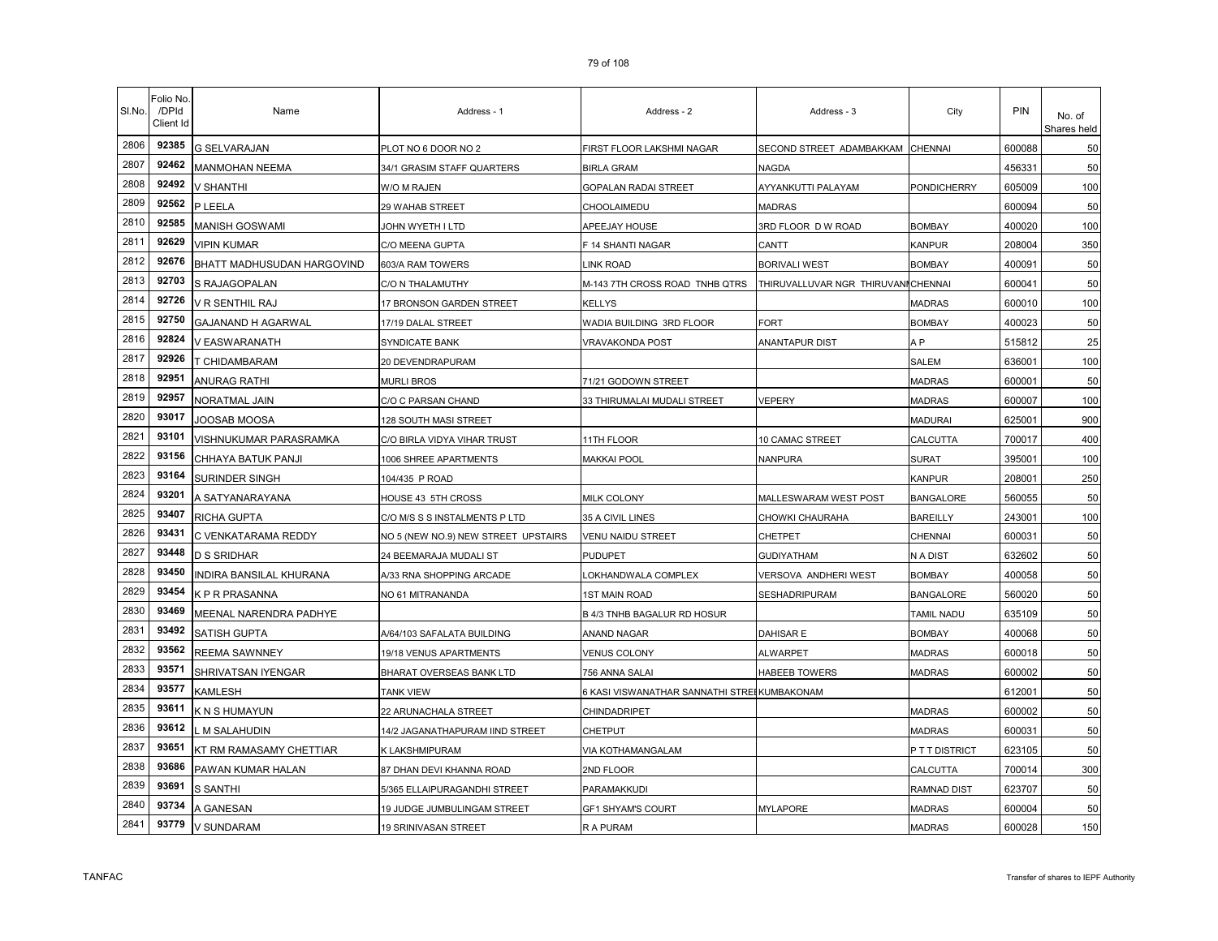| Sl.No. | Folio No. /DPId Client Id | Name | Address - 1 | Address - 2 | Address - 3 | City | PIN | No. of Shares held |
|---|---|---|---|---|---|---|---|---|
| 2806 | 92385 | G SELVARAJAN | PLOT NO 6 DOOR NO 2 | FIRST FLOOR LAKSHMI NAGAR | SECOND STREET ADAMBAKKAM | CHENNAI | 600088 | 50 |
| 2807 | 92462 | MANMOHAN NEEMA | 34/1 GRASIM STAFF QUARTERS | BIRLA GRAM | NAGDA | | 456331 | 50 |
| 2808 | 92492 | V SHANTHI | W/O M RAJEN | GOPALAN RADAI STREET | AYYANKUTTI PALAYAM | PONDICHERRY | 605009 | 100 |
| 2809 | 92562 | P LEELA | 29 WAHAB STREET | CHOOLAIMEDU | MADRAS | | 600094 | 50 |
| 2810 | 92585 | MANISH GOSWAMI | JOHN WYETH I LTD | APEEJAY HOUSE | 3RD FLOOR D W ROAD | BOMBAY | 400020 | 100 |
| 2811 | 92629 | VIPIN KUMAR | C/O MEENA GUPTA | F 14 SHANTI NAGAR | CANTT | KANPUR | 208004 | 350 |
| 2812 | 92676 | BHATT MADHUSUDAN HARGOVIND | 603/A RAM TOWERS | LINK ROAD | BORIVALI WEST | BOMBAY | 400091 | 50 |
| 2813 | 92703 | S RAJAGOPALAN | C/O N THALAMUTHY | M-143 7TH CROSS ROAD TNHB QTRS | THIRUVALLUVAR NGR THIRUVANI | CHENNAI | 600041 | 50 |
| 2814 | 92726 | V R SENTHIL RAJ | 17 BRONSON GARDEN STREET | KELLYS | | MADRAS | 600010 | 100 |
| 2815 | 92750 | GAJANAND H AGARWAL | 17/19 DALAL STREET | WADIA BUILDING 3RD FLOOR | FORT | BOMBAY | 400023 | 50 |
| 2816 | 92824 | V EASWARANATH | SYNDICATE BANK | VRAVAKONDA POST | ANANTAPUR DIST | A P | 515812 | 25 |
| 2817 | 92926 | T CHIDAMBARAM | 20 DEVENDRAPURAM | | | SALEM | 636001 | 100 |
| 2818 | 92951 | ANURAG RATHI | MURLI BROS | 71/21 GODOWN STREET | | MADRAS | 600001 | 50 |
| 2819 | 92957 | NORATMAL JAIN | C/O C PARSAN CHAND | 33 THIRUMALAI MUDALI STREET | VEPERY | MADRAS | 600007 | 100 |
| 2820 | 93017 | JOOSAB MOOSA | 128 SOUTH MASI STREET | | | MADURAI | 625001 | 900 |
| 2821 | 93101 | VISHNUKUMAR PARASRAMKA | C/O BIRLA VIDYA VIHAR TRUST | 11TH FLOOR | 10 CAMAC STREET | CALCUTTA | 700017 | 400 |
| 2822 | 93156 | CHHAYA BATUK PANJI | 1006 SHREE APARTMENTS | MAKKAI POOL | NANPURA | SURAT | 395001 | 100 |
| 2823 | 93164 | SURINDER SINGH | 104/435 P ROAD | | | KANPUR | 208001 | 250 |
| 2824 | 93201 | A SATYANARAYANA | HOUSE 43 5TH CROSS | MILK COLONY | MALLESWARAM WEST POST | BANGALORE | 560055 | 50 |
| 2825 | 93407 | RICHA GUPTA | C/O M/S S S INSTALMENTS P LTD | 35 A CIVIL LINES | CHOWKI CHAURAHA | BAREILLY | 243001 | 100 |
| 2826 | 93431 | C VENKATARAMA REDDY | NO 5 (NEW NO.9) NEW STREET UPSTAIRS | VENU NAIDU STREET | CHETPET | CHENNAI | 600031 | 50 |
| 2827 | 93448 | D S SRIDHAR | 24 BEEMARAJA MUDALI ST | PUDUPET | GUDIYATHAM | N A DIST | 632602 | 50 |
| 2828 | 93450 | INDIRA BANSILAL KHURANA | A/33 RNA SHOPPING ARCADE | LOKHANDWALA COMPLEX | VERSOVA ANDHERI WEST | BOMBAY | 400058 | 50 |
| 2829 | 93454 | K P R PRASANNA | NO 61 MITRANANDA | 1ST MAIN ROAD | SESHADRIPURAM | BANGALORE | 560020 | 50 |
| 2830 | 93469 | MEENAL NARENDRA PADHYE | | B 4/3 TNHB BAGALUR RD HOSUR | | TAMIL NADU | 635109 | 50 |
| 2831 | 93492 | SATISH GUPTA | A/64/103 SAFALATA BUILDING | ANAND NAGAR | DAHISAR E | BOMBAY | 400068 | 50 |
| 2832 | 93562 | REEMA SAWNNEY | 19/18 VENUS APARTMENTS | VENUS COLONY | ALWARPET | MADRAS | 600018 | 50 |
| 2833 | 93571 | SHRIVATSAN IYENGAR | BHARAT OVERSEAS BANK LTD | 756 ANNA SALAI | HABEEB TOWERS | MADRAS | 600002 | 50 |
| 2834 | 93577 | KAMLESH | TANK VIEW | 6 KASI VISWANATHAR SANNATHI STREI | KUMBAKONAM | | 612001 | 50 |
| 2835 | 93611 | K N S HUMAYUN | 22 ARUNACHALA STREET | CHINDADRIPET | | MADRAS | 600002 | 50 |
| 2836 | 93612 | L M SALAHUDIN | 14/2 JAGANATHAPURAM IIND STREET | CHETPUT | | MADRAS | 600031 | 50 |
| 2837 | 93651 | KT RM RAMASAMY CHETTIAR | K LAKSHMIPURAM | VIA KOTHAMANGALAM | | P T T DISTRICT | 623105 | 50 |
| 2838 | 93686 | PAWAN KUMAR HALAN | 87 DHAN DEVI KHANNA ROAD | 2ND FLOOR | | CALCUTTA | 700014 | 300 |
| 2839 | 93691 | S SANTHI | 5/365 ELLAIPURAGANDHI STREET | PARAMAKKUDI | | RAMNAD DIST | 623707 | 50 |
| 2840 | 93734 | A GANESAN | 19 JUDGE JUMBULINGAM STREET | GF1 SHYAM'S COURT | MYLAPORE | MADRAS | 600004 | 50 |
| 2841 | 93779 | V SUNDARAM | 19 SRINIVASAN STREET | R A PURAM | | MADRAS | 600028 | 150 |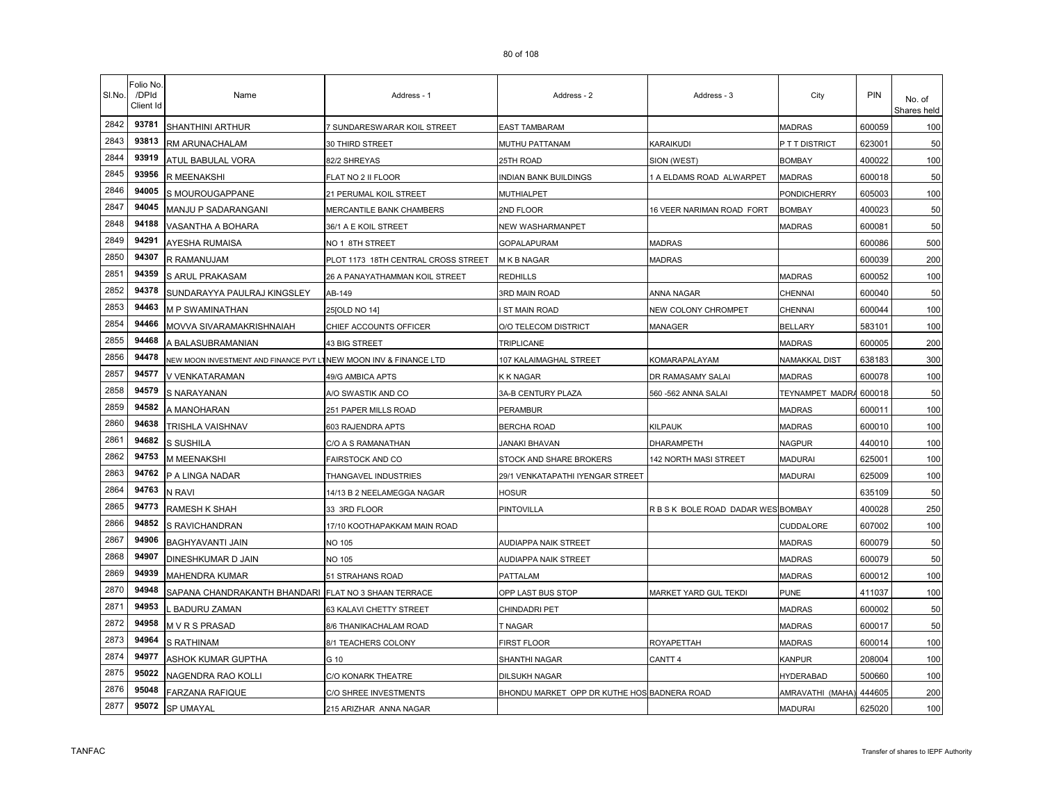| Sl.No. | Folio No. /DPId Client Id | Name | Address - 1 | Address - 2 | Address - 3 | City | PIN | No. of Shares held |
|---|---|---|---|---|---|---|---|---|
| 2842 | 93781 | SHANTHINI ARTHUR | 7 SUNDARESWARAR KOIL STREET | EAST TAMBARAM | | MADRAS | 600059 | 100 |
| 2843 | 93813 | RM ARUNACHALAM | 30 THIRD STREET | MUTHU PATTANAM | KARAIKUDI | P T T DISTRICT | 623001 | 50 |
| 2844 | 93919 | ATUL BABULAL VORA | 82/2 SHREYAS | 25TH ROAD | SION (WEST) | BOMBAY | 400022 | 100 |
| 2845 | 93956 | R MEENAKSHI | FLAT NO 2 II FLOOR | INDIAN BANK BUILDINGS | 1 A ELDAMS ROAD ALWARPET | MADRAS | 600018 | 50 |
| 2846 | 94005 | S MOUROUGAPPANE | 21 PERUMAL KOIL STREET | MUTHIALPET | | PONDICHERRY | 605003 | 100 |
| 2847 | 94045 | MANJU P SADARANGANI | MERCANTILE BANK CHAMBERS | 2ND FLOOR | 16 VEER NARIMAN ROAD FORT | BOMBAY | 400023 | 50 |
| 2848 | 94188 | VASANTHA A BOHARA | 36/1 A E KOIL STREET | NEW WASHARMANPET | | MADRAS | 600081 | 50 |
| 2849 | 94291 | AYESHA RUMAISA | NO 1 8TH STREET | GOPALAPURAM | MADRAS | | 600086 | 500 |
| 2850 | 94307 | R RAMANUJAM | PLOT 1173 18TH CENTRAL CROSS STREET | M K B NAGAR | MADRAS | | 600039 | 200 |
| 2851 | 94359 | S ARUL PRAKASAM | 26 A PANAYATHAMMAN KOIL STREET | REDHILLS | | MADRAS | 600052 | 100 |
| 2852 | 94378 | SUNDARAYYA PAULRAJ KINGSLEY | AB-149 | 3RD MAIN ROAD | ANNA NAGAR | CHENNAI | 600040 | 50 |
| 2853 | 94463 | M P SWAMINATHAN | 25[OLD NO 14] | I ST MAIN ROAD | NEW COLONY CHROMPET | CHENNAI | 600044 | 100 |
| 2854 | 94466 | MOVVA SIVARAMAKRISHNAIAH | CHIEF ACCOUNTS OFFICER | O/O TELECOM DISTRICT | MANAGER | BELLARY | 583101 | 100 |
| 2855 | 94468 | A BALASUBRAMANIAN | 43 BIG STREET | TRIPLICANE | | MADRAS | 600005 | 200 |
| 2856 | 94478 | NEW MOON INVESTMENT AND FINANCE PVT LT | NEW MOON INV & FINANCE LTD | 107 KALAIMAGHAL STREET | KOMARAPALAYAM | NAMAKKAL DIST | 638183 | 300 |
| 2857 | 94577 | V VENKATARAMAN | 49/G AMBICA APTS | K K NAGAR | DR RAMASAMY SALAI | MADRAS | 600078 | 100 |
| 2858 | 94579 | S NARAYANAN | A/O SWASTIK AND CO | 3A-B CENTURY PLAZA | 560 -562 ANNA SALAI | TEYNAMPET MADRA | 600018 | 50 |
| 2859 | 94582 | A MANOHARAN | 251 PAPER MILLS ROAD | PERAMBUR | | MADRAS | 600011 | 100 |
| 2860 | 94638 | TRISHLA VAISHNAV | 603 RAJENDRA APTS | BERCHA ROAD | KILPAUK | MADRAS | 600010 | 100 |
| 2861 | 94682 | S SUSHILA | C/O A S RAMANATHAN | JANAKI BHAVAN | DHARAMPETH | NAGPUR | 440010 | 100 |
| 2862 | 94753 | M MEENAKSHI | FAIRSTOCK AND CO | STOCK AND SHARE BROKERS | 142 NORTH MASI STREET | MADURAI | 625001 | 100 |
| 2863 | 94762 | P A LINGA NADAR | THANGAVEL INDUSTRIES | 29/1 VENKATAPATHI IYENGAR STREET | | MADURAI | 625009 | 100 |
| 2864 | 94763 | N RAVI | 14/13 B 2 NEELAMEGGA NAGAR | HOSUR | | | 635109 | 50 |
| 2865 | 94773 | RAMESH K SHAH | 33 3RD FLOOR | PINTOVILLA | R B S K BOLE ROAD DADAR WES | BOMBAY | 400028 | 250 |
| 2866 | 94852 | S RAVICHANDRAN | 17/10 KOOTHAPAKKAM MAIN ROAD | | | CUDDALORE | 607002 | 100 |
| 2867 | 94906 | BAGHYAVANTI JAIN | NO 105 | AUDIAPPA NAIK STREET | | MADRAS | 600079 | 50 |
| 2868 | 94907 | DINESHKUMAR D JAIN | NO 105 | AUDIAPPA NAIK STREET | | MADRAS | 600079 | 50 |
| 2869 | 94939 | MAHENDRA KUMAR | 51 STRAHANS ROAD | PATTALAM | | MADRAS | 600012 | 100 |
| 2870 | 94948 | SAPANA CHANDRAKANTH BHANDARI | FLAT NO 3 SHAAN TERRACE | OPP LAST BUS STOP | MARKET YARD GUL TEKDI | PUNE | 411037 | 100 |
| 2871 | 94953 | L BADURU ZAMAN | 63 KALAVI CHETTY STREET | CHINDADRI PET | | MADRAS | 600002 | 50 |
| 2872 | 94958 | M V R S PRASAD | 8/6 THANIKACHALAM ROAD | T NAGAR | | MADRAS | 600017 | 50 |
| 2873 | 94964 | S RATHINAM | 8/1 TEACHERS COLONY | FIRST FLOOR | ROYAPETTAH | MADRAS | 600014 | 100 |
| 2874 | 94977 | ASHOK KUMAR GUPTHA | G 10 | SHANTHI NAGAR | CANTT 4 | KANPUR | 208004 | 100 |
| 2875 | 95022 | NAGENDRA RAO KOLLI | C/O KONARK THEATRE | DILSUKH NAGAR | | HYDERABAD | 500660 | 100 |
| 2876 | 95048 | FARZANA RAFIQUE | C/O SHREE INVESTMENTS | BHONDU MARKET OPP DR KUTHE HOS | BADNERA ROAD | AMRAVATHI (MAHA) | 444605 | 200 |
| 2877 | 95072 | SP UMAYAL | 215 ARIZHAR ANNA NAGAR | | | MADURAI | 625020 | 100 |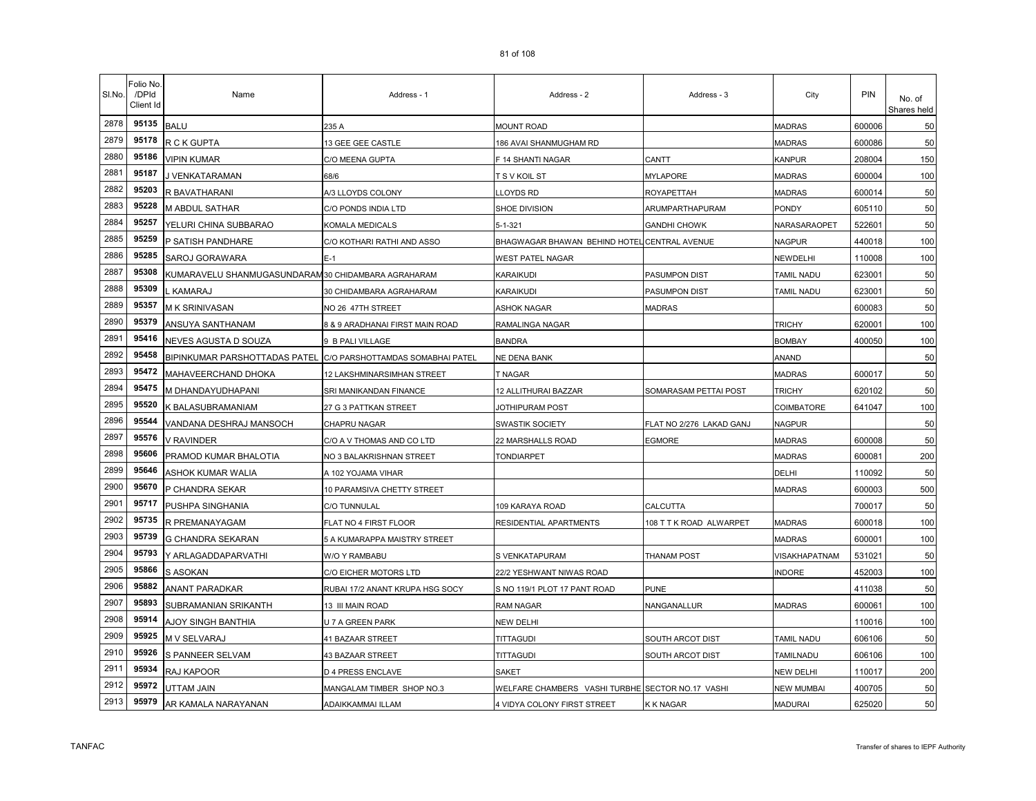| Sl.No. | Folio No. /DPId Client Id | Name | Address - 1 | Address - 2 | Address - 3 | City | PIN | No. of Shares held |
|---|---|---|---|---|---|---|---|---|
| 2878 | 95135 | BALU | 235 A | MOUNT ROAD | | MADRAS | 600006 | 50 |
| 2879 | 95178 | R C K GUPTA | 13 GEE GEE CASTLE | 186 AVAI SHANMUGHAM RD | | MADRAS | 600086 | 50 |
| 2880 | 95186 | VIPIN KUMAR | C/O MEENA GUPTA | F 14 SHANTI NAGAR | CANTT | KANPUR | 208004 | 150 |
| 2881 | 95187 | J VENKATARAMAN | 68/6 | T S V KOIL ST | MYLAPORE | MADRAS | 600004 | 100 |
| 2882 | 95203 | R BAVATHARANI | A/3 LLOYDS COLONY | LLOYDS RD | ROYAPETTAH | MADRAS | 600014 | 50 |
| 2883 | 95228 | M ABDUL SATHAR | C/O PONDS INDIA LTD | SHOE DIVISION | ARUMPARTHAPURAM | PONDY | 605110 | 50 |
| 2884 | 95257 | YELURI CHINA SUBBARAO | KOMALA MEDICALS | 5-1-321 | GANDHI CHOWK | NARASARAOPET | 522601 | 50 |
| 2885 | 95259 | P SATISH PANDHARE | C/O KOTHARI RATHI AND ASSO | BHAGWAGAR BHAWAN BEHIND HOTEL | CENTRAL AVENUE | NAGPUR | 440018 | 100 |
| 2886 | 95285 | SAROJ GORAWARA | E-1 | WEST PATEL NAGAR | | NEWDELHI | 110008 | 100 |
| 2887 | 95308 | KUMARAVELU SHANMUGASUNDARAM | 30 CHIDAMBARA AGRAHARAM | KARAIKUDI | PASUMPON DIST | TAMIL NADU | 623001 | 50 |
| 2888 | 95309 | L KAMARAJ | 30 CHIDAMBARA AGRAHARAM | KARAIKUDI | PASUMPON DIST | TAMIL NADU | 623001 | 50 |
| 2889 | 95357 | M K SRINIVASAN | NO 26 47TH STREET | ASHOK NAGAR | MADRAS | | 600083 | 50 |
| 2890 | 95379 | ANSUYA SANTHANAM | 8 & 9 ARADHANAI FIRST MAIN ROAD | RAMALINGA NAGAR | | TRICHY | 620001 | 100 |
| 2891 | 95416 | NEVES AGUSTA D SOUZA | 9 B PALI VILLAGE | BANDRA | | BOMBAY | 400050 | 100 |
| 2892 | 95458 | BIPINKUMAR PARSHOTTADAS PATEL | C/O PARSHOTTAMDAS SOMABHAI PATEL | NE DENA BANK | | ANAND | | 50 |
| 2893 | 95472 | MAHAVEERCHAND DHOKA | 12 LAKSHMINARSIMHAN STREET | T NAGAR | | MADRAS | 600017 | 50 |
| 2894 | 95475 | M DHANDAYUDHAPANI | SRI MANIKANDAN FINANCE | 12 ALLITHURAI BAZZAR | SOMARASAM PETTAI POST | TRICHY | 620102 | 50 |
| 2895 | 95520 | K BALASUBRAMANIAM | 27 G 3 PATTKAN STREET | JOTHIPURAM POST | | COIMBATORE | 641047 | 100 |
| 2896 | 95544 | VANDANA DESHRAJ MANSOCH | CHAPRU NAGAR | SWASTIK SOCIETY | FLAT NO 2/276 LAKAD GANJ | NAGPUR | | 50 |
| 2897 | 95576 | V RAVINDER | C/O A V THOMAS AND CO LTD | 22 MARSHALLS ROAD | EGMORE | MADRAS | 600008 | 50 |
| 2898 | 95606 | PRAMOD KUMAR BHALOTIA | NO 3 BALAKRISHNAN STREET | TONDIARPET | | MADRAS | 600081 | 200 |
| 2899 | 95646 | ASHOK KUMAR WALIA | A 102 YOJAMA VIHAR | | | DELHI | 110092 | 50 |
| 2900 | 95670 | P CHANDRA SEKAR | 10 PARAMSIVA CHETTY STREET | | | MADRAS | 600003 | 500 |
| 2901 | 95717 | PUSHPA SINGHANIA | C/O TUNNULAL | 109 KARAYA ROAD | CALCUTTA | | 700017 | 50 |
| 2902 | 95735 | R PREMANAYAGAM | FLAT NO 4 FIRST FLOOR | RESIDENTIAL APARTMENTS | 108 T T K ROAD ALWARPET | MADRAS | 600018 | 100 |
| 2903 | 95739 | G CHANDRA SEKARAN | 5 A KUMARAPPA MAISTRY STREET | | | MADRAS | 600001 | 100 |
| 2904 | 95793 | Y ARLAGADDAPARVATHI | W/O Y RAMBABU | S VENKATAPURAM | THANAM POST | VISAKHAPATNAM | 531021 | 50 |
| 2905 | 95866 | S ASOKAN | C/O EICHER MOTORS LTD | 22/2 YESHWANT NIWAS ROAD | | INDORE | 452003 | 100 |
| 2906 | 95882 | ANANT PARADKAR | RUBAI 17/2 ANANT KRUPA HSG SOCY | S NO 119/1 PLOT 17 PANT ROAD | PUNE | | 411038 | 50 |
| 2907 | 95893 | SUBRAMANIAN SRIKANTH | 13 III MAIN ROAD | RAM NAGAR | NANGANALLUR | MADRAS | 600061 | 100 |
| 2908 | 95914 | AJOY SINGH BANTHIA | U 7 A GREEN PARK | NEW DELHI | | | 110016 | 100 |
| 2909 | 95925 | M V SELVARAJ | 41 BAZAAR STREET | TITTAGUDI | SOUTH ARCOT DIST | TAMIL NADU | 606106 | 50 |
| 2910 | 95926 | S PANNEER SELVAM | 43 BAZAAR STREET | TITTAGUDI | SOUTH ARCOT DIST | TAMILNADU | 606106 | 100 |
| 2911 | 95934 | RAJ KAPOOR | D 4 PRESS ENCLAVE | SAKET | | NEW DELHI | 110017 | 200 |
| 2912 | 95972 | UTTAM JAIN | MANGALAM TIMBER SHOP NO.3 | WELFARE CHAMBERS VASHI TURBHE | SECTOR NO.17 VASHI | NEW MUMBAI | 400705 | 50 |
| 2913 | 95979 | AR KAMALA NARAYANAN | ADAIKKAMMAI ILLAM | 4 VIDYA COLONY FIRST STREET | K K NAGAR | MADURAI | 625020 | 50 |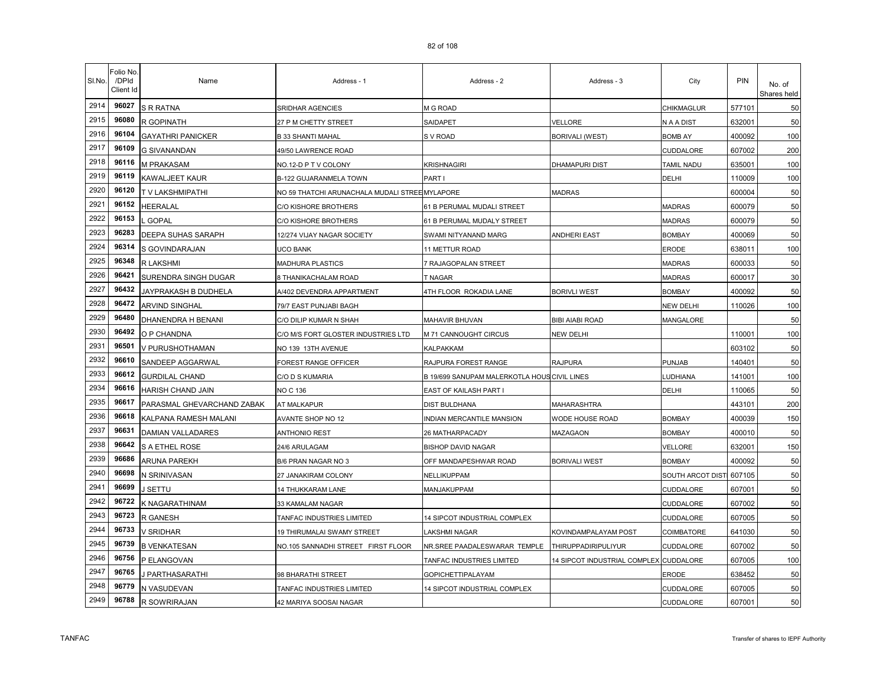| Sl.No. | Folio No. /DPId Client Id | Name | Address - 1 | Address - 2 | Address - 3 | City | PIN | No. of Shares held |
|---|---|---|---|---|---|---|---|---|
| 2914 | 96027 | S R RATNA | SRIDHAR AGENCIES | M G ROAD | | CHIKMAGLUR | 577101 | 50 |
| 2915 | 96080 | R GOPINATH | 27 P M CHETTY STREET | SAIDAPET | VELLORE | N A A DIST | 632001 | 50 |
| 2916 | 96104 | GAYATHRI PANICKER | B 33 SHANTI MAHAL | S V ROAD | BORIVALI (WEST) | BOMB AY | 400092 | 100 |
| 2917 | 96109 | G SIVANANDAN | 49/50 LAWRENCE ROAD | | | CUDDALORE | 607002 | 200 |
| 2918 | 96116 | M PRAKASAM | NO.12-D P T V COLONY | KRISHNAGIRI | DHAMAPURI DIST | TAMIL NADU | 635001 | 100 |
| 2919 | 96119 | KAWALJEET KAUR | B-122 GUJARANMELA TOWN | PART I | | DELHI | 110009 | 100 |
| 2920 | 96120 | T V LAKSHMIPATHI | NO 59 THATCHI ARUNACHALA MUDALI STREE | MYLAPORE | MADRAS | | 600004 | 50 |
| 2921 | 96152 | HEERALAL | C/O KISHORE BROTHERS | 61 B PERUMAL MUDALI STREET | | MADRAS | 600079 | 50 |
| 2922 | 96153 | L GOPAL | C/O KISHORE BROTHERS | 61 B PERUMAL MUDALY STREET | | MADRAS | 600079 | 50 |
| 2923 | 96283 | DEEPA SUHAS SARAPH | 12/274 VIJAY NAGAR SOCIETY | SWAMI NITYANAND MARG | ANDHERI EAST | BOMBAY | 400069 | 50 |
| 2924 | 96314 | S GOVINDARAJAN | UCO BANK | 11 METTUR ROAD | | ERODE | 638011 | 100 |
| 2925 | 96348 | R LAKSHMI | MADHURA PLASTICS | 7 RAJAGOPALAN STREET | | MADRAS | 600033 | 50 |
| 2926 | 96421 | SURENDRA SINGH DUGAR | 8 THANIKACHALAM ROAD | T NAGAR | | MADRAS | 600017 | 30 |
| 2927 | 96432 | JAYPRAKASH B DUDHELA | A/402 DEVENDRA APPARTMENT | 4TH FLOOR ROKADIA LANE | BORIVLI WEST | BOMBAY | 400092 | 50 |
| 2928 | 96472 | ARVIND SINGHAL | 79/7 EAST PUNJABI BAGH | | | NEW DELHI | 110026 | 100 |
| 2929 | 96480 | DHANENDRA H BENANI | C/O DILIP KUMAR N SHAH | MAHAVIR BHUVAN | BIBI AIABI ROAD | MANGALORE | | 50 |
| 2930 | 96492 | O P CHANDNA | C/O M/S FORT GLOSTER INDUSTRIES LTD | M 71 CANNOUGHT CIRCUS | NEW DELHI | | 110001 | 100 |
| 2931 | 96501 | V PURUSHOTHAMAN | NO 139 13TH AVENUE | KALPAKKAM | | | 603102 | 50 |
| 2932 | 96610 | SANDEEP AGGARWAL | FOREST RANGE OFFICER | RAJPURA FOREST RANGE | RAJPURA | PUNJAB | 140401 | 50 |
| 2933 | 96612 | GURDILAL CHAND | C/O D S KUMARIA | B 19/699 SANUPAM MALERKOTLA HOUS | CIVIL LINES | LUDHIANA | 141001 | 100 |
| 2934 | 96616 | HARISH CHAND JAIN | NO C 136 | EAST OF KAILASH PART I | | DELHI | 110065 | 50 |
| 2935 | 96617 | PARASMAL GHEVARCHAND ZABAK | AT MALKAPUR | DIST BULDHANA | MAHARASHTRA | | 443101 | 200 |
| 2936 | 96618 | KALPANA RAMESH MALANI | AVANTE SHOP NO 12 | INDIAN MERCANTILE MANSION | WODE HOUSE ROAD | BOMBAY | 400039 | 150 |
| 2937 | 96631 | DAMIAN VALLADARES | ANTHONIO REST | 26 MATHARPACADY | MAZAGAON | BOMBAY | 400010 | 50 |
| 2938 | 96642 | S A ETHEL ROSE | 24/6 ARULAGAM | BISHOP DAVID NAGAR | | VELLORE | 632001 | 150 |
| 2939 | 96686 | ARUNA PAREKH | B/6 PRAN NAGAR NO 3 | OFF MANDAPESHWAR ROAD | BORIVALI WEST | BOMBAY | 400092 | 50 |
| 2940 | 96698 | N SRINIVASAN | 27 JANAKIRAM COLONY | NELLIKUPPAM | | SOUTH ARCOT DIST | 607105 | 50 |
| 2941 | 96699 | J SETTU | 14 THUKKARAM LANE | MANJAKUPPAM | | CUDDALORE | 607001 | 50 |
| 2942 | 96722 | K NAGARATHINAM | 33 KAMALAM NAGAR | | | CUDDALORE | 607002 | 50 |
| 2943 | 96723 | R GANESH | TANFAC INDUSTRIES LIMITED | 14 SIPCOT INDUSTRIAL COMPLEX | | CUDDALORE | 607005 | 50 |
| 2944 | 96733 | V SRIDHAR | 19 THIRUMALAI SWAMY STREET | LAKSHMI NAGAR | KOVINDAMPALAYAM POST | COIMBATORE | 641030 | 50 |
| 2945 | 96739 | B VENKATESAN | NO.105 SANNADHI STREET FIRST FLOOR | NR.SREE PAADALESWARAR TEMPLE | THIRUPPADIRIPULIYUR | CUDDALORE | 607002 | 50 |
| 2946 | 96756 | P ELANGOVAN | | TANFAC INDUSTRIES LIMITED | 14 SIPCOT INDUSTRIAL COMPLEX | CUDDALORE | 607005 | 100 |
| 2947 | 96765 | J PARTHASARATHI | 98 BHARATHI STREET | GOPICHETTIPALAYAM | | ERODE | 638452 | 50 |
| 2948 | 96779 | N VASUDEVAN | TANFAC INDUSTRIES LIMITED | 14 SIPCOT INDUSTRIAL COMPLEX | | CUDDALORE | 607005 | 50 |
| 2949 | 96788 | R SOWRIRAJAN | 42 MARIYA SOOSAI NAGAR | | | CUDDALORE | 607001 | 50 |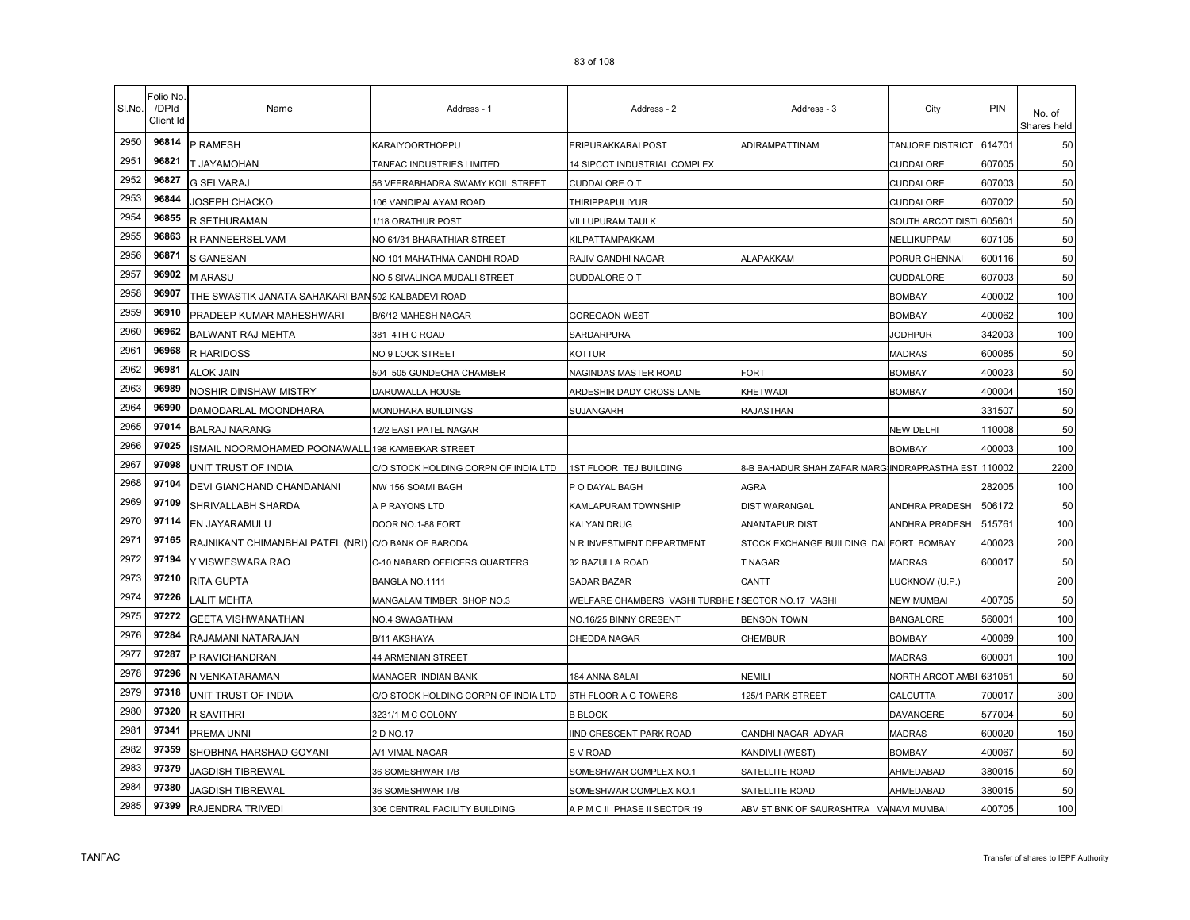| Sl.No. | Folio No. /DPId Client Id | Name | Address - 1 | Address - 2 | Address - 3 | City | PIN | No. of Shares held |
|---|---|---|---|---|---|---|---|---|
| 2950 | 96814 | P RAMESH | KARAIYOORTHOPPU | ERIPURAKKARAI POST | ADIRAMPATTINAM | TANJORE DISTRICT | 614701 | 50 |
| 2951 | 96821 | T JAYAMOHAN | TANFAC INDUSTRIES LIMITED | 14 SIPCOT INDUSTRIAL COMPLEX | | CUDDALORE | 607005 | 50 |
| 2952 | 96827 | G SELVARAJ | 56 VEERABHADRA SWAMY KOIL STREET | CUDDALORE O T | | CUDDALORE | 607003 | 50 |
| 2953 | 96844 | JOSEPH CHACKO | 106 VANDIPALAYAM ROAD | THIRIPPAPULIYUR | | CUDDALORE | 607002 | 50 |
| 2954 | 96855 | R SETHURAMAN | 1/18 ORATHUR POST | VILLUPURAM TAULK | | SOUTH ARCOT DIST | 605601 | 50 |
| 2955 | 96863 | R PANNEERSELVAM | NO 61/31 BHARATHIAR STREET | KILPATTAMPAKKAM | | NELLIKUPPAM | 607105 | 50 |
| 2956 | 96871 | S GANESAN | NO 101 MAHATHMA GANDHI ROAD | RAJIV GANDHI NAGAR | ALAPAKKAM | PORUR CHENNAI | 600116 | 50 |
| 2957 | 96902 | M ARASU | NO 5 SIVALINGA MUDALI STREET | CUDDALORE O T | | CUDDALORE | 607003 | 50 |
| 2958 | 96907 | THE SWASTIK JANATA SAHAKARI BAN | 502 KALBADEVI ROAD | | | BOMBAY | 400002 | 100 |
| 2959 | 96910 | PRADEEP KUMAR MAHESHWARI | B/6/12 MAHESH NAGAR | GOREGAON WEST | | BOMBAY | 400062 | 100 |
| 2960 | 96962 | BALWANT RAJ MEHTA | 381 4TH C ROAD | SARDARPURA | | JODHPUR | 342003 | 100 |
| 2961 | 96968 | R HARIDOSS | NO 9 LOCK STREET | KOTTUR | | MADRAS | 600085 | 50 |
| 2962 | 96981 | ALOK JAIN | 504 505 GUNDECHA CHAMBER | NAGINDAS MASTER ROAD | FORT | BOMBAY | 400023 | 50 |
| 2963 | 96989 | NOSHIR DINSHAW MISTRY | DARUWALLA HOUSE | ARDESHIR DADY CROSS LANE | KHETWADI | BOMBAY | 400004 | 150 |
| 2964 | 96990 | DAMODARLAL MOONDHARA | MONDHARA BUILDINGS | SUJANGARH | RAJASTHAN | | 331507 | 50 |
| 2965 | 97014 | BALRAJ NARANG | 12/2 EAST PATEL NAGAR | | | NEW DELHI | 110008 | 50 |
| 2966 | 97025 | ISMAIL NOORMOHAMED POONAWALL | 198 KAMBEKAR STREET | | | BOMBAY | 400003 | 100 |
| 2967 | 97098 | UNIT TRUST OF INDIA | C/O STOCK HOLDING CORPN OF INDIA LTD | 1ST FLOOR TEJ BUILDING | 8-B BAHADUR SHAH ZAFAR MARG | INDRAPRASTHA EST | 110002 | 2200 |
| 2968 | 97104 | DEVI GIANCHAND CHANDANANI | NW 156 SOAMI BAGH | P O DAYAL BAGH | AGRA | | 282005 | 100 |
| 2969 | 97109 | SHRIVALLABH SHARDA | A P RAYONS LTD | KAMLAPURAM TOWNSHIP | DIST WARANGAL | ANDHRA PRADESH | 506172 | 50 |
| 2970 | 97114 | EN JAYARAMULU | DOOR NO.1-88 FORT | KALYAN DRUG | ANANTAPUR DIST | ANDHRA PRADESH | 515761 | 100 |
| 2971 | 97165 | RAJNIKANT CHIMANBHAI PATEL (NRI) | C/O BANK OF BARODA | N R INVESTMENT DEPARTMENT | STOCK EXCHANGE BUILDING DAL | FORT BOMBAY | 400023 | 200 |
| 2972 | 97194 | Y VISWESWARA RAO | C-10 NABARD OFFICERS QUARTERS | 32 BAZULLA ROAD | T NAGAR | MADRAS | 600017 | 50 |
| 2973 | 97210 | RITA GUPTA | BANGLA NO.1111 | SADAR BAZAR | CANTT | LUCKNOW (U.P.) | | 200 |
| 2974 | 97226 | LALIT MEHTA | MANGALAM TIMBER SHOP NO.3 | WELFARE CHAMBERS VASHI TURBHE I | SECTOR NO.17 VASHI | NEW MUMBAI | 400705 | 50 |
| 2975 | 97272 | GEETA VISHWANATHAN | NO.4 SWAGATHAM | NO.16/25 BINNY CRESENT | BENSON TOWN | BANGALORE | 560001 | 100 |
| 2976 | 97284 | RAJAMANI NATARAJAN | B/11 AKSHAYA | CHEDDA NAGAR | CHEMBUR | BOMBAY | 400089 | 100 |
| 2977 | 97287 | P RAVICHANDRAN | 44 ARMENIAN STREET | | | MADRAS | 600001 | 100 |
| 2978 | 97296 | N VENKATARAMAN | MANAGER INDIAN BANK | 184 ANNA SALAI | NEMILI | NORTH ARCOT AMB | 631051 | 50 |
| 2979 | 97318 | UNIT TRUST OF INDIA | C/O STOCK HOLDING CORPN OF INDIA LTD | 6TH FLOOR A G TOWERS | 125/1 PARK STREET | CALCUTTA | 700017 | 300 |
| 2980 | 97320 | R SAVITHRI | 3231/1 M C COLONY | B BLOCK | | DAVANGERE | 577004 | 50 |
| 2981 | 97341 | PREMA UNNI | 2 D NO.17 | IIND CRESCENT PARK ROAD | GANDHI NAGAR ADYAR | MADRAS | 600020 | 150 |
| 2982 | 97359 | SHOBHNA HARSHAD GOYANI | A/1 VIMAL NAGAR | S V ROAD | KANDIVLI (WEST) | BOMBAY | 400067 | 50 |
| 2983 | 97379 | JAGDISH TIBREWAL | 36 SOMESHWAR T/B | SOMESHWAR COMPLEX NO.1 | SATELLITE ROAD | AHMEDABAD | 380015 | 50 |
| 2984 | 97380 | JAGDISH TIBREWAL | 36 SOMESHWAR T/B | SOMESHWAR COMPLEX NO.1 | SATELLITE ROAD | AHMEDABAD | 380015 | 50 |
| 2985 | 97399 | RAJENDRA TRIVEDI | 306 CENTRAL FACILITY BUILDING | A P M C II PHASE II SECTOR 19 | ABV ST BNK OF SAURASHTRA VA | NAVI MUMBAI | 400705 | 100 |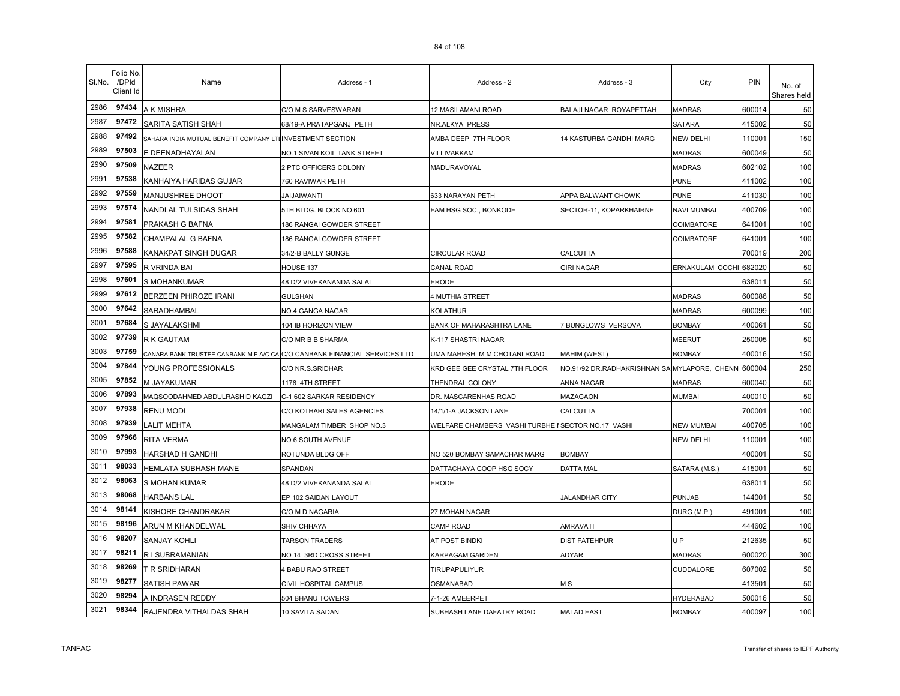| Sl.No. | Folio No. /DPId Client Id | Name | Address - 1 | Address - 2 | Address - 3 | City | PIN | No. of Shares held |
|---|---|---|---|---|---|---|---|---|
| 2986 | 97434 | A K MISHRA | C/O M S SARVESWARAN | 12 MASILAMANI ROAD | BALAJI NAGAR ROYAPETTAH | MADRAS | 600014 | 50 |
| 2987 | 97472 | SARITA SATISH SHAH | 68/19-A PRATAPGANJ PETH | NR.ALKYA PRESS | | SATARA | 415002 | 50 |
| 2988 | 97492 | SAHARA INDIA MUTUAL BENEFIT COMPANY LTD | INVESTMENT SECTION | AMBA DEEP 7TH FLOOR | 14 KASTURBA GANDHI MARG | NEW DELHI | 110001 | 150 |
| 2989 | 97503 | E DEENADHAYALAN | NO.1 SIVAN KOIL TANK STREET | VILLIVAKKAM | | MADRAS | 600049 | 50 |
| 2990 | 97509 | NAZEER | 2 PTC OFFICERS COLONY | MADURAVOYAL | | MADRAS | 602102 | 100 |
| 2991 | 97538 | KANHAIYA HARIDAS GUJAR | 760 RAVIWAR PETH | | | PUNE | 411002 | 100 |
| 2992 | 97559 | MANJUSHREE DHOOT | JAIJAIWANTI | 633 NARAYAN PETH | APPA BALWANT CHOWK | PUNE | 411030 | 100 |
| 2993 | 97574 | NANDLAL TULSIDAS SHAH | 5TH BLDG. BLOCK NO.601 | FAM HSG SOC., BONKODE | SECTOR-11, KOPARKHAIRNE | NAVI MUMBAI | 400709 | 100 |
| 2994 | 97581 | PRAKASH G BAFNA | 186 RANGAI GOWDER STREET | | | COIMBATORE | 641001 | 100 |
| 2995 | 97582 | CHAMPALAL G BAFNA | 186 RANGAI GOWDER STREET | | | COIMBATORE | 641001 | 100 |
| 2996 | 97588 | KANAKPAT SINGH DUGAR | 34/2-B BALLY GUNGE | CIRCULAR ROAD | CALCUTTA | | 700019 | 200 |
| 2997 | 97595 | R VRINDA BAI | HOUSE 137 | CANAL ROAD | GIRI NAGAR | ERNAKULAM COCHI | 682020 | 50 |
| 2998 | 97601 | S MOHANKUMAR | 48 D/2 VIVEKANANDA SALAI | ERODE | | | 638011 | 50 |
| 2999 | 97612 | BERZEEN PHIROZE IRANI | GULSHAN | 4 MUTHIA STREET | | MADRAS | 600086 | 50 |
| 3000 | 97642 | SARADHAMBAL | NO.4 GANGA NAGAR | KOLATHUR | | MADRAS | 600099 | 100 |
| 3001 | 97684 | S JAYALAKSHMI | 104 IB HORIZON VIEW | BANK OF MAHARASHTRA LANE | 7 BUNGLOWS VERSOVA | BOMBAY | 400061 | 50 |
| 3002 | 97739 | R K GAUTAM | C/O MR B B SHARMA | K-117 SHASTRI NAGAR | | MEERUT | 250005 | 50 |
| 3003 | 97759 | CANARA BANK TRUSTEE CANBANK M.F.A/C CA | C/O CANBANK FINANCIAL SERVICES LTD | UMA MAHESH M M CHOTANI ROAD | MAHIM (WEST) | BOMBAY | 400016 | 150 |
| 3004 | 97844 | YOUNG PROFESSIONALS | C/O NR.S.SRIDHAR | KRD GEE GEE CRYSTAL 7TH FLOOR | NO.91/92 DR.RADHAKRISHNAN SA | MYLAPORE, CHENN | 600004 | 250 |
| 3005 | 97852 | M JAYAKUMAR | 1176 4TH STREET | THENDRAL COLONY | ANNA NAGAR | MADRAS | 600040 | 50 |
| 3006 | 97893 | MAQSOODAHMED ABDULRASHID KAGZI | C-1 602 SARKAR RESIDENCY | DR. MASCARENHAS ROAD | MAZAGAON | MUMBAI | 400010 | 50 |
| 3007 | 97938 | RENU MODI | C/O KOTHARI SALES AGENCIES | 14/1/1-A JACKSON LANE | CALCUTTA | | 700001 | 100 |
| 3008 | 97939 | LALIT MEHTA | MANGALAM TIMBER SHOP NO.3 | WELFARE CHAMBERS VASHI TURBHE N | SECTOR NO.17 VASHI | NEW MUMBAI | 400705 | 100 |
| 3009 | 97966 | RITA VERMA | NO 6 SOUTH AVENUE | | | NEW DELHI | 110001 | 100 |
| 3010 | 97993 | HARSHAD H GANDHI | ROTUNDA BLDG OFF | NO 520 BOMBAY SAMACHAR MARG | BOMBAY | | 400001 | 50 |
| 3011 | 98033 | HEMLATA SUBHASH MANE | SPANDAN | DATTACHAYA COOP HSG SOCY | DATTA MAL | SATARA (M.S.) | 415001 | 50 |
| 3012 | 98063 | S MOHAN KUMAR | 48 D/2 VIVEKANANDA SALAI | ERODE | | | 638011 | 50 |
| 3013 | 98068 | HARBANS LAL | EP 102 SAIDAN LAYOUT | | JALANDHAR CITY | PUNJAB | 144001 | 50 |
| 3014 | 98141 | KISHORE CHANDRAKAR | C/O M D NAGARIA | 27 MOHAN NAGAR | | DURG (M.P.) | 491001 | 100 |
| 3015 | 98196 | ARUN M KHANDELWAL | SHIV CHHAYA | CAMP ROAD | AMRAVATI | | 444602 | 100 |
| 3016 | 98207 | SANJAY KOHLI | TARSON TRADERS | AT POST BINDKI | DIST FATEHPUR | U P | 212635 | 50 |
| 3017 | 98211 | R I SUBRAMANIAN | NO 14 3RD CROSS STREET | KARPAGAM GARDEN | ADYAR | MADRAS | 600020 | 300 |
| 3018 | 98269 | T R SRIDHARAN | 4 BABU RAO STREET | TIRUPAPULIYUR | | CUDDALORE | 607002 | 50 |
| 3019 | 98277 | SATISH PAWAR | CIVIL HOSPITAL CAMPUS | OSMANABAD | M S | | 413501 | 50 |
| 3020 | 98294 | A INDRASEN REDDY | 504 BHANU TOWERS | 7-1-26 AMEERPET | | HYDERABAD | 500016 | 50 |
| 3021 | 98344 | RAJENDRA VITHALDAS SHAH | 10 SAVITA SADAN | SUBHASH LANE DAFATRY ROAD | MALAD EAST | BOMBAY | 400097 | 100 |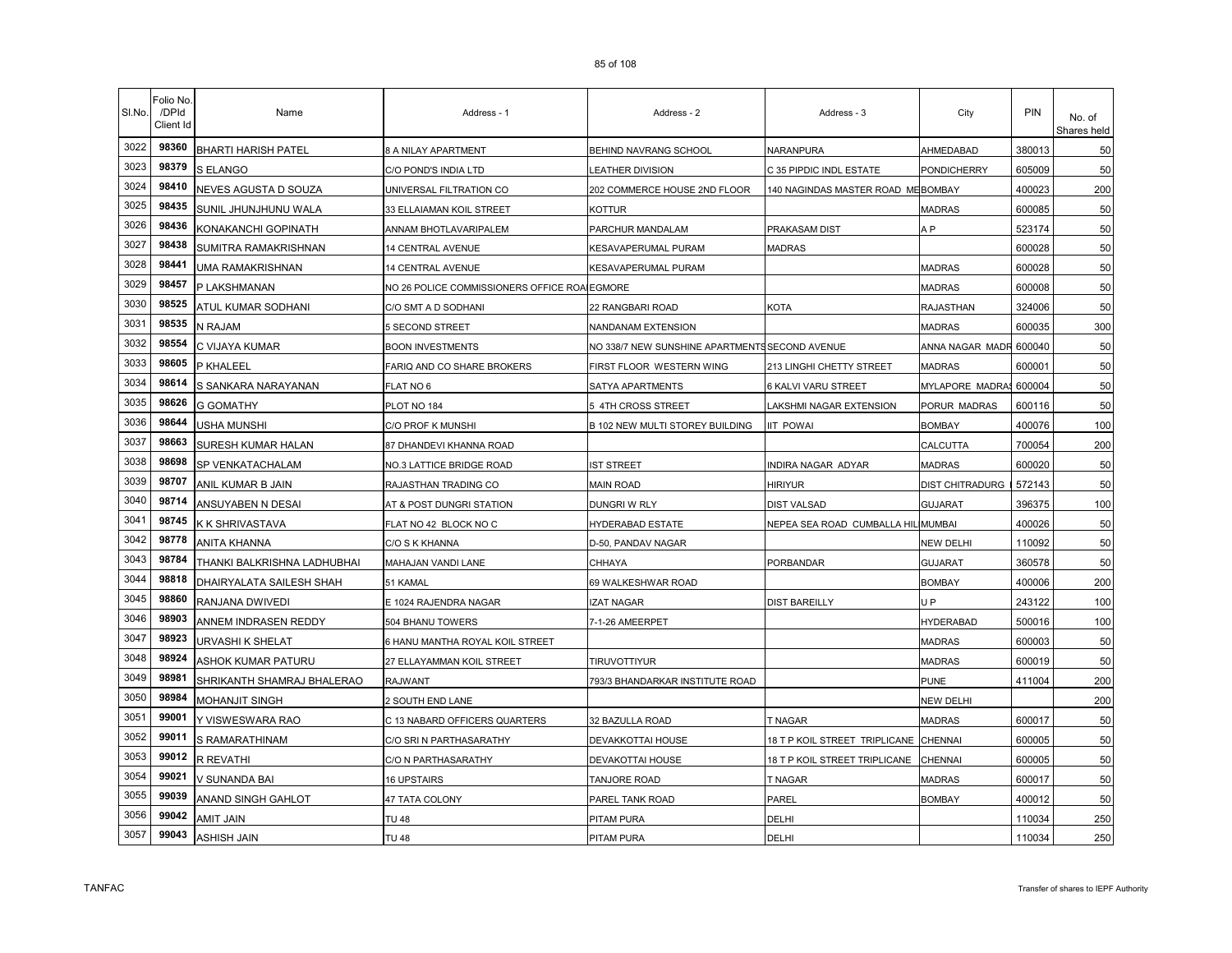| Sl.No. | Folio No. /DPId Client Id | Name | Address - 1 | Address - 2 | Address - 3 | City | PIN | No. of Shares held |
|---|---|---|---|---|---|---|---|---|
| 3022 | 98360 | BHARTI HARISH PATEL | 8 A NILAY APARTMENT | BEHIND NAVRANG SCHOOL | NARANPURA | AHMEDABAD | 380013 | 50 |
| 3023 | 98379 | S ELANGO | C/O POND'S INDIA LTD | LEATHER DIVISION | C 35 PIPDIC INDL ESTATE | PONDICHERRY | 605009 | 50 |
| 3024 | 98410 | NEVES AGUSTA D SOUZA | UNIVERSAL FILTRATION CO | 202 COMMERCE HOUSE 2ND FLOOR | 140 NAGINDAS MASTER ROAD ME | BOMBAY | 400023 | 200 |
| 3025 | 98435 | SUNIL JHUNJHUNU WALA | 33 ELLAIAMAN KOIL STREET | KOTTUR | | MADRAS | 600085 | 50 |
| 3026 | 98436 | KONAKANCHI GOPINATH | ANNAM BHOTLAVARIPALEM | PARCHUR MANDALAM | PRAKASAM DIST | A P | 523174 | 50 |
| 3027 | 98438 | SUMITRA RAMAKRISHNAN | 14 CENTRAL AVENUE | KESAVAPERUMAL PURAM | MADRAS | | 600028 | 50 |
| 3028 | 98441 | UMA RAMAKRISHNAN | 14 CENTRAL AVENUE | KESAVAPERUMAL PURAM | | MADRAS | 600028 | 50 |
| 3029 | 98457 | P LAKSHMANAN | NO 26 POLICE COMMISSIONERS OFFICE ROA | EGMORE | | MADRAS | 600008 | 50 |
| 3030 | 98525 | ATUL KUMAR SODHANI | C/O SMT A D SODHANI | 22 RANGBARI ROAD | KOTA | RAJASTHAN | 324006 | 50 |
| 3031 | 98535 | N RAJAM | 5 SECOND STREET | NANDANAM EXTENSION | | MADRAS | 600035 | 300 |
| 3032 | 98554 | C VIJAYA KUMAR | BOON INVESTMENTS | NO 338/7 NEW SUNSHINE APARTMENTS | SECOND AVENUE | ANNA NAGAR MADR | 600040 | 50 |
| 3033 | 98605 | P KHALEEL | FARIQ AND CO SHARE BROKERS | FIRST FLOOR WESTERN WING | 213 LINGHI CHETTY STREET | MADRAS | 600001 | 50 |
| 3034 | 98614 | S SANKARA NARAYANAN | FLAT NO 6 | SATYA APARTMENTS | 6 KALVI VARU STREET | MYLAPORE MADRAS | 600004 | 50 |
| 3035 | 98626 | G GOMATHY | PLOT NO 184 | 5 4TH CROSS STREET | LAKSHMI NAGAR EXTENSION | PORUR MADRAS | 600116 | 50 |
| 3036 | 98644 | USHA MUNSHI | C/O PROF K MUNSHI | B 102 NEW MULTI STOREY BUILDING | IIT POWAI | BOMBAY | 400076 | 100 |
| 3037 | 98663 | SURESH KUMAR HALAN | 87 DHANDEVI KHANNA ROAD | | | CALCUTTA | 700054 | 200 |
| 3038 | 98698 | SP VENKATACHALAM | NO.3 LATTICE BRIDGE ROAD | IST STREET | INDIRA NAGAR ADYAR | MADRAS | 600020 | 50 |
| 3039 | 98707 | ANIL KUMAR B JAIN | RAJASTHAN TRADING CO | MAIN ROAD | HIRIYUR | DIST CHITRADURG | 572143 | 50 |
| 3040 | 98714 | ANSUYABEN N DESAI | AT & POST DUNGRI STATION | DUNGRI W RLY | DIST VALSAD | GUJARAT | 396375 | 100 |
| 3041 | 98745 | K K SHRIVASTAVA | FLAT NO 42 BLOCK NO C | HYDERABAD ESTATE | NEPEA SEA ROAD CUMBALLA HIL | MUMBAI | 400026 | 50 |
| 3042 | 98778 | ANITA KHANNA | C/O S K KHANNA | D-50, PANDAV NAGAR | | NEW DELHI | 110092 | 50 |
| 3043 | 98784 | THANKI BALKRISHNA LADHUBHAI | MAHAJAN VANDI LANE | CHHAYA | PORBANDAR | GUJARAT | 360578 | 50 |
| 3044 | 98818 | DHAIRYALATA SAILESH SHAH | 51 KAMAL | 69 WALKESHWAR ROAD | | BOMBAY | 400006 | 200 |
| 3045 | 98860 | RANJANA DWIVEDI | E 1024 RAJENDRA NAGAR | IZAT NAGAR | DIST BAREILLY | U P | 243122 | 100 |
| 3046 | 98903 | ANNEM INDRASEN REDDY | 504 BHANU TOWERS | 7-1-26 AMEERPET | | HYDERABAD | 500016 | 100 |
| 3047 | 98923 | URVASHI K SHELAT | 6 HANU MANTHA ROYAL KOIL STREET | | | MADRAS | 600003 | 50 |
| 3048 | 98924 | ASHOK KUMAR PATURU | 27 ELLAYAMMAN KOIL STREET | TIRUVOTTIYUR | | MADRAS | 600019 | 50 |
| 3049 | 98981 | SHRIKANTH SHAMRAJ BHALERAO | RAJWANT | 793/3 BHANDARKAR INSTITUTE ROAD | | PUNE | 411004 | 200 |
| 3050 | 98984 | MOHANJIT SINGH | 2 SOUTH END LANE | | | NEW DELHI | | 200 |
| 3051 | 99001 | Y VISWESWARA RAO | C 13 NABARD OFFICERS QUARTERS | 32 BAZULLA ROAD | T NAGAR | MADRAS | 600017 | 50 |
| 3052 | 99011 | S RAMARATHINAM | C/O SRI N PARTHASARATHY | DEVAKKOTTAI HOUSE | 18 T P KOIL STREET TRIPLICANE | CHENNAI | 600005 | 50 |
| 3053 | 99012 | R REVATHI | C/O N PARTHASARATHY | DEVAKOTTAI HOUSE | 18 T P KOIL STREET TRIPLICANE | CHENNAI | 600005 | 50 |
| 3054 | 99021 | V SUNANDA BAI | 16 UPSTAIRS | TANJORE ROAD | T NAGAR | MADRAS | 600017 | 50 |
| 3055 | 99039 | ANAND SINGH GAHLOT | 47 TATA COLONY | PAREL TANK ROAD | PAREL | BOMBAY | 400012 | 50 |
| 3056 | 99042 | AMIT JAIN | TU 48 | PITAM PURA | DELHI | | 110034 | 250 |
| 3057 | 99043 | ASHISH JAIN | TU 48 | PITAM PURA | DELHI | | 110034 | 250 |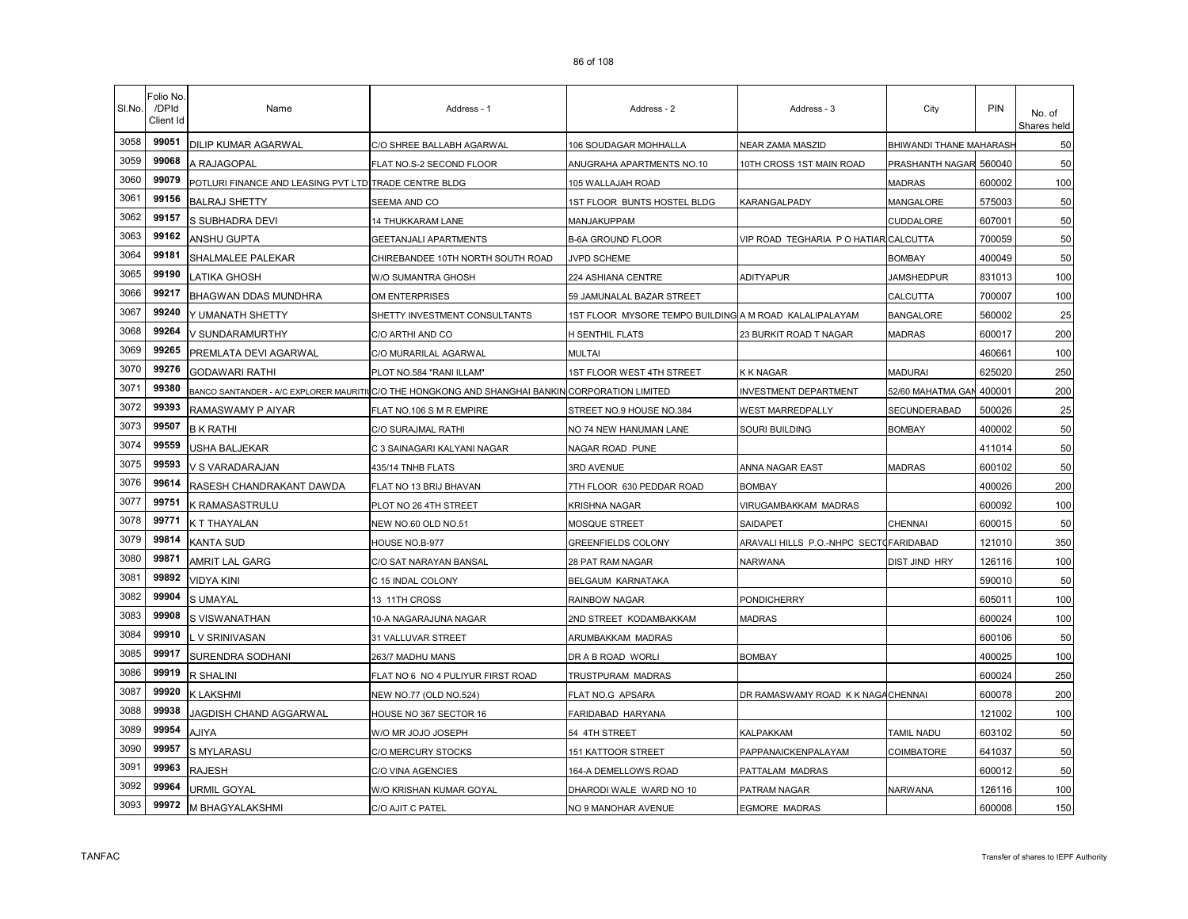| Sl.No. | Folio No. /DPId Client Id | Name | Address - 1 | Address - 2 | Address - 3 | City | PIN | No. of Shares held |
|---|---|---|---|---|---|---|---|---|
| 3058 | 99051 | DILIP KUMAR AGARWAL | C/O SHREE BALLABH AGARWAL | 106 SOUDAGAR MOHHALLA | NEAR ZAMA MASZID | BHIWANDI THANE MAHARASH | | 50 |
| 3059 | 99068 | A RAJAGOPAL | FLAT NO.S-2 SECOND FLOOR | ANUGRAHA APARTMENTS NO.10 | 10TH CROSS 1ST MAIN ROAD | PRASHANTH NAGAR | 560040 | 50 |
| 3060 | 99079 | POTLURI FINANCE AND LEASING PVT LTD | TRADE CENTRE BLDG | 105 WALLAJAH ROAD | | MADRAS | 600002 | 100 |
| 3061 | 99156 | BALRAJ SHETTY | SEEMA AND CO | 1ST FLOOR BUNTS HOSTEL BLDG | KARANGALPADY | MANGALORE | 575003 | 50 |
| 3062 | 99157 | S SUBHADRA DEVI | 14 THUKKARAM LANE | MANJAKUPPAM | | CUDDALORE | 607001 | 50 |
| 3063 | 99162 | ANSHU GUPTA | GEETANJALI APARTMENTS | B-6A GROUND FLOOR | VIP ROAD TEGHARIA P O HATIAR | CALCUTTA | 700059 | 50 |
| 3064 | 99181 | SHALMALEE PALEKAR | CHIREBANDEE 10TH NORTH SOUTH ROAD | JVPD SCHEME | | BOMBAY | 400049 | 50 |
| 3065 | 99190 | LATIKA GHOSH | W/O SUMANTRA GHOSH | 224 ASHIANA CENTRE | ADITYAPUR | JAMSHEDPUR | 831013 | 100 |
| 3066 | 99217 | BHAGWAN DDAS MUNDHRA | OM ENTERPRISES | 59 JAMUNALAL BAZAR STREET | | CALCUTTA | 700007 | 100 |
| 3067 | 99240 | Y UMANATH SHETTY | SHETTY INVESTMENT CONSULTANTS | 1ST FLOOR MYSORE TEMPO BUILDING | A M ROAD KALALIPALAYAM | BANGALORE | 560002 | 25 |
| 3068 | 99264 | V SUNDARAMURTHY | C/O ARTHI AND CO | H SENTHIL FLATS | 23 BURKIT ROAD T NAGAR | MADRAS | 600017 | 200 |
| 3069 | 99265 | PREMLATA DEVI AGARWAL | C/O MURARILAL AGARWAL | MULTAI | | | 460661 | 100 |
| 3070 | 99276 | GODAWARI RATHI | PLOT NO.584 "RANI ILLAM" | 1ST FLOOR WEST 4TH STREET | K K NAGAR | MADURAI | 625020 | 250 |
| 3071 | 99380 | BANCO SANTANDER - A/C EXPLORER MAURITIU | C/O THE HONGKONG AND SHANGHAI BANKIN | CORPORATION LIMITED | INVESTMENT DEPARTMENT | 52/60 MAHATMA GAN | 400001 | 200 |
| 3072 | 99393 | RAMASWAMY P AIYAR | FLAT NO.106 S M R EMPIRE | STREET NO.9 HOUSE NO.384 | WEST MARREDPALLY | SECUNDERABAD | 500026 | 25 |
| 3073 | 99507 | B K RATHI | C/O SURAJMAL RATHI | NO 74 NEW HANUMAN LANE | SOURI BUILDING | BOMBAY | 400002 | 50 |
| 3074 | 99559 | USHA BALJEKAR | C 3 SAINAGARI KALYANI NAGAR | NAGAR ROAD PUNE | | | 411014 | 50 |
| 3075 | 99593 | V S VARADARAJAN | 435/14 TNHB FLATS | 3RD AVENUE | ANNA NAGAR EAST | MADRAS | 600102 | 50 |
| 3076 | 99614 | RASESH CHANDRAKANT DAWDA | FLAT NO 13 BRIJ BHAVAN | 7TH FLOOR 630 PEDDAR ROAD | BOMBAY | | 400026 | 200 |
| 3077 | 99751 | K RAMASASTRULU | PLOT NO 26 4TH STREET | KRISHNA NAGAR | VIRUGAMBAKKAM MADRAS | | 600092 | 100 |
| 3078 | 99771 | K T THAYALAN | NEW NO.60 OLD NO.51 | MOSQUE STREET | SAIDAPET | CHENNAI | 600015 | 50 |
| 3079 | 99814 | KANTA SUD | HOUSE NO.B-977 | GREENFIELDS COLONY | ARAVALI HILLS P.O.-NHPC SECTO | FARIDABAD | 121010 | 350 |
| 3080 | 99871 | AMRIT LAL GARG | C/O SAT NARAYAN BANSAL | 28 PAT RAM NAGAR | NARWANA | DIST JIND HRY | 126116 | 100 |
| 3081 | 99892 | VIDYA KINI | C 15 INDAL COLONY | BELGAUM KARNATAKA | | | 590010 | 50 |
| 3082 | 99904 | S UMAYAL | 13 11TH CROSS | RAINBOW NAGAR | PONDICHERRY | | 605011 | 100 |
| 3083 | 99908 | S VISWANATHAN | 10-A NAGARAJUNA NAGAR | 2ND STREET KODAMBAKKAM | MADRAS | | 600024 | 100 |
| 3084 | 99910 | L V SRINIVASAN | 31 VALLUVAR STREET | ARUMBAKKAM MADRAS | | | 600106 | 50 |
| 3085 | 99917 | SURENDRA SODHANI | 263/7 MADHU MANS | DR A B ROAD WORLI | BOMBAY | | 400025 | 100 |
| 3086 | 99919 | R SHALINI | FLAT NO 6 NO 4 PULIYUR FIRST ROAD | TRUSTPURAM MADRAS | | | 600024 | 250 |
| 3087 | 99920 | K LAKSHMI | NEW NO.77 (OLD NO.524) | FLAT NO.G APSARA | DR RAMASWAMY ROAD K K NAGA | CHENNAI | 600078 | 200 |
| 3088 | 99938 | JAGDISH CHAND AGGARWAL | HOUSE NO 367 SECTOR 16 | FARIDABAD HARYANA | | | 121002 | 100 |
| 3089 | 99954 | AJIYA | W/O MR JOJO JOSEPH | 54 4TH STREET | KALPAKKAM | TAMIL NADU | 603102 | 50 |
| 3090 | 99957 | S MYLARASU | C/O MERCURY STOCKS | 151 KATTOOR STREET | PAPPANAICKENPALAYAM | COIMBATORE | 641037 | 50 |
| 3091 | 99963 | RAJESH | C/O VINA AGENCIES | 164-A DEMELLOWS ROAD | PATTALAM MADRAS | | 600012 | 50 |
| 3092 | 99964 | URMIL GOYAL | W/O KRISHAN KUMAR GOYAL | DHARODI WALE WARD NO 10 | PATRAM NAGAR | NARWANA | 126116 | 100 |
| 3093 | 99972 | M BHAGYALAKSHMI | C/O AJIT C PATEL | NO 9 MANOHAR AVENUE | EGMORE MADRAS | | 600008 | 150 |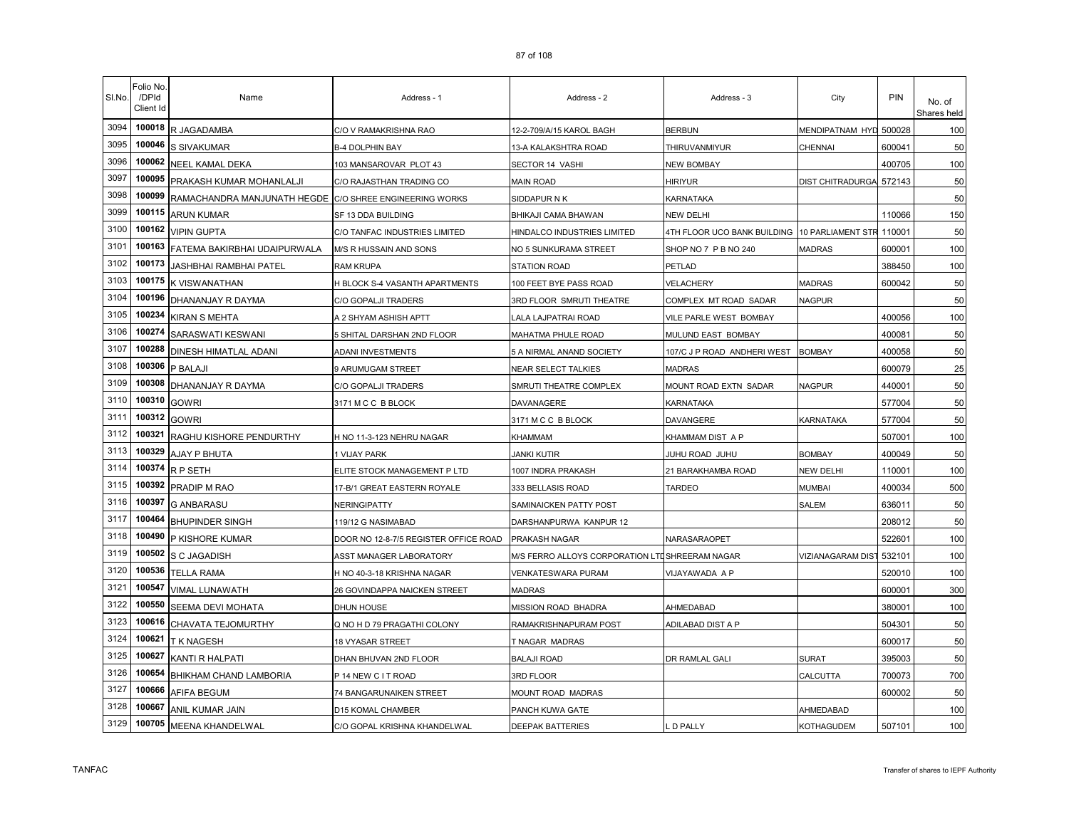| Sl.No. | Folio No. /DPId Client Id | Name | Address - 1 | Address - 2 | Address - 3 | City | PIN | No. of Shares held |
|---|---|---|---|---|---|---|---|---|
| 3094 | 100018 | R JAGADAMBA | C/O V RAMAKRISHNA RAO | 12-2-709/A/15 KAROL BAGH | BERBUN | MENDIPATNAM HYD | 500028 | 100 |
| 3095 | 100046 | S SIVAKUMAR | B-4 DOLPHIN BAY | 13-A KALAKSHTRA ROAD | THIRUVANMIYUR | CHENNAI | 600041 | 50 |
| 3096 | 100062 | NEEL KAMAL DEKA | 103 MANSAROVAR PLOT 43 | SECTOR 14 VASHI | NEW BOMBAY | | 400705 | 100 |
| 3097 | 100095 | PRAKASH KUMAR MOHANLALJI | C/O RAJASTHAN TRADING CO | MAIN ROAD | HIRIYUR | DIST CHITRADURGA | 572143 | 50 |
| 3098 | 100099 | RAMACHANDRA MANJUNATH HEGDE | C/O SHREE ENGINEERING WORKS | SIDDAPUR N K | KARNATAKA | | | 50 |
| 3099 | 100115 | ARUN KUMAR | SF 13 DDA BUILDING | BHIKAJI CAMA BHAWAN | NEW DELHI | | 110066 | 150 |
| 3100 | 100162 | VIPIN GUPTA | C/O TANFAC INDUSTRIES LIMITED | HINDALCO INDUSTRIES LIMITED | 4TH FLOOR UCO BANK BUILDING | 10 PARLIAMENT STR | 110001 | 50 |
| 3101 | 100163 | FATEMA BAKIRBHAI UDAIPURWALA | M/S R HUSSAIN AND SONS | NO 5 SUNKURAMA STREET | SHOP NO 7 P B NO 240 | MADRAS | 600001 | 100 |
| 3102 | 100173 | JASHBHAI RAMBHAI PATEL | RAM KRUPA | STATION ROAD | PETLAD | | 388450 | 100 |
| 3103 | 100175 | K VISWANATHAN | H BLOCK S-4 VASANTH APARTMENTS | 100 FEET BYE PASS ROAD | VELACHERY | MADRAS | 600042 | 50 |
| 3104 | 100196 | DHANANJAY R DAYMA | C/O GOPALJI TRADERS | 3RD FLOOR SMRUTI THEATRE | COMPLEX MT ROAD SADAR | NAGPUR | | 50 |
| 3105 | 100234 | KIRAN S MEHTA | A 2 SHYAM ASHISH APTT | LALA LAJPATRAI ROAD | VILE PARLE WEST BOMBAY | | 400056 | 100 |
| 3106 | 100274 | SARASWATI KESWANI | 5 SHITAL DARSHAN 2ND FLOOR | MAHATMA PHULE ROAD | MULUND EAST BOMBAY | | 400081 | 50 |
| 3107 | 100288 | DINESH HIMATLAL ADANI | ADANI INVESTMENTS | 5 A NIRMAL ANAND SOCIETY | 107/C J P ROAD ANDHERI WEST | BOMBAY | 400058 | 50 |
| 3108 | 100306 | P BALAJI | 9 ARUMUGAM STREET | NEAR SELECT TALKIES | MADRAS | | 600079 | 25 |
| 3109 | 100308 | DHANANJAY R DAYMA | C/O GOPALJI TRADERS | SMRUTI THEATRE COMPLEX | MOUNT ROAD EXTN SADAR | NAGPUR | 440001 | 50 |
| 3110 | 100310 | GOWRI | 3171 M C C B BLOCK | DAVANAGERE | KARNATAKA | | 577004 | 50 |
| 3111 | 100312 | GOWRI | | 3171 M C C B BLOCK | DAVANGERE | KARNATAKA | 577004 | 50 |
| 3112 | 100321 | RAGHU KISHORE PENDURTHY | H NO 11-3-123 NEHRU NAGAR | KHAMMAM | KHAMMAM DIST A P | | 507001 | 100 |
| 3113 | 100329 | AJAY P BHUTA | 1 VIJAY PARK | JANKI KUTIR | JUHU ROAD JUHU | BOMBAY | 400049 | 50 |
| 3114 | 100374 | R P SETH | ELITE STOCK MANAGEMENT P LTD | 1007 INDRA PRAKASH | 21 BARAKHAMBA ROAD | NEW DELHI | 110001 | 100 |
| 3115 | 100392 | PRADIP M RAO | 17-B/1 GREAT EASTERN ROYALE | 333 BELLASIS ROAD | TARDEO | MUMBAI | 400034 | 500 |
| 3116 | 100397 | G ANBARASU | NERINGIPATTY | SAMINAICKEN PATTY POST | | SALEM | 636011 | 50 |
| 3117 | 100464 | BHUPINDER SINGH | 119/12 G NASIMABAD | DARSHANPURWA KANPUR 12 | | | 208012 | 50 |
| 3118 | 100490 | P KISHORE KUMAR | DOOR NO 12-8-7/5 REGISTER OFFICE ROAD | PRAKASH NAGAR | NARASARAOPET | | 522601 | 100 |
| 3119 | 100502 | S C JAGADISH | ASST MANAGER LABORATORY | M/S FERRO ALLOYS CORPORATION LTD | SHREERAM NAGAR | VIZIANAGARAM DIST | 532101 | 100 |
| 3120 | 100536 | TELLA RAMA | H NO 40-3-18 KRISHNA NAGAR | VENKATESWARA PURAM | VIJAYAWADA A P | | 520010 | 100 |
| 3121 | 100547 | VIMAL LUNAWATH | 26 GOVINDAPPA NAICKEN STREET | MADRAS | | | 600001 | 300 |
| 3122 | 100550 | SEEMA DEVI MOHATA | DHUN HOUSE | MISSION ROAD BHADRA | AHMEDABAD | | 380001 | 100 |
| 3123 | 100616 | CHAVATA TEJOMURTHY | Q NO H D 79 PRAGATHI COLONY | RAMAKRISHNAPURAM POST | ADILABAD DIST A P | | 504301 | 50 |
| 3124 | 100621 | T K NAGESH | 18 VYASAR STREET | T NAGAR MADRAS | | | 600017 | 50 |
| 3125 | 100627 | KANTI R HALPATI | DHAN BHUVAN 2ND FLOOR | BALAJI ROAD | DR RAMLAL GALI | SURAT | 395003 | 50 |
| 3126 | 100654 | BHIKHAM CHAND LAMBORIA | P 14 NEW C I T ROAD | 3RD FLOOR | | CALCUTTA | 700073 | 700 |
| 3127 | 100666 | AFIFA BEGUM | 74 BANGARUNAIKEN STREET | MOUNT ROAD MADRAS | | | 600002 | 50 |
| 3128 | 100667 | ANIL KUMAR JAIN | D15 KOMAL CHAMBER | PANCH KUWA GATE | | AHMEDABAD | | 100 |
| 3129 | 100705 | MEENA KHANDELWAL | C/O GOPAL KRISHNA KHANDELWAL | DEEPAK BATTERIES | L D PALLY | KOTHAGUDEM | 507101 | 100 |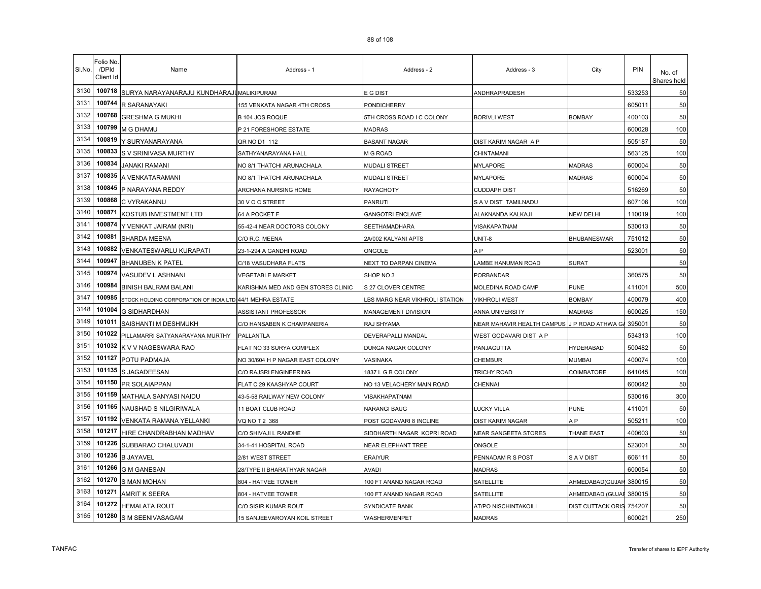| Sl.No. | Folio No. /DPId Client Id | Name | Address - 1 | Address - 2 | Address - 3 | City | PIN | No. of Shares held |
|---|---|---|---|---|---|---|---|---|
| 3130 | 100718 | SURYA NARAYANARAJU KUNDHARAJU | MALIKIPURAM | E G DIST | ANDHRAPRADESH | | 533253 | 50 |
| 3131 | 100744 | R SARANAYAKI | 155 VENKATA NAGAR 4TH CROSS | PONDICHERRY | | | 605011 | 50 |
| 3132 | 100768 | GRESHMA G MUKHI | B 104 JOS ROQUE | 5TH CROSS ROAD I C COLONY | BORIVLI WEST | BOMBAY | 400103 | 50 |
| 3133 | 100799 | M G DHAMU | P 21 FORESHORE ESTATE | MADRAS | | | 600028 | 100 |
| 3134 | 100819 | Y SURYANARAYANA | QR NO D1 112 | BASANT NAGAR | DIST KARIM NAGAR A P | | 505187 | 50 |
| 3135 | 100833 | S V SRINIVASA MURTHY | SATHYANARAYANA HALL | M G ROAD | CHINTAMANI | | 563125 | 100 |
| 3136 | 100834 | JANAKI RAMANI | NO 8/1 THATCHI ARUNACHALA | MUDALI STREET | MYLAPORE | MADRAS | 600004 | 50 |
| 3137 | 100835 | A VENKATARAMANI | NO 8/1 THATCHI ARUNACHALA | MUDALI STREET | MYLAPORE | MADRAS | 600004 | 50 |
| 3138 | 100845 | P NARAYANA REDDY | ARCHANA NURSING HOME | RAYACHOTY | CUDDAPH DIST | | 516269 | 50 |
| 3139 | 100868 | C VYRAKANNU | 30 V O C STREET | PANRUTI | S A V DIST TAMILNADU | | 607106 | 100 |
| 3140 | 100871 | KOSTUB INVESTMENT LTD | 64 A POCKET F | GANGOTRI ENCLAVE | ALAKNANDA KALKAJI | NEW DELHI | 110019 | 100 |
| 3141 | 100874 | Y VENKAT JAIRAM (NRI) | 55-42-4 NEAR DOCTORS COLONY | SEETHAMADHARA | VISAKAPATNAM | | 530013 | 50 |
| 3142 | 100881 | SHARDA MEENA | C/O R.C. MEENA | 2A/002 KALYANI APTS | UNIT-8 | BHUBANESWAR | 751012 | 50 |
| 3143 | 100882 | VENKATESWARLU KURAPATI | 23-1-294 A GANDHI ROAD | ONGOLE | A P | | 523001 | 50 |
| 3144 | 100947 | BHANUBEN K PATEL | C/18 VASUDHARA FLATS | NEXT TO DARPAN CINEMA | LAMBE HANUMAN ROAD | SURAT | | 50 |
| 3145 | 100974 | VASUDEV L ASHNANI | VEGETABLE MARKET | SHOP NO 3 | PORBANDAR | | 360575 | 50 |
| 3146 | 100984 | BINISH BALRAM BALANI | KARISHMA MED AND GEN STORES CLINIC | S 27 CLOVER CENTRE | MOLEDINA ROAD CAMP | PUNE | 411001 | 500 |
| 3147 | 100985 | STOCK HOLDING CORPORATION OF INDIA LTD | 44/1 MEHRA ESTATE | LBS MARG NEAR VIKHROLI STATION | VIKHROLI WEST | BOMBAY | 400079 | 400 |
| 3148 | 101004 | G SIDHARDHAN | ASSISTANT PROFESSOR | MANAGEMENT DIVISION | ANNA UNIVERSITY | MADRAS | 600025 | 150 |
| 3149 | 101011 | SAISHANTI M DESHMUKH | C/O HANSABEN K CHAMPANERIA | RAJ SHYAMA | NEAR MAHAVIR HEALTH CAMPUS | J P ROAD ATHWA G | 395001 | 50 |
| 3150 | 101022 | PILLAMARRI SATYANARAYANA MURTHY | PALLANTLA | DEVERAPALLI MANDAL | WEST GODAVARI DIST A P | | 534313 | 100 |
| 3151 | 101032 | K V V NAGESWARA RAO | FLAT NO 33 SURYA COMPLEX | DURGA NAGAR COLONY | PANJAGUTTA | HYDERABAD | 500482 | 50 |
| 3152 | 101127 | POTU PADMAJA | NO 30/604 H P NAGAR EAST COLONY | VASINAKA | CHEMBUR | MUMBAI | 400074 | 100 |
| 3153 | 101135 | S JAGADEESAN | C/O RAJSRI ENGINEERING | 1837 L G B COLONY | TRICHY ROAD | COIMBATORE | 641045 | 100 |
| 3154 | 101150 | PR SOLAIAPPAN | FLAT C 29 KAASHYAP COURT | NO 13 VELACHERY MAIN ROAD | CHENNAI | | 600042 | 50 |
| 3155 | 101159 | MATHALA SANYASI NAIDU | 43-5-58 RAILWAY NEW COLONY | VISAKHAPATNAM | | | 530016 | 300 |
| 3156 | 101165 | NAUSHAD S NILGIRIWALA | 11 BOAT CLUB ROAD | NARANGI BAUG | LUCKY VILLA | PUNE | 411001 | 50 |
| 3157 | 101192 | VENKATA RAMANA YELLANKI | VQ NO T 2 368 | POST GODAVARI 8 INCLINE | DIST KARIM NAGAR | A P | 505211 | 100 |
| 3158 | 101217 | HIRE CHANDRABHAN MADHAV | C/O SHIVAJI L RANDHE | SIDDHARTH NAGAR KOPRI ROAD | NEAR SANGEETA STORES | THANE EAST | 400603 | 50 |
| 3159 | 101226 | SUBBARAO CHALUVADI | 34-1-41 HOSPITAL ROAD | NEAR ELEPHANT TREE | ONGOLE | | 523001 | 50 |
| 3160 | 101236 | B JAYAVEL | 2/81 WEST STREET | ERAIYUR | PENNADAM R S POST | S A V DIST | 606111 | 50 |
| 3161 | 101266 | G M GANESAN | 28/TYPE II BHARATHYAR NAGAR | AVADI | MADRAS | | 600054 | 50 |
| 3162 | 101270 | S MAN MOHAN | 804 - HATVEE TOWER | 100 FT ANAND NAGAR ROAD | SATELLITE | AHMEDABAD(GUJAR | 380015 | 50 |
| 3163 | 101271 | AMRIT K SEERA | 804 - HATVEE TOWER | 100 FT ANAND NAGAR ROAD | SATELLITE | AHMEDABAD (GUJAR | 380015 | 50 |
| 3164 | 101272 | HEMALATA ROUT | C/O SISIR KUMAR ROUT | SYNDICATE BANK | AT/PO NISCHINTAKOILI | DIST CUTTACK ORIS | 754207 | 50 |
| 3165 | 101280 | S M SEENIVASAGAM | 15 SANJEEVAROYAN KOIL STREET | WASHERMENPET | MADRAS | | 600021 | 250 |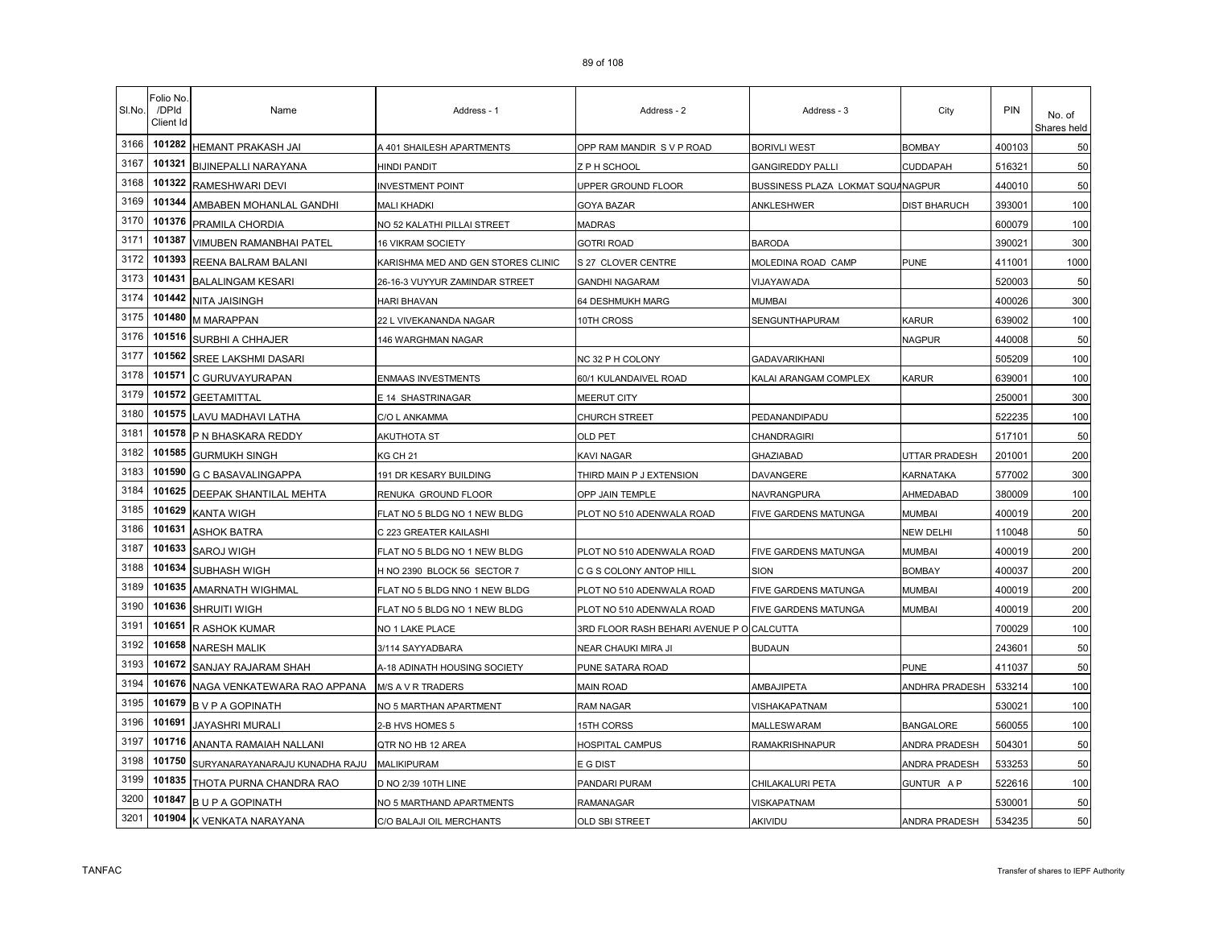| Sl.No. | Folio No. /DPId Client Id | Name | Address - 1 | Address - 2 | Address - 3 | City | PIN | No. of Shares held |
|---|---|---|---|---|---|---|---|---|
| 3166 | 101282 | HEMANT PRAKASH JAI | A 401 SHAILESH APARTMENTS | OPP RAM MANDIR S V P ROAD | BORIVLI WEST | BOMBAY | 400103 | 50 |
| 3167 | 101321 | BIJINEPALLI NARAYANA | HINDI PANDIT | Z P H SCHOOL | GANGIREDDY PALLI | CUDDAPAH | 516321 | 50 |
| 3168 | 101322 | RAMESHWARI DEVI | INVESTMENT POINT | UPPER GROUND FLOOR | BUSSINESS PLAZA LOKMAT SQUA | NAGPUR | 440010 | 50 |
| 3169 | 101344 | AMBABEN MOHANLAL GANDHI | MALI KHADKI | GOYA BAZAR | ANKLESHWER | DIST BHARUCH | 393001 | 100 |
| 3170 | 101376 | PRAMILA CHORDIA | NO 52 KALATHI PILLAI STREET | MADRAS | | | 600079 | 100 |
| 3171 | 101387 | VIMUBEN RAMANBHAI PATEL | 16 VIKRAM SOCIETY | GOTRI ROAD | BARODA | | 390021 | 300 |
| 3172 | 101393 | REENA BALRAM BALANI | KARISHMA MED AND GEN STORES CLINIC | S 27 CLOVER CENTRE | MOLEDINA ROAD CAMP | PUNE | 411001 | 1000 |
| 3173 | 101431 | BALALINGAM KESARI | 26-16-3 VUYYUR ZAMINDAR STREET | GANDHI NAGARAM | VIJAYAWADA | | 520003 | 50 |
| 3174 | 101442 | NITA JAISINGH | HARI BHAVAN | 64 DESHMUKH MARG | MUMBAI | | 400026 | 300 |
| 3175 | 101480 | M MARAPPAN | 22 L VIVEKANANDA NAGAR | 10TH CROSS | SENGUNTHAPURAM | KARUR | 639002 | 100 |
| 3176 | 101516 | SURBHI A CHHAJER | 146 WARGHMAN NAGAR | | | NAGPUR | 440008 | 50 |
| 3177 | 101562 | SREE LAKSHMI DASARI | | NC 32 P H COLONY | GADAVARIKHANI | | 505209 | 100 |
| 3178 | 101571 | C GURUVAYURAPAN | ENMAAS INVESTMENTS | 60/1 KULANDAIVEL ROAD | KALAI ARANGAM COMPLEX | KARUR | 639001 | 100 |
| 3179 | 101572 | GEETAMITTAL | E 14 SHASTRINAGAR | MEERUT CITY | | | 250001 | 300 |
| 3180 | 101575 | LAVU MADHAVI LATHA | C/O L ANKAMMA | CHURCH STREET | PEDANANDIPADU | | 522235 | 100 |
| 3181 | 101578 | P N BHASKARA REDDY | AKUTHOTA ST | OLD PET | CHANDRAGIRI | | 517101 | 50 |
| 3182 | 101585 | GURMUKH SINGH | KG CH 21 | KAVI NAGAR | GHAZIABAD | UTTAR PRADESH | 201001 | 200 |
| 3183 | 101590 | G C BASAVALINGAPPA | 191 DR KESARY BUILDING | THIRD MAIN P J EXTENSION | DAVANGERE | KARNATAKA | 577002 | 300 |
| 3184 | 101625 | DEEPAK SHANTILAL MEHTA | RENUKA GROUND FLOOR | OPP JAIN TEMPLE | NAVRANGPURA | AHMEDABAD | 380009 | 100 |
| 3185 | 101629 | KANTA WIGH | FLAT NO 5 BLDG NO 1 NEW BLDG | PLOT NO 510 ADENWALA ROAD | FIVE GARDENS MATUNGA | MUMBAI | 400019 | 200 |
| 3186 | 101631 | ASHOK BATRA | C 223 GREATER KAILASHI | | | NEW DELHI | 110048 | 50 |
| 3187 | 101633 | SAROJ WIGH | FLAT NO 5 BLDG NO 1 NEW BLDG | PLOT NO 510 ADENWALA ROAD | FIVE GARDENS MATUNGA | MUMBAI | 400019 | 200 |
| 3188 | 101634 | SUBHASH WIGH | H NO 2390 BLOCK 56 SECTOR 7 | C G S COLONY ANTOP HILL | SION | BOMBAY | 400037 | 200 |
| 3189 | 101635 | AMARNATH WIGHMAL | FLAT NO 5 BLDG NNO 1 NEW BLDG | PLOT NO 510 ADENWALA ROAD | FIVE GARDENS MATUNGA | MUMBAI | 400019 | 200 |
| 3190 | 101636 | SHRUITI WIGH | FLAT NO 5 BLDG NO 1 NEW BLDG | PLOT NO 510 ADENWALA ROAD | FIVE GARDENS MATUNGA | MUMBAI | 400019 | 200 |
| 3191 | 101651 | R ASHOK KUMAR | NO 1 LAKE PLACE | 3RD FLOOR RASH BEHARI AVENUE P O | CALCUTTA | | 700029 | 100 |
| 3192 | 101658 | NARESH MALIK | 3/114 SAYYADBARA | NEAR CHAUKI MIRA JI | BUDAUN | | 243601 | 50 |
| 3193 | 101672 | SANJAY RAJARAM SHAH | A-18 ADINATH HOUSING SOCIETY | PUNE SATARA ROAD | | PUNE | 411037 | 50 |
| 3194 | 101676 | NAGA VENKATEWARA RAO APPANA | M/S A V R TRADERS | MAIN ROAD | AMBAJIPETA | ANDHRA PRADESH | 533214 | 100 |
| 3195 | 101679 | B V P A GOPINATH | NO 5 MARTHAN APARTMENT | RAM NAGAR | VISHAKAPATNAM | | 530021 | 100 |
| 3196 | 101691 | JAYASHRI MURALI | 2-B HVS HOMES 5 | 15TH CORSS | MALLESWARAM | BANGALORE | 560055 | 100 |
| 3197 | 101716 | ANANTA RAMAIAH NALLANI | QTR NO HB 12 AREA | HOSPITAL CAMPUS | RAMAKRISHNAPUR | ANDRA PRADESH | 504301 | 50 |
| 3198 | 101750 | SURYANARAYANARAJU KUNADHA RAJU | MALIKIPURAM | E G DIST | | ANDRA PRADESH | 533253 | 50 |
| 3199 | 101835 | THOTA PURNA CHANDRA RAO | D NO 2/39 10TH LINE | PANDARI PURAM | CHILAKALURI PETA | GUNTUR A P | 522616 | 100 |
| 3200 | 101847 | B U P A GOPINATH | NO 5 MARTHAND APARTMENTS | RAMANAGAR | VISKAPATNAM | | 530001 | 50 |
| 3201 | 101904 | K VENKATA NARAYANA | C/O BALAJI OIL MERCHANTS | OLD SBI STREET | AKIVIDU | ANDRA PRADESH | 534235 | 50 |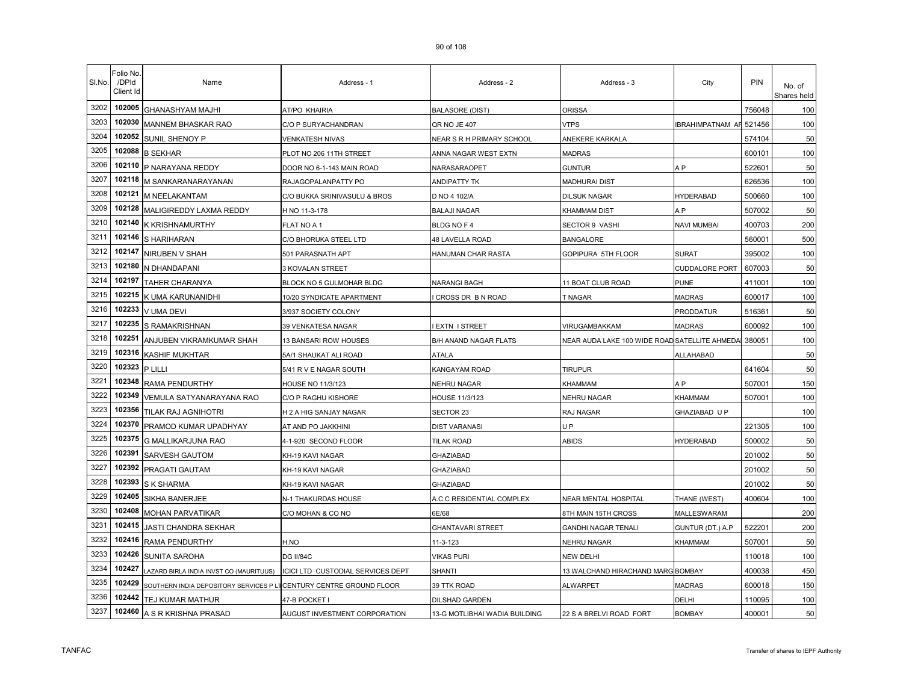| Sl.No. | Folio No. /DPId Client Id | Name | Address - 1 | Address - 2 | Address - 3 | City | PIN | No. of Shares held |
|---|---|---|---|---|---|---|---|---|
| 3202 | 102005 | GHANASHYAM MAJHI | AT/PO KHAIRIA | BALASORE (DIST) | ORISSA | | 756048 | 100 |
| 3203 | 102030 | MANNEM BHASKAR RAO | C/O P SURYACHANDRAN | QR NO JE 407 | VTPS | IBRAHIMPATNAM AF | 521456 | 100 |
| 3204 | 102052 | SUNIL SHENOY P | VENKATESH NIVAS | NEAR S R H PRIMARY SCHOOL | ANEKERE KARKALA | | 574104 | 50 |
| 3205 | 102088 | B SEKHAR | PLOT NO 206 11TH STREET | ANNA NAGAR WEST EXTN | MADRAS | | 600101 | 100 |
| 3206 | 102110 | P NARAYANA REDDY | DOOR NO 6-1-143 MAIN ROAD | NARASARAOPET | GUNTUR | A P | 522601 | 50 |
| 3207 | 102118 | M SANKARANARAYANAN | RAJAGOPALANPATTY PO | ANDIPATTY TK | MADHURAI DIST | | 626536 | 100 |
| 3208 | 102121 | M NEELAKANTAM | C/O BUKKA SRINIVASULU & BROS | D NO 4 102/A | DILSUK NAGAR | HYDERABAD | 500660 | 100 |
| 3209 | 102128 | MALIGIREDDY LAXMA REDDY | H NO 11-3-178 | BALAJI NAGAR | KHAMMAM DIST | A P | 507002 | 50 |
| 3210 | 102140 | K KRISHNAMURTHY | FLAT NO A 1 | BLDG NO F 4 | SECTOR 9 VASHI | NAVI MUMBAI | 400703 | 200 |
| 3211 | 102146 | S HARIHARAN | C/O BHORUKA STEEL LTD | 48 LAVELLA ROAD | BANGALORE | | 560001 | 500 |
| 3212 | 102147 | NIRUBEN V SHAH | 501 PARASNATH APT | HANUMAN CHAR RASTA | GOPIPURA 5TH FLOOR | SURAT | 395002 | 100 |
| 3213 | 102180 | N DHANDAPANI | 3 KOVALAN STREET | | | CUDDALORE PORT | 607003 | 50 |
| 3214 | 102197 | TAHER CHARANYA | BLOCK NO 5 GULMOHAR BLDG | NARANGI BAGH | 11 BOAT CLUB ROAD | PUNE | 411001 | 100 |
| 3215 | 102215 | K UMA KARUNANIDHI | 10/20 SYNDICATE APARTMENT | I CROSS DR B N ROAD | T NAGAR | MADRAS | 600017 | 100 |
| 3216 | 102233 | V UMA DEVI | 3/937 SOCIETY COLONY | | | PRODDATUR | 516361 | 50 |
| 3217 | 102235 | S RAMAKRISHNAN | 39 VENKATESA NAGAR | I EXTN I STREET | VIRUGAMBAKKAM | MADRAS | 600092 | 100 |
| 3218 | 102251 | ANJUBEN VIKRAMKUMAR SHAH | 13 BANSARI ROW HOUSES | B/H ANAND NAGAR FLATS | NEAR AUDA LAKE 100 WIDE ROAD | SATELLITE AHMEDA | 380051 | 100 |
| 3219 | 102316 | KASHIF MUKHTAR | 5A/1 SHAUKAT ALI ROAD | ATALA | | ALLAHABAD | | 50 |
| 3220 | 102323 | P LILLI | 5/41 R V E NAGAR SOUTH | KANGAYAM ROAD | TIRUPUR | | 641604 | 50 |
| 3221 | 102348 | RAMA PENDURTHY | HOUSE NO 11/3/123 | NEHRU NAGAR | KHAMMAM | A P | 507001 | 150 |
| 3222 | 102349 | VEMULA SATYANARAYANA RAO | C/O P RAGHU KISHORE | HOUSE 11/3/123 | NEHRU NAGAR | KHAMMAM | 507001 | 100 |
| 3223 | 102356 | TILAK RAJ AGNIHOTRI | H 2 A HIG SANJAY NAGAR | SECTOR 23 | RAJ NAGAR | GHAZIABAD U P | | 100 |
| 3224 | 102370 | PRAMOD KUMAR UPADHYAY | AT AND PO JAKKHINI | DIST VARANASI | U P | | 221305 | 100 |
| 3225 | 102375 | G MALLIKARJUNA RAO | 4-1-920 SECOND FLOOR | TILAK ROAD | ABIDS | HYDERABAD | 500002 | 50 |
| 3226 | 102391 | SARVESH GAUTOM | KH-19 KAVI NAGAR | GHAZIABAD | | | 201002 | 50 |
| 3227 | 102392 | PRAGATI GAUTAM | KH-19 KAVI NAGAR | GHAZIABAD | | | 201002 | 50 |
| 3228 | 102393 | S K SHARMA | KH-19 KAVI NAGAR | GHAZIABAD | | | 201002 | 50 |
| 3229 | 102405 | SIKHA BANERJEE | N-1 THAKURDAS HOUSE | A.C.C RESIDENTIAL COMPLEX | NEAR MENTAL HOSPITAL | THANE (WEST) | 400604 | 100 |
| 3230 | 102408 | MOHAN PARVATIKAR | C/O MOHAN & CO NO | 6E/68 | 8TH MAIN 15TH CROSS | MALLESWARAM | | 200 |
| 3231 | 102415 | JASTI CHANDRA SEKHAR | | GHANTAVARI STREET | GANDHI NAGAR TENALI | GUNTUR (DT.) A.P | 522201 | 200 |
| 3232 | 102416 | RAMA PENDURTHY | H.NO | 11-3-123 | NEHRU NAGAR | KHAMMAM | 507001 | 50 |
| 3233 | 102426 | SUNITA SAROHA | DG II/84C | VIKAS PURI | NEW DELHI | | 110018 | 100 |
| 3234 | 102427 | LAZARD BIRLA INDIA INVST CO (MAURITUUS) | ICICI LTD CUSTODIAL SERVICES DEPT | SHANTI | 13 WALCHAND HIRACHAND MARG | BOMBAY | 400038 | 450 |
| 3235 | 102429 | SOUTHERN INDIA DEPOSITORY SERVICES P LT | CENTURY CENTRE GROUND FLOOR | 39 TTK ROAD | ALWARPET | MADRAS | 600018 | 150 |
| 3236 | 102442 | TEJ KUMAR MATHUR | 47-B POCKET I | DILSHAD GARDEN | | DELHI | 110095 | 100 |
| 3237 | 102460 | A S R KRISHNA PRASAD | AUGUST INVESTMENT CORPORATION | 13-G MOTLIBHAI WADIA BUILDING | 22 S A BRELVI ROAD FORT | BOMBAY | 400001 | 50 |

TANFAC

Transfer of shares to IEPF Authority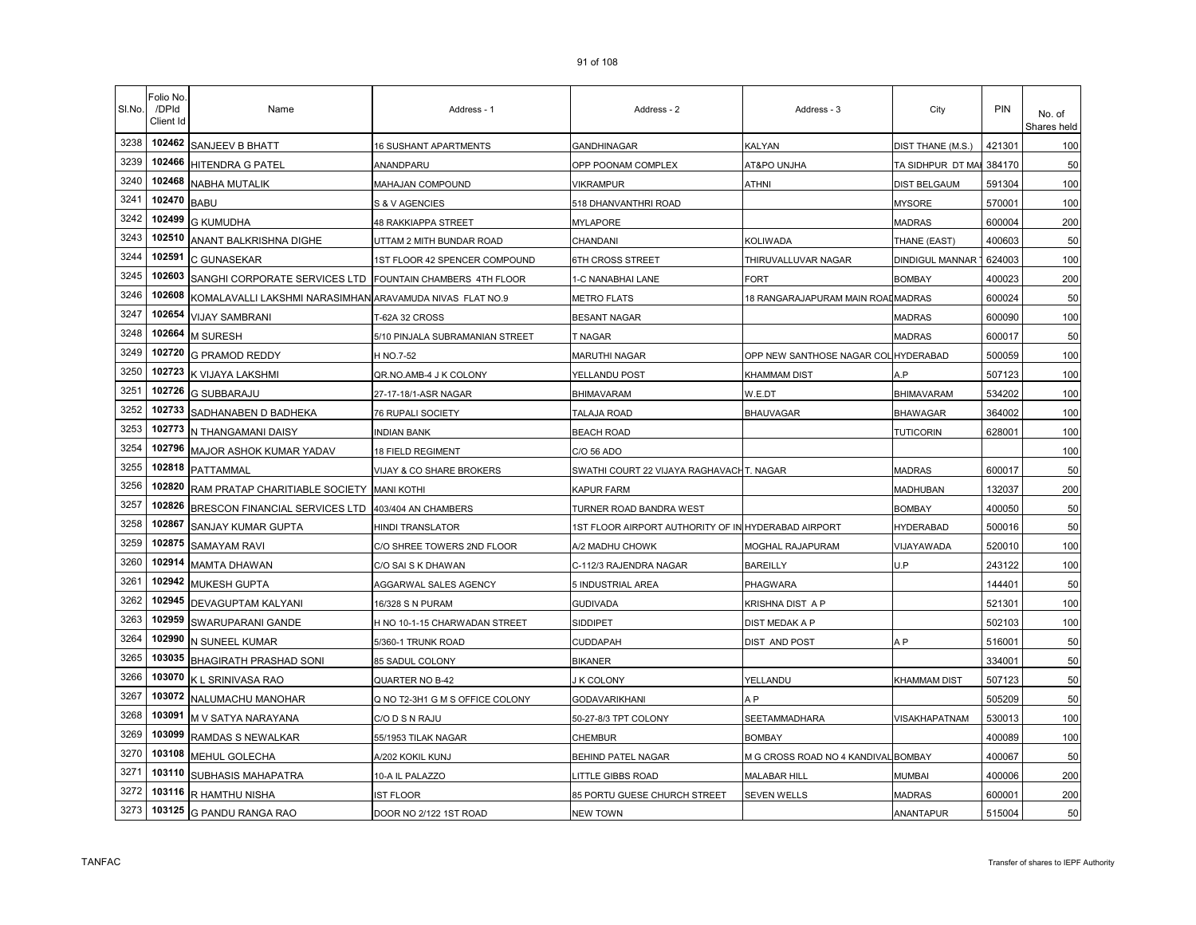| Sl.No. | Folio No. /DPId Client Id | Name | Address - 1 | Address - 2 | Address - 3 | City | PIN | No. of Shares held |
|---|---|---|---|---|---|---|---|---|
| 3238 | 102462 | SANJEEV B BHATT | 16 SUSHANT APARTMENTS | GANDHINAGAR | KALYAN | DIST THANE (M.S.) | 421301 | 100 |
| 3239 | 102466 | HITENDRA G PATEL | ANANDPARU | OPP POONAM COMPLEX | AT&PO UNJHA | TA SIDHPUR DT MAI | 384170 | 50 |
| 3240 | 102468 | NABHA MUTALIK | MAHAJAN COMPOUND | VIKRAMPUR | ATHNI | DIST BELGAUM | 591304 | 100 |
| 3241 | 102470 | BABU | S & V AGENCIES | 518 DHANVANTHRI ROAD | | MYSORE | 570001 | 100 |
| 3242 | 102499 | G KUMUDHA | 48 RAKKIAPPA STREET | MYLAPORE | | MADRAS | 600004 | 200 |
| 3243 | 102510 | ANANT BALKRISHNA DIGHE | UTTAM 2 MITH BUNDAR ROAD | CHANDANI | KOLIWADA | THANE (EAST) | 400603 | 50 |
| 3244 | 102591 | C GUNASEKAR | 1ST FLOOR 42 SPENCER COMPOUND | 6TH CROSS STREET | THIRUVALLUVAR NAGAR | DINDIGUL MANNAR | 624003 | 100 |
| 3245 | 102603 | SANGHI CORPORATE SERVICES LTD | FOUNTAIN CHAMBERS 4TH FLOOR | 1-C NANABHAI LANE | FORT | BOMBAY | 400023 | 200 |
| 3246 | 102608 | KOMALAVALLI LAKSHMI NARASIMHAN | ARAVAMUDA NIVAS FLAT NO.9 | METRO FLATS | 18 RANGARAJAPURAM MAIN ROAD | MADRAS | 600024 | 50 |
| 3247 | 102654 | VIJAY SAMBRANI | T-62A 32 CROSS | BESANT NAGAR | | MADRAS | 600090 | 100 |
| 3248 | 102664 | M SURESH | 5/10 PINJALA SUBRAMANIAN STREET | T NAGAR | | MADRAS | 600017 | 50 |
| 3249 | 102720 | G PRAMOD REDDY | H NO.7-52 | MARUTHI NAGAR | OPP NEW SANTHOSE NAGAR COL | HYDERABAD | 500059 | 100 |
| 3250 | 102723 | K VIJAYA LAKSHMI | QR.NO.AMB-4 J K COLONY | YELLANDU POST | KHAMMAM DIST | A.P | 507123 | 100 |
| 3251 | 102726 | G SUBBARAJU | 27-17-18/1-ASR NAGAR | BHIMAVARAM | W.E.DT | BHIMAVARAM | 534202 | 100 |
| 3252 | 102733 | SADHANABEN D BADHEKA | 76 RUPALI SOCIETY | TALAJA ROAD | BHAUVAGAR | BHAWAGAR | 364002 | 100 |
| 3253 | 102773 | N THANGAMANI DAISY | INDIAN BANK | BEACH ROAD | | TUTICORIN | 628001 | 100 |
| 3254 | 102796 | MAJOR ASHOK KUMAR YADAV | 18 FIELD REGIMENT | C/O 56 ADO | | | | 100 |
| 3255 | 102818 | PATTAMMAL | VIJAY & CO SHARE BROKERS | SWATHI COURT 22 VIJAYA RAGHAVACH | T. NAGAR | MADRAS | 600017 | 50 |
| 3256 | 102820 | RAM PRATAP CHARITIABLE SOCIETY | MANI KOTHI | KAPUR FARM | | MADHUBAN | 132037 | 200 |
| 3257 | 102826 | BRESCON FINANCIAL SERVICES LTD | 403/404 AN CHAMBERS | TURNER ROAD BANDRA WEST | | BOMBAY | 400050 | 50 |
| 3258 | 102867 | SANJAY KUMAR GUPTA | HINDI TRANSLATOR | 1ST FLOOR AIRPORT AUTHORITY OF IN | HYDERABAD AIRPORT | HYDERABAD | 500016 | 50 |
| 3259 | 102875 | SAMAYAM RAVI | C/O SHREE TOWERS 2ND FLOOR | A/2 MADHU CHOWK | MOGHAL RAJAPURAM | VIJAYAWADA | 520010 | 100 |
| 3260 | 102914 | MAMTA DHAWAN | C/O SAI S K DHAWAN | C-112/3 RAJENDRA NAGAR | BAREILLY | U.P | 243122 | 100 |
| 3261 | 102942 | MUKESH GUPTA | AGGARWAL SALES AGENCY | 5 INDUSTRIAL AREA | PHAGWARA | | 144401 | 50 |
| 3262 | 102945 | DEVAGUPTAM KALYANI | 16/328 S N PURAM | GUDIVADA | KRISHNA DIST A P | | 521301 | 100 |
| 3263 | 102959 | SWARUPARANI GANDE | H NO 10-1-15 CHARWADAN STREET | SIDDIPET | DIST MEDAK A P | | 502103 | 100 |
| 3264 | 102990 | N SUNEEL KUMAR | 5/360-1 TRUNK ROAD | CUDDAPAH | DIST AND POST | A P | 516001 | 50 |
| 3265 | 103035 | BHAGIRATH PRASHAD SONI | 85 SADUL COLONY | BIKANER | | | 334001 | 50 |
| 3266 | 103070 | K L SRINIVASA RAO | QUARTER NO B-42 | J K COLONY | YELLANDU | KHAMMAM DIST | 507123 | 50 |
| 3267 | 103072 | NALUMACHU MANOHAR | Q NO T2-3H1 G M S OFFICE COLONY | GODAVARIKHANI | A P | | 505209 | 50 |
| 3268 | 103091 | M V SATYA NARAYANA | C/O D S N RAJU | 50-27-8/3 TPT COLONY | SEETAMMADHARA | VISAKHAPATNAM | 530013 | 100 |
| 3269 | 103099 | RAMDAS S NEWALKAR | 55/1953 TILAK NAGAR | CHEMBUR | BOMBAY | | 400089 | 100 |
| 3270 | 103108 | MEHUL GOLECHA | A/202 KOKIL KUNJ | BEHIND PATEL NAGAR | M G CROSS ROAD NO 4 KANDIVAL | BOMBAY | 400067 | 50 |
| 3271 | 103110 | SUBHASIS MAHAPATRA | 10-A IL PALAZZO | LITTLE GIBBS ROAD | MALABAR HILL | MUMBAI | 400006 | 200 |
| 3272 | 103116 | R HAMTHU NISHA | IST FLOOR | 85 PORTU GUESE CHURCH STREET | SEVEN WELLS | MADRAS | 600001 | 200 |
| 3273 | 103125 | G PANDU RANGA RAO | DOOR NO 2/122 1ST ROAD | NEW TOWN | | ANANTAPUR | 515004 | 50 |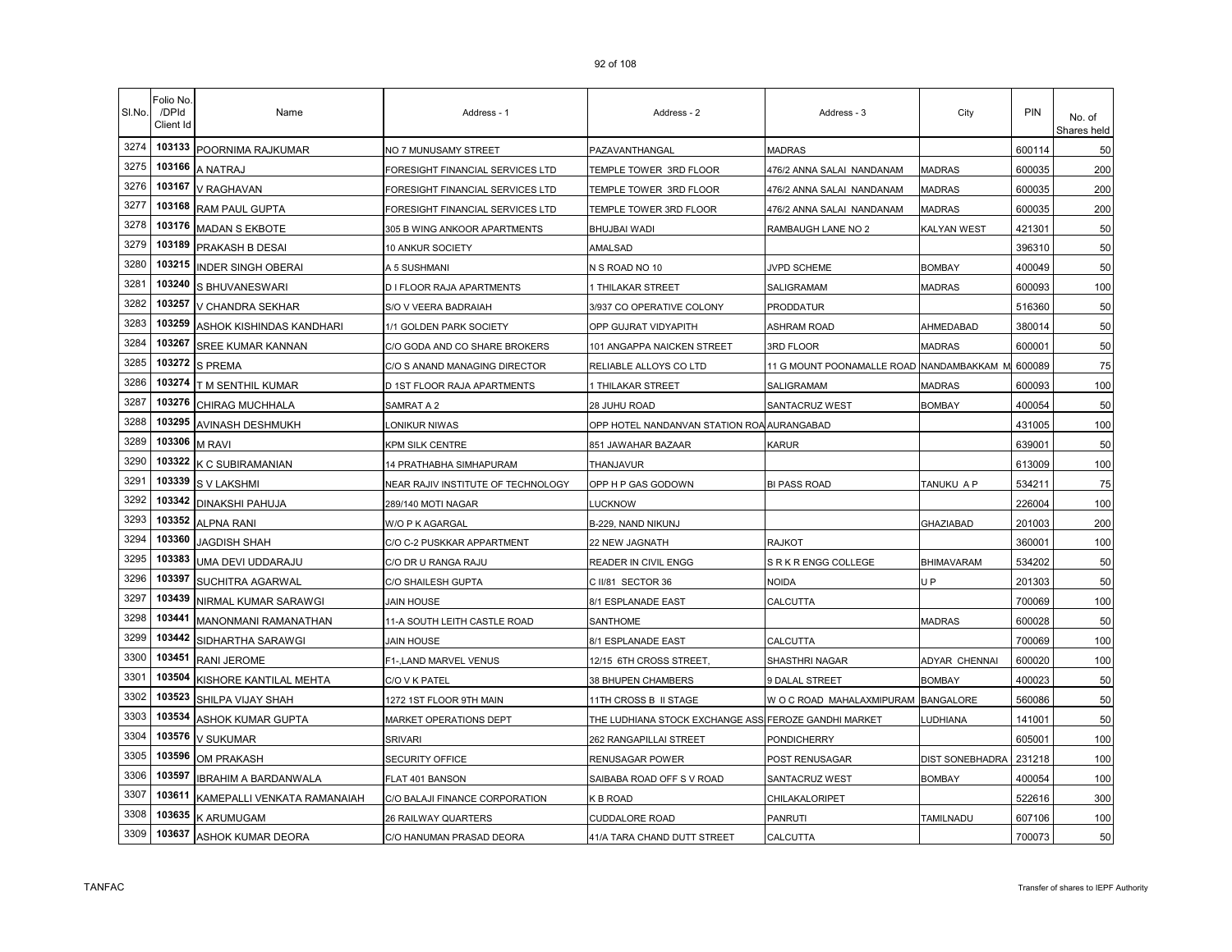| Sl.No. | Folio No. /DPId Client Id | Name | Address - 1 | Address - 2 | Address - 3 | City | PIN | No. of Shares held |
|---|---|---|---|---|---|---|---|---|
| 3274 | 103133 | POORNIMA RAJKUMAR | NO 7 MUNUSAMY STREET | PAZAVANTHANGAL | MADRAS | | 600114 | 50 |
| 3275 | 103166 | A NATRAJ | FORESIGHT FINANCIAL SERVICES LTD | TEMPLE TOWER 3RD FLOOR | 476/2 ANNA SALAI NANDANAM | MADRAS | 600035 | 200 |
| 3276 | 103167 | V RAGHAVAN | FORESIGHT FINANCIAL SERVICES LTD | TEMPLE TOWER 3RD FLOOR | 476/2 ANNA SALAI NANDANAM | MADRAS | 600035 | 200 |
| 3277 | 103168 | RAM PAUL GUPTA | FORESIGHT FINANCIAL SERVICES LTD | TEMPLE TOWER 3RD FLOOR | 476/2 ANNA SALAI NANDANAM | MADRAS | 600035 | 200 |
| 3278 | 103176 | MADAN S EKBOTE | 305 B WING ANKOOR APARTMENTS | BHUJBAI WADI | RAMBAUGH LANE NO 2 | KALYAN WEST | 421301 | 50 |
| 3279 | 103189 | PRAKASH B DESAI | 10 ANKUR SOCIETY | AMALSAD | | | 396310 | 50 |
| 3280 | 103215 | INDER SINGH OBERAI | A 5 SUSHMANI | N S ROAD NO 10 | JVPD SCHEME | BOMBAY | 400049 | 50 |
| 3281 | 103240 | S BHUVANESWARI | D I FLOOR RAJA APARTMENTS | 1 THILAKAR STREET | SALIGRAMAM | MADRAS | 600093 | 100 |
| 3282 | 103257 | V CHANDRA SEKHAR | S/O V VEERA BADRAIAH | 3/937 CO OPERATIVE COLONY | PRODDATUR | | 516360 | 50 |
| 3283 | 103259 | ASHOK KISHINDAS KANDHARI | 1/1 GOLDEN PARK SOCIETY | OPP GUJRAT VIDYAPITH | ASHRAM ROAD | AHMEDABAD | 380014 | 50 |
| 3284 | 103267 | SREE KUMAR KANNAN | C/O GODA AND CO SHARE BROKERS | 101 ANGAPPA NAICKEN STREET | 3RD FLOOR | MADRAS | 600001 | 50 |
| 3285 | 103272 | S PREMA | C/O S ANAND MANAGING DIRECTOR | RELIABLE ALLOYS CO LTD | 11 G MOUNT POONAMALLE ROAD | NANDAMBAKKAM M | 600089 | 75 |
| 3286 | 103274 | T M SENTHIL KUMAR | D 1ST FLOOR RAJA APARTMENTS | 1 THILAKAR STREET | SALIGRAMAM | MADRAS | 600093 | 100 |
| 3287 | 103276 | CHIRAG MUCHHALA | SAMRAT A 2 | 28 JUHU ROAD | SANTACRUZ WEST | BOMBAY | 400054 | 50 |
| 3288 | 103295 | AVINASH DESHMUKH | LONIKUR NIWAS | OPP HOTEL NANDANVAN STATION ROA | AURANGABAD | | 431005 | 100 |
| 3289 | 103306 | M RAVI | KPM SILK CENTRE | 851 JAWAHAR BAZAAR | KARUR | | 639001 | 50 |
| 3290 | 103322 | K C SUBIRAMANIAN | 14 PRATHABHA SIMHAPURAM | THANJAVUR | | | 613009 | 100 |
| 3291 | 103339 | S V LAKSHMI | NEAR RAJIV INSTITUTE OF TECHNOLOGY | OPP H P GAS GODOWN | BI PASS ROAD | TANUKU A P | 534211 | 75 |
| 3292 | 103342 | DINAKSHI PAHUJA | 289/140 MOTI NAGAR | LUCKNOW | | | 226004 | 100 |
| 3293 | 103352 | ALPNA RANI | W/O P K AGARGAL | B-229, NAND NIKUNJ | | GHAZIABAD | 201003 | 200 |
| 3294 | 103360 | JAGDISH SHAH | C/O C-2 PUSKKAR APPARTMENT | 22 NEW JAGNATH | RAJKOT | | 360001 | 100 |
| 3295 | 103383 | UMA DEVI UDDARAJU | C/O DR U RANGA RAJU | READER IN CIVIL ENGG | S R K R ENGG COLLEGE | BHIMAVARAM | 534202 | 50 |
| 3296 | 103397 | SUCHITRA AGARWAL | C/O SHAILESH GUPTA | C II/81 SECTOR 36 | NOIDA | U P | 201303 | 50 |
| 3297 | 103439 | NIRMAL KUMAR SARAWGI | JAIN HOUSE | 8/1 ESPLANADE EAST | CALCUTTA | | 700069 | 100 |
| 3298 | 103441 | MANONMANI RAMANATHAN | 11-A SOUTH LEITH CASTLE ROAD | SANTHOME | | MADRAS | 600028 | 50 |
| 3299 | 103442 | SIDHARTHA SARAWGI | JAIN HOUSE | 8/1 ESPLANADE EAST | CALCUTTA | | 700069 | 100 |
| 3300 | 103451 | RANI JEROME | F1-,LAND MARVEL VENUS | 12/15 6TH CROSS STREET, | SHASTHRI NAGAR | ADYAR CHENNAI | 600020 | 100 |
| 3301 | 103504 | KISHORE KANTILAL MEHTA | C/O V K PATEL | 38 BHUPEN CHAMBERS | 9 DALAL STREET | BOMBAY | 400023 | 50 |
| 3302 | 103523 | SHILPA VIJAY SHAH | 1272 1ST FLOOR 9TH MAIN | 11TH CROSS B II STAGE | W O C ROAD MAHALAXMIPURAM | BANGALORE | 560086 | 50 |
| 3303 | 103534 | ASHOK KUMAR GUPTA | MARKET OPERATIONS DEPT | THE LUDHIANA STOCK EXCHANGE ASS | FEROZE GANDHI MARKET | LUDHIANA | 141001 | 50 |
| 3304 | 103576 | V SUKUMAR | SRIVARI | 262 RANGAPILLAI STREET | PONDICHERRY | | 605001 | 100 |
| 3305 | 103596 | OM PRAKASH | SECURITY OFFICE | RENUSAGAR POWER | POST RENUSAGAR | DIST SONEBHADRA | 231218 | 100 |
| 3306 | 103597 | IBRAHIM A BARDANWALA | FLAT 401 BANSON | SAIBABA ROAD OFF S V ROAD | SANTACRUZ WEST | BOMBAY | 400054 | 100 |
| 3307 | 103611 | KAMEPALLI VENKATA RAMANAIAH | C/O BALAJI FINANCE CORPORATION | K B ROAD | CHILAKALORIPET | | 522616 | 300 |
| 3308 | 103635 | K ARUMUGAM | 26 RAILWAY QUARTERS | CUDDALORE ROAD | PANRUTI | TAMILNADU | 607106 | 100 |
| 3309 | 103637 | ASHOK KUMAR DEORA | C/O HANUMAN PRASAD DEORA | 41/A TARA CHAND DUTT STREET | CALCUTTA | | 700073 | 50 |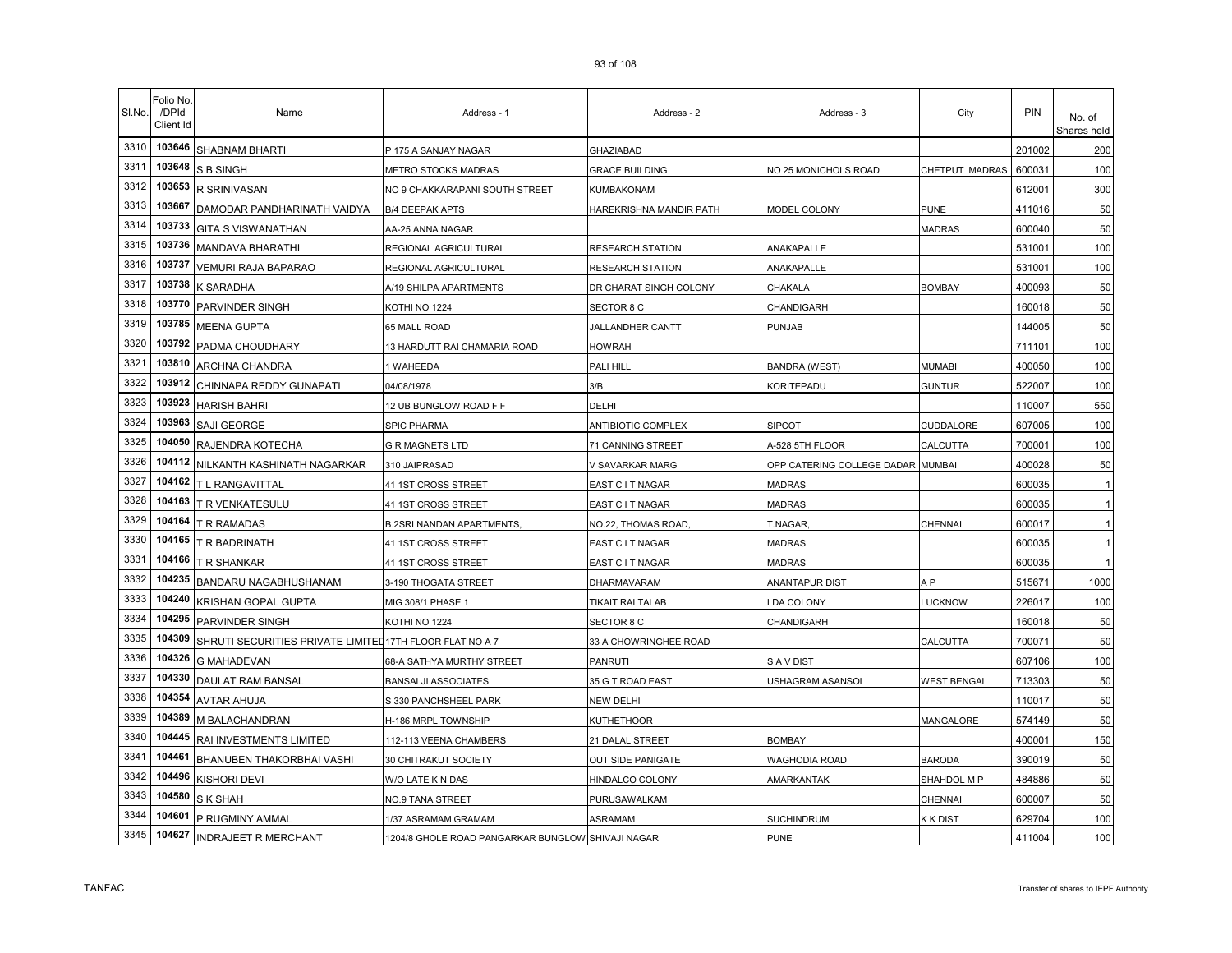| Sl.No. | Folio No. /DPId Client Id | Name | Address - 1 | Address - 2 | Address - 3 | City | PIN | No. of Shares held |
|---|---|---|---|---|---|---|---|---|
| 3310 | 103646 | SHABNAM BHARTI | P 175 A SANJAY NAGAR | GHAZIABAD | | | 201002 | 200 |
| 3311 | 103648 | S B SINGH | METRO STOCKS MADRAS | GRACE BUILDING | NO 25 MONICHOLS ROAD | CHETPUT MADRAS | 600031 | 100 |
| 3312 | 103653 | R SRINIVASAN | NO 9 CHAKKARAPANI SOUTH STREET | KUMBAKONAM | | | 612001 | 300 |
| 3313 | 103667 | DAMODAR PANDHARINATH VAIDYA | B/4 DEEPAK APTS | HAREKRISHNA MANDIR PATH | MODEL COLONY | PUNE | 411016 | 50 |
| 3314 | 103733 | GITA S VISWANATHAN | AA-25 ANNA NAGAR | | | MADRAS | 600040 | 50 |
| 3315 | 103736 | MANDAVA BHARATHI | REGIONAL AGRICULTURAL | RESEARCH STATION | ANAKAPALLE | | 531001 | 100 |
| 3316 | 103737 | VEMURI RAJA BAPARAO | REGIONAL AGRICULTURAL | RESEARCH STATION | ANAKAPALLE | | 531001 | 100 |
| 3317 | 103738 | K SARADHA | A/19 SHILPA APARTMENTS | DR CHARAT SINGH COLONY | CHAKALA | BOMBAY | 400093 | 50 |
| 3318 | 103770 | PARVINDER SINGH | KOTHI NO 1224 | SECTOR 8 C | CHANDIGARH | | 160018 | 50 |
| 3319 | 103785 | MEENA GUPTA | 65 MALL ROAD | JALLANDHER CANTT | PUNJAB | | 144005 | 50 |
| 3320 | 103792 | PADMA CHOUDHARY | 13 HARDUTT RAI CHAMARIA ROAD | HOWRAH | | | 711101 | 100 |
| 3321 | 103810 | ARCHNA CHANDRA | 1 WAHEEDA | PALI HILL | BANDRA (WEST) | MUMABI | 400050 | 100 |
| 3322 | 103912 | CHINNAPA REDDY GUNAPATI | 04/08/1978 | 3/B | KORITEPADU | GUNTUR | 522007 | 100 |
| 3323 | 103923 | HARISH BAHRI | 12 UB BUNGLOW ROAD F F | DELHI | | | 110007 | 550 |
| 3324 | 103963 | SAJI GEORGE | SPIC PHARMA | ANTIBIOTIC COMPLEX | SIPCOT | CUDDALORE | 607005 | 100 |
| 3325 | 104050 | RAJENDRA KOTECHA | G R MAGNETS LTD | 71 CANNING STREET | A-528 5TH FLOOR | CALCUTTA | 700001 | 100 |
| 3326 | 104112 | NILKANTH KASHINATH NAGARKAR | 310 JAIPRASAD | V SAVARKAR MARG | OPP CATERING COLLEGE DADAR | MUMBAI | 400028 | 50 |
| 3327 | 104162 | T L RANGAVITTAL | 41 1ST CROSS STREET | EAST C I T NAGAR | MADRAS | | 600035 | 1 |
| 3328 | 104163 | T R VENKATESULU | 41 1ST CROSS STREET | EAST C I T NAGAR | MADRAS | | 600035 | 1 |
| 3329 | 104164 | T R RAMADAS | B.2SRI NANDAN APARTMENTS, | NO.22, THOMAS ROAD, | T.NAGAR, | CHENNAI | 600017 | 1 |
| 3330 | 104165 | T R BADRINATH | 41 1ST CROSS STREET | EAST C I T NAGAR | MADRAS | | 600035 | 1 |
| 3331 | 104166 | T R SHANKAR | 41 1ST CROSS STREET | EAST C I T NAGAR | MADRAS | | 600035 | 1 |
| 3332 | 104235 | BANDARU NAGABHUSHANAM | 3-190 THOGATA STREET | DHARMAVARAM | ANANTAPUR DIST | A P | 515671 | 1000 |
| 3333 | 104240 | KRISHAN GOPAL GUPTA | MIG 308/1 PHASE 1 | TIKAIT RAI TALAB | LDA COLONY | LUCKNOW | 226017 | 100 |
| 3334 | 104295 | PARVINDER SINGH | KOTHI NO 1224 | SECTOR 8 C | CHANDIGARH | | 160018 | 50 |
| 3335 | 104309 | SHRUTI SECURITIES PRIVATE LIMITED | 17TH FLOOR FLAT NO A 7 | 33 A CHOWRINGHEE ROAD | | CALCUTTA | 700071 | 50 |
| 3336 | 104326 | G MAHADEVAN | 68-A SATHYA MURTHY STREET | PANRUTI | S A V DIST | | 607106 | 100 |
| 3337 | 104330 | DAULAT RAM BANSAL | BANSALJI ASSOCIATES | 35 G T ROAD EAST | USHAGRAM ASANSOL | WEST BENGAL | 713303 | 50 |
| 3338 | 104354 | AVTAR AHUJA | S 330 PANCHSHEEL PARK | NEW DELHI | | | 110017 | 50 |
| 3339 | 104389 | M BALACHANDRAN | H-186 MRPL TOWNSHIP | KUTHETHOOR | | MANGALORE | 574149 | 50 |
| 3340 | 104445 | RAI INVESTMENTS LIMITED | 112-113 VEENA CHAMBERS | 21 DALAL STREET | BOMBAY | | 400001 | 150 |
| 3341 | 104461 | BHANUBEN THAKORBHAI VASHI | 30 CHITRAKUT SOCIETY | OUT SIDE PANIGATE | WAGHODIA ROAD | BARODA | 390019 | 50 |
| 3342 | 104496 | KISHORI DEVI | W/O LATE K N DAS | HINDALCO COLONY | AMARKANTAK | SHAHDOL M P | 484886 | 50 |
| 3343 | 104580 | S K SHAH | NO.9 TANA STREET | PURUSAWALKAM | | CHENNAI | 600007 | 50 |
| 3344 | 104601 | P RUGMINY AMMAL | 1/37 ASRAMAM GRAMAM | ASRAMAM | SUCHINDRUM | K K DIST | 629704 | 100 |
| 3345 | 104627 | INDRAJEET R MERCHANT | 1204/8 GHOLE ROAD PANGARKAR BUNGLOW | SHIVAJI NAGAR | PUNE | | 411004 | 100 |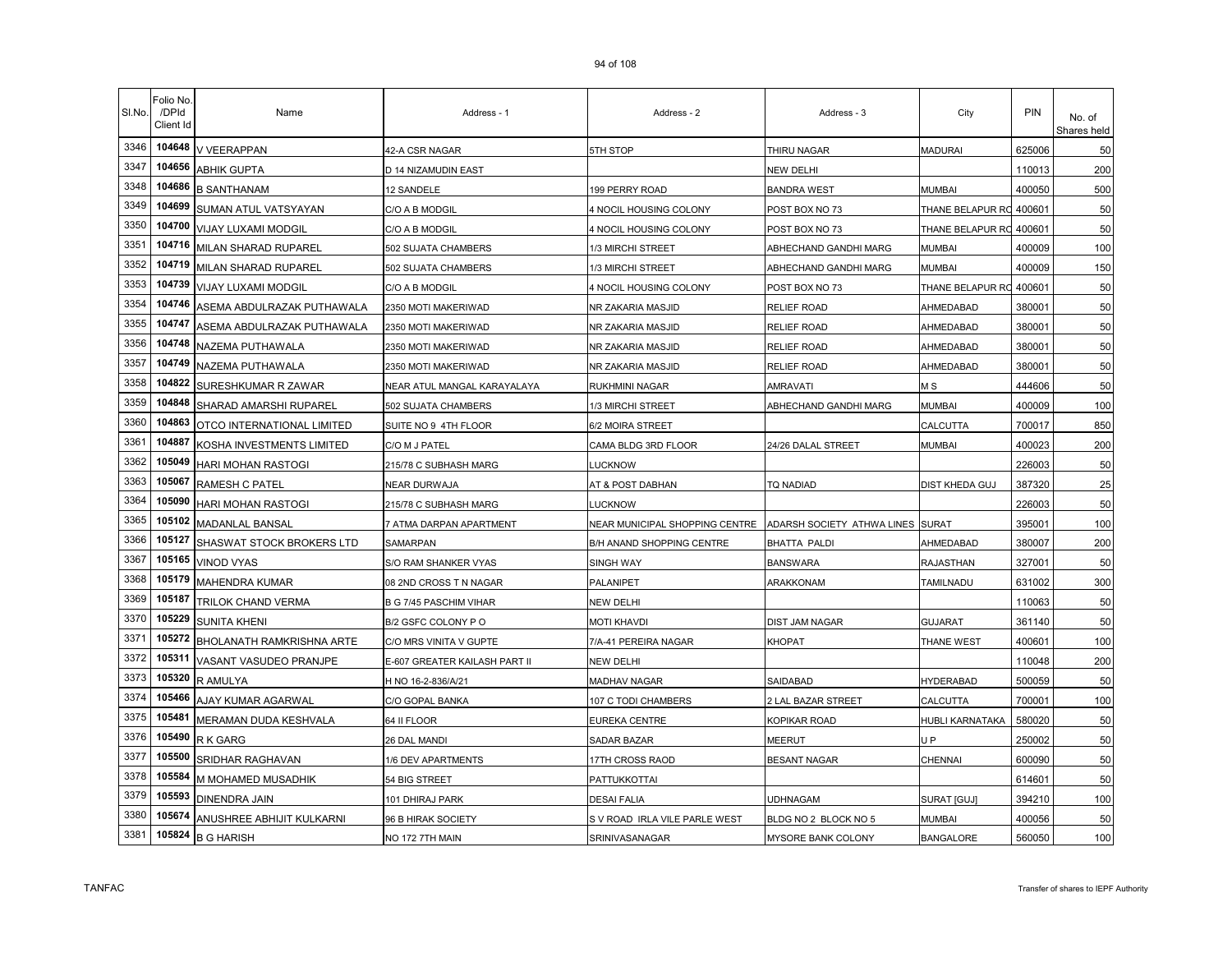| Sl.No. | Folio No. /DPId Client Id | Name | Address - 1 | Address - 2 | Address - 3 | City | PIN | No. of Shares held |
|---|---|---|---|---|---|---|---|---|
| 3346 | 104648 | V VEERAPPAN | 42-A CSR NAGAR | 5TH STOP | THIRU NAGAR | MADURAI | 625006 | 50 |
| 3347 | 104656 | ABHIK GUPTA | D 14 NIZAMUDIN EAST | | NEW DELHI | | 110013 | 200 |
| 3348 | 104686 | B SANTHANAM | 12 SANDELE | 199 PERRY ROAD | BANDRA WEST | MUMBAI | 400050 | 500 |
| 3349 | 104699 | SUMAN ATUL VATSYAYAN | C/O A B MODGIL | 4 NOCIL HOUSING COLONY | POST BOX NO 73 | THANE BELAPUR RO | 400601 | 50 |
| 3350 | 104700 | VIJAY LUXAMI MODGIL | C/O A B MODGIL | 4 NOCIL HOUSING COLONY | POST BOX NO 73 | THANE BELAPUR RO | 400601 | 50 |
| 3351 | 104716 | MILAN SHARAD RUPAREL | 502 SUJATA CHAMBERS | 1/3 MIRCHI STREET | ABHECHAND GANDHI MARG | MUMBAI | 400009 | 100 |
| 3352 | 104719 | MILAN SHARAD RUPAREL | 502 SUJATA CHAMBERS | 1/3 MIRCHI STREET | ABHECHAND GANDHI MARG | MUMBAI | 400009 | 150 |
| 3353 | 104739 | VIJAY LUXAMI MODGIL | C/O A B MODGIL | 4 NOCIL HOUSING COLONY | POST BOX NO 73 | THANE BELAPUR RO | 400601 | 50 |
| 3354 | 104746 | ASEMA ABDULRAZAK PUTHAWALA | 2350 MOTI MAKERIWAD | NR ZAKARIA MASJID | RELIEF ROAD | AHMEDABAD | 380001 | 50 |
| 3355 | 104747 | ASEMA ABDULRAZAK PUTHAWALA | 2350 MOTI MAKERIWAD | NR ZAKARIA MASJID | RELIEF ROAD | AHMEDABAD | 380001 | 50 |
| 3356 | 104748 | NAZEMA PUTHAWALA | 2350 MOTI MAKERIWAD | NR ZAKARIA MASJID | RELIEF ROAD | AHMEDABAD | 380001 | 50 |
| 3357 | 104749 | NAZEMA PUTHAWALA | 2350 MOTI MAKERIWAD | NR ZAKARIA MASJID | RELIEF ROAD | AHMEDABAD | 380001 | 50 |
| 3358 | 104822 | SURESHKUMAR R ZAWAR | NEAR ATUL MANGAL KARAYALAYA | RUKHMINI NAGAR | AMRAVATI | M S | 444606 | 50 |
| 3359 | 104848 | SHARAD AMARSHI RUPAREL | 502 SUJATA CHAMBERS | 1/3 MIRCHI STREET | ABHECHAND GANDHI MARG | MUMBAI | 400009 | 100 |
| 3360 | 104863 | OTCO INTERNATIONAL LIMITED | SUITE NO 9 4TH FLOOR | 6/2 MOIRA STREET | | CALCUTTA | 700017 | 850 |
| 3361 | 104887 | KOSHA INVESTMENTS LIMITED | C/O M J PATEL | CAMA BLDG 3RD FLOOR | 24/26 DALAL STREET | MUMBAI | 400023 | 200 |
| 3362 | 105049 | HARI MOHAN RASTOGI | 215/78 C SUBHASH MARG | LUCKNOW | | | 226003 | 50 |
| 3363 | 105067 | RAMESH C PATEL | NEAR DURWAJA | AT & POST DABHAN | TQ NADIAD | DIST KHEDA GUJ | 387320 | 25 |
| 3364 | 105090 | HARI MOHAN RASTOGI | 215/78 C SUBHASH MARG | LUCKNOW | | | 226003 | 50 |
| 3365 | 105102 | MADANLAL BANSAL | 7 ATMA DARPAN APARTMENT | NEAR MUNICIPAL SHOPPING CENTRE | ADARSH SOCIETY ATHWA LINES | SURAT | 395001 | 100 |
| 3366 | 105127 | SHASWAT STOCK BROKERS LTD | SAMARPAN | B/H ANAND SHOPPING CENTRE | BHATTA PALDI | AHMEDABAD | 380007 | 200 |
| 3367 | 105165 | VINOD VYAS | S/O RAM SHANKER VYAS | SINGH WAY | BANSWARA | RAJASTHAN | 327001 | 50 |
| 3368 | 105179 | MAHENDRA KUMAR | 08 2ND CROSS T N NAGAR | PALANIPET | ARAKKONAM | TAMILNADU | 631002 | 300 |
| 3369 | 105187 | TRILOK CHAND VERMA | B G 7/45 PASCHIM VIHAR | NEW DELHI | | | 110063 | 50 |
| 3370 | 105229 | SUNITA KHENI | B/2 GSFC COLONY P O | MOTI KHAVDI | DIST JAM NAGAR | GUJARAT | 361140 | 50 |
| 3371 | 105272 | BHOLANATH RAMKRISHNA ARTE | C/O MRS VINITA V GUPTE | 7/A-41 PEREIRA NAGAR | KHOPAT | THANE WEST | 400601 | 100 |
| 3372 | 105311 | VASANT VASUDEO PRANJPE | E-607 GREATER KAILASH PART II | NEW DELHI | | | 110048 | 200 |
| 3373 | 105320 | R AMULYA | H NO 16-2-836/A/21 | MADHAV NAGAR | SAIDABAD | HYDERABAD | 500059 | 50 |
| 3374 | 105466 | AJAY KUMAR AGARWAL | C/O GOPAL BANKA | 107 C TODI CHAMBERS | 2 LAL BAZAR STREET | CALCUTTA | 700001 | 100 |
| 3375 | 105481 | MERAMAN DUDA KESHVALA | 64 II FLOOR | EUREKA CENTRE | KOPIKAR ROAD | HUBLI KARNATAKA | 580020 | 50 |
| 3376 | 105490 | R K GARG | 26 DAL MANDI | SADAR BAZAR | MEERUT | U P | 250002 | 50 |
| 3377 | 105500 | SRIDHAR RAGHAVAN | 1/6 DEV APARTMENTS | 17TH CROSS RAOD | BESANT NAGAR | CHENNAI | 600090 | 50 |
| 3378 | 105584 | M MOHAMED MUSADHIK | 54 BIG STREET | PATTUKKOTTAI | | | 614601 | 50 |
| 3379 | 105593 | DINENDRA JAIN | 101 DHIRAJ PARK | DESAI FALIA | UDHNAGAM | SURAT [GUJ] | 394210 | 100 |
| 3380 | 105674 | ANUSHREE ABHIJIT KULKARNI | 96 B HIRAK SOCIETY | S V ROAD IRLA VILE PARLE WEST | BLDG NO 2 BLOCK NO 5 | MUMBAI | 400056 | 50 |
| 3381 | 105824 | B G HARISH | NO 172 7TH MAIN | SRINIVASANAGAR | MYSORE BANK COLONY | BANGALORE | 560050 | 100 |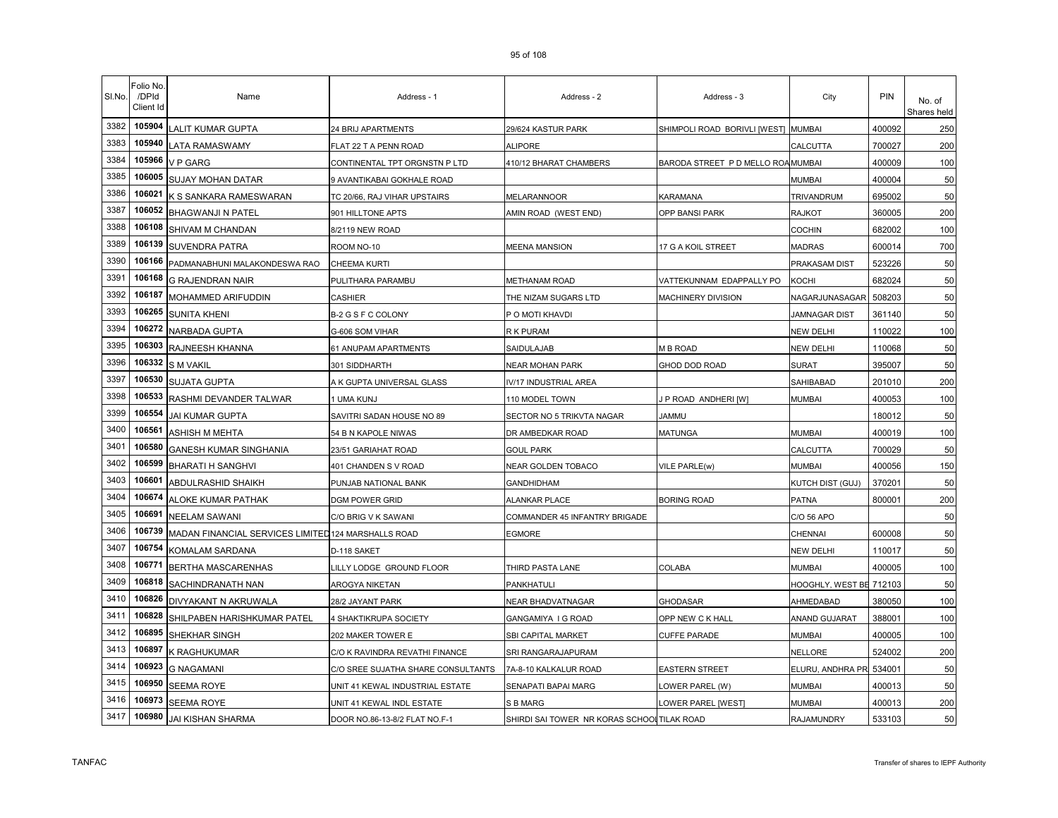| Sl.No. | Folio No. /DPId Client Id | Name | Address - 1 | Address - 2 | Address - 3 | City | PIN | No. of Shares held |
|---|---|---|---|---|---|---|---|---|
| 3382 | 105904 | LALIT KUMAR GUPTA | 24 BRIJ APARTMENTS | 29/624 KASTUR PARK | SHIMPOLI ROAD BORIVLI [WEST] | MUMBAI | 400092 | 250 |
| 3383 | 105940 | LATA RAMASWAMY | FLAT 22 T A PENN ROAD | ALIPORE | | CALCUTTA | 700027 | 200 |
| 3384 | 105966 | V P GARG | CONTINENTAL TPT ORGNSTN P LTD | 410/12 BHARAT CHAMBERS | BARODA STREET P D MELLO ROA | MUMBAI | 400009 | 100 |
| 3385 | 106005 | SUJAY MOHAN DATAR | 9 AVANTIKABAI GOKHALE ROAD | | | MUMBAI | 400004 | 50 |
| 3386 | 106021 | K S SANKARA RAMESWARAN | TC 20/66, RAJ VIHAR UPSTAIRS | MELARANNOOR | KARAMANA | TRIVANDRUM | 695002 | 50 |
| 3387 | 106052 | BHAGWANJI N PATEL | 901 HILLTONE APTS | AMIN ROAD (WEST END) | OPP BANSI PARK | RAJKOT | 360005 | 200 |
| 3388 | 106108 | SHIVAM M CHANDAN | 8/2119 NEW ROAD | | | COCHIN | 682002 | 100 |
| 3389 | 106139 | SUVENDRA PATRA | ROOM NO-10 | MEENA MANSION | 17 G A KOIL STREET | MADRAS | 600014 | 700 |
| 3390 | 106166 | PADMANABHUNI MALAKONDESWA RAO | CHEEMA KURTI | | | PRAKASAM DIST | 523226 | 50 |
| 3391 | 106168 | G RAJENDRAN NAIR | PULITHARA PARAMBU | METHANAM ROAD | VATTEKUNNAM EDAPPALLY PO | KOCHI | 682024 | 50 |
| 3392 | 106187 | MOHAMMED ARIFUDDIN | CASHIER | THE NIZAM SUGARS LTD | MACHINERY DIVISION | NAGARJUNASAGAR | 508203 | 50 |
| 3393 | 106265 | SUNITA KHENI | B-2 G S F C COLONY | P O MOTI KHAVDI | | JAMNAGAR DIST | 361140 | 50 |
| 3394 | 106272 | NARBADA GUPTA | G-606 SOM VIHAR | R K PURAM | | NEW DELHI | 110022 | 100 |
| 3395 | 106303 | RAJNEESH KHANNA | 61 ANUPAM APARTMENTS | SAIDULAJAB | M B ROAD | NEW DELHI | 110068 | 50 |
| 3396 | 106332 | S M VAKIL | 301 SIDDHARTH | NEAR MOHAN PARK | GHOD DOD ROAD | SURAT | 395007 | 50 |
| 3397 | 106530 | SUJATA GUPTA | A K GUPTA UNIVERSAL GLASS | IV/17 INDUSTRIAL AREA | | SAHIBABAD | 201010 | 200 |
| 3398 | 106533 | RASHMI DEVANDER TALWAR | 1 UMA KUNJ | 110 MODEL TOWN | J P ROAD ANDHERI [W] | MUMBAI | 400053 | 100 |
| 3399 | 106554 | JAI KUMAR GUPTA | SAVITRI SADAN HOUSE NO 89 | SECTOR NO 5 TRIKVTA NAGAR | JAMMU | | 180012 | 50 |
| 3400 | 106561 | ASHISH M MEHTA | 54 B N KAPOLE NIWAS | DR AMBEDKAR ROAD | MATUNGA | MUMBAI | 400019 | 100 |
| 3401 | 106580 | GANESH KUMAR SINGHANIA | 23/51 GARIAHAT ROAD | GOUL PARK | | CALCUTTA | 700029 | 50 |
| 3402 | 106599 | BHARATI H SANGHVI | 401 CHANDEN S V ROAD | NEAR GOLDEN TOBACO | VILE PARLE(w) | MUMBAI | 400056 | 150 |
| 3403 | 106601 | ABDULRASHID SHAIKH | PUNJAB NATIONAL BANK | GANDHIDHAM | | KUTCH DIST (GUJ) | 370201 | 50 |
| 3404 | 106674 | ALOKE KUMAR PATHAK | DGM POWER GRID | ALANKAR PLACE | BORING ROAD | PATNA | 800001 | 200 |
| 3405 | 106691 | NEELAM SAWANI | C/O BRIG V K SAWANI | COMMANDER 45 INFANTRY BRIGADE | | C/O 56 APO | | 50 |
| 3406 | 106739 | MADAN FINANCIAL SERVICES LIMITED | 124 MARSHALLS ROAD | EGMORE | | CHENNAI | 600008 | 50 |
| 3407 | 106754 | KOMALAM SARDANA | D-118 SAKET | | | NEW DELHI | 110017 | 50 |
| 3408 | 106771 | BERTHA MASCARENHAS | LILLY LODGE GROUND FLOOR | THIRD PASTA LANE | COLABA | MUMBAI | 400005 | 100 |
| 3409 | 106818 | SACHINDRANATH NAN | AROGYA NIKETAN | PANKHATULI | | HOOGHLY, WEST BE | 712103 | 50 |
| 3410 | 106826 | DIVYAKANT N AKRUWALA | 28/2 JAYANT PARK | NEAR BHADVATNAGAR | GHODASAR | AHMEDABAD | 380050 | 100 |
| 3411 | 106828 | SHILPABEN HARISHKUMAR PATEL | 4 SHAKTIKRUPA SOCIETY | GANGAMIYA I G ROAD | OPP NEW C K HALL | ANAND GUJARAT | 388001 | 100 |
| 3412 | 106895 | SHEKHAR SINGH | 202 MAKER TOWER E | SBI CAPITAL MARKET | CUFFE PARADE | MUMBAI | 400005 | 100 |
| 3413 | 106897 | K RAGHUKUMAR | C/O K RAVINDRA REVATHI FINANCE | SRI RANGARAJAPURAM | | NELLORE | 524002 | 200 |
| 3414 | 106923 | G NAGAMANI | C/O SREE SUJATHA SHARE CONSULTANTS | 7A-8-10 KALKALUR ROAD | EASTERN STREET | ELURU, ANDHRA PR | 534001 | 50 |
| 3415 | 106950 | SEEMA ROYE | UNIT 41 KEWAL INDUSTRIAL ESTATE | SENAPATI BAPAI MARG | LOWER PAREL (W) | MUMBAI | 400013 | 50 |
| 3416 | 106973 | SEEMA ROYE | UNIT 41 KEWAL INDL ESTATE | S B MARG | LOWER PAREL [WEST] | MUMBAI | 400013 | 200 |
| 3417 | 106980 | JAI KISHAN SHARMA | DOOR NO.86-13-8/2 FLAT NO.F-1 | SHIRDI SAI TOWER NR KORAS SCHOOL | TILAK ROAD | RAJAMUNDRY | 533103 | 50 |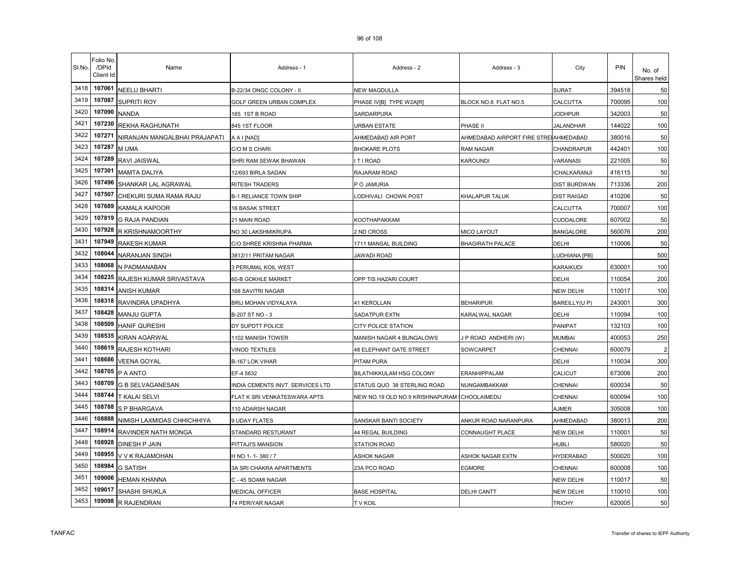| Sl.No. | Folio No. /DPId Client Id | Name | Address - 1 | Address - 2 | Address - 3 | City | PIN | No. of Shares held |
|---|---|---|---|---|---|---|---|---|
| 3418 | 107061 | NEELU BHARTI | B-22/34 ONGC COLONY - II | NEW MAGDULLA | | SURAT | 394518 | 50 |
| 3419 | 107087 | SUPRITI ROY | GOLF GREEN URBAN COMPLEX | PHASE IV[B] TYPE W2A[R] | BLOCK NO.8 FLAT NO.5 | CALCUTTA | 700095 | 100 |
| 3420 | 107090 | NANDA | 165 1ST B ROAD | SARDARPURA | | JODHPUR | 342003 | 50 |
| 3421 | 107230 | REKHA RAGHUNATH | 845 1ST FLOOR | URBAN ESTATE | PHASE II | JALANDHAR | 144022 | 100 |
| 3422 | 107271 | NIRANJAN MANGALBHAI PRAJAPATI | A A I [NAD] | AHMEDABAD AIR PORT | AHMEDABAD AIRPORT FIRE STRE | AHMEDABAD | 380016 | 50 |
| 3423 | 107287 | M UMA | C/O M S CHARI | BHOKARE PLOTS | RAM NAGAR | CHANDRAPUR | 442401 | 100 |
| 3424 | 107289 | RAVI JAISWAL | SHRI RAM SEWAK BHAWAN | I T I ROAD | KAROUNDI | VARANASI | 221005 | 50 |
| 3425 | 107301 | MAMTA DALIYA | 12/693 BIRLA SADAN | RAJARAM ROAD | | ICHALKARANJI | 416115 | 50 |
| 3426 | 107496 | SHANKAR LAL AGRAWAL | RITESH TRADERS | P O JAMURIA | | DIST BURDWAN | 713336 | 200 |
| 3427 | 107507 | CHEKURI SUMA RAMA RAJU | B-1 RELIANCE TOWN SHIP | LODHIVALI CHOWK POST | KHALAPUR TALUK | DIST RAIGAD | 410206 | 50 |
| 3428 | 107689 | KAMALA KAPOOR | 16 BASAK STREET | | | CALCUTTA | 700007 | 100 |
| 3429 | 107819 | G RAJA PANDIAN | 21 MAIN ROAD | KOOTHAPAKKAM | | CUDDALORE | 607002 | 50 |
| 3430 | 107928 | R KRISHNAMOORTHY | NO 30 LAKSHMIKRUPA | 2 ND CROSS | MICO LAYOUT | BANGALORE | 560076 | 200 |
| 3431 | 107949 | RAKESH KUMAR | C/O SHREE KRISHNA PHARMA | 1711 MANSAL BUILDING | BHAGIRATH PALACE | DELHI | 110006 | 50 |
| 3432 | 108044 | NARANJAN SINGH | 3812/11 PRITAM NAGAR | JAWADI ROAD | | LUDHIANA [PB] | | 500 |
| 3433 | 108068 | N PADMANABAN | 3 PERUMAL KOIL WEST | | | KARAIKUDI | 630001 | 100 |
| 3434 | 108235 | RAJESH KUMAR SRIVASTAVA | 60-B GOKHLE MARKET | OPP TIS HAZARI COURT | | DELHI | 110054 | 200 |
| 3435 | 108314 | ANISH KUMAR | 168 SAVITRI NAGAR | | | NEW DELHI | 110017 | 100 |
| 3436 | 108318 | RAVINDRA UPADHYA | BRIJ MOHAN VIDYALAYA | 41 KEROLLAN | BEHARIPUR | BAREILLY(U P) | 243001 | 300 |
| 3437 | 108428 | MANJU GUPTA | B-207 ST NO - 3 | SADATPUR EXTN | KARALWAL NAGAR | DELHI | 110094 | 100 |
| 3438 | 108509 | HANIF QURESHI | DY SUPDTT POLICE | CITY POLICE STATION | | PANIPAT | 132103 | 100 |
| 3439 | 108535 | KIRAN AGARWAL | 1102 MANISH TOWER | MANISH NAGAR 4 BUNGALOWS | J P ROAD ANDHERI (W) | MUMBAI | 400053 | 250 |
| 3440 | 108619 | RAJESH KOTHARI | VINOD TEXTILES | 48 ELEPHANT GATE STREET | SOWCARPET | CHENNAI | 600079 | 2 |
| 3441 | 108686 | VEENA GOYAL | B-167 LOK VIHAR | PITAM PURA | | DELHI | 110034 | 300 |
| 3442 | 108705 | P A ANTO | EF-4 5632 | BILATHIKKULAM HSG COLONY | ERANHIPPALAM | CALICUT | 673006 | 200 |
| 3443 | 108709 | G B SELVAGANESAN | INDIA CEMENTS INVT. SERVICES LTD | STATUS QUO 38 STERLING ROAD | NUNGAMBAKKAM | CHENNAI | 600034 | 50 |
| 3444 | 108744 | T KALAI SELVI | FLAT K SRI VENKATESWARA APTS | NEW NO.19 OLD NO.9 KRISHNAPURAM S | CHOOLAIMEDU | CHENNAI | 600094 | 100 |
| 3445 | 108788 | S P BHARGAVA | 110 ADARSH NAGAR | | | AJMER | 305008 | 100 |
| 3446 | 108888 | NIMISH LAXMIDAS CHHICHHIYA | 9 UDAY FLATES | SANSKAR BANTI SOCIETY | ANKUR ROAD NARANPURA | AHMEDABAD | 380013 | 200 |
| 3447 | 108914 | RAVINDER NATH MONGA | STANDARD RESTURANT | 44 REGAL BUILDING | CONNAUGHT PLACE | NEW DELHI | 110001 | 50 |
| 3448 | 108928 | DINESH P JAIN | PITTAJI'S MANSION | STATION ROAD | | HUBLI | 580020 | 50 |
| 3449 | 108955 | V V K RAJAMOHAN | H NO 1- 1- 380 / 7 | ASHOK NAGAR | ASHOK NAGAR EXTN | HYDERABAD | 500020 | 100 |
| 3450 | 108984 | G SATISH | 3A SRI CHAKRA APARTMENTS | 23A PCO ROAD | EGMORE | CHENNAI | 600008 | 100 |
| 3451 | 109006 | HEMAN KHANNA | C - 45 SOAMI NAGAR | | | NEW DELHI | 110017 | 50 |
| 3452 | 109017 | SHASHI SHUKLA | MEDICAL OFFICER | BASE HOSPITAL | DELHI CANTT | NEW DELHI | 110010 | 100 |
| 3453 | 109098 | R RAJENDRAN | 74 PERIYAR NAGAR | T V KOIL | | TRICHY | 620005 | 50 |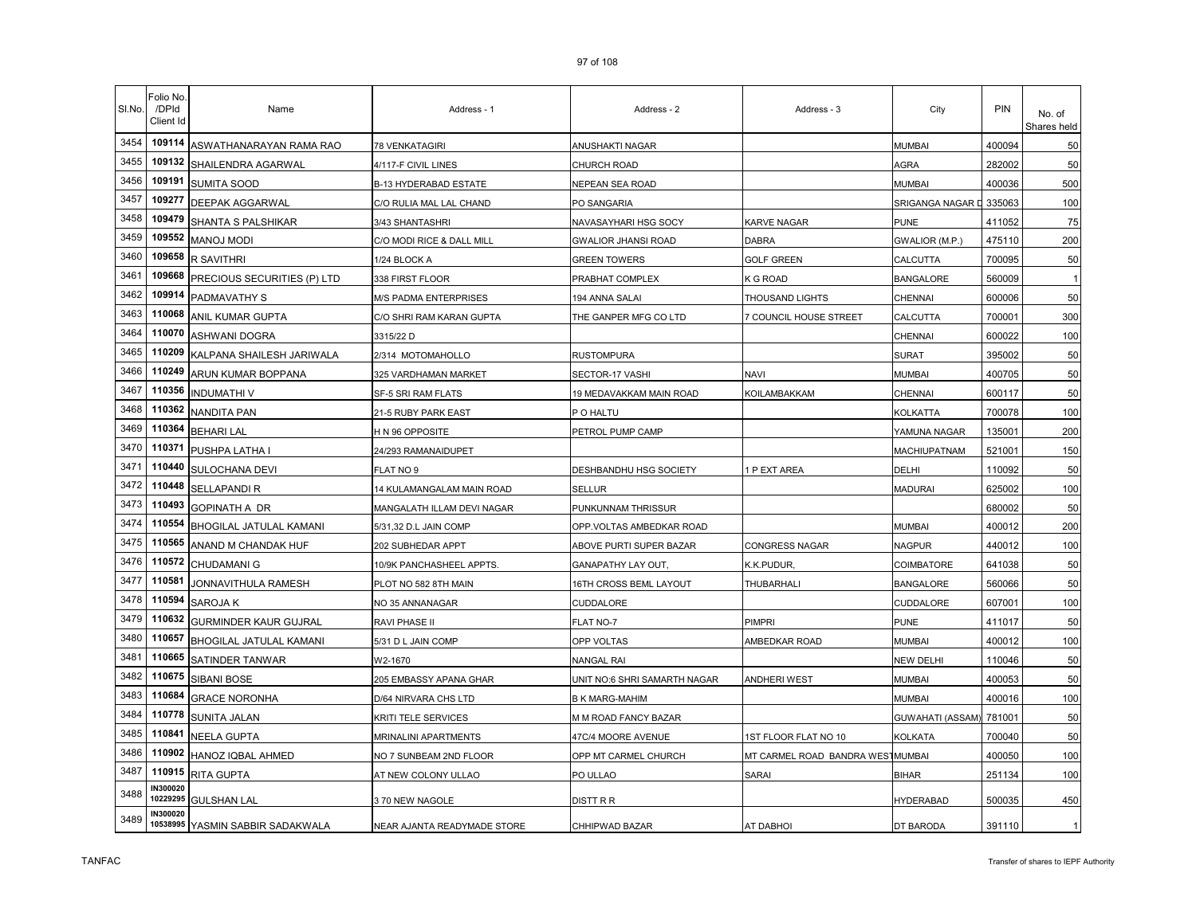| Sl.No. | Folio No. /DPId Client Id | Name | Address - 1 | Address - 2 | Address - 3 | City | PIN | No. of Shares held |
|---|---|---|---|---|---|---|---|---|
| 3454 | 109114 | ASWATHANARAYAN RAMA RAO | 78 VENKATAGIRI | ANUSHAKTI NAGAR | | MUMBAI | 400094 | 50 |
| 3455 | 109132 | SHAILENDRA AGARWAL | 4/117-F CIVIL LINES | CHURCH ROAD | | AGRA | 282002 | 50 |
| 3456 | 109191 | SUMITA SOOD | B-13 HYDERABAD ESTATE | NEPEAN SEA ROAD | | MUMBAI | 400036 | 500 |
| 3457 | 109277 | DEEPAK AGGARWAL | C/O RULIA MAL LAL CHAND | PO SANGARIA | | SRIGANGA NAGAR D | 335063 | 100 |
| 3458 | 109479 | SHANTA S PALSHIKAR | 3/43 SHANTASHRI | NAVASAYHARI HSG SOCY | KARVE NAGAR | PUNE | 411052 | 75 |
| 3459 | 109552 | MANOJ MODI | C/O MODI RICE & DALL MILL | GWALIOR JHANSI ROAD | DABRA | GWALIOR (M.P.) | 475110 | 200 |
| 3460 | 109658 | R SAVITHRI | 1/24 BLOCK A | GREEN TOWERS | GOLF GREEN | CALCUTTA | 700095 | 50 |
| 3461 | 109668 | PRECIOUS SECURITIES (P) LTD | 338 FIRST FLOOR | PRABHAT COMPLEX | K G ROAD | BANGALORE | 560009 | 1 |
| 3462 | 109914 | PADMAVATHY S | M/S PADMA ENTERPRISES | 194 ANNA SALAI | THOUSAND LIGHTS | CHENNAI | 600006 | 50 |
| 3463 | 110068 | ANIL KUMAR GUPTA | C/O SHRI RAM KARAN GUPTA | THE GANPER MFG CO LTD | 7 COUNCIL HOUSE STREET | CALCUTTA | 700001 | 300 |
| 3464 | 110070 | ASHWANI DOGRA | 3315/22 D | | | CHENNAI | 600022 | 100 |
| 3465 | 110209 | KALPANA SHAILESH JARIWALA | 2/314 MOTOMAHOLLO | RUSTOMPURA | | SURAT | 395002 | 50 |
| 3466 | 110249 | ARUN KUMAR BOPPANA | 325 VARDHAMAN MARKET | SECTOR-17 VASHI | NAVI | MUMBAI | 400705 | 50 |
| 3467 | 110356 | INDUMATHI V | SF-5 SRI RAM FLATS | 19 MEDAVAKKAM MAIN ROAD | KOILAMBAKKAM | CHENNAI | 600117 | 50 |
| 3468 | 110362 | NANDITA PAN | 21-5 RUBY PARK EAST | P O HALTU | | KOLKATTA | 700078 | 100 |
| 3469 | 110364 | BEHARI LAL | H N 96 OPPOSITE | PETROL PUMP CAMP | | YAMUNA NAGAR | 135001 | 200 |
| 3470 | 110371 | PUSHPA LATHA I | 24/293 RAMANAIDUPET | | | MACHIUPATNAM | 521001 | 150 |
| 3471 | 110440 | SULOCHANA DEVI | FLAT NO 9 | DESHBANDHU HSG SOCIETY | 1 P EXT AREA | DELHI | 110092 | 50 |
| 3472 | 110448 | SELLAPANDI R | 14 KULAMANGALAM MAIN ROAD | SELLUR | | MADURAI | 625002 | 100 |
| 3473 | 110493 | GOPINATH A DR | MANGALATH ILLAM DEVI NAGAR | PUNKUNNAM THRISSUR | | | 680002 | 50 |
| 3474 | 110554 | BHOGILAL JATULAL KAMANI | 5/31,32 D.L JAIN COMP | OPP.VOLTAS AMBEDKAR ROAD | | MUMBAI | 400012 | 200 |
| 3475 | 110565 | ANAND M CHANDAK HUF | 202 SUBHEDAR APPT | ABOVE PURTI SUPER BAZAR | CONGRESS NAGAR | NAGPUR | 440012 | 100 |
| 3476 | 110572 | CHUDAMANI G | 10/9K PANCHASHEEL APPTS. | GANAPATHY LAY OUT, | K.K.PUDUR, | COIMBATORE | 641038 | 50 |
| 3477 | 110581 | JONNAVITHULA RAMESH | PLOT NO 582 8TH MAIN | 16TH CROSS BEML LAYOUT | THUBARHALI | BANGALORE | 560066 | 50 |
| 3478 | 110594 | SAROJA K | NO 35 ANNANAGAR | CUDDALORE | | CUDDALORE | 607001 | 100 |
| 3479 | 110632 | GURMINDER KAUR GUJRAL | RAVI PHASE II | FLAT NO-7 | PIMPRI | PUNE | 411017 | 50 |
| 3480 | 110657 | BHOGILAL JATULAL KAMANI | 5/31 D L JAIN COMP | OPP VOLTAS | AMBEDKAR ROAD | MUMBAI | 400012 | 100 |
| 3481 | 110665 | SATINDER TANWAR | W2-1670 | NANGAL RAI | | NEW DELHI | 110046 | 50 |
| 3482 | 110675 | SIBANI BOSE | 205 EMBASSY APANA GHAR | UNIT NO:6 SHRI SAMARTH NAGAR | ANDHERI WEST | MUMBAI | 400053 | 50 |
| 3483 | 110684 | GRACE NORONHA | D/64 NIRVARA CHS LTD | B K MARG-MAHIM | | MUMBAI | 400016 | 100 |
| 3484 | 110778 | SUNITA JALAN | KRITI TELE SERVICES | M M ROAD FANCY BAZAR | | GUWAHATI (ASSAM) | 781001 | 50 |
| 3485 | 110841 | NEELA GUPTA | MRINALINI APARTMENTS | 47C/4 MOORE AVENUE | 1ST FLOOR FLAT NO 10 | KOLKATA | 700040 | 50 |
| 3486 | 110902 | HANOZ IQBAL AHMED | NO 7 SUNBEAM 2ND FLOOR | OPP MT CARMEL CHURCH | MT CARMEL ROAD BANDRA WEST | MUMBAI | 400050 | 100 |
| 3487 | 110915 | RITA GUPTA | AT NEW COLONY ULLAO | PO ULLAO | SARAI | BIHAR | 251134 | 100 |
| 3488 | IN300020 10229295 | GULSHAN LAL | 3 70 NEW NAGOLE | DISTT R R | | HYDERABAD | 500035 | 450 |
| 3489 | IN300020 10538995 | YASMIN SABBIR SADAKWALA | NEAR AJANTA READYMADE STORE | CHHIPWAD BAZAR | AT DABHOI | DT BARODA | 391110 | 1 |

TANFAC | Transfer of shares to IEPF Authority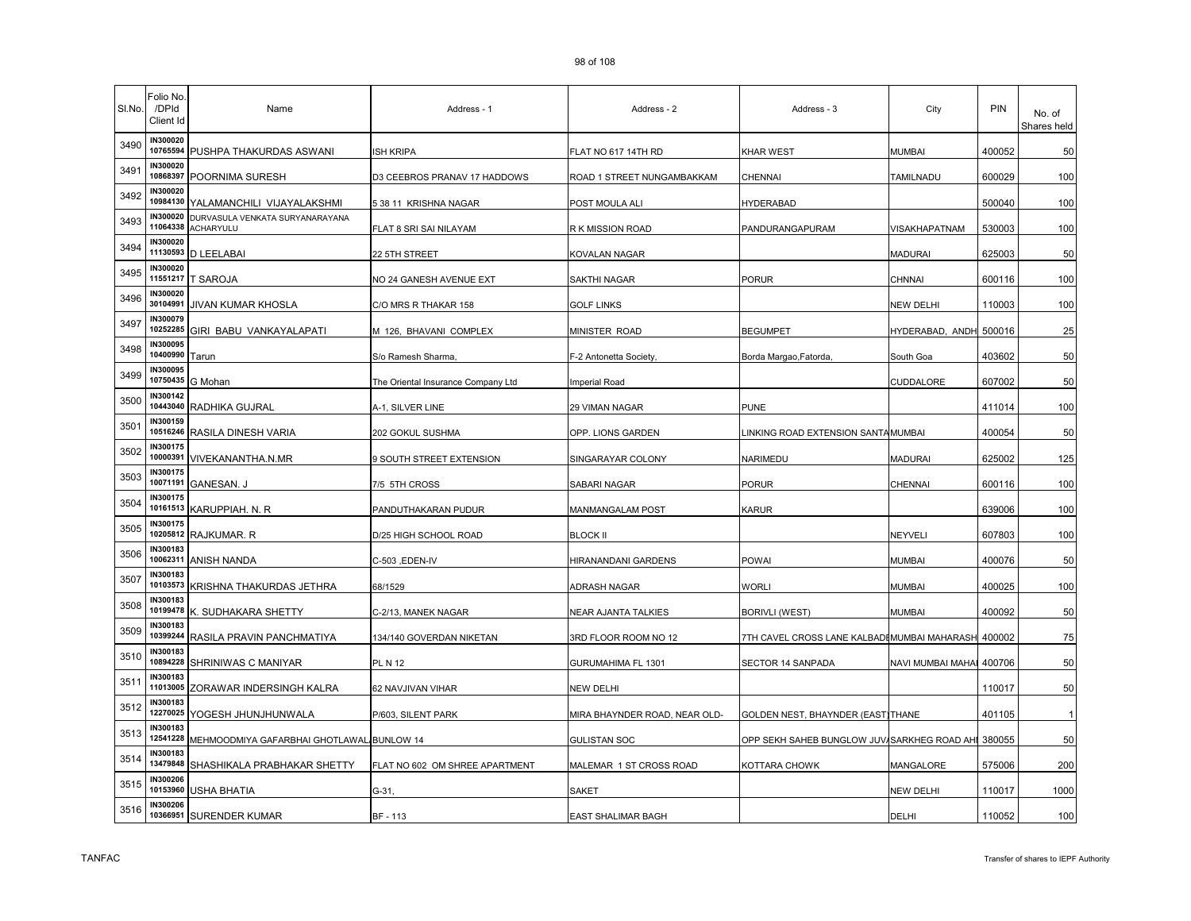| Sl.No. | Folio No. /DPId Client Id | Name | Address - 1 | Address - 2 | Address - 3 | City | PIN | No. of Shares held |
|---|---|---|---|---|---|---|---|---|
| 3490 | IN300020 10765594 | PUSHPA THAKURDAS ASWANI | ISH KRIPA | FLAT NO 617 14TH RD | KHAR WEST | MUMBAI | 400052 | 50 |
| 3491 | IN300020 10868397 | POORNIMA SURESH | D3 CEEBROS PRANAV 17 HADDOWS | ROAD 1 STREET NUNGAMBAKKAM | CHENNAI | TAMILNADU | 600029 | 100 |
| 3492 | IN300020 10984130 | YALAMANCHILI VIJAYALAKSHMI | 5 38 11 KRISHNA NAGAR | POST MOULA ALI | HYDERABAD | | 500040 | 100 |
| 3493 | IN300020 11064338 | DURVASULA VENKATA SURYANARAYANA ACHARYULU | FLAT 8 SRI SAI NILAYAM | R K MISSION ROAD | PANDURANGAPURAM | VISAKHAPATNAM | 530003 | 100 |
| 3494 | IN300020 11130593 | D LEELABAI | 22 5TH STREET | KOVALAN NAGAR | | MADURAI | 625003 | 50 |
| 3495 | IN300020 11551217 | T SAROJA | NO 24 GANESH AVENUE EXT | SAKTHI NAGAR | PORUR | CHNNAI | 600116 | 100 |
| 3496 | IN300020 30104991 | JIVAN KUMAR KHOSLA | C/O MRS R THAKAR 158 | GOLF LINKS | | NEW DELHI | 110003 | 100 |
| 3497 | IN300079 10252285 | GIRI BABU VANKAYALAPATI | M 126, BHAVANI COMPLEX | MINISTER ROAD | BEGUMPET | HYDERABAD, ANDH | 500016 | 25 |
| 3498 | IN300095 10400990 | Tarun | S/o Ramesh Sharma, | F-2 Antonetta Society, | Borda Margao,Fatorda, | South Goa | 403602 | 50 |
| 3499 | IN300095 10750435 | G Mohan | The Oriental Insurance Company Ltd | Imperial Road | | CUDDALORE | 607002 | 50 |
| 3500 | IN300142 10443040 | RADHIKA GUJRAL | A-1, SILVER LINE | 29 VIMAN NAGAR | PUNE | | 411014 | 100 |
| 3501 | IN300159 10516246 | RASILA DINESH VARIA | 202 GOKUL SUSHMA | OPP. LIONS GARDEN | LINKING ROAD EXTENSION SANTA | MUMBAI | 400054 | 50 |
| 3502 | IN300175 10000391 | VIVEKANANTHA.N.MR | 9 SOUTH STREET EXTENSION | SINGARAYAR COLONY | NARIMEDU | MADURAI | 625002 | 125 |
| 3503 | IN300175 10071191 | GANESAN. J | 7/5 5TH CROSS | SABARI NAGAR | PORUR | CHENNAI | 600116 | 100 |
| 3504 | IN300175 10161513 | KARUPPIAH. N. R | PANDUTHAKARAN PUDUR | MANMANGALAM POST | KARUR | | 639006 | 100 |
| 3505 | IN300175 10205812 | RAJKUMAR. R | D/25 HIGH SCHOOL ROAD | BLOCK II | | NEYVELI | 607803 | 100 |
| 3506 | IN300183 10062311 | ANISH NANDA | C-503 ,EDEN-IV | HIRANANDANI GARDENS | POWAI | MUMBAI | 400076 | 50 |
| 3507 | IN300183 10103573 | KRISHNA THAKURDAS JETHRA | 68/1529 | ADRASH NAGAR | WORLI | MUMBAI | 400025 | 100 |
| 3508 | IN300183 10199478 | K. SUDHAKARA SHETTY | C-2/13, MANEK NAGAR | NEAR AJANTA TALKIES | BORIVLI (WEST) | MUMBAI | 400092 | 50 |
| 3509 | IN300183 10399244 | RASILA PRAVIN PANCHMATIYA | 134/140 GOVERDAN NIKETAN | 3RD FLOOR ROOM NO 12 | 7TH CAVEL CROSS LANE KALBADE | MUMBAI MAHARASH | 400002 | 75 |
| 3510 | IN300183 10894228 | SHRINIWAS C MANIYAR | PL N 12 | GURUMAHIMA FL 1301 | SECTOR 14 SANPADA | NAVI MUMBAI MAHA | 400706 | 50 |
| 3511 | IN300183 11013005 | ZORAWAR INDERSINGH KALRA | 62 NAVJIVAN VIHAR | NEW DELHI | | | 110017 | 50 |
| 3512 | IN300183 12270025 | YOGESH JHUNJHUNWALA | P/603, SILENT PARK | MIRA BHAYNDER ROAD, NEAR OLD- | GOLDEN NEST, BHAYNDER (EAST) | THANE | 401105 | 1 |
| 3513 | IN300183 12541228 | MEHMOODMIYA GAFARBHAI GHOTLAWAL | BUNLOW 14 | GULISTAN SOC | OPP SEKH SAHEB BUNGLOW JUV | SARKHEG ROAD AH | 380055 | 50 |
| 3514 | IN300183 13479848 | SHASHIKALA PRABHAKAR SHETTY | FLAT NO 602 OM SHREE APARTMENT | MALEMAR 1 ST CROSS ROAD | KOTTARA CHOWK | MANGALORE | 575006 | 200 |
| 3515 | IN300206 10153960 | USHA BHATIA | G-31, | SAKET | | NEW DELHI | 110017 | 1000 |
| 3516 | IN300206 10366951 | SURENDER KUMAR | BF - 113 | EAST SHALIMAR BAGH | | DELHI | 110052 | 100 |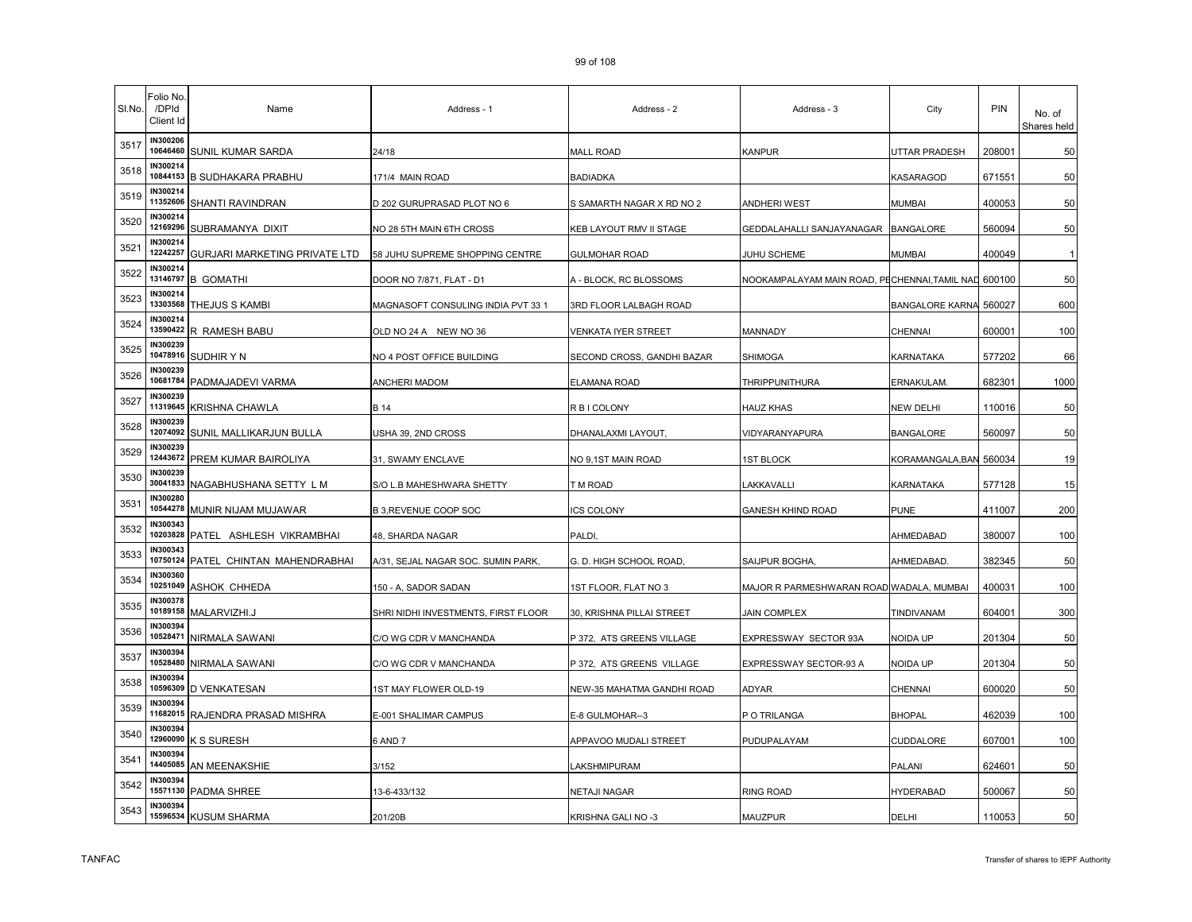| Sl.No. | Folio No. /DPId Client Id | Name | Address - 1 | Address - 2 | Address - 3 | City | PIN | No. of Shares held |
|---|---|---|---|---|---|---|---|---|
| 3517 | IN300206 10646460 | SUNIL KUMAR SARDA | 24/18 | MALL ROAD | KANPUR | UTTAR PRADESH | 208001 | 50 |
| 3518 | IN300214 10844153 | B SUDHAKARA PRABHU | 171/4 MAIN ROAD | BADIADKA | | KASARAGOD | 671551 | 50 |
| 3519 | IN300214 11352606 | SHANTI RAVINDRAN | D 202 GURUPRASAD PLOT NO 6 | S SAMARTH NAGAR X RD NO 2 | ANDHERI WEST | MUMBAI | 400053 | 50 |
| 3520 | IN300214 12169296 | SUBRAMANYA DIXIT | NO 28 5TH MAIN 6TH CROSS | KEB LAYOUT RMV II STAGE | GEDDALAHALLI SANJAYANAGAR | BANGALORE | 560094 | 50 |
| 3521 | IN300214 12242257 | GURJARI MARKETING PRIVATE LTD | 58 JUHU SUPREME SHOPPING CENTRE | GULMOHAR ROAD | JUHU SCHEME | MUMBAI | 400049 | 1 |
| 3522 | IN300214 13146797 | B GOMATHI | DOOR NO 7/871, FLAT - D1 | A - BLOCK, RC BLOSSOMS | NOOKAMPALAYAM MAIN ROAD, PE | CHENNAI,TAMIL NAD | 600100 | 50 |
| 3523 | IN300214 13303568 | THEJUS S KAMBI | MAGNASOFT CONSULING INDIA PVT 33 1 | 3RD FLOOR LALBAGH ROAD | | BANGALORE KARNA | 560027 | 600 |
| 3524 | IN300214 13590422 | R RAMESH BABU | OLD NO 24 A NEW NO 36 | VENKATA IYER STREET | MANNADY | CHENNAI | 600001 | 100 |
| 3525 | IN300239 10478916 | SUDHIR Y N | NO 4 POST OFFICE BUILDING | SECOND CROSS, GANDHI BAZAR | SHIMOGA | KARNATAKA | 577202 | 66 |
| 3526 | IN300239 10681784 | PADMAJADEVI VARMA | ANCHERI MADOM | ELAMANA ROAD | THRIPPUNITHURA | ERNAKULAM. | 682301 | 1000 |
| 3527 | IN300239 11319645 | KRISHNA CHAWLA | B 14 | R B I COLONY | HAUZ KHAS | NEW DELHI | 110016 | 50 |
| 3528 | IN300239 12074092 | SUNIL MALLIKARJUN BULLA | USHA 39, 2ND CROSS | DHANALAXMI LAYOUT, | VIDYARANYAPURA | BANGALORE | 560097 | 50 |
| 3529 | IN300239 12443672 | PREM KUMAR BAIROLIYA | 31, SWAMY ENCLAVE | NO 9,1ST MAIN ROAD | 1ST BLOCK | KORAMANGALA,BAN | 560034 | 19 |
| 3530 | IN300239 30041833 | NAGABHUSHANA SETTY L M | S/O L.B MAHESHWARA SHETTY | T M ROAD | LAKKAVALLI | KARNATAKA | 577128 | 15 |
| 3531 | IN300280 10544278 | MUNIR NIJAM MUJAWAR | B 3,REVENUE COOP SOC | ICS COLONY | GANESH KHIND ROAD | PUNE | 411007 | 200 |
| 3532 | IN300343 10203828 | PATEL ASHLESH VIKRAMBHAI | 48, SHARDA NAGAR | PALDI, | | AHMEDABAD | 380007 | 100 |
| 3533 | IN300343 10750124 | PATEL CHINTAN MAHENDRABHAI | A/31, SEJAL NAGAR SOC. SUMIN PARK, | G. D. HIGH SCHOOL ROAD, | SAIJPUR BOGHA, | AHMEDABAD. | 382345 | 50 |
| 3534 | IN300360 10251049 | ASHOK CHHEDA | 150 - A, SADOR SADAN | 1ST FLOOR, FLAT NO 3 | MAJOR R PARMESHWARAN ROAD | WADALA, MUMBAI | 400031 | 100 |
| 3535 | IN300378 10189158 | MALARVIZHI.J | SHRI NIDHI INVESTMENTS, FIRST FLOOR | 30, KRISHNA PILLAI STREET | JAIN COMPLEX | TINDIVANAM | 604001 | 300 |
| 3536 | IN300394 10528471 | NIRMALA SAWANI | C/O WG CDR V MANCHANDA | P 372, ATS GREENS VILLAGE | EXPRESSWAY SECTOR 93A | NOIDA UP | 201304 | 50 |
| 3537 | IN300394 10528480 | NIRMALA SAWANI | C/O WG CDR V MANCHANDA | P 372, ATS GREENS VILLAGE | EXPRESSWAY SECTOR-93 A | NOIDA UP | 201304 | 50 |
| 3538 | IN300394 10596309 | D VENKATESAN | 1ST MAY FLOWER OLD-19 | NEW-35 MAHATMA GANDHI ROAD | ADYAR | CHENNAI | 600020 | 50 |
| 3539 | IN300394 11682015 | RAJENDRA PRASAD MISHRA | E-001 SHALIMAR CAMPUS | E-8 GULMOHAR--3 | P O TRILANGA | BHOPAL | 462039 | 100 |
| 3540 | IN300394 12960090 | K S SURESH | 6 AND 7 | APPAVOO MUDALI STREET | PUDUPALAYAM | CUDDALORE | 607001 | 100 |
| 3541 | IN300394 14405085 | AN MEENAKSHIE | 3/152 | LAKSHMIPURAM | | PALANI | 624601 | 50 |
| 3542 | IN300394 15571130 | PADMA SHREE | 13-6-433/132 | NETAJI NAGAR | RING ROAD | HYDERABAD | 500067 | 50 |
| 3543 | IN300394 15596534 | KUSUM SHARMA | 201/20B | KRISHNA GALI NO -3 | MAUZPUR | DELHI | 110053 | 50 |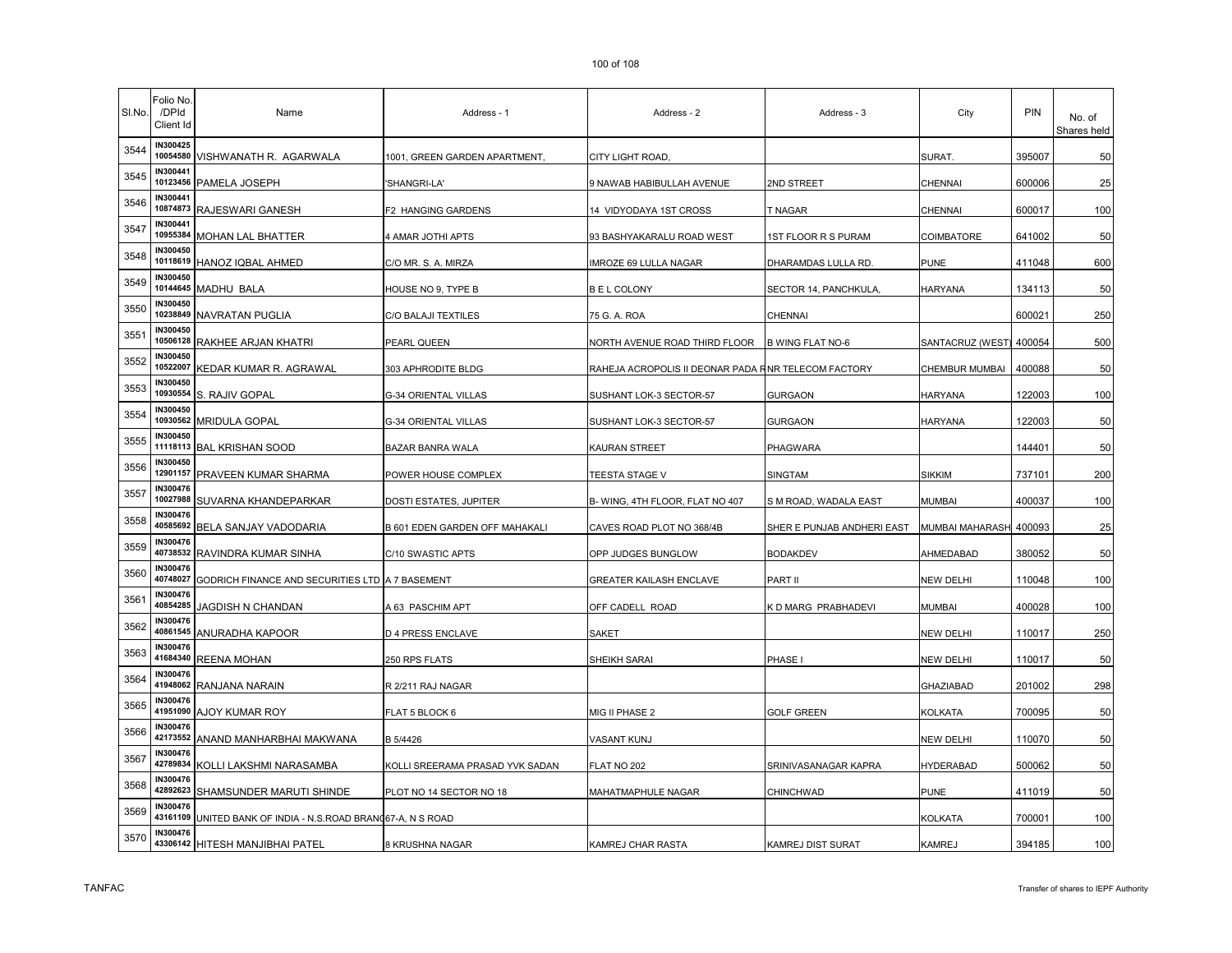| Sl.No. | Folio No. /DPId Client Id | Name | Address - 1 | Address - 2 | Address - 3 | City | PIN | No. of Shares held |
|---|---|---|---|---|---|---|---|---|
| 3544 | IN300425 10054580 | VISHWANATH R. AGARWALA | 1001, GREEN GARDEN APARTMENT, | CITY LIGHT ROAD, | | SURAT. | 395007 | 50 |
| 3545 | IN300441 10123456 | PAMELA JOSEPH | 'SHANGRI-LA' | 9 NAWAB HABIBULLAH AVENUE | 2ND STREET | CHENNAI | 600006 | 25 |
| 3546 | IN300441 10874873 | RAJESWARI GANESH | F2 HANGING GARDENS | 14 VIDYODAYA 1ST CROSS | T NAGAR | CHENNAI | 600017 | 100 |
| 3547 | IN300441 10955384 | MOHAN LAL BHATTER | 4 AMAR JOTHI APTS | 93 BASHYAKARALU ROAD WEST | 1ST FLOOR R S PURAM | COIMBATORE | 641002 | 50 |
| 3548 | IN300450 10118619 | HANOZ IQBAL AHMED | C/O MR. S. A. MIRZA | IMROZE 69 LULLA NAGAR | DHARAMDAS LULLA RD. | PUNE | 411048 | 600 |
| 3549 | IN300450 10144645 | MADHU BALA | HOUSE NO 9, TYPE B | B E L COLONY | SECTOR 14, PANCHKULA, | HARYANA | 134113 | 50 |
| 3550 | IN300450 10238849 | NAVRATAN PUGLIA | C/O BALAJI TEXTILES | 75 G. A. ROA | CHENNAI | | 600021 | 250 |
| 3551 | IN300450 10506128 | RAKHEE ARJAN KHATRI | PEARL QUEEN | NORTH AVENUE ROAD THIRD FLOOR | B WING FLAT NO-6 | SANTACRUZ (WEST) | 400054 | 500 |
| 3552 | IN300450 10522007 | KEDAR KUMAR R. AGRAWAL | 303 APHRODITE BLDG | RAHEJA ACROPOLIS II DEONAR PADA R | NR TELECOM FACTORY | CHEMBUR MUMBAI | 400088 | 50 |
| 3553 | IN300450 10930554 | S. RAJIV GOPAL | G-34 ORIENTAL VILLAS | SUSHANT LOK-3 SECTOR-57 | GURGAON | HARYANA | 122003 | 100 |
| 3554 | IN300450 10930562 | MRIDULA GOPAL | G-34 ORIENTAL VILLAS | SUSHANT LOK-3 SECTOR-57 | GURGAON | HARYANA | 122003 | 50 |
| 3555 | IN300450 11118113 | BAL KRISHAN SOOD | BAZAR BANRA WALA | KAURAN STREET | PHAGWARA | | 144401 | 50 |
| 3556 | IN300450 12901157 | PRAVEEN KUMAR SHARMA | POWER HOUSE COMPLEX | TEESTA STAGE V | SINGTAM | SIKKIM | 737101 | 200 |
| 3557 | IN300476 10027988 | SUVARNA KHANDEPARKAR | DOSTI ESTATES, JUPITER | B- WING, 4TH FLOOR, FLAT NO 407 | S M ROAD, WADALA EAST | MUMBAI | 400037 | 100 |
| 3558 | IN300476 40585692 | BELA SANJAY VADODARIA | B 601 EDEN GARDEN OFF MAHAKALI | CAVES ROAD PLOT NO 368/4B | SHER E PUNJAB ANDHERI EAST | MUMBAI MAHARASH | 400093 | 25 |
| 3559 | IN300476 40738532 | RAVINDRA KUMAR SINHA | C/10 SWASTIC APTS | OPP JUDGES BUNGLOW | BODAKDEV | AHMEDABAD | 380052 | 50 |
| 3560 | IN300476 40748027 | GODRICH FINANCE AND SECURITIES LTD | A 7 BASEMENT | GREATER KAILASH ENCLAVE | PART II | NEW DELHI | 110048 | 100 |
| 3561 | IN300476 40854285 | JAGDISH N CHANDAN | A 63 PASCHIM APT | OFF CADELL ROAD | K D MARG PRABHADEVI | MUMBAI | 400028 | 100 |
| 3562 | IN300476 40861545 | ANURADHA KAPOOR | D 4 PRESS ENCLAVE | SAKET | | NEW DELHI | 110017 | 250 |
| 3563 | IN300476 41684340 | REENA MOHAN | 250 RPS FLATS | SHEIKH SARAI | PHASE I | NEW DELHI | 110017 | 50 |
| 3564 | IN300476 41948062 | RANJANA NARAIN | R 2/211 RAJ NAGAR | | | GHAZIABAD | 201002 | 298 |
| 3565 | IN300476 41951090 | AJOY KUMAR ROY | FLAT 5 BLOCK 6 | MIG II PHASE 2 | GOLF GREEN | KOLKATA | 700095 | 50 |
| 3566 | IN300476 42173552 | ANAND MANHARBHAI MAKWANA | B 5/4426 | VASANT KUNJ | | NEW DELHI | 110070 | 50 |
| 3567 | IN300476 42789834 | KOLLI LAKSHMI NARASAMBA | KOLLI SREERAMA PRASAD YVK SADAN | FLAT NO 202 | SRINIVASANAGAR KAPRA | HYDERABAD | 500062 | 50 |
| 3568 | IN300476 42892623 | SHAMSUNDER MARUTI SHINDE | PLOT NO 14 SECTOR NO 18 | MAHATMAPHULE NAGAR | CHINCHWAD | PUNE | 411019 | 50 |
| 3569 | IN300476 43161109 | UNITED BANK OF INDIA - N.S.ROAD BRANC | 67-A, N S ROAD | | | KOLKATA | 700001 | 100 |
| 3570 | IN300476 43306142 | HITESH MANJIBHAI PATEL | 8 KRUSHNA NAGAR | KAMREJ CHAR RASTA | KAMREJ DIST SURAT | KAMREJ | 394185 | 100 |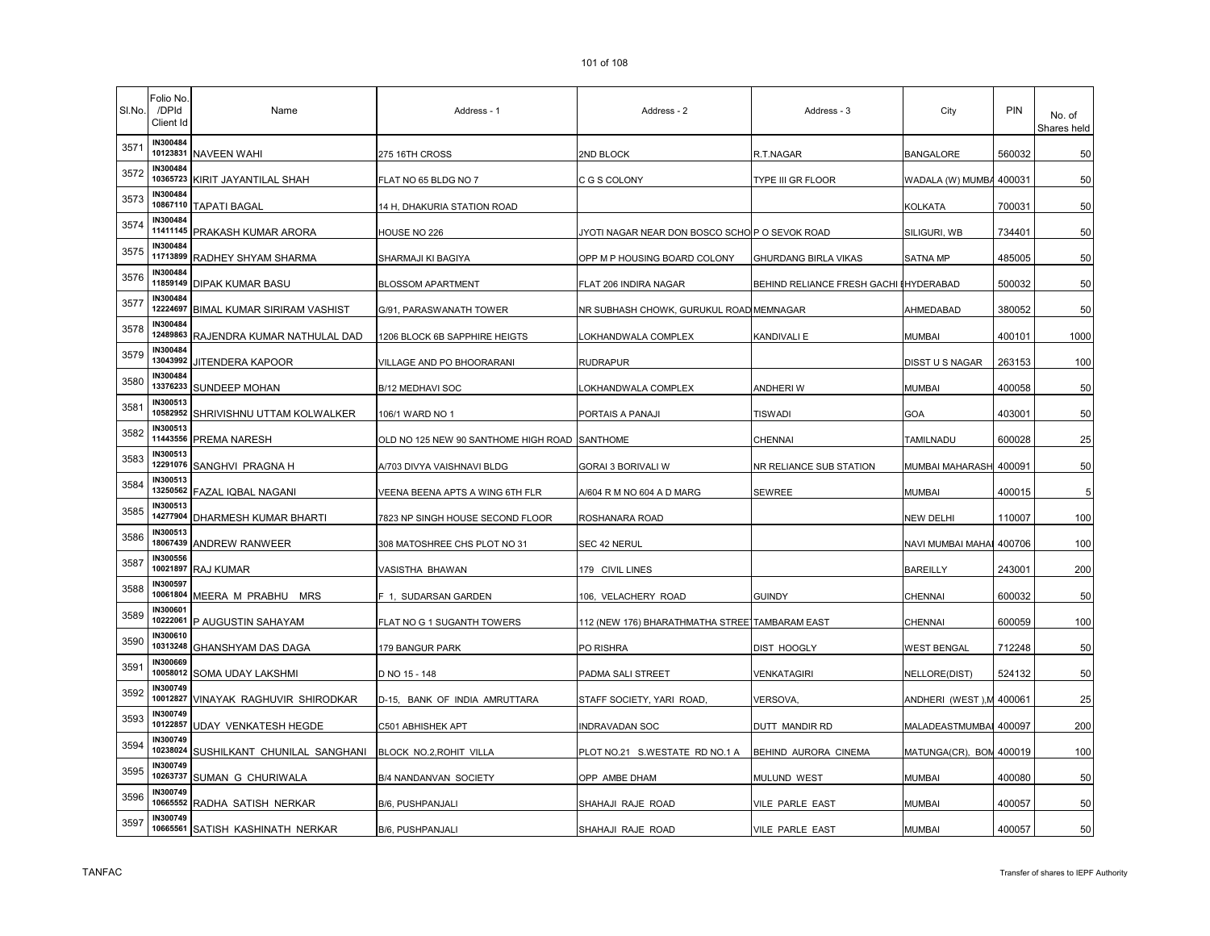| Sl.No. | Folio No. /DPId Client Id | Name | Address - 1 | Address - 2 | Address - 3 | City | PIN | No. of Shares held |
|---|---|---|---|---|---|---|---|---|
| 3571 | IN300484 10123831 | NAVEEN WAHI | 275 16TH CROSS | 2ND BLOCK | R.T.NAGAR | BANGALORE | 560032 | 50 |
| 3572 | IN300484 10365723 | KIRIT JAYANTILAL SHAH | FLAT NO 65 BLDG NO 7 | C G S COLONY | TYPE III GR FLOOR | WADALA (W) MUMBA | 400031 | 50 |
| 3573 | IN300484 10867110 | TAPATI BAGAL | 14 H, DHAKURIA STATION ROAD | | | KOLKATA | 700031 | 50 |
| 3574 | IN300484 11411145 | PRAKASH KUMAR ARORA | HOUSE NO 226 | JYOTI NAGAR NEAR DON BOSCO SCHO | P O SEVOK ROAD | SILIGURI, WB | 734401 | 50 |
| 3575 | IN300484 11713899 | RADHEY SHYAM SHARMA | SHARMAJI KI BAGIYA | OPP M P HOUSING BOARD COLONY | GHURDANG BIRLA VIKAS | SATNA MP | 485005 | 50 |
| 3576 | IN300484 11859149 | DIPAK KUMAR BASU | BLOSSOM APARTMENT | FLAT 206 INDIRA NAGAR | BEHIND RELIANCE FRESH GACHI B | HYDERABAD | 500032 | 50 |
| 3577 | IN300484 12224697 | BIMAL KUMAR SIRIRAM VASHIST | G/91, PARASWANATH TOWER | NR SUBHASH CHOWK, GURUKUL ROAD | MEMNAGAR | AHMEDABAD | 380052 | 50 |
| 3578 | IN300484 12489863 | RAJENDRA KUMAR NATHULAL DAD | 1206 BLOCK 6B SAPPHIRE HEIGTS | LOKHANDWALA COMPLEX | KANDIVALI E | MUMBAI | 400101 | 1000 |
| 3579 | IN300484 13043992 | JITENDERA KAPOOR | VILLAGE AND PO BHOORARANI | RUDRAPUR | | DISST U S NAGAR | 263153 | 100 |
| 3580 | IN300484 13376233 | SUNDEEP MOHAN | B/12 MEDHAVI SOC | LOKHANDWALA COMPLEX | ANDHERI W | MUMBAI | 400058 | 50 |
| 3581 | IN300513 10582952 | SHRIVISHNU UTTAM KOLWALKER | 106/1 WARD NO 1 | PORTAIS A PANAJI | TISWADI | GOA | 403001 | 50 |
| 3582 | IN300513 11443556 | PREMA NARESH | OLD NO 125 NEW 90 SANTHOME HIGH ROAD | SANTHOME | CHENNAI | TAMILNADU | 600028 | 25 |
| 3583 | IN300513 12291076 | SANGHVI PRAGNA H | A/703 DIVYA VAISHNAVI BLDG | GORAI 3 BORIVALI W | NR RELIANCE SUB STATION | MUMBAI MAHARASH | 400091 | 50 |
| 3584 | IN300513 13250562 | FAZAL IQBAL NAGANI | VEENA BEENA APTS A WING 6TH FLR | A/604 R M NO 604 A D MARG | SEWREE | MUMBAI | 400015 | 5 |
| 3585 | IN300513 14277904 | DHARMESH KUMAR BHARTI | 7823 NP SINGH HOUSE SECOND FLOOR | ROSHANARA ROAD | | NEW DELHI | 110007 | 100 |
| 3586 | IN300513 18067439 | ANDREW RANWEER | 308 MATOSHREE CHS PLOT NO 31 | SEC 42 NERUL | | NAVI MUMBAI MAHA | 400706 | 100 |
| 3587 | IN300556 10021897 | RAJ KUMAR | VASISTHA BHAWAN | 179 CIVIL LINES | | BAREILLY | 243001 | 200 |
| 3588 | IN300597 10061804 | MEERA M PRABHU MRS | F 1, SUDARSAN GARDEN | 106, VELACHERY ROAD | GUINDY | CHENNAI | 600032 | 50 |
| 3589 | IN300601 10222061 | P AUGUSTIN SAHAYAM | FLAT NO G 1 SUGANTH TOWERS | 112 (NEW 176) BHARATHMATHA STREE | TAMBARAM EAST | CHENNAI | 600059 | 100 |
| 3590 | IN300610 10313248 | GHANSHYAM DAS DAGA | 179 BANGUR PARK | PO RISHRA | DIST HOOGLY | WEST BENGAL | 712248 | 50 |
| 3591 | IN300669 10058012 | SOMA UDAY LAKSHMI | D NO 15 - 148 | PADMA SALI STREET | VENKATAGIRI | NELLORE(DIST) | 524132 | 50 |
| 3592 | IN300749 10012827 | VINAYAK RAGHUVIR SHIRODKAR | D-15, BANK OF INDIA AMRUTTARA | STAFF SOCIETY, YARI ROAD, | VERSOVA, | ANDHERI (WEST ),M | 400061 | 25 |
| 3593 | IN300749 10122857 | UDAY VENKATESH HEGDE | C501 ABHISHEK APT | INDRAVADAN SOC | DUTT MANDIR RD | MALADEASTMUMBAI | 400097 | 200 |
| 3594 | IN300749 10238024 | SUSHILKANT CHUNILAL SANGHANI | BLOCK NO.2,ROHIT VILLA | PLOT NO.21 S.WESTATE RD NO.1 A | BEHIND AURORA CINEMA | MATUNGA(CR), BOM | 400019 | 100 |
| 3595 | IN300749 10263737 | SUMAN G CHURIWALA | B/4 NANDANVAN SOCIETY | OPP AMBE DHAM | MULUND WEST | MUMBAI | 400080 | 50 |
| 3596 | IN300749 10665552 | RADHA SATISH NERKAR | B/6, PUSHPANJALI | SHAHAJI RAJE ROAD | VILE PARLE EAST | MUMBAI | 400057 | 50 |
| 3597 | IN300749 10665561 | SATISH KASHINATH NERKAR | B/6, PUSHPANJALI | SHAHAJI RAJE ROAD | VILE PARLE EAST | MUMBAI | 400057 | 50 |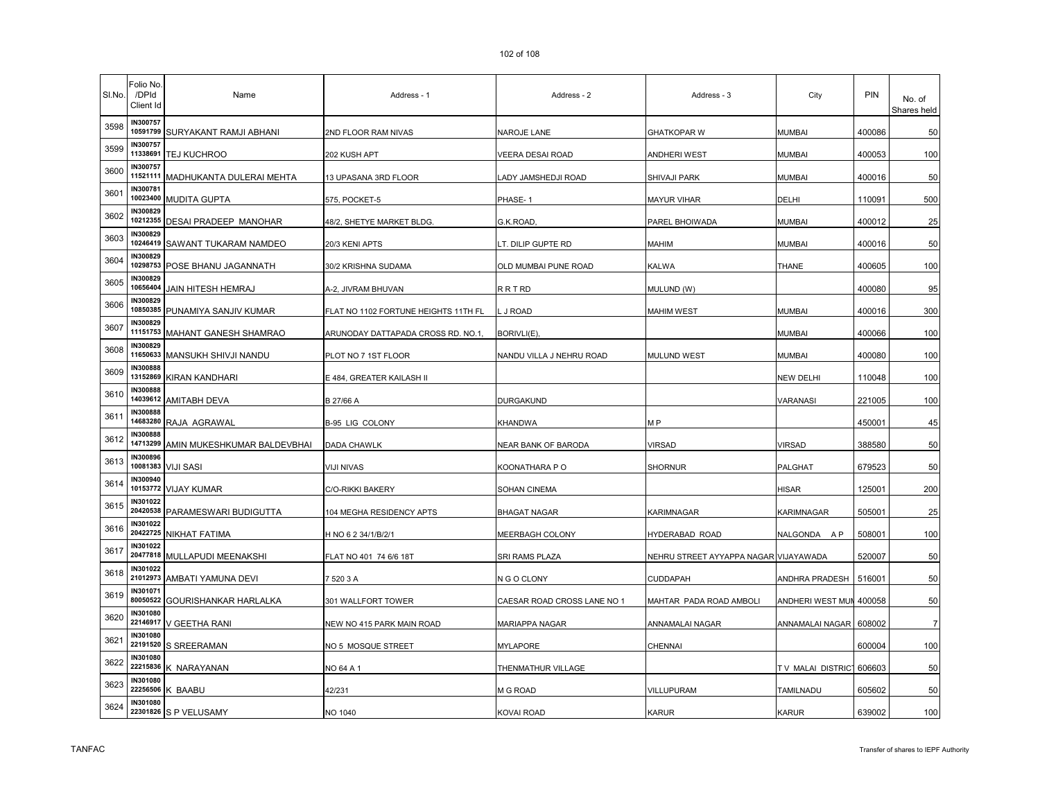| Sl.No. | Folio No. /DPId Client Id | Name | Address - 1 | Address - 2 | Address - 3 | City | PIN | No. of Shares held |
|---|---|---|---|---|---|---|---|---|
| 3598 | IN300757 10591799 | SURYAKANT RAMJI ABHANI | 2ND FLOOR RAM NIVAS | NAROJE LANE | GHATKOPAR W | MUMBAI | 400086 | 50 |
| 3599 | IN300757 11338691 | TEJ KUCHROO | 202 KUSH APT | VEERA DESAI ROAD | ANDHERI WEST | MUMBAI | 400053 | 100 |
| 3600 | IN300757 11521111 | MADHUKANTA DULERAI MEHTA | 13 UPASANA 3RD FLOOR | LADY JAMSHEDJI ROAD | SHIVAJI PARK | MUMBAI | 400016 | 50 |
| 3601 | IN300781 10023400 | MUDITA GUPTA | 575, POCKET-5 | PHASE- 1 | MAYUR VIHAR | DELHI | 110091 | 500 |
| 3602 | IN300829 10212355 | DESAI PRADEEP MANOHAR | 48/2, SHETYE MARKET BLDG. | G.K.ROAD, | PAREL BHOIWADA | MUMBAI | 400012 | 25 |
| 3603 | IN300829 10246419 | SAWANT TUKARAM NAMDEO | 20/3 KENI APTS | LT. DILIP GUPTE RD | MAHIM | MUMBAI | 400016 | 50 |
| 3604 | IN300829 10298753 | POSE BHANU JAGANNATH | 30/2 KRISHNA SUDAMA | OLD MUMBAI PUNE ROAD | KALWA | THANE | 400605 | 100 |
| 3605 | IN300829 10656404 | JAIN HITESH HEMRAJ | A-2, JIVRAM BHUVAN | R R T RD | MULUND (W) | | 400080 | 95 |
| 3606 | IN300829 10850385 | PUNAMIYA SANJIV KUMAR | FLAT NO 1102 FORTUNE HEIGHTS 11TH FL | L J ROAD | MAHIM WEST | MUMBAI | 400016 | 300 |
| 3607 | IN300829 11151753 | MAHANT GANESH SHAMRAO | ARUNODAY DATTAPADA CROSS RD. NO.1, | BORIVLI(E), | | MUMBAI | 400066 | 100 |
| 3608 | IN300829 11650633 | MANSUKH SHIVJI NANDU | PLOT NO 7 1ST FLOOR | NANDU VILLA J NEHRU ROAD | MULUND WEST | MUMBAI | 400080 | 100 |
| 3609 | IN300888 13152869 | KIRAN KANDHARI | E 484, GREATER KAILASH II | | | NEW DELHI | 110048 | 100 |
| 3610 | IN300888 14039612 | AMITABH DEVA | B 27/66 A | DURGAKUND | | VARANASI | 221005 | 100 |
| 3611 | IN300888 14683280 | RAJA AGRAWAL | B-95 LIG COLONY | KHANDWA | M P | | 450001 | 45 |
| 3612 | IN300888 14713299 | AMIN MUKESHKUMAR BALDEVBHAI | DADA CHAWLK | NEAR BANK OF BARODA | VIRSAD | VIRSAD | 388580 | 50 |
| 3613 | IN300896 10081383 | VIJI SASI | VIJI NIVAS | KOONATHARA P O | SHORNUR | PALGHAT | 679523 | 50 |
| 3614 | IN300940 10153772 | VIJAY KUMAR | C/O-RIKKI BAKERY | SOHAN CINEMA | | HISAR | 125001 | 200 |
| 3615 | IN301022 20420538 | PARAMESWARI BUDIGUTTA | 104 MEGHA RESIDENCY APTS | BHAGAT NAGAR | KARIMNAGAR | KARIMNAGAR | 505001 | 25 |
| 3616 | IN301022 20422725 | NIKHAT FATIMA | H NO 6 2 34/1/B/2/1 | MEERBAGH COLONY | HYDERABAD ROAD | NALGONDA A P | 508001 | 100 |
| 3617 | IN301022 20477818 | MULLAPUDI MEENAKSHI | FLAT NO 401 74 6/6 18T | SRI RAMS PLAZA | NEHRU STREET AYYAPPA NAGAR | VIJAYAWADA | 520007 | 50 |
| 3618 | IN301022 21012973 | AMBATI YAMUNA DEVI | 7 520 3 A | N G O CLONY | CUDDAPAH | ANDHRA PRADESH | 516001 | 50 |
| 3619 | IN301071 80050522 | GOURISHANKAR HARLALKA | 301 WALLFORT TOWER | CAESAR ROAD CROSS LANE NO 1 | MAHTAR PADA ROAD AMBOLI | ANDHERI WEST MUI | 400058 | 50 |
| 3620 | IN301080 22146917 | V GEETHA RANI | NEW NO 415 PARK MAIN ROAD | MARIAPPA NAGAR | ANNAMALAI NAGAR | ANNAMALAI NAGAR | 608002 | 7 |
| 3621 | IN301080 22191520 | S SREERAMAN | NO 5 MOSQUE STREET | MYLAPORE | CHENNAI | | 600004 | 100 |
| 3622 | IN301080 22215836 | K NARAYANAN | NO 64 A 1 | THENMATHUR VILLAGE | | T V MALAI DISTRICT | 606603 | 50 |
| 3623 | IN301080 22256506 | K BAABU | 42/231 | M G ROAD | VILLUPURAM | TAMILNADU | 605602 | 50 |
| 3624 | IN301080 22301826 | S P VELUSAMY | NO 1040 | KOVAI ROAD | KARUR | KARUR | 639002 | 100 |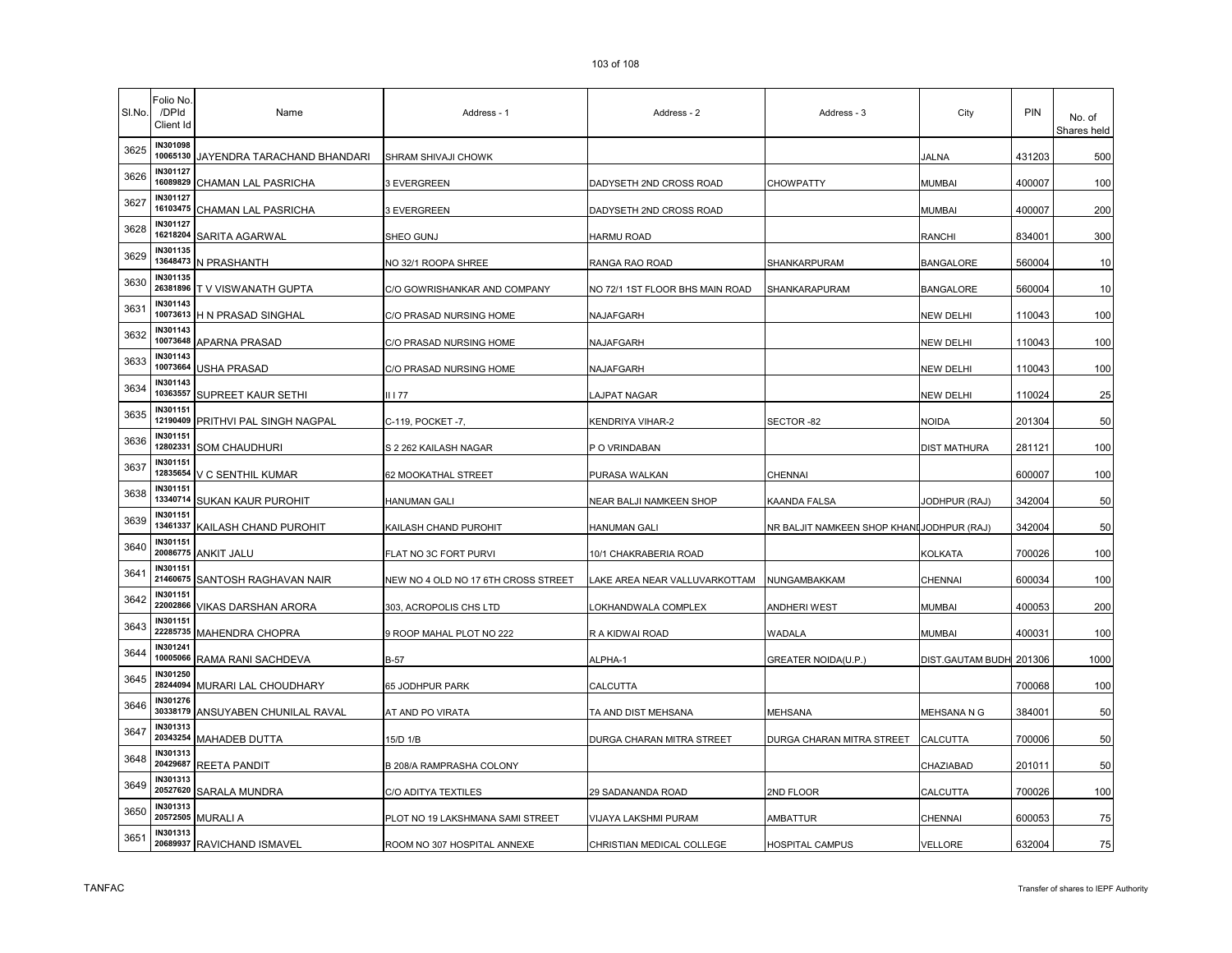| Sl.No. | Folio No. /DPId Client Id | Name | Address - 1 | Address - 2 | Address - 3 | City | PIN | No. of Shares held |
|---|---|---|---|---|---|---|---|---|
| 3625 | IN301098 10065130 | JAYENDRA TARACHAND BHANDARI | SHRAM SHIVAJI CHOWK | | | JALNA | 431203 | 500 |
| 3626 | IN301127 16089829 | CHAMAN LAL PASRICHA | 3 EVERGREEN | DADYSETH 2ND CROSS ROAD | CHOWPATTY | MUMBAI | 400007 | 100 |
| 3627 | IN301127 16103475 | CHAMAN LAL PASRICHA | 3 EVERGREEN | DADYSETH 2ND CROSS ROAD | | MUMBAI | 400007 | 200 |
| 3628 | IN301127 16218204 | SARITA AGARWAL | SHEO GUNJ | HARMU ROAD | | RANCHI | 834001 | 300 |
| 3629 | IN301135 13648473 | N PRASHANTH | NO 32/1 ROOPA SHREE | RANGA RAO ROAD | SHANKARPURAM | BANGALORE | 560004 | 10 |
| 3630 | IN301135 26381896 | T V VISWANATH GUPTA | C/O GOWRISHANKAR AND COMPANY | NO 72/1 1ST FLOOR BHS MAIN ROAD | SHANKARAPURAM | BANGALORE | 560004 | 10 |
| 3631 | IN301143 10073613 | H N PRASAD SINGHAL | C/O PRASAD NURSING HOME | NAJAFGARH | | NEW DELHI | 110043 | 100 |
| 3632 | IN301143 10073648 | APARNA PRASAD | C/O PRASAD NURSING HOME | NAJAFGARH | | NEW DELHI | 110043 | 100 |
| 3633 | IN301143 10073664 | USHA PRASAD | C/O PRASAD NURSING HOME | NAJAFGARH | | NEW DELHI | 110043 | 100 |
| 3634 | IN301143 10363557 | SUPREET KAUR SETHI | II I 77 | LAJPAT NAGAR | | NEW DELHI | 110024 | 25 |
| 3635 | IN301151 12190409 | PRITHVI PAL SINGH NAGPAL | C-119, POCKET -7, | KENDRIYA VIHAR-2 | SECTOR -82 | NOIDA | 201304 | 50 |
| 3636 | IN301151 12802331 | SOM CHAUDHURI | S 2 262 KAILASH NAGAR | P O VRINDABAN | | DIST MATHURA | 281121 | 100 |
| 3637 | IN301151 12835654 | V C SENTHIL KUMAR | 62 MOOKATHAL STREET | PURASA WALKAN | CHENNAI | | 600007 | 100 |
| 3638 | IN301151 13340714 | SUKAN KAUR PUROHIT | HANUMAN GALI | NEAR BALJI NAMKEEN SHOP | KAANDA FALSA | JODHPUR (RAJ) | 342004 | 50 |
| 3639 | IN301151 13461337 | KAILASH CHAND PUROHIT | KAILASH CHAND PUROHIT | HANUMAN GALI | NR BALJIT NAMKEEN SHOP KHANI | JODHPUR (RAJ) | 342004 | 50 |
| 3640 | IN301151 20086775 | ANKIT JALU | FLAT NO 3C FORT PURVI | 10/1 CHAKRABERIA ROAD | | KOLKATA | 700026 | 100 |
| 3641 | IN301151 21460675 | SANTOSH RAGHAVAN NAIR | NEW NO 4 OLD NO 17 6TH CROSS STREET | LAKE AREA NEAR VALLUVARKOTTAM | NUNGAMBAKKAM | CHENNAI | 600034 | 100 |
| 3642 | IN301151 22002866 | VIKAS DARSHAN ARORA | 303, ACROPOLIS CHS LTD | LOKHANDWALA COMPLEX | ANDHERI WEST | MUMBAI | 400053 | 200 |
| 3643 | IN301151 22285735 | MAHENDRA CHOPRA | 9 ROOP MAHAL PLOT NO 222 | R A KIDWAI ROAD | WADALA | MUMBAI | 400031 | 100 |
| 3644 | IN301241 10005066 | RAMA RANI SACHDEVA | B-57 | ALPHA-1 | GREATER NOIDA(U.P.) | DIST.GAUTAM BUDH | 201306 | 1000 |
| 3645 | IN301250 28244094 | MURARI LAL CHOUDHARY | 65 JODHPUR PARK | CALCUTTA | | | 700068 | 100 |
| 3646 | IN301276 30338179 | ANSUYABEN CHUNILAL RAVAL | AT AND PO VIRATA | TA AND DIST MEHSANA | MEHSANA | MEHSANA N G | 384001 | 50 |
| 3647 | IN301313 20343254 | MAHADEB DUTTA | 15/D 1/B | DURGA CHARAN MITRA STREET | DURGA CHARAN MITRA STREET | CALCUTTA | 700006 | 50 |
| 3648 | IN301313 20429687 | REETA PANDIT | B 208/A RAMPRASHA COLONY | | | CHAZIABAD | 201011 | 50 |
| 3649 | IN301313 20527620 | SARALA MUNDRA | C/O ADITYA TEXTILES | 29 SADANANDA ROAD | 2ND FLOOR | CALCUTTA | 700026 | 100 |
| 3650 | IN301313 20572505 | MURALI A | PLOT NO 19 LAKSHMANA SAMI STREET | VIJAYA LAKSHMI PURAM | AMBATTUR | CHENNAI | 600053 | 75 |
| 3651 | IN301313 20689937 | RAVICHAND ISMAVEL | ROOM NO 307 HOSPITAL ANNEXE | CHRISTIAN MEDICAL COLLEGE | HOSPITAL CAMPUS | VELLORE | 632004 | 75 |

TANFAC

Transfer of shares to IEPF Authority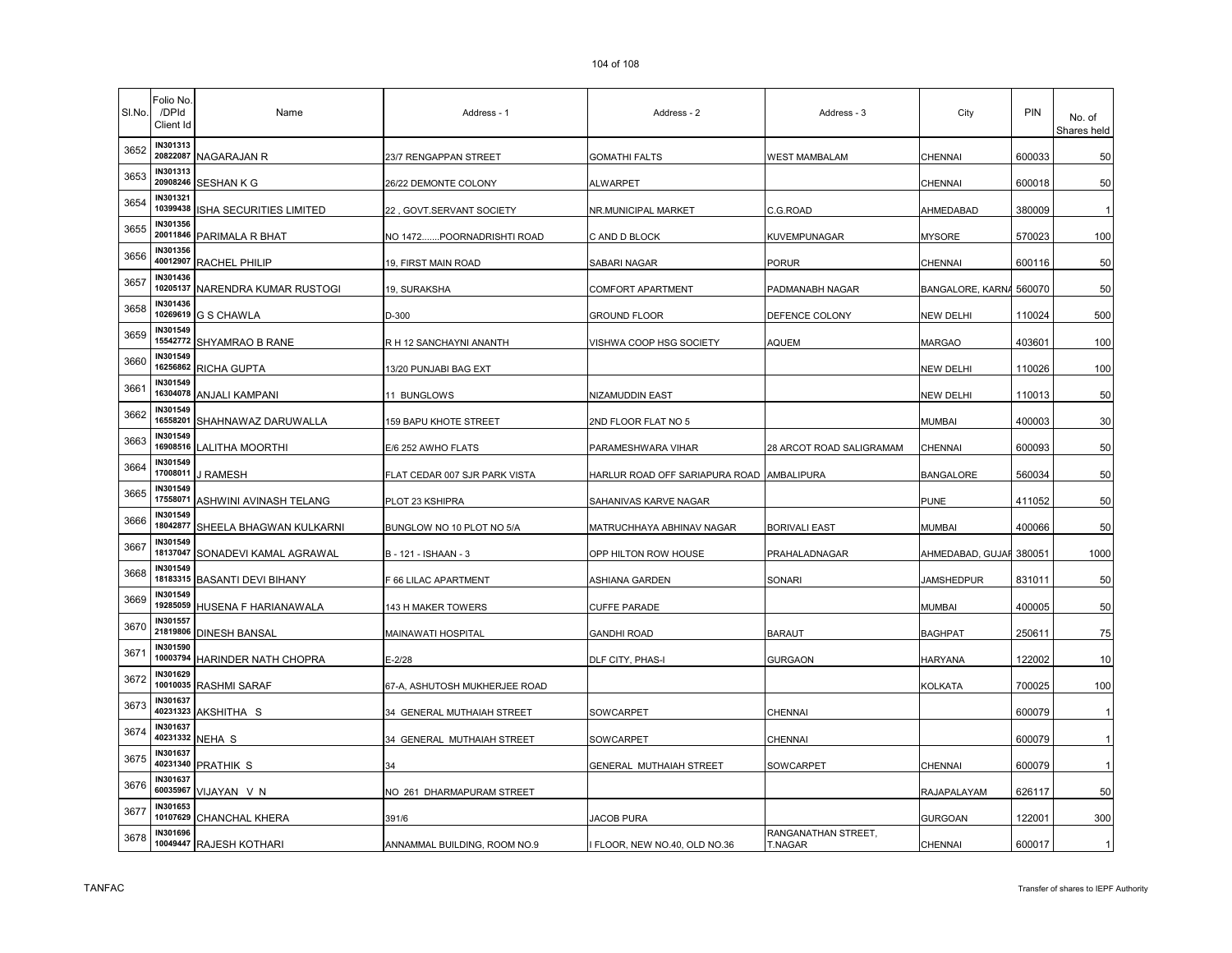| Sl.No. | Folio No. /DPId Client Id | Name | Address - 1 | Address - 2 | Address - 3 | City | PIN | No. of Shares held |
|---|---|---|---|---|---|---|---|---|
| 3652 | IN301313 20822087 | NAGARAJAN R | 23/7 RENGAPPAN STREET | GOMATHI FALTS | WEST MAMBALAM | CHENNAI | 600033 | 50 |
| 3653 | IN301313 20908246 | SESHAN K G | 26/22 DEMONTE COLONY | ALWARPET | | CHENNAI | 600018 | 50 |
| 3654 | IN301321 10399438 | ISHA SECURITIES LIMITED | 22 , GOVT.SERVANT SOCIETY | NR.MUNICIPAL MARKET | C.G.ROAD | AHMEDABAD | 380009 | 1 |
| 3655 | IN301356 20011846 | PARIMALA R BHAT | NO 1472.......POORNADRISHTI ROAD | C AND D BLOCK | KUVEMPUNAGAR | MYSORE | 570023 | 100 |
| 3656 | IN301356 40012907 | RACHEL PHILIP | 19, FIRST MAIN ROAD | SABARI NAGAR | PORUR | CHENNAI | 600116 | 50 |
| 3657 | IN301436 10205137 | NARENDRA KUMAR RUSTOGI | 19, SURAKSHA | COMFORT APARTMENT | PADMANABH NAGAR | BANGALORE, KARNA | 560070 | 50 |
| 3658 | IN301436 10269619 | G S CHAWLA | D-300 | GROUND FLOOR | DEFENCE COLONY | NEW DELHI | 110024 | 500 |
| 3659 | IN301549 15542772 | SHYAMRAO B RANE | R H 12 SANCHAYNI ANANTH | VISHWA COOP HSG SOCIETY | AQUEM | MARGAO | 403601 | 100 |
| 3660 | IN301549 16256862 | RICHA GUPTA | 13/20 PUNJABI BAG EXT | | | NEW DELHI | 110026 | 100 |
| 3661 | IN301549 16304078 | ANJALI KAMPANI | 11 BUNGLOWS | NIZAMUDDIN EAST | | NEW DELHI | 110013 | 50 |
| 3662 | IN301549 16558201 | SHAHNAWAZ DARUWALLA | 159 BAPU KHOTE STREET | 2ND FLOOR FLAT NO 5 | | MUMBAI | 400003 | 30 |
| 3663 | IN301549 16908516 | LALITHA MOORTHI | E/6 252 AWHO FLATS | PARAMESHWARA VIHAR | 28 ARCOT ROAD SALIGRAMAM | CHENNAI | 600093 | 50 |
| 3664 | IN301549 17008011 | J RAMESH | FLAT CEDAR 007 SJR PARK VISTA | HARLUR ROAD OFF SARIAPURA ROAD | AMBALIPURA | BANGALORE | 560034 | 50 |
| 3665 | IN301549 17558071 | ASHWINI AVINASH TELANG | PLOT 23 KSHIPRA | SAHANIVAS KARVE NAGAR | | PUNE | 411052 | 50 |
| 3666 | IN301549 18042877 | SHEELA BHAGWAN KULKARNI | BUNGLOW NO 10 PLOT NO 5/A | MATRUCHHAYA ABHINAV NAGAR | BORIVALI EAST | MUMBAI | 400066 | 50 |
| 3667 | IN301549 18137047 | SONADEVI KAMAL AGRAWAL | B - 121 - ISHAAN - 3 | OPP HILTON ROW HOUSE | PRAHALADNAGAR | AHMEDABAD, GUJAR | 380051 | 1000 |
| 3668 | IN301549 18183315 | BASANTI DEVI BIHANY | F 66 LILAC APARTMENT | ASHIANA GARDEN | SONARI | JAMSHEDPUR | 831011 | 50 |
| 3669 | IN301549 19285059 | HUSENA F HARIANAWALA | 143 H MAKER TOWERS | CUFFE PARADE | | MUMBAI | 400005 | 50 |
| 3670 | IN301557 21819806 | DINESH BANSAL | MAINAWATI HOSPITAL | GANDHI ROAD | BARAUT | BAGHPAT | 250611 | 75 |
| 3671 | IN301590 10003794 | HARINDER NATH CHOPRA | E-2/28 | DLF CITY, PHAS-I | GURGAON | HARYANA | 122002 | 10 |
| 3672 | IN301629 10010035 | RASHMI SARAF | 67-A, ASHUTOSH MUKHERJEE ROAD | | | KOLKATA | 700025 | 100 |
| 3673 | IN301637 40231323 | AKSHITHA S | 34 GENERAL MUTHAIAH STREET | SOWCARPET | CHENNAI | | 600079 | 1 |
| 3674 | IN301637 40231332 | NEHA S | 34 GENERAL MUTHAIAH STREET | SOWCARPET | CHENNAI | | 600079 | 1 |
| 3675 | IN301637 40231340 | PRATHIK S | 34 | GENERAL MUTHAIAH STREET | SOWCARPET | CHENNAI | 600079 | 1 |
| 3676 | IN301637 60035967 | VIJAYAN V N | NO 261 DHARMAPURAM STREET | | | RAJAPALAYAM | 626117 | 50 |
| 3677 | IN301653 10107629 | CHANCHAL KHERA | 391/6 | JACOB PURA | | GURGOAN | 122001 | 300 |
| 3678 | IN301696 10049447 | RAJESH KOTHARI | ANNAMMAL BUILDING, ROOM NO.9 | I FLOOR, NEW NO.40, OLD NO.36 | RANGANATHAN STREET, T.NAGAR | CHENNAI | 600017 | 1 |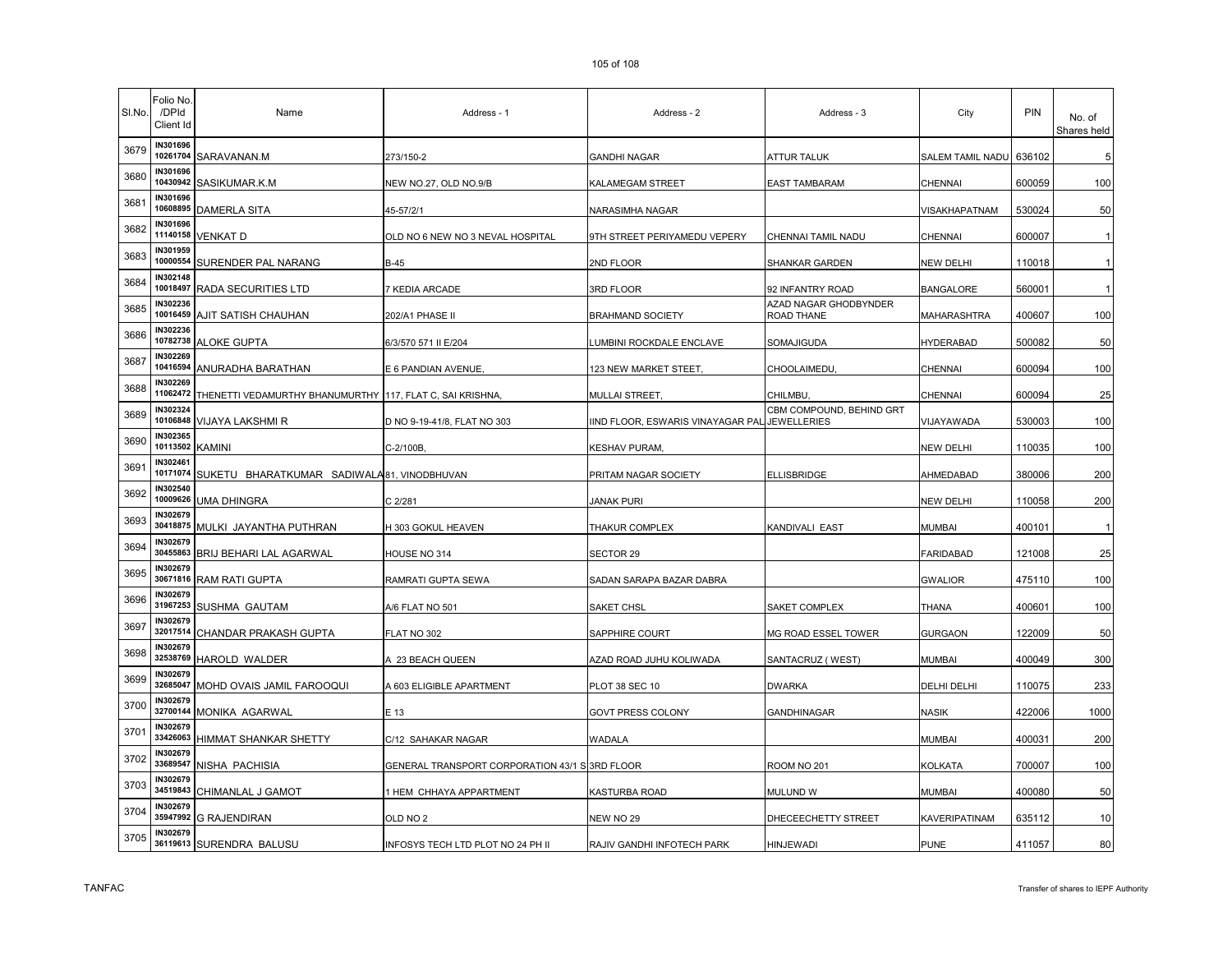| Sl.No. | Folio No. /DPId Client Id | Name | Address - 1 | Address - 2 | Address - 3 | City | PIN | No. of Shares held |
|---|---|---|---|---|---|---|---|---|
| 3679 | IN301696 10261704 | SARAVANAN.M | 273/150-2 | GANDHI NAGAR | ATTUR TALUK | SALEM TAMIL NADU | 636102 | 5 |
| 3680 | IN301696 10430942 | SASIKUMAR.K.M | NEW NO.27, OLD NO.9/B | KALAMEGAM STREET | EAST TAMBARAM | CHENNAI | 600059 | 100 |
| 3681 | IN301696 10608895 | DAMERLA SITA | 45-57/2/1 | NARASIMHA NAGAR | | VISAKHAPATNAM | 530024 | 50 |
| 3682 | IN301696 11140158 | VENKAT D | OLD NO 6 NEW NO 3 NEVAL HOSPITAL | 9TH STREET PERIYAMEDU VEPERY | CHENNAI TAMIL NADU | CHENNAI | 600007 | 1 |
| 3683 | IN301959 10000554 | SURENDER PAL NARANG | B-45 | 2ND FLOOR | SHANKAR GARDEN | NEW DELHI | 110018 | 1 |
| 3684 | IN302148 10018497 | RADA SECURITIES LTD | 7 KEDIA ARCADE | 3RD FLOOR | 92 INFANTRY ROAD | BANGALORE | 560001 | 1 |
| 3685 | IN302236 10016459 | AJIT SATISH CHAUHAN | 202/A1 PHASE II | BRAHMAND SOCIETY | AZAD NAGAR GHODBYNDER ROAD THANE | MAHARASHTRA | 400607 | 100 |
| 3686 | IN302236 10782738 | ALOKE GUPTA | 6/3/570 571 II E/204 | LUMBINI ROCKDALE ENCLAVE | SOMAJIGUDA | HYDERABAD | 500082 | 50 |
| 3687 | IN302269 10416594 | ANURADHA BARATHAN | E 6 PANDIAN AVENUE, | 123 NEW MARKET STEET, | CHOOLAIMEDU, | CHENNAI | 600094 | 100 |
| 3688 | IN302269 11062472 | THENETTI VEDAMURTHY BHANUMURTHY | 117, FLAT C, SAI KRISHNA, | MULLAI STREET, | CHILMBU, | CHENNAI | 600094 | 25 |
| 3689 | IN302324 10106848 | VIJAYA LAKSHMI R | D NO 9-19-41/8, FLAT NO 303 | IIND FLOOR, ESWARIS VINAYAGAR PAL | CBM COMPOUND, BEHIND GRT JEWELLERIES | VIJAYAWADA | 530003 | 100 |
| 3690 | IN302365 10113502 | KAMINI | C-2/100B, | KESHAV PURAM, | | NEW DELHI | 110035 | 100 |
| 3691 | IN302461 10171074 | SUKETU BHARATKUMAR SADIWALA | 81, VINODBHUVAN | PRITAM NAGAR SOCIETY | ELLISBRIDGE | AHMEDABAD | 380006 | 200 |
| 3692 | IN302540 10009626 | UMA DHINGRA | C 2/281 | JANAK PURI | | NEW DELHI | 110058 | 200 |
| 3693 | IN302679 30418875 | MULKI JAYANTHA PUTHRAN | H 303 GOKUL HEAVEN | THAKUR COMPLEX | KANDIVALI EAST | MUMBAI | 400101 | 1 |
| 3694 | IN302679 30455863 | BRIJ BEHARI LAL AGARWAL | HOUSE NO 314 | SECTOR 29 | | FARIDABAD | 121008 | 25 |
| 3695 | IN302679 30671816 | RAM RATI GUPTA | RAMRATI GUPTA SEWA | SADAN SARAPA BAZAR DABRA | | GWALIOR | 475110 | 100 |
| 3696 | IN302679 31967253 | SUSHMA GAUTAM | A/6 FLAT NO 501 | SAKET CHSL | SAKET COMPLEX | THANA | 400601 | 100 |
| 3697 | IN302679 32017514 | CHANDAR PRAKASH GUPTA | FLAT NO 302 | SAPPHIRE COURT | MG ROAD ESSEL TOWER | GURGAON | 122009 | 50 |
| 3698 | IN302679 32538769 | HAROLD WALDER | A 23 BEACH QUEEN | AZAD ROAD JUHU KOLIWADA | SANTACRUZ ( WEST) | MUMBAI | 400049 | 300 |
| 3699 | IN302679 32685047 | MOHD OVAIS JAMIL FAROOQUI | A 603 ELIGIBLE APARTMENT | PLOT 38 SEC 10 | DWARKA | DELHI DELHI | 110075 | 233 |
| 3700 | IN302679 32700144 | MONIKA AGARWAL | E 13 | GOVT PRESS COLONY | GANDHINAGAR | NASIK | 422006 | 1000 |
| 3701 | IN302679 33426063 | HIMMAT SHANKAR SHETTY | C/12 SAHAKAR NAGAR | WADALA | | MUMBAI | 400031 | 200 |
| 3702 | IN302679 33689547 | NISHA PACHISIA | GENERAL TRANSPORT CORPORATION 43/1 S | 3RD FLOOR | ROOM NO 201 | KOLKATA | 700007 | 100 |
| 3703 | IN302679 34519843 | CHIMANLAL J GAMOT | 1 HEM CHHAYA APPARTMENT | KASTURBA ROAD | MULUND W | MUMBAI | 400080 | 50 |
| 3704 | IN302679 35947992 | G RAJENDIRAN | OLD NO 2 | NEW NO 29 | DHECEECHETTY STREET | KAVERIPATINAM | 635112 | 10 |
| 3705 | IN302679 36119613 | SURENDRA BALUSU | INFOSYS TECH LTD PLOT NO 24 PH II | RAJIV GANDHI INFOTECH PARK | HINJEWADI | PUNE | 411057 | 80 |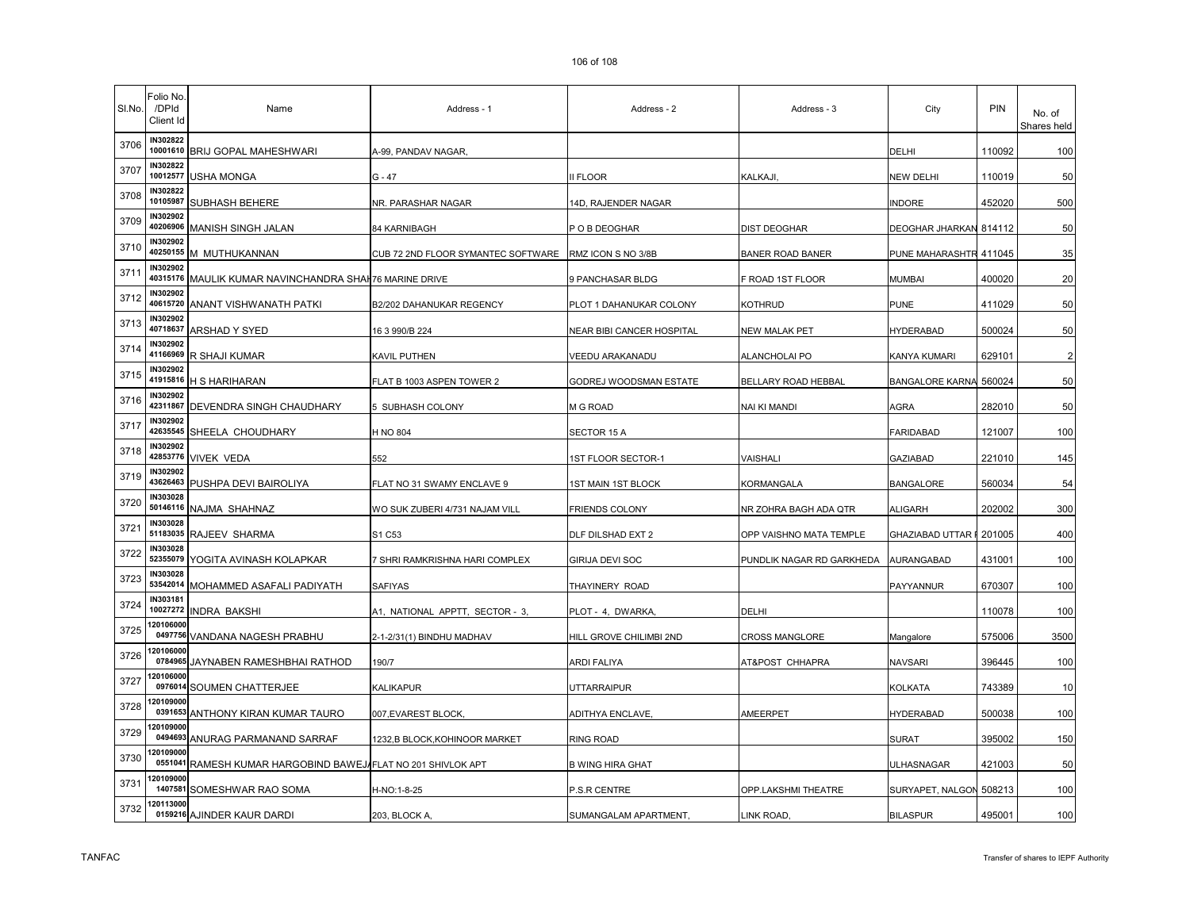| Sl.No. | Folio No. /DPId Client Id | Name | Address - 1 | Address - 2 | Address - 3 | City | PIN | No. of Shares held |
|---|---|---|---|---|---|---|---|---|
| 3706 | IN302822 10001610 | BRIJ GOPAL MAHESHWARI | A-99, PANDAV NAGAR, | | | DELHI | 110092 | 100 |
| 3707 | IN302822 10012577 | USHA MONGA | G - 47 | II FLOOR | KALKAJI, | NEW DELHI | 110019 | 50 |
| 3708 | IN302822 10105987 | SUBHASH BEHERE | NR. PARASHAR NAGAR | 14D, RAJENDER NAGAR | | INDORE | 452020 | 500 |
| 3709 | IN302902 40206906 | MANISH SINGH JALAN | 84 KARNIBAGH | P O B DEOGHAR | DIST DEOGHAR | DEOGHAR JHARKAN | 814112 | 50 |
| 3710 | IN302902 40250155 | M MUTHUKANNAN | CUB 72 2ND FLOOR SYMANTEC SOFTWARE | RMZ ICON S NO 3/8B | BANER ROAD BANER | PUNE MAHARASHTR | 411045 | 35 |
| 3711 | IN302902 40315176 | MAULIK KUMAR NAVINCHANDRA SHAH | 76 MARINE DRIVE | 9 PANCHASAR BLDG | F ROAD 1ST FLOOR | MUMBAI | 400020 | 20 |
| 3712 | IN302902 40615720 | ANANT VISHWANATH PATKI | B2/202 DAHANUKAR REGENCY | PLOT 1 DAHANUKAR COLONY | KOTHRUD | PUNE | 411029 | 50 |
| 3713 | IN302902 40718637 | ARSHAD Y SYED | 16 3 990/B 224 | NEAR BIBI CANCER HOSPITAL | NEW MALAK PET | HYDERABAD | 500024 | 50 |
| 3714 | IN302902 41166969 | R SHAJI KUMAR | KAVIL PUTHEN | VEEDU ARAKANADU | ALANCHOLAI PO | KANYA KUMARI | 629101 | 2 |
| 3715 | IN302902 41915816 | H S HARIHARAN | FLAT B 1003 ASPEN TOWER 2 | GODREJ WOODSMAN ESTATE | BELLARY ROAD HEBBAL | BANGALORE KARNA | 560024 | 50 |
| 3716 | IN302902 42311867 | DEVENDRA SINGH CHAUDHARY | 5 SUBHASH COLONY | M G ROAD | NAI KI MANDI | AGRA | 282010 | 50 |
| 3717 | IN302902 42635545 | SHEELA CHOUDHARY | H NO 804 | SECTOR 15 A | | FARIDABAD | 121007 | 100 |
| 3718 | IN302902 42853776 | VIVEK VEDA | 552 | 1ST FLOOR SECTOR-1 | VAISHALI | GAZIABAD | 221010 | 145 |
| 3719 | IN302902 43626463 | PUSHPA DEVI BAIROLIYA | FLAT NO 31 SWAMY ENCLAVE 9 | 1ST MAIN 1ST BLOCK | KORMANGALA | BANGALORE | 560034 | 54 |
| 3720 | IN303028 50146116 | NAJMA SHAHNAZ | WO SUK ZUBERI 4/731 NAJAM VILL | FRIENDS COLONY | NR ZOHRA BAGH ADA QTR | ALIGARH | 202002 | 300 |
| 3721 | IN303028 51183035 | RAJEEV SHARMA | S1 C53 | DLF DILSHAD EXT 2 | OPP VAISHNO MATA TEMPLE | GHAZIABAD UTTAR F | 201005 | 400 |
| 3722 | IN303028 52355079 | YOGITA AVINASH KOLAPKAR | 7 SHRI RAMKRISHNA HARI COMPLEX | GIRIJA DEVI SOC | PUNDLIK NAGAR RD GARKHEDA | AURANGABAD | 431001 | 100 |
| 3723 | IN303028 53542014 | MOHAMMED ASAFALI PADIYATH | SAFIYAS | THAYINERY ROAD | | PAYYANNUR | 670307 | 100 |
| 3724 | IN303181 10027272 | INDRA BAKSHI | A1, NATIONAL APPTT, SECTOR - 3, | PLOT - 4, DWARKA, | DELHI | | 110078 | 100 |
| 3725 | 1201060000497756 | VANDANA NAGESH PRABHU | 2-1-2/31(1) BINDHU MADHAV | HILL GROVE CHILIMBI 2ND | CROSS MANGLORE | Mangalore | 575006 | 3500 |
| 3726 | 1201060000784965 | JAYNABEN RAMESHBHAI RATHOD | 190/7 | ARDI FALIYA | AT&POST CHHAPRA | NAVSARI | 396445 | 100 |
| 3727 | 1201060000976014 | SOUMEN CHATTERJEE | KALIKAPUR | UTTARRAIPUR | | KOLKATA | 743389 | 10 |
| 3728 | 1201090000391653 | ANTHONY KIRAN KUMAR TAURO | 007,EVAREST BLOCK, | ADITHYA ENCLAVE, | AMEERPET | HYDERABAD | 500038 | 100 |
| 3729 | 1201090000494693 | ANURAG PARMANAND SARRAF | 1232,B BLOCK,KOHINOOR MARKET | RING ROAD | | SURAT | 395002 | 150 |
| 3730 | 1201090000551041 | RAMESH KUMAR HARGOBIND BAWEJA | FLAT NO 201 SHIVLOK APT | B WING HIRA GHAT | | ULHASNAGAR | 421003 | 50 |
| 3731 | 1201090001407581 | SOMESHWAR RAO SOMA | H-NO:1-8-25 | P.S.R CENTRE | OPP.LAKSHMI THEATRE | SURYAPET, NALGON | 508213 | 100 |
| 3732 | 1201130000159216 | AJINDER KAUR DARDI | 203, BLOCK A, | SUMANGALAM APARTMENT, | LINK ROAD, | BILASPUR | 495001 | 100 |

TANFAC

Transfer of shares to IEPF Authority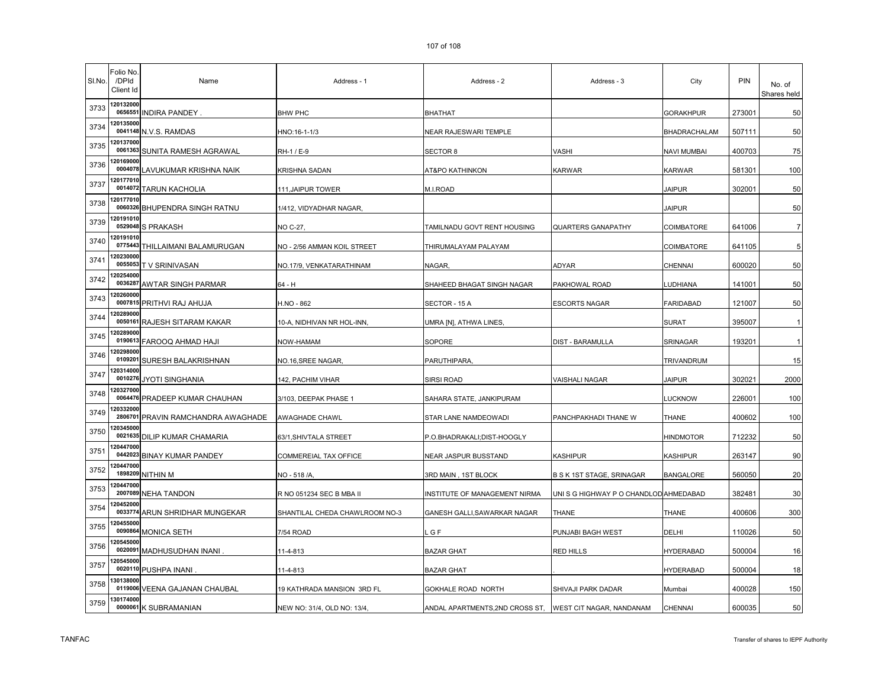| Sl.No. | Folio No. /DPId Client Id | Name | Address - 1 | Address - 2 | Address - 3 | City | PIN | No. of Shares held |
|---|---|---|---|---|---|---|---|---|
| 3733 | 1201320000656551 | INDIRA PANDEY . | BHW PHC | BHATHAT | | GORAKHPUR | 273001 | 50 |
| 3734 | 1201350000041148 | N.V.S. RAMDAS | HNO:16-1-1/3 | NEAR RAJESWARI TEMPLE | | BHADRACHALAM | 507111 | 50 |
| 3735 | 1201370000061363 | SUNITA RAMESH AGRAWAL | RH-1 / E-9 | SECTOR 8 | VASHI | NAVI MUMBAI | 400703 | 75 |
| 3736 | 1201690000004078 | LAVUKUMAR KRISHNA NAIK | KRISHNA SADAN | AT&PO KATHINKON | KARWAR | KARWAR | 581301 | 100 |
| 3737 | 1201770100014072 | TARUN KACHOLIA | 111,JAIPUR TOWER | M.I.ROAD | | JAIPUR | 302001 | 50 |
| 3738 | 1201770100060326 | BHUPENDRA SINGH RATNU | 1/412, VIDYADHAR NAGAR, | | | JAIPUR | | 50 |
| 3739 | 1201910100529048 | S PRAKASH | NO C-27, | TAMILNADU GOVT RENT HOUSING | QUARTERS GANAPATHY | COIMBATORE | 641006 | 7 |
| 3740 | 1201910100775443 | THILLAIMANI BALAMURUGAN | NO - 2/56 AMMAN KOIL STREET | THIRUMALAYAM PALAYAM | | COIMBATORE | 641105 | 5 |
| 3741 | 1202300000055053 | T V SRINIVASAN | NO.17/9, VENKATARATHINAM | NAGAR, | ADYAR | CHENNAI | 600020 | 50 |
| 3742 | 1202540000036287 | AWTAR SINGH PARMAR | 64 - H | SHAHEED BHAGAT SINGH NAGAR | PAKHOWAL ROAD | LUDHIANA | 141001 | 50 |
| 3743 | 1202600000007815 | PRITHVI RAJ AHUJA | H.NO - 862 | SECTOR - 15 A | ESCORTS NAGAR | FARIDABAD | 121007 | 50 |
| 3744 | 1202890000050161 | RAJESH SITARAM KAKAR | 10-A, NIDHIVAN NR HOL-INN, | UMRA [N], ATHWA LINES, | | SURAT | 395007 | 1 |
| 3745 | 1202890000190613 | FAROOQ AHMAD HAJI | NOW-HAMAM | SOPORE | DIST - BARAMULLA | SRINAGAR | 193201 | 1 |
| 3746 | 1202980000109201 | SURESH BALAKRISHNAN | NO.16,SREE NAGAR, | PARUTHIPARA, | | TRIVANDRUM | | 15 |
| 3747 | 1203140000010276 | JYOTI SINGHANIA | 142, PACHIM VIHAR | SIRSI ROAD | VAISHALI NAGAR | JAIPUR | 302021 | 2000 |
| 3748 | 1203270000064476 | PRADEEP KUMAR CHAUHAN | 3/103, DEEPAK PHASE 1 | SAHARA STATE, JANKIPURAM | | LUCKNOW | 226001 | 100 |
| 3749 | 1203320002806701 | PRAVIN RAMCHANDRA AWAGHADE | AWAGHADE CHAWL | STAR LANE NAMDEOWADI | PANCHPAKHADI THANE W | THANE | 400602 | 100 |
| 3750 | 1203450000021635 | DILIP KUMAR CHAMARIA | 63/1,SHIVTALA STREET | P.O.BHADRAKALI;DIST-HOOGLY | | HINDMOTOR | 712232 | 50 |
| 3751 | 1204470000442023 | BINAY KUMAR PANDEY | COMMEREIAL TAX OFFICE | NEAR JASPUR BUSSTAND | KASHIPUR | KASHIPUR | 263147 | 90 |
| 3752 | 1204470001898209 | NITHIN M | NO - 518 /A, | 3RD MAIN , 1ST BLOCK | B S K 1ST STAGE, SRINAGAR | BANGALORE | 560050 | 20 |
| 3753 | 1204470002007089 | NEHA TANDON | R NO 051234 SEC B MBA II | INSTITUTE OF MANAGEMENT NIRMA | UNI S G HIGHWAY P O CHANDLOD | AHMEDABAD | 382481 | 30 |
| 3754 | 1204520000033774 | ARUN SHRIDHAR MUNGEKAR | SHANTILAL CHEDA CHAWLROOM NO-3 | GANESH GALLI,SAWARKAR NAGAR | THANE | THANE | 400606 | 300 |
| 3755 | 1204550000090864 | MONICA SETH | 7/54 ROAD | L G F | PUNJABI BAGH WEST | DELHI | 110026 | 50 |
| 3756 | 1205450000020091 | MADHUSUDHAN INANI . | 11-4-813 | BAZAR GHAT | RED HILLS | HYDERABAD | 500004 | 16 |
| 3757 | 1205450000020110 | PUSHPA INANI . | 11-4-813 | BAZAR GHAT | . | HYDERABAD | 500004 | 18 |
| 3758 | 1301380000119006 | VEENA GAJANAN CHAUBAL | 19 KATHRADA MANSION 3RD FL | GOKHALE ROAD NORTH | SHIVAJI PARK DADAR | Mumbai | 400028 | 150 |
| 3759 | 1301740000000061 | K SUBRAMANIAN | NEW NO: 31/4, OLD NO: 13/4, | ANDAL APARTMENTS,2ND CROSS ST, | WEST CIT NAGAR, NANDANAM | CHENNAI | 600035 | 50 |

TANFAC | Transfer of shares to IEPF Authority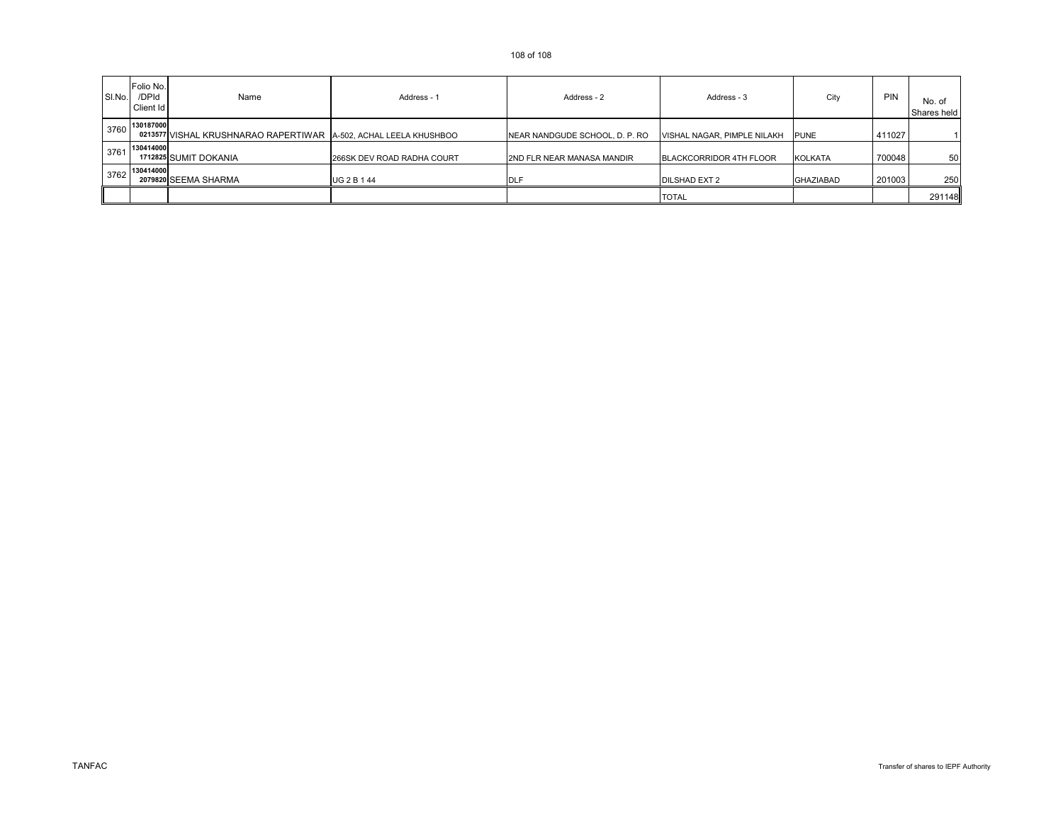| Sl.No. | Folio No. /DPId Client Id | Name | Address - 1 | Address - 2 | Address - 3 | City | PIN | No. of Shares held |
|---|---|---|---|---|---|---|---|---|
| 3760 | 1301870000213577 | VISHAL KRUSHNARAO RAPERTIWAR | A-502, ACHAL LEELA KHUSHBOO | NEAR NANDGUDE SCHOOL, D. P. RO | VISHAL NAGAR, PIMPLE NILAKH | PUNE | 411027 | 1 |
| 3761 | 1304140001712825 | SUMIT DOKANIA | 266SK DEV ROAD RADHA COURT | 2ND FLR NEAR MANASA MANDIR | BLACKCORRIDOR 4TH FLOOR | KOLKATA | 700048 | 50 |
| 3762 | 1304140002079820 | SEEMA SHARMA | UG 2 B 1 44 | DLF | DILSHAD EXT 2 | GHAZIABAD | 201003 | 250 |
| | | | | | TOTAL | | | 291148 |

TANFAC

Transfer of shares to IEPF Authority